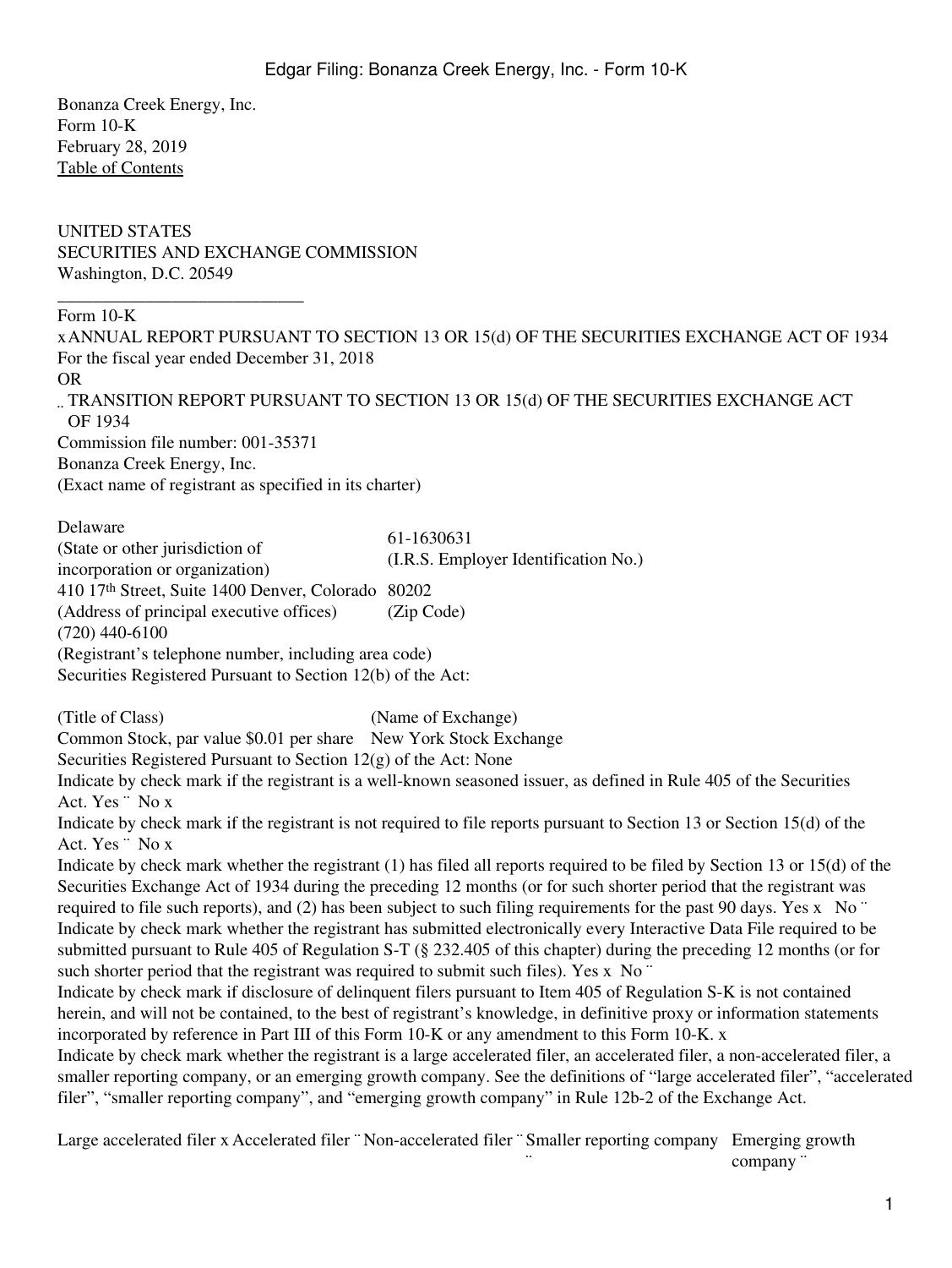Bonanza Creek Energy, Inc.
Form 10-K
February 28, 2019
Table of Contents

UNITED STATES
SECURITIES AND EXCHANGE COMMISSION
Washington, D.C. 20549

---

Form 10-K

x ANNUAL REPORT PURSUANT TO SECTION 13 OR 15(d) OF THE SECURITIES EXCHANGE ACT OF 1934
For the fiscal year ended December 31, 2018
OR
¨ TRANSITION REPORT PURSUANT TO SECTION 13 OR 15(d) OF THE SECURITIES EXCHANGE ACT OF 1934

Commission file number: 001-35371

Bonanza Creek Energy, Inc.
(Exact name of registrant as specified in its charter)

| | |
|---|---|
| Delaware<br>(State or other jurisdiction of incorporation or organization) | 61-1630631<br>(I.R.S. Employer Identification No.) |
| 410 17th Street, Suite 1400 Denver, Colorado<br>(Address of principal executive offices) | 80202<br>(Zip Code) |

(720) 440-6100
(Registrant's telephone number, including area code)

Securities Registered Pursuant to Section 12(b) of the Act:

| (Title of Class) | (Name of Exchange) |
|---|---|
| Common Stock, par value $0.01 per share | New York Stock Exchange |

Securities Registered Pursuant to Section 12(g) of the Act: None

Indicate by check mark if the registrant is a well-known seasoned issuer, as defined in Rule 405 of the Securities Act. Yes ¨ No x

Indicate by check mark if the registrant is not required to file reports pursuant to Section 13 or Section 15(d) of the Act. Yes ¨ No x

Indicate by check mark whether the registrant (1) has filed all reports required to be filed by Section 13 or 15(d) of the Securities Exchange Act of 1934 during the preceding 12 months (or for such shorter period that the registrant was required to file such reports), and (2) has been subject to such filing requirements for the past 90 days. Yes x No ¨

Indicate by check mark whether the registrant has submitted electronically every Interactive Data File required to be submitted pursuant to Rule 405 of Regulation S-T (§ 232.405 of this chapter) during the preceding 12 months (or for such shorter period that the registrant was required to submit such files). Yes x No ¨

Indicate by check mark if disclosure of delinquent filers pursuant to Item 405 of Regulation S-K is not contained herein, and will not be contained, to the best of registrant's knowledge, in definitive proxy or information statements incorporated by reference in Part III of this Form 10-K or any amendment to this Form 10-K. x

Indicate by check mark whether the registrant is a large accelerated filer, an accelerated filer, a non-accelerated filer, a smaller reporting company, or an emerging growth company. See the definitions of "large accelerated filer", "accelerated filer", "smaller reporting company", and "emerging growth company" in Rule 12b-2 of the Exchange Act.

| | | | | |
|---|---|---|---|---|
| Large accelerated filer x | Accelerated filer ¨ | Non-accelerated filer ¨ | Smaller reporting company ¨ | Emerging growth company ¨ |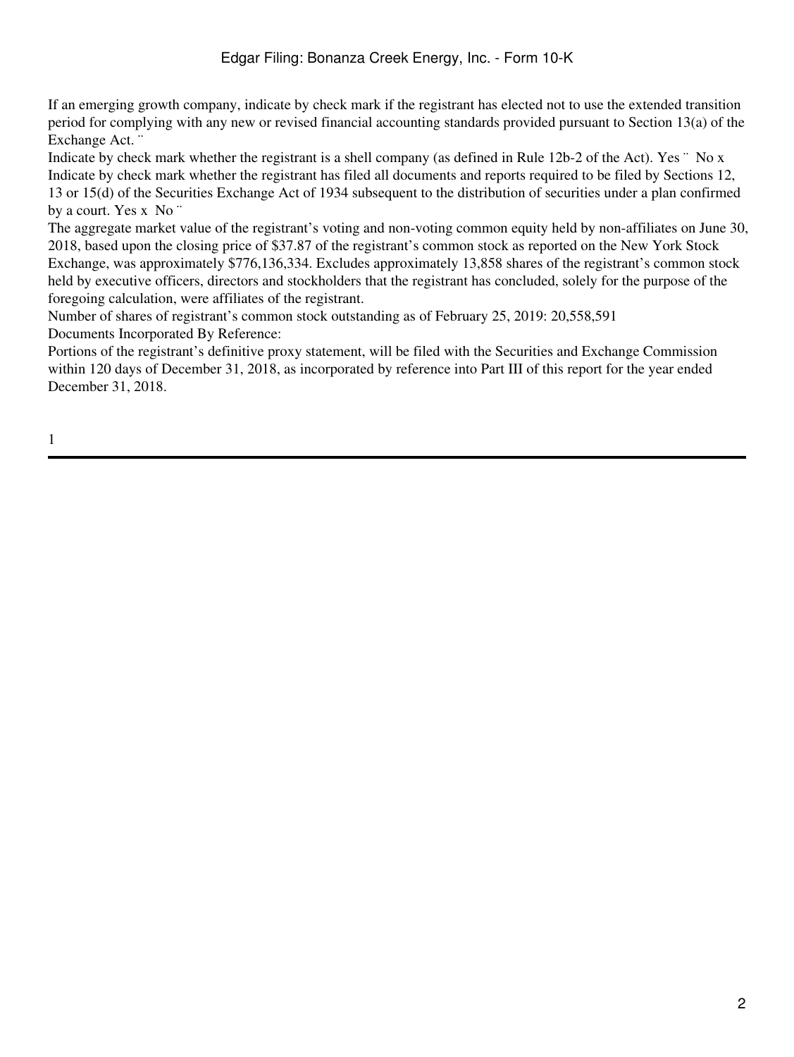If an emerging growth company, indicate by check mark if the registrant has elected not to use the extended transition period for complying with any new or revised financial accounting standards provided pursuant to Section 13(a) of the Exchange Act. ¨

Indicate by check mark whether the registrant is a shell company (as defined in Rule 12b-2 of the Act). Yes ¨ No x

Indicate by check mark whether the registrant has filed all documents and reports required to be filed by Sections 12, 13 or 15(d) of the Securities Exchange Act of 1934 subsequent to the distribution of securities under a plan confirmed by a court. Yes x No ¨

The aggregate market value of the registrant's voting and non-voting common equity held by non-affiliates on June 30, 2018, based upon the closing price of $37.87 of the registrant's common stock as reported on the New York Stock Exchange, was approximately $776,136,334. Excludes approximately 13,858 shares of the registrant's common stock held by executive officers, directors and stockholders that the registrant has concluded, solely for the purpose of the foregoing calculation, were affiliates of the registrant.

Number of shares of registrant's common stock outstanding as of February 25, 2019: 20,558,591

Documents Incorporated By Reference:

Portions of the registrant's definitive proxy statement, will be filed with the Securities and Exchange Commission within 120 days of December 31, 2018, as incorporated by reference into Part III of this report for the year ended December 31, 2018.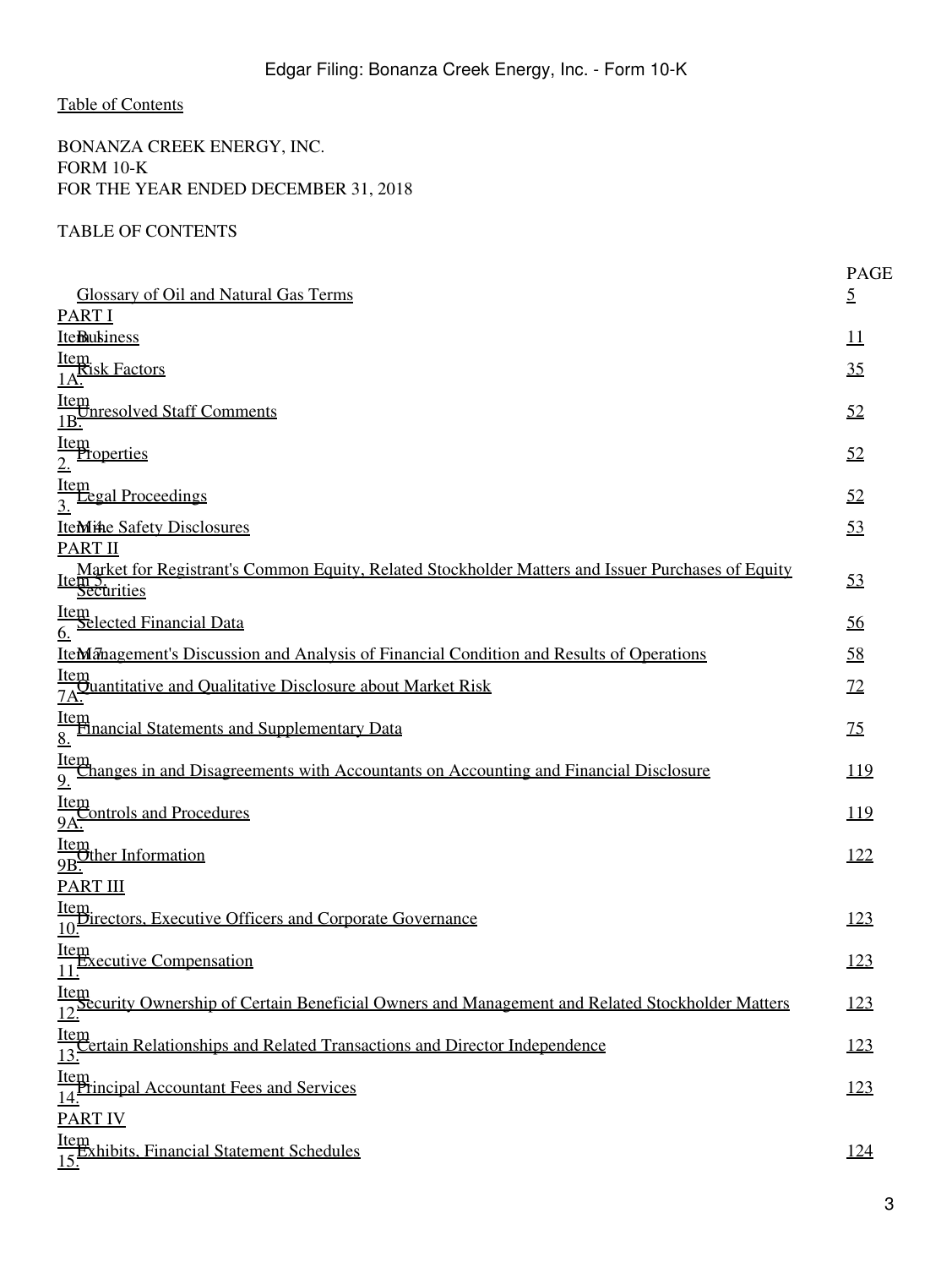Table of Contents

BONANZA CREEK ENERGY, INC.
FORM 10-K
FOR THE YEAR ENDED DECEMBER 31, 2018

TABLE OF CONTENTS

| | | PAGE |
|---|---|---|
| | Glossary of Oil and Natural Gas Terms | 5 |
| PART I | | |
| Item 1. | Business | 11 |
| Item 1A. | Risk Factors | 35 |
| Item 1B. | Unresolved Staff Comments | 52 |
| Item 2. | Properties | 52 |
| Item 3. | Legal Proceedings | 52 |
| Item 4. | Mine Safety Disclosures | 53 |
| PART II | | |
| Item 5. | Market for Registrant's Common Equity, Related Stockholder Matters and Issuer Purchases of Equity Securities | 53 |
| Item 6. | Selected Financial Data | 56 |
| Item 7. | Management's Discussion and Analysis of Financial Condition and Results of Operations | 58 |
| Item 7A. | Quantitative and Qualitative Disclosure about Market Risk | 72 |
| Item 8. | Financial Statements and Supplementary Data | 75 |
| Item 9. | Changes in and Disagreements with Accountants on Accounting and Financial Disclosure | 119 |
| Item 9A. | Controls and Procedures | 119 |
| Item 9B. | Other Information | 122 |
| PART III | | |
| Item 10. | Directors, Executive Officers and Corporate Governance | 123 |
| Item 11. | Executive Compensation | 123 |
| Item 12. | Security Ownership of Certain Beneficial Owners and Management and Related Stockholder Matters | 123 |
| Item 13. | Certain Relationships and Related Transactions and Director Independence | 123 |
| Item 14. | Principal Accountant Fees and Services | 123 |
| PART IV | | |
| Item 15. | Exhibits, Financial Statement Schedules | 124 |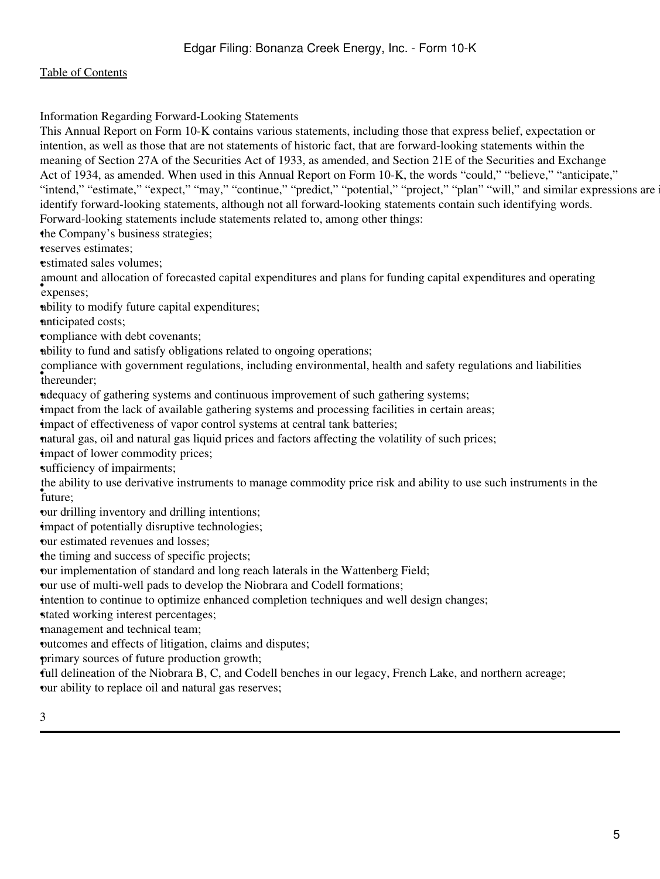Information Regarding Forward-Looking Statements

This Annual Report on Form 10-K contains various statements, including those that express belief, expectation or intention, as well as those that are not statements of historic fact, that are forward-looking statements within the meaning of Section 27A of the Securities Act of 1933, as amended, and Section 21E of the Securities and Exchange Act of 1934, as amended. When used in this Annual Report on Form 10-K, the words "could," "believe," "anticipate," "intend," "estimate," "expect," "may," "continue," "predict," "potential," "project," "plan" "will," and similar expressions are i identify forward-looking statements, although not all forward-looking statements contain such identifying words. Forward-looking statements include statements related to, among other things:

- the Company's business strategies;
- reserves estimates;
- estimated sales volumes;
- amount and allocation of forecasted capital expenditures and plans for funding capital expenditures and operating expenses;
- ability to modify future capital expenditures;
- anticipated costs;
- compliance with debt covenants;
- ability to fund and satisfy obligations related to ongoing operations;
- compliance with government regulations, including environmental, health and safety regulations and liabilities thereunder;
- adequacy of gathering systems and continuous improvement of such gathering systems;
- impact from the lack of available gathering systems and processing facilities in certain areas;
- impact of effectiveness of vapor control systems at central tank batteries;
- natural gas, oil and natural gas liquid prices and factors affecting the volatility of such prices;
- impact of lower commodity prices;
- sufficiency of impairments;
- the ability to use derivative instruments to manage commodity price risk and ability to use such instruments in the future;
- our drilling inventory and drilling intentions;
- impact of potentially disruptive technologies;
- our estimated revenues and losses;
- the timing and success of specific projects;
- our implementation of standard and long reach laterals in the Wattenberg Field;
- our use of multi-well pads to develop the Niobrara and Codell formations;
- intention to continue to optimize enhanced completion techniques and well design changes;
- stated working interest percentages;
- management and technical team;
- outcomes and effects of litigation, claims and disputes;
- primary sources of future production growth;
- full delineation of the Niobrara B, C, and Codell benches in our legacy, French Lake, and northern acreage;
- our ability to replace oil and natural gas reserves;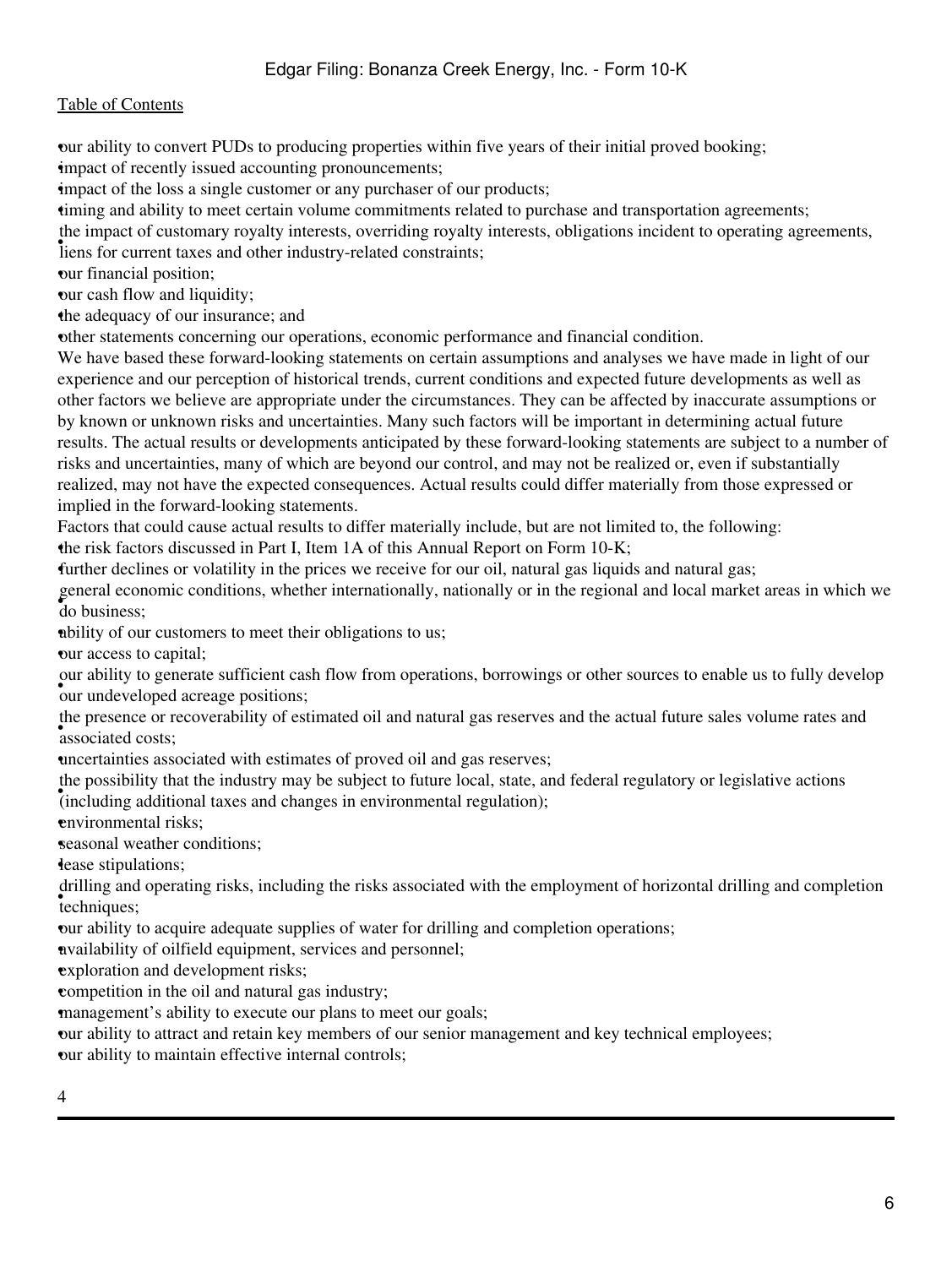- our ability to convert PUDs to producing properties within five years of their initial proved booking;
- impact of recently issued accounting pronouncements;
- impact of the loss a single customer or any purchaser of our products;
- timing and ability to meet certain volume commitments related to purchase and transportation agreements;
- the impact of customary royalty interests, overriding royalty interests, obligations incident to operating agreements, liens for current taxes and other industry-related constraints;
- our financial position;
- our cash flow and liquidity;
- the adequacy of our insurance; and
- other statements concerning our operations, economic performance and financial condition.

We have based these forward-looking statements on certain assumptions and analyses we have made in light of our experience and our perception of historical trends, current conditions and expected future developments as well as other factors we believe are appropriate under the circumstances. They can be affected by inaccurate assumptions or by known or unknown risks and uncertainties. Many such factors will be important in determining actual future results. The actual results or developments anticipated by these forward-looking statements are subject to a number of risks and uncertainties, many of which are beyond our control, and may not be realized or, even if substantially realized, may not have the expected consequences. Actual results could differ materially from those expressed or implied in the forward-looking statements.

Factors that could cause actual results to differ materially include, but are not limited to, the following:

- the risk factors discussed in Part I, Item 1A of this Annual Report on Form 10-K;
- further declines or volatility in the prices we receive for our oil, natural gas liquids and natural gas;
- general economic conditions, whether internationally, nationally or in the regional and local market areas in which we do business;
- ability of our customers to meet their obligations to us;
- our access to capital;
- our ability to generate sufficient cash flow from operations, borrowings or other sources to enable us to fully develop our undeveloped acreage positions;
- the presence or recoverability of estimated oil and natural gas reserves and the actual future sales volume rates and associated costs;
- uncertainties associated with estimates of proved oil and gas reserves;
- the possibility that the industry may be subject to future local, state, and federal regulatory or legislative actions (including additional taxes and changes in environmental regulation);
- environmental risks;
- seasonal weather conditions;
- lease stipulations;
- drilling and operating risks, including the risks associated with the employment of horizontal drilling and completion techniques;
- our ability to acquire adequate supplies of water for drilling and completion operations;
- availability of oilfield equipment, services and personnel;
- exploration and development risks;
- competition in the oil and natural gas industry;
- management's ability to execute our plans to meet our goals;
- our ability to attract and retain key members of our senior management and key technical employees;
- our ability to maintain effective internal controls;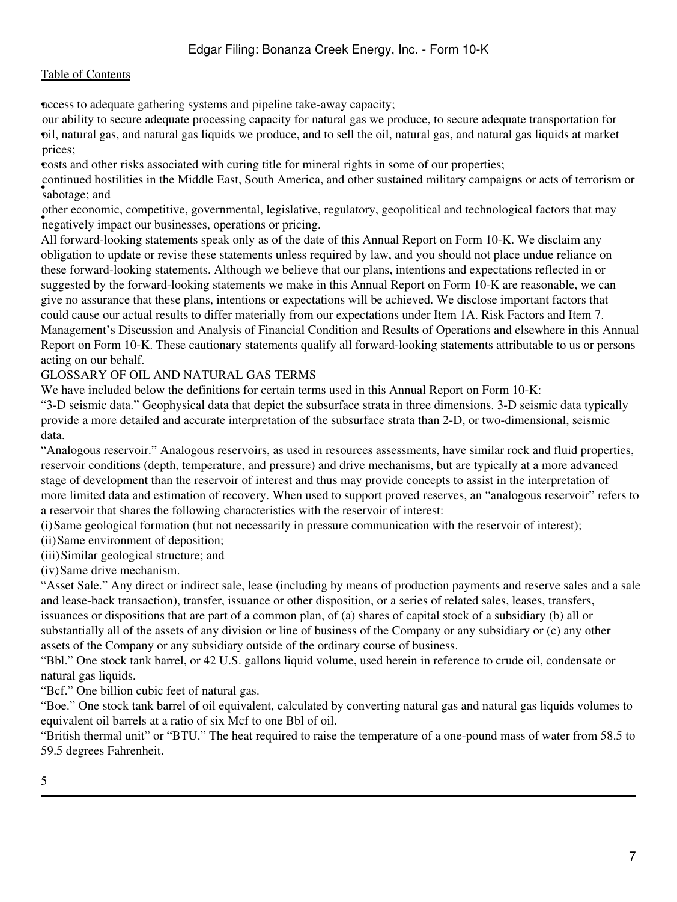- access to adequate gathering systems and pipeline take-away capacity;
- our ability to secure adequate processing capacity for natural gas we produce, to secure adequate transportation for oil, natural gas, and natural gas liquids we produce, and to sell the oil, natural gas, and natural gas liquids at market prices;
- costs and other risks associated with curing title for mineral rights in some of our properties;
- continued hostilities in the Middle East, South America, and other sustained military campaigns or acts of terrorism or sabotage; and
- other economic, competitive, governmental, legislative, regulatory, geopolitical and technological factors that may negatively impact our businesses, operations or pricing.

All forward-looking statements speak only as of the date of this Annual Report on Form 10-K. We disclaim any obligation to update or revise these statements unless required by law, and you should not place undue reliance on these forward-looking statements. Although we believe that our plans, intentions and expectations reflected in or suggested by the forward-looking statements we make in this Annual Report on Form 10-K are reasonable, we can give no assurance that these plans, intentions or expectations will be achieved. We disclose important factors that could cause our actual results to differ materially from our expectations under Item 1A. Risk Factors and Item 7. Management's Discussion and Analysis of Financial Condition and Results of Operations and elsewhere in this Annual Report on Form 10-K. These cautionary statements qualify all forward-looking statements attributable to us or persons acting on our behalf.

## GLOSSARY OF OIL AND NATURAL GAS TERMS

We have included below the definitions for certain terms used in this Annual Report on Form 10-K:

"3-D seismic data." Geophysical data that depict the subsurface strata in three dimensions. 3-D seismic data typically provide a more detailed and accurate interpretation of the subsurface strata than 2-D, or two-dimensional, seismic data.

"Analogous reservoir." Analogous reservoirs, as used in resources assessments, have similar rock and fluid properties, reservoir conditions (depth, temperature, and pressure) and drive mechanisms, but are typically at a more advanced stage of development than the reservoir of interest and thus may provide concepts to assist in the interpretation of more limited data and estimation of recovery. When used to support proved reserves, an "analogous reservoir" refers to a reservoir that shares the following characteristics with the reservoir of interest:

(i) Same geological formation (but not necessarily in pressure communication with the reservoir of interest);
(ii) Same environment of deposition;
(iii) Similar geological structure; and
(iv) Same drive mechanism.

"Asset Sale." Any direct or indirect sale, lease (including by means of production payments and reserve sales and a sale and lease-back transaction), transfer, issuance or other disposition, or a series of related sales, leases, transfers, issuances or dispositions that are part of a common plan, of (a) shares of capital stock of a subsidiary (b) all or substantially all of the assets of any division or line of business of the Company or any subsidiary or (c) any other assets of the Company or any subsidiary outside of the ordinary course of business.

"Bbl." One stock tank barrel, or 42 U.S. gallons liquid volume, used herein in reference to crude oil, condensate or natural gas liquids.

"Bcf." One billion cubic feet of natural gas.

"Boe." One stock tank barrel of oil equivalent, calculated by converting natural gas and natural gas liquids volumes to equivalent oil barrels at a ratio of six Mcf to one Bbl of oil.

"British thermal unit" or "BTU." The heat required to raise the temperature of a one-pound mass of water from 58.5 to 59.5 degrees Fahrenheit.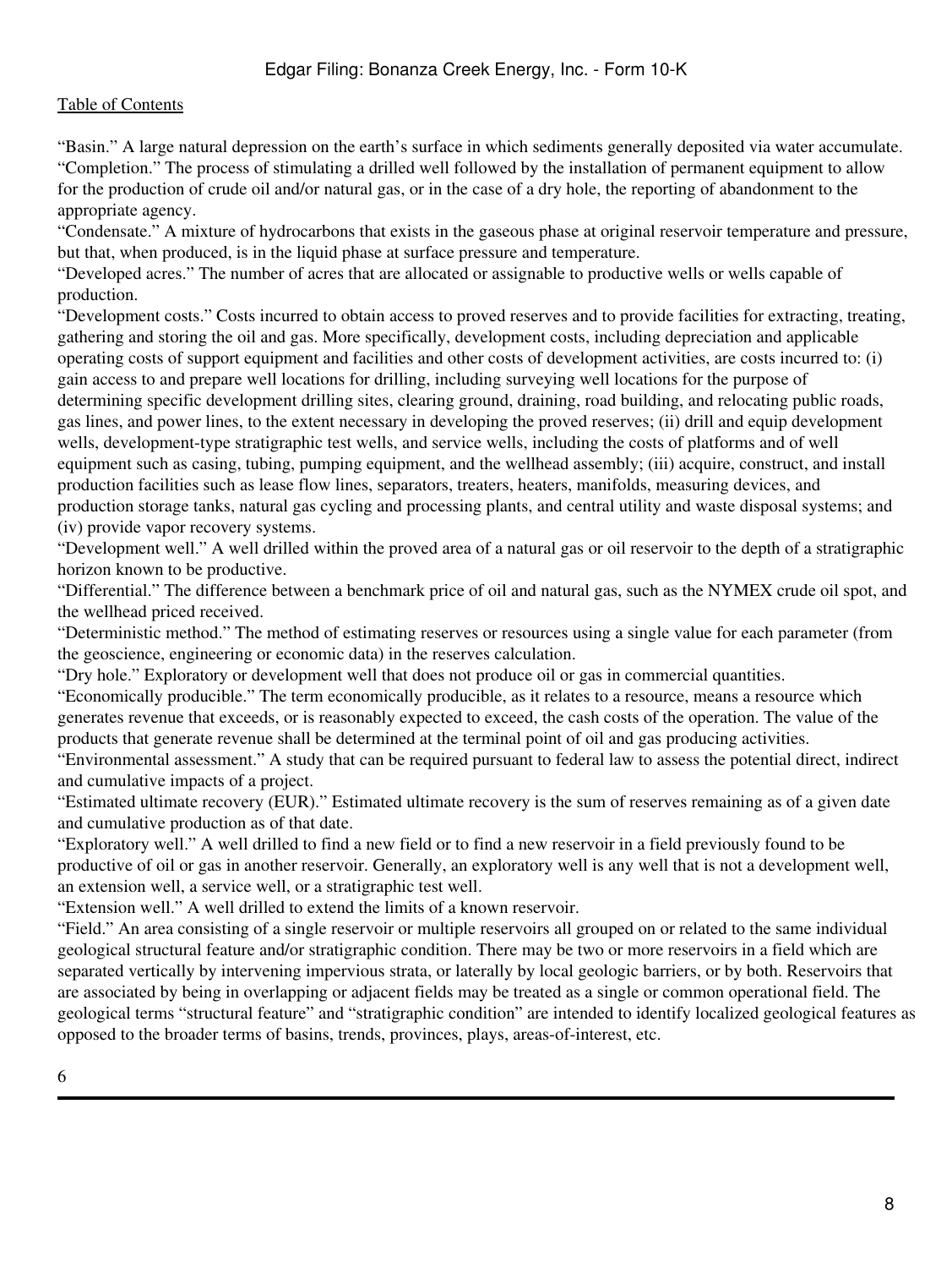"Basin." A large natural depression on the earth's surface in which sediments generally deposited via water accumulate.
"Completion." The process of stimulating a drilled well followed by the installation of permanent equipment to allow for the production of crude oil and/or natural gas, or in the case of a dry hole, the reporting of abandonment to the appropriate agency.
"Condensate." A mixture of hydrocarbons that exists in the gaseous phase at original reservoir temperature and pressure, but that, when produced, is in the liquid phase at surface pressure and temperature.
"Developed acres." The number of acres that are allocated or assignable to productive wells or wells capable of production.
"Development costs." Costs incurred to obtain access to proved reserves and to provide facilities for extracting, treating, gathering and storing the oil and gas. More specifically, development costs, including depreciation and applicable operating costs of support equipment and facilities and other costs of development activities, are costs incurred to: (i) gain access to and prepare well locations for drilling, including surveying well locations for the purpose of determining specific development drilling sites, clearing ground, draining, road building, and relocating public roads, gas lines, and power lines, to the extent necessary in developing the proved reserves; (ii) drill and equip development wells, development-type stratigraphic test wells, and service wells, including the costs of platforms and of well equipment such as casing, tubing, pumping equipment, and the wellhead assembly; (iii) acquire, construct, and install production facilities such as lease flow lines, separators, treaters, heaters, manifolds, measuring devices, and production storage tanks, natural gas cycling and processing plants, and central utility and waste disposal systems; and (iv) provide vapor recovery systems.
"Development well." A well drilled within the proved area of a natural gas or oil reservoir to the depth of a stratigraphic horizon known to be productive.
"Differential." The difference between a benchmark price of oil and natural gas, such as the NYMEX crude oil spot, and the wellhead priced received.
"Deterministic method." The method of estimating reserves or resources using a single value for each parameter (from the geoscience, engineering or economic data) in the reserves calculation.
"Dry hole." Exploratory or development well that does not produce oil or gas in commercial quantities.
"Economically producible." The term economically producible, as it relates to a resource, means a resource which generates revenue that exceeds, or is reasonably expected to exceed, the cash costs of the operation. The value of the products that generate revenue shall be determined at the terminal point of oil and gas producing activities.
"Environmental assessment." A study that can be required pursuant to federal law to assess the potential direct, indirect and cumulative impacts of a project.
"Estimated ultimate recovery (EUR)." Estimated ultimate recovery is the sum of reserves remaining as of a given date and cumulative production as of that date.
"Exploratory well." A well drilled to find a new field or to find a new reservoir in a field previously found to be productive of oil or gas in another reservoir. Generally, an exploratory well is any well that is not a development well, an extension well, a service well, or a stratigraphic test well.
"Extension well." A well drilled to extend the limits of a known reservoir.
"Field." An area consisting of a single reservoir or multiple reservoirs all grouped on or related to the same individual geological structural feature and/or stratigraphic condition. There may be two or more reservoirs in a field which are separated vertically by intervening impervious strata, or laterally by local geologic barriers, or by both. Reservoirs that are associated by being in overlapping or adjacent fields may be treated as a single or common operational field. The geological terms "structural feature" and "stratigraphic condition" are intended to identify localized geological features as opposed to the broader terms of basins, trends, provinces, plays, areas-of-interest, etc.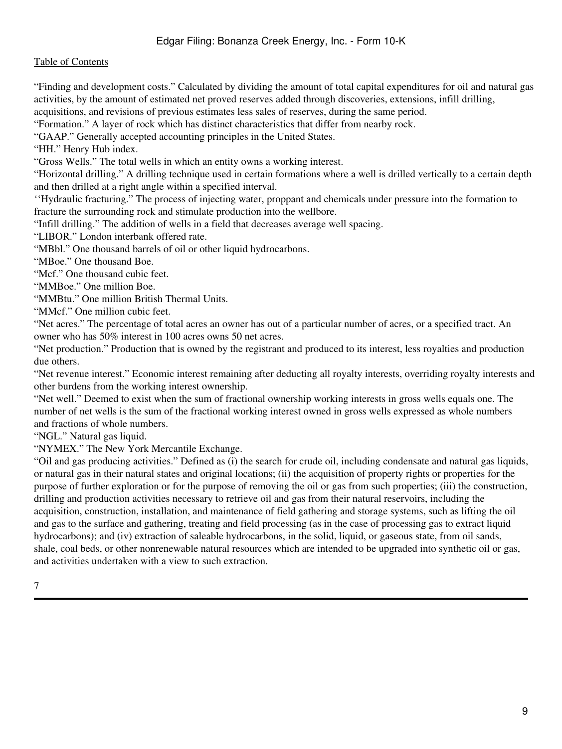"Finding and development costs." Calculated by dividing the amount of total capital expenditures for oil and natural gas activities, by the amount of estimated net proved reserves added through discoveries, extensions, infill drilling, acquisitions, and revisions of previous estimates less sales of reserves, during the same period.

"Formation." A layer of rock which has distinct characteristics that differ from nearby rock.

"GAAP." Generally accepted accounting principles in the United States.

"HH." Henry Hub index.

"Gross Wells." The total wells in which an entity owns a working interest.

"Horizontal drilling." A drilling technique used in certain formations where a well is drilled vertically to a certain depth and then drilled at a right angle within a specified interval.

''Hydraulic fracturing." The process of injecting water, proppant and chemicals under pressure into the formation to fracture the surrounding rock and stimulate production into the wellbore.

"Infill drilling." The addition of wells in a field that decreases average well spacing.

"LIBOR." London interbank offered rate.

"MBbl." One thousand barrels of oil or other liquid hydrocarbons.

"MBoe." One thousand Boe.

"Mcf." One thousand cubic feet.

"MMBoe." One million Boe.

"MMBtu." One million British Thermal Units.

"MMcf." One million cubic feet.

"Net acres." The percentage of total acres an owner has out of a particular number of acres, or a specified tract. An owner who has 50% interest in 100 acres owns 50 net acres.

"Net production." Production that is owned by the registrant and produced to its interest, less royalties and production due others.

"Net revenue interest." Economic interest remaining after deducting all royalty interests, overriding royalty interests and other burdens from the working interest ownership.

"Net well." Deemed to exist when the sum of fractional ownership working interests in gross wells equals one. The number of net wells is the sum of the fractional working interest owned in gross wells expressed as whole numbers and fractions of whole numbers.

"NGL." Natural gas liquid.

"NYMEX." The New York Mercantile Exchange.

"Oil and gas producing activities." Defined as (i) the search for crude oil, including condensate and natural gas liquids, or natural gas in their natural states and original locations; (ii) the acquisition of property rights or properties for the purpose of further exploration or for the purpose of removing the oil or gas from such properties; (iii) the construction, drilling and production activities necessary to retrieve oil and gas from their natural reservoirs, including the acquisition, construction, installation, and maintenance of field gathering and storage systems, such as lifting the oil and gas to the surface and gathering, treating and field processing (as in the case of processing gas to extract liquid hydrocarbons); and (iv) extraction of saleable hydrocarbons, in the solid, liquid, or gaseous state, from oil sands, shale, coal beds, or other nonrenewable natural resources which are intended to be upgraded into synthetic oil or gas, and activities undertaken with a view to such extraction.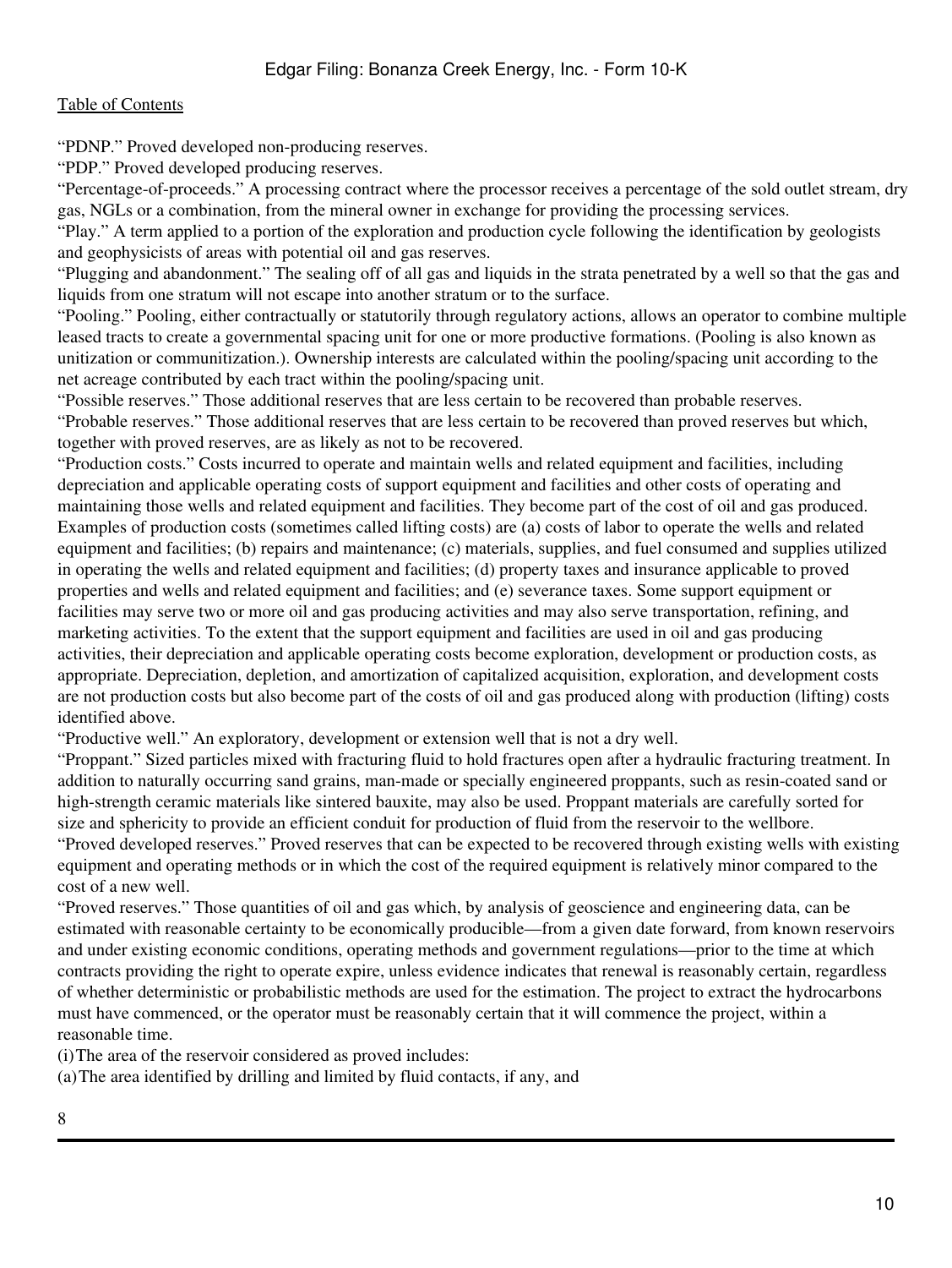"PDNP." Proved developed non-producing reserves.

"PDP." Proved developed producing reserves.

"Percentage-of-proceeds." A processing contract where the processor receives a percentage of the sold outlet stream, dry gas, NGLs or a combination, from the mineral owner in exchange for providing the processing services.

"Play." A term applied to a portion of the exploration and production cycle following the identification by geologists and geophysicists of areas with potential oil and gas reserves.

"Plugging and abandonment." The sealing off of all gas and liquids in the strata penetrated by a well so that the gas and liquids from one stratum will not escape into another stratum or to the surface.

"Pooling." Pooling, either contractually or statutorily through regulatory actions, allows an operator to combine multiple leased tracts to create a governmental spacing unit for one or more productive formations. (Pooling is also known as unitization or communitization.). Ownership interests are calculated within the pooling/spacing unit according to the net acreage contributed by each tract within the pooling/spacing unit.

"Possible reserves." Those additional reserves that are less certain to be recovered than probable reserves.

"Probable reserves." Those additional reserves that are less certain to be recovered than proved reserves but which, together with proved reserves, are as likely as not to be recovered.

"Production costs." Costs incurred to operate and maintain wells and related equipment and facilities, including depreciation and applicable operating costs of support equipment and facilities and other costs of operating and maintaining those wells and related equipment and facilities. They become part of the cost of oil and gas produced. Examples of production costs (sometimes called lifting costs) are (a) costs of labor to operate the wells and related equipment and facilities; (b) repairs and maintenance; (c) materials, supplies, and fuel consumed and supplies utilized in operating the wells and related equipment and facilities; (d) property taxes and insurance applicable to proved properties and wells and related equipment and facilities; and (e) severance taxes. Some support equipment or facilities may serve two or more oil and gas producing activities and may also serve transportation, refining, and marketing activities. To the extent that the support equipment and facilities are used in oil and gas producing activities, their depreciation and applicable operating costs become exploration, development or production costs, as appropriate. Depreciation, depletion, and amortization of capitalized acquisition, exploration, and development costs are not production costs but also become part of the costs of oil and gas produced along with production (lifting) costs identified above.

"Productive well." An exploratory, development or extension well that is not a dry well.

"Proppant." Sized particles mixed with fracturing fluid to hold fractures open after a hydraulic fracturing treatment. In addition to naturally occurring sand grains, man-made or specially engineered proppants, such as resin-coated sand or high-strength ceramic materials like sintered bauxite, may also be used. Proppant materials are carefully sorted for size and sphericity to provide an efficient conduit for production of fluid from the reservoir to the wellbore.

"Proved developed reserves." Proved reserves that can be expected to be recovered through existing wells with existing equipment and operating methods or in which the cost of the required equipment is relatively minor compared to the cost of a new well.

"Proved reserves." Those quantities of oil and gas which, by analysis of geoscience and engineering data, can be estimated with reasonable certainty to be economically producible—from a given date forward, from known reservoirs and under existing economic conditions, operating methods and government regulations—prior to the time at which contracts providing the right to operate expire, unless evidence indicates that renewal is reasonably certain, regardless of whether deterministic or probabilistic methods are used for the estimation. The project to extract the hydrocarbons must have commenced, or the operator must be reasonably certain that it will commence the project, within a reasonable time.

(i) The area of the reservoir considered as proved includes:

(a) The area identified by drilling and limited by fluid contacts, if any, and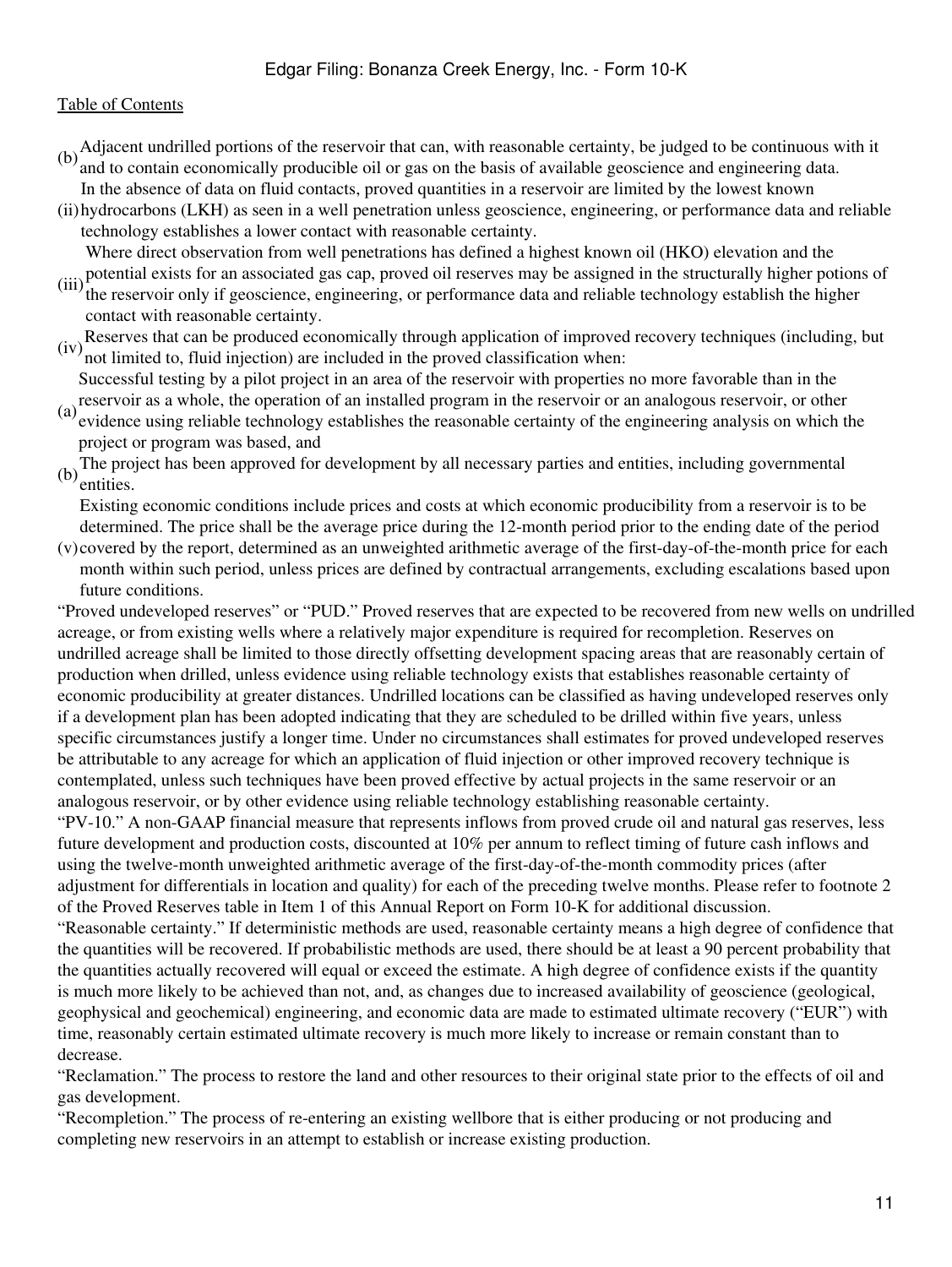(b) Adjacent undrilled portions of the reservoir that can, with reasonable certainty, be judged to be continuous with it and to contain economically producible oil or gas on the basis of available geoscience and engineering data.

(ii) In the absence of data on fluid contacts, proved quantities in a reservoir are limited by the lowest known hydrocarbons (LKH) as seen in a well penetration unless geoscience, engineering, or performance data and reliable technology establishes a lower contact with reasonable certainty.

(iii) Where direct observation from well penetrations has defined a highest known oil (HKO) elevation and the potential exists for an associated gas cap, proved oil reserves may be assigned in the structurally higher potions of the reservoir only if geoscience, engineering, or performance data and reliable technology establish the higher contact with reasonable certainty.

(iv) Reserves that can be produced economically through application of improved recovery techniques (including, but not limited to, fluid injection) are included in the proved classification when:

(a) Successful testing by a pilot project in an area of the reservoir with properties no more favorable than in the reservoir as a whole, the operation of an installed program in the reservoir or an analogous reservoir, or other evidence using reliable technology establishes the reasonable certainty of the engineering analysis on which the project or program was based, and

(b) The project has been approved for development by all necessary parties and entities, including governmental entities.

(v) Existing economic conditions include prices and costs at which economic producibility from a reservoir is to be determined. The price shall be the average price during the 12-month period prior to the ending date of the period covered by the report, determined as an unweighted arithmetic average of the first-day-of-the-month price for each month within such period, unless prices are defined by contractual arrangements, excluding escalations based upon future conditions.

"Proved undeveloped reserves" or "PUD." Proved reserves that are expected to be recovered from new wells on undrilled acreage, or from existing wells where a relatively major expenditure is required for recompletion. Reserves on undrilled acreage shall be limited to those directly offsetting development spacing areas that are reasonably certain of production when drilled, unless evidence using reliable technology exists that establishes reasonable certainty of economic producibility at greater distances. Undrilled locations can be classified as having undeveloped reserves only if a development plan has been adopted indicating that they are scheduled to be drilled within five years, unless specific circumstances justify a longer time. Under no circumstances shall estimates for proved undeveloped reserves be attributable to any acreage for which an application of fluid injection or other improved recovery technique is contemplated, unless such techniques have been proved effective by actual projects in the same reservoir or an analogous reservoir, or by other evidence using reliable technology establishing reasonable certainty.

"PV-10." A non-GAAP financial measure that represents inflows from proved crude oil and natural gas reserves, less future development and production costs, discounted at 10% per annum to reflect timing of future cash inflows and using the twelve-month unweighted arithmetic average of the first-day-of-the-month commodity prices (after adjustment for differentials in location and quality) for each of the preceding twelve months. Please refer to footnote 2 of the Proved Reserves table in Item 1 of this Annual Report on Form 10-K for additional discussion.

"Reasonable certainty." If deterministic methods are used, reasonable certainty means a high degree of confidence that the quantities will be recovered. If probabilistic methods are used, there should be at least a 90 percent probability that the quantities actually recovered will equal or exceed the estimate. A high degree of confidence exists if the quantity is much more likely to be achieved than not, and, as changes due to increased availability of geoscience (geological, geophysical and geochemical) engineering, and economic data are made to estimated ultimate recovery ("EUR") with time, reasonably certain estimated ultimate recovery is much more likely to increase or remain constant than to decrease.

"Reclamation." The process to restore the land and other resources to their original state prior to the effects of oil and gas development.

"Recompletion." The process of re-entering an existing wellbore that is either producing or not producing and completing new reservoirs in an attempt to establish or increase existing production.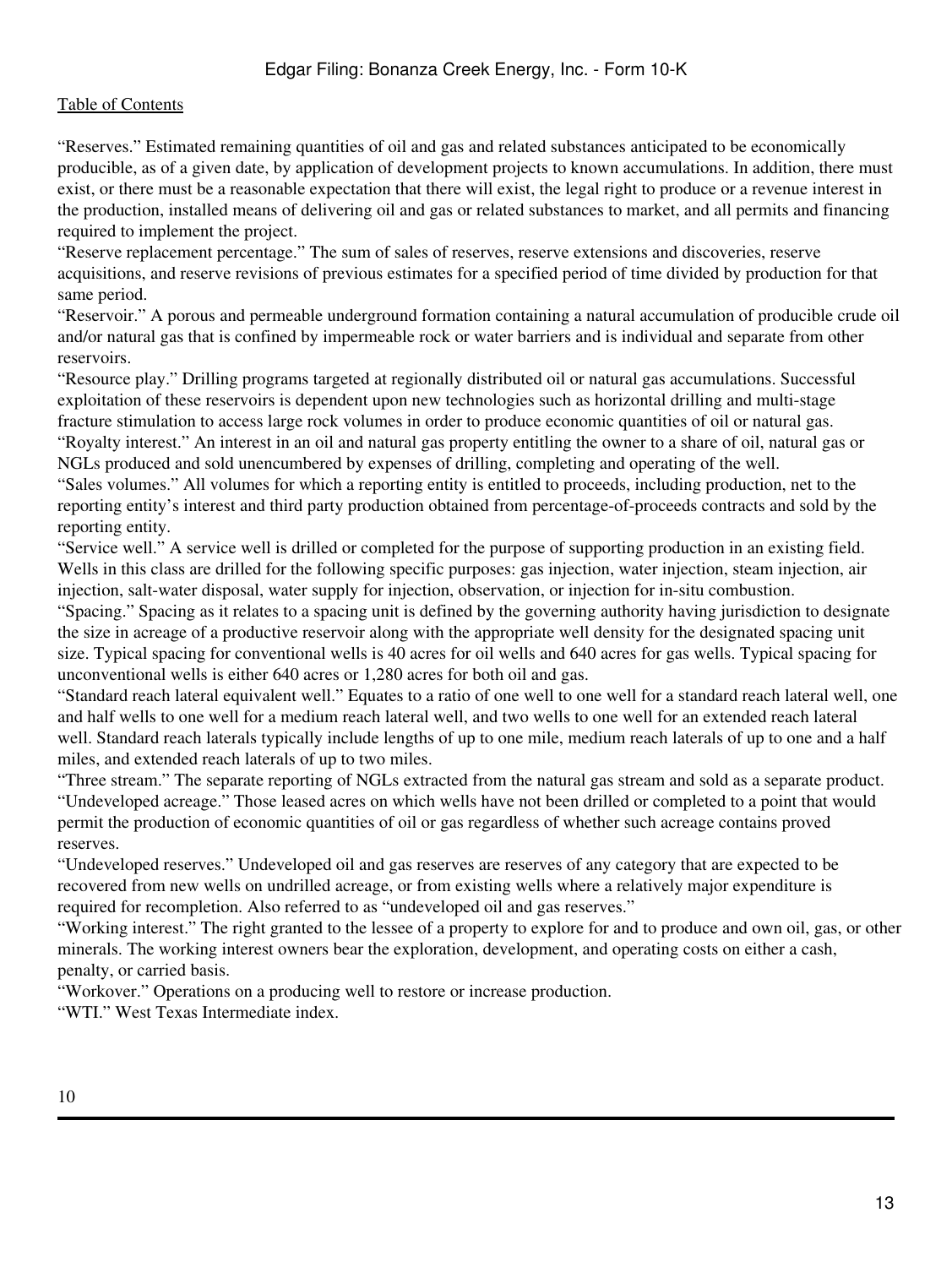"Reserves." Estimated remaining quantities of oil and gas and related substances anticipated to be economically producible, as of a given date, by application of development projects to known accumulations. In addition, there must exist, or there must be a reasonable expectation that there will exist, the legal right to produce or a revenue interest in the production, installed means of delivering oil and gas or related substances to market, and all permits and financing required to implement the project.

"Reserve replacement percentage." The sum of sales of reserves, reserve extensions and discoveries, reserve acquisitions, and reserve revisions of previous estimates for a specified period of time divided by production for that same period.

"Reservoir." A porous and permeable underground formation containing a natural accumulation of producible crude oil and/or natural gas that is confined by impermeable rock or water barriers and is individual and separate from other reservoirs.

"Resource play." Drilling programs targeted at regionally distributed oil or natural gas accumulations. Successful exploitation of these reservoirs is dependent upon new technologies such as horizontal drilling and multi-stage fracture stimulation to access large rock volumes in order to produce economic quantities of oil or natural gas.

"Royalty interest." An interest in an oil and natural gas property entitling the owner to a share of oil, natural gas or NGLs produced and sold unencumbered by expenses of drilling, completing and operating of the well.

"Sales volumes." All volumes for which a reporting entity is entitled to proceeds, including production, net to the reporting entity's interest and third party production obtained from percentage-of-proceeds contracts and sold by the reporting entity.

"Service well." A service well is drilled or completed for the purpose of supporting production in an existing field. Wells in this class are drilled for the following specific purposes: gas injection, water injection, steam injection, air injection, salt-water disposal, water supply for injection, observation, or injection for in-situ combustion.

"Spacing." Spacing as it relates to a spacing unit is defined by the governing authority having jurisdiction to designate the size in acreage of a productive reservoir along with the appropriate well density for the designated spacing unit size. Typical spacing for conventional wells is 40 acres for oil wells and 640 acres for gas wells. Typical spacing for unconventional wells is either 640 acres or 1,280 acres for both oil and gas.

"Standard reach lateral equivalent well." Equates to a ratio of one well to one well for a standard reach lateral well, one and half wells to one well for a medium reach lateral well, and two wells to one well for an extended reach lateral well. Standard reach laterals typically include lengths of up to one mile, medium reach laterals of up to one and a half miles, and extended reach laterals of up to two miles.

"Three stream." The separate reporting of NGLs extracted from the natural gas stream and sold as a separate product.

"Undeveloped acreage." Those leased acres on which wells have not been drilled or completed to a point that would permit the production of economic quantities of oil or gas regardless of whether such acreage contains proved reserves.

"Undeveloped reserves." Undeveloped oil and gas reserves are reserves of any category that are expected to be recovered from new wells on undrilled acreage, or from existing wells where a relatively major expenditure is required for recompletion. Also referred to as "undeveloped oil and gas reserves."

"Working interest." The right granted to the lessee of a property to explore for and to produce and own oil, gas, or other minerals. The working interest owners bear the exploration, development, and operating costs on either a cash, penalty, or carried basis.

"Workover." Operations on a producing well to restore or increase production.

"WTI." West Texas Intermediate index.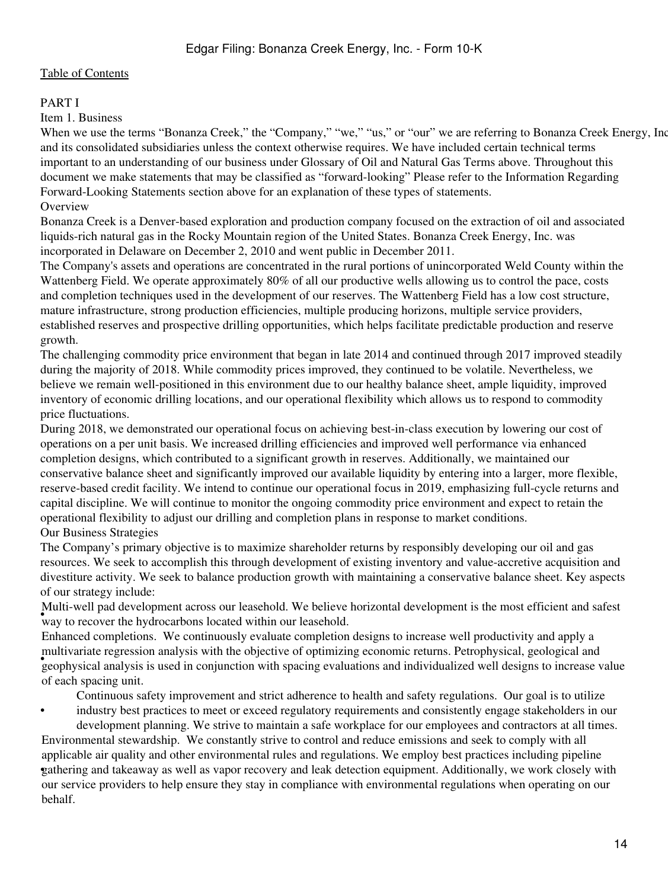[Table of Contents](#)

PART I

Item 1. Business

When we use the terms "Bonanza Creek," the "Company," "we," "us," or "our" we are referring to Bonanza Creek Energy, Inc. and its consolidated subsidiaries unless the context otherwise requires. We have included certain technical terms important to an understanding of our business under Glossary of Oil and Natural Gas Terms above. Throughout this document we make statements that may be classified as "forward-looking" Please refer to the Information Regarding Forward-Looking Statements section above for an explanation of these types of statements.

Overview

Bonanza Creek is a Denver-based exploration and production company focused on the extraction of oil and associated liquids-rich natural gas in the Rocky Mountain region of the United States. Bonanza Creek Energy, Inc. was incorporated in Delaware on December 2, 2010 and went public in December 2011.

The Company's assets and operations are concentrated in the rural portions of unincorporated Weld County within the Wattenberg Field. We operate approximately 80% of all our productive wells allowing us to control the pace, costs and completion techniques used in the development of our reserves. The Wattenberg Field has a low cost structure, mature infrastructure, strong production efficiencies, multiple producing horizons, multiple service providers, established reserves and prospective drilling opportunities, which helps facilitate predictable production and reserve growth.

The challenging commodity price environment that began in late 2014 and continued through 2017 improved steadily during the majority of 2018. While commodity prices improved, they continued to be volatile. Nevertheless, we believe we remain well-positioned in this environment due to our healthy balance sheet, ample liquidity, improved inventory of economic drilling locations, and our operational flexibility which allows us to respond to commodity price fluctuations.

During 2018, we demonstrated our operational focus on achieving best-in-class execution by lowering our cost of operations on a per unit basis. We increased drilling efficiencies and improved well performance via enhanced completion designs, which contributed to a significant growth in reserves. Additionally, we maintained our conservative balance sheet and significantly improved our available liquidity by entering into a larger, more flexible, reserve-based credit facility. We intend to continue our operational focus in 2019, emphasizing full-cycle returns and capital discipline. We will continue to monitor the ongoing commodity price environment and expect to retain the operational flexibility to adjust our drilling and completion plans in response to market conditions.

Our Business Strategies

The Company's primary objective is to maximize shareholder returns by responsibly developing our oil and gas resources. We seek to accomplish this through development of existing inventory and value-accretive acquisition and divestiture activity. We seek to balance production growth with maintaining a conservative balance sheet. Key aspects of our strategy include:

- Multi-well pad development across our leasehold. We believe horizontal development is the most efficient and safest way to recover the hydrocarbons located within our leasehold.
- Enhanced completions. We continuously evaluate completion designs to increase well productivity and apply a multivariate regression analysis with the objective of optimizing economic returns. Petrophysical, geological and geophysical analysis is used in conjunction with spacing evaluations and individualized well designs to increase value of each spacing unit.
- Continuous safety improvement and strict adherence to health and safety regulations. Our goal is to utilize industry best practices to meet or exceed regulatory requirements and consistently engage stakeholders in our development planning. We strive to maintain a safe workplace for our employees and contractors at all times.
- Environmental stewardship. We constantly strive to control and reduce emissions and seek to comply with all applicable air quality and other environmental rules and regulations. We employ best practices including pipeline gathering and takeaway as well as vapor recovery and leak detection equipment. Additionally, we work closely with our service providers to help ensure they stay in compliance with environmental regulations when operating on our behalf.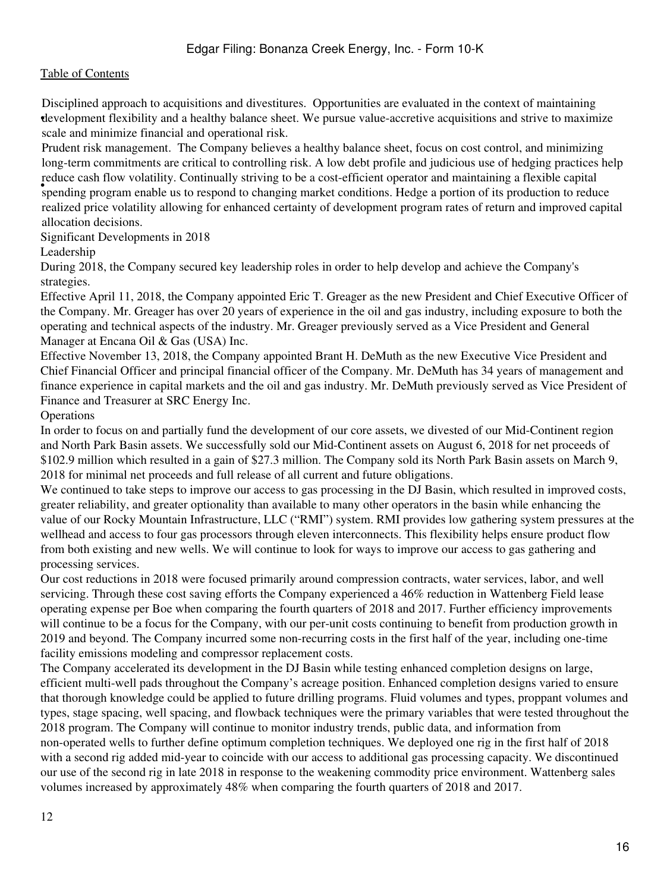- **Disciplined approach to acquisitions and divestitures.** Opportunities are evaluated in the context of maintaining development flexibility and a healthy balance sheet. We pursue value-accretive acquisitions and strive to maximize scale and minimize financial and operational risk.
- **Prudent risk management.** The Company believes a healthy balance sheet, focus on cost control, and minimizing long-term commitments are critical to controlling risk. A low debt profile and judicious use of hedging practices help reduce cash flow volatility. Continually striving to be a cost-efficient operator and maintaining a flexible capital spending program enable us to respond to changing market conditions. Hedge a portion of its production to reduce realized price volatility allowing for enhanced certainty of development program rates of return and improved capital allocation decisions.

## Significant Developments in 2018

### Leadership

During 2018, the Company secured key leadership roles in order to help develop and achieve the Company's strategies.

Effective April 11, 2018, the Company appointed Eric T. Greager as the new President and Chief Executive Officer of the Company. Mr. Greager has over 20 years of experience in the oil and gas industry, including exposure to both the operating and technical aspects of the industry. Mr. Greager previously served as a Vice President and General Manager at Encana Oil & Gas (USA) Inc.

Effective November 13, 2018, the Company appointed Brant H. DeMuth as the new Executive Vice President and Chief Financial Officer and principal financial officer of the Company. Mr. DeMuth has 34 years of management and finance experience in capital markets and the oil and gas industry. Mr. DeMuth previously served as Vice President of Finance and Treasurer at SRC Energy Inc.

### Operations

In order to focus on and partially fund the development of our core assets, we divested of our Mid-Continent region and North Park Basin assets. We successfully sold our Mid-Continent assets on August 6, 2018 for net proceeds of $102.9 million which resulted in a gain of $27.3 million. The Company sold its North Park Basin assets on March 9, 2018 for minimal net proceeds and full release of all current and future obligations.

We continued to take steps to improve our access to gas processing in the DJ Basin, which resulted in improved costs, greater reliability, and greater optionality than available to many other operators in the basin while enhancing the value of our Rocky Mountain Infrastructure, LLC ("RMI") system. RMI provides low gathering system pressures at the wellhead and access to four gas processors through eleven interconnects. This flexibility helps ensure product flow from both existing and new wells. We will continue to look for ways to improve our access to gas gathering and processing services.

Our cost reductions in 2018 were focused primarily around compression contracts, water services, labor, and well servicing. Through these cost saving efforts the Company experienced a 46% reduction in Wattenberg Field lease operating expense per Boe when comparing the fourth quarters of 2018 and 2017. Further efficiency improvements will continue to be a focus for the Company, with our per-unit costs continuing to benefit from production growth in 2019 and beyond. The Company incurred some non-recurring costs in the first half of the year, including one-time facility emissions modeling and compressor replacement costs.

The Company accelerated its development in the DJ Basin while testing enhanced completion designs on large, efficient multi-well pads throughout the Company's acreage position. Enhanced completion designs varied to ensure that thorough knowledge could be applied to future drilling programs. Fluid volumes and types, proppant volumes and types, stage spacing, well spacing, and flowback techniques were the primary variables that were tested throughout the 2018 program. The Company will continue to monitor industry trends, public data, and information from non-operated wells to further define optimum completion techniques. We deployed one rig in the first half of 2018 with a second rig added mid-year to coincide with our access to additional gas processing capacity. We discontinued our use of the second rig in late 2018 in response to the weakening commodity price environment. Wattenberg sales volumes increased by approximately 48% when comparing the fourth quarters of 2018 and 2017.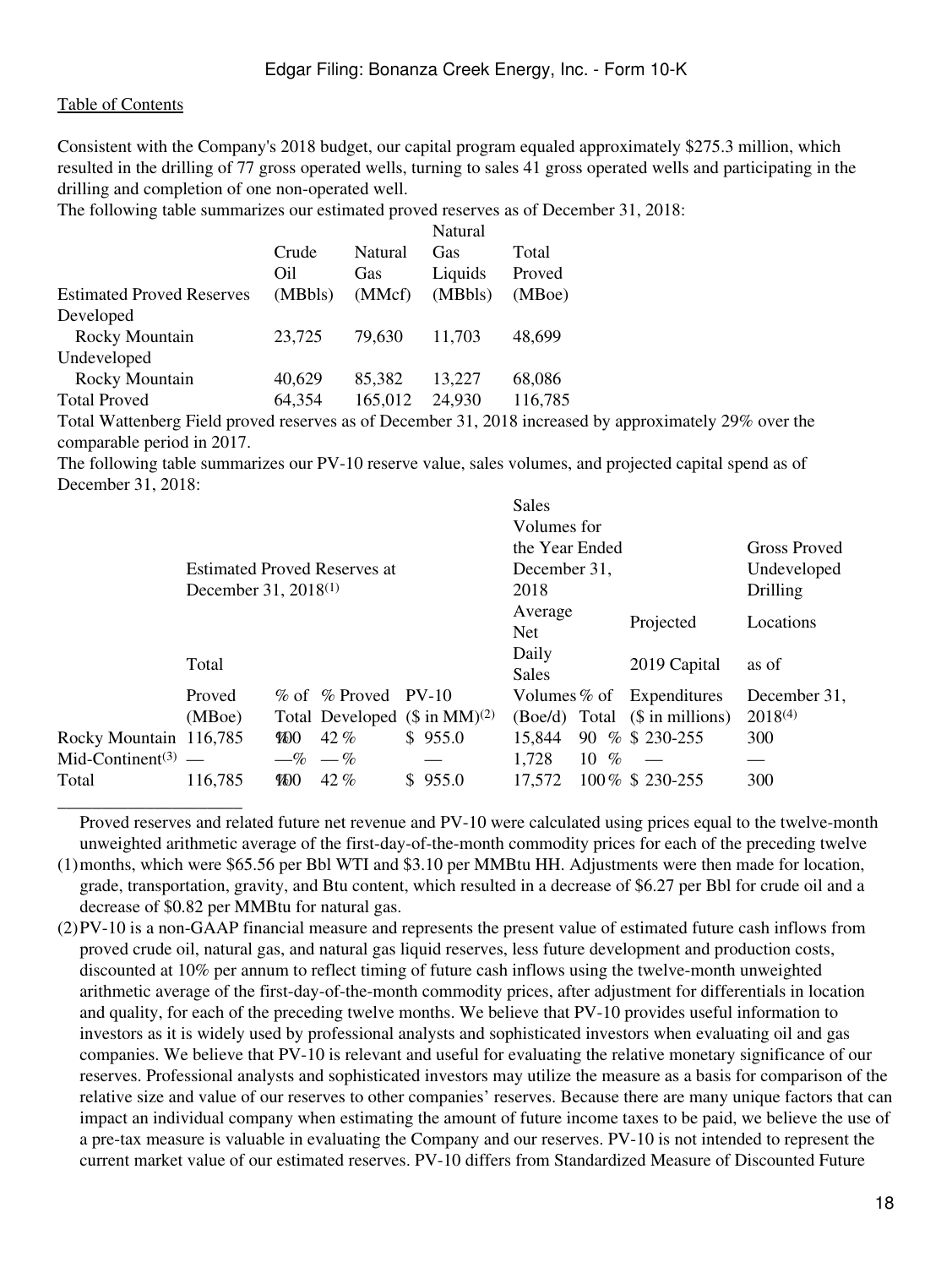Table of Contents

Consistent with the Company's 2018 budget, our capital program equaled approximately $275.3 million, which resulted in the drilling of 77 gross operated wells, turning to sales 41 gross operated wells and participating in the drilling and completion of one non-operated well.

The following table summarizes our estimated proved reserves as of December 31, 2018:

| Estimated Proved Reserves | Crude Oil (MBbls) | Natural Gas (MMcf) | Natural Gas Liquids (MBbls) | Total Proved (MBoe) |
|---|---|---|---|---|
| Developed | | | | |
| Rocky Mountain | 23,725 | 79,630 | 11,703 | 48,699 |
| Undeveloped | | | | |
| Rocky Mountain | 40,629 | 85,382 | 13,227 | 68,086 |
| Total Proved | 64,354 | 165,012 | 24,930 | 116,785 |

Total Wattenberg Field proved reserves as of December 31, 2018 increased by approximately 29% over the comparable period in 2017.

The following table summarizes our PV-10 reserve value, sales volumes, and projected capital spend as of December 31, 2018:

| | Estimated Proved Reserves at December 31, 2018(1) | | | | Sales Volumes for the Year Ended December 31, 2018 | | | Gross Proved Undeveloped Drilling |
|---|---|---|---|---|---|---|---|---|
| | Total Proved (MBoe) | % of Total | % Proved Developed | PV-10 ($ in MM)(2) | Average Net Daily Sales Volumes (Boe/d) | % of Total | Projected 2019 Capital Expenditures ($ in millions) | Locations as of December 31, 2018(4) |
| Rocky Mountain | 116,785 | 100 % | 42 % | $ 955.0 | 15,844 | 90 % | $ 230-255 | 300 |
| Mid-Continent(3) | — | — % | — % | — | 1,728 | 10 % | — | — |
| Total | 116,785 | 100 % | 42 % | $ 955.0 | 17,572 | 100 % | $ 230-255 | 300 |

_____________________

(1) Proved reserves and related future net revenue and PV-10 were calculated using prices equal to the twelve-month unweighted arithmetic average of the first-day-of-the-month commodity prices for each of the preceding twelve months, which were $65.56 per Bbl WTI and $3.10 per MMBtu HH. Adjustments were then made for location, grade, transportation, gravity, and Btu content, which resulted in a decrease of $6.27 per Bbl for crude oil and a decrease of $0.82 per MMBtu for natural gas.

(2) PV-10 is a non-GAAP financial measure and represents the present value of estimated future cash inflows from proved crude oil, natural gas, and natural gas liquid reserves, less future development and production costs, discounted at 10% per annum to reflect timing of future cash inflows using the twelve-month unweighted arithmetic average of the first-day-of-the-month commodity prices, after adjustment for differentials in location and quality, for each of the preceding twelve months. We believe that PV-10 provides useful information to investors as it is widely used by professional analysts and sophisticated investors when evaluating oil and gas companies. We believe that PV-10 is relevant and useful for evaluating the relative monetary significance of our reserves. Professional analysts and sophisticated investors may utilize the measure as a basis for comparison of the relative size and value of our reserves to other companies' reserves. Because there are many unique factors that can impact an individual company when estimating the amount of future income taxes to be paid, we believe the use of a pre-tax measure is valuable in evaluating the Company and our reserves. PV-10 is not intended to represent the current market value of our estimated reserves. PV-10 differs from Standardized Measure of Discounted Future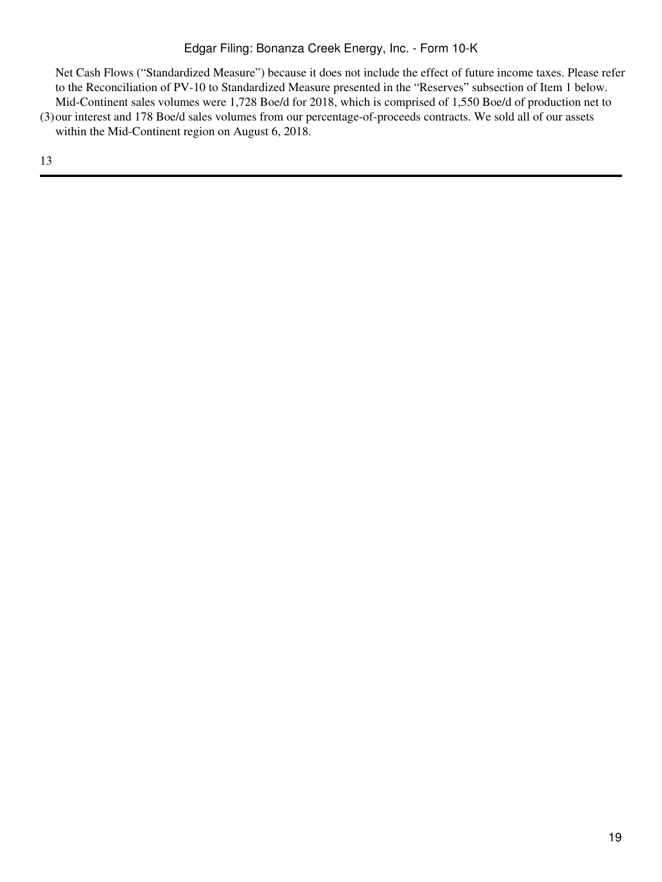Net Cash Flows ("Standardized Measure") because it does not include the effect of future income taxes. Please refer to the Reconciliation of PV-10 to Standardized Measure presented in the "Reserves" subsection of Item 1 below.

(3) Mid-Continent sales volumes were 1,728 Boe/d for 2018, which is comprised of 1,550 Boe/d of production net to our interest and 178 Boe/d sales volumes from our percentage-of-proceeds contracts. We sold all of our assets within the Mid-Continent region on August 6, 2018.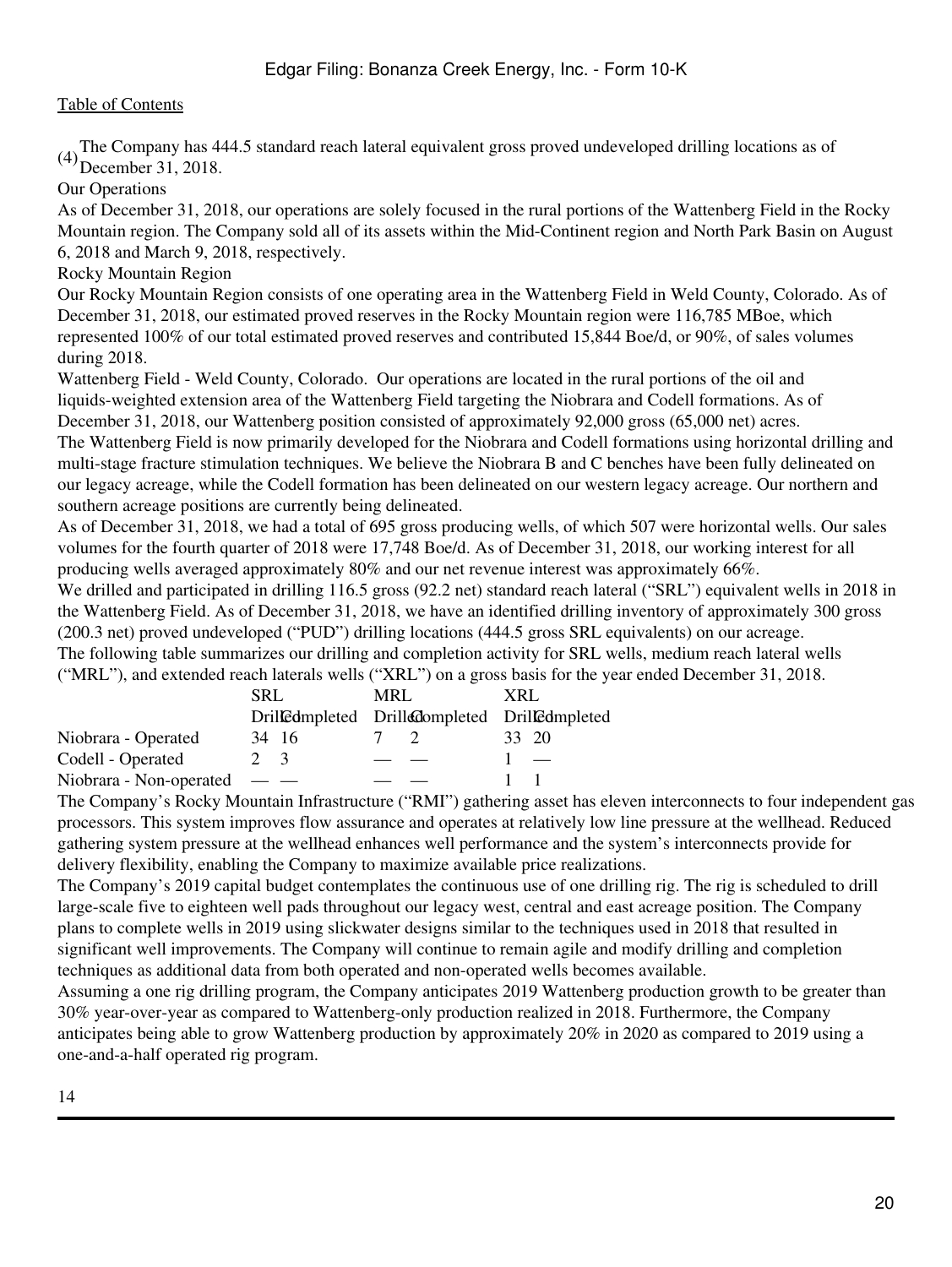(4) The Company has 444.5 standard reach lateral equivalent gross proved undeveloped drilling locations as of December 31, 2018.

Our Operations

As of December 31, 2018, our operations are solely focused in the rural portions of the Wattenberg Field in the Rocky Mountain region. The Company sold all of its assets within the Mid-Continent region and North Park Basin on August 6, 2018 and March 9, 2018, respectively.

Rocky Mountain Region

Our Rocky Mountain Region consists of one operating area in the Wattenberg Field in Weld County, Colorado. As of December 31, 2018, our estimated proved reserves in the Rocky Mountain region were 116,785 MBoe, which represented 100% of our total estimated proved reserves and contributed 15,844 Boe/d, or 90%, of sales volumes during 2018.

Wattenberg Field - Weld County, Colorado. Our operations are located in the rural portions of the oil and liquids-weighted extension area of the Wattenberg Field targeting the Niobrara and Codell formations. As of December 31, 2018, our Wattenberg position consisted of approximately 92,000 gross (65,000 net) acres.

The Wattenberg Field is now primarily developed for the Niobrara and Codell formations using horizontal drilling and multi-stage fracture stimulation techniques. We believe the Niobrara B and C benches have been fully delineated on our legacy acreage, while the Codell formation has been delineated on our western legacy acreage. Our northern and southern acreage positions are currently being delineated.

As of December 31, 2018, we had a total of 695 gross producing wells, of which 507 were horizontal wells. Our sales volumes for the fourth quarter of 2018 were 17,748 Boe/d. As of December 31, 2018, our working interest for all producing wells averaged approximately 80% and our net revenue interest was approximately 66%.

We drilled and participated in drilling 116.5 gross (92.2 net) standard reach lateral ("SRL") equivalent wells in 2018 in the Wattenberg Field. As of December 31, 2018, we have an identified drilling inventory of approximately 300 gross (200.3 net) proved undeveloped ("PUD") drilling locations (444.5 gross SRL equivalents) on our acreage.

The following table summarizes our drilling and completion activity for SRL wells, medium reach lateral wells ("MRL"), and extended reach laterals wells ("XRL") on a gross basis for the year ended December 31, 2018.

| | SRL | | MRL | | XRL | |
|---|---|---|---|---|---|---|
| | Drilled | Completed | Drilled | Completed | Drilled | Completed |
| Niobrara - Operated | 34 | 16 | 7 | 2 | 33 | 20 |
| Codell - Operated | 2 | 3 | — | — | 1 | — |
| Niobrara - Non-operated | — | — | — | — | 1 | 1 |

The Company's Rocky Mountain Infrastructure ("RMI") gathering asset has eleven interconnects to four independent gas processors. This system improves flow assurance and operates at relatively low line pressure at the wellhead. Reduced gathering system pressure at the wellhead enhances well performance and the system's interconnects provide for delivery flexibility, enabling the Company to maximize available price realizations.

The Company's 2019 capital budget contemplates the continuous use of one drilling rig. The rig is scheduled to drill large-scale five to eighteen well pads throughout our legacy west, central and east acreage position. The Company plans to complete wells in 2019 using slickwater designs similar to the techniques used in 2018 that resulted in significant well improvements. The Company will continue to remain agile and modify drilling and completion techniques as additional data from both operated and non-operated wells becomes available.

Assuming a one rig drilling program, the Company anticipates 2019 Wattenberg production growth to be greater than 30% year-over-year as compared to Wattenberg-only production realized in 2018. Furthermore, the Company anticipates being able to grow Wattenberg production by approximately 20% in 2020 as compared to 2019 using a one-and-a-half operated rig program.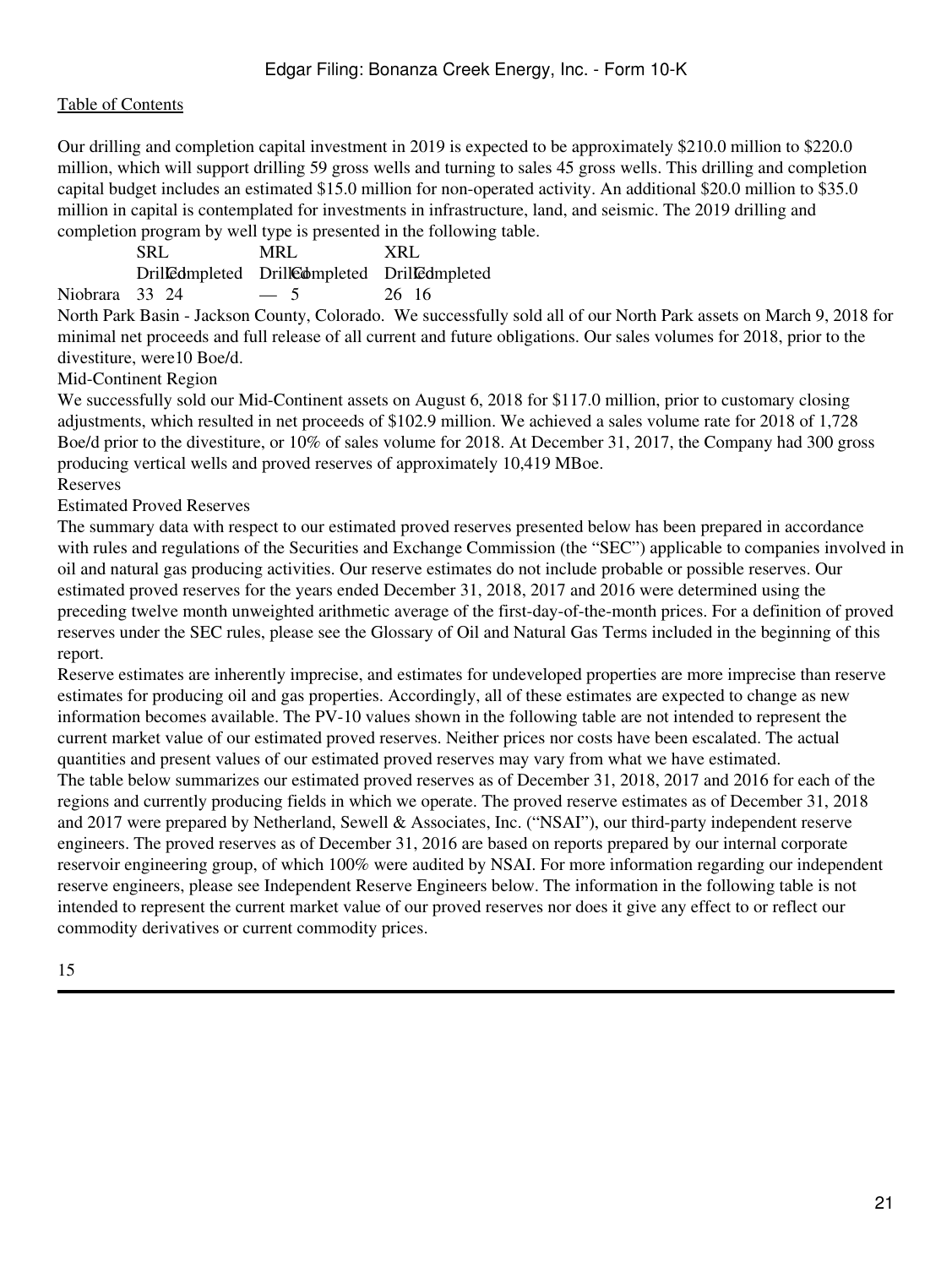Our drilling and completion capital investment in 2019 is expected to be approximately $210.0 million to $220.0 million, which will support drilling 59 gross wells and turning to sales 45 gross wells. This drilling and completion capital budget includes an estimated $15.0 million for non-operated activity. An additional $20.0 million to $35.0 million in capital is contemplated for investments in infrastructure, land, and seismic. The 2019 drilling and completion program by well type is presented in the following table.

| | SRL | | MRL | | XRL | |
|---|---|---|---|---|---|---|
| | Drilled | Completed | Drilled | Completed | Drilled | Completed |
| Niobrara | 33 | 24 | — | 5 | 26 | 16 |

North Park Basin - Jackson County, Colorado. We successfully sold all of our North Park assets on March 9, 2018 for minimal net proceeds and full release of all current and future obligations. Our sales volumes for 2018, prior to the divestiture, were10 Boe/d.

Mid-Continent Region

We successfully sold our Mid-Continent assets on August 6, 2018 for $117.0 million, prior to customary closing adjustments, which resulted in net proceeds of $102.9 million. We achieved a sales volume rate for 2018 of 1,728 Boe/d prior to the divestiture, or 10% of sales volume for 2018. At December 31, 2017, the Company had 300 gross producing vertical wells and proved reserves of approximately 10,419 MBoe.

## Reserves

### Estimated Proved Reserves

The summary data with respect to our estimated proved reserves presented below has been prepared in accordance with rules and regulations of the Securities and Exchange Commission (the "SEC") applicable to companies involved in oil and natural gas producing activities. Our reserve estimates do not include probable or possible reserves. Our estimated proved reserves for the years ended December 31, 2018, 2017 and 2016 were determined using the preceding twelve month unweighted arithmetic average of the first-day-of-the-month prices. For a definition of proved reserves under the SEC rules, please see the Glossary of Oil and Natural Gas Terms included in the beginning of this report.

Reserve estimates are inherently imprecise, and estimates for undeveloped properties are more imprecise than reserve estimates for producing oil and gas properties. Accordingly, all of these estimates are expected to change as new information becomes available. The PV-10 values shown in the following table are not intended to represent the current market value of our estimated proved reserves. Neither prices nor costs have been escalated. The actual quantities and present values of our estimated proved reserves may vary from what we have estimated.

The table below summarizes our estimated proved reserves as of December 31, 2018, 2017 and 2016 for each of the regions and currently producing fields in which we operate. The proved reserve estimates as of December 31, 2018 and 2017 were prepared by Netherland, Sewell & Associates, Inc. ("NSAI"), our third-party independent reserve engineers. The proved reserves as of December 31, 2016 are based on reports prepared by our internal corporate reservoir engineering group, of which 100% were audited by NSAI. For more information regarding our independent reserve engineers, please see Independent Reserve Engineers below. The information in the following table is not intended to represent the current market value of our proved reserves nor does it give any effect to or reflect our commodity derivatives or current commodity prices.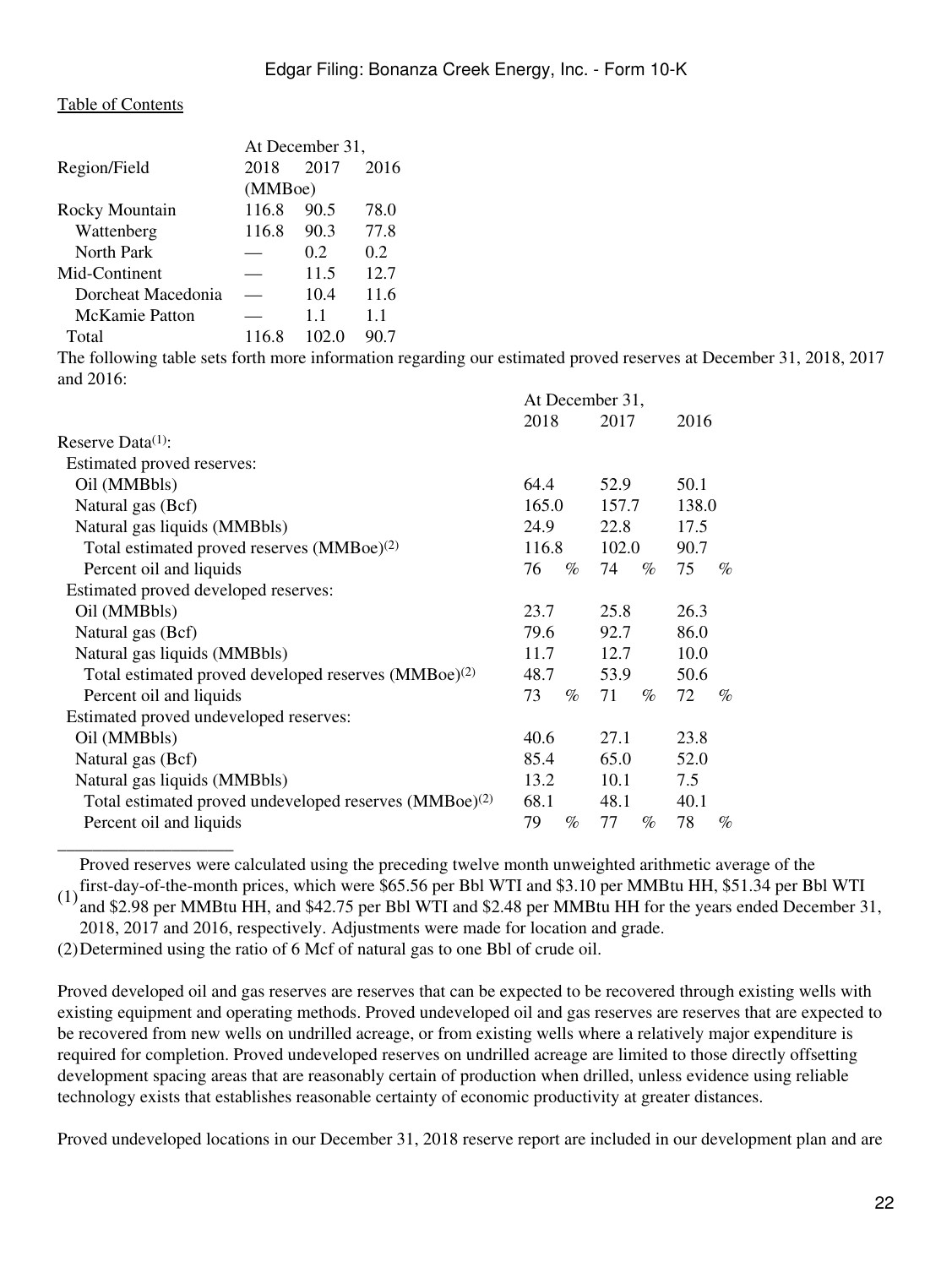| Region/Field | At December 31, 2018 | 2017 | 2016 |
|---|---|---|---|
| | (MMBoe) | | |
| Rocky Mountain | 116.8 | 90.5 | 78.0 |
| Wattenberg | 116.8 | 90.3 | 77.8 |
| North Park | — | 0.2 | 0.2 |
| Mid-Continent | — | 11.5 | 12.7 |
| Dorcheat Macedonia | — | 10.4 | 11.6 |
| McKamie Patton | — | 1.1 | 1.1 |
| Total | 116.8 | 102.0 | 90.7 |

The following table sets forth more information regarding our estimated proved reserves at December 31, 2018, 2017 and 2016:

| | At December 31, 2018 | 2017 | 2016 |
|---|---|---|---|
| Reserve Data(1): | | | |
| Estimated proved reserves: | | | |
| Oil (MMBbls) | 64.4 | 52.9 | 50.1 |
| Natural gas (Bcf) | 165.0 | 157.7 | 138.0 |
| Natural gas liquids (MMBbls) | 24.9 | 22.8 | 17.5 |
| Total estimated proved reserves (MMBoe)(2) | 116.8 | 102.0 | 90.7 |
| Percent oil and liquids | 76 % | 74 % | 75 % |
| Estimated proved developed reserves: | | | |
| Oil (MMBbls) | 23.7 | 25.8 | 26.3 |
| Natural gas (Bcf) | 79.6 | 92.7 | 86.0 |
| Natural gas liquids (MMBbls) | 11.7 | 12.7 | 10.0 |
| Total estimated proved developed reserves (MMBoe)(2) | 48.7 | 53.9 | 50.6 |
| Percent oil and liquids | 73 % | 71 % | 72 % |
| Estimated proved undeveloped reserves: | | | |
| Oil (MMBbls) | 40.6 | 27.1 | 23.8 |
| Natural gas (Bcf) | 85.4 | 65.0 | 52.0 |
| Natural gas liquids (MMBbls) | 13.2 | 10.1 | 7.5 |
| Total estimated proved undeveloped reserves (MMBoe)(2) | 68.1 | 48.1 | 40.1 |
| Percent oil and liquids | 79 % | 77 % | 78 % |

(1) Proved reserves were calculated using the preceding twelve month unweighted arithmetic average of the first-day-of-the-month prices, which were $65.56 per Bbl WTI and $3.10 per MMBtu HH, $51.34 per Bbl WTI and $2.98 per MMBtu HH, and $42.75 per Bbl WTI and $2.48 per MMBtu HH for the years ended December 31, 2018, 2017 and 2016, respectively. Adjustments were made for location and grade.

(2) Determined using the ratio of 6 Mcf of natural gas to one Bbl of crude oil.

Proved developed oil and gas reserves are reserves that can be expected to be recovered through existing wells with existing equipment and operating methods. Proved undeveloped oil and gas reserves are reserves that are expected to be recovered from new wells on undrilled acreage, or from existing wells where a relatively major expenditure is required for completion. Proved undeveloped reserves on undrilled acreage are limited to those directly offsetting development spacing areas that are reasonably certain of production when drilled, unless evidence using reliable technology exists that establishes reasonable certainty of economic productivity at greater distances.

Proved undeveloped locations in our December 31, 2018 reserve report are included in our development plan and are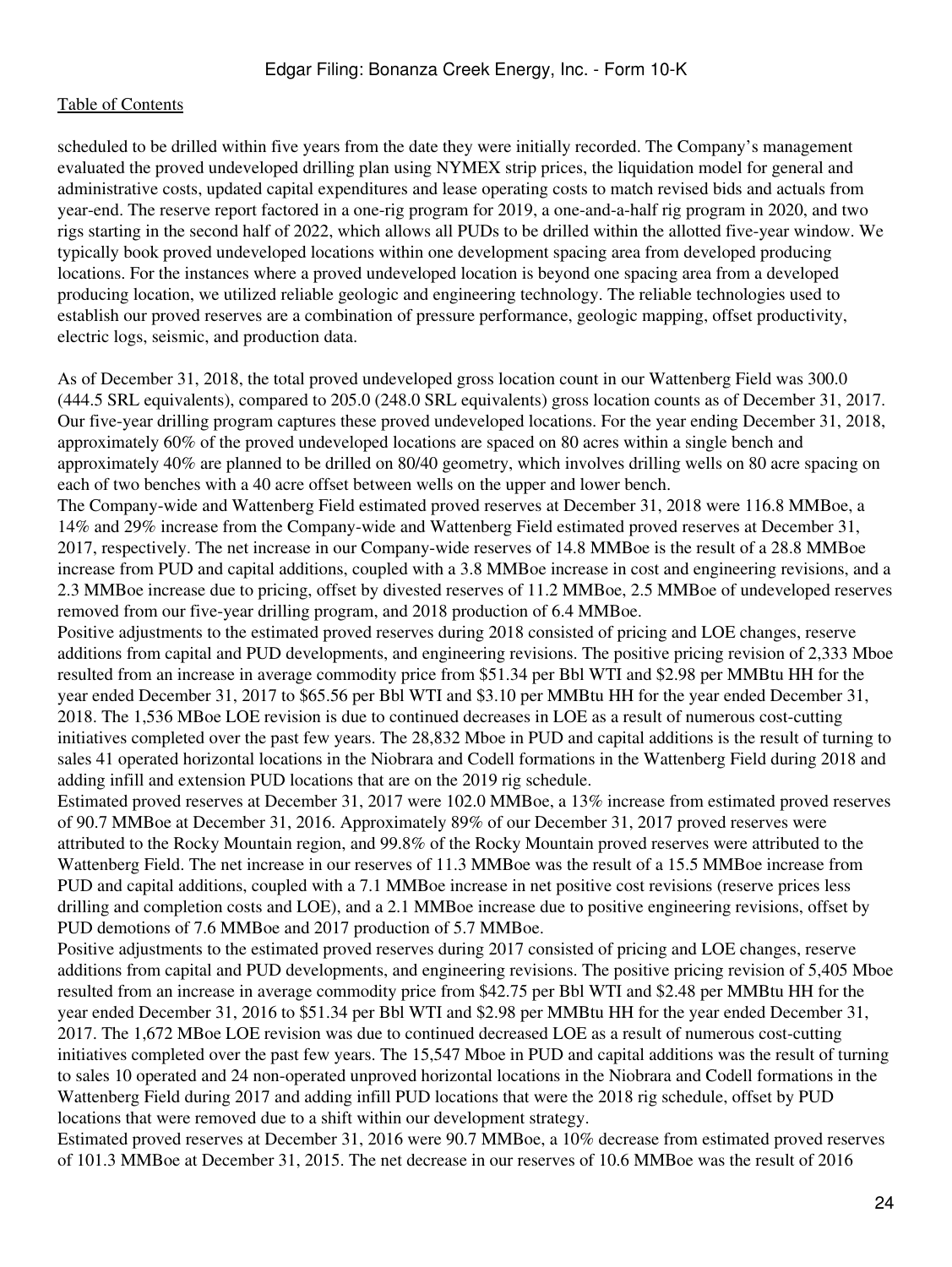scheduled to be drilled within five years from the date they were initially recorded. The Company's management evaluated the proved undeveloped drilling plan using NYMEX strip prices, the liquidation model for general and administrative costs, updated capital expenditures and lease operating costs to match revised bids and actuals from year-end. The reserve report factored in a one-rig program for 2019, a one-and-a-half rig program in 2020, and two rigs starting in the second half of 2022, which allows all PUDs to be drilled within the allotted five-year window. We typically book proved undeveloped locations within one development spacing area from developed producing locations. For the instances where a proved undeveloped location is beyond one spacing area from a developed producing location, we utilized reliable geologic and engineering technology. The reliable technologies used to establish our proved reserves are a combination of pressure performance, geologic mapping, offset productivity, electric logs, seismic, and production data.

As of December 31, 2018, the total proved undeveloped gross location count in our Wattenberg Field was 300.0 (444.5 SRL equivalents), compared to 205.0 (248.0 SRL equivalents) gross location counts as of December 31, 2017. Our five-year drilling program captures these proved undeveloped locations. For the year ending December 31, 2018, approximately 60% of the proved undeveloped locations are spaced on 80 acres within a single bench and approximately 40% are planned to be drilled on 80/40 geometry, which involves drilling wells on 80 acre spacing on each of two benches with a 40 acre offset between wells on the upper and lower bench.

The Company-wide and Wattenberg Field estimated proved reserves at December 31, 2018 were 116.8 MMBoe, a 14% and 29% increase from the Company-wide and Wattenberg Field estimated proved reserves at December 31, 2017, respectively. The net increase in our Company-wide reserves of 14.8 MMBoe is the result of a 28.8 MMBoe increase from PUD and capital additions, coupled with a 3.8 MMBoe increase in cost and engineering revisions, and a 2.3 MMBoe increase due to pricing, offset by divested reserves of 11.2 MMBoe, 2.5 MMBoe of undeveloped reserves removed from our five-year drilling program, and 2018 production of 6.4 MMBoe.

Positive adjustments to the estimated proved reserves during 2018 consisted of pricing and LOE changes, reserve additions from capital and PUD developments, and engineering revisions. The positive pricing revision of 2,333 Mboe resulted from an increase in average commodity price from $51.34 per Bbl WTI and $2.98 per MMBtu HH for the year ended December 31, 2017 to $65.56 per Bbl WTI and $3.10 per MMBtu HH for the year ended December 31, 2018. The 1,536 MBoe LOE revision is due to continued decreases in LOE as a result of numerous cost-cutting initiatives completed over the past few years. The 28,832 Mboe in PUD and capital additions is the result of turning to sales 41 operated horizontal locations in the Niobrara and Codell formations in the Wattenberg Field during 2018 and adding infill and extension PUD locations that are on the 2019 rig schedule.

Estimated proved reserves at December 31, 2017 were 102.0 MMBoe, a 13% increase from estimated proved reserves of 90.7 MMBoe at December 31, 2016. Approximately 89% of our December 31, 2017 proved reserves were attributed to the Rocky Mountain region, and 99.8% of the Rocky Mountain proved reserves were attributed to the Wattenberg Field. The net increase in our reserves of 11.3 MMBoe was the result of a 15.5 MMBoe increase from PUD and capital additions, coupled with a 7.1 MMBoe increase in net positive cost revisions (reserve prices less drilling and completion costs and LOE), and a 2.1 MMBoe increase due to positive engineering revisions, offset by PUD demotions of 7.6 MMBoe and 2017 production of 5.7 MMBoe.

Positive adjustments to the estimated proved reserves during 2017 consisted of pricing and LOE changes, reserve additions from capital and PUD developments, and engineering revisions. The positive pricing revision of 5,405 Mboe resulted from an increase in average commodity price from $42.75 per Bbl WTI and $2.48 per MMBtu HH for the year ended December 31, 2016 to $51.34 per Bbl WTI and $2.98 per MMBtu HH for the year ended December 31, 2017. The 1,672 MBoe LOE revision was due to continued decreased LOE as a result of numerous cost-cutting initiatives completed over the past few years. The 15,547 Mboe in PUD and capital additions was the result of turning to sales 10 operated and 24 non-operated unproved horizontal locations in the Niobrara and Codell formations in the Wattenberg Field during 2017 and adding infill PUD locations that were the 2018 rig schedule, offset by PUD locations that were removed due to a shift within our development strategy.

Estimated proved reserves at December 31, 2016 were 90.7 MMBoe, a 10% decrease from estimated proved reserves of 101.3 MMBoe at December 31, 2015. The net decrease in our reserves of 10.6 MMBoe was the result of 2016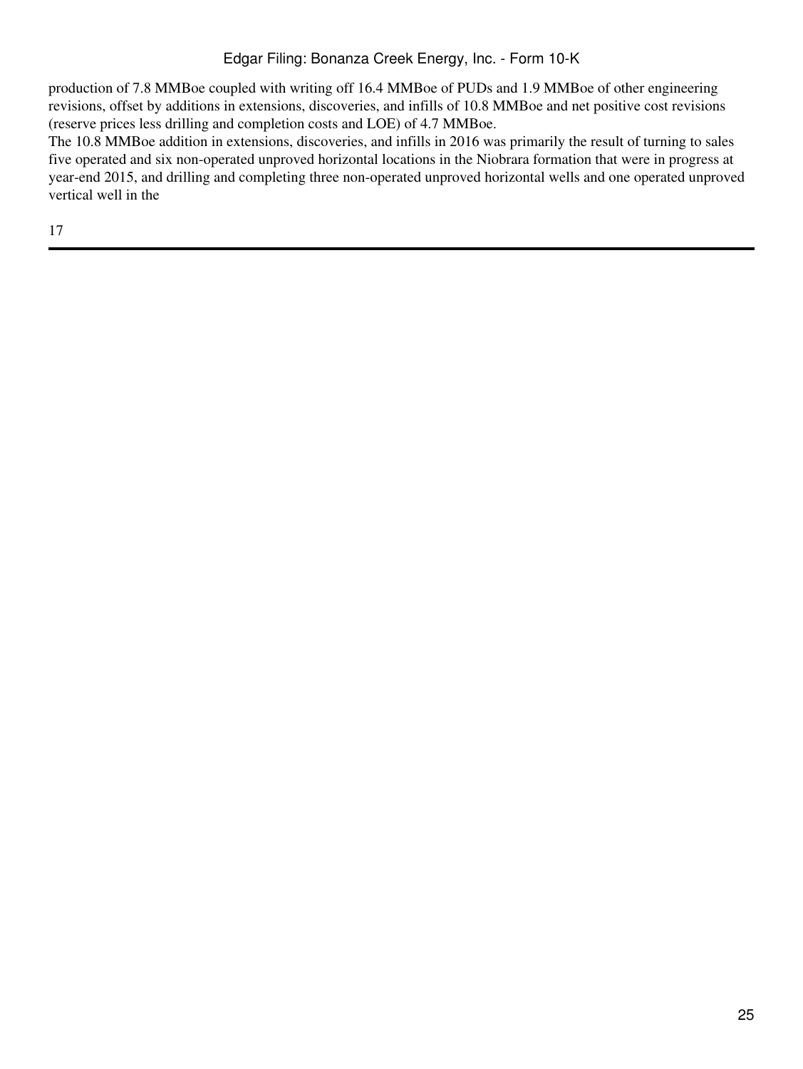production of 7.8 MMBoe coupled with writing off 16.4 MMBoe of PUDs and 1.9 MMBoe of other engineering revisions, offset by additions in extensions, discoveries, and infills of 10.8 MMBoe and net positive cost revisions (reserve prices less drilling and completion costs and LOE) of 4.7 MMBoe.

The 10.8 MMBoe addition in extensions, discoveries, and infills in 2016 was primarily the result of turning to sales five operated and six non-operated unproved horizontal locations in the Niobrara formation that were in progress at year-end 2015, and drilling and completing three non-operated unproved horizontal wells and one operated unproved vertical well in the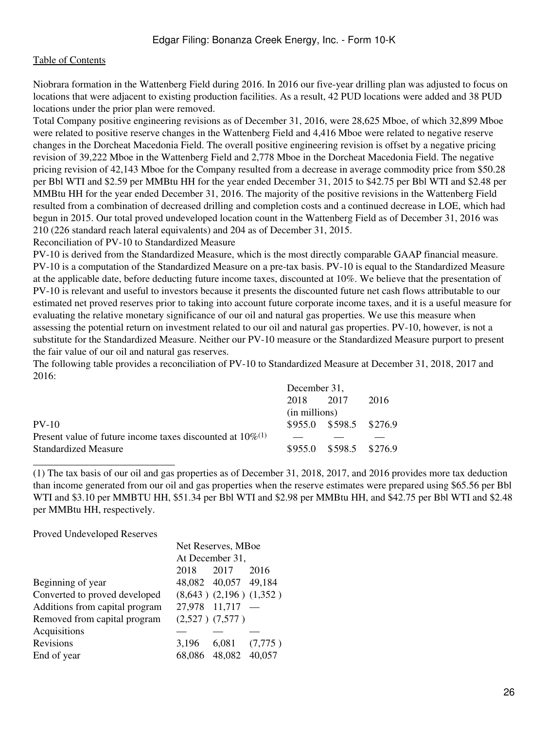Niobrara formation in the Wattenberg Field during 2016. In 2016 our five-year drilling plan was adjusted to focus on locations that were adjacent to existing production facilities. As a result, 42 PUD locations were added and 38 PUD locations under the prior plan were removed.

Total Company positive engineering revisions as of December 31, 2016, were 28,625 Mboe, of which 32,899 Mboe were related to positive reserve changes in the Wattenberg Field and 4,416 Mboe were related to negative reserve changes in the Dorcheat Macedonia Field. The overall positive engineering revision is offset by a negative pricing revision of 39,222 Mboe in the Wattenberg Field and 2,778 Mboe in the Dorcheat Macedonia Field. The negative pricing revision of 42,143 Mboe for the Company resulted from a decrease in average commodity price from $50.28 per Bbl WTI and $2.59 per MMBtu HH for the year ended December 31, 2015 to $42.75 per Bbl WTI and $2.48 per MMBtu HH for the year ended December 31, 2016. The majority of the positive revisions in the Wattenberg Field resulted from a combination of decreased drilling and completion costs and a continued decrease in LOE, which had begun in 2015. Our total proved undeveloped location count in the Wattenberg Field as of December 31, 2016 was 210 (226 standard reach lateral equivalents) and 204 as of December 31, 2015.

Reconciliation of PV-10 to Standardized Measure

PV-10 is derived from the Standardized Measure, which is the most directly comparable GAAP financial measure. PV-10 is a computation of the Standardized Measure on a pre-tax basis. PV-10 is equal to the Standardized Measure at the applicable date, before deducting future income taxes, discounted at 10%. We believe that the presentation of PV-10 is relevant and useful to investors because it presents the discounted future net cash flows attributable to our estimated net proved reserves prior to taking into account future corporate income taxes, and it is a useful measure for evaluating the relative monetary significance of our oil and natural gas properties. We use this measure when assessing the potential return on investment related to our oil and natural gas properties. PV-10, however, is not a substitute for the Standardized Measure. Neither our PV-10 measure or the Standardized Measure purport to present the fair value of our oil and natural gas reserves.

The following table provides a reconciliation of PV-10 to Standardized Measure at December 31, 2018, 2017 and 2016:

| | December 31, | | |
|---|---|---|---|
| | 2018 | 2017 | 2016 |
| | (in millions) | | |
| PV-10 | $955.0 | $598.5 | $276.9 |
| Present value of future income taxes discounted at 10%[1] | — | — | — |
| Standardized Measure | $955.0 | $598.5 | $276.9 |

(1) The tax basis of our oil and gas properties as of December 31, 2018, 2017, and 2016 provides more tax deduction than income generated from our oil and gas properties when the reserve estimates were prepared using $65.56 per Bbl WTI and $3.10 per MMBTU HH, $51.34 per Bbl WTI and $2.98 per MMBtu HH, and $42.75 per Bbl WTI and $2.48 per MMBtu HH, respectively.

Proved Undeveloped Reserves

| | Net Reserves, MBoe | | |
|---|---|---|---|
| | At December 31, | | |
| | 2018 | 2017 | 2016 |
| Beginning of year | 48,082 | 40,057 | 49,184 |
| Converted to proved developed | (8,643) | (2,196) | (1,352) |
| Additions from capital program | 27,978 | 11,717 | — |
| Removed from capital program | (2,527) | (7,577) | |
| Acquisitions | — | — | — |
| Revisions | 3,196 | 6,081 | (7,775) |
| End of year | 68,086 | 48,082 | 40,057 |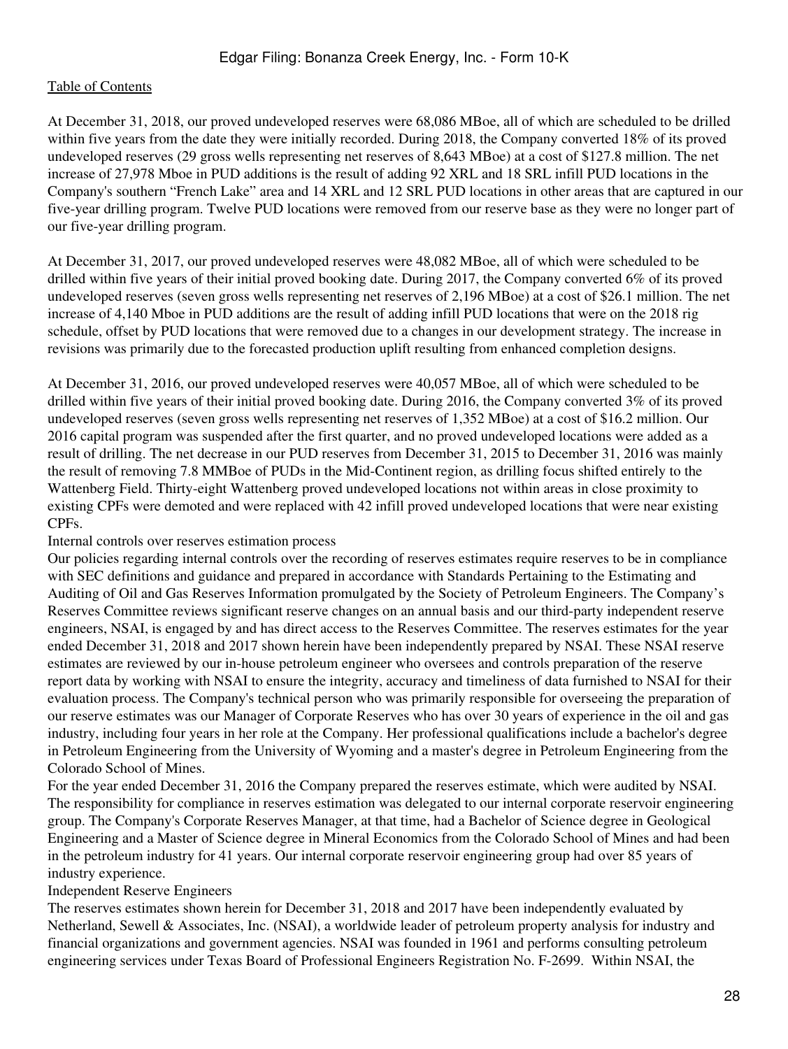At December 31, 2018, our proved undeveloped reserves were 68,086 MBoe, all of which are scheduled to be drilled within five years from the date they were initially recorded. During 2018, the Company converted 18% of its proved undeveloped reserves (29 gross wells representing net reserves of 8,643 MBoe) at a cost of $127.8 million. The net increase of 27,978 Mboe in PUD additions is the result of adding 92 XRL and 18 SRL infill PUD locations in the Company's southern "French Lake" area and 14 XRL and 12 SRL PUD locations in other areas that are captured in our five-year drilling program. Twelve PUD locations were removed from our reserve base as they were no longer part of our five-year drilling program.

At December 31, 2017, our proved undeveloped reserves were 48,082 MBoe, all of which were scheduled to be drilled within five years of their initial proved booking date. During 2017, the Company converted 6% of its proved undeveloped reserves (seven gross wells representing net reserves of 2,196 MBoe) at a cost of $26.1 million. The net increase of 4,140 Mboe in PUD additions are the result of adding infill PUD locations that were on the 2018 rig schedule, offset by PUD locations that were removed due to a changes in our development strategy. The increase in revisions was primarily due to the forecasted production uplift resulting from enhanced completion designs.

At December 31, 2016, our proved undeveloped reserves were 40,057 MBoe, all of which were scheduled to be drilled within five years of their initial proved booking date. During 2016, the Company converted 3% of its proved undeveloped reserves (seven gross wells representing net reserves of 1,352 MBoe) at a cost of $16.2 million. Our 2016 capital program was suspended after the first quarter, and no proved undeveloped locations were added as a result of drilling. The net decrease in our PUD reserves from December 31, 2015 to December 31, 2016 was mainly the result of removing 7.8 MMBoe of PUDs in the Mid-Continent region, as drilling focus shifted entirely to the Wattenberg Field. Thirty-eight Wattenberg proved undeveloped locations not within areas in close proximity to existing CPFs were demoted and were replaced with 42 infill proved undeveloped locations that were near existing CPFs.

Internal controls over reserves estimation process

Our policies regarding internal controls over the recording of reserves estimates require reserves to be in compliance with SEC definitions and guidance and prepared in accordance with Standards Pertaining to the Estimating and Auditing of Oil and Gas Reserves Information promulgated by the Society of Petroleum Engineers. The Company's Reserves Committee reviews significant reserve changes on an annual basis and our third-party independent reserve engineers, NSAI, is engaged by and has direct access to the Reserves Committee. The reserves estimates for the year ended December 31, 2018 and 2017 shown herein have been independently prepared by NSAI. These NSAI reserve estimates are reviewed by our in-house petroleum engineer who oversees and controls preparation of the reserve report data by working with NSAI to ensure the integrity, accuracy and timeliness of data furnished to NSAI for their evaluation process. The Company's technical person who was primarily responsible for overseeing the preparation of our reserve estimates was our Manager of Corporate Reserves who has over 30 years of experience in the oil and gas industry, including four years in her role at the Company. Her professional qualifications include a bachelor's degree in Petroleum Engineering from the University of Wyoming and a master's degree in Petroleum Engineering from the Colorado School of Mines.

For the year ended December 31, 2016 the Company prepared the reserves estimate, which were audited by NSAI. The responsibility for compliance in reserves estimation was delegated to our internal corporate reservoir engineering group. The Company's Corporate Reserves Manager, at that time, had a Bachelor of Science degree in Geological Engineering and a Master of Science degree in Mineral Economics from the Colorado School of Mines and had been in the petroleum industry for 41 years. Our internal corporate reservoir engineering group had over 85 years of industry experience.

Independent Reserve Engineers

The reserves estimates shown herein for December 31, 2018 and 2017 have been independently evaluated by Netherland, Sewell & Associates, Inc. (NSAI), a worldwide leader of petroleum property analysis for industry and financial organizations and government agencies. NSAI was founded in 1961 and performs consulting petroleum engineering services under Texas Board of Professional Engineers Registration No. F-2699. Within NSAI, the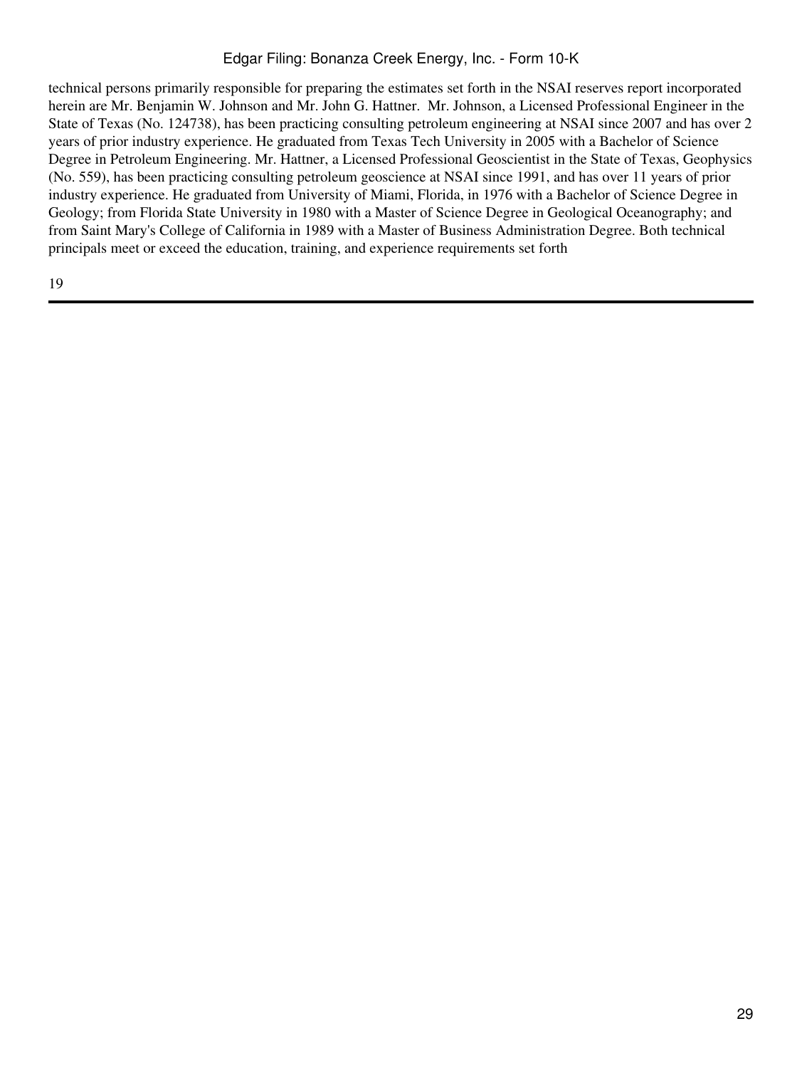technical persons primarily responsible for preparing the estimates set forth in the NSAI reserves report incorporated herein are Mr. Benjamin W. Johnson and Mr. John G. Hattner. Mr. Johnson, a Licensed Professional Engineer in the State of Texas (No. 124738), has been practicing consulting petroleum engineering at NSAI since 2007 and has over 2 years of prior industry experience. He graduated from Texas Tech University in 2005 with a Bachelor of Science Degree in Petroleum Engineering. Mr. Hattner, a Licensed Professional Geoscientist in the State of Texas, Geophysics (No. 559), has been practicing consulting petroleum geoscience at NSAI since 1991, and has over 11 years of prior industry experience. He graduated from University of Miami, Florida, in 1976 with a Bachelor of Science Degree in Geology; from Florida State University in 1980 with a Master of Science Degree in Geological Oceanography; and from Saint Mary's College of California in 1989 with a Master of Business Administration Degree. Both technical principals meet or exceed the education, training, and experience requirements set forth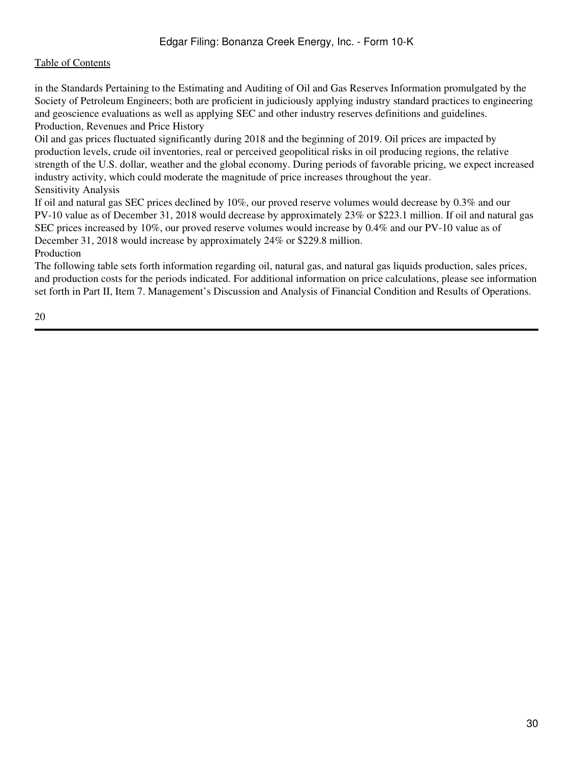in the Standards Pertaining to the Estimating and Auditing of Oil and Gas Reserves Information promulgated by the Society of Petroleum Engineers; both are proficient in judiciously applying industry standard practices to engineering and geoscience evaluations as well as applying SEC and other industry reserves definitions and guidelines.

## Production, Revenues and Price History

Oil and gas prices fluctuated significantly during 2018 and the beginning of 2019. Oil prices are impacted by production levels, crude oil inventories, real or perceived geopolitical risks in oil producing regions, the relative strength of the U.S. dollar, weather and the global economy. During periods of favorable pricing, we expect increased industry activity, which could moderate the magnitude of price increases throughout the year.

## Sensitivity Analysis

If oil and natural gas SEC prices declined by 10%, our proved reserve volumes would decrease by 0.3% and our PV-10 value as of December 31, 2018 would decrease by approximately 23% or $223.1 million. If oil and natural gas SEC prices increased by 10%, our proved reserve volumes would increase by 0.4% and our PV-10 value as of December 31, 2018 would increase by approximately 24% or $229.8 million.

## Production

The following table sets forth information regarding oil, natural gas, and natural gas liquids production, sales prices, and production costs for the periods indicated. For additional information on price calculations, please see information set forth in Part II, Item 7. Management's Discussion and Analysis of Financial Condition and Results of Operations.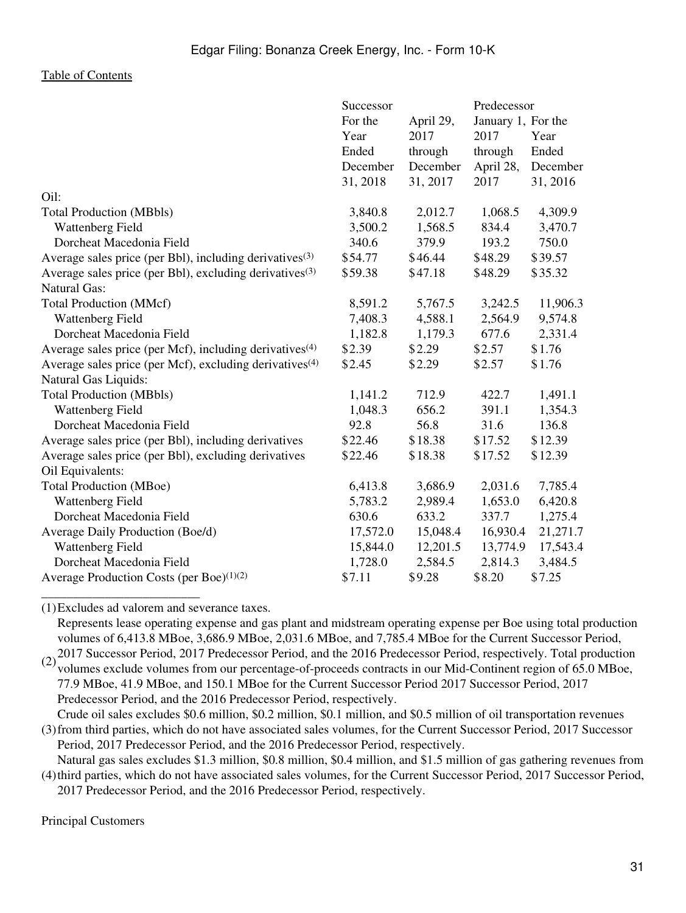| | Successor | | Predecessor | |
|---|---|---|---|---|
| | For the Year Ended December 31, 2018 | April 29, 2017 through December 31, 2017 | January 1, 2017 through April 28, 2017 | For the Year Ended December 31, 2016 |
| Oil: | | | | |
| Total Production (MBbls) | 3,840.8 | 2,012.7 | 1,068.5 | 4,309.9 |
| Wattenberg Field | 3,500.2 | 1,568.5 | 834.4 | 3,470.7 |
| Dorcheat Macedonia Field | 340.6 | 379.9 | 193.2 | 750.0 |
| Average sales price (per Bbl), including derivatives(3) | $54.77 | $46.44 | $48.29 | $39.57 |
| Average sales price (per Bbl), excluding derivatives(3) | $59.38 | $47.18 | $48.29 | $35.32 |
| Natural Gas: | | | | |
| Total Production (MMcf) | 8,591.2 | 5,767.5 | 3,242.5 | 11,906.3 |
| Wattenberg Field | 7,408.3 | 4,588.1 | 2,564.9 | 9,574.8 |
| Dorcheat Macedonia Field | 1,182.8 | 1,179.3 | 677.6 | 2,331.4 |
| Average sales price (per Mcf), including derivatives(4) | $2.39 | $2.29 | $2.57 | $1.76 |
| Average sales price (per Mcf), excluding derivatives(4) | $2.45 | $2.29 | $2.57 | $1.76 |
| Natural Gas Liquids: | | | | |
| Total Production (MBbls) | 1,141.2 | 712.9 | 422.7 | 1,491.1 |
| Wattenberg Field | 1,048.3 | 656.2 | 391.1 | 1,354.3 |
| Dorcheat Macedonia Field | 92.8 | 56.8 | 31.6 | 136.8 |
| Average sales price (per Bbl), including derivatives | $22.46 | $18.38 | $17.52 | $12.39 |
| Average sales price (per Bbl), excluding derivatives | $22.46 | $18.38 | $17.52 | $12.39 |
| Oil Equivalents: | | | | |
| Total Production (MBoe) | 6,413.8 | 3,686.9 | 2,031.6 | 7,785.4 |
| Wattenberg Field | 5,783.2 | 2,989.4 | 1,653.0 | 6,420.8 |
| Dorcheat Macedonia Field | 630.6 | 633.2 | 337.7 | 1,275.4 |
| Average Daily Production (Boe/d) | 17,572.0 | 15,048.4 | 16,930.4 | 21,271.7 |
| Wattenberg Field | 15,844.0 | 12,201.5 | 13,774.9 | 17,543.4 |
| Dorcheat Macedonia Field | 1,728.0 | 2,584.5 | 2,814.3 | 3,484.5 |
| Average Production Costs (per Boe)(1)(2) | $7.11 | $9.28 | $8.20 | $7.25 |

_________________________

(1) Excludes ad valorem and severance taxes.

(2) Represents lease operating expense and gas plant and midstream operating expense per Boe using total production volumes of 6,413.8 MBoe, 3,686.9 MBoe, 2,031.6 MBoe, and 7,785.4 MBoe for the Current Successor Period, 2017 Successor Period, 2017 Predecessor Period, and the 2016 Predecessor Period, respectively. Total production volumes exclude volumes from our percentage-of-proceeds contracts in our Mid-Continent region of 65.0 MBoe, 77.9 MBoe, 41.9 MBoe, and 150.1 MBoe for the Current Successor Period 2017 Successor Period, 2017 Predecessor Period, and the 2016 Predecessor Period, respectively.

(3) Crude oil sales excludes $0.6 million, $0.2 million, $0.1 million, and $0.5 million of oil transportation revenues from third parties, which do not have associated sales volumes, for the Current Successor Period, 2017 Successor Period, 2017 Predecessor Period, and the 2016 Predecessor Period, respectively.

(4) Natural gas sales excludes $1.3 million, $0.8 million, $0.4 million, and $1.5 million of gas gathering revenues from third parties, which do not have associated sales volumes, for the Current Successor Period, 2017 Successor Period, 2017 Predecessor Period, and the 2016 Predecessor Period, respectively.

Principal Customers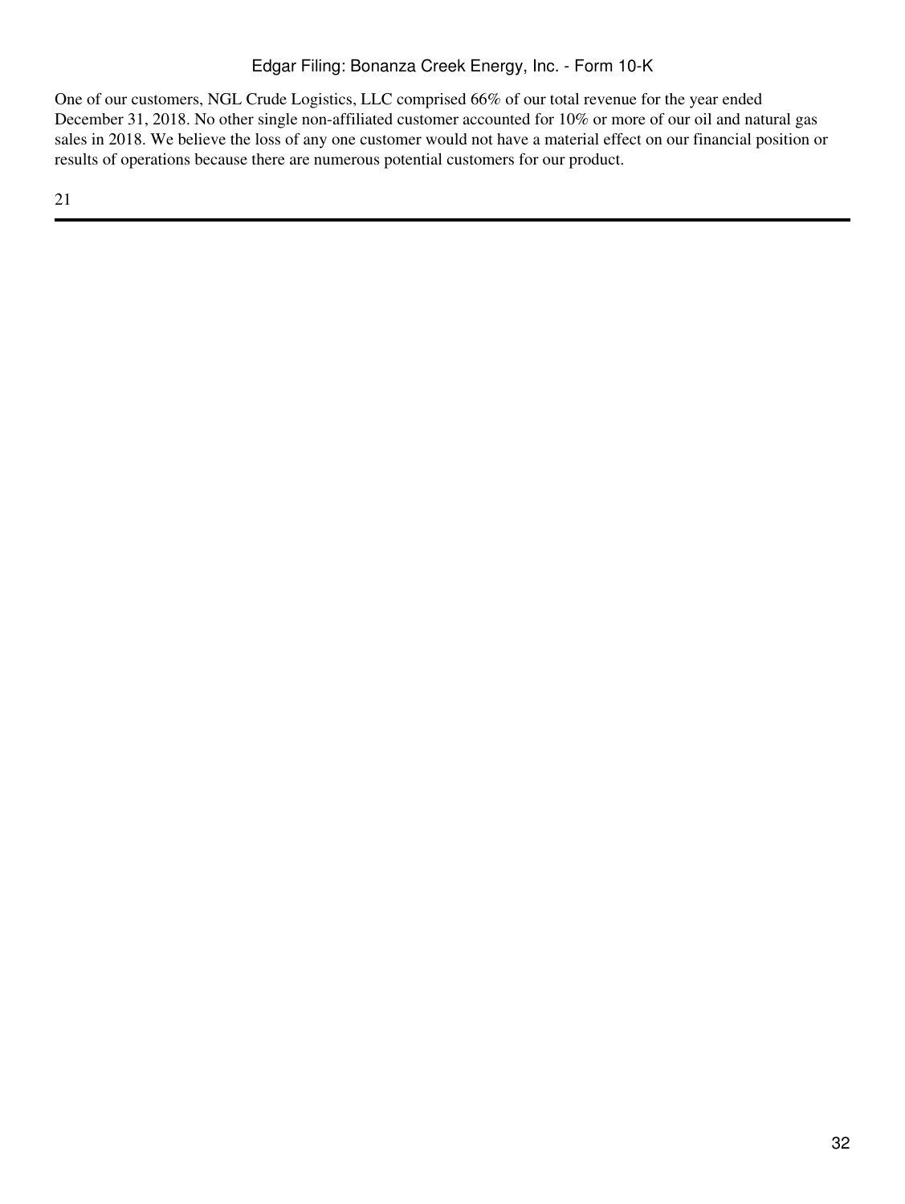One of our customers, NGL Crude Logistics, LLC comprised 66% of our total revenue for the year ended December 31, 2018. No other single non-affiliated customer accounted for 10% or more of our oil and natural gas sales in 2018. We believe the loss of any one customer would not have a material effect on our financial position or results of operations because there are numerous potential customers for our product.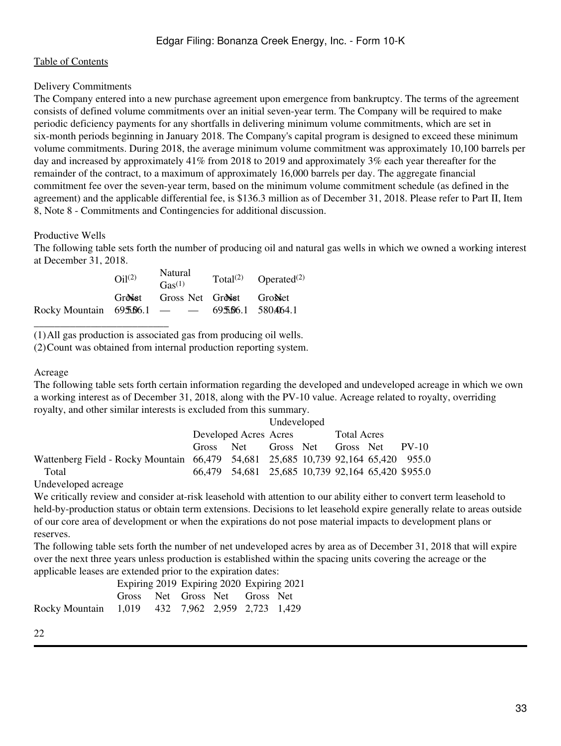### Delivery Commitments

The Company entered into a new purchase agreement upon emergence from bankruptcy. The terms of the agreement consists of defined volume commitments over an initial seven-year term. The Company will be required to make periodic deficiency payments for any shortfalls in delivering minimum volume commitments, which are set in six-month periods beginning in January 2018. The Company's capital program is designed to exceed these minimum volume commitments. During 2018, the average minimum volume commitment was approximately 10,100 barrels per day and increased by approximately 41% from 2018 to 2019 and approximately 3% each year thereafter for the remainder of the contract, to a maximum of approximately 16,000 barrels per day. The aggregate financial commitment fee over the seven-year term, based on the minimum volume commitment schedule (as defined in the agreement) and the applicable differential fee, is $136.3 million as of December 31, 2018. Please refer to Part II, Item 8, Note 8 - Commitments and Contingencies for additional discussion.

### Productive Wells

The following table sets forth the number of producing oil and natural gas wells in which we owned a working interest at December 31, 2018.

| | Oil(2) | | Natural Gas(1) | | Total(2) | | Operated(2) | |
|---|---|---|---|---|---|---|---|---|
| | Gross | Net | Gross | Net | Gross | Net | Gross | Net |
| Rocky Mountain | 695 | 506.1 | — | — | 695 | 506.1 | 580 | 464.1 |

(1) All gas production is associated gas from producing oil wells.

(2) Count was obtained from internal production reporting system.

### Acreage

The following table sets forth certain information regarding the developed and undeveloped acreage in which we own a working interest as of December 31, 2018, along with the PV-10 value. Acreage related to royalty, overriding royalty, and other similar interests is excluded from this summary.

| | Developed Acres | | Undeveloped Acres | | Total Acres | | |
|---|---|---|---|---|---|---|---|
| | Gross | Net | Gross | Net | Gross | Net | PV-10 |
| Wattenberg Field - Rocky Mountain | 66,479 | 54,681 | 25,685 | 10,739 | 92,164 | 65,420 | 955.0 |
| Total | 66,479 | 54,681 | 25,685 | 10,739 | 92,164 | 65,420 | $955.0 |

### Undeveloped acreage

We critically review and consider at-risk leasehold with attention to our ability either to convert term leasehold to held-by-production status or obtain term extensions. Decisions to let leasehold expire generally relate to areas outside of our core area of development or when the expirations do not pose material impacts to development plans or reserves.

The following table sets forth the number of net undeveloped acres by area as of December 31, 2018 that will expire over the next three years unless production is established within the spacing units covering the acreage or the applicable leases are extended prior to the expiration dates:

| | Expiring 2019 | | Expiring 2020 | | Expiring 2021 | |
|---|---|---|---|---|---|---|
| | Gross | Net | Gross | Net | Gross | Net |
| Rocky Mountain | 1,019 | 432 | 7,962 | 2,959 | 2,723 | 1,429 |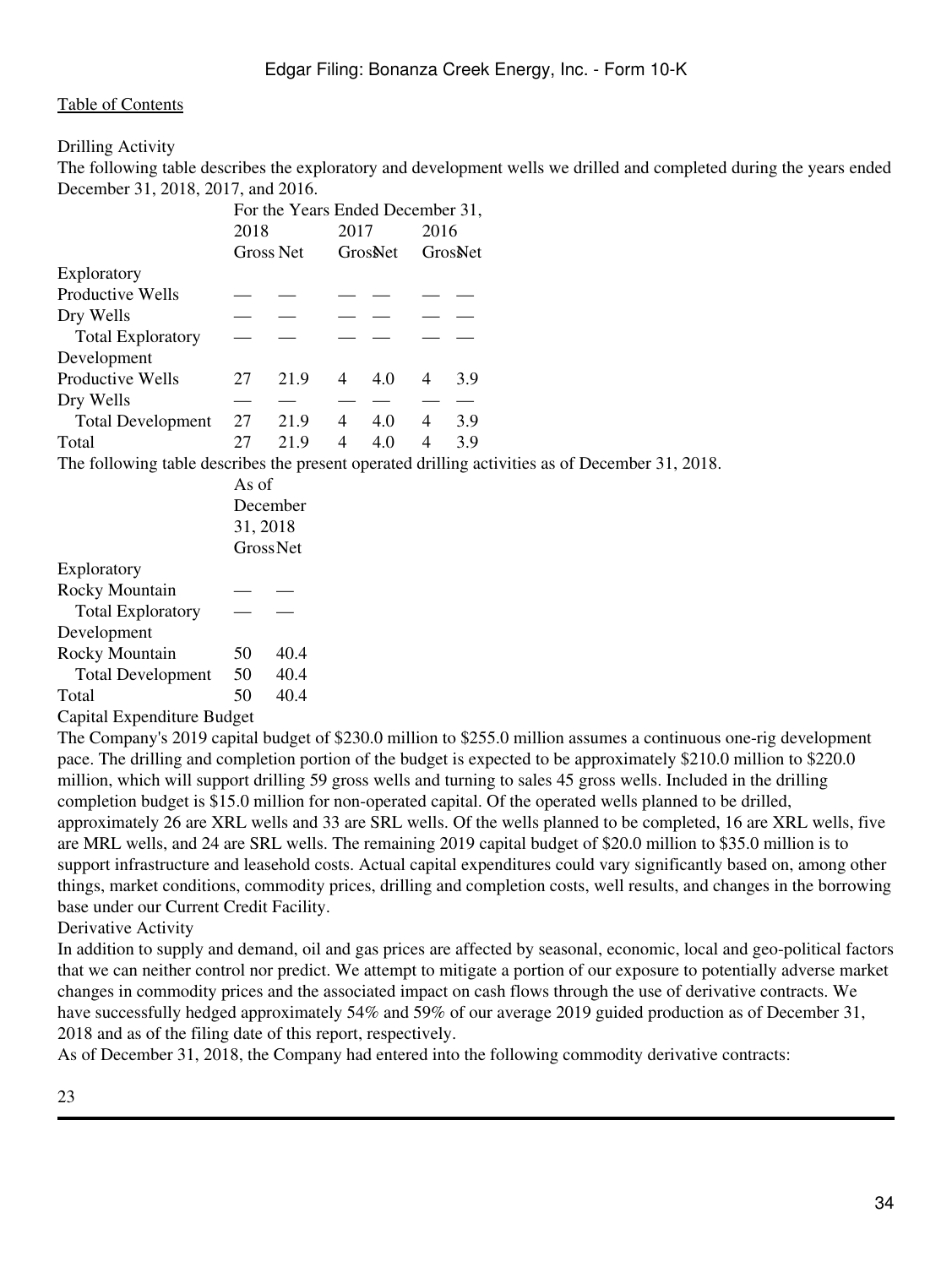Drilling Activity

The following table describes the exploratory and development wells we drilled and completed during the years ended December 31, 2018, 2017, and 2016.

| | For the Years Ended December 31, | | | | | |
|---|---|---|---|---|---|---|
| | 2018 | | 2017 | | 2016 | |
| | Gross | Net | Gross | Net | Gross | Net |
| Exploratory | | | | | | |
| Productive Wells | — | — | — | — | — | — |
| Dry Wells | — | — | — | — | — | — |
| Total Exploratory | — | — | — | — | — | — |
| Development | | | | | | |
| Productive Wells | 27 | 21.9 | 4 | 4.0 | 4 | 3.9 |
| Dry Wells | — | — | — | — | — | — |
| Total Development | 27 | 21.9 | 4 | 4.0 | 4 | 3.9 |
| Total | 27 | 21.9 | 4 | 4.0 | 4 | 3.9 |

The following table describes the present operated drilling activities as of December 31, 2018.

| | As of December 31, 2018 | |
|---|---|---|
| | Gross | Net |
| Exploratory | | |
| Rocky Mountain | — | — |
| Total Exploratory | — | — |
| Development | | |
| Rocky Mountain | 50 | 40.4 |
| Total Development | 50 | 40.4 |
| Total | 50 | 40.4 |

Capital Expenditure Budget

The Company's 2019 capital budget of $230.0 million to $255.0 million assumes a continuous one-rig development pace. The drilling and completion portion of the budget is expected to be approximately $210.0 million to $220.0 million, which will support drilling 59 gross wells and turning to sales 45 gross wells. Included in the drilling completion budget is $15.0 million for non-operated capital. Of the operated wells planned to be drilled, approximately 26 are XRL wells and 33 are SRL wells. Of the wells planned to be completed, 16 are XRL wells, five are MRL wells, and 24 are SRL wells. The remaining 2019 capital budget of $20.0 million to $35.0 million is to support infrastructure and leasehold costs. Actual capital expenditures could vary significantly based on, among other things, market conditions, commodity prices, drilling and completion costs, well results, and changes in the borrowing base under our Current Credit Facility.

Derivative Activity

In addition to supply and demand, oil and gas prices are affected by seasonal, economic, local and geo-political factors that we can neither control nor predict. We attempt to mitigate a portion of our exposure to potentially adverse market changes in commodity prices and the associated impact on cash flows through the use of derivative contracts. We have successfully hedged approximately 54% and 59% of our average 2019 guided production as of December 31, 2018 and as of the filing date of this report, respectively.

As of December 31, 2018, the Company had entered into the following commodity derivative contracts: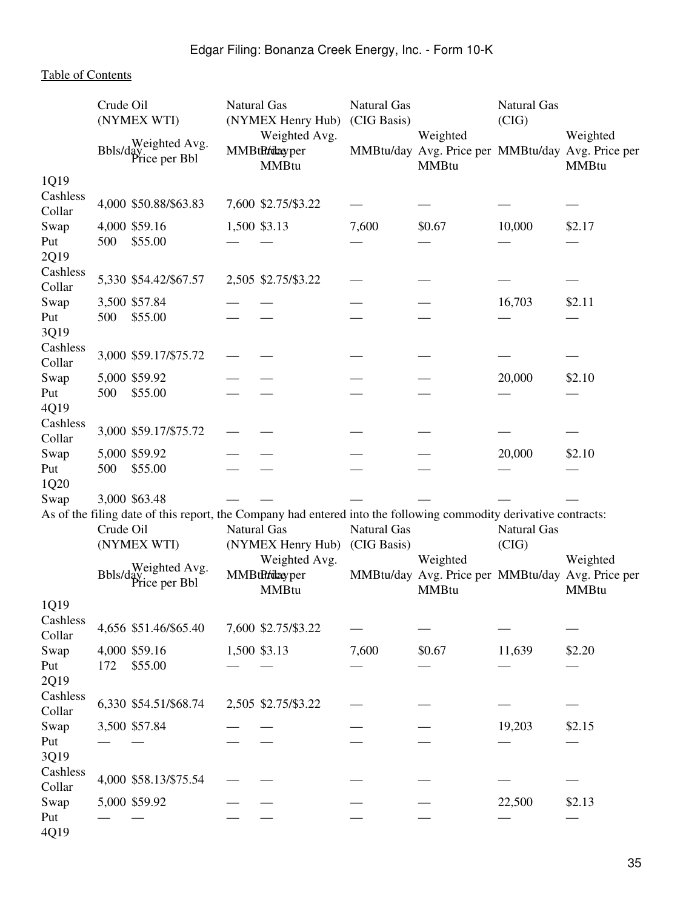| | Crude Oil (NYMEX WTI) | | Natural Gas (NYMEX Henry Hub) | | Natural Gas (CIG Basis) | | Natural Gas (CIG) | |
|---|---|---|---|---|---|---|---|---|
| | Bbls/day | Weighted Avg. Price per Bbl | MMBtu/day | Weighted Avg. Price per MMBtu | MMBtu/day | Weighted Avg. Price per MMBtu | MMBtu/day | Weighted Avg. Price per MMBtu |
| 1Q19 | | | | | | | | |
| Cashless Collar | 4,000 | $50.88/$63.83 | 7,600 | $2.75/$3.22 | — | — | — | — |
| Swap | 4,000 | $59.16 | 1,500 | $3.13 | 7,600 | $0.67 | 10,000 | $2.17 |
| Put | 500 | $55.00 | — | — | — | — | — | — |
| 2Q19 | | | | | | | | |
| Cashless Collar | 5,330 | $54.42/$67.57 | 2,505 | $2.75/$3.22 | — | — | — | — |
| Swap | 3,500 | $57.84 | — | — | — | — | 16,703 | $2.11 |
| Put | 500 | $55.00 | — | — | — | — | — | — |
| 3Q19 | | | | | | | | |
| Cashless Collar | 3,000 | $59.17/$75.72 | — | — | — | — | — | — |
| Swap | 5,000 | $59.92 | — | — | — | — | 20,000 | $2.10 |
| Put | 500 | $55.00 | — | — | — | — | — | — |
| 4Q19 | | | | | | | | |
| Cashless Collar | 3,000 | $59.17/$75.72 | — | — | — | — | — | — |
| Swap | 5,000 | $59.92 | — | — | — | — | 20,000 | $2.10 |
| Put | 500 | $55.00 | — | — | — | — | — | — |
| 1Q20 | | | | | | | | |
| Swap | 3,000 | $63.48 | — | — | — | — | — | — |

As of the filing date of this report, the Company had entered into the following commodity derivative contracts:

| | Crude Oil (NYMEX WTI) | | Natural Gas (NYMEX Henry Hub) | | Natural Gas (CIG Basis) | | Natural Gas (CIG) | |
|---|---|---|---|---|---|---|---|---|
| | Bbls/day | Weighted Avg. Price per Bbl | MMBtu/day | Weighted Avg. Price per MMBtu | MMBtu/day | Weighted Avg. Price per MMBtu | MMBtu/day | Weighted Avg. Price per MMBtu |
| 1Q19 | | | | | | | | |
| Cashless Collar | 4,656 | $51.46/$65.40 | 7,600 | $2.75/$3.22 | — | — | — | — |
| Swap | 4,000 | $59.16 | 1,500 | $3.13 | 7,600 | $0.67 | 11,639 | $2.20 |
| Put | 172 | $55.00 | — | — | — | — | — | — |
| 2Q19 | | | | | | | | |
| Cashless Collar | 6,330 | $54.51/$68.74 | 2,505 | $2.75/$3.22 | — | — | — | — |
| Swap | 3,500 | $57.84 | — | — | — | — | 19,203 | $2.15 |
| Put | — | — | — | — | — | — | — | — |
| 3Q19 | | | | | | | | |
| Cashless Collar | 4,000 | $58.13/$75.54 | — | — | — | — | — | — |
| Swap | 5,000 | $59.92 | — | — | — | — | 22,500 | $2.13 |
| Put | — | — | — | — | — | — | — | — |
| 4Q19 | | | | | | | | |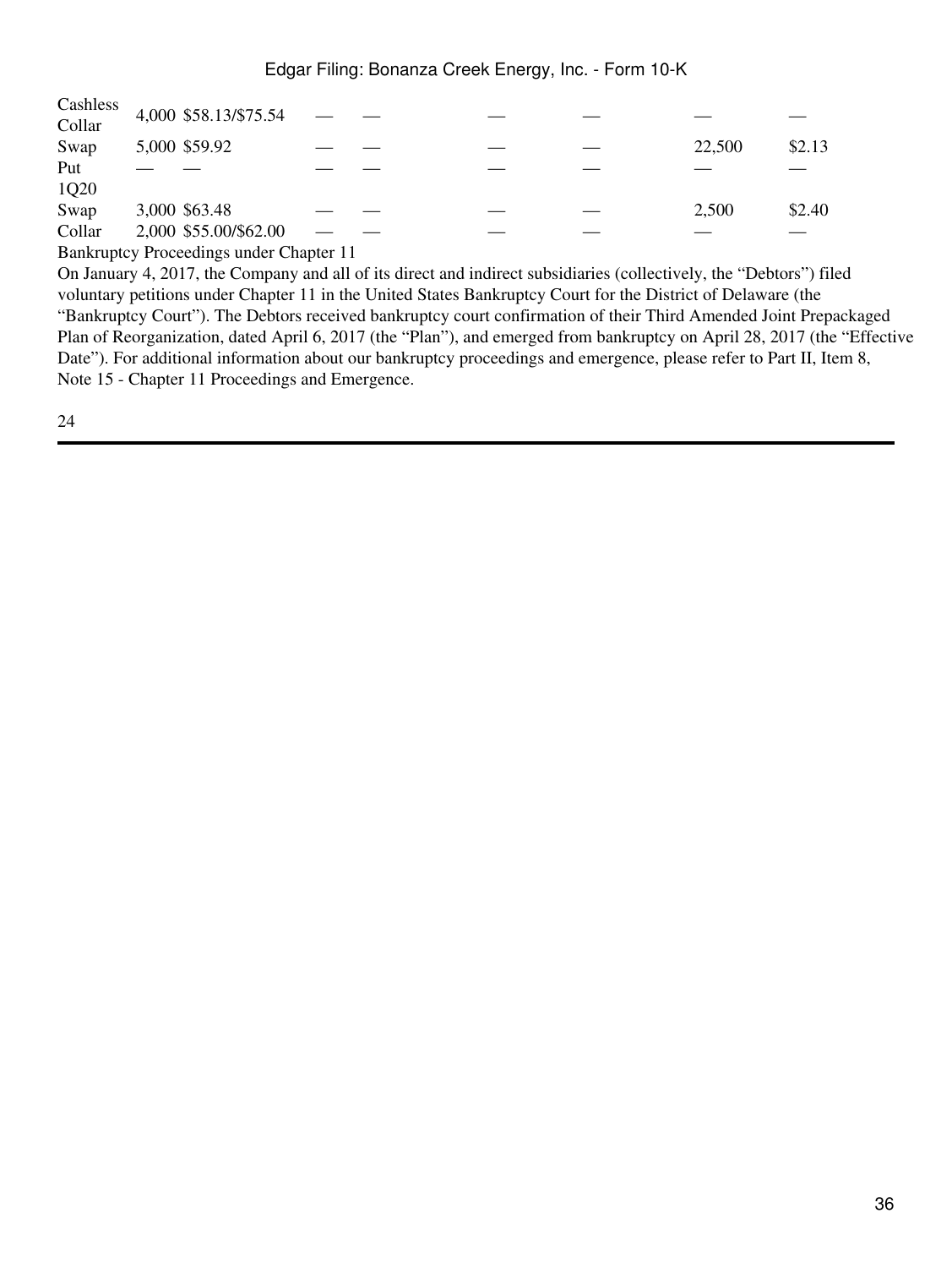| | | | | | | | | | |
|---|---|---|---|---|---|---|---|---|---|
| Cashless Collar | 4,000 | $58.13/$75.54 | — | — | — | — | — | — |
| Swap | 5,000 | $59.92 | — | — | — | — | 22,500 | $2.13 |
| Put | — | — | — | — | — | — | — | — |
| 1Q20 | | | | | | | | |
| Swap | 3,000 | $63.48 | — | — | — | — | 2,500 | $2.40 |
| Collar | 2,000 | $55.00/$62.00 | — | — | — | — | — | — |

Bankruptcy Proceedings under Chapter 11

On January 4, 2017, the Company and all of its direct and indirect subsidiaries (collectively, the "Debtors") filed voluntary petitions under Chapter 11 in the United States Bankruptcy Court for the District of Delaware (the "Bankruptcy Court"). The Debtors received bankruptcy court confirmation of their Third Amended Joint Prepackaged Plan of Reorganization, dated April 6, 2017 (the "Plan"), and emerged from bankruptcy on April 28, 2017 (the "Effective Date"). For additional information about our bankruptcy proceedings and emergence, please refer to Part II, Item 8, Note 15 - Chapter 11 Proceedings and Emergence.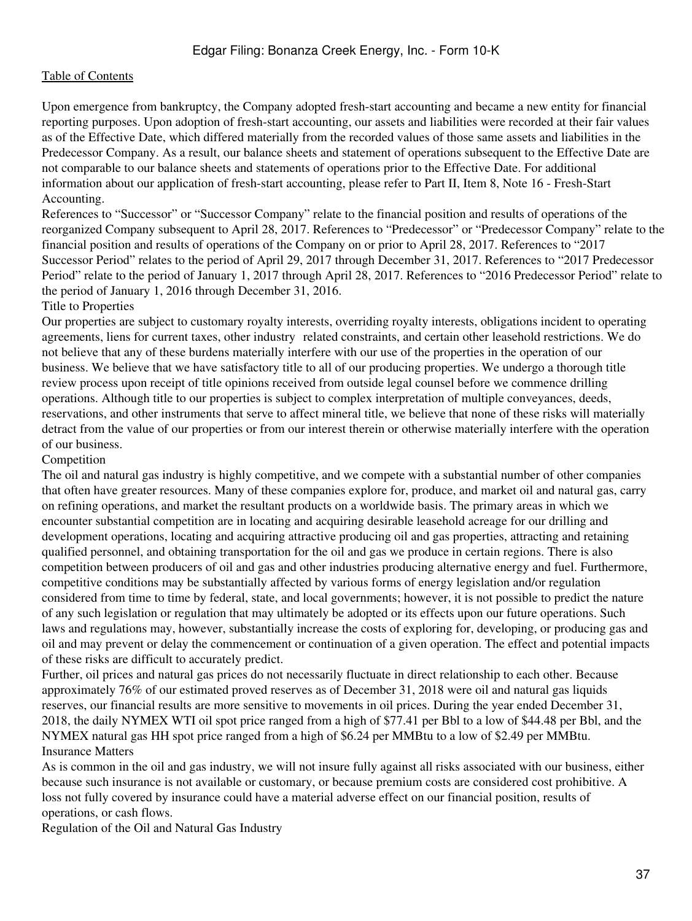Upon emergence from bankruptcy, the Company adopted fresh-start accounting and became a new entity for financial reporting purposes. Upon adoption of fresh-start accounting, our assets and liabilities were recorded at their fair values as of the Effective Date, which differed materially from the recorded values of those same assets and liabilities in the Predecessor Company. As a result, our balance sheets and statement of operations subsequent to the Effective Date are not comparable to our balance sheets and statements of operations prior to the Effective Date. For additional information about our application of fresh-start accounting, please refer to Part II, Item 8, Note 16 - Fresh-Start Accounting.

References to "Successor" or "Successor Company" relate to the financial position and results of operations of the reorganized Company subsequent to April 28, 2017. References to "Predecessor" or "Predecessor Company" relate to the financial position and results of operations of the Company on or prior to April 28, 2017. References to "2017 Successor Period" relates to the period of April 29, 2017 through December 31, 2017. References to "2017 Predecessor Period" relate to the period of January 1, 2017 through April 28, 2017. References to "2016 Predecessor Period" relate to the period of January 1, 2016 through December 31, 2016.

## Title to Properties

Our properties are subject to customary royalty interests, overriding royalty interests, obligations incident to operating agreements, liens for current taxes, other industry related constraints, and certain other leasehold restrictions. We do not believe that any of these burdens materially interfere with our use of the properties in the operation of our business. We believe that we have satisfactory title to all of our producing properties. We undergo a thorough title review process upon receipt of title opinions received from outside legal counsel before we commence drilling operations. Although title to our properties is subject to complex interpretation of multiple conveyances, deeds, reservations, and other instruments that serve to affect mineral title, we believe that none of these risks will materially detract from the value of our properties or from our interest therein or otherwise materially interfere with the operation of our business.

## Competition

The oil and natural gas industry is highly competitive, and we compete with a substantial number of other companies that often have greater resources. Many of these companies explore for, produce, and market oil and natural gas, carry on refining operations, and market the resultant products on a worldwide basis. The primary areas in which we encounter substantial competition are in locating and acquiring desirable leasehold acreage for our drilling and development operations, locating and acquiring attractive producing oil and gas properties, attracting and retaining qualified personnel, and obtaining transportation for the oil and gas we produce in certain regions. There is also competition between producers of oil and gas and other industries producing alternative energy and fuel. Furthermore, competitive conditions may be substantially affected by various forms of energy legislation and/or regulation considered from time to time by federal, state, and local governments; however, it is not possible to predict the nature of any such legislation or regulation that may ultimately be adopted or its effects upon our future operations. Such laws and regulations may, however, substantially increase the costs of exploring for, developing, or producing gas and oil and may prevent or delay the commencement or continuation of a given operation. The effect and potential impacts of these risks are difficult to accurately predict.

Further, oil prices and natural gas prices do not necessarily fluctuate in direct relationship to each other. Because approximately 76% of our estimated proved reserves as of December 31, 2018 were oil and natural gas liquids reserves, our financial results are more sensitive to movements in oil prices. During the year ended December 31, 2018, the daily NYMEX WTI oil spot price ranged from a high of $77.41 per Bbl to a low of $44.48 per Bbl, and the NYMEX natural gas HH spot price ranged from a high of $6.24 per MMBtu to a low of $2.49 per MMBtu.

## Insurance Matters

As is common in the oil and gas industry, we will not insure fully against all risks associated with our business, either because such insurance is not available or customary, or because premium costs are considered cost prohibitive. A loss not fully covered by insurance could have a material adverse effect on our financial position, results of operations, or cash flows.

## Regulation of the Oil and Natural Gas Industry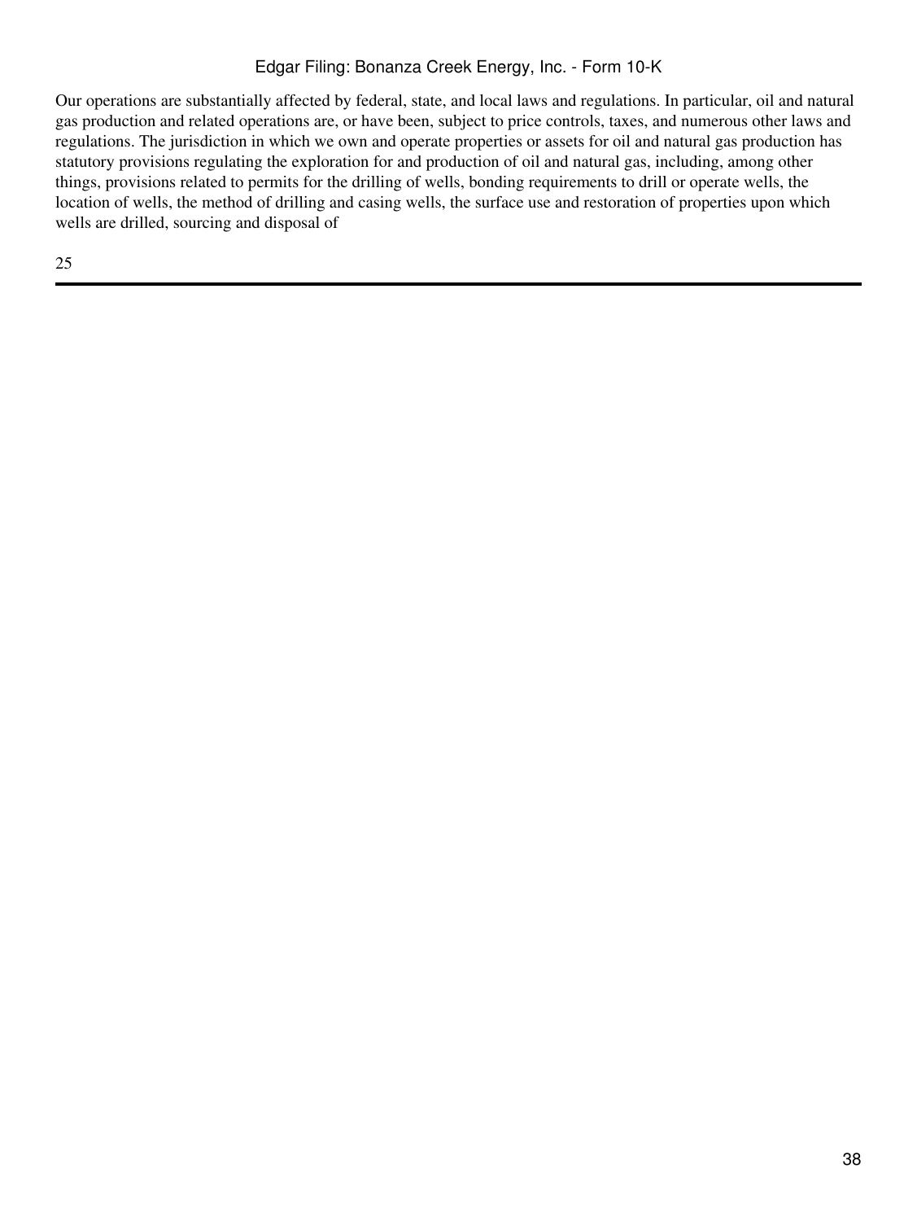Our operations are substantially affected by federal, state, and local laws and regulations. In particular, oil and natural gas production and related operations are, or have been, subject to price controls, taxes, and numerous other laws and regulations. The jurisdiction in which we own and operate properties or assets for oil and natural gas production has statutory provisions regulating the exploration for and production of oil and natural gas, including, among other things, provisions related to permits for the drilling of wells, bonding requirements to drill or operate wells, the location of wells, the method of drilling and casing wells, the surface use and restoration of properties upon which wells are drilled, sourcing and disposal of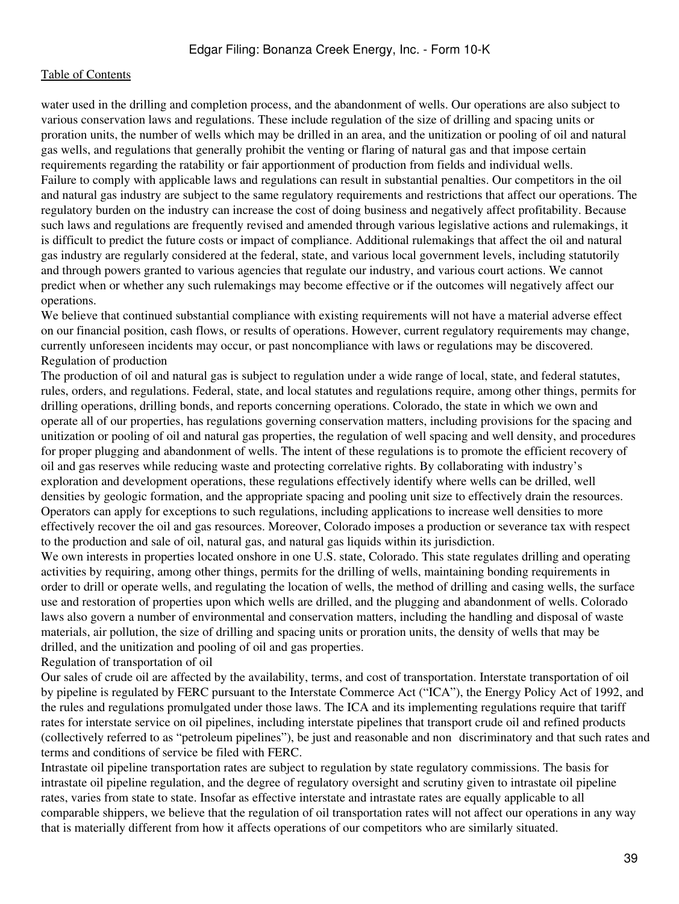water used in the drilling and completion process, and the abandonment of wells. Our operations are also subject to various conservation laws and regulations. These include regulation of the size of drilling and spacing units or proration units, the number of wells which may be drilled in an area, and the unitization or pooling of oil and natural gas wells, and regulations that generally prohibit the venting or flaring of natural gas and that impose certain requirements regarding the ratability or fair apportionment of production from fields and individual wells.

Failure to comply with applicable laws and regulations can result in substantial penalties. Our competitors in the oil and natural gas industry are subject to the same regulatory requirements and restrictions that affect our operations. The regulatory burden on the industry can increase the cost of doing business and negatively affect profitability. Because such laws and regulations are frequently revised and amended through various legislative actions and rulemakings, it is difficult to predict the future costs or impact of compliance. Additional rulemakings that affect the oil and natural gas industry are regularly considered at the federal, state, and various local government levels, including statutorily and through powers granted to various agencies that regulate our industry, and various court actions. We cannot predict when or whether any such rulemakings may become effective or if the outcomes will negatively affect our operations.

We believe that continued substantial compliance with existing requirements will not have a material adverse effect on our financial position, cash flows, or results of operations. However, current regulatory requirements may change, currently unforeseen incidents may occur, or past noncompliance with laws or regulations may be discovered.

Regulation of production

The production of oil and natural gas is subject to regulation under a wide range of local, state, and federal statutes, rules, orders, and regulations. Federal, state, and local statutes and regulations require, among other things, permits for drilling operations, drilling bonds, and reports concerning operations. Colorado, the state in which we own and operate all of our properties, has regulations governing conservation matters, including provisions for the spacing and unitization or pooling of oil and natural gas properties, the regulation of well spacing and well density, and procedures for proper plugging and abandonment of wells. The intent of these regulations is to promote the efficient recovery of oil and gas reserves while reducing waste and protecting correlative rights. By collaborating with industry's exploration and development operations, these regulations effectively identify where wells can be drilled, well densities by geologic formation, and the appropriate spacing and pooling unit size to effectively drain the resources. Operators can apply for exceptions to such regulations, including applications to increase well densities to more effectively recover the oil and gas resources. Moreover, Colorado imposes a production or severance tax with respect to the production and sale of oil, natural gas, and natural gas liquids within its jurisdiction.

We own interests in properties located onshore in one U.S. state, Colorado. This state regulates drilling and operating activities by requiring, among other things, permits for the drilling of wells, maintaining bonding requirements in order to drill or operate wells, and regulating the location of wells, the method of drilling and casing wells, the surface use and restoration of properties upon which wells are drilled, and the plugging and abandonment of wells. Colorado laws also govern a number of environmental and conservation matters, including the handling and disposal of waste materials, air pollution, the size of drilling and spacing units or proration units, the density of wells that may be drilled, and the unitization and pooling of oil and gas properties.

Regulation of transportation of oil

Our sales of crude oil are affected by the availability, terms, and cost of transportation. Interstate transportation of oil by pipeline is regulated by FERC pursuant to the Interstate Commerce Act ("ICA"), the Energy Policy Act of 1992, and the rules and regulations promulgated under those laws. The ICA and its implementing regulations require that tariff rates for interstate service on oil pipelines, including interstate pipelines that transport crude oil and refined products (collectively referred to as "petroleum pipelines"), be just and reasonable and non discriminatory and that such rates and terms and conditions of service be filed with FERC.

Intrastate oil pipeline transportation rates are subject to regulation by state regulatory commissions. The basis for intrastate oil pipeline regulation, and the degree of regulatory oversight and scrutiny given to intrastate oil pipeline rates, varies from state to state. Insofar as effective interstate and intrastate rates are equally applicable to all comparable shippers, we believe that the regulation of oil transportation rates will not affect our operations in any way that is materially different from how it affects operations of our competitors who are similarly situated.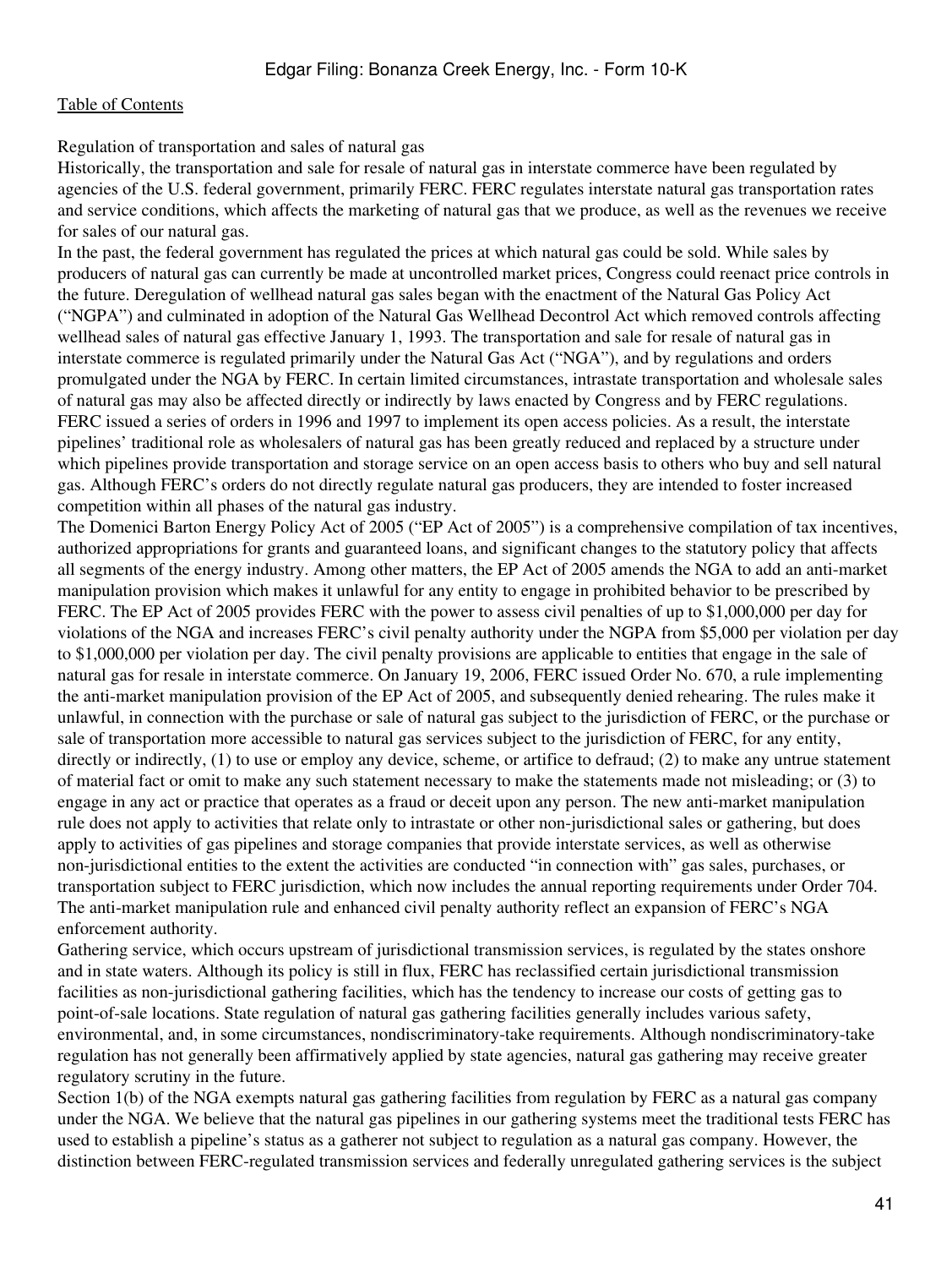Regulation of transportation and sales of natural gas

Historically, the transportation and sale for resale of natural gas in interstate commerce have been regulated by agencies of the U.S. federal government, primarily FERC. FERC regulates interstate natural gas transportation rates and service conditions, which affects the marketing of natural gas that we produce, as well as the revenues we receive for sales of our natural gas.

In the past, the federal government has regulated the prices at which natural gas could be sold. While sales by producers of natural gas can currently be made at uncontrolled market prices, Congress could reenact price controls in the future. Deregulation of wellhead natural gas sales began with the enactment of the Natural Gas Policy Act ("NGPA") and culminated in adoption of the Natural Gas Wellhead Decontrol Act which removed controls affecting wellhead sales of natural gas effective January 1, 1993. The transportation and sale for resale of natural gas in interstate commerce is regulated primarily under the Natural Gas Act ("NGA"), and by regulations and orders promulgated under the NGA by FERC. In certain limited circumstances, intrastate transportation and wholesale sales of natural gas may also be affected directly or indirectly by laws enacted by Congress and by FERC regulations.

FERC issued a series of orders in 1996 and 1997 to implement its open access policies. As a result, the interstate pipelines' traditional role as wholesalers of natural gas has been greatly reduced and replaced by a structure under which pipelines provide transportation and storage service on an open access basis to others who buy and sell natural gas. Although FERC's orders do not directly regulate natural gas producers, they are intended to foster increased competition within all phases of the natural gas industry.

The Domenici Barton Energy Policy Act of 2005 ("EP Act of 2005") is a comprehensive compilation of tax incentives, authorized appropriations for grants and guaranteed loans, and significant changes to the statutory policy that affects all segments of the energy industry. Among other matters, the EP Act of 2005 amends the NGA to add an anti-market manipulation provision which makes it unlawful for any entity to engage in prohibited behavior to be prescribed by FERC. The EP Act of 2005 provides FERC with the power to assess civil penalties of up to $1,000,000 per day for violations of the NGA and increases FERC's civil penalty authority under the NGPA from $5,000 per violation per day to $1,000,000 per violation per day. The civil penalty provisions are applicable to entities that engage in the sale of natural gas for resale in interstate commerce. On January 19, 2006, FERC issued Order No. 670, a rule implementing the anti-market manipulation provision of the EP Act of 2005, and subsequently denied rehearing. The rules make it unlawful, in connection with the purchase or sale of natural gas subject to the jurisdiction of FERC, or the purchase or sale of transportation more accessible to natural gas services subject to the jurisdiction of FERC, for any entity, directly or indirectly, (1) to use or employ any device, scheme, or artifice to defraud; (2) to make any untrue statement of material fact or omit to make any such statement necessary to make the statements made not misleading; or (3) to engage in any act or practice that operates as a fraud or deceit upon any person. The new anti-market manipulation rule does not apply to activities that relate only to intrastate or other non-jurisdictional sales or gathering, but does apply to activities of gas pipelines and storage companies that provide interstate services, as well as otherwise non-jurisdictional entities to the extent the activities are conducted "in connection with" gas sales, purchases, or transportation subject to FERC jurisdiction, which now includes the annual reporting requirements under Order 704. The anti-market manipulation rule and enhanced civil penalty authority reflect an expansion of FERC's NGA enforcement authority.

Gathering service, which occurs upstream of jurisdictional transmission services, is regulated by the states onshore and in state waters. Although its policy is still in flux, FERC has reclassified certain jurisdictional transmission facilities as non-jurisdictional gathering facilities, which has the tendency to increase our costs of getting gas to point-of-sale locations. State regulation of natural gas gathering facilities generally includes various safety, environmental, and, in some circumstances, nondiscriminatory-take requirements. Although nondiscriminatory-take regulation has not generally been affirmatively applied by state agencies, natural gas gathering may receive greater regulatory scrutiny in the future.

Section 1(b) of the NGA exempts natural gas gathering facilities from regulation by FERC as a natural gas company under the NGA. We believe that the natural gas pipelines in our gathering systems meet the traditional tests FERC has used to establish a pipeline's status as a gatherer not subject to regulation as a natural gas company. However, the distinction between FERC-regulated transmission services and federally unregulated gathering services is the subject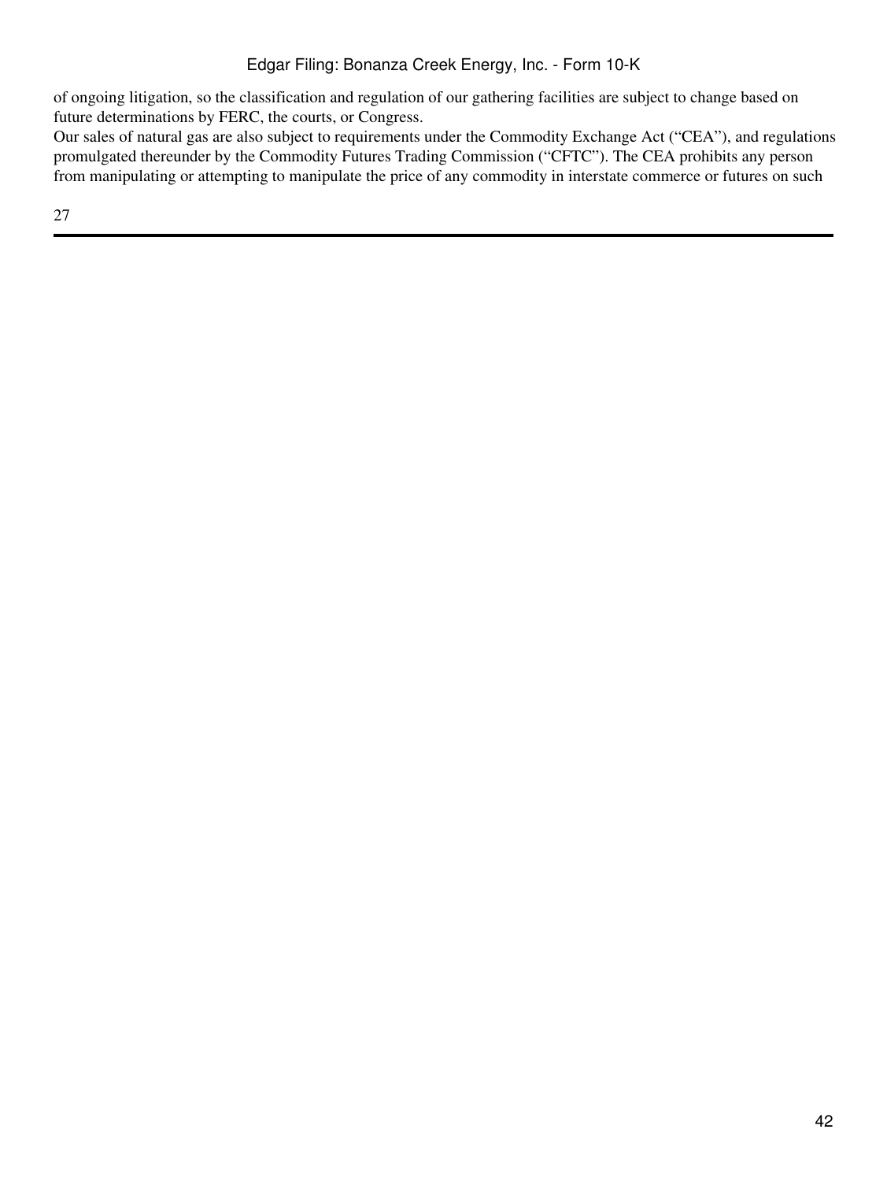of ongoing litigation, so the classification and regulation of our gathering facilities are subject to change based on future determinations by FERC, the courts, or Congress.

Our sales of natural gas are also subject to requirements under the Commodity Exchange Act ("CEA"), and regulations promulgated thereunder by the Commodity Futures Trading Commission ("CFTC"). The CEA prohibits any person from manipulating or attempting to manipulate the price of any commodity in interstate commerce or futures on such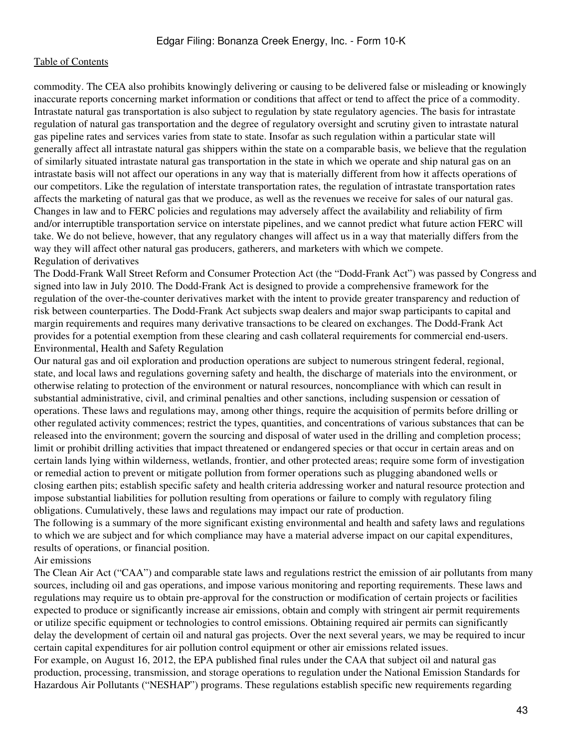commodity. The CEA also prohibits knowingly delivering or causing to be delivered false or misleading or knowingly inaccurate reports concerning market information or conditions that affect or tend to affect the price of a commodity.

Intrastate natural gas transportation is also subject to regulation by state regulatory agencies. The basis for intrastate regulation of natural gas transportation and the degree of regulatory oversight and scrutiny given to intrastate natural gas pipeline rates and services varies from state to state. Insofar as such regulation within a particular state will generally affect all intrastate natural gas shippers within the state on a comparable basis, we believe that the regulation of similarly situated intrastate natural gas transportation in the state in which we operate and ship natural gas on an intrastate basis will not affect our operations in any way that is materially different from how it affects operations of our competitors. Like the regulation of interstate transportation rates, the regulation of intrastate transportation rates affects the marketing of natural gas that we produce, as well as the revenues we receive for sales of our natural gas.

Changes in law and to FERC policies and regulations may adversely affect the availability and reliability of firm and/or interruptible transportation service on interstate pipelines, and we cannot predict what future action FERC will take. We do not believe, however, that any regulatory changes will affect us in a way that materially differs from the way they will affect other natural gas producers, gatherers, and marketers with which we compete.

### Regulation of derivatives

The Dodd-Frank Wall Street Reform and Consumer Protection Act (the "Dodd-Frank Act") was passed by Congress and signed into law in July 2010. The Dodd-Frank Act is designed to provide a comprehensive framework for the regulation of the over-the-counter derivatives market with the intent to provide greater transparency and reduction of risk between counterparties. The Dodd-Frank Act subjects swap dealers and major swap participants to capital and margin requirements and requires many derivative transactions to be cleared on exchanges. The Dodd-Frank Act provides for a potential exemption from these clearing and cash collateral requirements for commercial end-users.

### Environmental, Health and Safety Regulation

Our natural gas and oil exploration and production operations are subject to numerous stringent federal, regional, state, and local laws and regulations governing safety and health, the discharge of materials into the environment, or otherwise relating to protection of the environment or natural resources, noncompliance with which can result in substantial administrative, civil, and criminal penalties and other sanctions, including suspension or cessation of operations. These laws and regulations may, among other things, require the acquisition of permits before drilling or other regulated activity commences; restrict the types, quantities, and concentrations of various substances that can be released into the environment; govern the sourcing and disposal of water used in the drilling and completion process; limit or prohibit drilling activities that impact threatened or endangered species or that occur in certain areas and on certain lands lying within wilderness, wetlands, frontier, and other protected areas; require some form of investigation or remedial action to prevent or mitigate pollution from former operations such as plugging abandoned wells or closing earthen pits; establish specific safety and health criteria addressing worker and natural resource protection and impose substantial liabilities for pollution resulting from operations or failure to comply with regulatory filing obligations. Cumulatively, these laws and regulations may impact our rate of production.

The following is a summary of the more significant existing environmental and health and safety laws and regulations to which we are subject and for which compliance may have a material adverse impact on our capital expenditures, results of operations, or financial position.

#### Air emissions

The Clean Air Act ("CAA") and comparable state laws and regulations restrict the emission of air pollutants from many sources, including oil and gas operations, and impose various monitoring and reporting requirements. These laws and regulations may require us to obtain pre-approval for the construction or modification of certain projects or facilities expected to produce or significantly increase air emissions, obtain and comply with stringent air permit requirements or utilize specific equipment or technologies to control emissions. Obtaining required air permits can significantly delay the development of certain oil and natural gas projects. Over the next several years, we may be required to incur certain capital expenditures for air pollution control equipment or other air emissions related issues.

For example, on August 16, 2012, the EPA published final rules under the CAA that subject oil and natural gas production, processing, transmission, and storage operations to regulation under the National Emission Standards for Hazardous Air Pollutants ("NESHAP") programs. These regulations establish specific new requirements regarding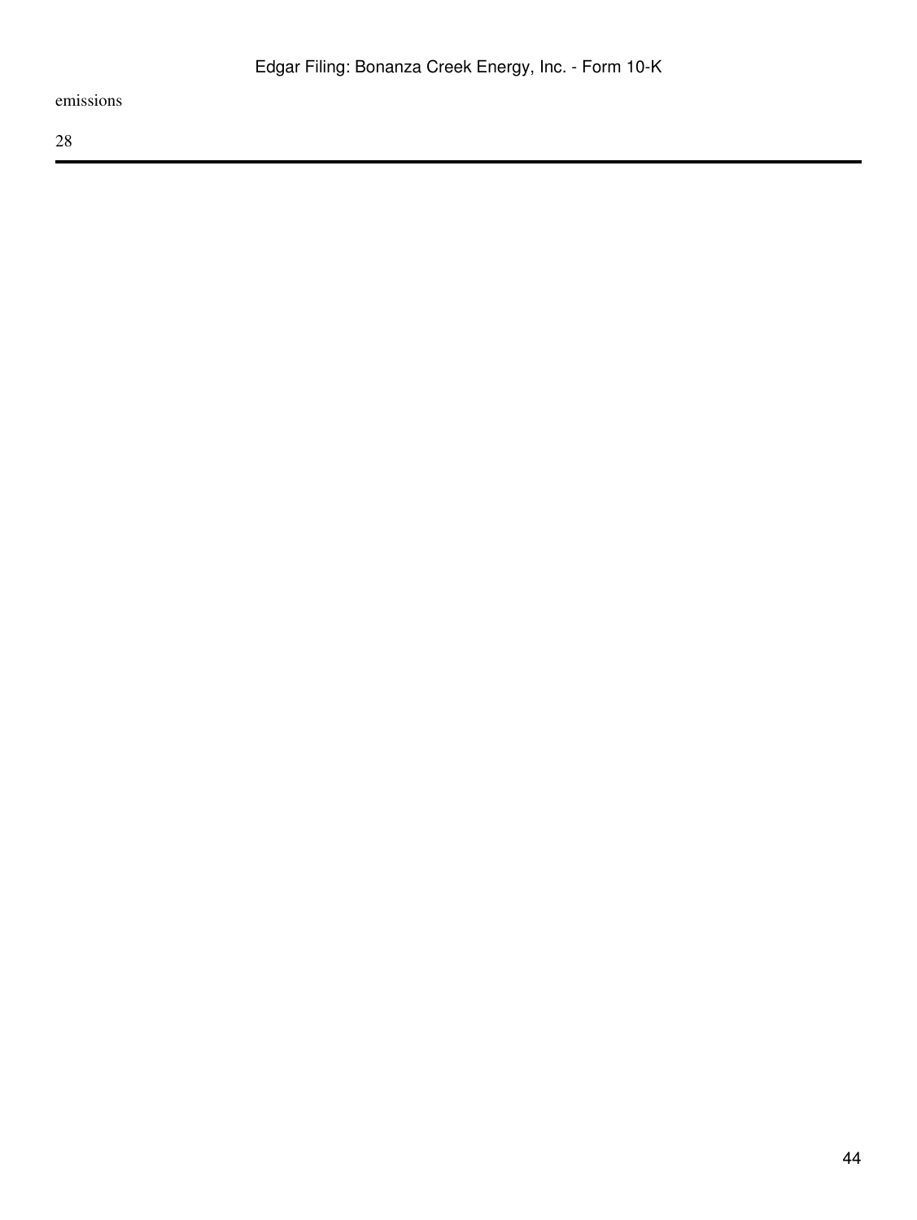emissions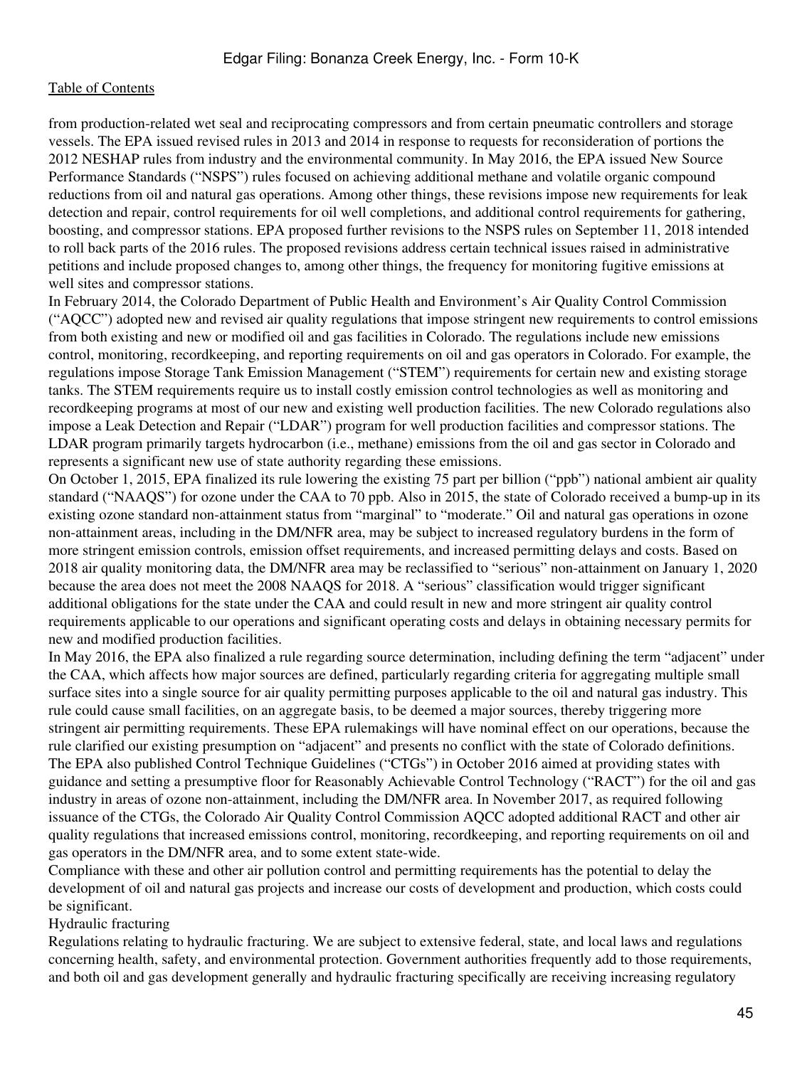from production-related wet seal and reciprocating compressors and from certain pneumatic controllers and storage vessels. The EPA issued revised rules in 2013 and 2014 in response to requests for reconsideration of portions the 2012 NESHAP rules from industry and the environmental community. In May 2016, the EPA issued New Source Performance Standards ("NSPS") rules focused on achieving additional methane and volatile organic compound reductions from oil and natural gas operations. Among other things, these revisions impose new requirements for leak detection and repair, control requirements for oil well completions, and additional control requirements for gathering, boosting, and compressor stations. EPA proposed further revisions to the NSPS rules on September 11, 2018 intended to roll back parts of the 2016 rules. The proposed revisions address certain technical issues raised in administrative petitions and include proposed changes to, among other things, the frequency for monitoring fugitive emissions at well sites and compressor stations.

In February 2014, the Colorado Department of Public Health and Environment's Air Quality Control Commission ("AQCC") adopted new and revised air quality regulations that impose stringent new requirements to control emissions from both existing and new or modified oil and gas facilities in Colorado. The regulations include new emissions control, monitoring, recordkeeping, and reporting requirements on oil and gas operators in Colorado. For example, the regulations impose Storage Tank Emission Management ("STEM") requirements for certain new and existing storage tanks. The STEM requirements require us to install costly emission control technologies as well as monitoring and recordkeeping programs at most of our new and existing well production facilities. The new Colorado regulations also impose a Leak Detection and Repair ("LDAR") program for well production facilities and compressor stations. The LDAR program primarily targets hydrocarbon (i.e., methane) emissions from the oil and gas sector in Colorado and represents a significant new use of state authority regarding these emissions.

On October 1, 2015, EPA finalized its rule lowering the existing 75 part per billion ("ppb") national ambient air quality standard ("NAAQS") for ozone under the CAA to 70 ppb. Also in 2015, the state of Colorado received a bump-up in its existing ozone standard non-attainment status from "marginal" to "moderate." Oil and natural gas operations in ozone non-attainment areas, including in the DM/NFR area, may be subject to increased regulatory burdens in the form of more stringent emission controls, emission offset requirements, and increased permitting delays and costs. Based on 2018 air quality monitoring data, the DM/NFR area may be reclassified to "serious" non-attainment on January 1, 2020 because the area does not meet the 2008 NAAQS for 2018. A "serious" classification would trigger significant additional obligations for the state under the CAA and could result in new and more stringent air quality control requirements applicable to our operations and significant operating costs and delays in obtaining necessary permits for new and modified production facilities.

In May 2016, the EPA also finalized a rule regarding source determination, including defining the term "adjacent" under the CAA, which affects how major sources are defined, particularly regarding criteria for aggregating multiple small surface sites into a single source for air quality permitting purposes applicable to the oil and natural gas industry. This rule could cause small facilities, on an aggregate basis, to be deemed a major sources, thereby triggering more stringent air permitting requirements. These EPA rulemakings will have nominal effect on our operations, because the rule clarified our existing presumption on "adjacent" and presents no conflict with the state of Colorado definitions. The EPA also published Control Technique Guidelines ("CTGs") in October 2016 aimed at providing states with guidance and setting a presumptive floor for Reasonably Achievable Control Technology ("RACT") for the oil and gas industry in areas of ozone non-attainment, including the DM/NFR area. In November 2017, as required following issuance of the CTGs, the Colorado Air Quality Control Commission AQCC adopted additional RACT and other air quality regulations that increased emissions control, monitoring, recordkeeping, and reporting requirements on oil and gas operators in the DM/NFR area, and to some extent state-wide.

Compliance with these and other air pollution control and permitting requirements has the potential to delay the development of oil and natural gas projects and increase our costs of development and production, which costs could be significant.

Hydraulic fracturing

Regulations relating to hydraulic fracturing. We are subject to extensive federal, state, and local laws and regulations concerning health, safety, and environmental protection. Government authorities frequently add to those requirements, and both oil and gas development generally and hydraulic fracturing specifically are receiving increasing regulatory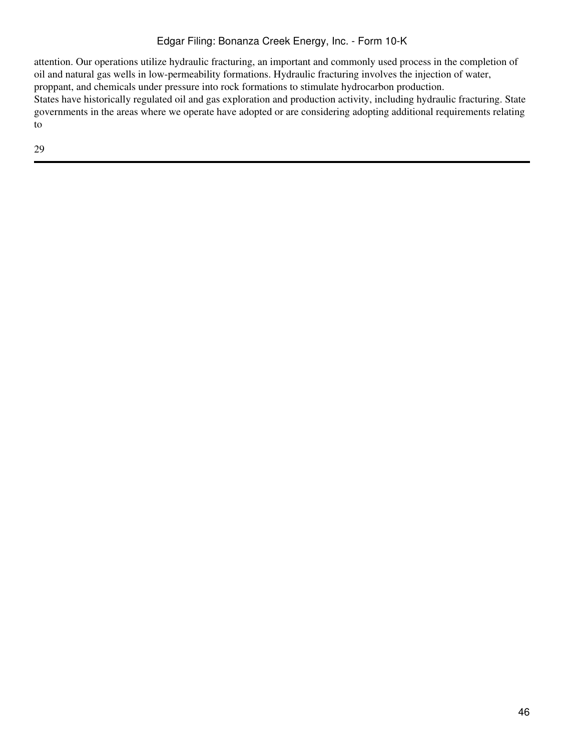attention. Our operations utilize hydraulic fracturing, an important and commonly used process in the completion of oil and natural gas wells in low-permeability formations. Hydraulic fracturing involves the injection of water, proppant, and chemicals under pressure into rock formations to stimulate hydrocarbon production.

States have historically regulated oil and gas exploration and production activity, including hydraulic fracturing. State governments in the areas where we operate have adopted or are considering adopting additional requirements relating to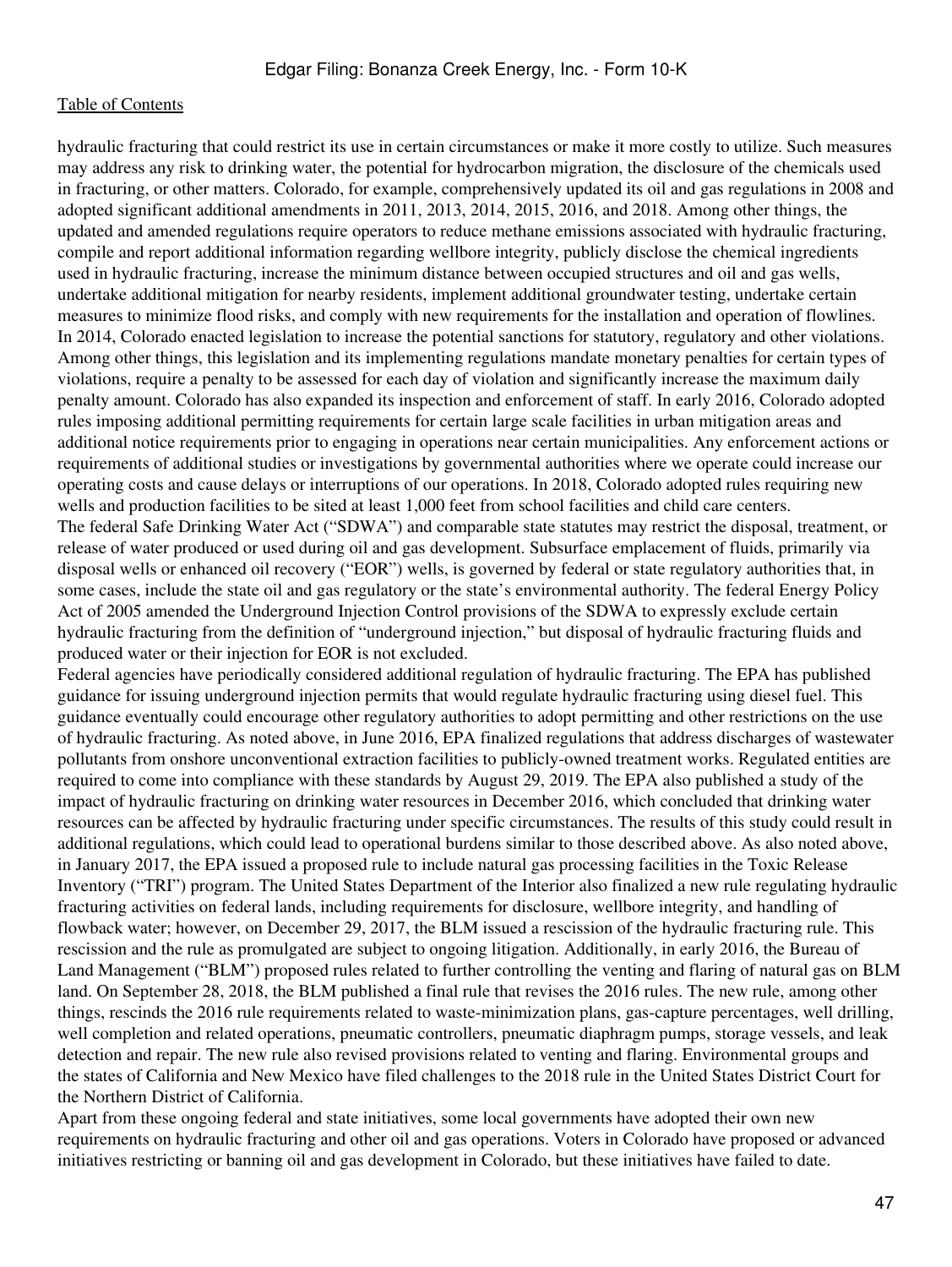hydraulic fracturing that could restrict its use in certain circumstances or make it more costly to utilize. Such measures may address any risk to drinking water, the potential for hydrocarbon migration, the disclosure of the chemicals used in fracturing, or other matters. Colorado, for example, comprehensively updated its oil and gas regulations in 2008 and adopted significant additional amendments in 2011, 2013, 2014, 2015, 2016, and 2018. Among other things, the updated and amended regulations require operators to reduce methane emissions associated with hydraulic fracturing, compile and report additional information regarding wellbore integrity, publicly disclose the chemical ingredients used in hydraulic fracturing, increase the minimum distance between occupied structures and oil and gas wells, undertake additional mitigation for nearby residents, implement additional groundwater testing, undertake certain measures to minimize flood risks, and comply with new requirements for the installation and operation of flowlines. In 2014, Colorado enacted legislation to increase the potential sanctions for statutory, regulatory and other violations. Among other things, this legislation and its implementing regulations mandate monetary penalties for certain types of violations, require a penalty to be assessed for each day of violation and significantly increase the maximum daily penalty amount. Colorado has also expanded its inspection and enforcement of staff. In early 2016, Colorado adopted rules imposing additional permitting requirements for certain large scale facilities in urban mitigation areas and additional notice requirements prior to engaging in operations near certain municipalities. Any enforcement actions or requirements of additional studies or investigations by governmental authorities where we operate could increase our operating costs and cause delays or interruptions of our operations. In 2018, Colorado adopted rules requiring new wells and production facilities to be sited at least 1,000 feet from school facilities and child care centers.

The federal Safe Drinking Water Act ("SDWA") and comparable state statutes may restrict the disposal, treatment, or release of water produced or used during oil and gas development. Subsurface emplacement of fluids, primarily via disposal wells or enhanced oil recovery ("EOR") wells, is governed by federal or state regulatory authorities that, in some cases, include the state oil and gas regulatory or the state's environmental authority. The federal Energy Policy Act of 2005 amended the Underground Injection Control provisions of the SDWA to expressly exclude certain hydraulic fracturing from the definition of "underground injection," but disposal of hydraulic fracturing fluids and produced water or their injection for EOR is not excluded.

Federal agencies have periodically considered additional regulation of hydraulic fracturing. The EPA has published guidance for issuing underground injection permits that would regulate hydraulic fracturing using diesel fuel. This guidance eventually could encourage other regulatory authorities to adopt permitting and other restrictions on the use of hydraulic fracturing. As noted above, in June 2016, EPA finalized regulations that address discharges of wastewater pollutants from onshore unconventional extraction facilities to publicly-owned treatment works. Regulated entities are required to come into compliance with these standards by August 29, 2019. The EPA also published a study of the impact of hydraulic fracturing on drinking water resources in December 2016, which concluded that drinking water resources can be affected by hydraulic fracturing under specific circumstances. The results of this study could result in additional regulations, which could lead to operational burdens similar to those described above. As also noted above, in January 2017, the EPA issued a proposed rule to include natural gas processing facilities in the Toxic Release Inventory ("TRI") program. The United States Department of the Interior also finalized a new rule regulating hydraulic fracturing activities on federal lands, including requirements for disclosure, wellbore integrity, and handling of flowback water; however, on December 29, 2017, the BLM issued a rescission of the hydraulic fracturing rule. This rescission and the rule as promulgated are subject to ongoing litigation. Additionally, in early 2016, the Bureau of Land Management ("BLM") proposed rules related to further controlling the venting and flaring of natural gas on BLM land. On September 28, 2018, the BLM published a final rule that revises the 2016 rules. The new rule, among other things, rescinds the 2016 rule requirements related to waste-minimization plans, gas-capture percentages, well drilling, well completion and related operations, pneumatic controllers, pneumatic diaphragm pumps, storage vessels, and leak detection and repair. The new rule also revised provisions related to venting and flaring. Environmental groups and the states of California and New Mexico have filed challenges to the 2018 rule in the United States District Court for the Northern District of California.

Apart from these ongoing federal and state initiatives, some local governments have adopted their own new requirements on hydraulic fracturing and other oil and gas operations. Voters in Colorado have proposed or advanced initiatives restricting or banning oil and gas development in Colorado, but these initiatives have failed to date.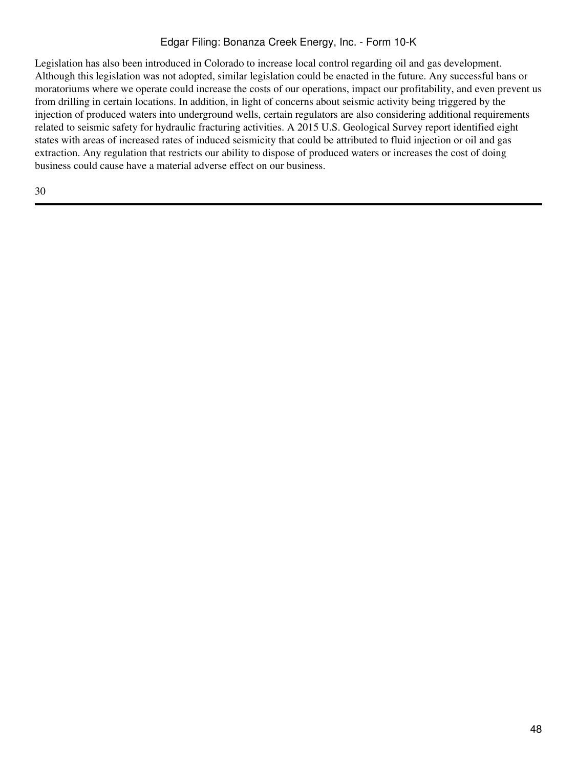Legislation has also been introduced in Colorado to increase local control regarding oil and gas development. Although this legislation was not adopted, similar legislation could be enacted in the future. Any successful bans or moratoriums where we operate could increase the costs of our operations, impact our profitability, and even prevent us from drilling in certain locations. In addition, in light of concerns about seismic activity being triggered by the injection of produced waters into underground wells, certain regulators are also considering additional requirements related to seismic safety for hydraulic fracturing activities. A 2015 U.S. Geological Survey report identified eight states with areas of increased rates of induced seismicity that could be attributed to fluid injection or oil and gas extraction. Any regulation that restricts our ability to dispose of produced waters or increases the cost of doing business could cause have a material adverse effect on our business.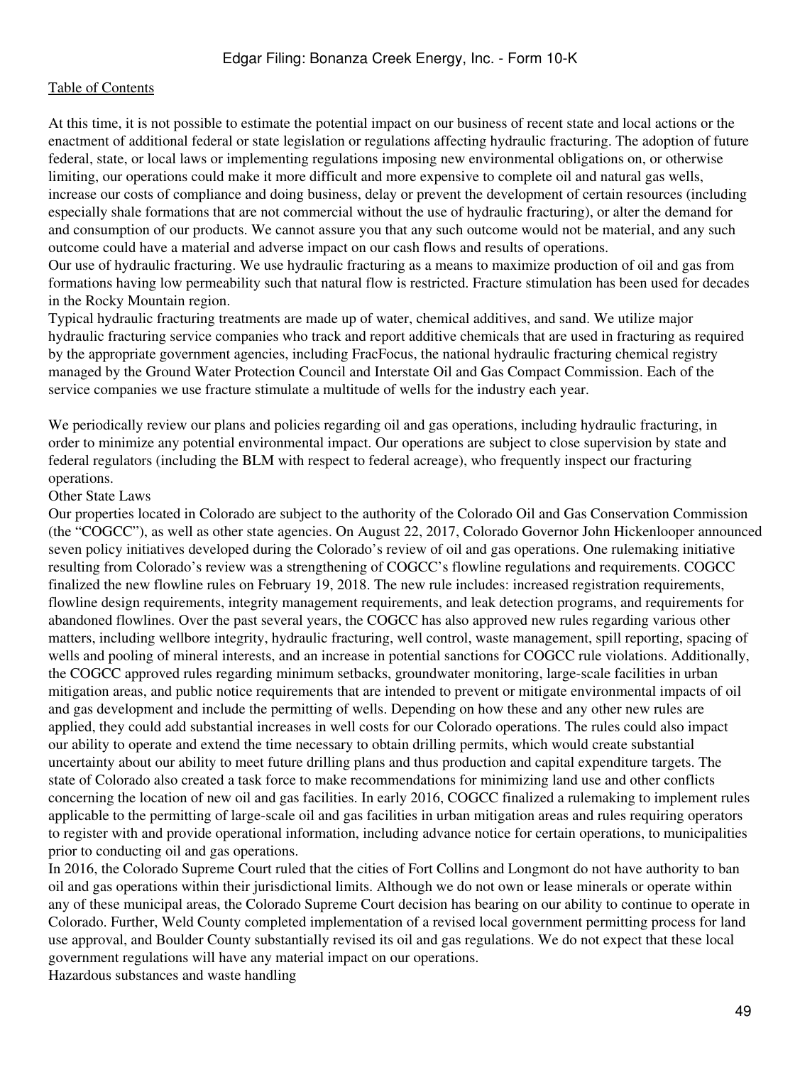At this time, it is not possible to estimate the potential impact on our business of recent state and local actions or the enactment of additional federal or state legislation or regulations affecting hydraulic fracturing. The adoption of future federal, state, or local laws or implementing regulations imposing new environmental obligations on, or otherwise limiting, our operations could make it more difficult and more expensive to complete oil and natural gas wells, increase our costs of compliance and doing business, delay or prevent the development of certain resources (including especially shale formations that are not commercial without the use of hydraulic fracturing), or alter the demand for and consumption of our products. We cannot assure you that any such outcome would not be material, and any such outcome could have a material and adverse impact on our cash flows and results of operations.

Our use of hydraulic fracturing. We use hydraulic fracturing as a means to maximize production of oil and gas from formations having low permeability such that natural flow is restricted. Fracture stimulation has been used for decades in the Rocky Mountain region.

Typical hydraulic fracturing treatments are made up of water, chemical additives, and sand. We utilize major hydraulic fracturing service companies who track and report additive chemicals that are used in fracturing as required by the appropriate government agencies, including FracFocus, the national hydraulic fracturing chemical registry managed by the Ground Water Protection Council and Interstate Oil and Gas Compact Commission. Each of the service companies we use fracture stimulate a multitude of wells for the industry each year.

We periodically review our plans and policies regarding oil and gas operations, including hydraulic fracturing, in order to minimize any potential environmental impact. Our operations are subject to close supervision by state and federal regulators (including the BLM with respect to federal acreage), who frequently inspect our fracturing operations.

Other State Laws

Our properties located in Colorado are subject to the authority of the Colorado Oil and Gas Conservation Commission (the "COGCC"), as well as other state agencies. On August 22, 2017, Colorado Governor John Hickenlooper announced seven policy initiatives developed during the Colorado's review of oil and gas operations. One rulemaking initiative resulting from Colorado's review was a strengthening of COGCC's flowline regulations and requirements. COGCC finalized the new flowline rules on February 19, 2018. The new rule includes: increased registration requirements, flowline design requirements, integrity management requirements, and leak detection programs, and requirements for abandoned flowlines. Over the past several years, the COGCC has also approved new rules regarding various other matters, including wellbore integrity, hydraulic fracturing, well control, waste management, spill reporting, spacing of wells and pooling of mineral interests, and an increase in potential sanctions for COGCC rule violations. Additionally, the COGCC approved rules regarding minimum setbacks, groundwater monitoring, large-scale facilities in urban mitigation areas, and public notice requirements that are intended to prevent or mitigate environmental impacts of oil and gas development and include the permitting of wells. Depending on how these and any other new rules are applied, they could add substantial increases in well costs for our Colorado operations. The rules could also impact our ability to operate and extend the time necessary to obtain drilling permits, which would create substantial uncertainty about our ability to meet future drilling plans and thus production and capital expenditure targets. The state of Colorado also created a task force to make recommendations for minimizing land use and other conflicts concerning the location of new oil and gas facilities. In early 2016, COGCC finalized a rulemaking to implement rules applicable to the permitting of large-scale oil and gas facilities in urban mitigation areas and rules requiring operators to register with and provide operational information, including advance notice for certain operations, to municipalities prior to conducting oil and gas operations.

In 2016, the Colorado Supreme Court ruled that the cities of Fort Collins and Longmont do not have authority to ban oil and gas operations within their jurisdictional limits. Although we do not own or lease minerals or operate within any of these municipal areas, the Colorado Supreme Court decision has bearing on our ability to continue to operate in Colorado. Further, Weld County completed implementation of a revised local government permitting process for land use approval, and Boulder County substantially revised its oil and gas regulations. We do not expect that these local government regulations will have any material impact on our operations.

Hazardous substances and waste handling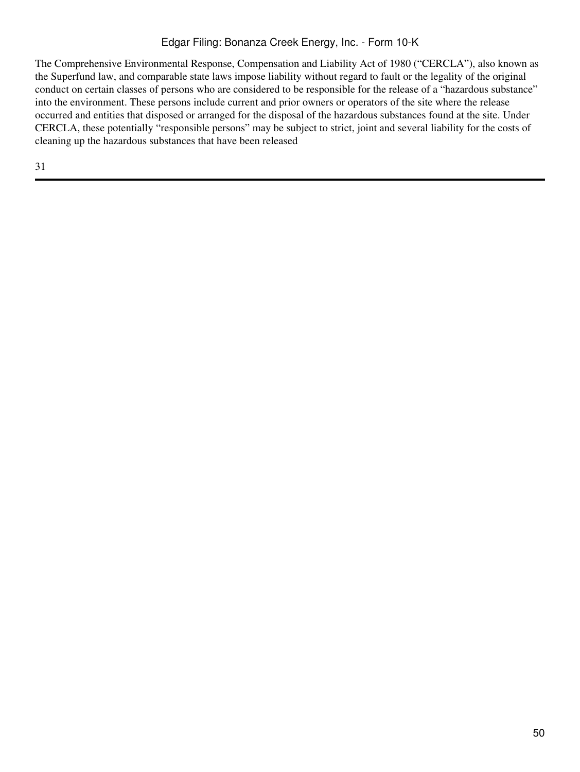The Comprehensive Environmental Response, Compensation and Liability Act of 1980 ("CERCLA"), also known as the Superfund law, and comparable state laws impose liability without regard to fault or the legality of the original conduct on certain classes of persons who are considered to be responsible for the release of a "hazardous substance" into the environment. These persons include current and prior owners or operators of the site where the release occurred and entities that disposed or arranged for the disposal of the hazardous substances found at the site. Under CERCLA, these potentially "responsible persons" may be subject to strict, joint and several liability for the costs of cleaning up the hazardous substances that have been released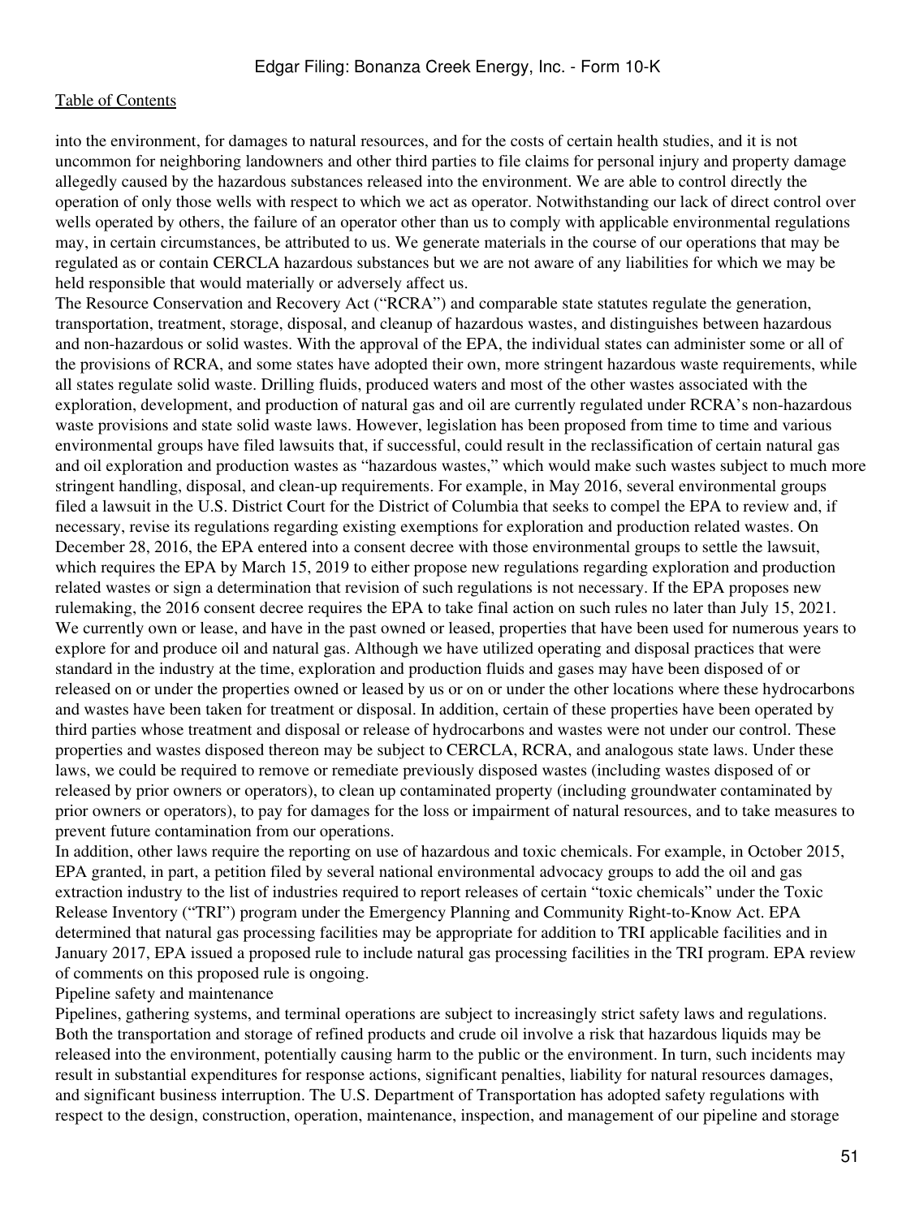into the environment, for damages to natural resources, and for the costs of certain health studies, and it is not uncommon for neighboring landowners and other third parties to file claims for personal injury and property damage allegedly caused by the hazardous substances released into the environment. We are able to control directly the operation of only those wells with respect to which we act as operator. Notwithstanding our lack of direct control over wells operated by others, the failure of an operator other than us to comply with applicable environmental regulations may, in certain circumstances, be attributed to us. We generate materials in the course of our operations that may be regulated as or contain CERCLA hazardous substances but we are not aware of any liabilities for which we may be held responsible that would materially or adversely affect us.

The Resource Conservation and Recovery Act ("RCRA") and comparable state statutes regulate the generation, transportation, treatment, storage, disposal, and cleanup of hazardous wastes, and distinguishes between hazardous and non-hazardous or solid wastes. With the approval of the EPA, the individual states can administer some or all of the provisions of RCRA, and some states have adopted their own, more stringent hazardous waste requirements, while all states regulate solid waste. Drilling fluids, produced waters and most of the other wastes associated with the exploration, development, and production of natural gas and oil are currently regulated under RCRA's non-hazardous waste provisions and state solid waste laws. However, legislation has been proposed from time to time and various environmental groups have filed lawsuits that, if successful, could result in the reclassification of certain natural gas and oil exploration and production wastes as "hazardous wastes," which would make such wastes subject to much more stringent handling, disposal, and clean-up requirements. For example, in May 2016, several environmental groups filed a lawsuit in the U.S. District Court for the District of Columbia that seeks to compel the EPA to review and, if necessary, revise its regulations regarding existing exemptions for exploration and production related wastes. On December 28, 2016, the EPA entered into a consent decree with those environmental groups to settle the lawsuit, which requires the EPA by March 15, 2019 to either propose new regulations regarding exploration and production related wastes or sign a determination that revision of such regulations is not necessary. If the EPA proposes new rulemaking, the 2016 consent decree requires the EPA to take final action on such rules no later than July 15, 2021.

We currently own or lease, and have in the past owned or leased, properties that have been used for numerous years to explore for and produce oil and natural gas. Although we have utilized operating and disposal practices that were standard in the industry at the time, exploration and production fluids and gases may have been disposed of or released on or under the properties owned or leased by us or on or under the other locations where these hydrocarbons and wastes have been taken for treatment or disposal. In addition, certain of these properties have been operated by third parties whose treatment and disposal or release of hydrocarbons and wastes were not under our control. These properties and wastes disposed thereon may be subject to CERCLA, RCRA, and analogous state laws. Under these laws, we could be required to remove or remediate previously disposed wastes (including wastes disposed of or released by prior owners or operators), to clean up contaminated property (including groundwater contaminated by prior owners or operators), to pay for damages for the loss or impairment of natural resources, and to take measures to prevent future contamination from our operations.

In addition, other laws require the reporting on use of hazardous and toxic chemicals. For example, in October 2015, EPA granted, in part, a petition filed by several national environmental advocacy groups to add the oil and gas extraction industry to the list of industries required to report releases of certain "toxic chemicals" under the Toxic Release Inventory ("TRI") program under the Emergency Planning and Community Right-to-Know Act. EPA determined that natural gas processing facilities may be appropriate for addition to TRI applicable facilities and in January 2017, EPA issued a proposed rule to include natural gas processing facilities in the TRI program. EPA review of comments on this proposed rule is ongoing.

### Pipeline safety and maintenance

Pipelines, gathering systems, and terminal operations are subject to increasingly strict safety laws and regulations. Both the transportation and storage of refined products and crude oil involve a risk that hazardous liquids may be released into the environment, potentially causing harm to the public or the environment. In turn, such incidents may result in substantial expenditures for response actions, significant penalties, liability for natural resources damages, and significant business interruption. The U.S. Department of Transportation has adopted safety regulations with respect to the design, construction, operation, maintenance, inspection, and management of our pipeline and storage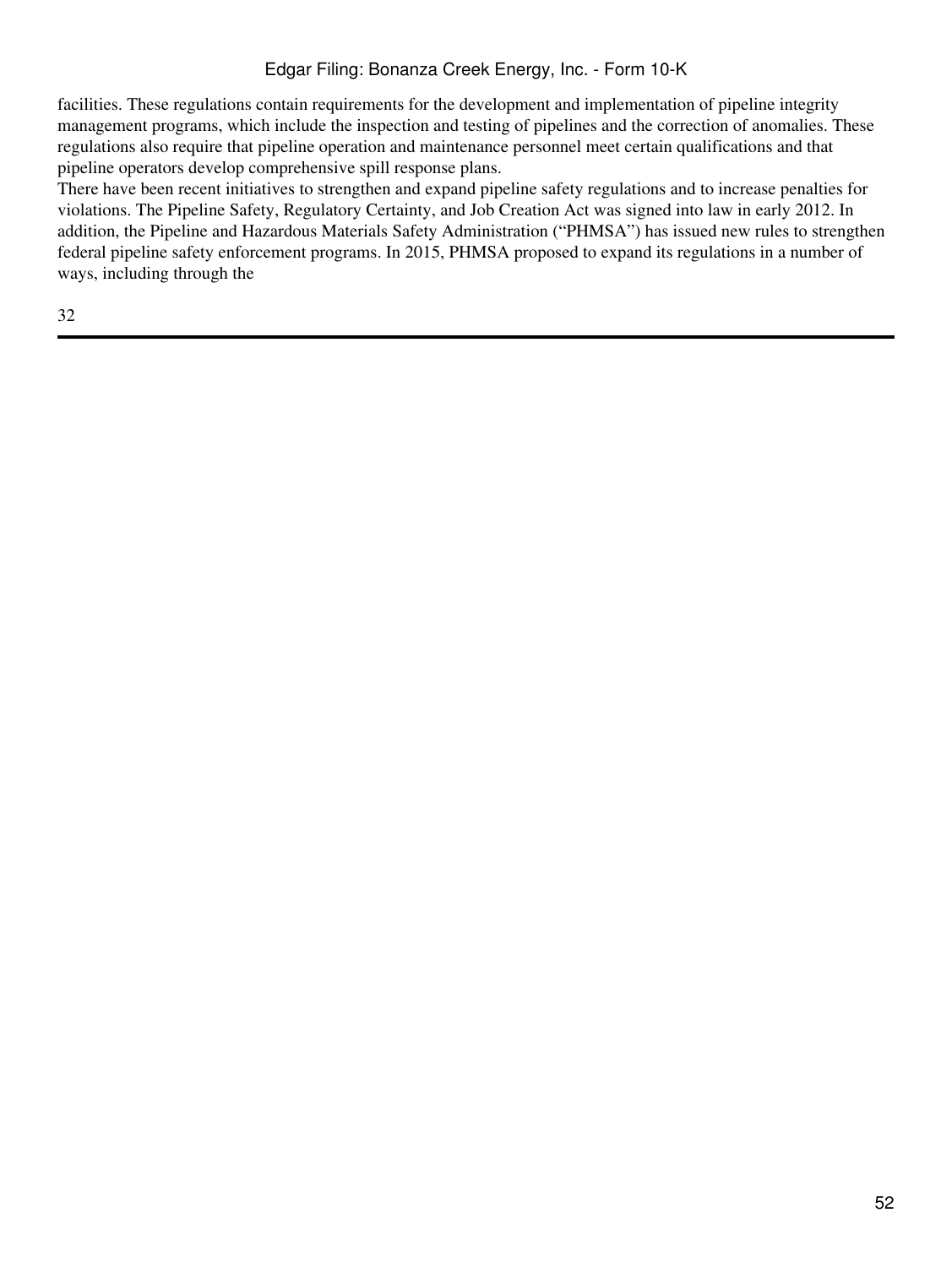facilities. These regulations contain requirements for the development and implementation of pipeline integrity management programs, which include the inspection and testing of pipelines and the correction of anomalies. These regulations also require that pipeline operation and maintenance personnel meet certain qualifications and that pipeline operators develop comprehensive spill response plans.

There have been recent initiatives to strengthen and expand pipeline safety regulations and to increase penalties for violations. The Pipeline Safety, Regulatory Certainty, and Job Creation Act was signed into law in early 2012. In addition, the Pipeline and Hazardous Materials Safety Administration ("PHMSA") has issued new rules to strengthen federal pipeline safety enforcement programs. In 2015, PHMSA proposed to expand its regulations in a number of ways, including through the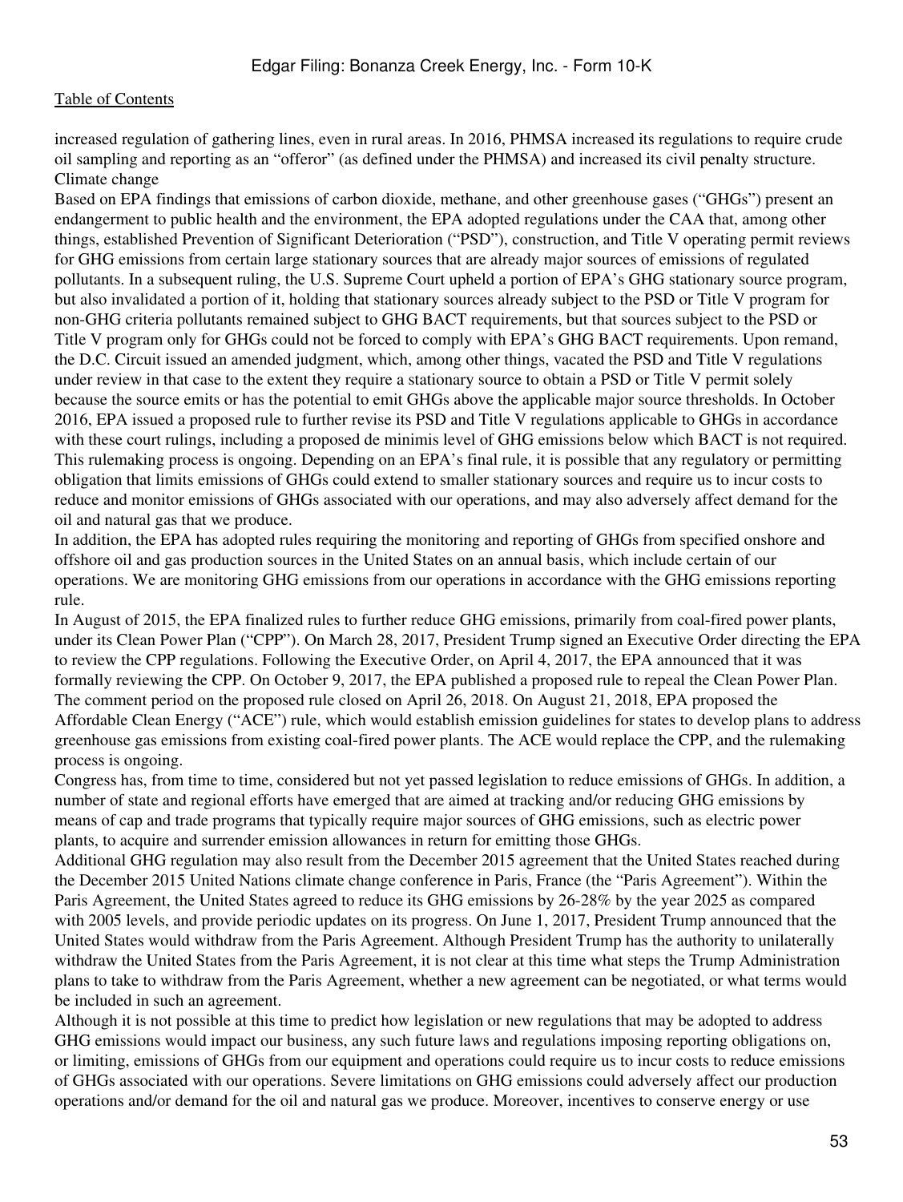increased regulation of gathering lines, even in rural areas. In 2016, PHMSA increased its regulations to require crude oil sampling and reporting as an "offeror" (as defined under the PHMSA) and increased its civil penalty structure.

### Climate change

Based on EPA findings that emissions of carbon dioxide, methane, and other greenhouse gases ("GHGs") present an endangerment to public health and the environment, the EPA adopted regulations under the CAA that, among other things, established Prevention of Significant Deterioration ("PSD"), construction, and Title V operating permit reviews for GHG emissions from certain large stationary sources that are already major sources of emissions of regulated pollutants. In a subsequent ruling, the U.S. Supreme Court upheld a portion of EPA's GHG stationary source program, but also invalidated a portion of it, holding that stationary sources already subject to the PSD or Title V program for non-GHG criteria pollutants remained subject to GHG BACT requirements, but that sources subject to the PSD or Title V program only for GHGs could not be forced to comply with EPA's GHG BACT requirements. Upon remand, the D.C. Circuit issued an amended judgment, which, among other things, vacated the PSD and Title V regulations under review in that case to the extent they require a stationary source to obtain a PSD or Title V permit solely because the source emits or has the potential to emit GHGs above the applicable major source thresholds. In October 2016, EPA issued a proposed rule to further revise its PSD and Title V regulations applicable to GHGs in accordance with these court rulings, including a proposed de minimis level of GHG emissions below which BACT is not required. This rulemaking process is ongoing. Depending on an EPA's final rule, it is possible that any regulatory or permitting obligation that limits emissions of GHGs could extend to smaller stationary sources and require us to incur costs to reduce and monitor emissions of GHGs associated with our operations, and may also adversely affect demand for the oil and natural gas that we produce.

In addition, the EPA has adopted rules requiring the monitoring and reporting of GHGs from specified onshore and offshore oil and gas production sources in the United States on an annual basis, which include certain of our operations. We are monitoring GHG emissions from our operations in accordance with the GHG emissions reporting rule.

In August of 2015, the EPA finalized rules to further reduce GHG emissions, primarily from coal-fired power plants, under its Clean Power Plan ("CPP"). On March 28, 2017, President Trump signed an Executive Order directing the EPA to review the CPP regulations. Following the Executive Order, on April 4, 2017, the EPA announced that it was formally reviewing the CPP. On October 9, 2017, the EPA published a proposed rule to repeal the Clean Power Plan. The comment period on the proposed rule closed on April 26, 2018. On August 21, 2018, EPA proposed the Affordable Clean Energy ("ACE") rule, which would establish emission guidelines for states to develop plans to address greenhouse gas emissions from existing coal-fired power plants. The ACE would replace the CPP, and the rulemaking process is ongoing.

Congress has, from time to time, considered but not yet passed legislation to reduce emissions of GHGs. In addition, a number of state and regional efforts have emerged that are aimed at tracking and/or reducing GHG emissions by means of cap and trade programs that typically require major sources of GHG emissions, such as electric power plants, to acquire and surrender emission allowances in return for emitting those GHGs.

Additional GHG regulation may also result from the December 2015 agreement that the United States reached during the December 2015 United Nations climate change conference in Paris, France (the "Paris Agreement"). Within the Paris Agreement, the United States agreed to reduce its GHG emissions by 26-28% by the year 2025 as compared with 2005 levels, and provide periodic updates on its progress. On June 1, 2017, President Trump announced that the United States would withdraw from the Paris Agreement. Although President Trump has the authority to unilaterally withdraw the United States from the Paris Agreement, it is not clear at this time what steps the Trump Administration plans to take to withdraw from the Paris Agreement, whether a new agreement can be negotiated, or what terms would be included in such an agreement.

Although it is not possible at this time to predict how legislation or new regulations that may be adopted to address GHG emissions would impact our business, any such future laws and regulations imposing reporting obligations on, or limiting, emissions of GHGs from our equipment and operations could require us to incur costs to reduce emissions of GHGs associated with our operations. Severe limitations on GHG emissions could adversely affect our production operations and/or demand for the oil and natural gas we produce. Moreover, incentives to conserve energy or use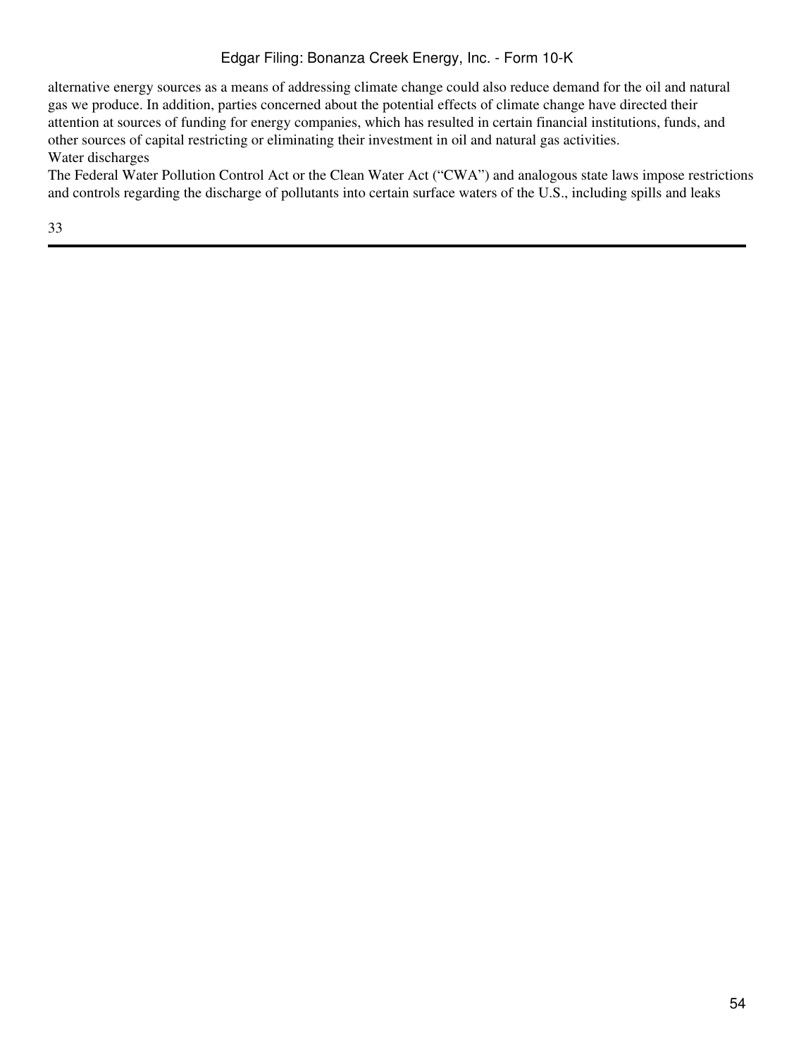alternative energy sources as a means of addressing climate change could also reduce demand for the oil and natural gas we produce. In addition, parties concerned about the potential effects of climate change have directed their attention at sources of funding for energy companies, which has resulted in certain financial institutions, funds, and other sources of capital restricting or eliminating their investment in oil and natural gas activities.

Water discharges

The Federal Water Pollution Control Act or the Clean Water Act ("CWA") and analogous state laws impose restrictions and controls regarding the discharge of pollutants into certain surface waters of the U.S., including spills and leaks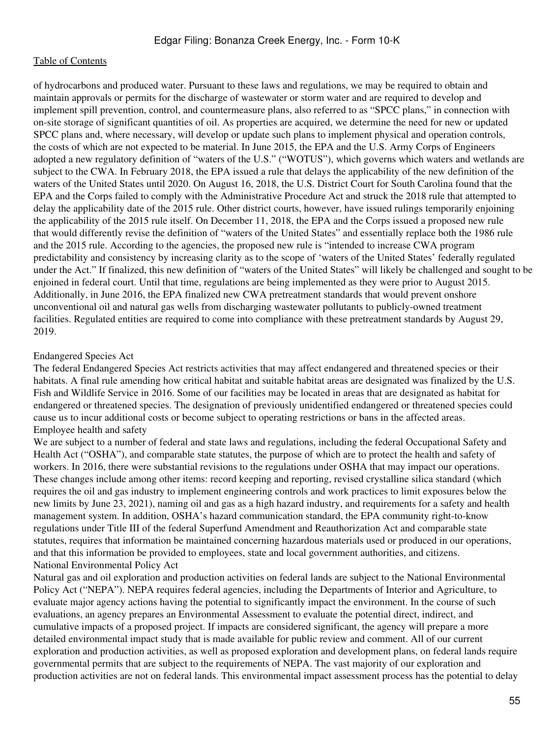of hydrocarbons and produced water. Pursuant to these laws and regulations, we may be required to obtain and maintain approvals or permits for the discharge of wastewater or storm water and are required to develop and implement spill prevention, control, and countermeasure plans, also referred to as "SPCC plans," in connection with on-site storage of significant quantities of oil. As properties are acquired, we determine the need for new or updated SPCC plans and, where necessary, will develop or update such plans to implement physical and operation controls, the costs of which are not expected to be material. In June 2015, the EPA and the U.S. Army Corps of Engineers adopted a new regulatory definition of "waters of the U.S." ("WOTUS"), which governs which waters and wetlands are subject to the CWA. In February 2018, the EPA issued a rule that delays the applicability of the new definition of the waters of the United States until 2020. On August 16, 2018, the U.S. District Court for South Carolina found that the EPA and the Corps failed to comply with the Administrative Procedure Act and struck the 2018 rule that attempted to delay the applicability date of the 2015 rule. Other district courts, however, have issued rulings temporarily enjoining the applicability of the 2015 rule itself. On December 11, 2018, the EPA and the Corps issued a proposed new rule that would differently revise the definition of "waters of the United States" and essentially replace both the 1986 rule and the 2015 rule. According to the agencies, the proposed new rule is "intended to increase CWA program predictability and consistency by increasing clarity as to the scope of 'waters of the United States' federally regulated under the Act." If finalized, this new definition of "waters of the United States" will likely be challenged and sought to be enjoined in federal court. Until that time, regulations are being implemented as they were prior to August 2015. Additionally, in June 2016, the EPA finalized new CWA pretreatment standards that would prevent onshore unconventional oil and natural gas wells from discharging wastewater pollutants to publicly-owned treatment facilities. Regulated entities are required to come into compliance with these pretreatment standards by August 29, 2019.

Endangered Species Act

The federal Endangered Species Act restricts activities that may affect endangered and threatened species or their habitats. A final rule amending how critical habitat and suitable habitat areas are designated was finalized by the U.S. Fish and Wildlife Service in 2016. Some of our facilities may be located in areas that are designated as habitat for endangered or threatened species. The designation of previously unidentified endangered or threatened species could cause us to incur additional costs or become subject to operating restrictions or bans in the affected areas.

Employee health and safety

We are subject to a number of federal and state laws and regulations, including the federal Occupational Safety and Health Act ("OSHA"), and comparable state statutes, the purpose of which are to protect the health and safety of workers. In 2016, there were substantial revisions to the regulations under OSHA that may impact our operations. These changes include among other items: record keeping and reporting, revised crystalline silica standard (which requires the oil and gas industry to implement engineering controls and work practices to limit exposures below the new limits by June 23, 2021), naming oil and gas as a high hazard industry, and requirements for a safety and health management system. In addition, OSHA's hazard communication standard, the EPA community right-to-know regulations under Title III of the federal Superfund Amendment and Reauthorization Act and comparable state statutes, requires that information be maintained concerning hazardous materials used or produced in our operations, and that this information be provided to employees, state and local government authorities, and citizens.

National Environmental Policy Act

Natural gas and oil exploration and production activities on federal lands are subject to the National Environmental Policy Act ("NEPA"). NEPA requires federal agencies, including the Departments of Interior and Agriculture, to evaluate major agency actions having the potential to significantly impact the environment. In the course of such evaluations, an agency prepares an Environmental Assessment to evaluate the potential direct, indirect, and cumulative impacts of a proposed project. If impacts are considered significant, the agency will prepare a more detailed environmental impact study that is made available for public review and comment. All of our current exploration and production activities, as well as proposed exploration and development plans, on federal lands require governmental permits that are subject to the requirements of NEPA. The vast majority of our exploration and production activities are not on federal lands. This environmental impact assessment process has the potential to delay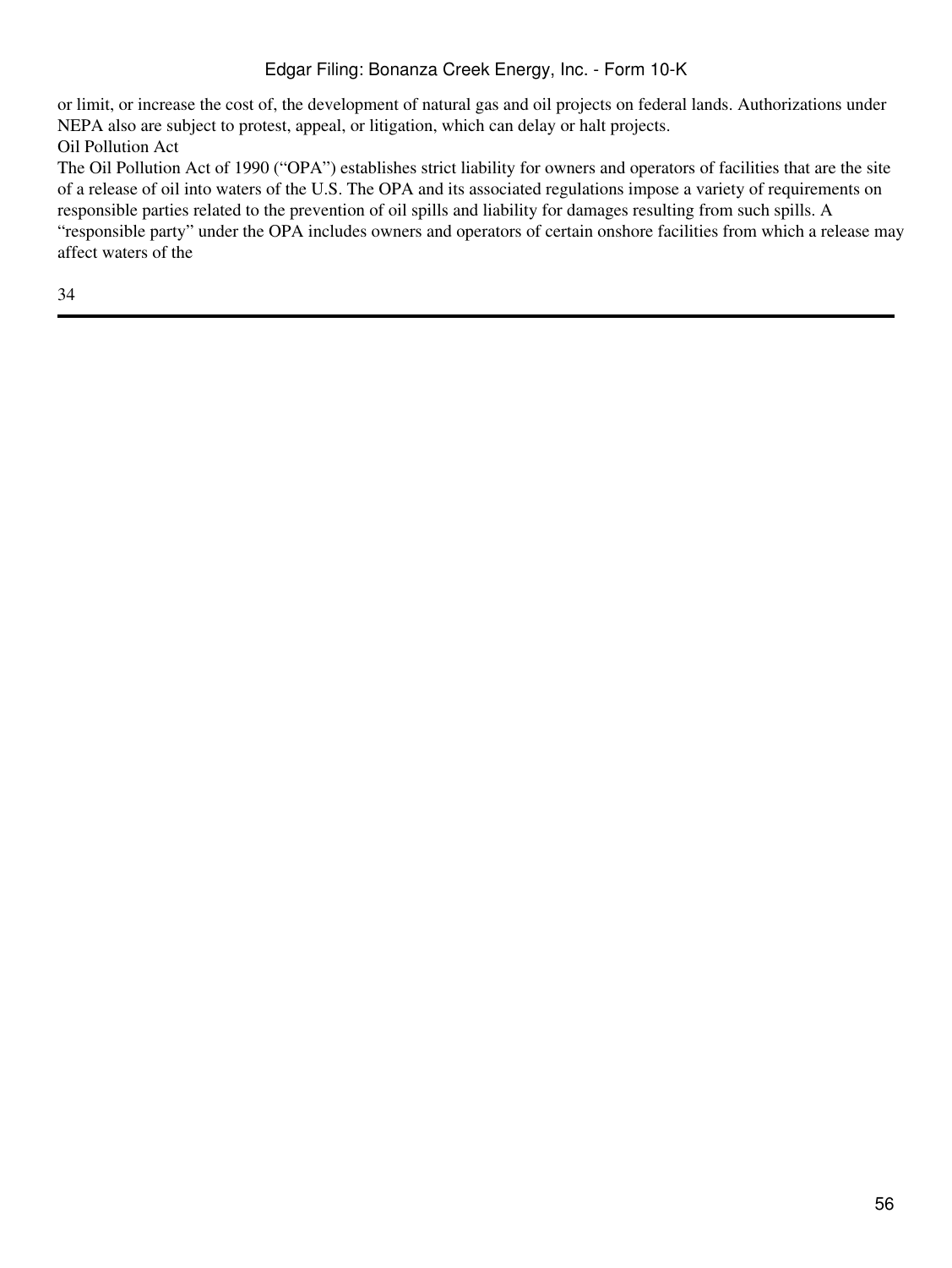or limit, or increase the cost of, the development of natural gas and oil projects on federal lands. Authorizations under NEPA also are subject to protest, appeal, or litigation, which can delay or halt projects.

### Oil Pollution Act

The Oil Pollution Act of 1990 ("OPA") establishes strict liability for owners and operators of facilities that are the site of a release of oil into waters of the U.S. The OPA and its associated regulations impose a variety of requirements on responsible parties related to the prevention of oil spills and liability for damages resulting from such spills. A "responsible party" under the OPA includes owners and operators of certain onshore facilities from which a release may affect waters of the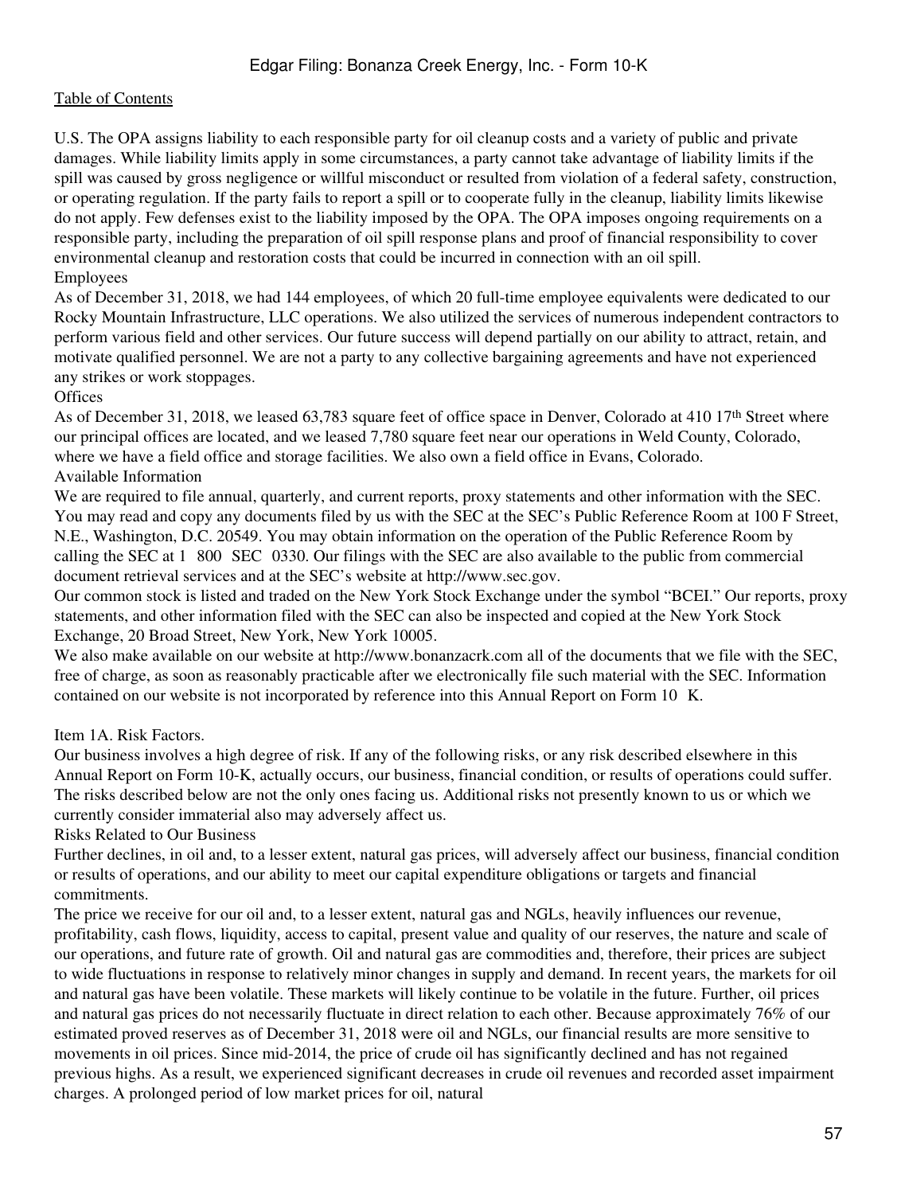U.S. The OPA assigns liability to each responsible party for oil cleanup costs and a variety of public and private damages. While liability limits apply in some circumstances, a party cannot take advantage of liability limits if the spill was caused by gross negligence or willful misconduct or resulted from violation of a federal safety, construction, or operating regulation. If the party fails to report a spill or to cooperate fully in the cleanup, liability limits likewise do not apply. Few defenses exist to the liability imposed by the OPA. The OPA imposes ongoing requirements on a responsible party, including the preparation of oil spill response plans and proof of financial responsibility to cover environmental cleanup and restoration costs that could be incurred in connection with an oil spill.

## Employees

As of December 31, 2018, we had 144 employees, of which 20 full-time employee equivalents were dedicated to our Rocky Mountain Infrastructure, LLC operations. We also utilized the services of numerous independent contractors to perform various field and other services. Our future success will depend partially on our ability to attract, retain, and motivate qualified personnel. We are not a party to any collective bargaining agreements and have not experienced any strikes or work stoppages.

## Offices

As of December 31, 2018, we leased 63,783 square feet of office space in Denver, Colorado at 410 17th Street where our principal offices are located, and we leased 7,780 square feet near our operations in Weld County, Colorado, where we have a field office and storage facilities. We also own a field office in Evans, Colorado.

## Available Information

We are required to file annual, quarterly, and current reports, proxy statements and other information with the SEC. You may read and copy any documents filed by us with the SEC at the SEC's Public Reference Room at 100 F Street, N.E., Washington, D.C. 20549. You may obtain information on the operation of the Public Reference Room by calling the SEC at 1 800 SEC 0330. Our filings with the SEC are also available to the public from commercial document retrieval services and at the SEC's website at http://www.sec.gov.

Our common stock is listed and traded on the New York Stock Exchange under the symbol "BCEI." Our reports, proxy statements, and other information filed with the SEC can also be inspected and copied at the New York Stock Exchange, 20 Broad Street, New York, New York 10005.

We also make available on our website at http://www.bonanzacrk.com all of the documents that we file with the SEC, free of charge, as soon as reasonably practicable after we electronically file such material with the SEC. Information contained on our website is not incorporated by reference into this Annual Report on Form 10 K.

# Item 1A. Risk Factors.

Our business involves a high degree of risk. If any of the following risks, or any risk described elsewhere in this Annual Report on Form 10-K, actually occurs, our business, financial condition, or results of operations could suffer. The risks described below are not the only ones facing us. Additional risks not presently known to us or which we currently consider immaterial also may adversely affect us.

## Risks Related to Our Business

Further declines, in oil and, to a lesser extent, natural gas prices, will adversely affect our business, financial condition or results of operations, and our ability to meet our capital expenditure obligations or targets and financial commitments.

The price we receive for our oil and, to a lesser extent, natural gas and NGLs, heavily influences our revenue, profitability, cash flows, liquidity, access to capital, present value and quality of our reserves, the nature and scale of our operations, and future rate of growth. Oil and natural gas are commodities and, therefore, their prices are subject to wide fluctuations in response to relatively minor changes in supply and demand. In recent years, the markets for oil and natural gas have been volatile. These markets will likely continue to be volatile in the future. Further, oil prices and natural gas prices do not necessarily fluctuate in direct relation to each other. Because approximately 76% of our estimated proved reserves as of December 31, 2018 were oil and NGLs, our financial results are more sensitive to movements in oil prices. Since mid-2014, the price of crude oil has significantly declined and has not regained previous highs. As a result, we experienced significant decreases in crude oil revenues and recorded asset impairment charges. A prolonged period of low market prices for oil, natural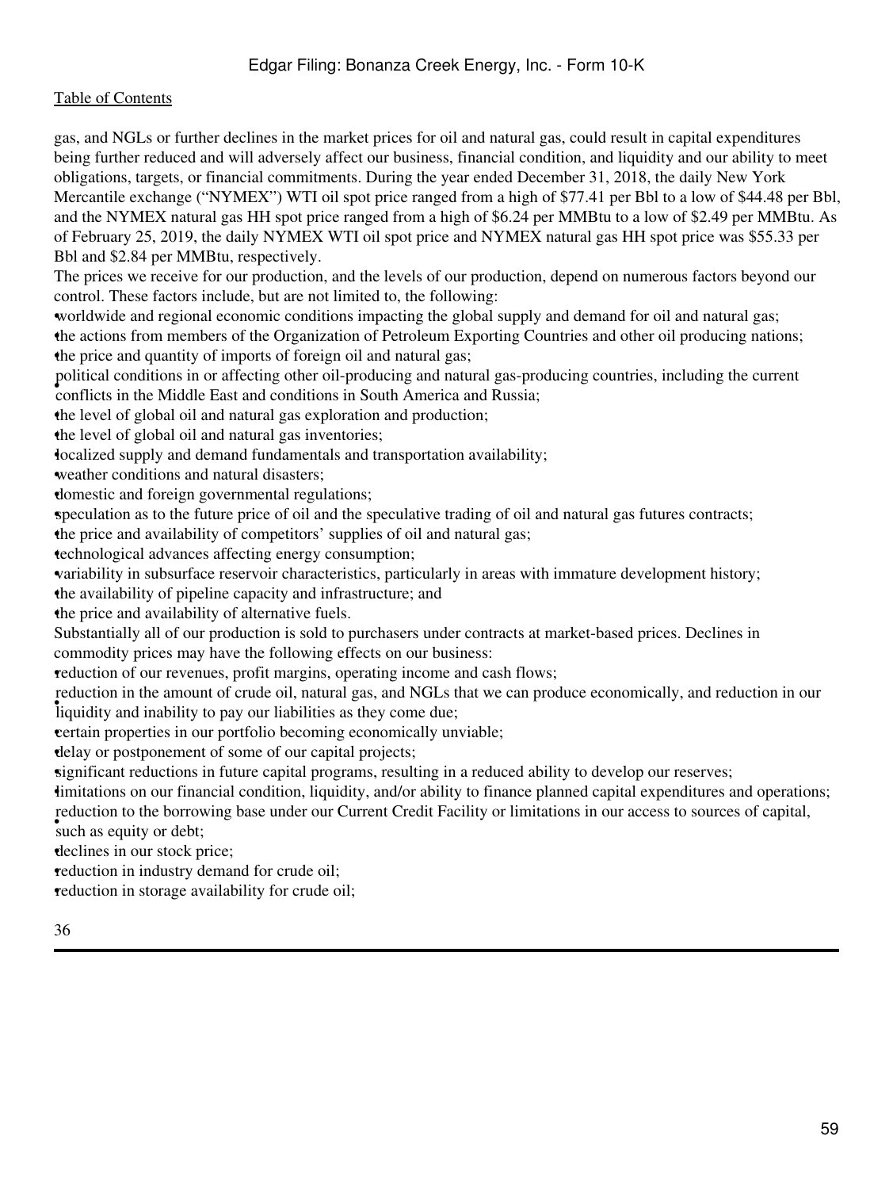gas, and NGLs or further declines in the market prices for oil and natural gas, could result in capital expenditures being further reduced and will adversely affect our business, financial condition, and liquidity and our ability to meet obligations, targets, or financial commitments. During the year ended December 31, 2018, the daily New York Mercantile exchange ("NYMEX") WTI oil spot price ranged from a high of $77.41 per Bbl to a low of $44.48 per Bbl, and the NYMEX natural gas HH spot price ranged from a high of $6.24 per MMBtu to a low of $2.49 per MMBtu. As of February 25, 2019, the daily NYMEX WTI oil spot price and NYMEX natural gas HH spot price was $55.33 per Bbl and $2.84 per MMBtu, respectively.

The prices we receive for our production, and the levels of our production, depend on numerous factors beyond our control. These factors include, but are not limited to, the following:

- worldwide and regional economic conditions impacting the global supply and demand for oil and natural gas;
- the actions from members of the Organization of Petroleum Exporting Countries and other oil producing nations;
- the price and quantity of imports of foreign oil and natural gas;
- political conditions in or affecting other oil-producing and natural gas-producing countries, including the current conflicts in the Middle East and conditions in South America and Russia;
- the level of global oil and natural gas exploration and production;
- the level of global oil and natural gas inventories;
- localized supply and demand fundamentals and transportation availability;
- weather conditions and natural disasters;
- domestic and foreign governmental regulations;
- speculation as to the future price of oil and the speculative trading of oil and natural gas futures contracts;
- the price and availability of competitors' supplies of oil and natural gas;
- technological advances affecting energy consumption;
- variability in subsurface reservoir characteristics, particularly in areas with immature development history;
- the availability of pipeline capacity and infrastructure; and
- the price and availability of alternative fuels.

Substantially all of our production is sold to purchasers under contracts at market-based prices. Declines in commodity prices may have the following effects on our business:

- reduction of our revenues, profit margins, operating income and cash flows;
- reduction in the amount of crude oil, natural gas, and NGLs that we can produce economically, and reduction in our liquidity and inability to pay our liabilities as they come due;
- certain properties in our portfolio becoming economically unviable;
- delay or postponement of some of our capital projects;
- significant reductions in future capital programs, resulting in a reduced ability to develop our reserves;
- limitations on our financial condition, liquidity, and/or ability to finance planned capital expenditures and operations;
- reduction to the borrowing base under our Current Credit Facility or limitations in our access to sources of capital, such as equity or debt;
- declines in our stock price;
- reduction in industry demand for crude oil;
- reduction in storage availability for crude oil;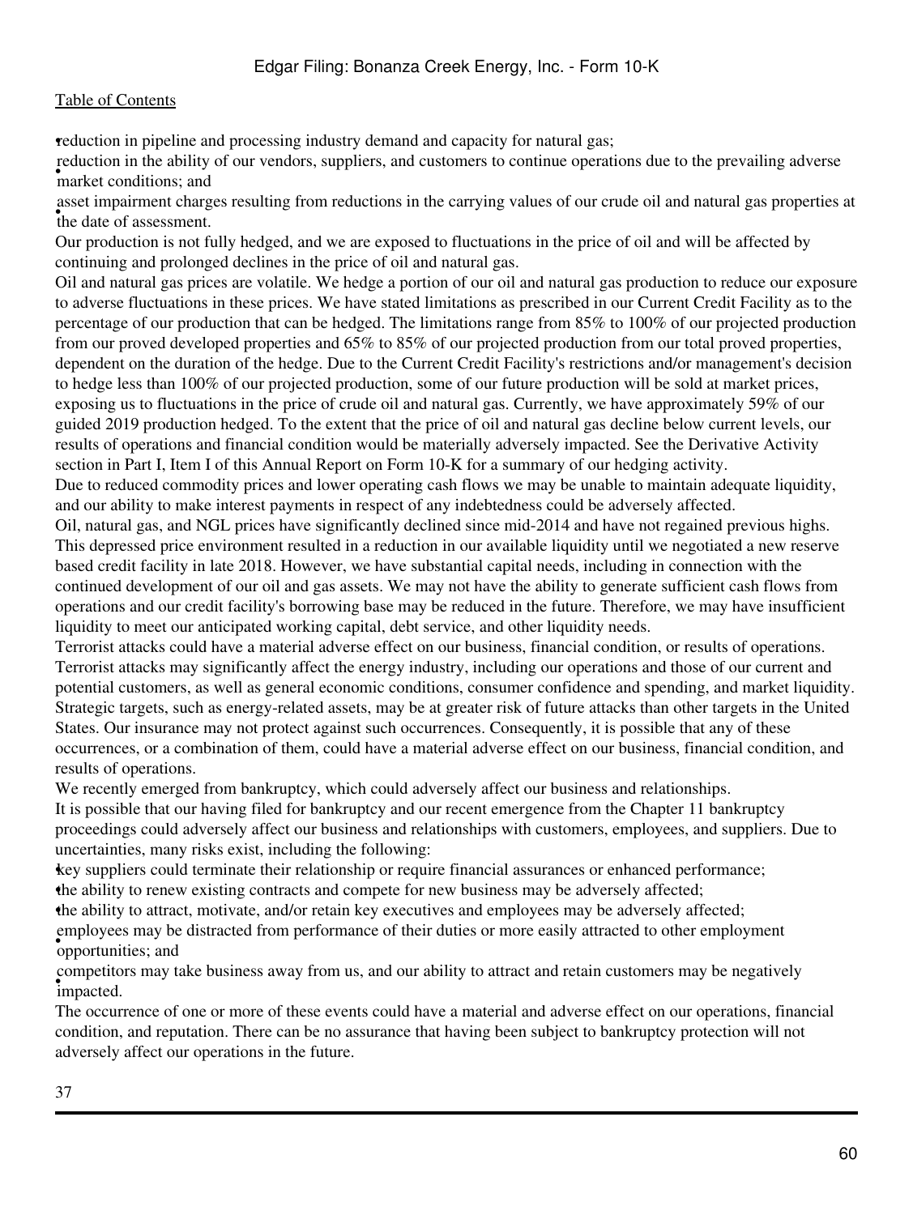- reduction in pipeline and processing industry demand and capacity for natural gas;
- reduction in the ability of our vendors, suppliers, and customers to continue operations due to the prevailing adverse market conditions; and
- asset impairment charges resulting from reductions in the carrying values of our crude oil and natural gas properties at the date of assessment.

Our production is not fully hedged, and we are exposed to fluctuations in the price of oil and will be affected by continuing and prolonged declines in the price of oil and natural gas.

Oil and natural gas prices are volatile. We hedge a portion of our oil and natural gas production to reduce our exposure to adverse fluctuations in these prices. We have stated limitations as prescribed in our Current Credit Facility as to the percentage of our production that can be hedged. The limitations range from 85% to 100% of our projected production from our proved developed properties and 65% to 85% of our projected production from our total proved properties, dependent on the duration of the hedge. Due to the Current Credit Facility's restrictions and/or management's decision to hedge less than 100% of our projected production, some of our future production will be sold at market prices, exposing us to fluctuations in the price of crude oil and natural gas. Currently, we have approximately 59% of our guided 2019 production hedged. To the extent that the price of oil and natural gas decline below current levels, our results of operations and financial condition would be materially adversely impacted. See the Derivative Activity section in Part I, Item I of this Annual Report on Form 10-K for a summary of our hedging activity.

Due to reduced commodity prices and lower operating cash flows we may be unable to maintain adequate liquidity, and our ability to make interest payments in respect of any indebtedness could be adversely affected.

Oil, natural gas, and NGL prices have significantly declined since mid-2014 and have not regained previous highs. This depressed price environment resulted in a reduction in our available liquidity until we negotiated a new reserve based credit facility in late 2018. However, we have substantial capital needs, including in connection with the continued development of our oil and gas assets. We may not have the ability to generate sufficient cash flows from operations and our credit facility's borrowing base may be reduced in the future. Therefore, we may have insufficient liquidity to meet our anticipated working capital, debt service, and other liquidity needs.

Terrorist attacks could have a material adverse effect on our business, financial condition, or results of operations.

Terrorist attacks may significantly affect the energy industry, including our operations and those of our current and potential customers, as well as general economic conditions, consumer confidence and spending, and market liquidity. Strategic targets, such as energy-related assets, may be at greater risk of future attacks than other targets in the United States. Our insurance may not protect against such occurrences. Consequently, it is possible that any of these occurrences, or a combination of them, could have a material adverse effect on our business, financial condition, and results of operations.

We recently emerged from bankruptcy, which could adversely affect our business and relationships.

It is possible that our having filed for bankruptcy and our recent emergence from the Chapter 11 bankruptcy proceedings could adversely affect our business and relationships with customers, employees, and suppliers. Due to uncertainties, many risks exist, including the following:

- key suppliers could terminate their relationship or require financial assurances or enhanced performance;
- the ability to renew existing contracts and compete for new business may be adversely affected;
- the ability to attract, motivate, and/or retain key executives and employees may be adversely affected;
- employees may be distracted from performance of their duties or more easily attracted to other employment opportunities; and
- competitors may take business away from us, and our ability to attract and retain customers may be negatively impacted.

The occurrence of one or more of these events could have a material and adverse effect on our operations, financial condition, and reputation. There can be no assurance that having been subject to bankruptcy protection will not adversely affect our operations in the future.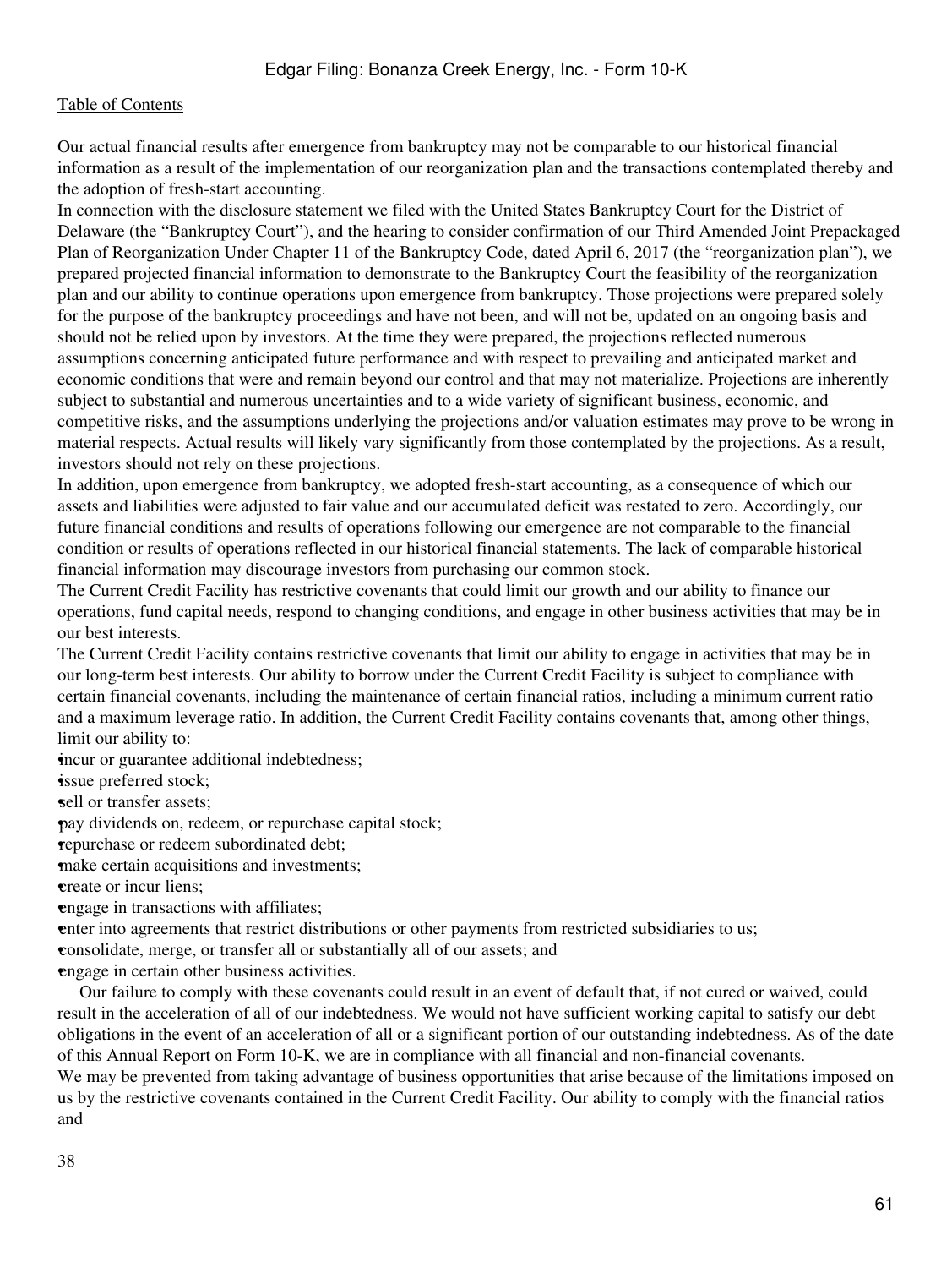Our actual financial results after emergence from bankruptcy may not be comparable to our historical financial information as a result of the implementation of our reorganization plan and the transactions contemplated thereby and the adoption of fresh-start accounting.

In connection with the disclosure statement we filed with the United States Bankruptcy Court for the District of Delaware (the "Bankruptcy Court"), and the hearing to consider confirmation of our Third Amended Joint Prepackaged Plan of Reorganization Under Chapter 11 of the Bankruptcy Code, dated April 6, 2017 (the "reorganization plan"), we prepared projected financial information to demonstrate to the Bankruptcy Court the feasibility of the reorganization plan and our ability to continue operations upon emergence from bankruptcy. Those projections were prepared solely for the purpose of the bankruptcy proceedings and have not been, and will not be, updated on an ongoing basis and should not be relied upon by investors. At the time they were prepared, the projections reflected numerous assumptions concerning anticipated future performance and with respect to prevailing and anticipated market and economic conditions that were and remain beyond our control and that may not materialize. Projections are inherently subject to substantial and numerous uncertainties and to a wide variety of significant business, economic, and competitive risks, and the assumptions underlying the projections and/or valuation estimates may prove to be wrong in material respects. Actual results will likely vary significantly from those contemplated by the projections. As a result, investors should not rely on these projections.

In addition, upon emergence from bankruptcy, we adopted fresh-start accounting, as a consequence of which our assets and liabilities were adjusted to fair value and our accumulated deficit was restated to zero. Accordingly, our future financial conditions and results of operations following our emergence are not comparable to the financial condition or results of operations reflected in our historical financial statements. The lack of comparable historical financial information may discourage investors from purchasing our common stock.

The Current Credit Facility has restrictive covenants that could limit our growth and our ability to finance our operations, fund capital needs, respond to changing conditions, and engage in other business activities that may be in our best interests.

The Current Credit Facility contains restrictive covenants that limit our ability to engage in activities that may be in our long-term best interests. Our ability to borrow under the Current Credit Facility is subject to compliance with certain financial covenants, including the maintenance of certain financial ratios, including a minimum current ratio and a maximum leverage ratio. In addition, the Current Credit Facility contains covenants that, among other things, limit our ability to:

- incur or guarantee additional indebtedness;
- issue preferred stock;
- sell or transfer assets;
- pay dividends on, redeem, or repurchase capital stock;
- repurchase or redeem subordinated debt;
- make certain acquisitions and investments;
- create or incur liens;
- engage in transactions with affiliates;
- enter into agreements that restrict distributions or other payments from restricted subsidiaries to us;
- consolidate, merge, or transfer all or substantially all of our assets; and
- engage in certain other business activities.

Our failure to comply with these covenants could result in an event of default that, if not cured or waived, could result in the acceleration of all of our indebtedness. We would not have sufficient working capital to satisfy our debt obligations in the event of an acceleration of all or a significant portion of our outstanding indebtedness. As of the date of this Annual Report on Form 10-K, we are in compliance with all financial and non-financial covenants.

We may be prevented from taking advantage of business opportunities that arise because of the limitations imposed on us by the restrictive covenants contained in the Current Credit Facility. Our ability to comply with the financial ratios and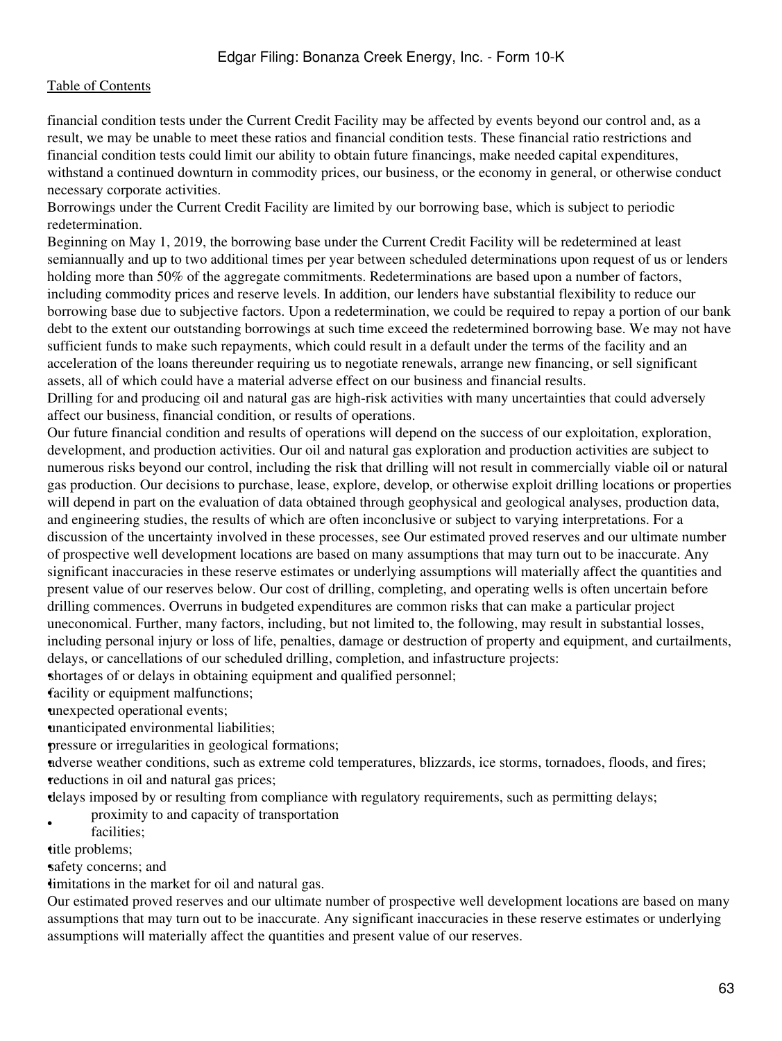financial condition tests under the Current Credit Facility may be affected by events beyond our control and, as a result, we may be unable to meet these ratios and financial condition tests. These financial ratio restrictions and financial condition tests could limit our ability to obtain future financings, make needed capital expenditures, withstand a continued downturn in commodity prices, our business, or the economy in general, or otherwise conduct necessary corporate activities.

Borrowings under the Current Credit Facility are limited by our borrowing base, which is subject to periodic redetermination.

Beginning on May 1, 2019, the borrowing base under the Current Credit Facility will be redetermined at least semiannually and up to two additional times per year between scheduled determinations upon request of us or lenders holding more than 50% of the aggregate commitments. Redeterminations are based upon a number of factors, including commodity prices and reserve levels. In addition, our lenders have substantial flexibility to reduce our borrowing base due to subjective factors. Upon a redetermination, we could be required to repay a portion of our bank debt to the extent our outstanding borrowings at such time exceed the redetermined borrowing base. We may not have sufficient funds to make such repayments, which could result in a default under the terms of the facility and an acceleration of the loans thereunder requiring us to negotiate renewals, arrange new financing, or sell significant assets, all of which could have a material adverse effect on our business and financial results.

Drilling for and producing oil and natural gas are high-risk activities with many uncertainties that could adversely affect our business, financial condition, or results of operations.

Our future financial condition and results of operations will depend on the success of our exploitation, exploration, development, and production activities. Our oil and natural gas exploration and production activities are subject to numerous risks beyond our control, including the risk that drilling will not result in commercially viable oil or natural gas production. Our decisions to purchase, lease, explore, develop, or otherwise exploit drilling locations or properties will depend in part on the evaluation of data obtained through geophysical and geological analyses, production data, and engineering studies, the results of which are often inconclusive or subject to varying interpretations. For a discussion of the uncertainty involved in these processes, see Our estimated proved reserves and our ultimate number of prospective well development locations are based on many assumptions that may turn out to be inaccurate. Any significant inaccuracies in these reserve estimates or underlying assumptions will materially affect the quantities and present value of our reserves below. Our cost of drilling, completing, and operating wells is often uncertain before drilling commences. Overruns in budgeted expenditures are common risks that can make a particular project uneconomical. Further, many factors, including, but not limited to, the following, may result in substantial losses, including personal injury or loss of life, penalties, damage or destruction of property and equipment, and curtailments, delays, or cancellations of our scheduled drilling, completion, and infastructure projects:

- shortages of or delays in obtaining equipment and qualified personnel;
- facility or equipment malfunctions;
- unexpected operational events;
- unanticipated environmental liabilities;
- pressure or irregularities in geological formations;
- adverse weather conditions, such as extreme cold temperatures, blizzards, ice storms, tornadoes, floods, and fires;
- reductions in oil and natural gas prices;
- delays imposed by or resulting from compliance with regulatory requirements, such as permitting delays;
- proximity to and capacity of transportation facilities;
- title problems;
- safety concerns; and
- limitations in the market for oil and natural gas.

Our estimated proved reserves and our ultimate number of prospective well development locations are based on many assumptions that may turn out to be inaccurate. Any significant inaccuracies in these reserve estimates or underlying assumptions will materially affect the quantities and present value of our reserves.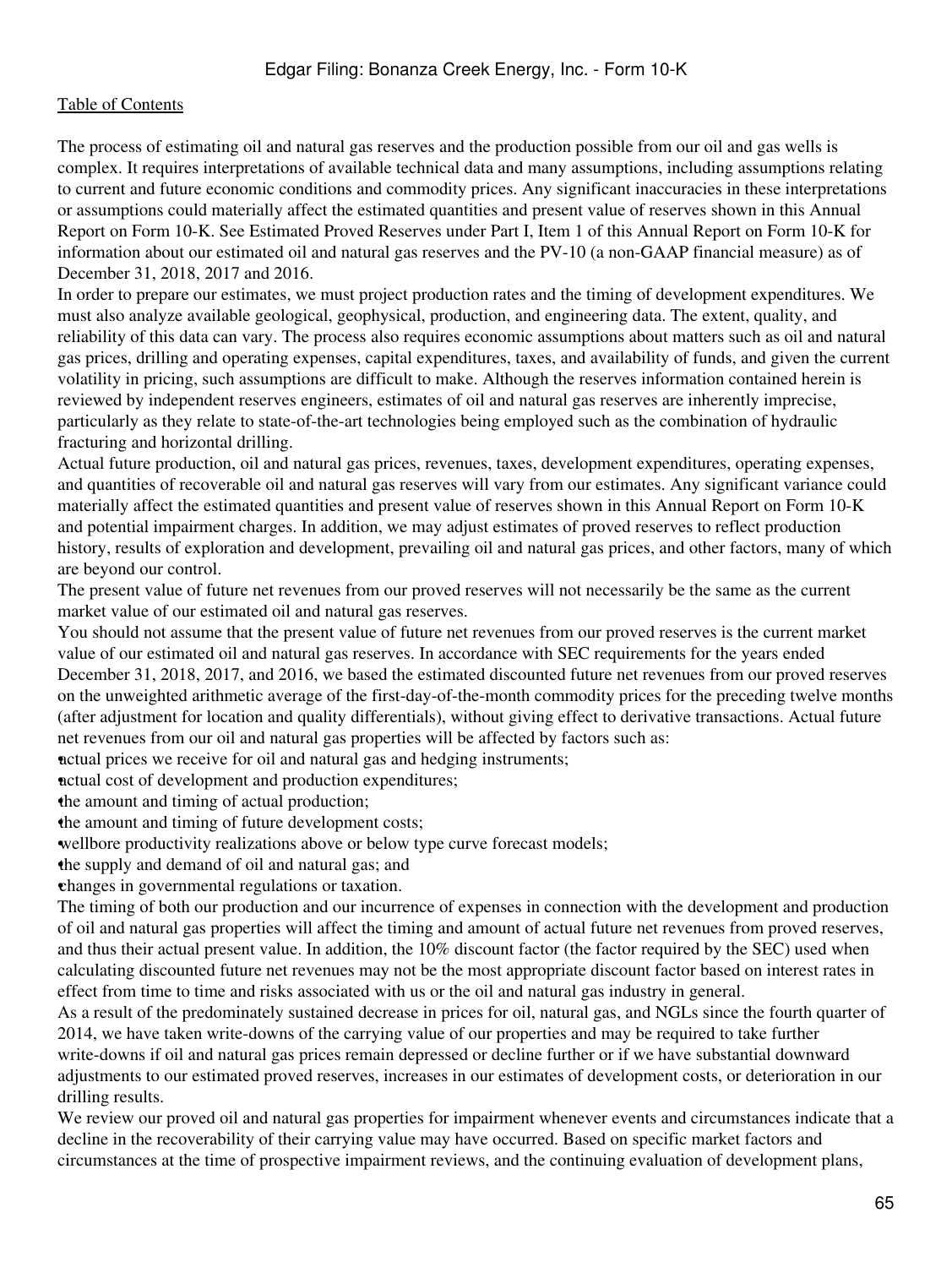The process of estimating oil and natural gas reserves and the production possible from our oil and gas wells is complex. It requires interpretations of available technical data and many assumptions, including assumptions relating to current and future economic conditions and commodity prices. Any significant inaccuracies in these interpretations or assumptions could materially affect the estimated quantities and present value of reserves shown in this Annual Report on Form 10-K. See Estimated Proved Reserves under Part I, Item 1 of this Annual Report on Form 10-K for information about our estimated oil and natural gas reserves and the PV-10 (a non-GAAP financial measure) as of December 31, 2018, 2017 and 2016.

In order to prepare our estimates, we must project production rates and the timing of development expenditures. We must also analyze available geological, geophysical, production, and engineering data. The extent, quality, and reliability of this data can vary. The process also requires economic assumptions about matters such as oil and natural gas prices, drilling and operating expenses, capital expenditures, taxes, and availability of funds, and given the current volatility in pricing, such assumptions are difficult to make. Although the reserves information contained herein is reviewed by independent reserves engineers, estimates of oil and natural gas reserves are inherently imprecise, particularly as they relate to state-of-the-art technologies being employed such as the combination of hydraulic fracturing and horizontal drilling.

Actual future production, oil and natural gas prices, revenues, taxes, development expenditures, operating expenses, and quantities of recoverable oil and natural gas reserves will vary from our estimates. Any significant variance could materially affect the estimated quantities and present value of reserves shown in this Annual Report on Form 10-K and potential impairment charges. In addition, we may adjust estimates of proved reserves to reflect production history, results of exploration and development, prevailing oil and natural gas prices, and other factors, many of which are beyond our control.

The present value of future net revenues from our proved reserves will not necessarily be the same as the current market value of our estimated oil and natural gas reserves.

You should not assume that the present value of future net revenues from our proved reserves is the current market value of our estimated oil and natural gas reserves. In accordance with SEC requirements for the years ended December 31, 2018, 2017, and 2016, we based the estimated discounted future net revenues from our proved reserves on the unweighted arithmetic average of the first-day-of-the-month commodity prices for the preceding twelve months (after adjustment for location and quality differentials), without giving effect to derivative transactions. Actual future net revenues from our oil and natural gas properties will be affected by factors such as:

- actual prices we receive for oil and natural gas and hedging instruments;
- actual cost of development and production expenditures;
- the amount and timing of actual production;
- the amount and timing of future development costs;
- wellbore productivity realizations above or below type curve forecast models;
- the supply and demand of oil and natural gas; and
- changes in governmental regulations or taxation.

The timing of both our production and our incurrence of expenses in connection with the development and production of oil and natural gas properties will affect the timing and amount of actual future net revenues from proved reserves, and thus their actual present value. In addition, the 10% discount factor (the factor required by the SEC) used when calculating discounted future net revenues may not be the most appropriate discount factor based on interest rates in effect from time to time and risks associated with us or the oil and natural gas industry in general.

As a result of the predominately sustained decrease in prices for oil, natural gas, and NGLs since the fourth quarter of 2014, we have taken write-downs of the carrying value of our properties and may be required to take further write-downs if oil and natural gas prices remain depressed or decline further or if we have substantial downward adjustments to our estimated proved reserves, increases in our estimates of development costs, or deterioration in our drilling results.

We review our proved oil and natural gas properties for impairment whenever events and circumstances indicate that a decline in the recoverability of their carrying value may have occurred. Based on specific market factors and circumstances at the time of prospective impairment reviews, and the continuing evaluation of development plans,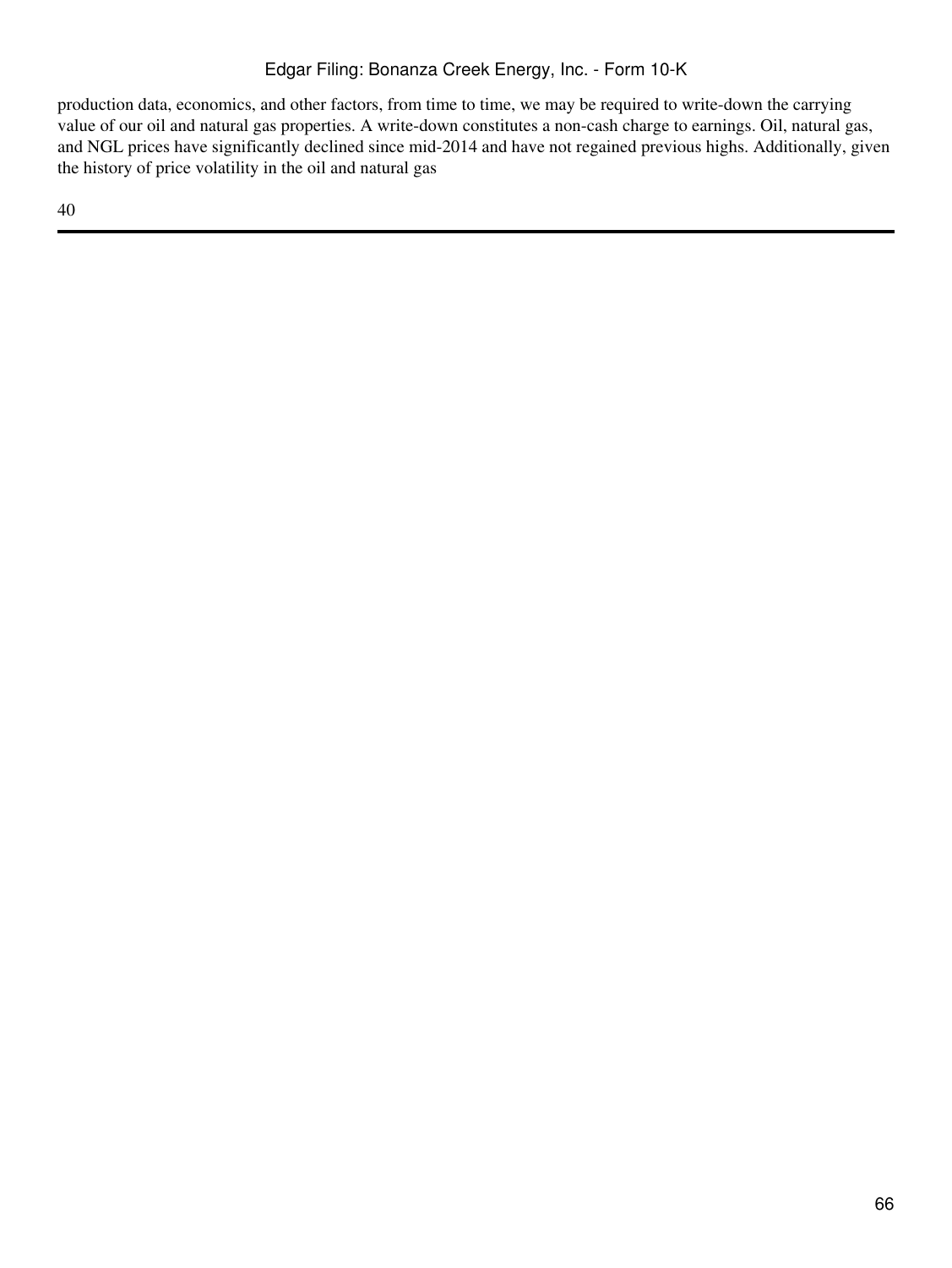production data, economics, and other factors, from time to time, we may be required to write-down the carrying value of our oil and natural gas properties. A write-down constitutes a non-cash charge to earnings. Oil, natural gas, and NGL prices have significantly declined since mid-2014 and have not regained previous highs. Additionally, given the history of price volatility in the oil and natural gas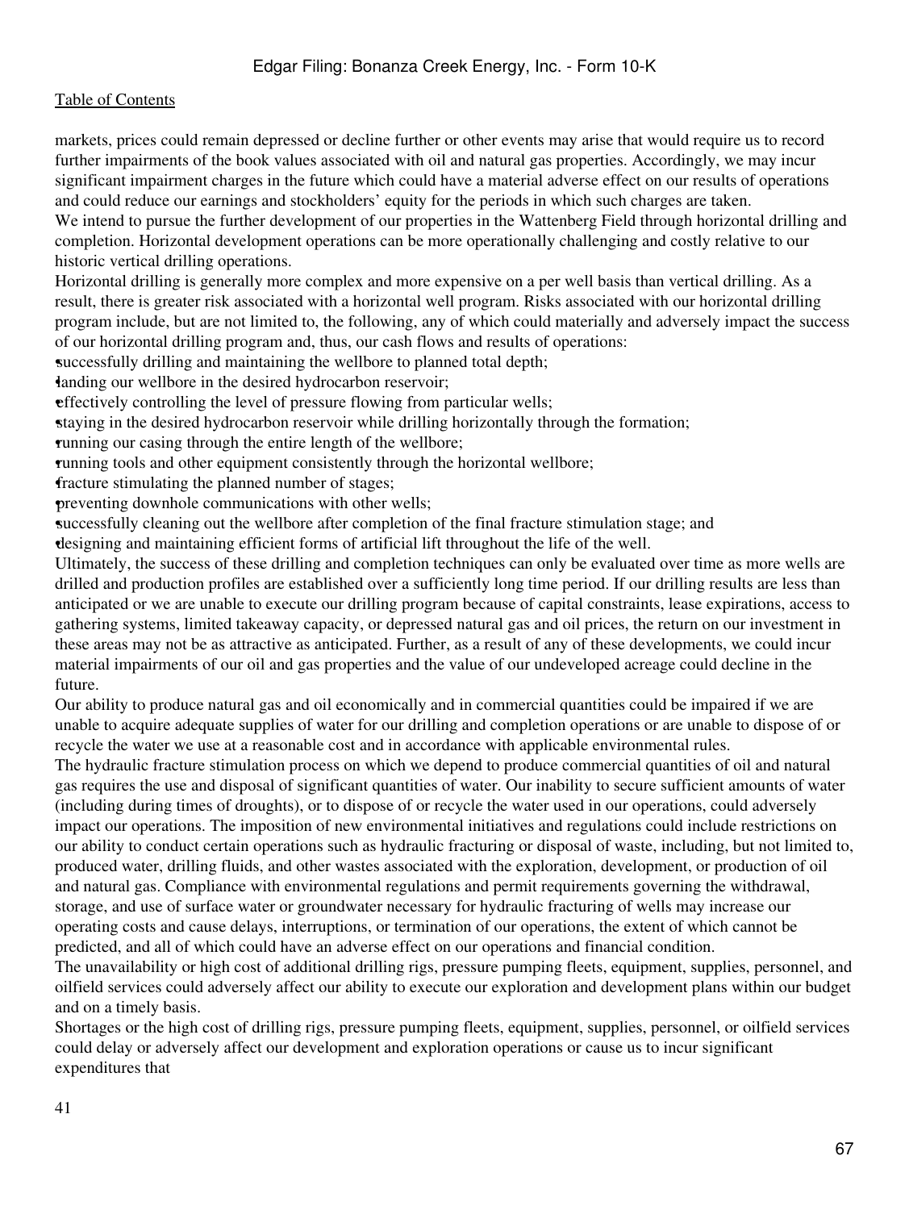markets, prices could remain depressed or decline further or other events may arise that would require us to record further impairments of the book values associated with oil and natural gas properties. Accordingly, we may incur significant impairment charges in the future which could have a material adverse effect on our results of operations and could reduce our earnings and stockholders' equity for the periods in which such charges are taken.

We intend to pursue the further development of our properties in the Wattenberg Field through horizontal drilling and completion. Horizontal development operations can be more operationally challenging and costly relative to our historic vertical drilling operations.

Horizontal drilling is generally more complex and more expensive on a per well basis than vertical drilling. As a result, there is greater risk associated with a horizontal well program. Risks associated with our horizontal drilling program include, but are not limited to, the following, any of which could materially and adversely impact the success of our horizontal drilling program and, thus, our cash flows and results of operations:

- successfully drilling and maintaining the wellbore to planned total depth;
- landing our wellbore in the desired hydrocarbon reservoir;
- effectively controlling the level of pressure flowing from particular wells;
- staying in the desired hydrocarbon reservoir while drilling horizontally through the formation;
- running our casing through the entire length of the wellbore;
- running tools and other equipment consistently through the horizontal wellbore;
- fracture stimulating the planned number of stages;
- preventing downhole communications with other wells;
- successfully cleaning out the wellbore after completion of the final fracture stimulation stage; and
- designing and maintaining efficient forms of artificial lift throughout the life of the well.

Ultimately, the success of these drilling and completion techniques can only be evaluated over time as more wells are drilled and production profiles are established over a sufficiently long time period. If our drilling results are less than anticipated or we are unable to execute our drilling program because of capital constraints, lease expirations, access to gathering systems, limited takeaway capacity, or depressed natural gas and oil prices, the return on our investment in these areas may not be as attractive as anticipated. Further, as a result of any of these developments, we could incur material impairments of our oil and gas properties and the value of our undeveloped acreage could decline in the future.

Our ability to produce natural gas and oil economically and in commercial quantities could be impaired if we are unable to acquire adequate supplies of water for our drilling and completion operations or are unable to dispose of or recycle the water we use at a reasonable cost and in accordance with applicable environmental rules.

The hydraulic fracture stimulation process on which we depend to produce commercial quantities of oil and natural gas requires the use and disposal of significant quantities of water. Our inability to secure sufficient amounts of water (including during times of droughts), or to dispose of or recycle the water used in our operations, could adversely impact our operations. The imposition of new environmental initiatives and regulations could include restrictions on our ability to conduct certain operations such as hydraulic fracturing or disposal of waste, including, but not limited to, produced water, drilling fluids, and other wastes associated with the exploration, development, or production of oil and natural gas. Compliance with environmental regulations and permit requirements governing the withdrawal, storage, and use of surface water or groundwater necessary for hydraulic fracturing of wells may increase our operating costs and cause delays, interruptions, or termination of our operations, the extent of which cannot be predicted, and all of which could have an adverse effect on our operations and financial condition.

The unavailability or high cost of additional drilling rigs, pressure pumping fleets, equipment, supplies, personnel, and oilfield services could adversely affect our ability to execute our exploration and development plans within our budget and on a timely basis.

Shortages or the high cost of drilling rigs, pressure pumping fleets, equipment, supplies, personnel, or oilfield services could delay or adversely affect our development and exploration operations or cause us to incur significant expenditures that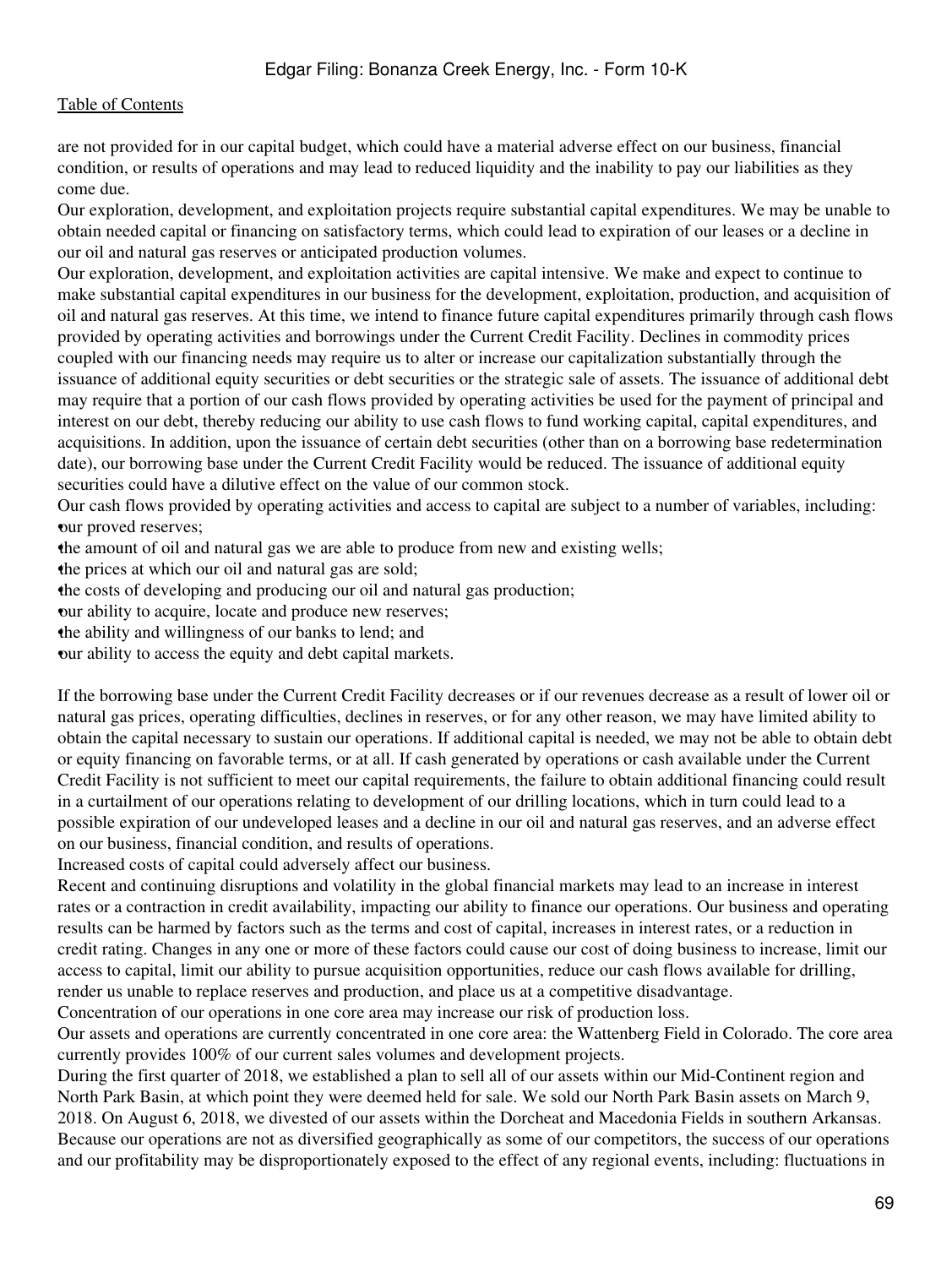are not provided for in our capital budget, which could have a material adverse effect on our business, financial condition, or results of operations and may lead to reduced liquidity and the inability to pay our liabilities as they come due.

Our exploration, development, and exploitation projects require substantial capital expenditures. We may be unable to obtain needed capital or financing on satisfactory terms, which could lead to expiration of our leases or a decline in our oil and natural gas reserves or anticipated production volumes.

Our exploration, development, and exploitation activities are capital intensive. We make and expect to continue to make substantial capital expenditures in our business for the development, exploitation, production, and acquisition of oil and natural gas reserves. At this time, we intend to finance future capital expenditures primarily through cash flows provided by operating activities and borrowings under the Current Credit Facility. Declines in commodity prices coupled with our financing needs may require us to alter or increase our capitalization substantially through the issuance of additional equity securities or debt securities or the strategic sale of assets. The issuance of additional debt may require that a portion of our cash flows provided by operating activities be used for the payment of principal and interest on our debt, thereby reducing our ability to use cash flows to fund working capital, capital expenditures, and acquisitions. In addition, upon the issuance of certain debt securities (other than on a borrowing base redetermination date), our borrowing base under the Current Credit Facility would be reduced. The issuance of additional equity securities could have a dilutive effect on the value of our common stock.

Our cash flows provided by operating activities and access to capital are subject to a number of variables, including:

- our proved reserves;
- the amount of oil and natural gas we are able to produce from new and existing wells;
- the prices at which our oil and natural gas are sold;
- the costs of developing and producing our oil and natural gas production;
- our ability to acquire, locate and produce new reserves;
- the ability and willingness of our banks to lend; and
- our ability to access the equity and debt capital markets.

If the borrowing base under the Current Credit Facility decreases or if our revenues decrease as a result of lower oil or natural gas prices, operating difficulties, declines in reserves, or for any other reason, we may have limited ability to obtain the capital necessary to sustain our operations. If additional capital is needed, we may not be able to obtain debt or equity financing on favorable terms, or at all. If cash generated by operations or cash available under the Current Credit Facility is not sufficient to meet our capital requirements, the failure to obtain additional financing could result in a curtailment of our operations relating to development of our drilling locations, which in turn could lead to a possible expiration of our undeveloped leases and a decline in our oil and natural gas reserves, and an adverse effect on our business, financial condition, and results of operations.

Increased costs of capital could adversely affect our business.

Recent and continuing disruptions and volatility in the global financial markets may lead to an increase in interest rates or a contraction in credit availability, impacting our ability to finance our operations. Our business and operating results can be harmed by factors such as the terms and cost of capital, increases in interest rates, or a reduction in credit rating. Changes in any one or more of these factors could cause our cost of doing business to increase, limit our access to capital, limit our ability to pursue acquisition opportunities, reduce our cash flows available for drilling, render us unable to replace reserves and production, and place us at a competitive disadvantage.

Concentration of our operations in one core area may increase our risk of production loss.

Our assets and operations are currently concentrated in one core area: the Wattenberg Field in Colorado. The core area currently provides 100% of our current sales volumes and development projects.

During the first quarter of 2018, we established a plan to sell all of our assets within our Mid-Continent region and North Park Basin, at which point they were deemed held for sale. We sold our North Park Basin assets on March 9, 2018. On August 6, 2018, we divested of our assets within the Dorcheat and Macedonia Fields in southern Arkansas. Because our operations are not as diversified geographically as some of our competitors, the success of our operations and our profitability may be disproportionately exposed to the effect of any regional events, including: fluctuations in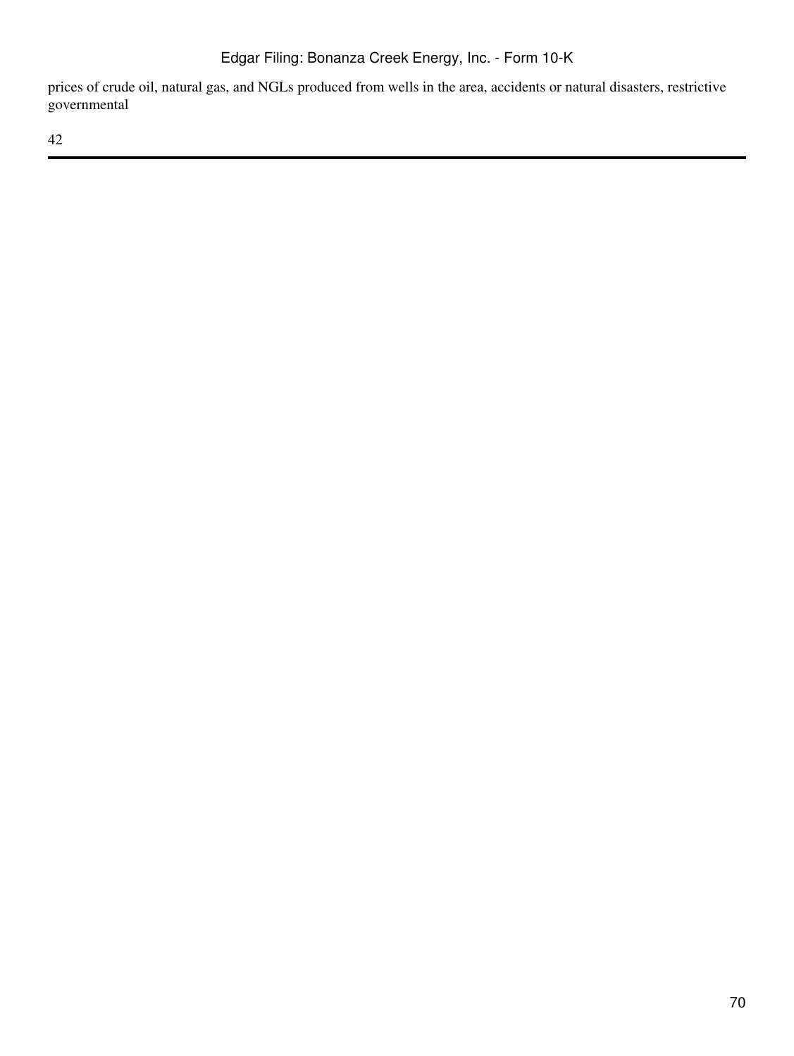prices of crude oil, natural gas, and NGLs produced from wells in the area, accidents or natural disasters, restrictive governmental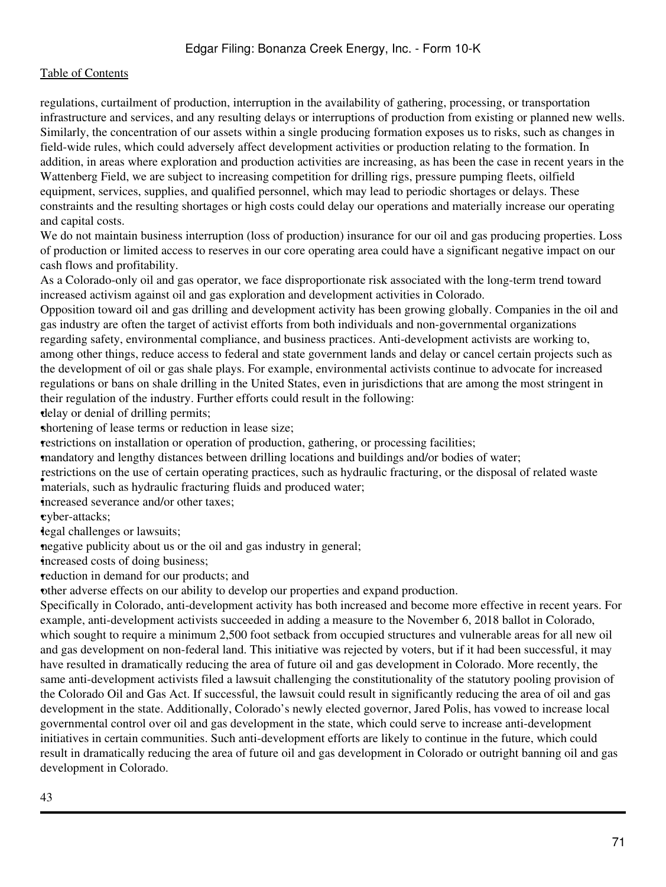regulations, curtailment of production, interruption in the availability of gathering, processing, or transportation infrastructure and services, and any resulting delays or interruptions of production from existing or planned new wells. Similarly, the concentration of our assets within a single producing formation exposes us to risks, such as changes in field-wide rules, which could adversely affect development activities or production relating to the formation. In addition, in areas where exploration and production activities are increasing, as has been the case in recent years in the Wattenberg Field, we are subject to increasing competition for drilling rigs, pressure pumping fleets, oilfield equipment, services, supplies, and qualified personnel, which may lead to periodic shortages or delays. These constraints and the resulting shortages or high costs could delay our operations and materially increase our operating and capital costs.

We do not maintain business interruption (loss of production) insurance for our oil and gas producing properties. Loss of production or limited access to reserves in our core operating area could have a significant negative impact on our cash flows and profitability.

As a Colorado-only oil and gas operator, we face disproportionate risk associated with the long-term trend toward increased activism against oil and gas exploration and development activities in Colorado.

Opposition toward oil and gas drilling and development activity has been growing globally. Companies in the oil and gas industry are often the target of activist efforts from both individuals and non-governmental organizations regarding safety, environmental compliance, and business practices. Anti-development activists are working to, among other things, reduce access to federal and state government lands and delay or cancel certain projects such as the development of oil or gas shale plays. For example, environmental activists continue to advocate for increased regulations or bans on shale drilling in the United States, even in jurisdictions that are among the most stringent in their regulation of the industry. Further efforts could result in the following:

- delay or denial of drilling permits;
- shortening of lease terms or reduction in lease size;
- restrictions on installation or operation of production, gathering, or processing facilities;
- mandatory and lengthy distances between drilling locations and buildings and/or bodies of water;
- restrictions on the use of certain operating practices, such as hydraulic fracturing, or the disposal of related waste materials, such as hydraulic fracturing fluids and produced water;
- increased severance and/or other taxes;
- cyber-attacks;
- legal challenges or lawsuits;
- negative publicity about us or the oil and gas industry in general;
- increased costs of doing business;
- reduction in demand for our products; and
- other adverse effects on our ability to develop our properties and expand production.

Specifically in Colorado, anti-development activity has both increased and become more effective in recent years. For example, anti-development activists succeeded in adding a measure to the November 6, 2018 ballot in Colorado, which sought to require a minimum 2,500 foot setback from occupied structures and vulnerable areas for all new oil and gas development on non-federal land. This initiative was rejected by voters, but if it had been successful, it may have resulted in dramatically reducing the area of future oil and gas development in Colorado. More recently, the same anti-development activists filed a lawsuit challenging the constitutionality of the statutory pooling provision of the Colorado Oil and Gas Act. If successful, the lawsuit could result in significantly reducing the area of oil and gas development in the state. Additionally, Colorado's newly elected governor, Jared Polis, has vowed to increase local governmental control over oil and gas development in the state, which could serve to increase anti-development initiatives in certain communities. Such anti-development efforts are likely to continue in the future, which could result in dramatically reducing the area of future oil and gas development in Colorado or outright banning oil and gas development in Colorado.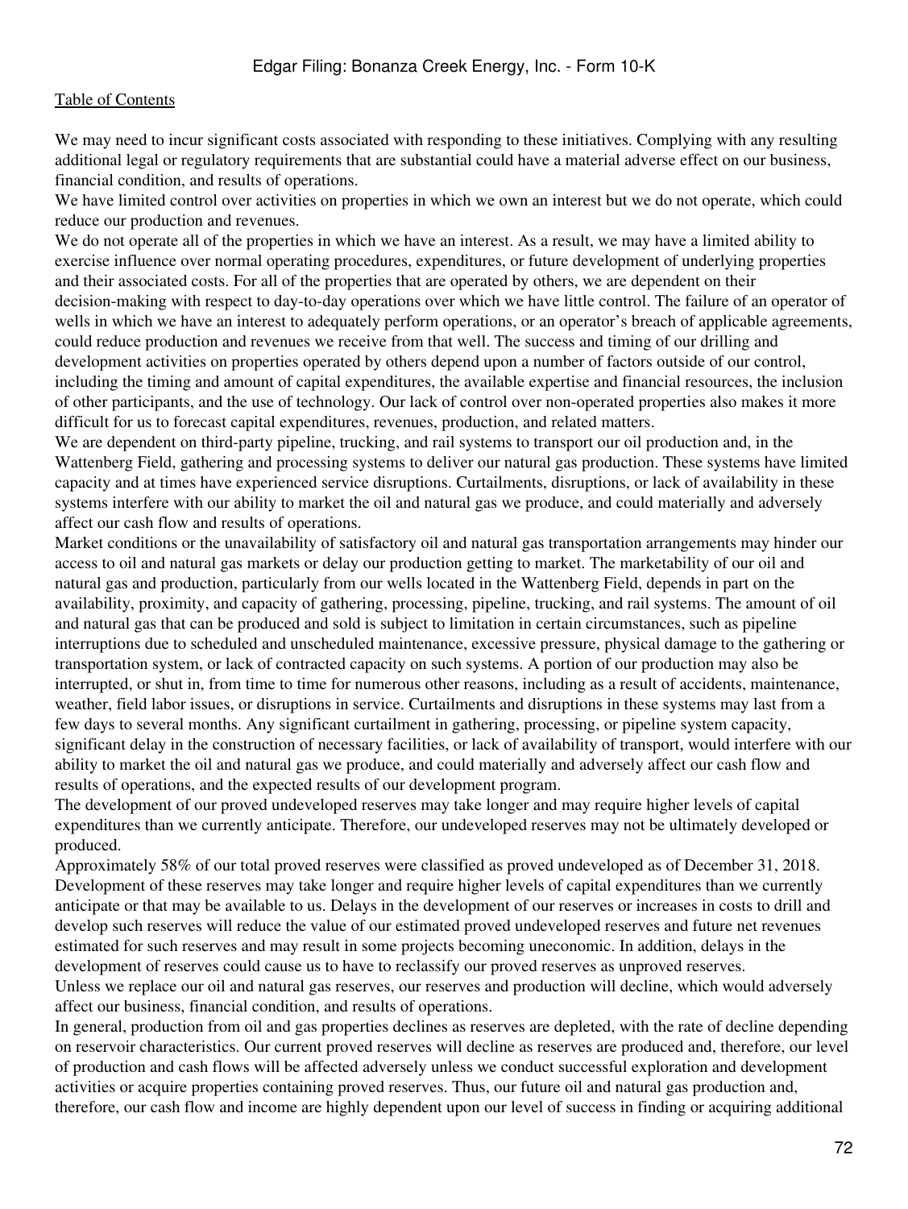We may need to incur significant costs associated with responding to these initiatives. Complying with any resulting additional legal or regulatory requirements that are substantial could have a material adverse effect on our business, financial condition, and results of operations.

We have limited control over activities on properties in which we own an interest but we do not operate, which could reduce our production and revenues.

We do not operate all of the properties in which we have an interest. As a result, we may have a limited ability to exercise influence over normal operating procedures, expenditures, or future development of underlying properties and their associated costs. For all of the properties that are operated by others, we are dependent on their decision-making with respect to day-to-day operations over which we have little control. The failure of an operator of wells in which we have an interest to adequately perform operations, or an operator's breach of applicable agreements, could reduce production and revenues we receive from that well. The success and timing of our drilling and development activities on properties operated by others depend upon a number of factors outside of our control, including the timing and amount of capital expenditures, the available expertise and financial resources, the inclusion of other participants, and the use of technology. Our lack of control over non-operated properties also makes it more difficult for us to forecast capital expenditures, revenues, production, and related matters.

We are dependent on third-party pipeline, trucking, and rail systems to transport our oil production and, in the Wattenberg Field, gathering and processing systems to deliver our natural gas production. These systems have limited capacity and at times have experienced service disruptions. Curtailments, disruptions, or lack of availability in these systems interfere with our ability to market the oil and natural gas we produce, and could materially and adversely affect our cash flow and results of operations.

Market conditions or the unavailability of satisfactory oil and natural gas transportation arrangements may hinder our access to oil and natural gas markets or delay our production getting to market. The marketability of our oil and natural gas and production, particularly from our wells located in the Wattenberg Field, depends in part on the availability, proximity, and capacity of gathering, processing, pipeline, trucking, and rail systems. The amount of oil and natural gas that can be produced and sold is subject to limitation in certain circumstances, such as pipeline interruptions due to scheduled and unscheduled maintenance, excessive pressure, physical damage to the gathering or transportation system, or lack of contracted capacity on such systems. A portion of our production may also be interrupted, or shut in, from time to time for numerous other reasons, including as a result of accidents, maintenance, weather, field labor issues, or disruptions in service. Curtailments and disruptions in these systems may last from a few days to several months. Any significant curtailment in gathering, processing, or pipeline system capacity, significant delay in the construction of necessary facilities, or lack of availability of transport, would interfere with our ability to market the oil and natural gas we produce, and could materially and adversely affect our cash flow and results of operations, and the expected results of our development program.

The development of our proved undeveloped reserves may take longer and may require higher levels of capital expenditures than we currently anticipate. Therefore, our undeveloped reserves may not be ultimately developed or produced.

Approximately 58% of our total proved reserves were classified as proved undeveloped as of December 31, 2018. Development of these reserves may take longer and require higher levels of capital expenditures than we currently anticipate or that may be available to us. Delays in the development of our reserves or increases in costs to drill and develop such reserves will reduce the value of our estimated proved undeveloped reserves and future net revenues estimated for such reserves and may result in some projects becoming uneconomic. In addition, delays in the development of reserves could cause us to have to reclassify our proved reserves as unproved reserves.

Unless we replace our oil and natural gas reserves, our reserves and production will decline, which would adversely affect our business, financial condition, and results of operations.

In general, production from oil and gas properties declines as reserves are depleted, with the rate of decline depending on reservoir characteristics. Our current proved reserves will decline as reserves are produced and, therefore, our level of production and cash flows will be affected adversely unless we conduct successful exploration and development activities or acquire properties containing proved reserves. Thus, our future oil and natural gas production and, therefore, our cash flow and income are highly dependent upon our level of success in finding or acquiring additional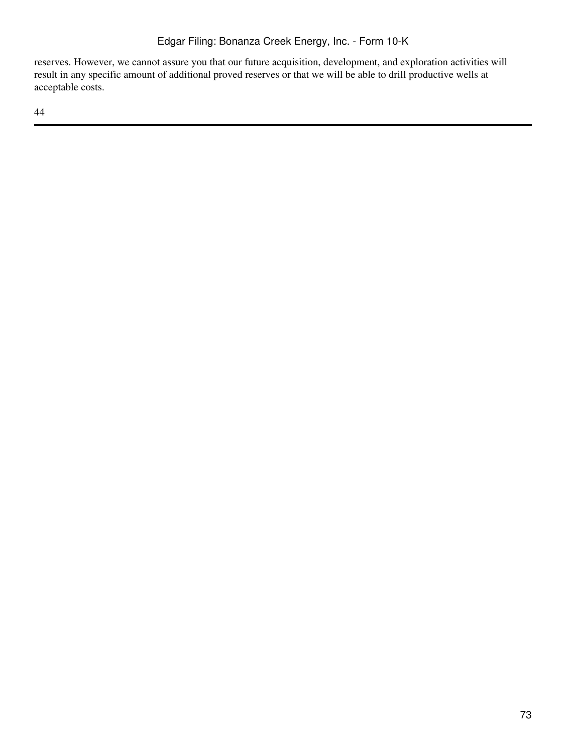reserves. However, we cannot assure you that our future acquisition, development, and exploration activities will result in any specific amount of additional proved reserves or that we will be able to drill productive wells at acceptable costs.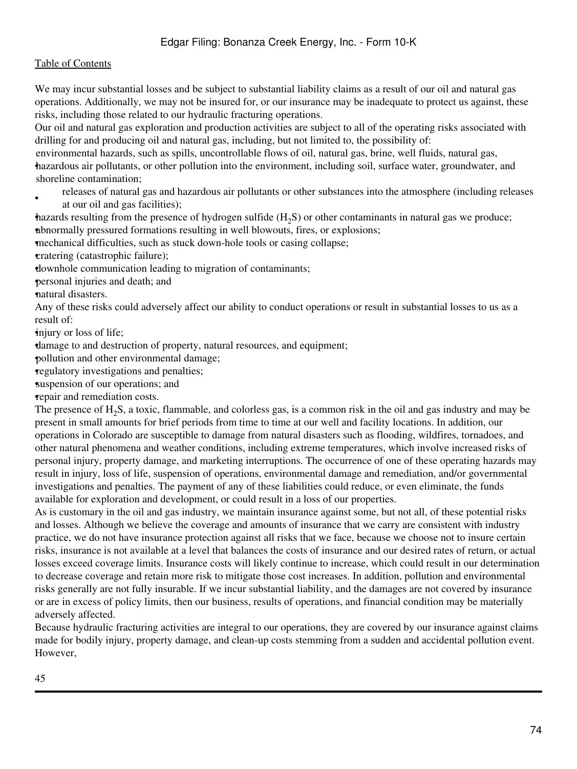We may incur substantial losses and be subject to substantial liability claims as a result of our oil and natural gas operations. Additionally, we may not be insured for, or our insurance may be inadequate to protect us against, these risks, including those related to our hydraulic fracturing operations.

Our oil and natural gas exploration and production activities are subject to all of the operating risks associated with drilling for and producing oil and natural gas, including, but not limited to, the possibility of:

- environmental hazards, such as spills, uncontrollable flows of oil, natural gas, brine, well fluids, natural gas, hazardous air pollutants, or other pollution into the environment, including soil, surface water, groundwater, and shoreline contamination;
- releases of natural gas and hazardous air pollutants or other substances into the atmosphere (including releases at our oil and gas facilities);
- hazards resulting from the presence of hydrogen sulfide ($H_2S$) or other contaminants in natural gas we produce;
- abnormally pressured formations resulting in well blowouts, fires, or explosions;
- mechanical difficulties, such as stuck down-hole tools or casing collapse;
- cratering (catastrophic failure);
- downhole communication leading to migration of contaminants;
- personal injuries and death; and
- natural disasters.

Any of these risks could adversely affect our ability to conduct operations or result in substantial losses to us as a result of:

- injury or loss of life;
- damage to and destruction of property, natural resources, and equipment;
- pollution and other environmental damage;
- regulatory investigations and penalties;
- suspension of our operations; and
- repair and remediation costs.

The presence of $H_2S$, a toxic, flammable, and colorless gas, is a common risk in the oil and gas industry and may be present in small amounts for brief periods from time to time at our well and facility locations. In addition, our operations in Colorado are susceptible to damage from natural disasters such as flooding, wildfires, tornadoes, and other natural phenomena and weather conditions, including extreme temperatures, which involve increased risks of personal injury, property damage, and marketing interruptions. The occurrence of one of these operating hazards may result in injury, loss of life, suspension of operations, environmental damage and remediation, and/or governmental investigations and penalties. The payment of any of these liabilities could reduce, or even eliminate, the funds available for exploration and development, or could result in a loss of our properties.

As is customary in the oil and gas industry, we maintain insurance against some, but not all, of these potential risks and losses. Although we believe the coverage and amounts of insurance that we carry are consistent with industry practice, we do not have insurance protection against all risks that we face, because we choose not to insure certain risks, insurance is not available at a level that balances the costs of insurance and our desired rates of return, or actual losses exceed coverage limits. Insurance costs will likely continue to increase, which could result in our determination to decrease coverage and retain more risk to mitigate those cost increases. In addition, pollution and environmental risks generally are not fully insurable. If we incur substantial liability, and the damages are not covered by insurance or are in excess of policy limits, then our business, results of operations, and financial condition may be materially adversely affected.

Because hydraulic fracturing activities are integral to our operations, they are covered by our insurance against claims made for bodily injury, property damage, and clean-up costs stemming from a sudden and accidental pollution event. However,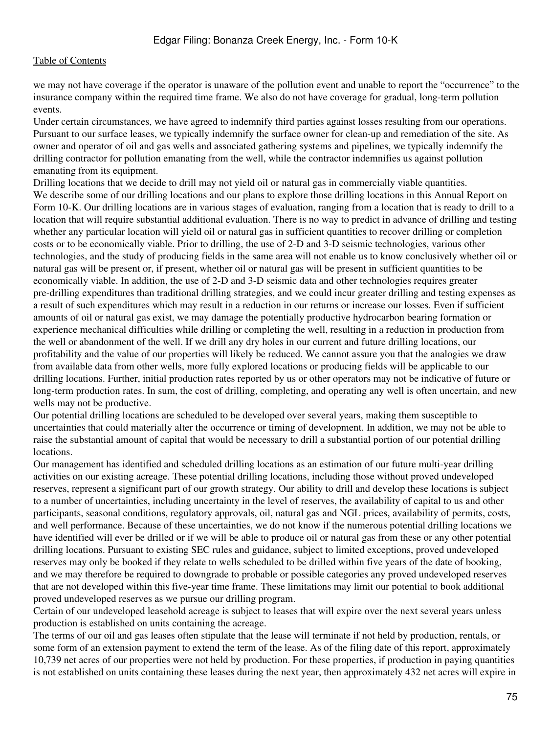we may not have coverage if the operator is unaware of the pollution event and unable to report the "occurrence" to the insurance company within the required time frame. We also do not have coverage for gradual, long-term pollution events.

Under certain circumstances, we have agreed to indemnify third parties against losses resulting from our operations. Pursuant to our surface leases, we typically indemnify the surface owner for clean-up and remediation of the site. As owner and operator of oil and gas wells and associated gathering systems and pipelines, we typically indemnify the drilling contractor for pollution emanating from the well, while the contractor indemnifies us against pollution emanating from its equipment.

Drilling locations that we decide to drill may not yield oil or natural gas in commercially viable quantities.

We describe some of our drilling locations and our plans to explore those drilling locations in this Annual Report on Form 10-K. Our drilling locations are in various stages of evaluation, ranging from a location that is ready to drill to a location that will require substantial additional evaluation. There is no way to predict in advance of drilling and testing whether any particular location will yield oil or natural gas in sufficient quantities to recover drilling or completion costs or to be economically viable. Prior to drilling, the use of 2-D and 3-D seismic technologies, various other technologies, and the study of producing fields in the same area will not enable us to know conclusively whether oil or natural gas will be present or, if present, whether oil or natural gas will be present in sufficient quantities to be economically viable. In addition, the use of 2-D and 3-D seismic data and other technologies requires greater pre-drilling expenditures than traditional drilling strategies, and we could incur greater drilling and testing expenses as a result of such expenditures which may result in a reduction in our returns or increase our losses. Even if sufficient amounts of oil or natural gas exist, we may damage the potentially productive hydrocarbon bearing formation or experience mechanical difficulties while drilling or completing the well, resulting in a reduction in production from the well or abandonment of the well. If we drill any dry holes in our current and future drilling locations, our profitability and the value of our properties will likely be reduced. We cannot assure you that the analogies we draw from available data from other wells, more fully explored locations or producing fields will be applicable to our drilling locations. Further, initial production rates reported by us or other operators may not be indicative of future or long-term production rates. In sum, the cost of drilling, completing, and operating any well is often uncertain, and new wells may not be productive.

Our potential drilling locations are scheduled to be developed over several years, making them susceptible to uncertainties that could materially alter the occurrence or timing of development. In addition, we may not be able to raise the substantial amount of capital that would be necessary to drill a substantial portion of our potential drilling locations.

Our management has identified and scheduled drilling locations as an estimation of our future multi-year drilling activities on our existing acreage. These potential drilling locations, including those without proved undeveloped reserves, represent a significant part of our growth strategy. Our ability to drill and develop these locations is subject to a number of uncertainties, including uncertainty in the level of reserves, the availability of capital to us and other participants, seasonal conditions, regulatory approvals, oil, natural gas and NGL prices, availability of permits, costs, and well performance. Because of these uncertainties, we do not know if the numerous potential drilling locations we have identified will ever be drilled or if we will be able to produce oil or natural gas from these or any other potential drilling locations. Pursuant to existing SEC rules and guidance, subject to limited exceptions, proved undeveloped reserves may only be booked if they relate to wells scheduled to be drilled within five years of the date of booking, and we may therefore be required to downgrade to probable or possible categories any proved undeveloped reserves that are not developed within this five-year time frame. These limitations may limit our potential to book additional proved undeveloped reserves as we pursue our drilling program.

Certain of our undeveloped leasehold acreage is subject to leases that will expire over the next several years unless production is established on units containing the acreage.

The terms of our oil and gas leases often stipulate that the lease will terminate if not held by production, rentals, or some form of an extension payment to extend the term of the lease. As of the filing date of this report, approximately 10,739 net acres of our properties were not held by production. For these properties, if production in paying quantities is not established on units containing these leases during the next year, then approximately 432 net acres will expire in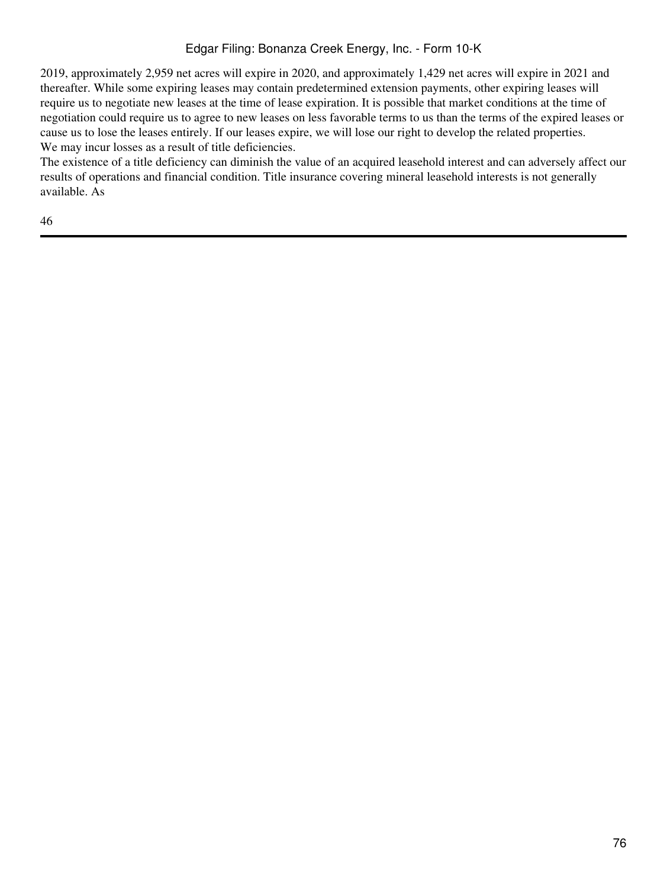2019, approximately 2,959 net acres will expire in 2020, and approximately 1,429 net acres will expire in 2021 and thereafter. While some expiring leases may contain predetermined extension payments, other expiring leases will require us to negotiate new leases at the time of lease expiration. It is possible that market conditions at the time of negotiation could require us to agree to new leases on less favorable terms to us than the terms of the expired leases or cause us to lose the leases entirely. If our leases expire, we will lose our right to develop the related properties.

We may incur losses as a result of title deficiencies.

The existence of a title deficiency can diminish the value of an acquired leasehold interest and can adversely affect our results of operations and financial condition. Title insurance covering mineral leasehold interests is not generally available. As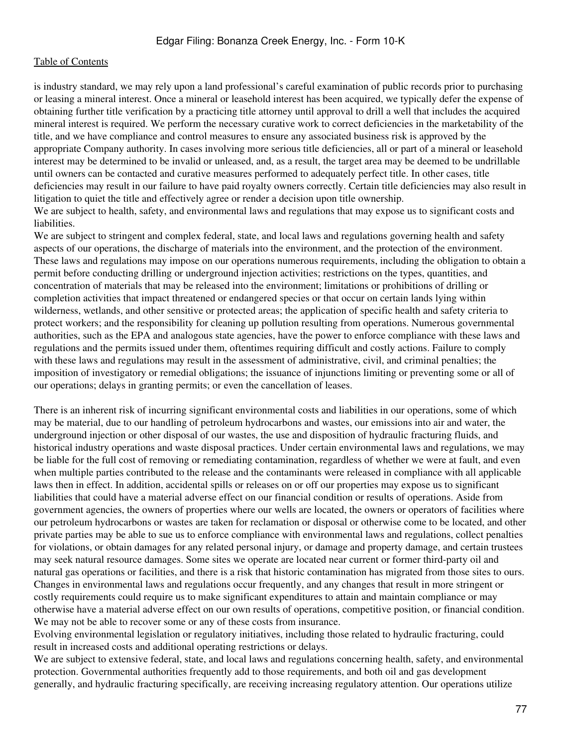is industry standard, we may rely upon a land professional's careful examination of public records prior to purchasing or leasing a mineral interest. Once a mineral or leasehold interest has been acquired, we typically defer the expense of obtaining further title verification by a practicing title attorney until approval to drill a well that includes the acquired mineral interest is required. We perform the necessary curative work to correct deficiencies in the marketability of the title, and we have compliance and control measures to ensure any associated business risk is approved by the appropriate Company authority. In cases involving more serious title deficiencies, all or part of a mineral or leasehold interest may be determined to be invalid or unleased, and, as a result, the target area may be deemed to be undrillable until owners can be contacted and curative measures performed to adequately perfect title. In other cases, title deficiencies may result in our failure to have paid royalty owners correctly. Certain title deficiencies may also result in litigation to quiet the title and effectively agree or render a decision upon title ownership.

We are subject to health, safety, and environmental laws and regulations that may expose us to significant costs and liabilities.

We are subject to stringent and complex federal, state, and local laws and regulations governing health and safety aspects of our operations, the discharge of materials into the environment, and the protection of the environment. These laws and regulations may impose on our operations numerous requirements, including the obligation to obtain a permit before conducting drilling or underground injection activities; restrictions on the types, quantities, and concentration of materials that may be released into the environment; limitations or prohibitions of drilling or completion activities that impact threatened or endangered species or that occur on certain lands lying within wilderness, wetlands, and other sensitive or protected areas; the application of specific health and safety criteria to protect workers; and the responsibility for cleaning up pollution resulting from operations. Numerous governmental authorities, such as the EPA and analogous state agencies, have the power to enforce compliance with these laws and regulations and the permits issued under them, oftentimes requiring difficult and costly actions. Failure to comply with these laws and regulations may result in the assessment of administrative, civil, and criminal penalties; the imposition of investigatory or remedial obligations; the issuance of injunctions limiting or preventing some or all of our operations; delays in granting permits; or even the cancellation of leases.

There is an inherent risk of incurring significant environmental costs and liabilities in our operations, some of which may be material, due to our handling of petroleum hydrocarbons and wastes, our emissions into air and water, the underground injection or other disposal of our wastes, the use and disposition of hydraulic fracturing fluids, and historical industry operations and waste disposal practices. Under certain environmental laws and regulations, we may be liable for the full cost of removing or remediating contamination, regardless of whether we were at fault, and even when multiple parties contributed to the release and the contaminants were released in compliance with all applicable laws then in effect. In addition, accidental spills or releases on or off our properties may expose us to significant liabilities that could have a material adverse effect on our financial condition or results of operations. Aside from government agencies, the owners of properties where our wells are located, the owners or operators of facilities where our petroleum hydrocarbons or wastes are taken for reclamation or disposal or otherwise come to be located, and other private parties may be able to sue us to enforce compliance with environmental laws and regulations, collect penalties for violations, or obtain damages for any related personal injury, or damage and property damage, and certain trustees may seek natural resource damages. Some sites we operate are located near current or former third-party oil and natural gas operations or facilities, and there is a risk that historic contamination has migrated from those sites to ours. Changes in environmental laws and regulations occur frequently, and any changes that result in more stringent or costly requirements could require us to make significant expenditures to attain and maintain compliance or may otherwise have a material adverse effect on our own results of operations, competitive position, or financial condition. We may not be able to recover some or any of these costs from insurance.

Evolving environmental legislation or regulatory initiatives, including those related to hydraulic fracturing, could result in increased costs and additional operating restrictions or delays.

We are subject to extensive federal, state, and local laws and regulations concerning health, safety, and environmental protection. Governmental authorities frequently add to those requirements, and both oil and gas development generally, and hydraulic fracturing specifically, are receiving increasing regulatory attention. Our operations utilize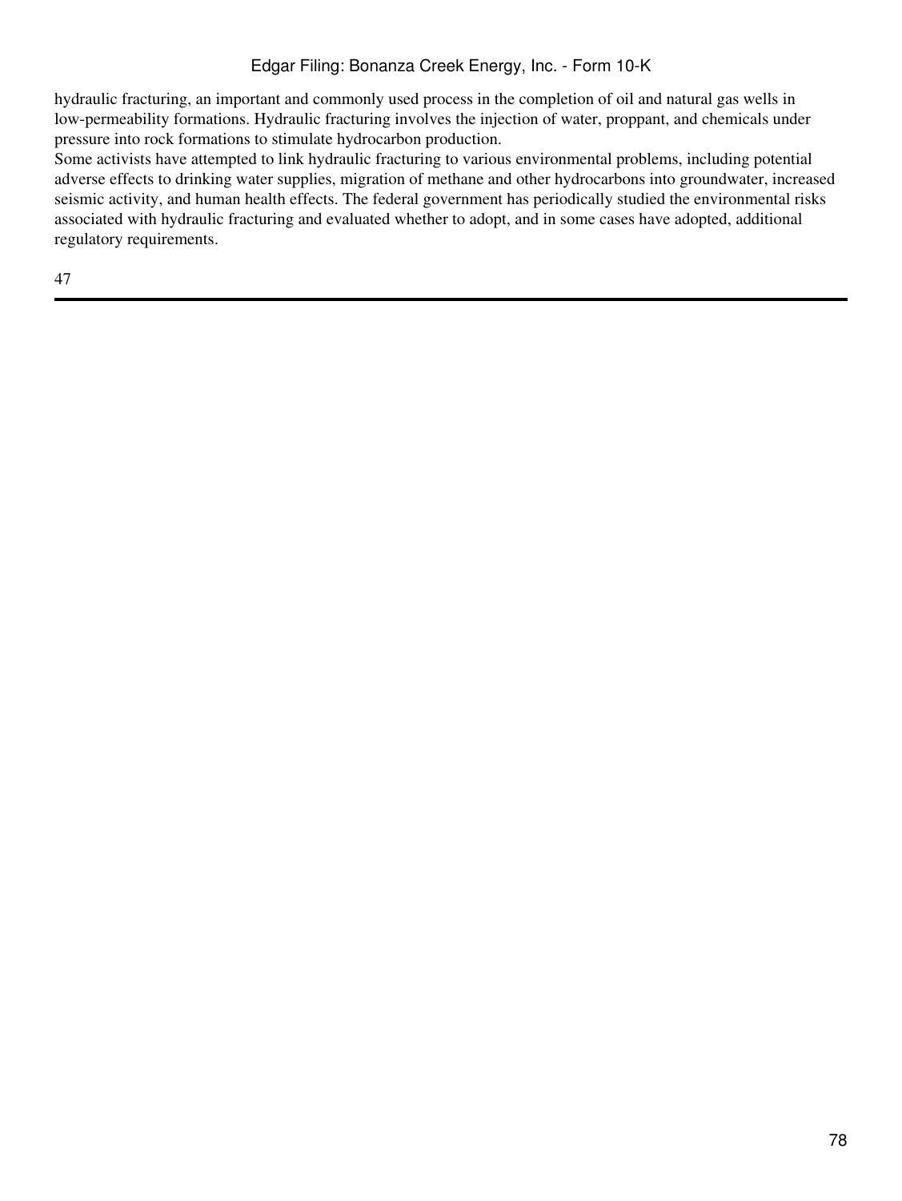hydraulic fracturing, an important and commonly used process in the completion of oil and natural gas wells in low-permeability formations. Hydraulic fracturing involves the injection of water, proppant, and chemicals under pressure into rock formations to stimulate hydrocarbon production.

Some activists have attempted to link hydraulic fracturing to various environmental problems, including potential adverse effects to drinking water supplies, migration of methane and other hydrocarbons into groundwater, increased seismic activity, and human health effects. The federal government has periodically studied the environmental risks associated with hydraulic fracturing and evaluated whether to adopt, and in some cases have adopted, additional regulatory requirements.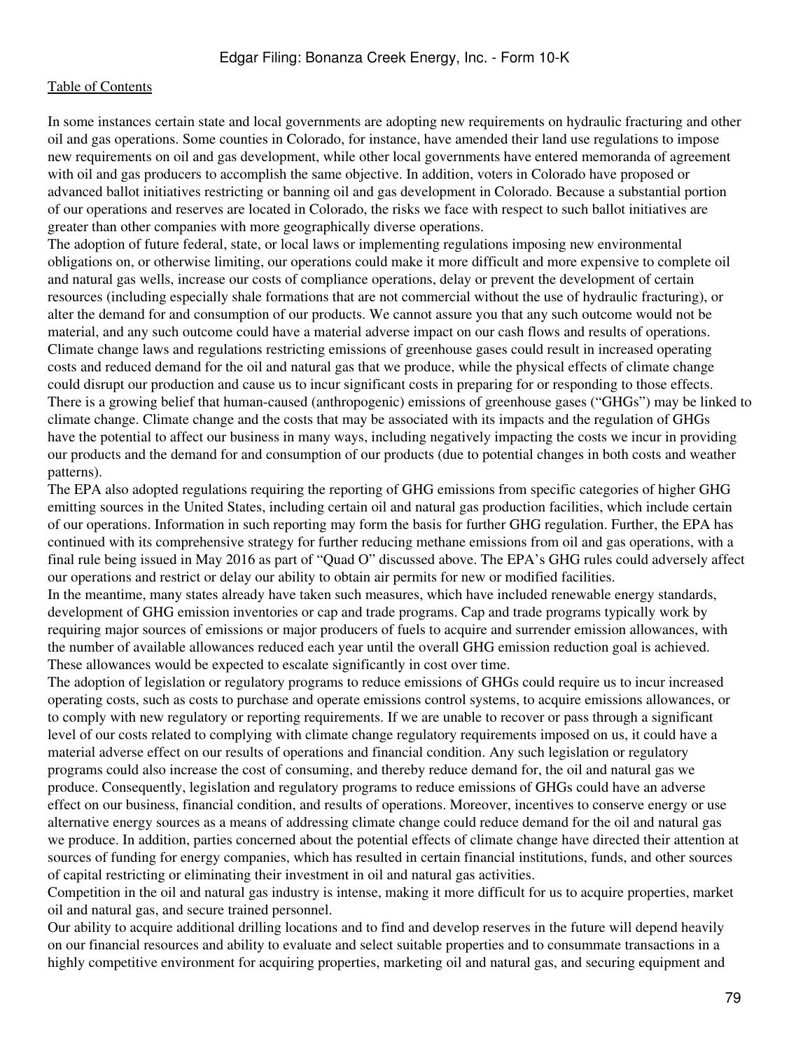In some instances certain state and local governments are adopting new requirements on hydraulic fracturing and other oil and gas operations. Some counties in Colorado, for instance, have amended their land use regulations to impose new requirements on oil and gas development, while other local governments have entered memoranda of agreement with oil and gas producers to accomplish the same objective. In addition, voters in Colorado have proposed or advanced ballot initiatives restricting or banning oil and gas development in Colorado. Because a substantial portion of our operations and reserves are located in Colorado, the risks we face with respect to such ballot initiatives are greater than other companies with more geographically diverse operations.

The adoption of future federal, state, or local laws or implementing regulations imposing new environmental obligations on, or otherwise limiting, our operations could make it more difficult and more expensive to complete oil and natural gas wells, increase our costs of compliance operations, delay or prevent the development of certain resources (including especially shale formations that are not commercial without the use of hydraulic fracturing), or alter the demand for and consumption of our products. We cannot assure you that any such outcome would not be material, and any such outcome could have a material adverse impact on our cash flows and results of operations.

Climate change laws and regulations restricting emissions of greenhouse gases could result in increased operating costs and reduced demand for the oil and natural gas that we produce, while the physical effects of climate change could disrupt our production and cause us to incur significant costs in preparing for or responding to those effects.

There is a growing belief that human-caused (anthropogenic) emissions of greenhouse gases ("GHGs") may be linked to climate change. Climate change and the costs that may be associated with its impacts and the regulation of GHGs have the potential to affect our business in many ways, including negatively impacting the costs we incur in providing our products and the demand for and consumption of our products (due to potential changes in both costs and weather patterns).

The EPA also adopted regulations requiring the reporting of GHG emissions from specific categories of higher GHG emitting sources in the United States, including certain oil and natural gas production facilities, which include certain of our operations. Information in such reporting may form the basis for further GHG regulation. Further, the EPA has continued with its comprehensive strategy for further reducing methane emissions from oil and gas operations, with a final rule being issued in May 2016 as part of "Quad O" discussed above. The EPA's GHG rules could adversely affect our operations and restrict or delay our ability to obtain air permits for new or modified facilities.

In the meantime, many states already have taken such measures, which have included renewable energy standards, development of GHG emission inventories or cap and trade programs. Cap and trade programs typically work by requiring major sources of emissions or major producers of fuels to acquire and surrender emission allowances, with the number of available allowances reduced each year until the overall GHG emission reduction goal is achieved. These allowances would be expected to escalate significantly in cost over time.

The adoption of legislation or regulatory programs to reduce emissions of GHGs could require us to incur increased operating costs, such as costs to purchase and operate emissions control systems, to acquire emissions allowances, or to comply with new regulatory or reporting requirements. If we are unable to recover or pass through a significant level of our costs related to complying with climate change regulatory requirements imposed on us, it could have a material adverse effect on our results of operations and financial condition. Any such legislation or regulatory programs could also increase the cost of consuming, and thereby reduce demand for, the oil and natural gas we produce. Consequently, legislation and regulatory programs to reduce emissions of GHGs could have an adverse effect on our business, financial condition, and results of operations. Moreover, incentives to conserve energy or use alternative energy sources as a means of addressing climate change could reduce demand for the oil and natural gas we produce. In addition, parties concerned about the potential effects of climate change have directed their attention at sources of funding for energy companies, which has resulted in certain financial institutions, funds, and other sources of capital restricting or eliminating their investment in oil and natural gas activities.

Competition in the oil and natural gas industry is intense, making it more difficult for us to acquire properties, market oil and natural gas, and secure trained personnel.

Our ability to acquire additional drilling locations and to find and develop reserves in the future will depend heavily on our financial resources and ability to evaluate and select suitable properties and to consummate transactions in a highly competitive environment for acquiring properties, marketing oil and natural gas, and securing equipment and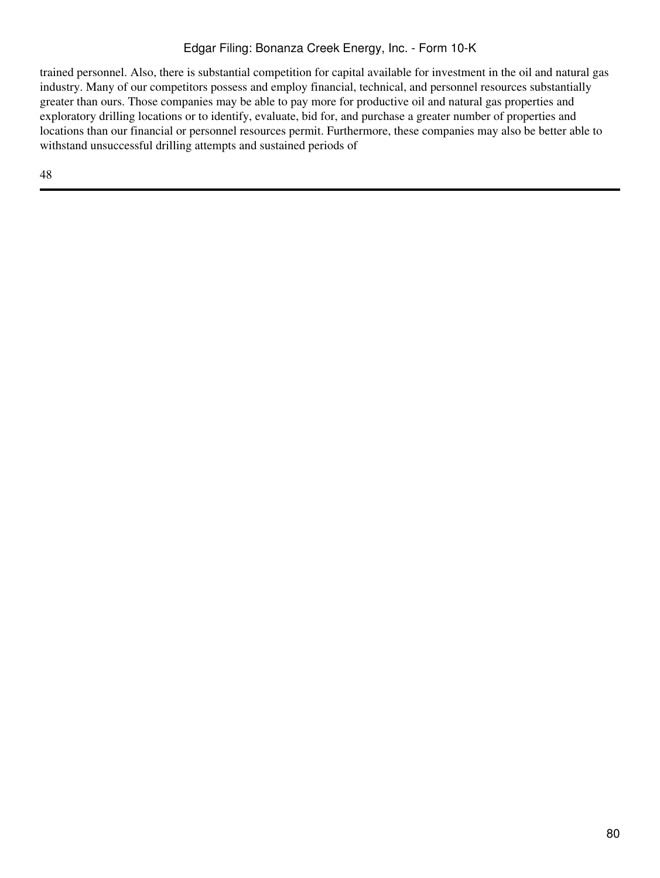trained personnel. Also, there is substantial competition for capital available for investment in the oil and natural gas industry. Many of our competitors possess and employ financial, technical, and personnel resources substantially greater than ours. Those companies may be able to pay more for productive oil and natural gas properties and exploratory drilling locations or to identify, evaluate, bid for, and purchase a greater number of properties and locations than our financial or personnel resources permit. Furthermore, these companies may also be better able to withstand unsuccessful drilling attempts and sustained periods of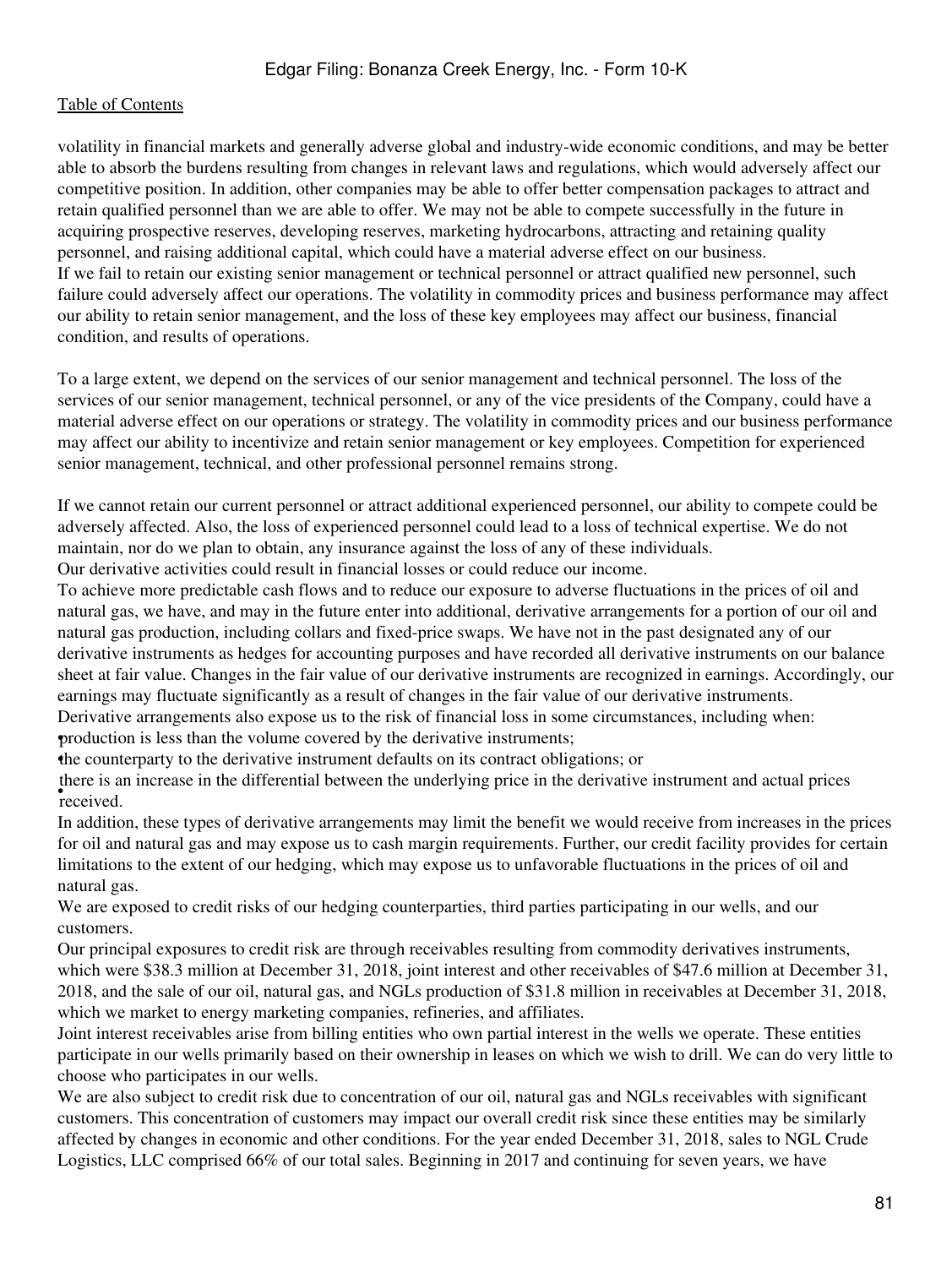volatility in financial markets and generally adverse global and industry-wide economic conditions, and may be better able to absorb the burdens resulting from changes in relevant laws and regulations, which would adversely affect our competitive position. In addition, other companies may be able to offer better compensation packages to attract and retain qualified personnel than we are able to offer. We may not be able to compete successfully in the future in acquiring prospective reserves, developing reserves, marketing hydrocarbons, attracting and retaining quality personnel, and raising additional capital, which could have a material adverse effect on our business.

If we fail to retain our existing senior management or technical personnel or attract qualified new personnel, such failure could adversely affect our operations. The volatility in commodity prices and business performance may affect our ability to retain senior management, and the loss of these key employees may affect our business, financial condition, and results of operations.

To a large extent, we depend on the services of our senior management and technical personnel. The loss of the services of our senior management, technical personnel, or any of the vice presidents of the Company, could have a material adverse effect on our operations or strategy. The volatility in commodity prices and our business performance may affect our ability to incentivize and retain senior management or key employees. Competition for experienced senior management, technical, and other professional personnel remains strong.

If we cannot retain our current personnel or attract additional experienced personnel, our ability to compete could be adversely affected. Also, the loss of experienced personnel could lead to a loss of technical expertise. We do not maintain, nor do we plan to obtain, any insurance against the loss of any of these individuals.

Our derivative activities could result in financial losses or could reduce our income.

To achieve more predictable cash flows and to reduce our exposure to adverse fluctuations in the prices of oil and natural gas, we have, and may in the future enter into additional, derivative arrangements for a portion of our oil and natural gas production, including collars and fixed-price swaps. We have not in the past designated any of our derivative instruments as hedges for accounting purposes and have recorded all derivative instruments on our balance sheet at fair value. Changes in the fair value of our derivative instruments are recognized in earnings. Accordingly, our earnings may fluctuate significantly as a result of changes in the fair value of our derivative instruments.

Derivative arrangements also expose us to the risk of financial loss in some circumstances, including when:

- production is less than the volume covered by the derivative instruments;
- the counterparty to the derivative instrument defaults on its contract obligations; or
- there is an increase in the differential between the underlying price in the derivative instrument and actual prices received.

In addition, these types of derivative arrangements may limit the benefit we would receive from increases in the prices for oil and natural gas and may expose us to cash margin requirements. Further, our credit facility provides for certain limitations to the extent of our hedging, which may expose us to unfavorable fluctuations in the prices of oil and natural gas.

We are exposed to credit risks of our hedging counterparties, third parties participating in our wells, and our customers.

Our principal exposures to credit risk are through receivables resulting from commodity derivatives instruments, which were $38.3 million at December 31, 2018, joint interest and other receivables of $47.6 million at December 31, 2018, and the sale of our oil, natural gas, and NGLs production of $31.8 million in receivables at December 31, 2018, which we market to energy marketing companies, refineries, and affiliates.

Joint interest receivables arise from billing entities who own partial interest in the wells we operate. These entities participate in our wells primarily based on their ownership in leases on which we wish to drill. We can do very little to choose who participates in our wells.

We are also subject to credit risk due to concentration of our oil, natural gas and NGLs receivables with significant customers. This concentration of customers may impact our overall credit risk since these entities may be similarly affected by changes in economic and other conditions. For the year ended December 31, 2018, sales to NGL Crude Logistics, LLC comprised 66% of our total sales. Beginning in 2017 and continuing for seven years, we have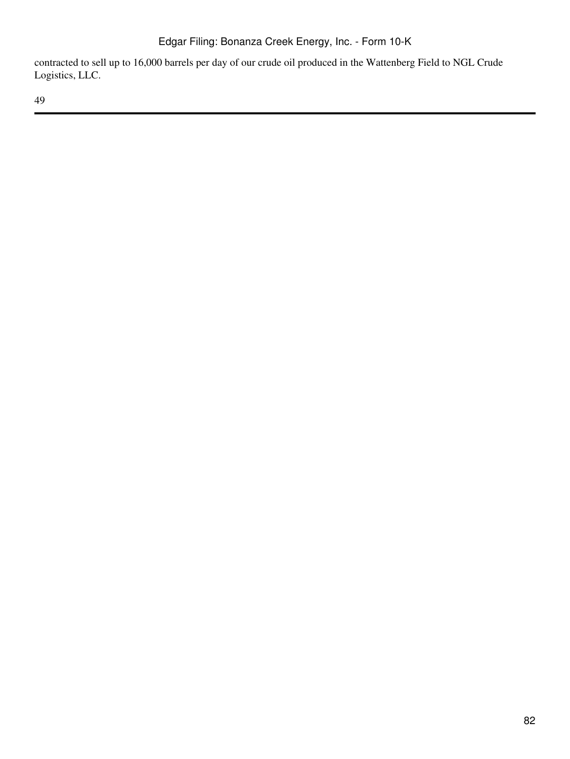contracted to sell up to 16,000 barrels per day of our crude oil produced in the Wattenberg Field to NGL Crude Logistics, LLC.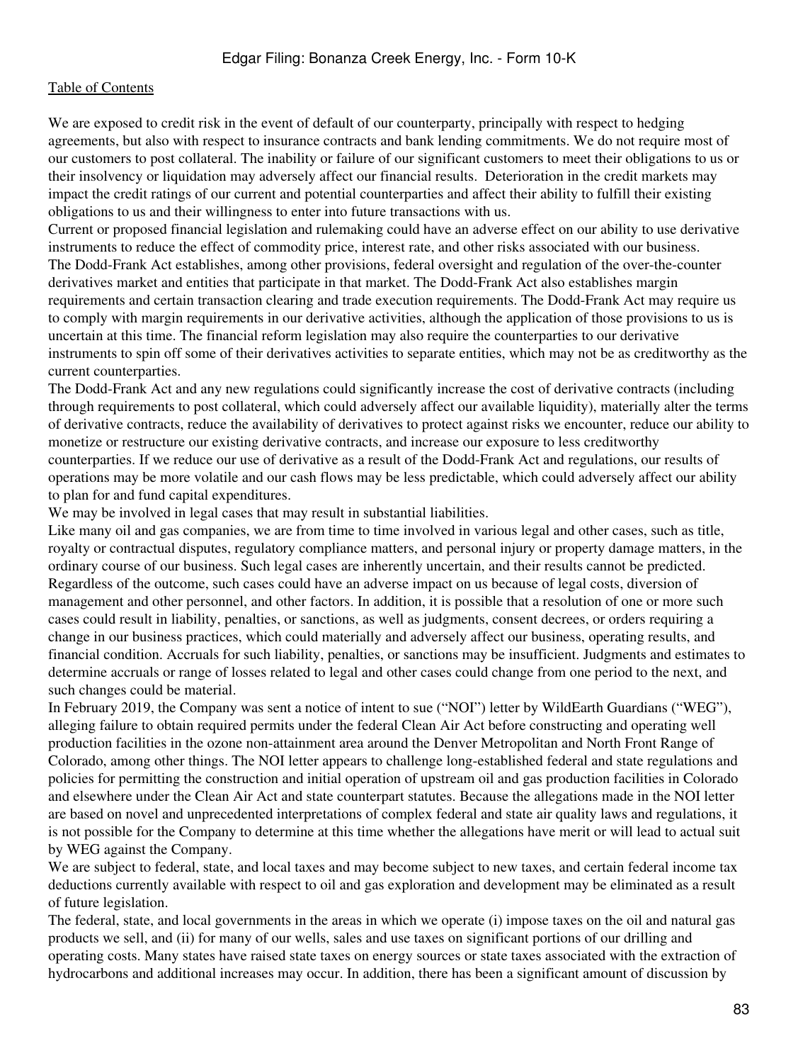We are exposed to credit risk in the event of default of our counterparty, principally with respect to hedging agreements, but also with respect to insurance contracts and bank lending commitments. We do not require most of our customers to post collateral. The inability or failure of our significant customers to meet their obligations to us or their insolvency or liquidation may adversely affect our financial results. Deterioration in the credit markets may impact the credit ratings of our current and potential counterparties and affect their ability to fulfill their existing obligations to us and their willingness to enter into future transactions with us.

Current or proposed financial legislation and rulemaking could have an adverse effect on our ability to use derivative instruments to reduce the effect of commodity price, interest rate, and other risks associated with our business.

The Dodd-Frank Act establishes, among other provisions, federal oversight and regulation of the over-the-counter derivatives market and entities that participate in that market. The Dodd-Frank Act also establishes margin requirements and certain transaction clearing and trade execution requirements. The Dodd-Frank Act may require us to comply with margin requirements in our derivative activities, although the application of those provisions to us is uncertain at this time. The financial reform legislation may also require the counterparties to our derivative instruments to spin off some of their derivatives activities to separate entities, which may not be as creditworthy as the current counterparties.

The Dodd-Frank Act and any new regulations could significantly increase the cost of derivative contracts (including through requirements to post collateral, which could adversely affect our available liquidity), materially alter the terms of derivative contracts, reduce the availability of derivatives to protect against risks we encounter, reduce our ability to monetize or restructure our existing derivative contracts, and increase our exposure to less creditworthy counterparties. If we reduce our use of derivative as a result of the Dodd-Frank Act and regulations, our results of operations may be more volatile and our cash flows may be less predictable, which could adversely affect our ability to plan for and fund capital expenditures.

We may be involved in legal cases that may result in substantial liabilities.

Like many oil and gas companies, we are from time to time involved in various legal and other cases, such as title, royalty or contractual disputes, regulatory compliance matters, and personal injury or property damage matters, in the ordinary course of our business. Such legal cases are inherently uncertain, and their results cannot be predicted. Regardless of the outcome, such cases could have an adverse impact on us because of legal costs, diversion of management and other personnel, and other factors. In addition, it is possible that a resolution of one or more such cases could result in liability, penalties, or sanctions, as well as judgments, consent decrees, or orders requiring a change in our business practices, which could materially and adversely affect our business, operating results, and financial condition. Accruals for such liability, penalties, or sanctions may be insufficient. Judgments and estimates to determine accruals or range of losses related to legal and other cases could change from one period to the next, and such changes could be material.

In February 2019, the Company was sent a notice of intent to sue ("NOI") letter by WildEarth Guardians ("WEG"), alleging failure to obtain required permits under the federal Clean Air Act before constructing and operating well production facilities in the ozone non-attainment area around the Denver Metropolitan and North Front Range of Colorado, among other things. The NOI letter appears to challenge long-established federal and state regulations and policies for permitting the construction and initial operation of upstream oil and gas production facilities in Colorado and elsewhere under the Clean Air Act and state counterpart statutes. Because the allegations made in the NOI letter are based on novel and unprecedented interpretations of complex federal and state air quality laws and regulations, it is not possible for the Company to determine at this time whether the allegations have merit or will lead to actual suit by WEG against the Company.

We are subject to federal, state, and local taxes and may become subject to new taxes, and certain federal income tax deductions currently available with respect to oil and gas exploration and development may be eliminated as a result of future legislation.

The federal, state, and local governments in the areas in which we operate (i) impose taxes on the oil and natural gas products we sell, and (ii) for many of our wells, sales and use taxes on significant portions of our drilling and operating costs. Many states have raised state taxes on energy sources or state taxes associated with the extraction of hydrocarbons and additional increases may occur. In addition, there has been a significant amount of discussion by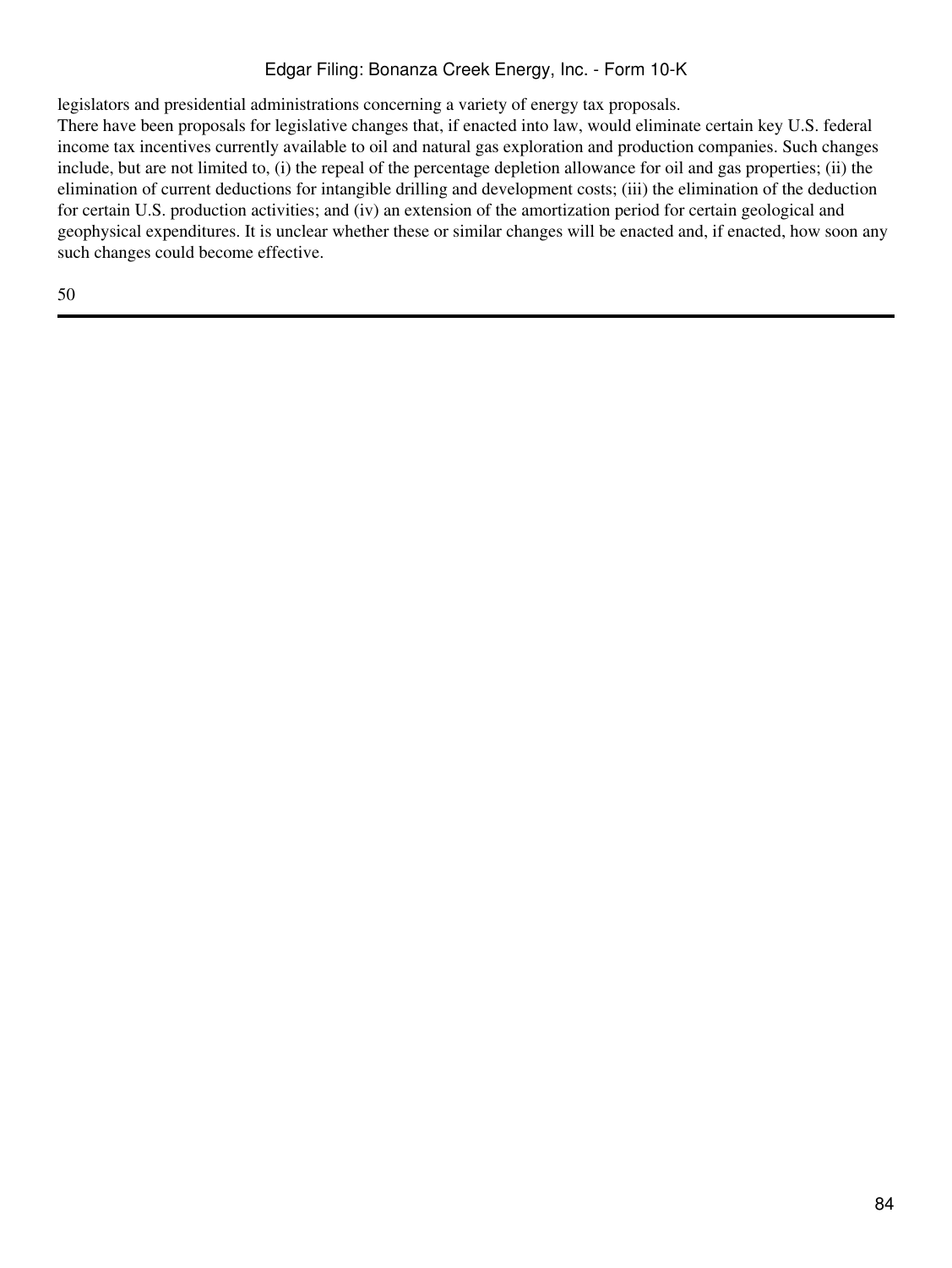legislators and presidential administrations concerning a variety of energy tax proposals.

There have been proposals for legislative changes that, if enacted into law, would eliminate certain key U.S. federal income tax incentives currently available to oil and natural gas exploration and production companies. Such changes include, but are not limited to, (i) the repeal of the percentage depletion allowance for oil and gas properties; (ii) the elimination of current deductions for intangible drilling and development costs; (iii) the elimination of the deduction for certain U.S. production activities; and (iv) an extension of the amortization period for certain geological and geophysical expenditures. It is unclear whether these or similar changes will be enacted and, if enacted, how soon any such changes could become effective.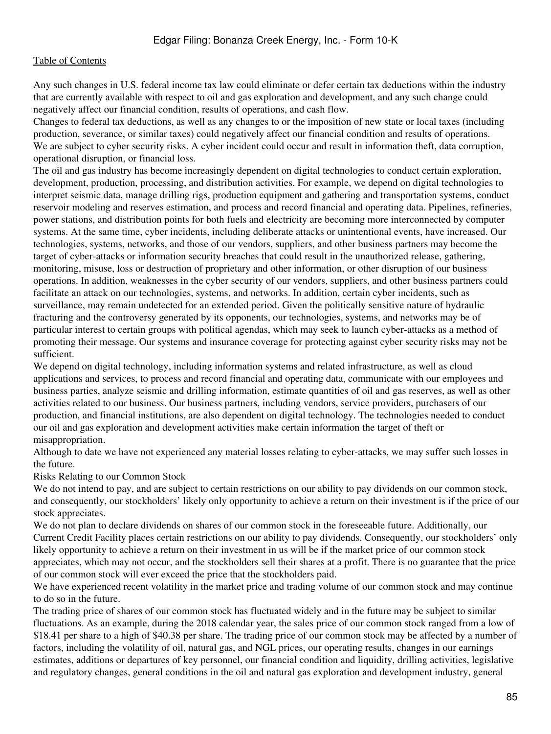Any such changes in U.S. federal income tax law could eliminate or defer certain tax deductions within the industry that are currently available with respect to oil and gas exploration and development, and any such change could negatively affect our financial condition, results of operations, and cash flow.

Changes to federal tax deductions, as well as any changes to or the imposition of new state or local taxes (including production, severance, or similar taxes) could negatively affect our financial condition and results of operations.

We are subject to cyber security risks. A cyber incident could occur and result in information theft, data corruption, operational disruption, or financial loss.

The oil and gas industry has become increasingly dependent on digital technologies to conduct certain exploration, development, production, processing, and distribution activities. For example, we depend on digital technologies to interpret seismic data, manage drilling rigs, production equipment and gathering and transportation systems, conduct reservoir modeling and reserves estimation, and process and record financial and operating data. Pipelines, refineries, power stations, and distribution points for both fuels and electricity are becoming more interconnected by computer systems. At the same time, cyber incidents, including deliberate attacks or unintentional events, have increased. Our technologies, systems, networks, and those of our vendors, suppliers, and other business partners may become the target of cyber-attacks or information security breaches that could result in the unauthorized release, gathering, monitoring, misuse, loss or destruction of proprietary and other information, or other disruption of our business operations. In addition, weaknesses in the cyber security of our vendors, suppliers, and other business partners could facilitate an attack on our technologies, systems, and networks. In addition, certain cyber incidents, such as surveillance, may remain undetected for an extended period. Given the politically sensitive nature of hydraulic fracturing and the controversy generated by its opponents, our technologies, systems, and networks may be of particular interest to certain groups with political agendas, which may seek to launch cyber-attacks as a method of promoting their message. Our systems and insurance coverage for protecting against cyber security risks may not be sufficient.

We depend on digital technology, including information systems and related infrastructure, as well as cloud applications and services, to process and record financial and operating data, communicate with our employees and business parties, analyze seismic and drilling information, estimate quantities of oil and gas reserves, as well as other activities related to our business. Our business partners, including vendors, service providers, purchasers of our production, and financial institutions, are also dependent on digital technology. The technologies needed to conduct our oil and gas exploration and development activities make certain information the target of theft or misappropriation.

Although to date we have not experienced any material losses relating to cyber-attacks, we may suffer such losses in the future.

Risks Relating to our Common Stock

We do not intend to pay, and are subject to certain restrictions on our ability to pay dividends on our common stock, and consequently, our stockholders' likely only opportunity to achieve a return on their investment is if the price of our stock appreciates.

We do not plan to declare dividends on shares of our common stock in the foreseeable future. Additionally, our Current Credit Facility places certain restrictions on our ability to pay dividends. Consequently, our stockholders' only likely opportunity to achieve a return on their investment in us will be if the market price of our common stock appreciates, which may not occur, and the stockholders sell their shares at a profit. There is no guarantee that the price of our common stock will ever exceed the price that the stockholders paid.

We have experienced recent volatility in the market price and trading volume of our common stock and may continue to do so in the future.

The trading price of shares of our common stock has fluctuated widely and in the future may be subject to similar fluctuations. As an example, during the 2018 calendar year, the sales price of our common stock ranged from a low of $18.41 per share to a high of $40.38 per share. The trading price of our common stock may be affected by a number of factors, including the volatility of oil, natural gas, and NGL prices, our operating results, changes in our earnings estimates, additions or departures of key personnel, our financial condition and liquidity, drilling activities, legislative and regulatory changes, general conditions in the oil and natural gas exploration and development industry, general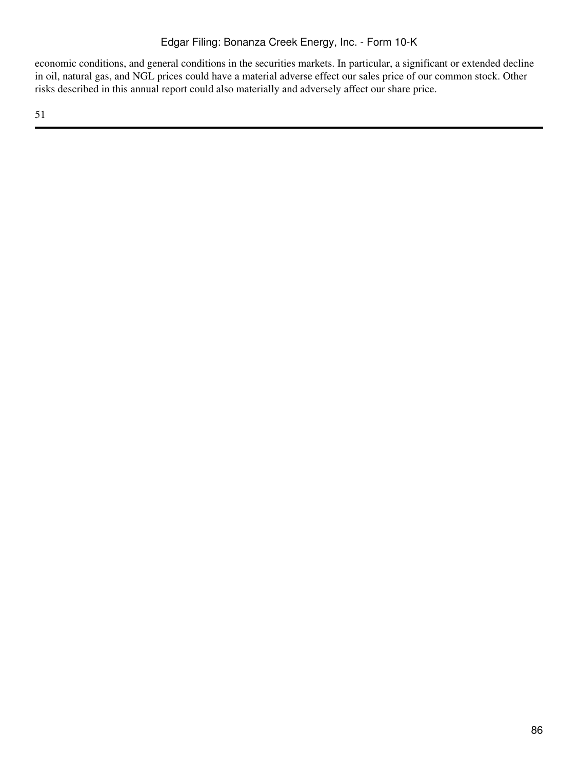economic conditions, and general conditions in the securities markets. In particular, a significant or extended decline in oil, natural gas, and NGL prices could have a material adverse effect our sales price of our common stock. Other risks described in this annual report could also materially and adversely affect our share price.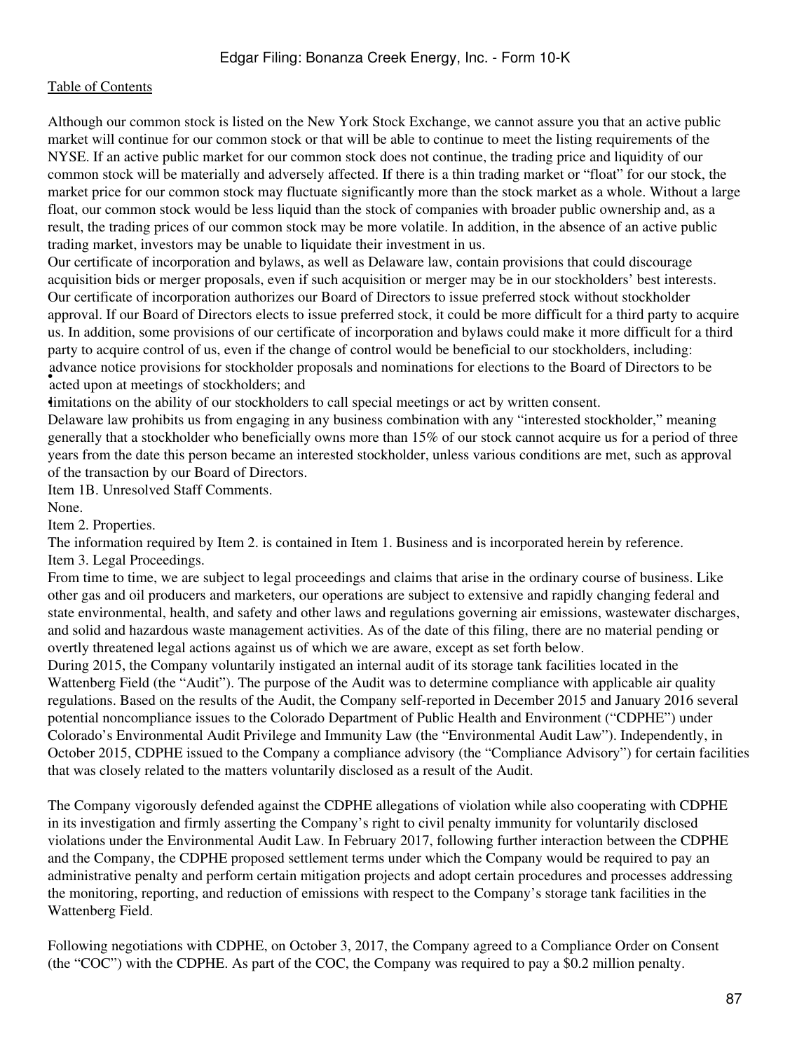Although our common stock is listed on the New York Stock Exchange, we cannot assure you that an active public market will continue for our common stock or that will be able to continue to meet the listing requirements of the NYSE. If an active public market for our common stock does not continue, the trading price and liquidity of our common stock will be materially and adversely affected. If there is a thin trading market or "float" for our stock, the market price for our common stock may fluctuate significantly more than the stock market as a whole. Without a large float, our common stock would be less liquid than the stock of companies with broader public ownership and, as a result, the trading prices of our common stock may be more volatile. In addition, in the absence of an active public trading market, investors may be unable to liquidate their investment in us.

Our certificate of incorporation and bylaws, as well as Delaware law, contain provisions that could discourage acquisition bids or merger proposals, even if such acquisition or merger may be in our stockholders' best interests.

Our certificate of incorporation authorizes our Board of Directors to issue preferred stock without stockholder approval. If our Board of Directors elects to issue preferred stock, it could be more difficult for a third party to acquire us. In addition, some provisions of our certificate of incorporation and bylaws could make it more difficult for a third party to acquire control of us, even if the change of control would be beneficial to our stockholders, including:

- advance notice provisions for stockholder proposals and nominations for elections to the Board of Directors to be acted upon at meetings of stockholders; and
- limitations on the ability of our stockholders to call special meetings or act by written consent.

Delaware law prohibits us from engaging in any business combination with any "interested stockholder," meaning generally that a stockholder who beneficially owns more than 15% of our stock cannot acquire us for a period of three years from the date this person became an interested stockholder, unless various conditions are met, such as approval of the transaction by our Board of Directors.

Item 1B. Unresolved Staff Comments.

None.

Item 2. Properties.

The information required by Item 2. is contained in Item 1. Business and is incorporated herein by reference.

Item 3. Legal Proceedings.

From time to time, we are subject to legal proceedings and claims that arise in the ordinary course of business. Like other gas and oil producers and marketers, our operations are subject to extensive and rapidly changing federal and state environmental, health, and safety and other laws and regulations governing air emissions, wastewater discharges, and solid and hazardous waste management activities. As of the date of this filing, there are no material pending or overtly threatened legal actions against us of which we are aware, except as set forth below.

During 2015, the Company voluntarily instigated an internal audit of its storage tank facilities located in the Wattenberg Field (the "Audit"). The purpose of the Audit was to determine compliance with applicable air quality regulations. Based on the results of the Audit, the Company self-reported in December 2015 and January 2016 several potential noncompliance issues to the Colorado Department of Public Health and Environment ("CDPHE") under Colorado's Environmental Audit Privilege and Immunity Law (the "Environmental Audit Law"). Independently, in October 2015, CDPHE issued to the Company a compliance advisory (the "Compliance Advisory") for certain facilities that was closely related to the matters voluntarily disclosed as a result of the Audit.

The Company vigorously defended against the CDPHE allegations of violation while also cooperating with CDPHE in its investigation and firmly asserting the Company's right to civil penalty immunity for voluntarily disclosed violations under the Environmental Audit Law. In February 2017, following further interaction between the CDPHE and the Company, the CDPHE proposed settlement terms under which the Company would be required to pay an administrative penalty and perform certain mitigation projects and adopt certain procedures and processes addressing the monitoring, reporting, and reduction of emissions with respect to the Company's storage tank facilities in the Wattenberg Field.

Following negotiations with CDPHE, on October 3, 2017, the Company agreed to a Compliance Order on Consent (the "COC") with the CDPHE. As part of the COC, the Company was required to pay a $0.2 million penalty.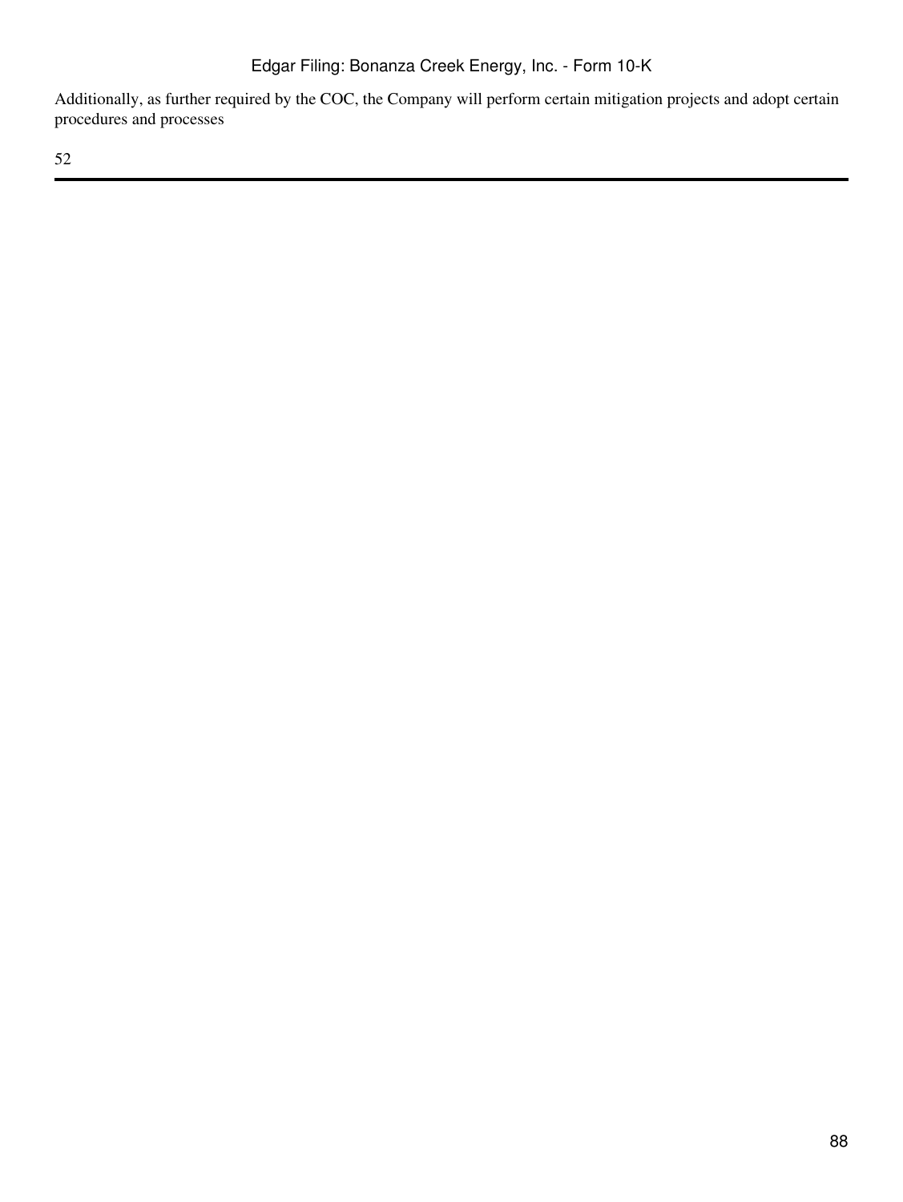Additionally, as further required by the COC, the Company will perform certain mitigation projects and adopt certain procedures and processes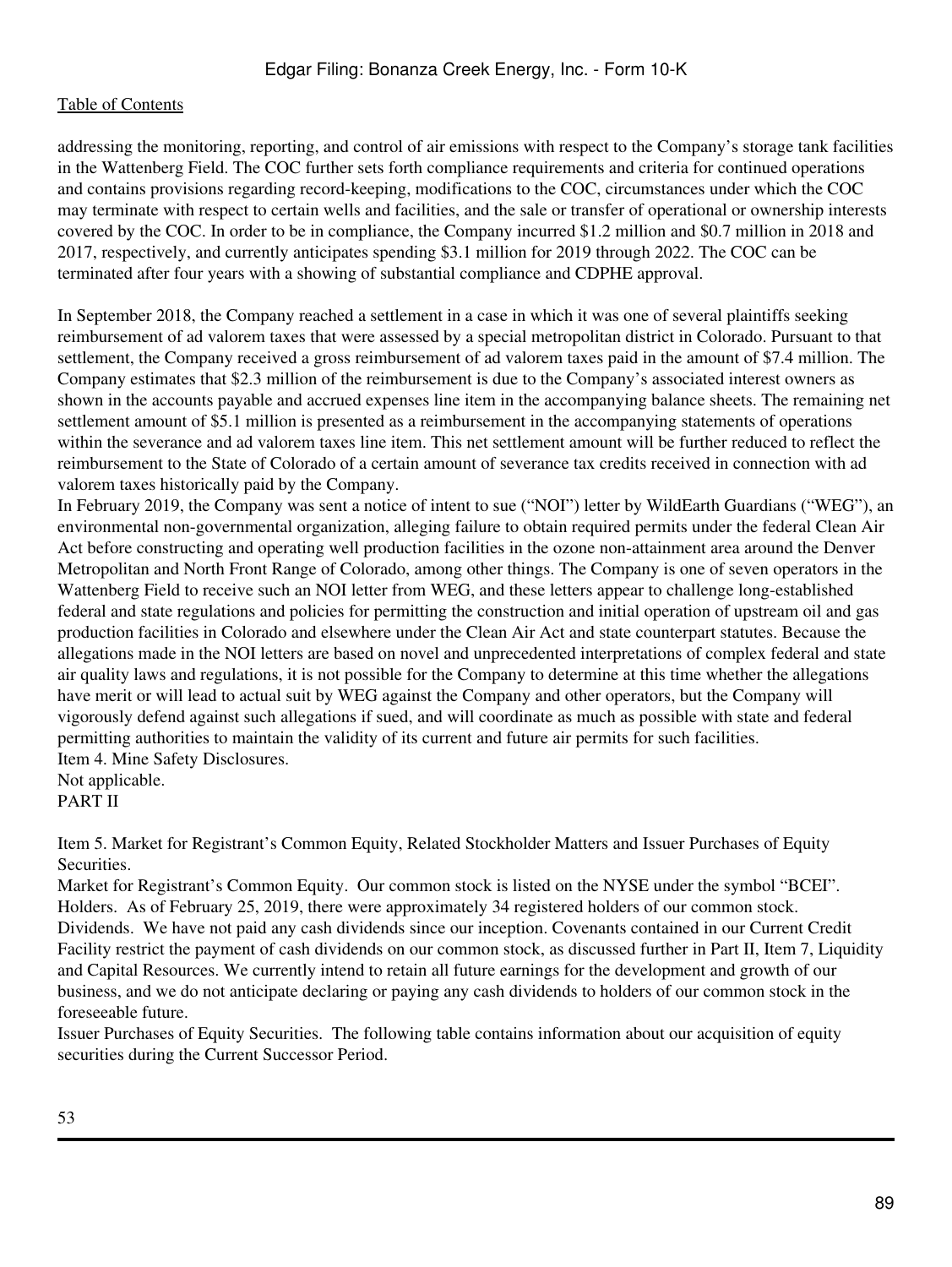addressing the monitoring, reporting, and control of air emissions with respect to the Company's storage tank facilities in the Wattenberg Field. The COC further sets forth compliance requirements and criteria for continued operations and contains provisions regarding record-keeping, modifications to the COC, circumstances under which the COC may terminate with respect to certain wells and facilities, and the sale or transfer of operational or ownership interests covered by the COC. In order to be in compliance, the Company incurred $1.2 million and $0.7 million in 2018 and 2017, respectively, and currently anticipates spending $3.1 million for 2019 through 2022. The COC can be terminated after four years with a showing of substantial compliance and CDPHE approval.

In September 2018, the Company reached a settlement in a case in which it was one of several plaintiffs seeking reimbursement of ad valorem taxes that were assessed by a special metropolitan district in Colorado. Pursuant to that settlement, the Company received a gross reimbursement of ad valorem taxes paid in the amount of $7.4 million. The Company estimates that $2.3 million of the reimbursement is due to the Company's associated interest owners as shown in the accounts payable and accrued expenses line item in the accompanying balance sheets. The remaining net settlement amount of $5.1 million is presented as a reimbursement in the accompanying statements of operations within the severance and ad valorem taxes line item. This net settlement amount will be further reduced to reflect the reimbursement to the State of Colorado of a certain amount of severance tax credits received in connection with ad valorem taxes historically paid by the Company.

In February 2019, the Company was sent a notice of intent to sue ("NOI") letter by WildEarth Guardians ("WEG"), an environmental non-governmental organization, alleging failure to obtain required permits under the federal Clean Air Act before constructing and operating well production facilities in the ozone non-attainment area around the Denver Metropolitan and North Front Range of Colorado, among other things. The Company is one of seven operators in the Wattenberg Field to receive such an NOI letter from WEG, and these letters appear to challenge long-established federal and state regulations and policies for permitting the construction and initial operation of upstream oil and gas production facilities in Colorado and elsewhere under the Clean Air Act and state counterpart statutes. Because the allegations made in the NOI letters are based on novel and unprecedented interpretations of complex federal and state air quality laws and regulations, it is not possible for the Company to determine at this time whether the allegations have merit or will lead to actual suit by WEG against the Company and other operators, but the Company will vigorously defend against such allegations if sued, and will coordinate as much as possible with state and federal permitting authorities to maintain the validity of its current and future air permits for such facilities.

## Item 4. Mine Safety Disclosures.

Not applicable.

# PART II

## Item 5. Market for Registrant's Common Equity, Related Stockholder Matters and Issuer Purchases of Equity Securities.

Market for Registrant's Common Equity. Our common stock is listed on the NYSE under the symbol "BCEI".

Holders. As of February 25, 2019, there were approximately 34 registered holders of our common stock.

Dividends. We have not paid any cash dividends since our inception. Covenants contained in our Current Credit Facility restrict the payment of cash dividends on our common stock, as discussed further in Part II, Item 7, Liquidity and Capital Resources. We currently intend to retain all future earnings for the development and growth of our business, and we do not anticipate declaring or paying any cash dividends to holders of our common stock in the foreseeable future.

Issuer Purchases of Equity Securities. The following table contains information about our acquisition of equity securities during the Current Successor Period.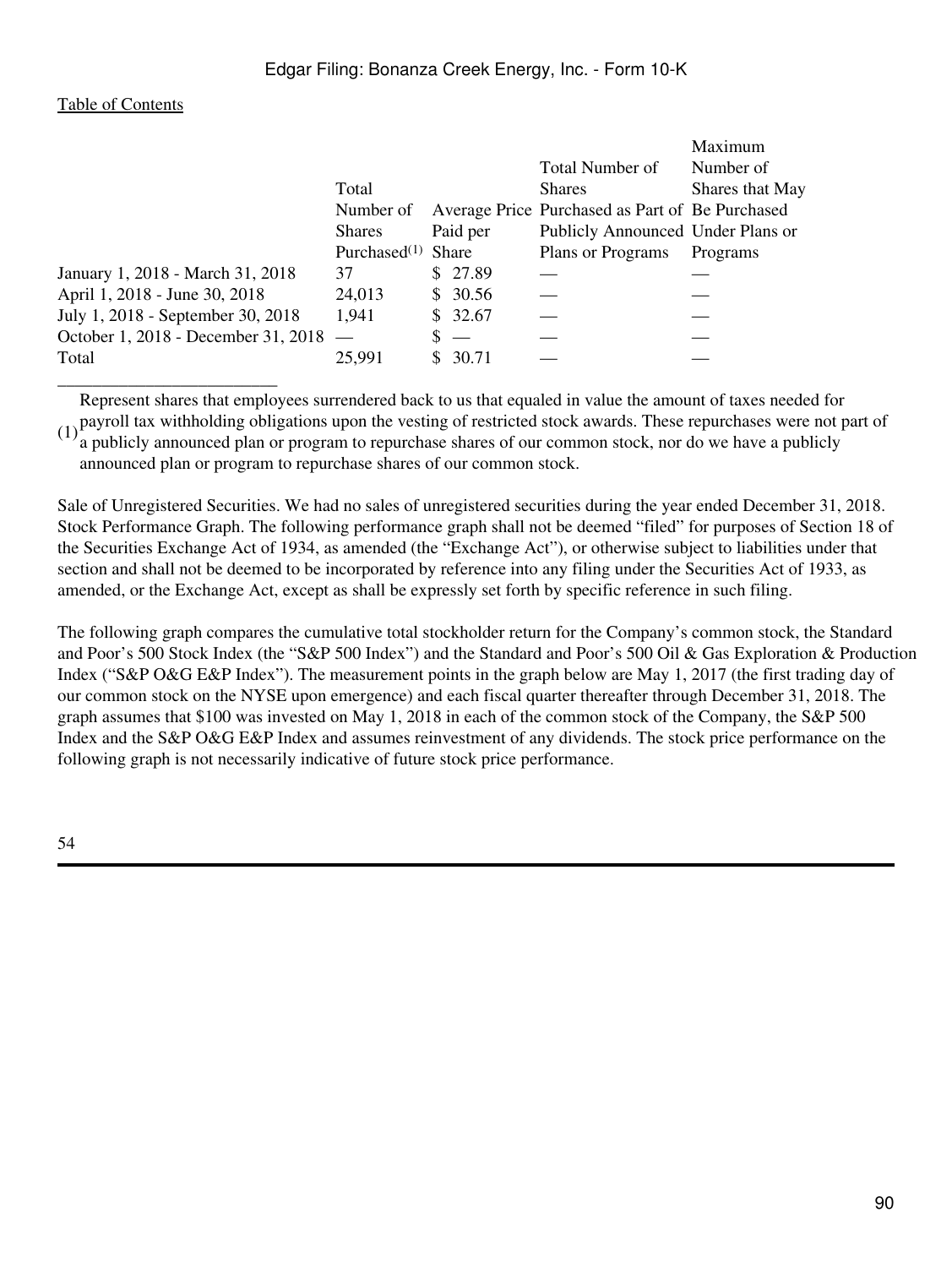|  | Total Number of Shares Purchased[(1)] | Average Price Paid per Share | Total Number of Shares Purchased as Part of Publicly Announced Plans or Programs | Maximum Number of Shares that May Be Purchased Under Plans or Programs |
|---|---|---|---|---|
| January 1, 2018 - March 31, 2018 | 37 | $ 27.89 | — | — |
| April 1, 2018 - June 30, 2018 | 24,013 | $ 30.56 | — | — |
| July 1, 2018 - September 30, 2018 | 1,941 | $ 32.67 | — | — |
| October 1, 2018 - December 31, 2018 | — | $ — | — | — |
| Total | 25,991 | $ 30.71 | — | — |

(1) Represent shares that employees surrendered back to us that equaled in value the amount of taxes needed for payroll tax withholding obligations upon the vesting of restricted stock awards. These repurchases were not part of a publicly announced plan or program to repurchase shares of our common stock, nor do we have a publicly announced plan or program to repurchase shares of our common stock.

Sale of Unregistered Securities. We had no sales of unregistered securities during the year ended December 31, 2018.
Stock Performance Graph. The following performance graph shall not be deemed "filed" for purposes of Section 18 of the Securities Exchange Act of 1934, as amended (the "Exchange Act"), or otherwise subject to liabilities under that section and shall not be deemed to be incorporated by reference into any filing under the Securities Act of 1933, as amended, or the Exchange Act, except as shall be expressly set forth by specific reference in such filing.

The following graph compares the cumulative total stockholder return for the Company's common stock, the Standard and Poor's 500 Stock Index (the "S&P 500 Index") and the Standard and Poor's 500 Oil & Gas Exploration & Production Index ("S&P O&G E&P Index"). The measurement points in the graph below are May 1, 2017 (the first trading day of our common stock on the NYSE upon emergence) and each fiscal quarter thereafter through December 31, 2018. The graph assumes that $100 was invested on May 1, 2018 in each of the common stock of the Company, the S&P 500 Index and the S&P O&G E&P Index and assumes reinvestment of any dividends. The stock price performance on the following graph is not necessarily indicative of future stock price performance.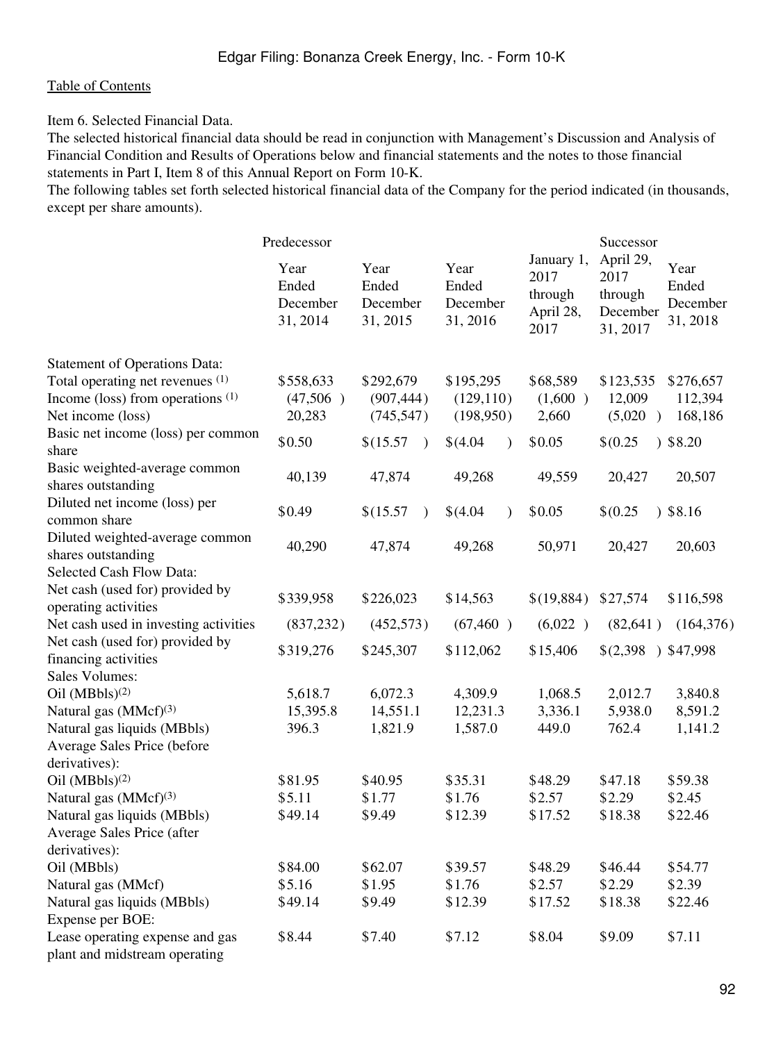Table of Contents

Item 6. Selected Financial Data.

The selected historical financial data should be read in conjunction with Management's Discussion and Analysis of Financial Condition and Results of Operations below and financial statements and the notes to those financial statements in Part I, Item 8 of this Annual Report on Form 10-K.

The following tables set forth selected historical financial data of the Company for the period indicated (in thousands, except per share amounts).

| | Predecessor | | | | Successor | |
|---|---|---|---|---|---|---|
| | Year Ended December 31, 2014 | Year Ended December 31, 2015 | Year Ended December 31, 2016 | January 1, 2017 through April 28, 2017 | April 29, 2017 through December 31, 2017 | Year Ended December 31, 2018 |
| Statement of Operations Data: | | | | | | |
| Total operating net revenues [(1)] | $558,633 | $292,679 | $195,295 | $68,589 | $123,535 | $276,657 |
| Income (loss) from operations [(1)] | (47,506 ) | (907,444) | (129,110) | (1,600 ) | 12,009 | 112,394 |
| Net income (loss) | 20,283 | (745,547) | (198,950) | 2,660 | (5,020 ) | 168,186 |
| Basic net income (loss) per common share | $0.50 | $(15.57 ) | $(4.04 ) | $0.05 | $(0.25 ) | $8.20 |
| Basic weighted-average common shares outstanding | 40,139 | 47,874 | 49,268 | 49,559 | 20,427 | 20,507 |
| Diluted net income (loss) per common share | $0.49 | $(15.57 ) | $(4.04 ) | $0.05 | $(0.25 ) | $8.16 |
| Diluted weighted-average common shares outstanding | 40,290 | 47,874 | 49,268 | 50,971 | 20,427 | 20,603 |
| Selected Cash Flow Data: | | | | | | |
| Net cash (used for) provided by operating activities | $339,958 | $226,023 | $14,563 | $(19,884) | $27,574 | $116,598 |
| Net cash used in investing activities | (837,232) | (452,573) | (67,460 ) | (6,022 ) | (82,641 ) | (164,376) |
| Net cash (used for) provided by financing activities | $319,276 | $245,307 | $112,062 | $15,406 | $(2,398 ) | $47,998 |
| Sales Volumes: | | | | | | |
| Oil (MBbls)[(2)] | 5,618.7 | 6,072.3 | 4,309.9 | 1,068.5 | 2,012.7 | 3,840.8 |
| Natural gas (MMcf)[(3)] | 15,395.8 | 14,551.1 | 12,231.3 | 3,336.1 | 5,938.0 | 8,591.2 |
| Natural gas liquids (MBbls) | 396.3 | 1,821.9 | 1,587.0 | 449.0 | 762.4 | 1,141.2 |
| Average Sales Price (before derivatives): | | | | | | |
| Oil (MBbls)[(2)] | $81.95 | $40.95 | $35.31 | $48.29 | $47.18 | $59.38 |
| Natural gas (MMcf)[(3)] | $5.11 | $1.77 | $1.76 | $2.57 | $2.29 | $2.45 |
| Natural gas liquids (MBbls) | $49.14 | $9.49 | $12.39 | $17.52 | $18.38 | $22.46 |
| Average Sales Price (after derivatives): | | | | | | |
| Oil (MBbls) | $84.00 | $62.07 | $39.57 | $48.29 | $46.44 | $54.77 |
| Natural gas (MMcf) | $5.16 | $1.95 | $1.76 | $2.57 | $2.29 | $2.39 |
| Natural gas liquids (MBbls) | $49.14 | $9.49 | $12.39 | $17.52 | $18.38 | $22.46 |
| Expense per BOE: | | | | | | |
| Lease operating expense and gas plant and midstream operating | $8.44 | $7.40 | $7.12 | $8.04 | $9.09 | $7.11 |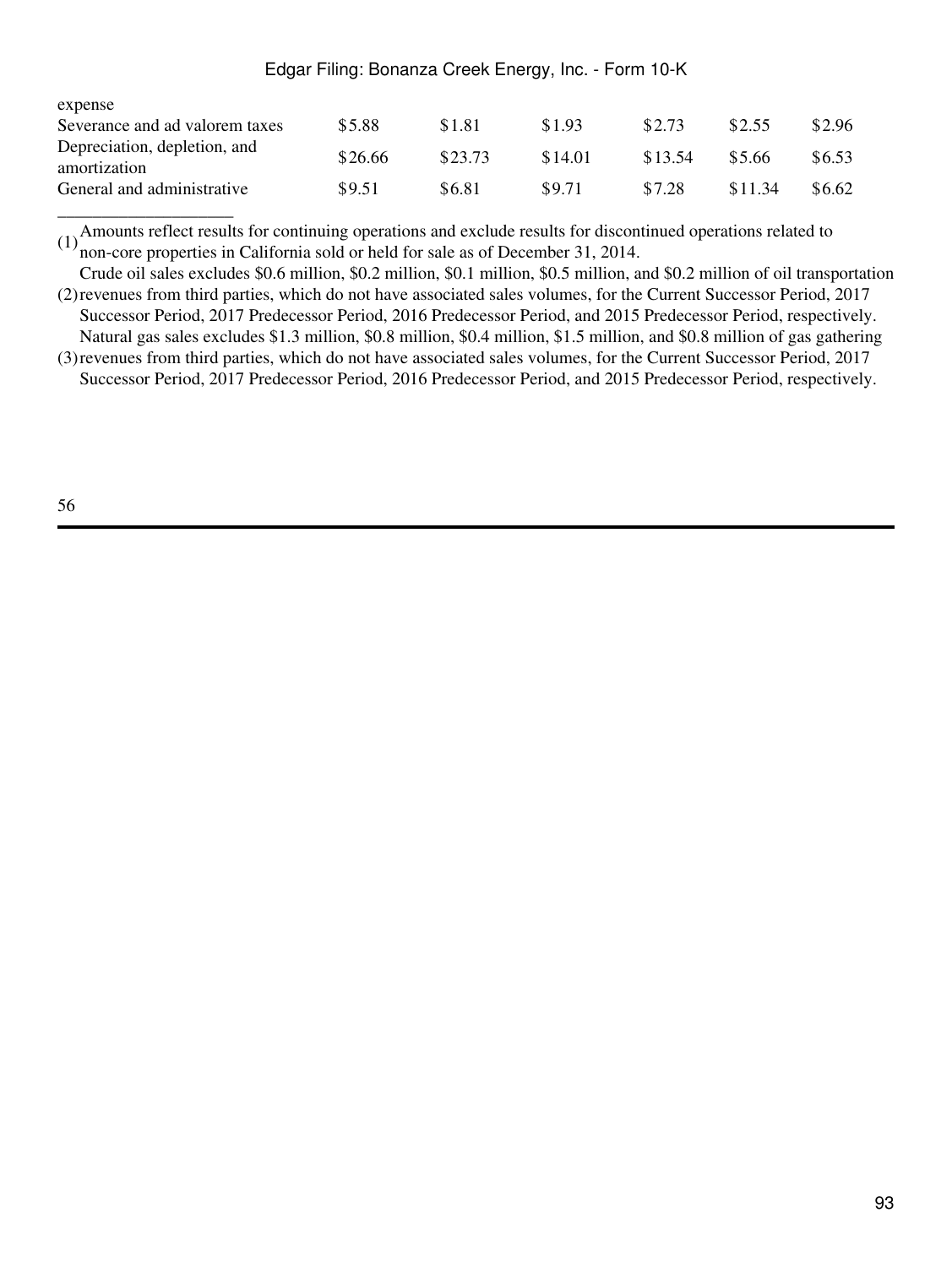| | | | | | | |
|---|---|---|---|---|---|---|
| expense | | | | | | |
| Severance and ad valorem taxes | $5.88 | $1.81 | $1.93 | $2.73 | $2.55 | $2.96 |
| Depreciation, depletion, and amortization | $26.66 | $23.73 | $14.01 | $13.54 | $5.66 | $6.53 |
| General and administrative | $9.51 | $6.81 | $9.71 | $7.28 | $11.34 | $6.62 |

______________________

(1) Amounts reflect results for continuing operations and exclude results for discontinued operations related to non-core properties in California sold or held for sale as of December 31, 2014.

(2) Crude oil sales excludes $0.6 million, $0.2 million, $0.1 million, $0.5 million, and $0.2 million of oil transportation revenues from third parties, which do not have associated sales volumes, for the Current Successor Period, 2017 Successor Period, 2017 Predecessor Period, 2016 Predecessor Period, and 2015 Predecessor Period, respectively.

(3) Natural gas sales excludes $1.3 million, $0.8 million, $0.4 million, $1.5 million, and $0.8 million of gas gathering revenues from third parties, which do not have associated sales volumes, for the Current Successor Period, 2017 Successor Period, 2017 Predecessor Period, 2016 Predecessor Period, and 2015 Predecessor Period, respectively.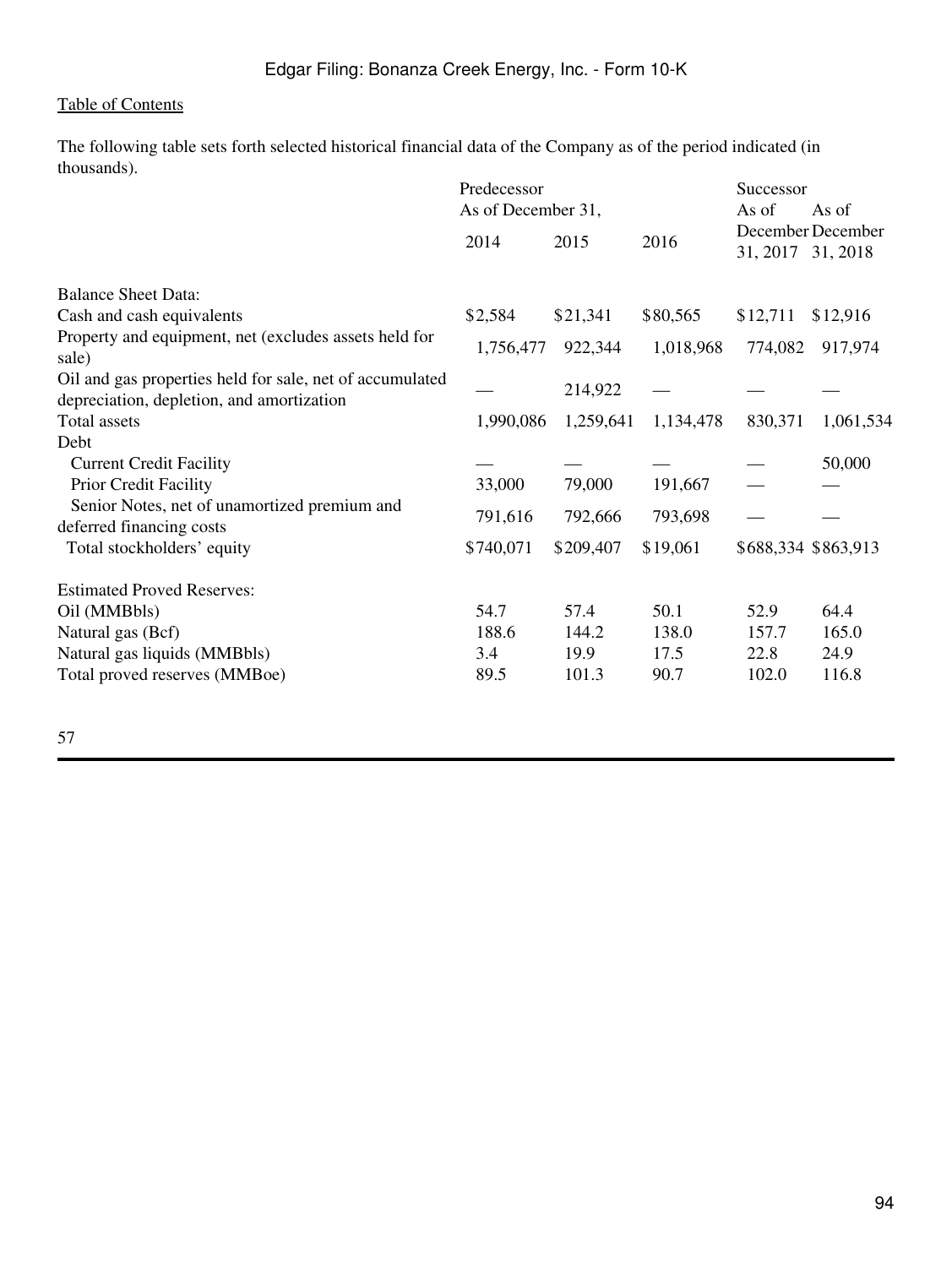The following table sets forth selected historical financial data of the Company as of the period indicated (in thousands).

| | Predecessor | | | Successor | |
|---|---|---|---|---|---|
| | As of December 31, | | | As of December 31, 2017 | As of December 31, 2018 |
| | 2014 | 2015 | 2016 | | |
| Balance Sheet Data: | | | | | |
| Cash and cash equivalents | $2,584 | $21,341 | $80,565 | $12,711 | $12,916 |
| Property and equipment, net (excludes assets held for sale) | 1,756,477 | 922,344 | 1,018,968 | 774,082 | 917,974 |
| Oil and gas properties held for sale, net of accumulated depreciation, depletion, and amortization | — | 214,922 | — | — | — |
| Total assets | 1,990,086 | 1,259,641 | 1,134,478 | 830,371 | 1,061,534 |
| Debt | | | | | |
| Current Credit Facility | — | — | — | — | 50,000 |
| Prior Credit Facility | 33,000 | 79,000 | 191,667 | — | — |
| Senior Notes, net of unamortized premium and deferred financing costs | 791,616 | 792,666 | 793,698 | — | — |
| Total stockholders' equity | $740,071 | $209,407 | $19,061 | $688,334 | $863,913 |
| Estimated Proved Reserves: | | | | | |
| Oil (MMBbls) | 54.7 | 57.4 | 50.1 | 52.9 | 64.4 |
| Natural gas (Bcf) | 188.6 | 144.2 | 138.0 | 157.7 | 165.0 |
| Natural gas liquids (MMBbls) | 3.4 | 19.9 | 17.5 | 22.8 | 24.9 |
| Total proved reserves (MMBoe) | 89.5 | 101.3 | 90.7 | 102.0 | 116.8 |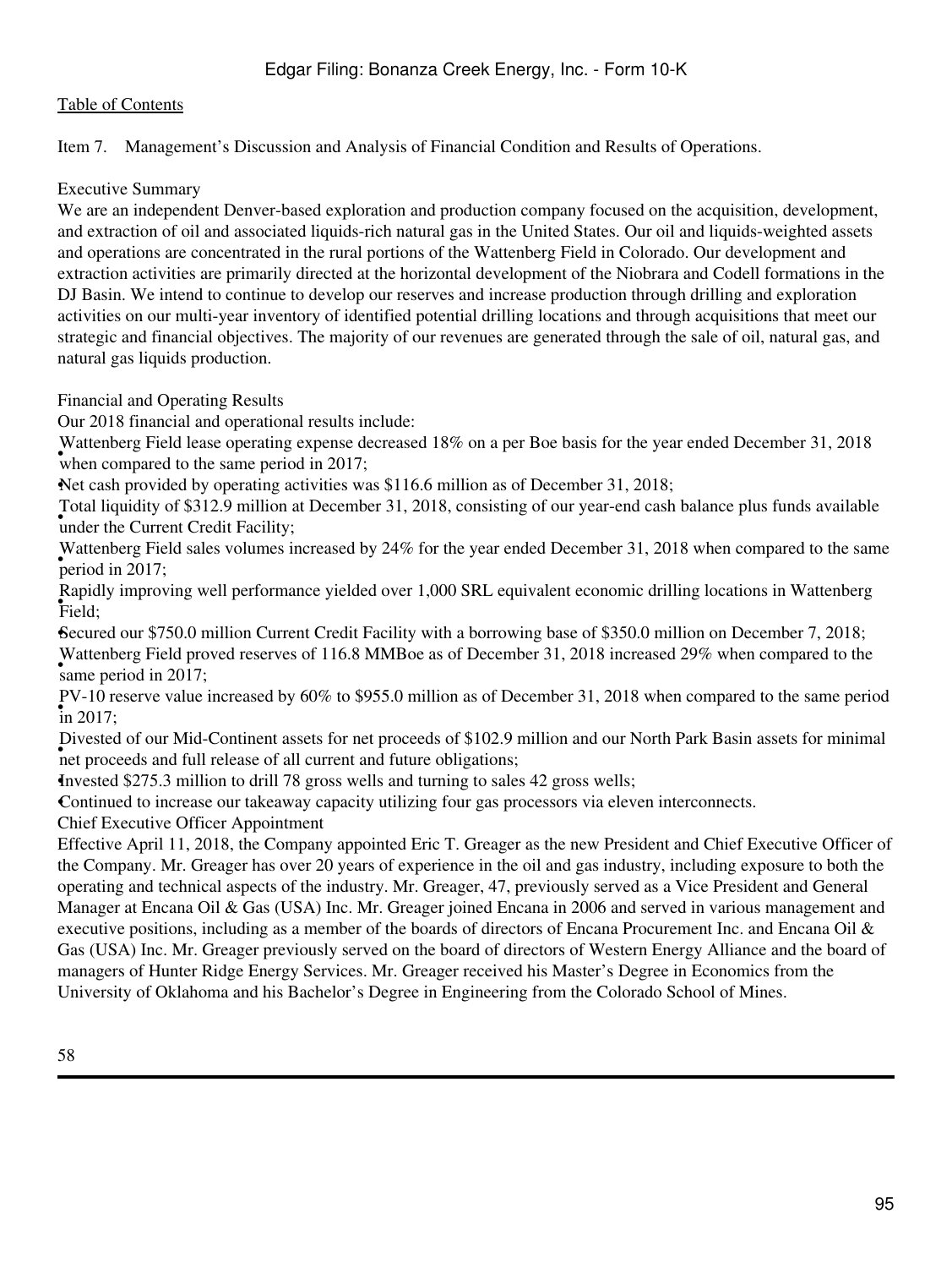Item 7. Management's Discussion and Analysis of Financial Condition and Results of Operations.

## Executive Summary

We are an independent Denver-based exploration and production company focused on the acquisition, development, and extraction of oil and associated liquids-rich natural gas in the United States. Our oil and liquids-weighted assets and operations are concentrated in the rural portions of the Wattenberg Field in Colorado. Our development and extraction activities are primarily directed at the horizontal development of the Niobrara and Codell formations in the DJ Basin. We intend to continue to develop our reserves and increase production through drilling and exploration activities on our multi-year inventory of identified potential drilling locations and through acquisitions that meet our strategic and financial objectives. The majority of our revenues are generated through the sale of oil, natural gas, and natural gas liquids production.

## Financial and Operating Results

Our 2018 financial and operational results include:

- Wattenberg Field lease operating expense decreased 18% on a per Boe basis for the year ended December 31, 2018 when compared to the same period in 2017;
- Net cash provided by operating activities was $116.6 million as of December 31, 2018;
- Total liquidity of $312.9 million at December 31, 2018, consisting of our year-end cash balance plus funds available under the Current Credit Facility;
- Wattenberg Field sales volumes increased by 24% for the year ended December 31, 2018 when compared to the same period in 2017;
- Rapidly improving well performance yielded over 1,000 SRL equivalent economic drilling locations in Wattenberg Field;
- Secured our $750.0 million Current Credit Facility with a borrowing base of $350.0 million on December 7, 2018;
- Wattenberg Field proved reserves of 116.8 MMBoe as of December 31, 2018 increased 29% when compared to the same period in 2017;
- PV-10 reserve value increased by 60% to $955.0 million as of December 31, 2018 when compared to the same period in 2017;
- Divested of our Mid-Continent assets for net proceeds of $102.9 million and our North Park Basin assets for minimal net proceeds and full release of all current and future obligations;
- Invested $275.3 million to drill 78 gross wells and turning to sales 42 gross wells;
- Continued to increase our takeaway capacity utilizing four gas processors via eleven interconnects.

## Chief Executive Officer Appointment

Effective April 11, 2018, the Company appointed Eric T. Greager as the new President and Chief Executive Officer of the Company. Mr. Greager has over 20 years of experience in the oil and gas industry, including exposure to both the operating and technical aspects of the industry. Mr. Greager, 47, previously served as a Vice President and General Manager at Encana Oil & Gas (USA) Inc. Mr. Greager joined Encana in 2006 and served in various management and executive positions, including as a member of the boards of directors of Encana Procurement Inc. and Encana Oil & Gas (USA) Inc. Mr. Greager previously served on the board of directors of Western Energy Alliance and the board of managers of Hunter Ridge Energy Services. Mr. Greager received his Master's Degree in Economics from the University of Oklahoma and his Bachelor's Degree in Engineering from the Colorado School of Mines.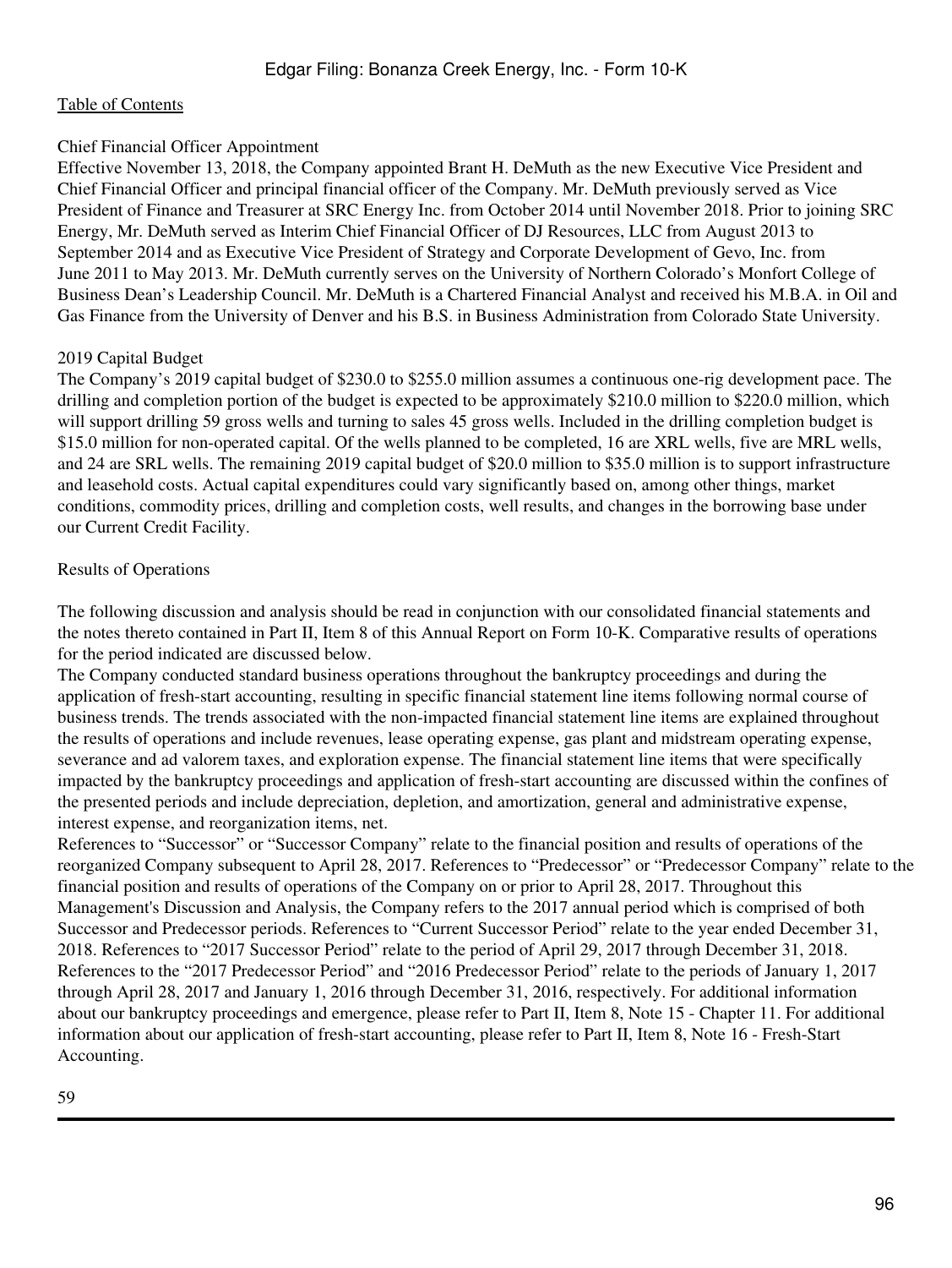Chief Financial Officer Appointment

Effective November 13, 2018, the Company appointed Brant H. DeMuth as the new Executive Vice President and Chief Financial Officer and principal financial officer of the Company. Mr. DeMuth previously served as Vice President of Finance and Treasurer at SRC Energy Inc. from October 2014 until November 2018. Prior to joining SRC Energy, Mr. DeMuth served as Interim Chief Financial Officer of DJ Resources, LLC from August 2013 to September 2014 and as Executive Vice President of Strategy and Corporate Development of Gevo, Inc. from June 2011 to May 2013. Mr. DeMuth currently serves on the University of Northern Colorado's Monfort College of Business Dean's Leadership Council. Mr. DeMuth is a Chartered Financial Analyst and received his M.B.A. in Oil and Gas Finance from the University of Denver and his B.S. in Business Administration from Colorado State University.

2019 Capital Budget

The Company's 2019 capital budget of $230.0 to $255.0 million assumes a continuous one-rig development pace. The drilling and completion portion of the budget is expected to be approximately $210.0 million to $220.0 million, which will support drilling 59 gross wells and turning to sales 45 gross wells. Included in the drilling completion budget is $15.0 million for non-operated capital. Of the wells planned to be completed, 16 are XRL wells, five are MRL wells, and 24 are SRL wells. The remaining 2019 capital budget of $20.0 million to $35.0 million is to support infrastructure and leasehold costs. Actual capital expenditures could vary significantly based on, among other things, market conditions, commodity prices, drilling and completion costs, well results, and changes in the borrowing base under our Current Credit Facility.

Results of Operations

The following discussion and analysis should be read in conjunction with our consolidated financial statements and the notes thereto contained in Part II, Item 8 of this Annual Report on Form 10-K. Comparative results of operations for the period indicated are discussed below.

The Company conducted standard business operations throughout the bankruptcy proceedings and during the application of fresh-start accounting, resulting in specific financial statement line items following normal course of business trends. The trends associated with the non-impacted financial statement line items are explained throughout the results of operations and include revenues, lease operating expense, gas plant and midstream operating expense, severance and ad valorem taxes, and exploration expense. The financial statement line items that were specifically impacted by the bankruptcy proceedings and application of fresh-start accounting are discussed within the confines of the presented periods and include depreciation, depletion, and amortization, general and administrative expense, interest expense, and reorganization items, net.

References to "Successor" or "Successor Company" relate to the financial position and results of operations of the reorganized Company subsequent to April 28, 2017. References to "Predecessor" or "Predecessor Company" relate to the financial position and results of operations of the Company on or prior to April 28, 2017. Throughout this Management's Discussion and Analysis, the Company refers to the 2017 annual period which is comprised of both Successor and Predecessor periods. References to "Current Successor Period" relate to the year ended December 31, 2018. References to "2017 Successor Period" relate to the period of April 29, 2017 through December 31, 2018. References to the "2017 Predecessor Period" and "2016 Predecessor Period" relate to the periods of January 1, 2017 through April 28, 2017 and January 1, 2016 through December 31, 2016, respectively. For additional information about our bankruptcy proceedings and emergence, please refer to Part II, Item 8, Note 15 - Chapter 11. For additional information about our application of fresh-start accounting, please refer to Part II, Item 8, Note 16 - Fresh-Start Accounting.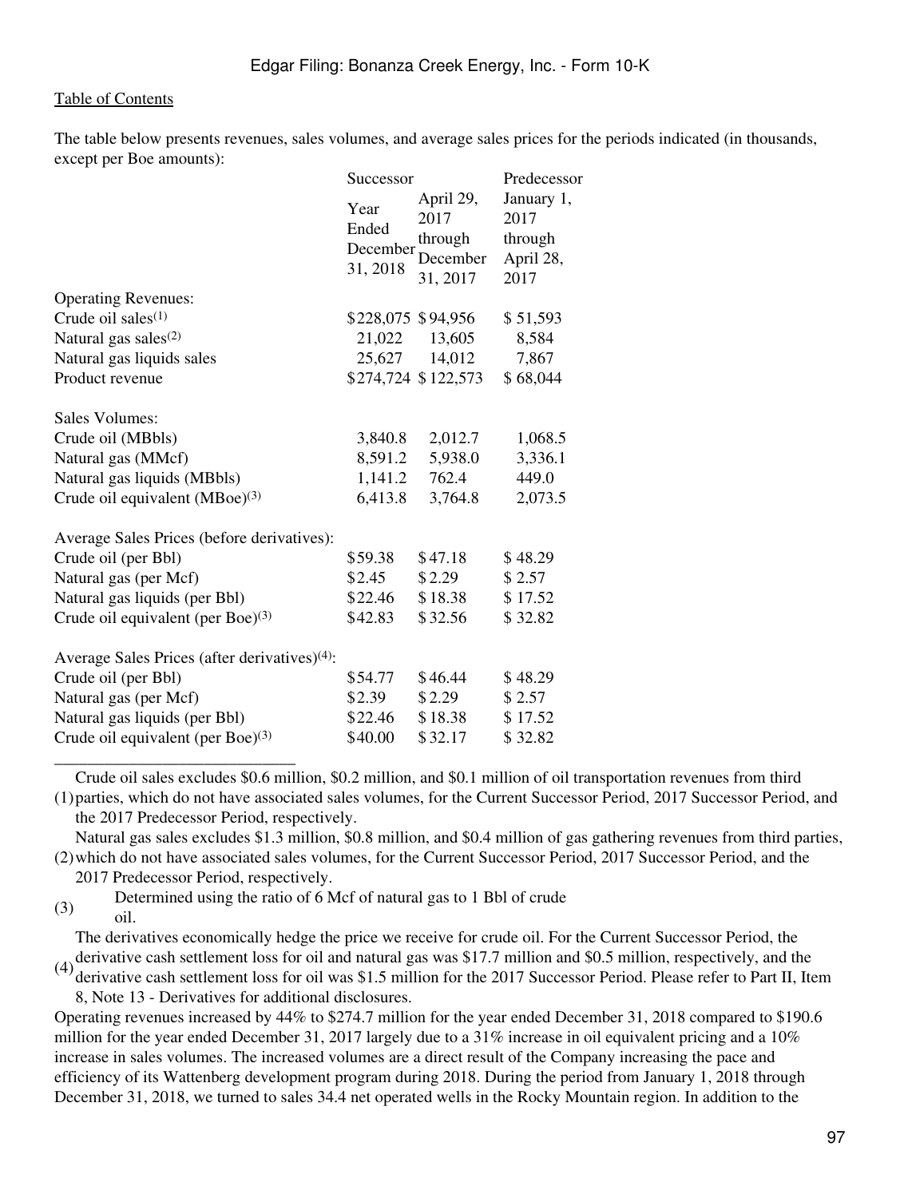[Table of Contents](#)

The table below presents revenues, sales volumes, and average sales prices for the periods indicated (in thousands, except per Boe amounts):

| | Successor | | Predecessor |
|---|---|---|---|
| | Year Ended December 31, 2018 | April 29, 2017 through December 31, 2017 | January 1, 2017 through April 28, 2017 |
| Operating Revenues: | | | |
| Crude oil sales(1) | $228,075 | $94,956 | $51,593 |
| Natural gas sales(2) | 21,022 | 13,605 | 8,584 |
| Natural gas liquids sales | 25,627 | 14,012 | 7,867 |
| Product revenue | $274,724 | $122,573 | $68,044 |
| | | | |
| Sales Volumes: | | | |
| Crude oil (MBbls) | 3,840.8 | 2,012.7 | 1,068.5 |
| Natural gas (MMcf) | 8,591.2 | 5,938.0 | 3,336.1 |
| Natural gas liquids (MBbls) | 1,141.2 | 762.4 | 449.0 |
| Crude oil equivalent (MBoe)(3) | 6,413.8 | 3,764.8 | 2,073.5 |
| | | | |
| Average Sales Prices (before derivatives): | | | |
| Crude oil (per Bbl) | $59.38 | $47.18 | $48.29 |
| Natural gas (per Mcf) | $2.45 | $2.29 | $2.57 |
| Natural gas liquids (per Bbl) | $22.46 | $18.38 | $17.52 |
| Crude oil equivalent (per Boe)(3) | $42.83 | $32.56 | $32.82 |
| | | | |
| Average Sales Prices (after derivatives)(4): | | | |
| Crude oil (per Bbl) | $54.77 | $46.44 | $48.29 |
| Natural gas (per Mcf) | $2.39 | $2.29 | $2.57 |
| Natural gas liquids (per Bbl) | $22.46 | $18.38 | $17.52 |
| Crude oil equivalent (per Boe)(3) | $40.00 | $32.17 | $32.82 |

______________________________

(1) Crude oil sales excludes $0.6 million, $0.2 million, and $0.1 million of oil transportation revenues from third parties, which do not have associated sales volumes, for the Current Successor Period, 2017 Successor Period, and the 2017 Predecessor Period, respectively.

(2) Natural gas sales excludes $1.3 million, $0.8 million, and $0.4 million of gas gathering revenues from third parties, which do not have associated sales volumes, for the Current Successor Period, 2017 Successor Period, and the 2017 Predecessor Period, respectively.

(3) Determined using the ratio of 6 Mcf of natural gas to 1 Bbl of crude oil.

(4) The derivatives economically hedge the price we receive for crude oil. For the Current Successor Period, the derivative cash settlement loss for oil and natural gas was $17.7 million and $0.5 million, respectively, and the derivative cash settlement loss for oil was $1.5 million for the 2017 Successor Period. Please refer to Part II, Item 8, Note 13 - Derivatives for additional disclosures.

Operating revenues increased by 44% to $274.7 million for the year ended December 31, 2018 compared to $190.6 million for the year ended December 31, 2017 largely due to a 31% increase in oil equivalent pricing and a 10% increase in sales volumes. The increased volumes are a direct result of the Company increasing the pace and efficiency of its Wattenberg development program during 2018. During the period from January 1, 2018 through December 31, 2018, we turned to sales 34.4 net operated wells in the Rocky Mountain region. In addition to the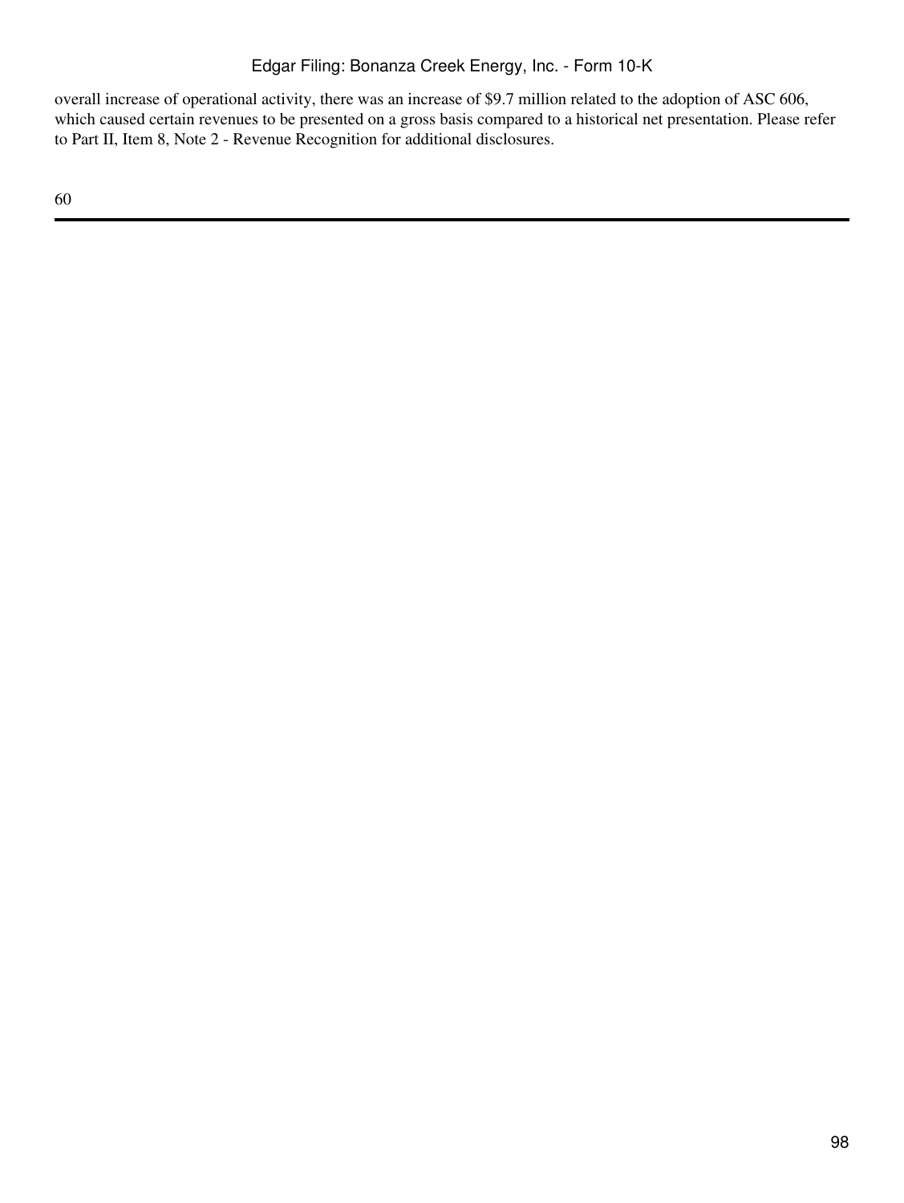overall increase of operational activity, there was an increase of $9.7 million related to the adoption of ASC 606, which caused certain revenues to be presented on a gross basis compared to a historical net presentation. Please refer to Part II, Item 8, Note 2 - Revenue Recognition for additional disclosures.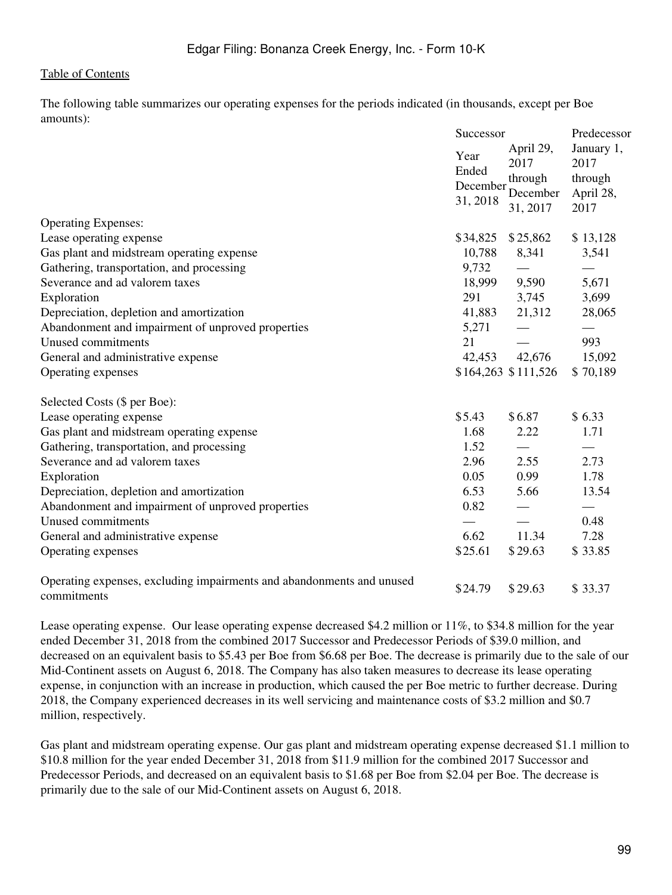The following table summarizes our operating expenses for the periods indicated (in thousands, except per Boe amounts):

| | Successor | | Predecessor |
|---|---|---|---|
| | Year Ended December 31, 2018 | April 29, 2017 through December 31, 2017 | January 1, 2017 through April 28, 2017 |
| Operating Expenses: | | | |
| Lease operating expense | $34,825 | $25,862 | $13,128 |
| Gas plant and midstream operating expense | 10,788 | 8,341 | 3,541 |
| Gathering, transportation, and processing | 9,732 | — | — |
| Severance and ad valorem taxes | 18,999 | 9,590 | 5,671 |
| Exploration | 291 | 3,745 | 3,699 |
| Depreciation, depletion and amortization | 41,883 | 21,312 | 28,065 |
| Abandonment and impairment of unproved properties | 5,271 | — | — |
| Unused commitments | 21 | — | 993 |
| General and administrative expense | 42,453 | 42,676 | 15,092 |
| Operating expenses | $164,263 | $111,526 | $70,189 |
| | | | |
| Selected Costs ($ per Boe): | | | |
| Lease operating expense | $5.43 | $6.87 | $6.33 |
| Gas plant and midstream operating expense | 1.68 | 2.22 | 1.71 |
| Gathering, transportation, and processing | 1.52 | — | — |
| Severance and ad valorem taxes | 2.96 | 2.55 | 2.73 |
| Exploration | 0.05 | 0.99 | 1.78 |
| Depreciation, depletion and amortization | 6.53 | 5.66 | 13.54 |
| Abandonment and impairment of unproved properties | 0.82 | — | — |
| Unused commitments | — | — | 0.48 |
| General and administrative expense | 6.62 | 11.34 | 7.28 |
| Operating expenses | $25.61 | $29.63 | $33.85 |
| | | | |
| Operating expenses, excluding impairments and abandonments and unused commitments | $24.79 | $29.63 | $33.37 |

Lease operating expense. Our lease operating expense decreased $4.2 million or 11%, to $34.8 million for the year ended December 31, 2018 from the combined 2017 Successor and Predecessor Periods of $39.0 million, and decreased on an equivalent basis to $5.43 per Boe from $6.68 per Boe. The decrease is primarily due to the sale of our Mid-Continent assets on August 6, 2018. The Company has also taken measures to decrease its lease operating expense, in conjunction with an increase in production, which caused the per Boe metric to further decrease. During 2018, the Company experienced decreases in its well servicing and maintenance costs of $3.2 million and $0.7 million, respectively.

Gas plant and midstream operating expense. Our gas plant and midstream operating expense decreased $1.1 million to $10.8 million for the year ended December 31, 2018 from $11.9 million for the combined 2017 Successor and Predecessor Periods, and decreased on an equivalent basis to $1.68 per Boe from $2.04 per Boe. The decrease is primarily due to the sale of our Mid-Continent assets on August 6, 2018.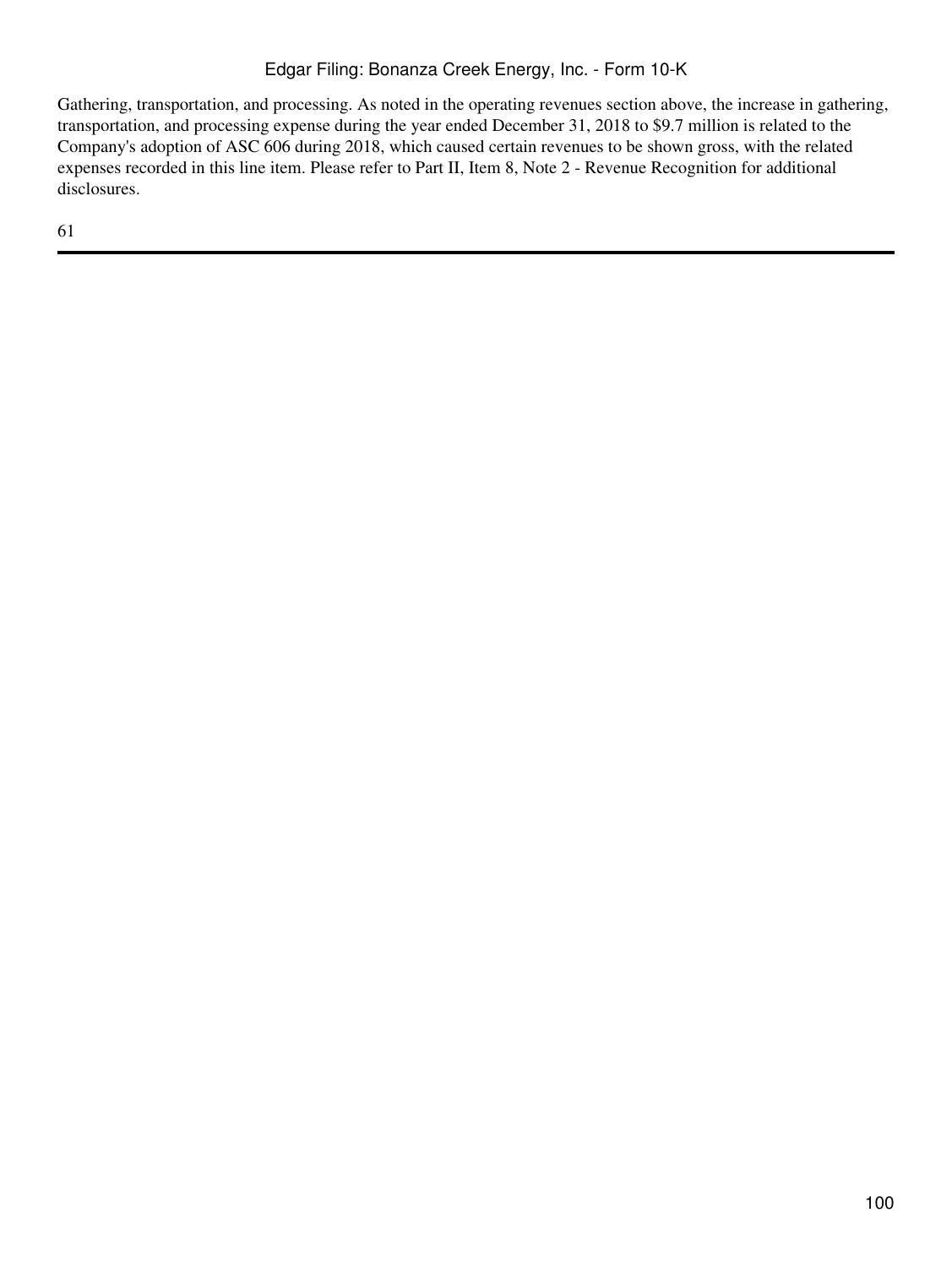Gathering, transportation, and processing. As noted in the operating revenues section above, the increase in gathering, transportation, and processing expense during the year ended December 31, 2018 to $9.7 million is related to the Company's adoption of ASC 606 during 2018, which caused certain revenues to be shown gross, with the related expenses recorded in this line item. Please refer to Part II, Item 8, Note 2 - Revenue Recognition for additional disclosures.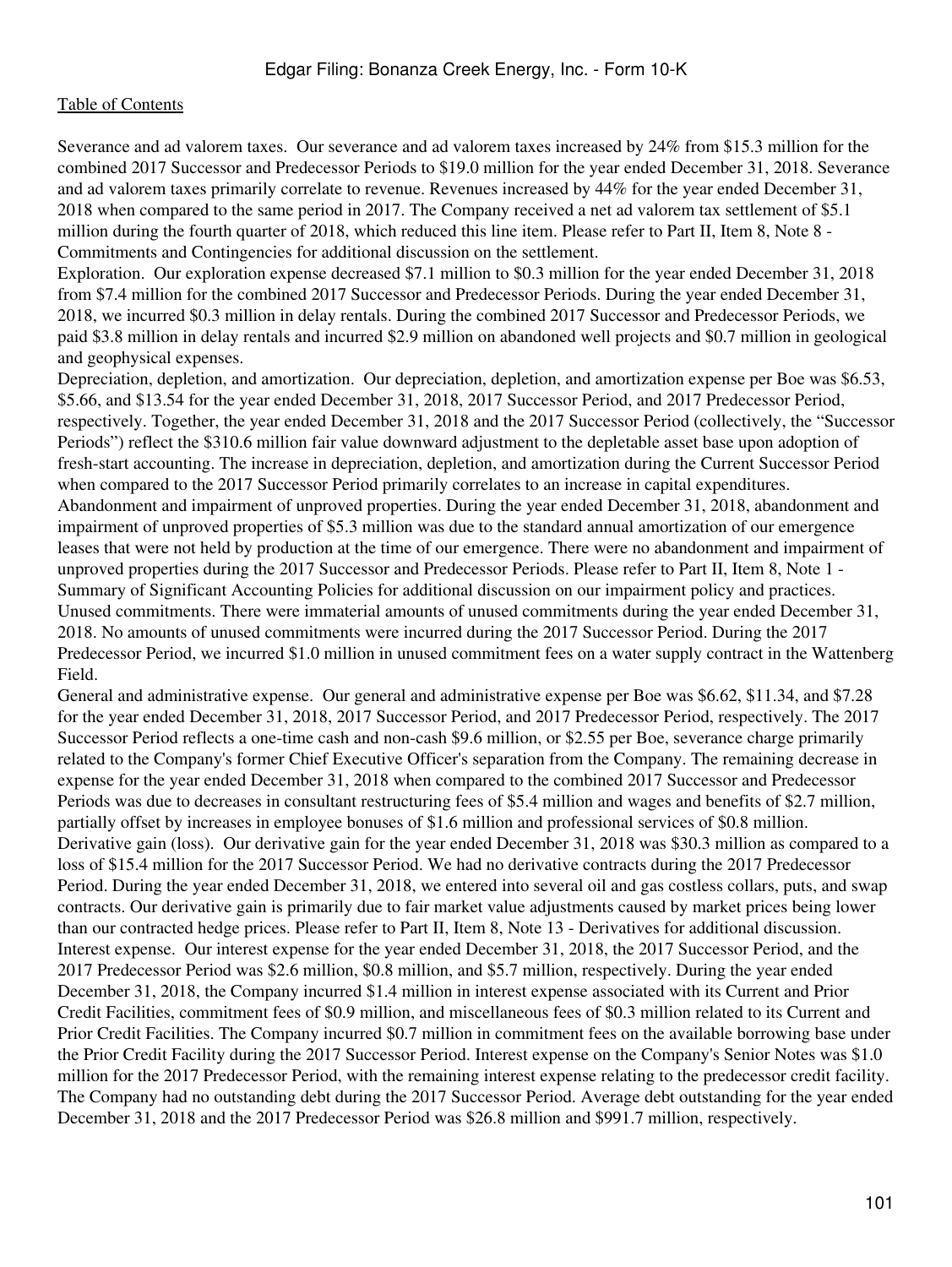Severance and ad valorem taxes. Our severance and ad valorem taxes increased by 24% from $15.3 million for the combined 2017 Successor and Predecessor Periods to $19.0 million for the year ended December 31, 2018. Severance and ad valorem taxes primarily correlate to revenue. Revenues increased by 44% for the year ended December 31, 2018 when compared to the same period in 2017. The Company received a net ad valorem tax settlement of $5.1 million during the fourth quarter of 2018, which reduced this line item. Please refer to Part II, Item 8, Note 8 - Commitments and Contingencies for additional discussion on the settlement.

Exploration. Our exploration expense decreased $7.1 million to $0.3 million for the year ended December 31, 2018 from $7.4 million for the combined 2017 Successor and Predecessor Periods. During the year ended December 31, 2018, we incurred $0.3 million in delay rentals. During the combined 2017 Successor and Predecessor Periods, we paid $3.8 million in delay rentals and incurred $2.9 million on abandoned well projects and $0.7 million in geological and geophysical expenses.

Depreciation, depletion, and amortization. Our depreciation, depletion, and amortization expense per Boe was $6.53, $5.66, and $13.54 for the year ended December 31, 2018, 2017 Successor Period, and 2017 Predecessor Period, respectively. Together, the year ended December 31, 2018 and the 2017 Successor Period (collectively, the "Successor Periods") reflect the $310.6 million fair value downward adjustment to the depletable asset base upon adoption of fresh-start accounting. The increase in depreciation, depletion, and amortization during the Current Successor Period when compared to the 2017 Successor Period primarily correlates to an increase in capital expenditures.

Abandonment and impairment of unproved properties. During the year ended December 31, 2018, abandonment and impairment of unproved properties of $5.3 million was due to the standard annual amortization of our emergence leases that were not held by production at the time of our emergence. There were no abandonment and impairment of unproved properties during the 2017 Successor and Predecessor Periods. Please refer to Part II, Item 8, Note 1 - Summary of Significant Accounting Policies for additional discussion on our impairment policy and practices.

Unused commitments. There were immaterial amounts of unused commitments during the year ended December 31, 2018. No amounts of unused commitments were incurred during the 2017 Successor Period. During the 2017 Predecessor Period, we incurred $1.0 million in unused commitment fees on a water supply contract in the Wattenberg Field.

General and administrative expense. Our general and administrative expense per Boe was $6.62, $11.34, and $7.28 for the year ended December 31, 2018, 2017 Successor Period, and 2017 Predecessor Period, respectively. The 2017 Successor Period reflects a one-time cash and non-cash $9.6 million, or $2.55 per Boe, severance charge primarily related to the Company's former Chief Executive Officer's separation from the Company. The remaining decrease in expense for the year ended December 31, 2018 when compared to the combined 2017 Successor and Predecessor Periods was due to decreases in consultant restructuring fees of $5.4 million and wages and benefits of $2.7 million, partially offset by increases in employee bonuses of $1.6 million and professional services of $0.8 million.

Derivative gain (loss). Our derivative gain for the year ended December 31, 2018 was $30.3 million as compared to a loss of $15.4 million for the 2017 Successor Period. We had no derivative contracts during the 2017 Predecessor Period. During the year ended December 31, 2018, we entered into several oil and gas costless collars, puts, and swap contracts. Our derivative gain is primarily due to fair market value adjustments caused by market prices being lower than our contracted hedge prices. Please refer to Part II, Item 8, Note 13 - Derivatives for additional discussion.

Interest expense. Our interest expense for the year ended December 31, 2018, the 2017 Successor Period, and the 2017 Predecessor Period was $2.6 million, $0.8 million, and $5.7 million, respectively. During the year ended December 31, 2018, the Company incurred $1.4 million in interest expense associated with its Current and Prior Credit Facilities, commitment fees of $0.9 million, and miscellaneous fees of $0.3 million related to its Current and Prior Credit Facilities. The Company incurred $0.7 million in commitment fees on the available borrowing base under the Prior Credit Facility during the 2017 Successor Period. Interest expense on the Company's Senior Notes was $1.0 million for the 2017 Predecessor Period, with the remaining interest expense relating to the predecessor credit facility. The Company had no outstanding debt during the 2017 Successor Period. Average debt outstanding for the year ended December 31, 2018 and the 2017 Predecessor Period was $26.8 million and $991.7 million, respectively.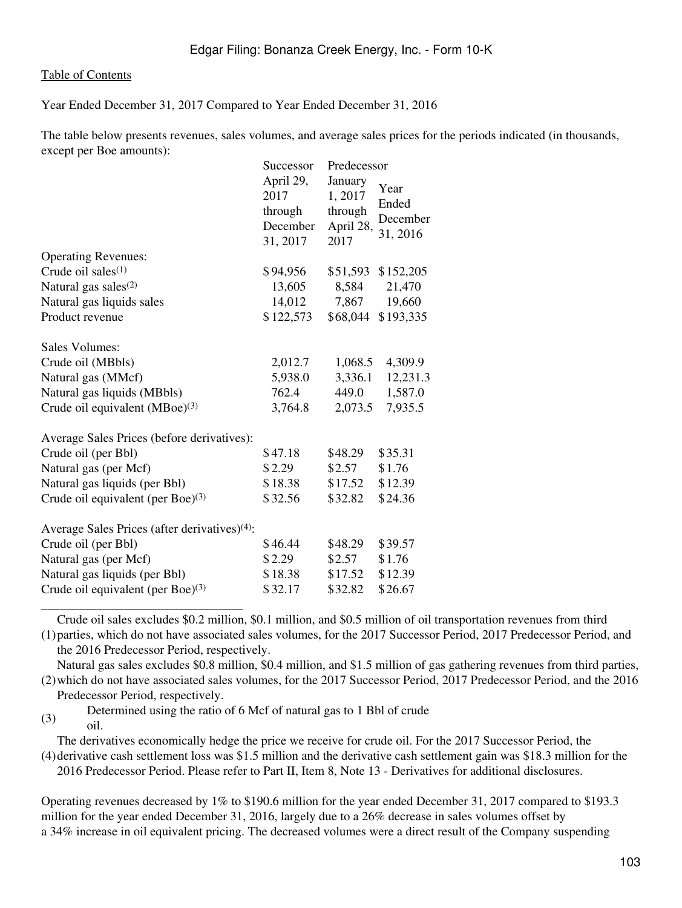[Table of Contents]

Year Ended December 31, 2017 Compared to Year Ended December 31, 2016

The table below presents revenues, sales volumes, and average sales prices for the periods indicated (in thousands, except per Boe amounts):

| | Successor | Predecessor | |
|---|---|---|---|
| | April 29, 2017 through December 31, 2017 | January 1, 2017 through April 28, 2017 | Year Ended December 31, 2016 |
| Operating Revenues: | | | |
| Crude oil sales[(1)] | $94,956 | $51,593 | $152,205 |
| Natural gas sales[(2)] | 13,605 | 8,584 | 21,470 |
| Natural gas liquids sales | 14,012 | 7,867 | 19,660 |
| Product revenue | $122,573 | $68,044 | $193,335 |
| | | | |
| Sales Volumes: | | | |
| Crude oil (MBbls) | 2,012.7 | 1,068.5 | 4,309.9 |
| Natural gas (MMcf) | 5,938.0 | 3,336.1 | 12,231.3 |
| Natural gas liquids (MBbls) | 762.4 | 449.0 | 1,587.0 |
| Crude oil equivalent (MBoe)[(3)] | 3,764.8 | 2,073.5 | 7,935.5 |
| | | | |
| Average Sales Prices (before derivatives): | | | |
| Crude oil (per Bbl) | $47.18 | $48.29 | $35.31 |
| Natural gas (per Mcf) | $2.29 | $2.57 | $1.76 |
| Natural gas liquids (per Bbl) | $18.38 | $17.52 | $12.39 |
| Crude oil equivalent (per Boe)[(3)] | $32.56 | $32.82 | $24.36 |
| | | | |
| Average Sales Prices (after derivatives)[(4)]: | | | |
| Crude oil (per Bbl) | $46.44 | $48.29 | $39.57 |
| Natural gas (per Mcf) | $2.29 | $2.57 | $1.76 |
| Natural gas liquids (per Bbl) | $18.38 | $17.52 | $12.39 |
| Crude oil equivalent (per Boe)[(3)] | $32.17 | $32.82 | $26.67 |

_______________________________

(1) Crude oil sales excludes $0.2 million, $0.1 million, and $0.5 million of oil transportation revenues from third parties, which do not have associated sales volumes, for the 2017 Successor Period, 2017 Predecessor Period, and the 2016 Predecessor Period, respectively.

(2) Natural gas sales excludes $0.8 million, $0.4 million, and $1.5 million of gas gathering revenues from third parties, which do not have associated sales volumes, for the 2017 Successor Period, 2017 Predecessor Period, and the 2016 Predecessor Period, respectively.

(3) Determined using the ratio of 6 Mcf of natural gas to 1 Bbl of crude oil.

(4) The derivatives economically hedge the price we receive for crude oil. For the 2017 Successor Period, the derivative cash settlement loss was $1.5 million and the derivative cash settlement gain was $18.3 million for the 2016 Predecessor Period. Please refer to Part II, Item 8, Note 13 - Derivatives for additional disclosures.

Operating revenues decreased by 1% to $190.6 million for the year ended December 31, 2017 compared to $193.3 million for the year ended December 31, 2016, largely due to a 26% decrease in sales volumes offset by a 34% increase in oil equivalent pricing. The decreased volumes were a direct result of the Company suspending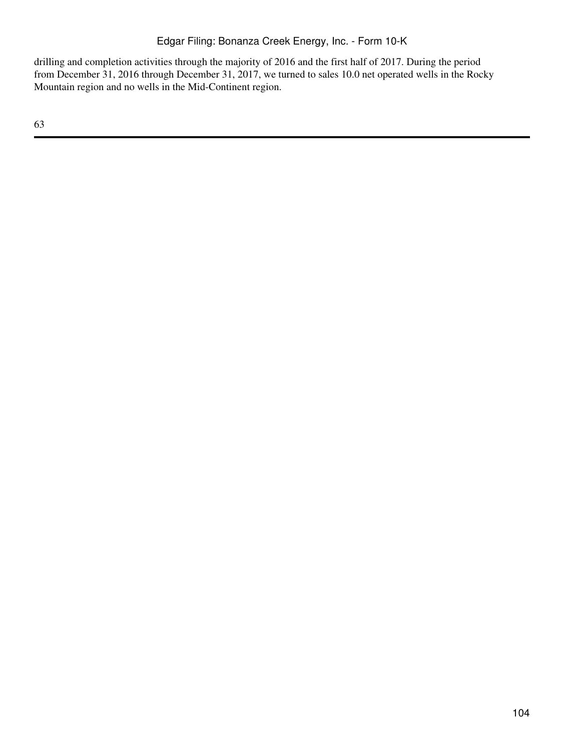drilling and completion activities through the majority of 2016 and the first half of 2017. During the period from December 31, 2016 through December 31, 2017, we turned to sales 10.0 net operated wells in the Rocky Mountain region and no wells in the Mid-Continent region.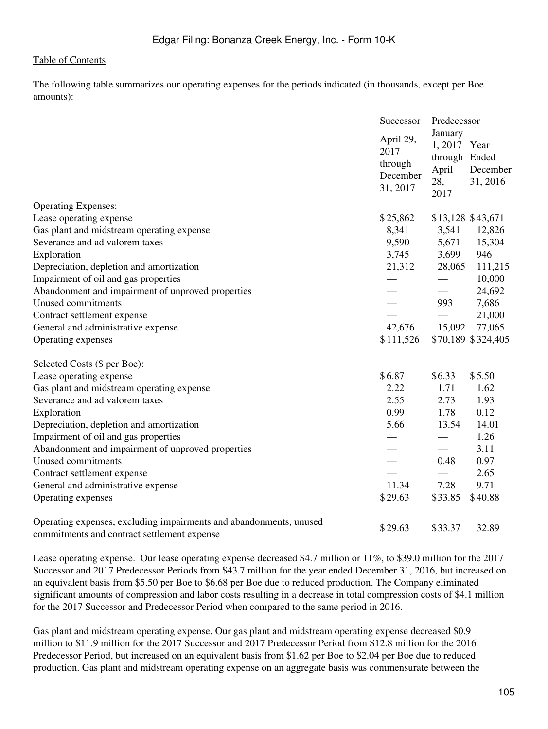Table of Contents

The following table summarizes our operating expenses for the periods indicated (in thousands, except per Boe amounts):

| | Successor | Predecessor | |
|---|---|---|---|
| | April 29, 2017 through December 31, 2017 | January 1, 2017 through April 28, 2017 | Year Ended December 31, 2016 |
| Operating Expenses: | | | |
| Lease operating expense | $ 25,862 | $ 13,128 | $ 43,671 |
| Gas plant and midstream operating expense | 8,341 | 3,541 | 12,826 |
| Severance and ad valorem taxes | 9,590 | 5,671 | 15,304 |
| Exploration | 3,745 | 3,699 | 946 |
| Depreciation, depletion and amortization | 21,312 | 28,065 | 111,215 |
| Impairment of oil and gas properties | — | — | 10,000 |
| Abandonment and impairment of unproved properties | — | — | 24,692 |
| Unused commitments | — | 993 | 7,686 |
| Contract settlement expense | — | — | 21,000 |
| General and administrative expense | 42,676 | 15,092 | 77,065 |
| Operating expenses | $ 111,526 | $ 70,189 | $ 324,405 |
| | | | |
| Selected Costs ($ per Boe): | | | |
| Lease operating expense | $ 6.87 | $ 6.33 | $ 5.50 |
| Gas plant and midstream operating expense | 2.22 | 1.71 | 1.62 |
| Severance and ad valorem taxes | 2.55 | 2.73 | 1.93 |
| Exploration | 0.99 | 1.78 | 0.12 |
| Depreciation, depletion and amortization | 5.66 | 13.54 | 14.01 |
| Impairment of oil and gas properties | — | — | 1.26 |
| Abandonment and impairment of unproved properties | — | — | 3.11 |
| Unused commitments | — | 0.48 | 0.97 |
| Contract settlement expense | — | — | 2.65 |
| General and administrative expense | 11.34 | 7.28 | 9.71 |
| Operating expenses | $ 29.63 | $ 33.85 | $ 40.88 |
| | | | |
| Operating expenses, excluding impairments and abandonments, unused commitments and contract settlement expense | $ 29.63 | $ 33.37 | 32.89 |

Lease operating expense. Our lease operating expense decreased $4.7 million or 11%, to $39.0 million for the 2017 Successor and 2017 Predecessor Periods from $43.7 million for the year ended December 31, 2016, but increased on an equivalent basis from $5.50 per Boe to $6.68 per Boe due to reduced production. The Company eliminated significant amounts of compression and labor costs resulting in a decrease in total compression costs of $4.1 million for the 2017 Successor and Predecessor Period when compared to the same period in 2016.

Gas plant and midstream operating expense. Our gas plant and midstream operating expense decreased $0.9 million to $11.9 million for the 2017 Successor and 2017 Predecessor Period from $12.8 million for the 2016 Predecessor Period, but increased on an equivalent basis from $1.62 per Boe to $2.04 per Boe due to reduced production. Gas plant and midstream operating expense on an aggregate basis was commensurate between the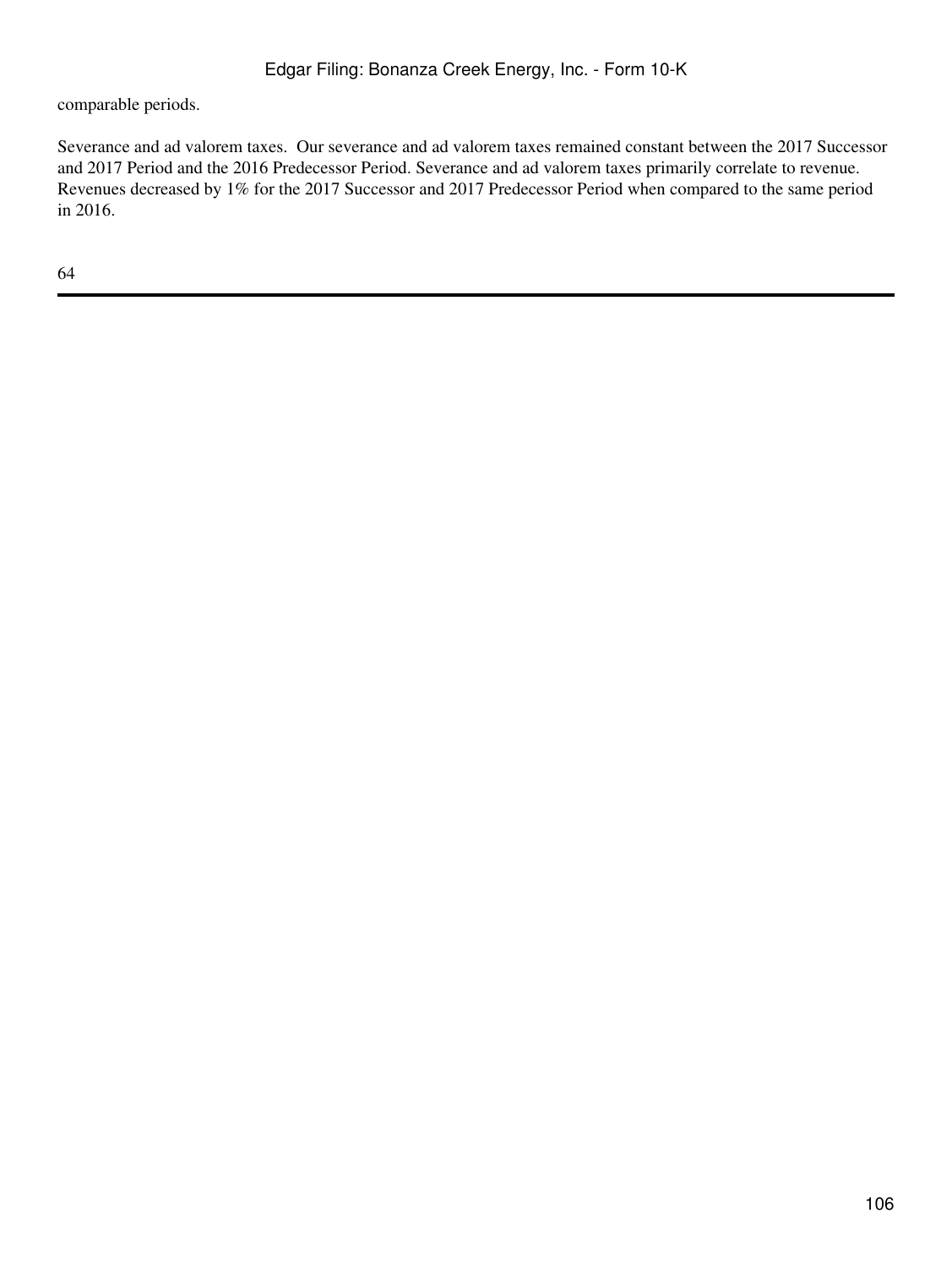comparable periods.

Severance and ad valorem taxes. Our severance and ad valorem taxes remained constant between the 2017 Successor and 2017 Period and the 2016 Predecessor Period. Severance and ad valorem taxes primarily correlate to revenue. Revenues decreased by 1% for the 2017 Successor and 2017 Predecessor Period when compared to the same period in 2016.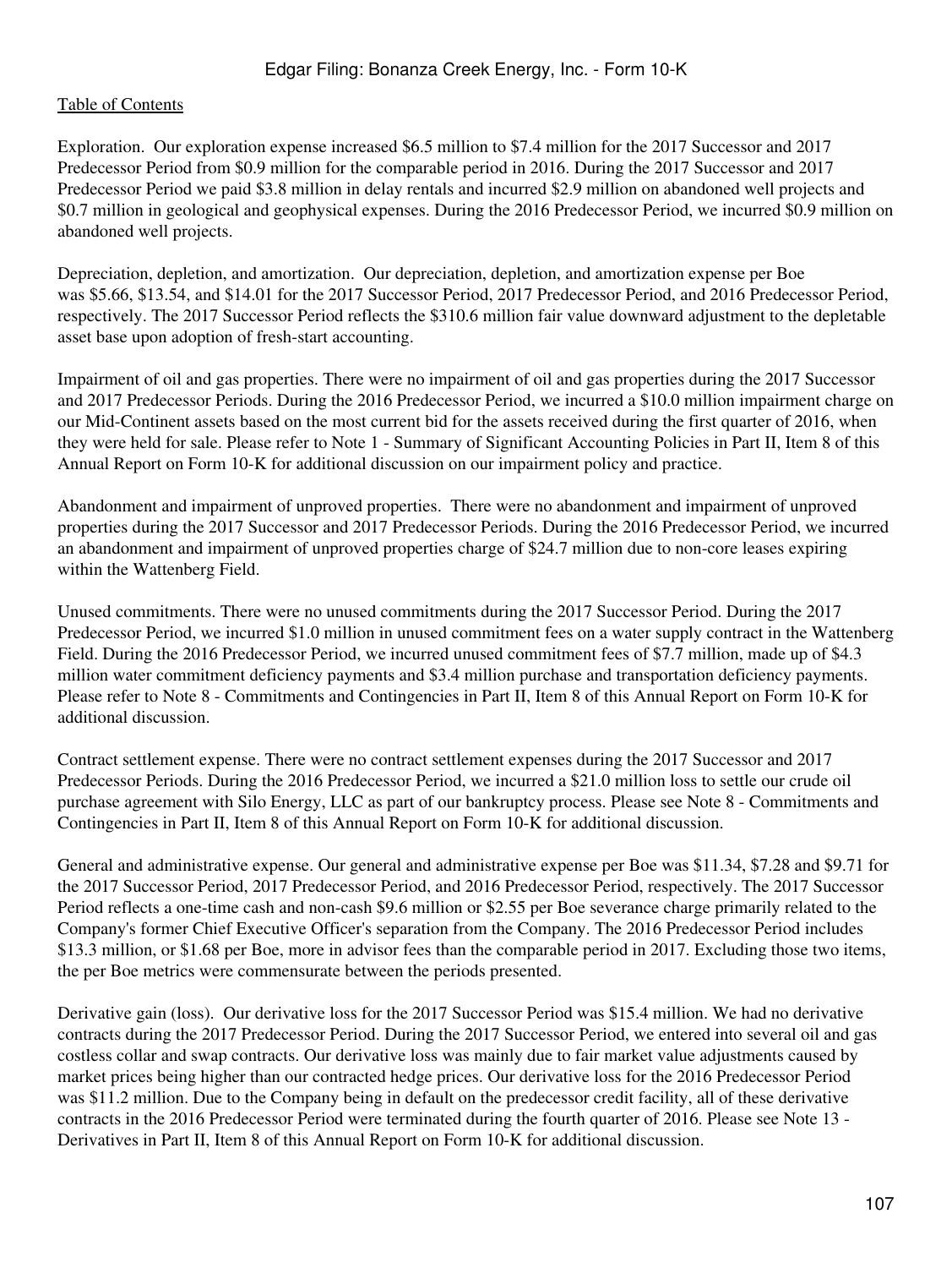Exploration. Our exploration expense increased $6.5 million to $7.4 million for the 2017 Successor and 2017 Predecessor Period from $0.9 million for the comparable period in 2016. During the 2017 Successor and 2017 Predecessor Period we paid $3.8 million in delay rentals and incurred $2.9 million on abandoned well projects and $0.7 million in geological and geophysical expenses. During the 2016 Predecessor Period, we incurred $0.9 million on abandoned well projects.

Depreciation, depletion, and amortization. Our depreciation, depletion, and amortization expense per Boe was $5.66, $13.54, and $14.01 for the 2017 Successor Period, 2017 Predecessor Period, and 2016 Predecessor Period, respectively. The 2017 Successor Period reflects the $310.6 million fair value downward adjustment to the depletable asset base upon adoption of fresh-start accounting.

Impairment of oil and gas properties. There were no impairment of oil and gas properties during the 2017 Successor and 2017 Predecessor Periods. During the 2016 Predecessor Period, we incurred a $10.0 million impairment charge on our Mid-Continent assets based on the most current bid for the assets received during the first quarter of 2016, when they were held for sale. Please refer to Note 1 - Summary of Significant Accounting Policies in Part II, Item 8 of this Annual Report on Form 10-K for additional discussion on our impairment policy and practice.

Abandonment and impairment of unproved properties. There were no abandonment and impairment of unproved properties during the 2017 Successor and 2017 Predecessor Periods. During the 2016 Predecessor Period, we incurred an abandonment and impairment of unproved properties charge of $24.7 million due to non-core leases expiring within the Wattenberg Field.

Unused commitments. There were no unused commitments during the 2017 Successor Period. During the 2017 Predecessor Period, we incurred $1.0 million in unused commitment fees on a water supply contract in the Wattenberg Field. During the 2016 Predecessor Period, we incurred unused commitment fees of $7.7 million, made up of $4.3 million water commitment deficiency payments and $3.4 million purchase and transportation deficiency payments. Please refer to Note 8 - Commitments and Contingencies in Part II, Item 8 of this Annual Report on Form 10-K for additional discussion.

Contract settlement expense. There were no contract settlement expenses during the 2017 Successor and 2017 Predecessor Periods. During the 2016 Predecessor Period, we incurred a $21.0 million loss to settle our crude oil purchase agreement with Silo Energy, LLC as part of our bankruptcy process. Please see Note 8 - Commitments and Contingencies in Part II, Item 8 of this Annual Report on Form 10-K for additional discussion.

General and administrative expense. Our general and administrative expense per Boe was $11.34, $7.28 and $9.71 for the 2017 Successor Period, 2017 Predecessor Period, and 2016 Predecessor Period, respectively. The 2017 Successor Period reflects a one-time cash and non-cash $9.6 million or $2.55 per Boe severance charge primarily related to the Company's former Chief Executive Officer's separation from the Company. The 2016 Predecessor Period includes $13.3 million, or $1.68 per Boe, more in advisor fees than the comparable period in 2017. Excluding those two items, the per Boe metrics were commensurate between the periods presented.

Derivative gain (loss). Our derivative loss for the 2017 Successor Period was $15.4 million. We had no derivative contracts during the 2017 Predecessor Period. During the 2017 Successor Period, we entered into several oil and gas costless collar and swap contracts. Our derivative loss was mainly due to fair market value adjustments caused by market prices being higher than our contracted hedge prices. Our derivative loss for the 2016 Predecessor Period was $11.2 million. Due to the Company being in default on the predecessor credit facility, all of these derivative contracts in the 2016 Predecessor Period were terminated during the fourth quarter of 2016. Please see Note 13 - Derivatives in Part II, Item 8 of this Annual Report on Form 10-K for additional discussion.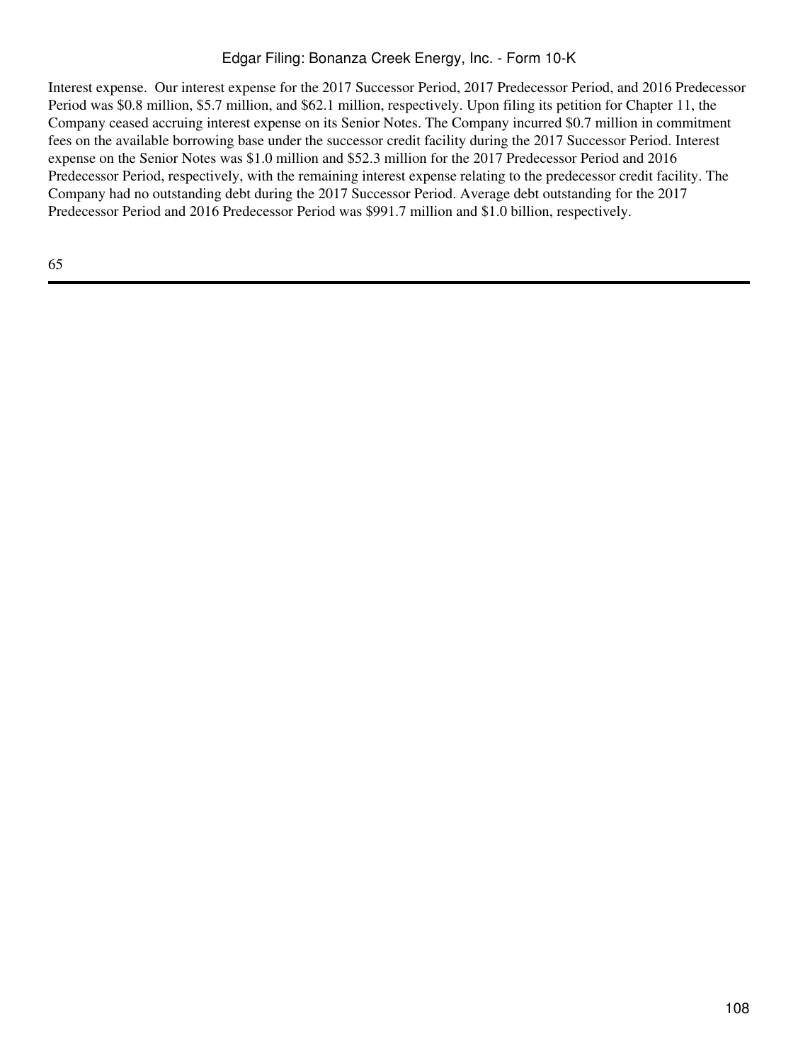Interest expense. Our interest expense for the 2017 Successor Period, 2017 Predecessor Period, and 2016 Predecessor Period was $0.8 million, $5.7 million, and $62.1 million, respectively. Upon filing its petition for Chapter 11, the Company ceased accruing interest expense on its Senior Notes. The Company incurred $0.7 million in commitment fees on the available borrowing base under the successor credit facility during the 2017 Successor Period. Interest expense on the Senior Notes was $1.0 million and $52.3 million for the 2017 Predecessor Period and 2016 Predecessor Period, respectively, with the remaining interest expense relating to the predecessor credit facility. The Company had no outstanding debt during the 2017 Successor Period. Average debt outstanding for the 2017 Predecessor Period and 2016 Predecessor Period was $991.7 million and $1.0 billion, respectively.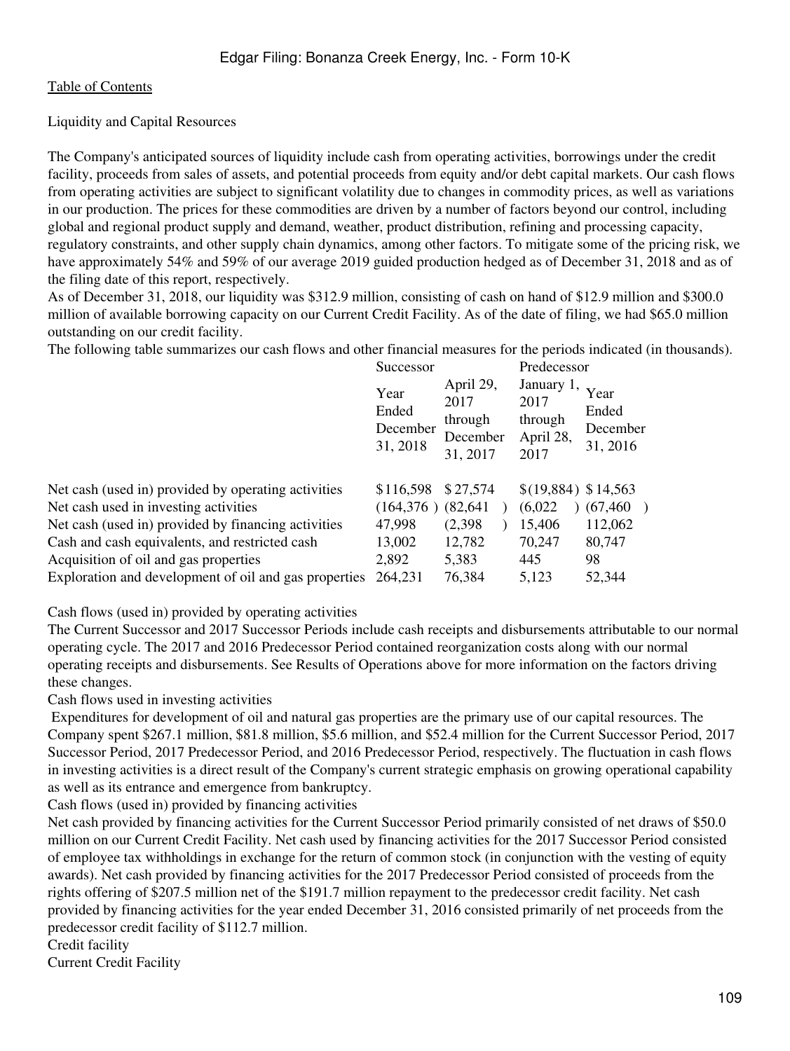Liquidity and Capital Resources

The Company's anticipated sources of liquidity include cash from operating activities, borrowings under the credit facility, proceeds from sales of assets, and potential proceeds from equity and/or debt capital markets. Our cash flows from operating activities are subject to significant volatility due to changes in commodity prices, as well as variations in our production. The prices for these commodities are driven by a number of factors beyond our control, including global and regional product supply and demand, weather, product distribution, refining and processing capacity, regulatory constraints, and other supply chain dynamics, among other factors. To mitigate some of the pricing risk, we have approximately 54% and 59% of our average 2019 guided production hedged as of December 31, 2018 and as of the filing date of this report, respectively.

As of December 31, 2018, our liquidity was $312.9 million, consisting of cash on hand of $12.9 million and $300.0 million of available borrowing capacity on our Current Credit Facility. As of the date of filing, we had $65.0 million outstanding on our credit facility.

The following table summarizes our cash flows and other financial measures for the periods indicated (in thousands).

| | Successor | | Predecessor | |
|---|---|---|---|---|
| | Year Ended December 31, 2018 | April 29, 2017 through December 31, 2017 | January 1, 2017 through April 28, 2017 | Year Ended December 31, 2016 |
| Net cash (used in) provided by operating activities | $116,598 | $27,574 | $(19,884) | $14,563 |
| Net cash used in investing activities | (164,376) | (82,641) | (6,022) | (67,460) |
| Net cash (used in) provided by financing activities | 47,998 | (2,398) | 15,406 | 112,062 |
| Cash and cash equivalents, and restricted cash | 13,002 | 12,782 | 70,247 | 80,747 |
| Acquisition of oil and gas properties | 2,892 | 5,383 | 445 | 98 |
| Exploration and development of oil and gas properties | 264,231 | 76,384 | 5,123 | 52,344 |

Cash flows (used in) provided by operating activities

The Current Successor and 2017 Successor Periods include cash receipts and disbursements attributable to our normal operating cycle. The 2017 and 2016 Predecessor Period contained reorganization costs along with our normal operating receipts and disbursements. See Results of Operations above for more information on the factors driving these changes.

Cash flows used in investing activities

Expenditures for development of oil and natural gas properties are the primary use of our capital resources. The Company spent $267.1 million, $81.8 million, $5.6 million, and $52.4 million for the Current Successor Period, 2017 Successor Period, 2017 Predecessor Period, and 2016 Predecessor Period, respectively. The fluctuation in cash flows in investing activities is a direct result of the Company's current strategic emphasis on growing operational capability as well as its entrance and emergence from bankruptcy.

Cash flows (used in) provided by financing activities

Net cash provided by financing activities for the Current Successor Period primarily consisted of net draws of $50.0 million on our Current Credit Facility. Net cash used by financing activities for the 2017 Successor Period consisted of employee tax withholdings in exchange for the return of common stock (in conjunction with the vesting of equity awards). Net cash provided by financing activities for the 2017 Predecessor Period consisted of proceeds from the rights offering of $207.5 million net of the $191.7 million repayment to the predecessor credit facility. Net cash provided by financing activities for the year ended December 31, 2016 consisted primarily of net proceeds from the predecessor credit facility of $112.7 million.

Credit facility

Current Credit Facility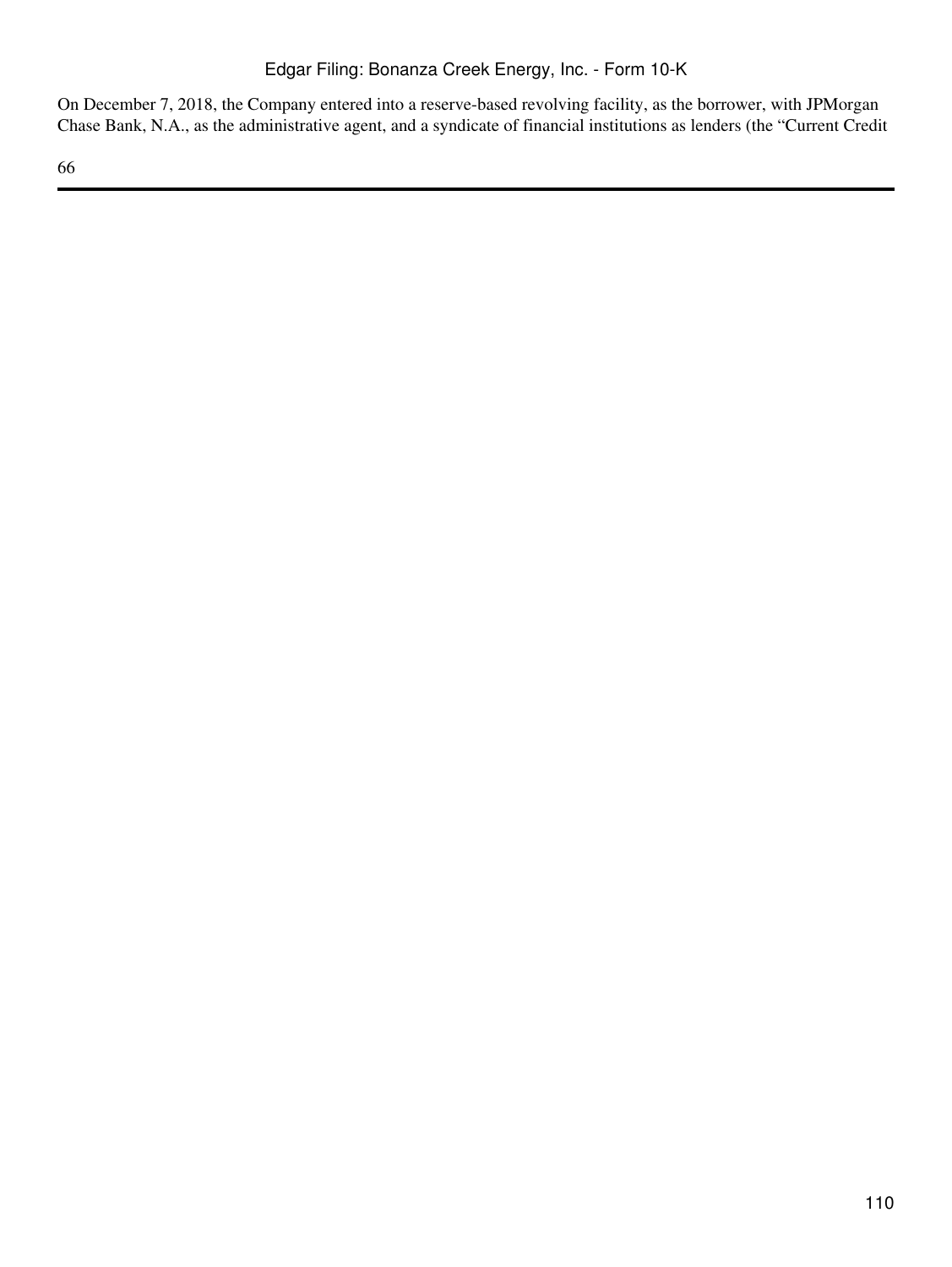On December 7, 2018, the Company entered into a reserve-based revolving facility, as the borrower, with JPMorgan Chase Bank, N.A., as the administrative agent, and a syndicate of financial institutions as lenders (the "Current Credit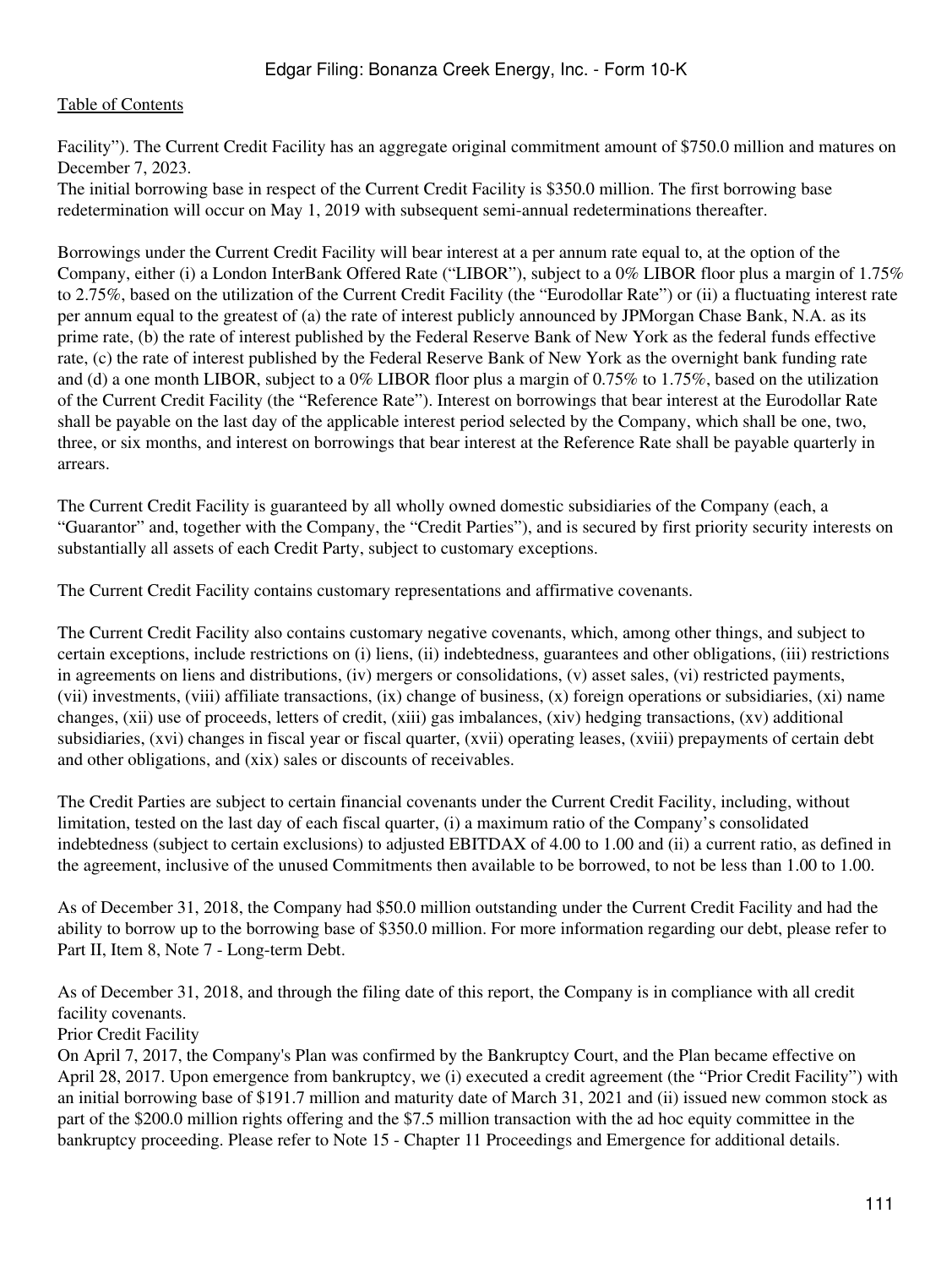Facility"). The Current Credit Facility has an aggregate original commitment amount of $750.0 million and matures on December 7, 2023.

The initial borrowing base in respect of the Current Credit Facility is $350.0 million. The first borrowing base redetermination will occur on May 1, 2019 with subsequent semi-annual redeterminations thereafter.

Borrowings under the Current Credit Facility will bear interest at a per annum rate equal to, at the option of the Company, either (i) a London InterBank Offered Rate ("LIBOR"), subject to a 0% LIBOR floor plus a margin of 1.75% to 2.75%, based on the utilization of the Current Credit Facility (the "Eurodollar Rate") or (ii) a fluctuating interest rate per annum equal to the greatest of (a) the rate of interest publicly announced by JPMorgan Chase Bank, N.A. as its prime rate, (b) the rate of interest published by the Federal Reserve Bank of New York as the federal funds effective rate, (c) the rate of interest published by the Federal Reserve Bank of New York as the overnight bank funding rate and (d) a one month LIBOR, subject to a 0% LIBOR floor plus a margin of 0.75% to 1.75%, based on the utilization of the Current Credit Facility (the "Reference Rate"). Interest on borrowings that bear interest at the Eurodollar Rate shall be payable on the last day of the applicable interest period selected by the Company, which shall be one, two, three, or six months, and interest on borrowings that bear interest at the Reference Rate shall be payable quarterly in arrears.

The Current Credit Facility is guaranteed by all wholly owned domestic subsidiaries of the Company (each, a "Guarantor" and, together with the Company, the "Credit Parties"), and is secured by first priority security interests on substantially all assets of each Credit Party, subject to customary exceptions.

The Current Credit Facility contains customary representations and affirmative covenants.

The Current Credit Facility also contains customary negative covenants, which, among other things, and subject to certain exceptions, include restrictions on (i) liens, (ii) indebtedness, guarantees and other obligations, (iii) restrictions in agreements on liens and distributions, (iv) mergers or consolidations, (v) asset sales, (vi) restricted payments, (vii) investments, (viii) affiliate transactions, (ix) change of business, (x) foreign operations or subsidiaries, (xi) name changes, (xii) use of proceeds, letters of credit, (xiii) gas imbalances, (xiv) hedging transactions, (xv) additional subsidiaries, (xvi) changes in fiscal year or fiscal quarter, (xvii) operating leases, (xviii) prepayments of certain debt and other obligations, and (xix) sales or discounts of receivables.

The Credit Parties are subject to certain financial covenants under the Current Credit Facility, including, without limitation, tested on the last day of each fiscal quarter, (i) a maximum ratio of the Company's consolidated indebtedness (subject to certain exclusions) to adjusted EBITDAX of 4.00 to 1.00 and (ii) a current ratio, as defined in the agreement, inclusive of the unused Commitments then available to be borrowed, to not be less than 1.00 to 1.00.

As of December 31, 2018, the Company had $50.0 million outstanding under the Current Credit Facility and had the ability to borrow up to the borrowing base of $350.0 million. For more information regarding our debt, please refer to Part II, Item 8, Note 7 - Long-term Debt.

As of December 31, 2018, and through the filing date of this report, the Company is in compliance with all credit facility covenants.

Prior Credit Facility

On April 7, 2017, the Company's Plan was confirmed by the Bankruptcy Court, and the Plan became effective on April 28, 2017. Upon emergence from bankruptcy, we (i) executed a credit agreement (the "Prior Credit Facility") with an initial borrowing base of $191.7 million and maturity date of March 31, 2021 and (ii) issued new common stock as part of the $200.0 million rights offering and the $7.5 million transaction with the ad hoc equity committee in the bankruptcy proceeding. Please refer to Note 15 - Chapter 11 Proceedings and Emergence for additional details.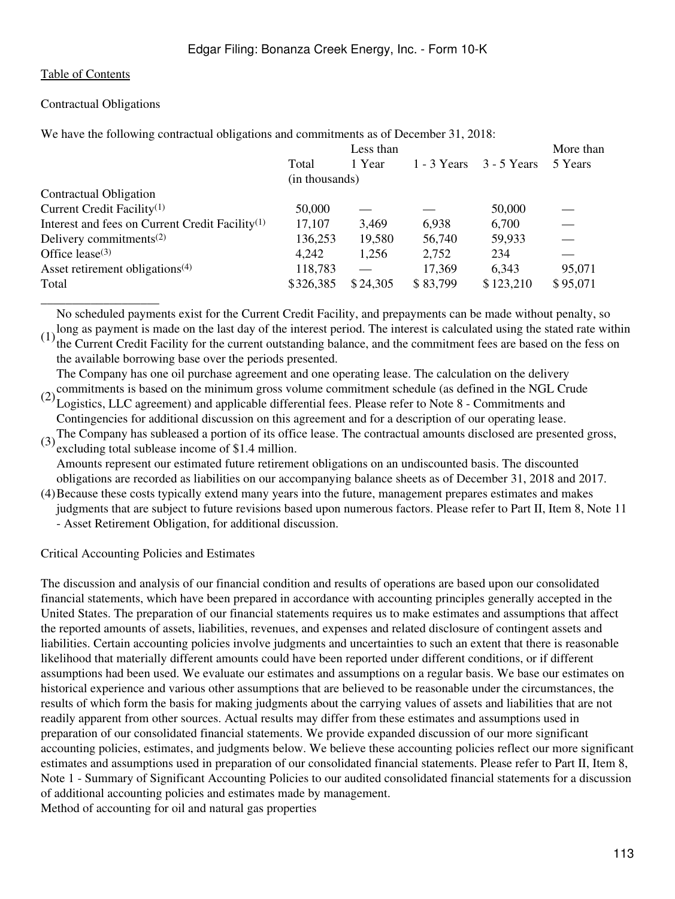Contractual Obligations

We have the following contractual obligations and commitments as of December 31, 2018:

| | Total | Less than 1 Year | 1 - 3 Years | 3 - 5 Years | More than 5 Years |
|---|---|---|---|---|---|
| | (in thousands) | | | | |
| Contractual Obligation | | | | | |
| Current Credit Facility[1] | 50,000 | — | — | 50,000 | — |
| Interest and fees on Current Credit Facility[1] | 17,107 | 3,469 | 6,938 | 6,700 | — |
| Delivery commitments[2] | 136,253 | 19,580 | 56,740 | 59,933 | — |
| Office lease[3] | 4,242 | 1,256 | 2,752 | 234 | — |
| Asset retirement obligations[4] | 118,783 | — | 17,369 | 6,343 | 95,071 |
| Total | $326,385 | $24,305 | $83,799 | $123,210 | $95,071 |

(1) No scheduled payments exist for the Current Credit Facility, and prepayments can be made without penalty, so long as payment is made on the last day of the interest period. The interest is calculated using the stated rate within the Current Credit Facility for the current outstanding balance, and the commitment fees are based on the fess on the available borrowing base over the periods presented.

(2) The Company has one oil purchase agreement and one operating lease. The calculation on the delivery commitments is based on the minimum gross volume commitment schedule (as defined in the NGL Crude Logistics, LLC agreement) and applicable differential fees. Please refer to Note 8 - Commitments and Contingencies for additional discussion on this agreement and for a description of our operating lease.

(3) The Company has subleased a portion of its office lease. The contractual amounts disclosed are presented gross, excluding total sublease income of $1.4 million.

(4) Amounts represent our estimated future retirement obligations on an undiscounted basis. The discounted obligations are recorded as liabilities on our accompanying balance sheets as of December 31, 2018 and 2017. Because these costs typically extend many years into the future, management prepares estimates and makes judgments that are subject to future revisions based upon numerous factors. Please refer to Part II, Item 8, Note 11 - Asset Retirement Obligation, for additional discussion.

Critical Accounting Policies and Estimates

The discussion and analysis of our financial condition and results of operations are based upon our consolidated financial statements, which have been prepared in accordance with accounting principles generally accepted in the United States. The preparation of our financial statements requires us to make estimates and assumptions that affect the reported amounts of assets, liabilities, revenues, and expenses and related disclosure of contingent assets and liabilities. Certain accounting policies involve judgments and uncertainties to such an extent that there is reasonable likelihood that materially different amounts could have been reported under different conditions, or if different assumptions had been used. We evaluate our estimates and assumptions on a regular basis. We base our estimates on historical experience and various other assumptions that are believed to be reasonable under the circumstances, the results of which form the basis for making judgments about the carrying values of assets and liabilities that are not readily apparent from other sources. Actual results may differ from these estimates and assumptions used in preparation of our consolidated financial statements. We provide expanded discussion of our more significant accounting policies, estimates, and judgments below. We believe these accounting policies reflect our more significant estimates and assumptions used in preparation of our consolidated financial statements. Please refer to Part II, Item 8, Note 1 - Summary of Significant Accounting Policies to our audited consolidated financial statements for a discussion of additional accounting policies and estimates made by management.

Method of accounting for oil and natural gas properties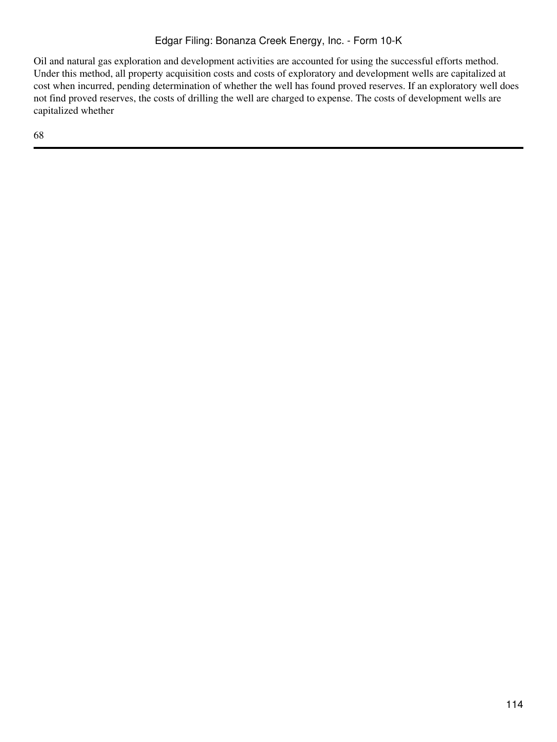Oil and natural gas exploration and development activities are accounted for using the successful efforts method. Under this method, all property acquisition costs and costs of exploratory and development wells are capitalized at cost when incurred, pending determination of whether the well has found proved reserves. If an exploratory well does not find proved reserves, the costs of drilling the well are charged to expense. The costs of development wells are capitalized whether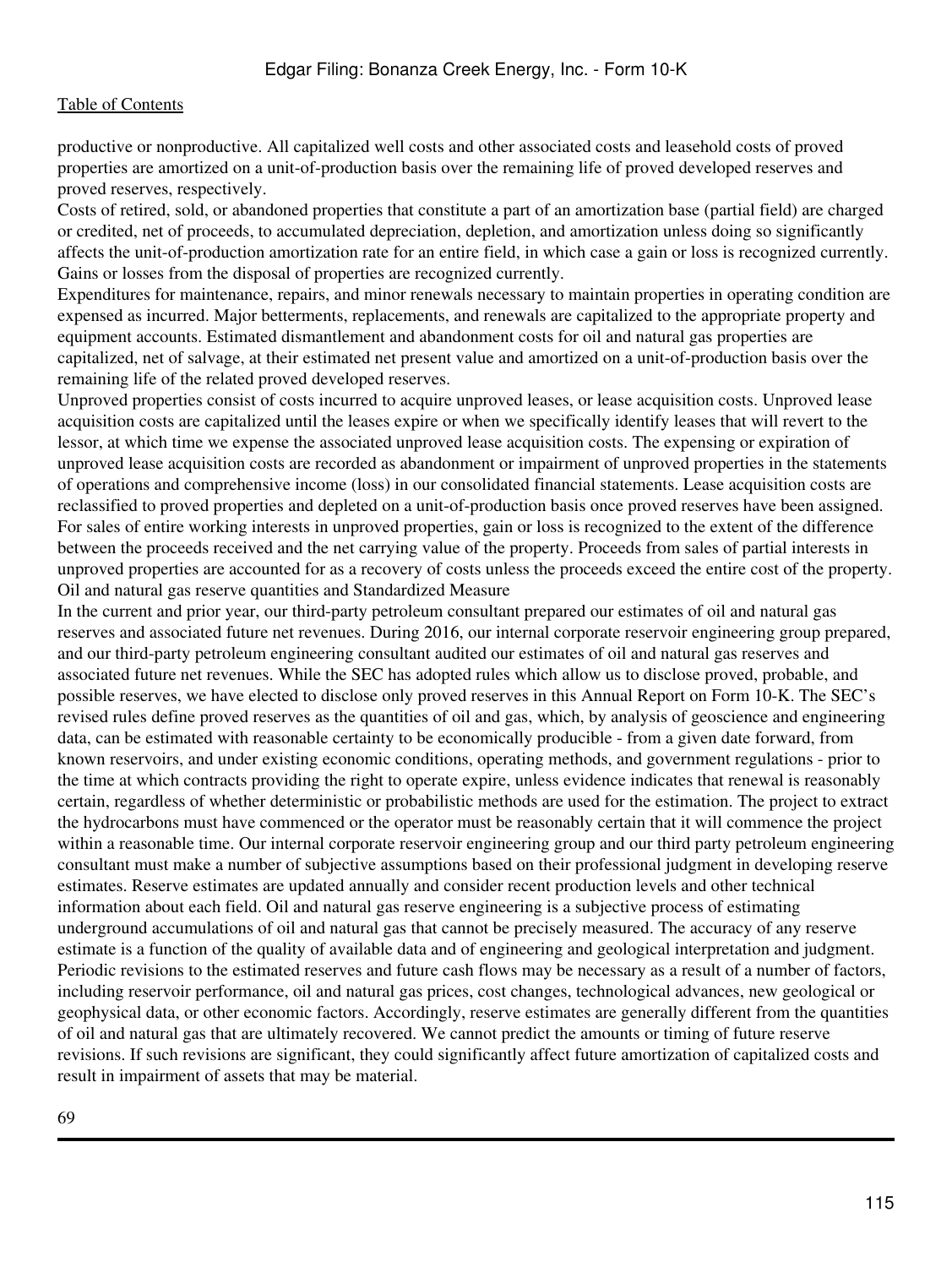productive or nonproductive. All capitalized well costs and other associated costs and leasehold costs of proved properties are amortized on a unit-of-production basis over the remaining life of proved developed reserves and proved reserves, respectively.

Costs of retired, sold, or abandoned properties that constitute a part of an amortization base (partial field) are charged or credited, net of proceeds, to accumulated depreciation, depletion, and amortization unless doing so significantly affects the unit-of-production amortization rate for an entire field, in which case a gain or loss is recognized currently. Gains or losses from the disposal of properties are recognized currently.

Expenditures for maintenance, repairs, and minor renewals necessary to maintain properties in operating condition are expensed as incurred. Major betterments, replacements, and renewals are capitalized to the appropriate property and equipment accounts. Estimated dismantlement and abandonment costs for oil and natural gas properties are capitalized, net of salvage, at their estimated net present value and amortized on a unit-of-production basis over the remaining life of the related proved developed reserves.

Unproved properties consist of costs incurred to acquire unproved leases, or lease acquisition costs. Unproved lease acquisition costs are capitalized until the leases expire or when we specifically identify leases that will revert to the lessor, at which time we expense the associated unproved lease acquisition costs. The expensing or expiration of unproved lease acquisition costs are recorded as abandonment or impairment of unproved properties in the statements of operations and comprehensive income (loss) in our consolidated financial statements. Lease acquisition costs are reclassified to proved properties and depleted on a unit-of-production basis once proved reserves have been assigned. For sales of entire working interests in unproved properties, gain or loss is recognized to the extent of the difference between the proceeds received and the net carrying value of the property. Proceeds from sales of partial interests in unproved properties are accounted for as a recovery of costs unless the proceeds exceed the entire cost of the property.

Oil and natural gas reserve quantities and Standardized Measure

In the current and prior year, our third-party petroleum consultant prepared our estimates of oil and natural gas reserves and associated future net revenues. During 2016, our internal corporate reservoir engineering group prepared, and our third-party petroleum engineering consultant audited our estimates of oil and natural gas reserves and associated future net revenues. While the SEC has adopted rules which allow us to disclose proved, probable, and possible reserves, we have elected to disclose only proved reserves in this Annual Report on Form 10-K. The SEC's revised rules define proved reserves as the quantities of oil and gas, which, by analysis of geoscience and engineering data, can be estimated with reasonable certainty to be economically producible - from a given date forward, from known reservoirs, and under existing economic conditions, operating methods, and government regulations - prior to the time at which contracts providing the right to operate expire, unless evidence indicates that renewal is reasonably certain, regardless of whether deterministic or probabilistic methods are used for the estimation. The project to extract the hydrocarbons must have commenced or the operator must be reasonably certain that it will commence the project within a reasonable time. Our internal corporate reservoir engineering group and our third party petroleum engineering consultant must make a number of subjective assumptions based on their professional judgment in developing reserve estimates. Reserve estimates are updated annually and consider recent production levels and other technical information about each field. Oil and natural gas reserve engineering is a subjective process of estimating underground accumulations of oil and natural gas that cannot be precisely measured. The accuracy of any reserve estimate is a function of the quality of available data and of engineering and geological interpretation and judgment. Periodic revisions to the estimated reserves and future cash flows may be necessary as a result of a number of factors, including reservoir performance, oil and natural gas prices, cost changes, technological advances, new geological or geophysical data, or other economic factors. Accordingly, reserve estimates are generally different from the quantities of oil and natural gas that are ultimately recovered. We cannot predict the amounts or timing of future reserve revisions. If such revisions are significant, they could significantly affect future amortization of capitalized costs and result in impairment of assets that may be material.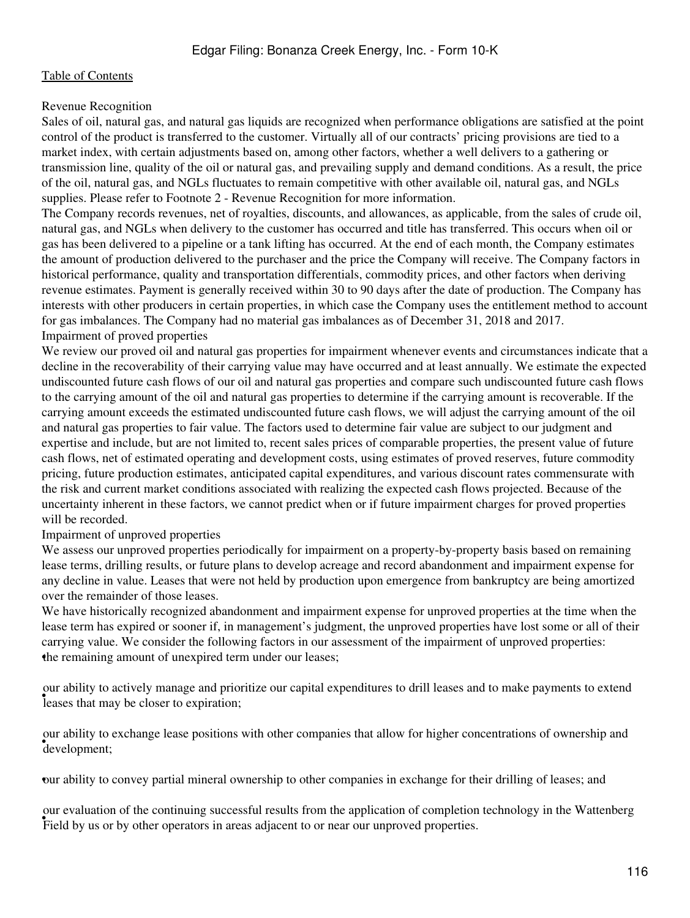Revenue Recognition

Sales of oil, natural gas, and natural gas liquids are recognized when performance obligations are satisfied at the point control of the product is transferred to the customer. Virtually all of our contracts' pricing provisions are tied to a market index, with certain adjustments based on, among other factors, whether a well delivers to a gathering or transmission line, quality of the oil or natural gas, and prevailing supply and demand conditions. As a result, the price of the oil, natural gas, and NGLs fluctuates to remain competitive with other available oil, natural gas, and NGLs supplies. Please refer to Footnote 2 - Revenue Recognition for more information.

The Company records revenues, net of royalties, discounts, and allowances, as applicable, from the sales of crude oil, natural gas, and NGLs when delivery to the customer has occurred and title has transferred. This occurs when oil or gas has been delivered to a pipeline or a tank lifting has occurred. At the end of each month, the Company estimates the amount of production delivered to the purchaser and the price the Company will receive. The Company factors in historical performance, quality and transportation differentials, commodity prices, and other factors when deriving revenue estimates. Payment is generally received within 30 to 90 days after the date of production. The Company has interests with other producers in certain properties, in which case the Company uses the entitlement method to account for gas imbalances. The Company had no material gas imbalances as of December 31, 2018 and 2017.

Impairment of proved properties

We review our proved oil and natural gas properties for impairment whenever events and circumstances indicate that a decline in the recoverability of their carrying value may have occurred and at least annually. We estimate the expected undiscounted future cash flows of our oil and natural gas properties and compare such undiscounted future cash flows to the carrying amount of the oil and natural gas properties to determine if the carrying amount is recoverable. If the carrying amount exceeds the estimated undiscounted future cash flows, we will adjust the carrying amount of the oil and natural gas properties to fair value. The factors used to determine fair value are subject to our judgment and expertise and include, but are not limited to, recent sales prices of comparable properties, the present value of future cash flows, net of estimated operating and development costs, using estimates of proved reserves, future commodity pricing, future production estimates, anticipated capital expenditures, and various discount rates commensurate with the risk and current market conditions associated with realizing the expected cash flows projected. Because of the uncertainty inherent in these factors, we cannot predict when or if future impairment charges for proved properties will be recorded.

Impairment of unproved properties

We assess our unproved properties periodically for impairment on a property-by-property basis based on remaining lease terms, drilling results, or future plans to develop acreage and record abandonment and impairment expense for any decline in value. Leases that were not held by production upon emergence from bankruptcy are being amortized over the remainder of those leases.

We have historically recognized abandonment and impairment expense for unproved properties at the time when the lease term has expired or sooner if, in management's judgment, the unproved properties have lost some or all of their carrying value. We consider the following factors in our assessment of the impairment of unproved properties:

- the remaining amount of unexpired term under our leases;
- our ability to actively manage and prioritize our capital expenditures to drill leases and to make payments to extend leases that may be closer to expiration;
- our ability to exchange lease positions with other companies that allow for higher concentrations of ownership and development;
- our ability to convey partial mineral ownership to other companies in exchange for their drilling of leases; and
- our evaluation of the continuing successful results from the application of completion technology in the Wattenberg Field by us or by other operators in areas adjacent to or near our unproved properties.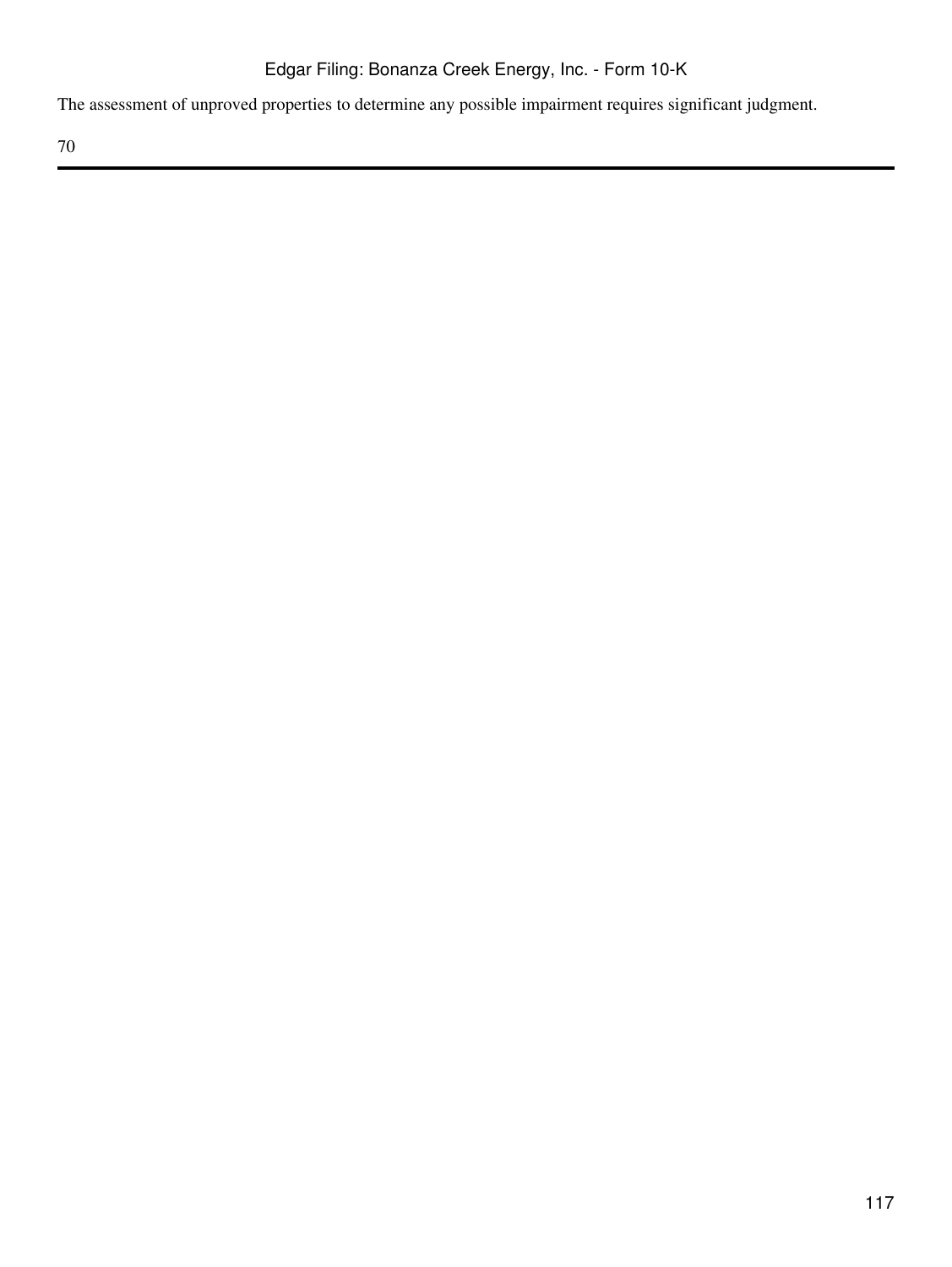The assessment of unproved properties to determine any possible impairment requires significant judgment.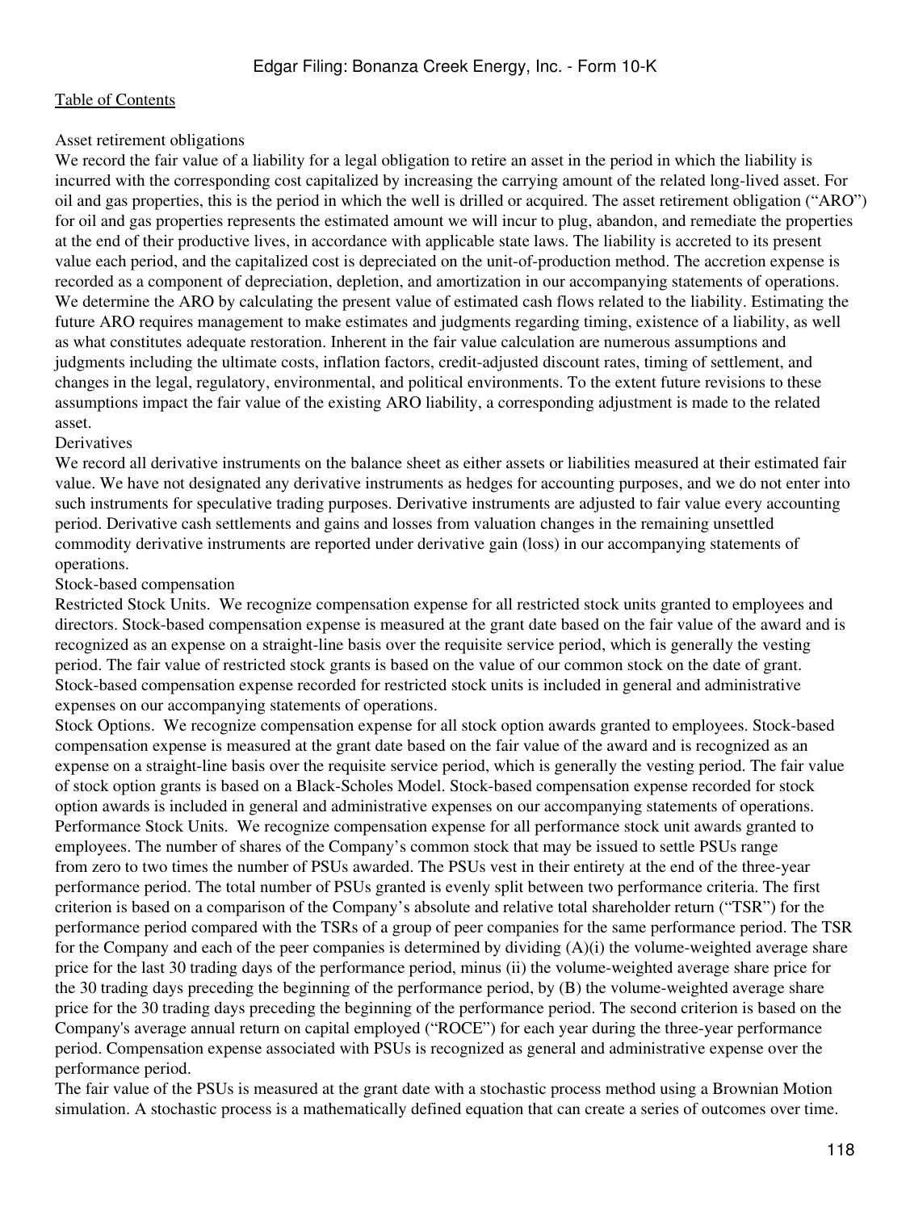Asset retirement obligations

We record the fair value of a liability for a legal obligation to retire an asset in the period in which the liability is incurred with the corresponding cost capitalized by increasing the carrying amount of the related long-lived asset. For oil and gas properties, this is the period in which the well is drilled or acquired. The asset retirement obligation ("ARO") for oil and gas properties represents the estimated amount we will incur to plug, abandon, and remediate the properties at the end of their productive lives, in accordance with applicable state laws. The liability is accreted to its present value each period, and the capitalized cost is depreciated on the unit-of-production method. The accretion expense is recorded as a component of depreciation, depletion, and amortization in our accompanying statements of operations. We determine the ARO by calculating the present value of estimated cash flows related to the liability. Estimating the future ARO requires management to make estimates and judgments regarding timing, existence of a liability, as well as what constitutes adequate restoration. Inherent in the fair value calculation are numerous assumptions and judgments including the ultimate costs, inflation factors, credit-adjusted discount rates, timing of settlement, and changes in the legal, regulatory, environmental, and political environments. To the extent future revisions to these assumptions impact the fair value of the existing ARO liability, a corresponding adjustment is made to the related asset.

Derivatives

We record all derivative instruments on the balance sheet as either assets or liabilities measured at their estimated fair value. We have not designated any derivative instruments as hedges for accounting purposes, and we do not enter into such instruments for speculative trading purposes. Derivative instruments are adjusted to fair value every accounting period. Derivative cash settlements and gains and losses from valuation changes in the remaining unsettled commodity derivative instruments are reported under derivative gain (loss) in our accompanying statements of operations.

Stock-based compensation

Restricted Stock Units. We recognize compensation expense for all restricted stock units granted to employees and directors. Stock-based compensation expense is measured at the grant date based on the fair value of the award and is recognized as an expense on a straight-line basis over the requisite service period, which is generally the vesting period. The fair value of restricted stock grants is based on the value of our common stock on the date of grant. Stock-based compensation expense recorded for restricted stock units is included in general and administrative expenses on our accompanying statements of operations.

Stock Options. We recognize compensation expense for all stock option awards granted to employees. Stock-based compensation expense is measured at the grant date based on the fair value of the award and is recognized as an expense on a straight-line basis over the requisite service period, which is generally the vesting period. The fair value of stock option grants is based on a Black-Scholes Model. Stock-based compensation expense recorded for stock option awards is included in general and administrative expenses on our accompanying statements of operations.

Performance Stock Units. We recognize compensation expense for all performance stock unit awards granted to employees. The number of shares of the Company's common stock that may be issued to settle PSUs range from zero to two times the number of PSUs awarded. The PSUs vest in their entirety at the end of the three-year performance period. The total number of PSUs granted is evenly split between two performance criteria. The first criterion is based on a comparison of the Company's absolute and relative total shareholder return ("TSR") for the performance period compared with the TSRs of a group of peer companies for the same performance period. The TSR for the Company and each of the peer companies is determined by dividing (A)(i) the volume-weighted average share price for the last 30 trading days of the performance period, minus (ii) the volume-weighted average share price for the 30 trading days preceding the beginning of the performance period, by (B) the volume-weighted average share price for the 30 trading days preceding the beginning of the performance period. The second criterion is based on the Company's average annual return on capital employed ("ROCE") for each year during the three-year performance period. Compensation expense associated with PSUs is recognized as general and administrative expense over the performance period.

The fair value of the PSUs is measured at the grant date with a stochastic process method using a Brownian Motion simulation. A stochastic process is a mathematically defined equation that can create a series of outcomes over time.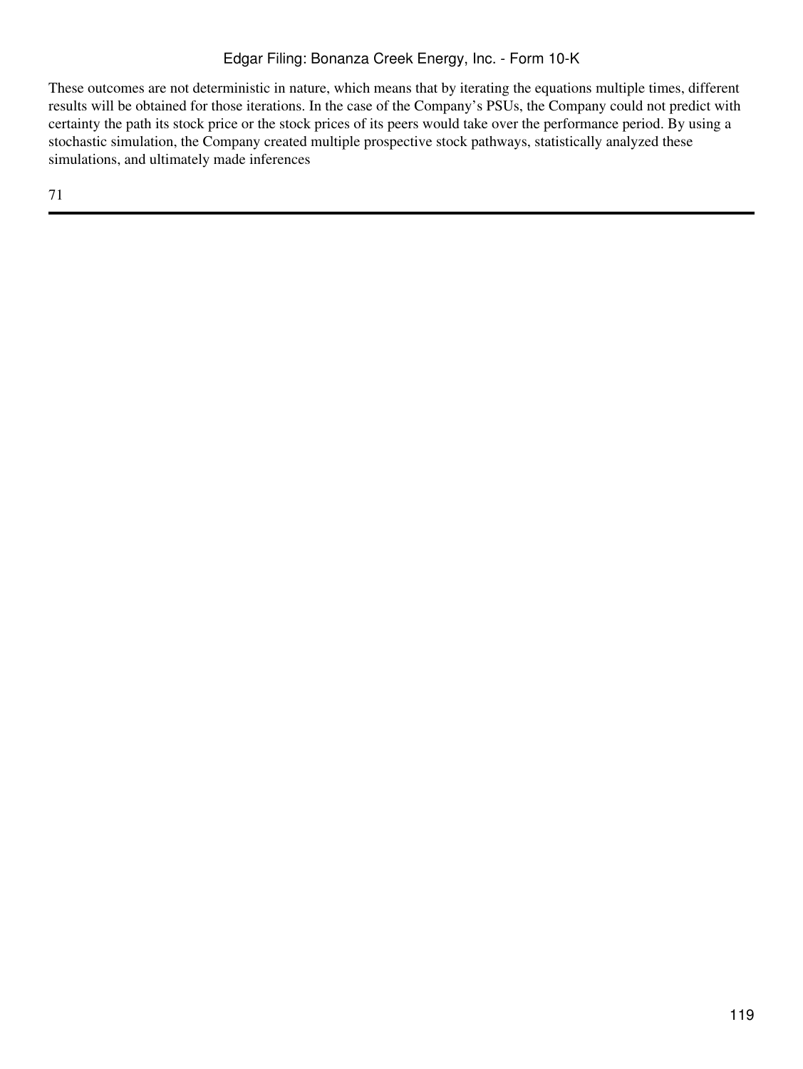These outcomes are not deterministic in nature, which means that by iterating the equations multiple times, different results will be obtained for those iterations. In the case of the Company's PSUs, the Company could not predict with certainty the path its stock price or the stock prices of its peers would take over the performance period. By using a stochastic simulation, the Company created multiple prospective stock pathways, statistically analyzed these simulations, and ultimately made inferences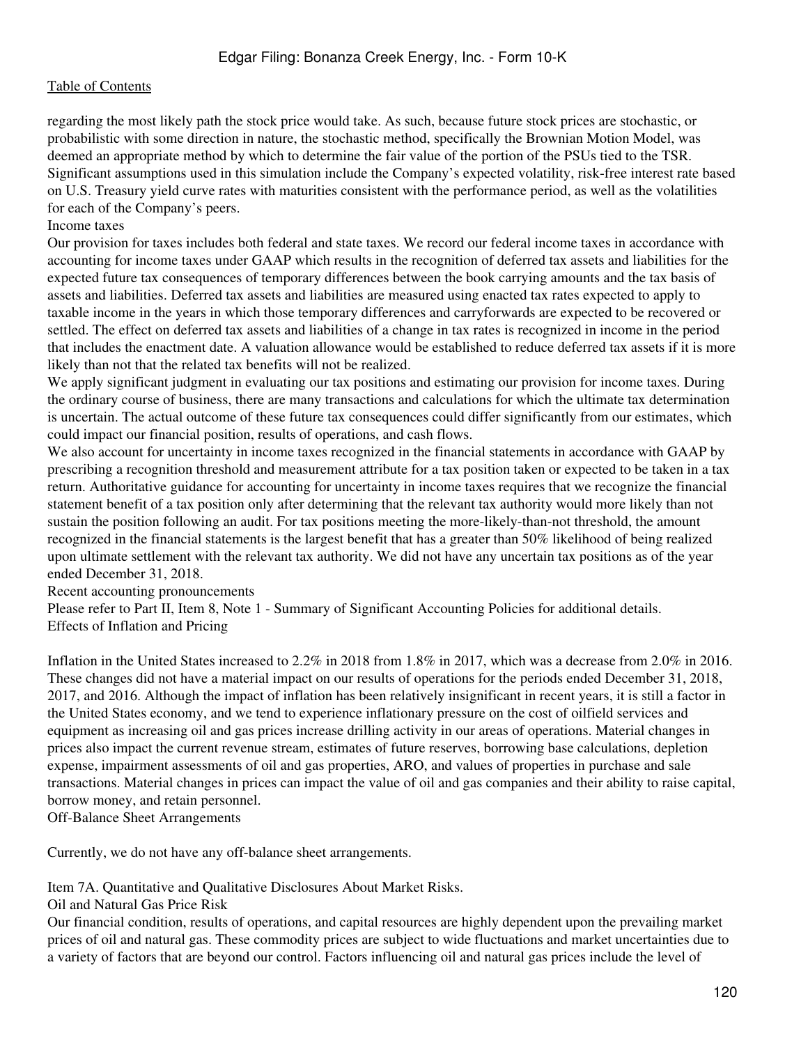regarding the most likely path the stock price would take. As such, because future stock prices are stochastic, or probabilistic with some direction in nature, the stochastic method, specifically the Brownian Motion Model, was deemed an appropriate method by which to determine the fair value of the portion of the PSUs tied to the TSR. Significant assumptions used in this simulation include the Company's expected volatility, risk-free interest rate based on U.S. Treasury yield curve rates with maturities consistent with the performance period, as well as the volatilities for each of the Company's peers.

### Income taxes

Our provision for taxes includes both federal and state taxes. We record our federal income taxes in accordance with accounting for income taxes under GAAP which results in the recognition of deferred tax assets and liabilities for the expected future tax consequences of temporary differences between the book carrying amounts and the tax basis of assets and liabilities. Deferred tax assets and liabilities are measured using enacted tax rates expected to apply to taxable income in the years in which those temporary differences and carryforwards are expected to be recovered or settled. The effect on deferred tax assets and liabilities of a change in tax rates is recognized in income in the period that includes the enactment date. A valuation allowance would be established to reduce deferred tax assets if it is more likely than not that the related tax benefits will not be realized.

We apply significant judgment in evaluating our tax positions and estimating our provision for income taxes. During the ordinary course of business, there are many transactions and calculations for which the ultimate tax determination is uncertain. The actual outcome of these future tax consequences could differ significantly from our estimates, which could impact our financial position, results of operations, and cash flows.

We also account for uncertainty in income taxes recognized in the financial statements in accordance with GAAP by prescribing a recognition threshold and measurement attribute for a tax position taken or expected to be taken in a tax return. Authoritative guidance for accounting for uncertainty in income taxes requires that we recognize the financial statement benefit of a tax position only after determining that the relevant tax authority would more likely than not sustain the position following an audit. For tax positions meeting the more-likely-than-not threshold, the amount recognized in the financial statements is the largest benefit that has a greater than 50% likelihood of being realized upon ultimate settlement with the relevant tax authority. We did not have any uncertain tax positions as of the year ended December 31, 2018.

### Recent accounting pronouncements

Please refer to Part II, Item 8, Note 1 - Summary of Significant Accounting Policies for additional details.

### Effects of Inflation and Pricing

Inflation in the United States increased to 2.2% in 2018 from 1.8% in 2017, which was a decrease from 2.0% in 2016. These changes did not have a material impact on our results of operations for the periods ended December 31, 2018, 2017, and 2016. Although the impact of inflation has been relatively insignificant in recent years, it is still a factor in the United States economy, and we tend to experience inflationary pressure on the cost of oilfield services and equipment as increasing oil and gas prices increase drilling activity in our areas of operations. Material changes in prices also impact the current revenue stream, estimates of future reserves, borrowing base calculations, depletion expense, impairment assessments of oil and gas properties, ARO, and values of properties in purchase and sale transactions. Material changes in prices can impact the value of oil and gas companies and their ability to raise capital, borrow money, and retain personnel.

### Off-Balance Sheet Arrangements

Currently, we do not have any off-balance sheet arrangements.

## Item 7A. Quantitative and Qualitative Disclosures About Market Risks.

### Oil and Natural Gas Price Risk

Our financial condition, results of operations, and capital resources are highly dependent upon the prevailing market prices of oil and natural gas. These commodity prices are subject to wide fluctuations and market uncertainties due to a variety of factors that are beyond our control. Factors influencing oil and natural gas prices include the level of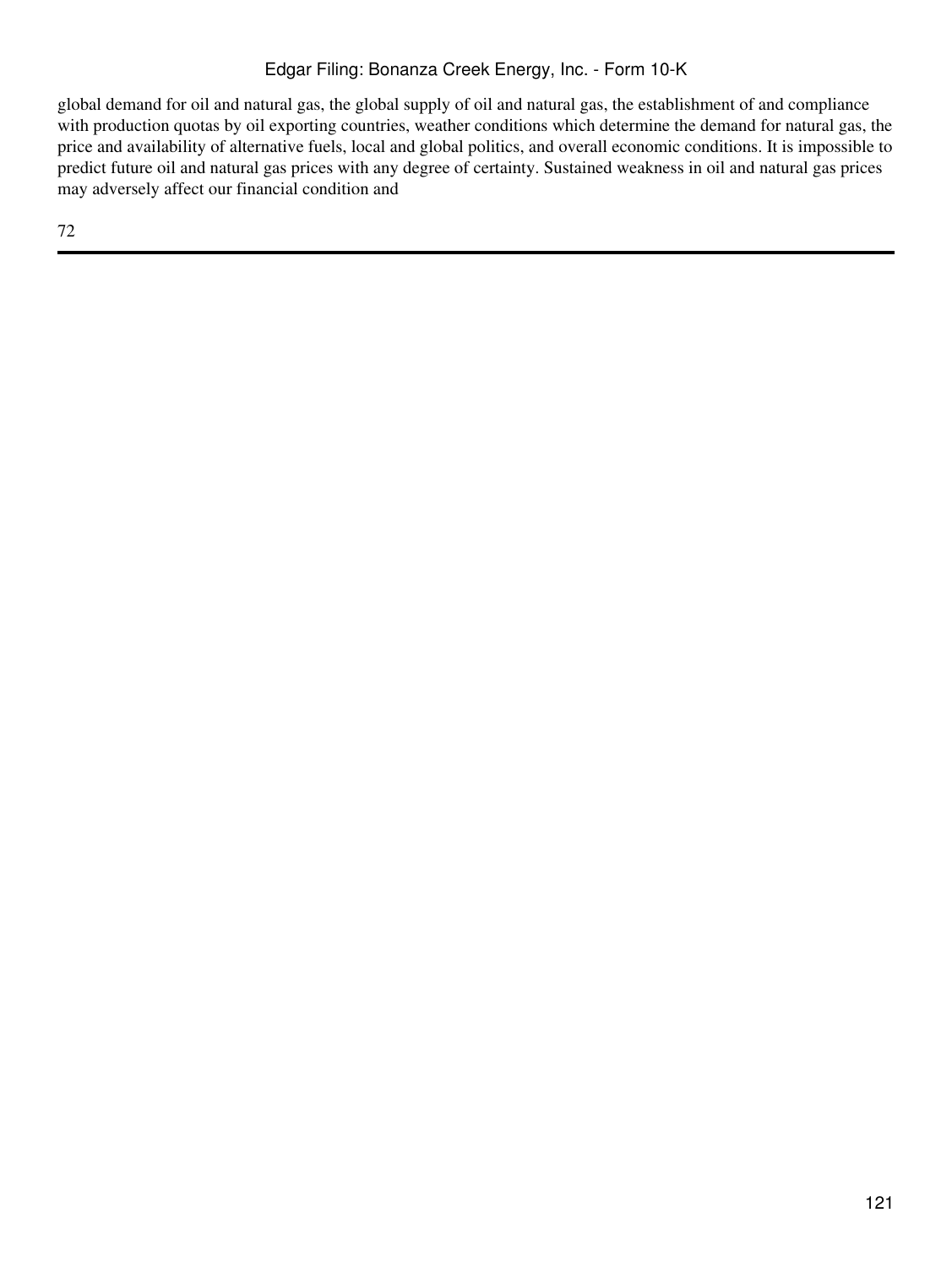global demand for oil and natural gas, the global supply of oil and natural gas, the establishment of and compliance with production quotas by oil exporting countries, weather conditions which determine the demand for natural gas, the price and availability of alternative fuels, local and global politics, and overall economic conditions. It is impossible to predict future oil and natural gas prices with any degree of certainty. Sustained weakness in oil and natural gas prices may adversely affect our financial condition and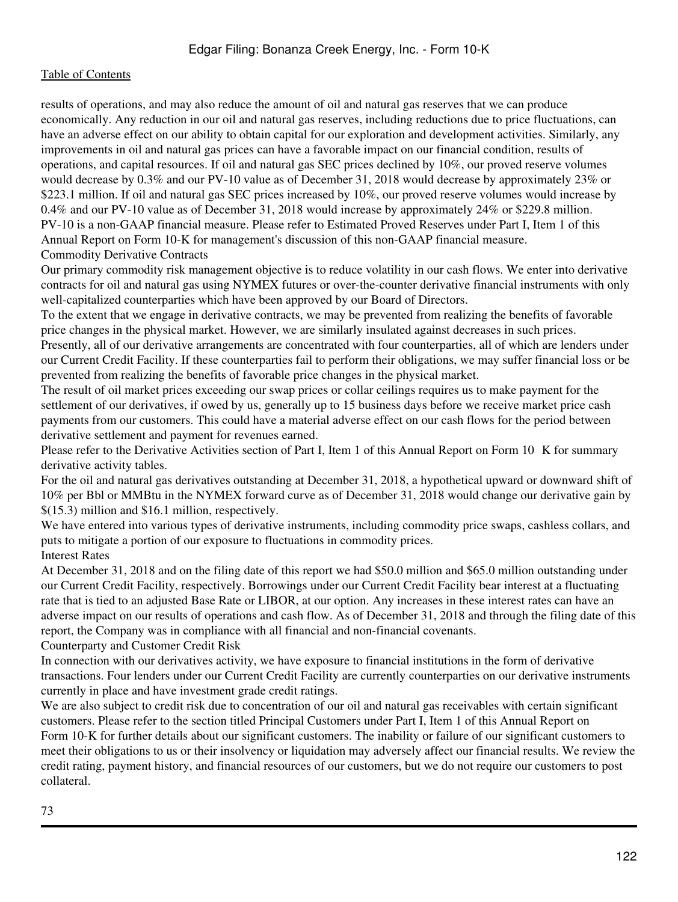results of operations, and may also reduce the amount of oil and natural gas reserves that we can produce economically. Any reduction in our oil and natural gas reserves, including reductions due to price fluctuations, can have an adverse effect on our ability to obtain capital for our exploration and development activities. Similarly, any improvements in oil and natural gas prices can have a favorable impact on our financial condition, results of operations, and capital resources. If oil and natural gas SEC prices declined by 10%, our proved reserve volumes would decrease by 0.3% and our PV-10 value as of December 31, 2018 would decrease by approximately 23% or $223.1 million. If oil and natural gas SEC prices increased by 10%, our proved reserve volumes would increase by 0.4% and our PV-10 value as of December 31, 2018 would increase by approximately 24% or $229.8 million. PV-10 is a non-GAAP financial measure. Please refer to Estimated Proved Reserves under Part I, Item 1 of this Annual Report on Form 10-K for management's discussion of this non-GAAP financial measure.

### Commodity Derivative Contracts

Our primary commodity risk management objective is to reduce volatility in our cash flows. We enter into derivative contracts for oil and natural gas using NYMEX futures or over-the-counter derivative financial instruments with only well-capitalized counterparties which have been approved by our Board of Directors.

To the extent that we engage in derivative contracts, we may be prevented from realizing the benefits of favorable price changes in the physical market. However, we are similarly insulated against decreases in such prices.

Presently, all of our derivative arrangements are concentrated with four counterparties, all of which are lenders under our Current Credit Facility. If these counterparties fail to perform their obligations, we may suffer financial loss or be prevented from realizing the benefits of favorable price changes in the physical market.

The result of oil market prices exceeding our swap prices or collar ceilings requires us to make payment for the settlement of our derivatives, if owed by us, generally up to 15 business days before we receive market price cash payments from our customers. This could have a material adverse effect on our cash flows for the period between derivative settlement and payment for revenues earned.

Please refer to the Derivative Activities section of Part I, Item 1 of this Annual Report on Form 10 K for summary derivative activity tables.

For the oil and natural gas derivatives outstanding at December 31, 2018, a hypothetical upward or downward shift of 10% per Bbl or MMBtu in the NYMEX forward curve as of December 31, 2018 would change our derivative gain by $(15.3) million and $16.1 million, respectively.

We have entered into various types of derivative instruments, including commodity price swaps, cashless collars, and puts to mitigate a portion of our exposure to fluctuations in commodity prices.

### Interest Rates

At December 31, 2018 and on the filing date of this report we had $50.0 million and $65.0 million outstanding under our Current Credit Facility, respectively. Borrowings under our Current Credit Facility bear interest at a fluctuating rate that is tied to an adjusted Base Rate or LIBOR, at our option. Any increases in these interest rates can have an adverse impact on our results of operations and cash flow. As of December 31, 2018 and through the filing date of this report, the Company was in compliance with all financial and non-financial covenants.

### Counterparty and Customer Credit Risk

In connection with our derivatives activity, we have exposure to financial institutions in the form of derivative transactions. Four lenders under our Current Credit Facility are currently counterparties on our derivative instruments currently in place and have investment grade credit ratings.

We are also subject to credit risk due to concentration of our oil and natural gas receivables with certain significant customers. Please refer to the section titled Principal Customers under Part I, Item 1 of this Annual Report on Form 10-K for further details about our significant customers. The inability or failure of our significant customers to meet their obligations to us or their insolvency or liquidation may adversely affect our financial results. We review the credit rating, payment history, and financial resources of our customers, but we do not require our customers to post collateral.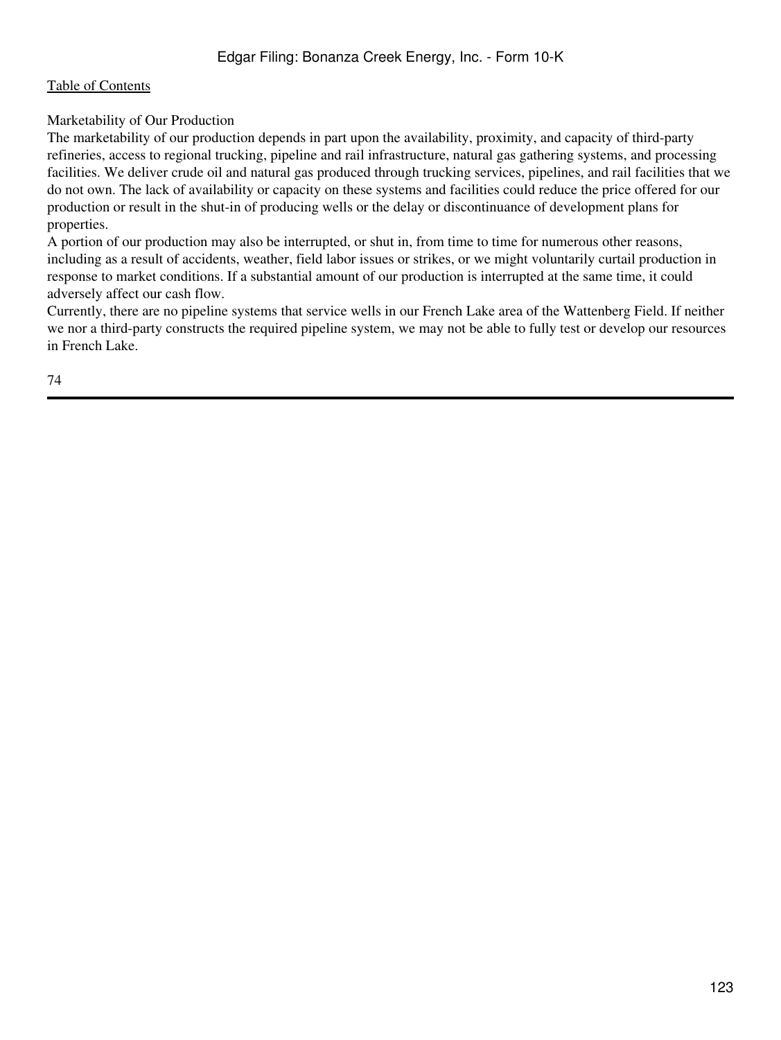Marketability of Our Production

The marketability of our production depends in part upon the availability, proximity, and capacity of third-party refineries, access to regional trucking, pipeline and rail infrastructure, natural gas gathering systems, and processing facilities. We deliver crude oil and natural gas produced through trucking services, pipelines, and rail facilities that we do not own. The lack of availability or capacity on these systems and facilities could reduce the price offered for our production or result in the shut-in of producing wells or the delay or discontinuance of development plans for properties.

A portion of our production may also be interrupted, or shut in, from time to time for numerous other reasons, including as a result of accidents, weather, field labor issues or strikes, or we might voluntarily curtail production in response to market conditions. If a substantial amount of our production is interrupted at the same time, it could adversely affect our cash flow.

Currently, there are no pipeline systems that service wells in our French Lake area of the Wattenberg Field. If neither we nor a third-party constructs the required pipeline system, we may not be able to fully test or develop our resources in French Lake.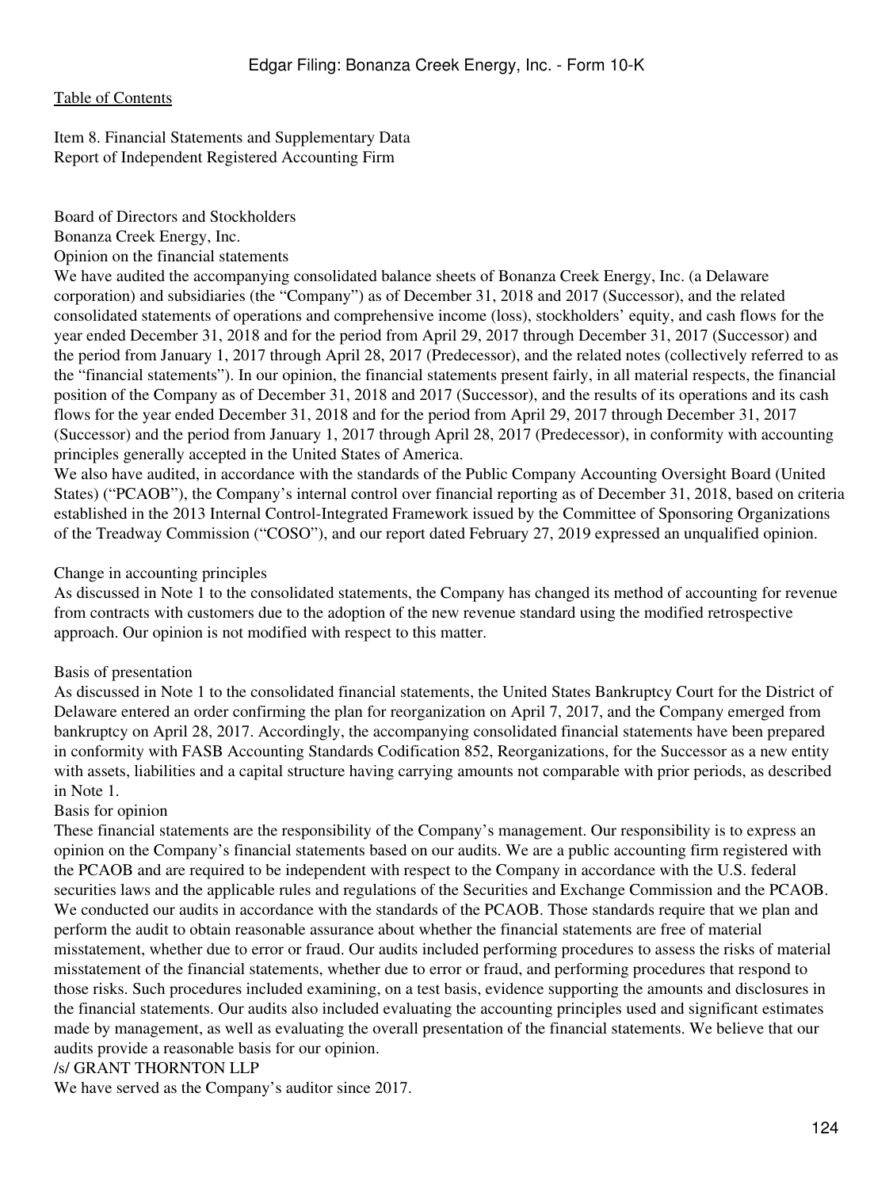[Table of Contents](#)

Item 8. Financial Statements and Supplementary Data
Report of Independent Registered Accounting Firm

Board of Directors and Stockholders
Bonanza Creek Energy, Inc.

### Opinion on the financial statements

We have audited the accompanying consolidated balance sheets of Bonanza Creek Energy, Inc. (a Delaware corporation) and subsidiaries (the "Company") as of December 31, 2018 and 2017 (Successor), and the related consolidated statements of operations and comprehensive income (loss), stockholders' equity, and cash flows for the year ended December 31, 2018 and for the period from April 29, 2017 through December 31, 2017 (Successor) and the period from January 1, 2017 through April 28, 2017 (Predecessor), and the related notes (collectively referred to as the "financial statements"). In our opinion, the financial statements present fairly, in all material respects, the financial position of the Company as of December 31, 2018 and 2017 (Successor), and the results of its operations and its cash flows for the year ended December 31, 2018 and for the period from April 29, 2017 through December 31, 2017 (Successor) and the period from January 1, 2017 through April 28, 2017 (Predecessor), in conformity with accounting principles generally accepted in the United States of America.

We also have audited, in accordance with the standards of the Public Company Accounting Oversight Board (United States) ("PCAOB"), the Company's internal control over financial reporting as of December 31, 2018, based on criteria established in the 2013 Internal Control-Integrated Framework issued by the Committee of Sponsoring Organizations of the Treadway Commission ("COSO"), and our report dated February 27, 2019 expressed an unqualified opinion.

### Change in accounting principles

As discussed in Note 1 to the consolidated statements, the Company has changed its method of accounting for revenue from contracts with customers due to the adoption of the new revenue standard using the modified retrospective approach. Our opinion is not modified with respect to this matter.

### Basis of presentation

As discussed in Note 1 to the consolidated financial statements, the United States Bankruptcy Court for the District of Delaware entered an order confirming the plan for reorganization on April 7, 2017, and the Company emerged from bankruptcy on April 28, 2017. Accordingly, the accompanying consolidated financial statements have been prepared in conformity with FASB Accounting Standards Codification 852, Reorganizations, for the Successor as a new entity with assets, liabilities and a capital structure having carrying amounts not comparable with prior periods, as described in Note 1.

### Basis for opinion

These financial statements are the responsibility of the Company's management. Our responsibility is to express an opinion on the Company's financial statements based on our audits. We are a public accounting firm registered with the PCAOB and are required to be independent with respect to the Company in accordance with the U.S. federal securities laws and the applicable rules and regulations of the Securities and Exchange Commission and the PCAOB. We conducted our audits in accordance with the standards of the PCAOB. Those standards require that we plan and perform the audit to obtain reasonable assurance about whether the financial statements are free of material misstatement, whether due to error or fraud. Our audits included performing procedures to assess the risks of material misstatement of the financial statements, whether due to error or fraud, and performing procedures that respond to those risks. Such procedures included examining, on a test basis, evidence supporting the amounts and disclosures in the financial statements. Our audits also included evaluating the accounting principles used and significant estimates made by management, as well as evaluating the overall presentation of the financial statements. We believe that our audits provide a reasonable basis for our opinion.

/s/ GRANT THORNTON LLP

We have served as the Company's auditor since 2017.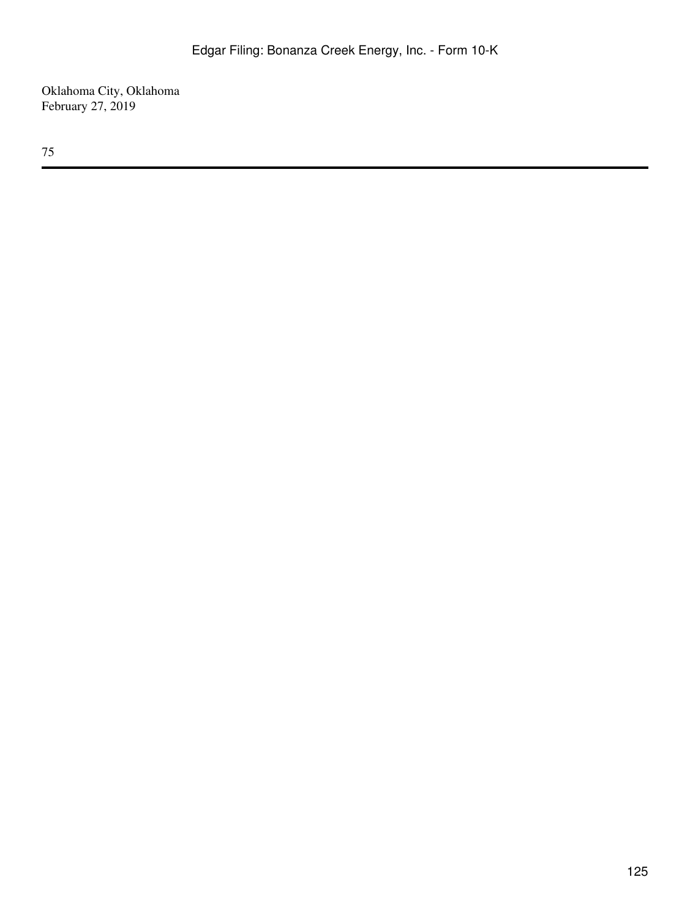Oklahoma City, Oklahoma
February 27, 2019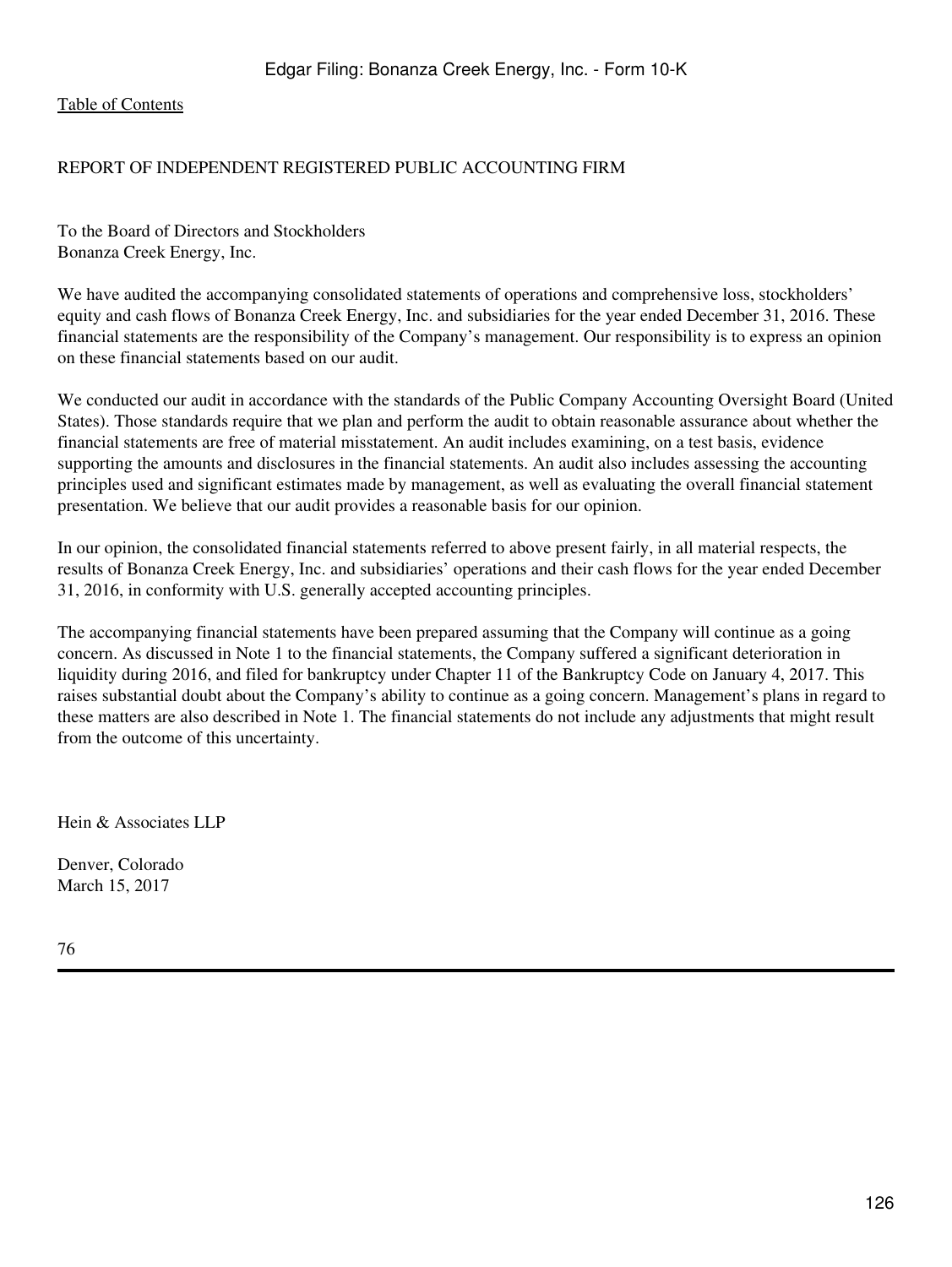REPORT OF INDEPENDENT REGISTERED PUBLIC ACCOUNTING FIRM

To the Board of Directors and Stockholders
Bonanza Creek Energy, Inc.

We have audited the accompanying consolidated statements of operations and comprehensive loss, stockholders' equity and cash flows of Bonanza Creek Energy, Inc. and subsidiaries for the year ended December 31, 2016. These financial statements are the responsibility of the Company's management. Our responsibility is to express an opinion on these financial statements based on our audit.

We conducted our audit in accordance with the standards of the Public Company Accounting Oversight Board (United States). Those standards require that we plan and perform the audit to obtain reasonable assurance about whether the financial statements are free of material misstatement. An audit includes examining, on a test basis, evidence supporting the amounts and disclosures in the financial statements. An audit also includes assessing the accounting principles used and significant estimates made by management, as well as evaluating the overall financial statement presentation. We believe that our audit provides a reasonable basis for our opinion.

In our opinion, the consolidated financial statements referred to above present fairly, in all material respects, the results of Bonanza Creek Energy, Inc. and subsidiaries' operations and their cash flows for the year ended December 31, 2016, in conformity with U.S. generally accepted accounting principles.

The accompanying financial statements have been prepared assuming that the Company will continue as a going concern. As discussed in Note 1 to the financial statements, the Company suffered a significant deterioration in liquidity during 2016, and filed for bankruptcy under Chapter 11 of the Bankruptcy Code on January 4, 2017. This raises substantial doubt about the Company's ability to continue as a going concern. Management's plans in regard to these matters are also described in Note 1. The financial statements do not include any adjustments that might result from the outcome of this uncertainty.

Hein & Associates LLP

Denver, Colorado
March 15, 2017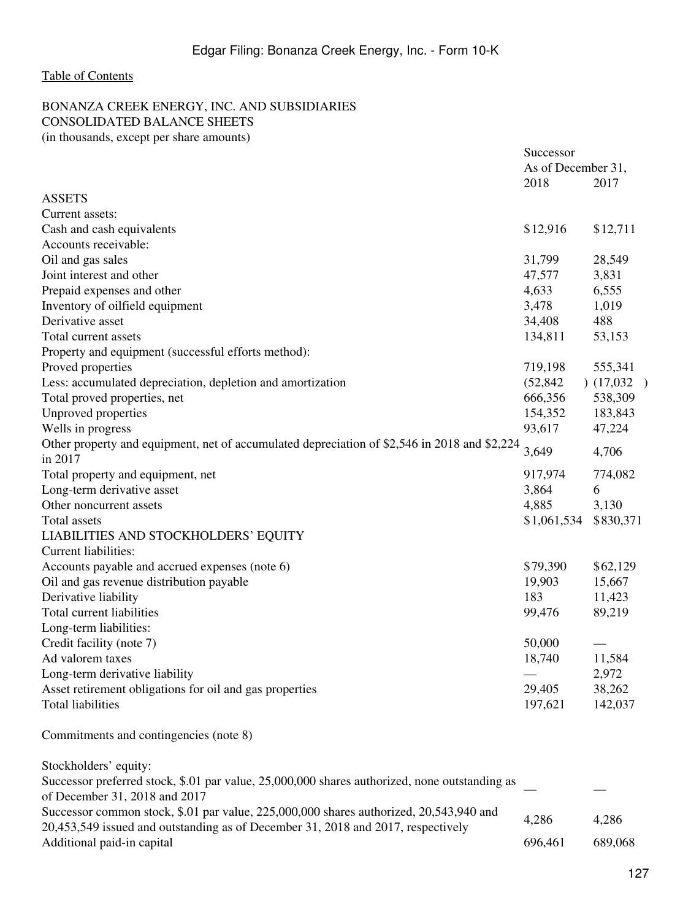Edgar Filing: Bonanza Creek Energy, Inc. - Form 10-K

Table of Contents

BONANZA CREEK ENERGY, INC. AND SUBSIDIARIES
CONSOLIDATED BALANCE SHEETS
(in thousands, except per share amounts)

| | Successor | |
|---|---|---|
| | As of December 31, | |
| | 2018 | 2017 |
| ASSETS | | |
| Current assets: | | |
| Cash and cash equivalents | $12,916 | $12,711 |
| Accounts receivable: | | |
| Oil and gas sales | 31,799 | 28,549 |
| Joint interest and other | 47,577 | 3,831 |
| Prepaid expenses and other | 4,633 | 6,555 |
| Inventory of oilfield equipment | 3,478 | 1,019 |
| Derivative asset | 34,408 | 488 |
| Total current assets | 134,811 | 53,153 |
| Property and equipment (successful efforts method): | | |
| Proved properties | 719,198 | 555,341 |
| Less: accumulated depreciation, depletion and amortization | (52,842) | (17,032) |
| Total proved properties, net | 666,356 | 538,309 |
| Unproved properties | 154,352 | 183,843 |
| Wells in progress | 93,617 | 47,224 |
| Other property and equipment, net of accumulated depreciation of $2,546 in 2018 and $2,224 in 2017 | 3,649 | 4,706 |
| Total property and equipment, net | 917,974 | 774,082 |
| Long-term derivative asset | 3,864 | 6 |
| Other noncurrent assets | 4,885 | 3,130 |
| Total assets | $1,061,534 | $830,371 |
| LIABILITIES AND STOCKHOLDERS' EQUITY | | |
| Current liabilities: | | |
| Accounts payable and accrued expenses (note 6) | $79,390 | $62,129 |
| Oil and gas revenue distribution payable | 19,903 | 15,667 |
| Derivative liability | 183 | 11,423 |
| Total current liabilities | 99,476 | 89,219 |
| Long-term liabilities: | | |
| Credit facility (note 7) | 50,000 | — |
| Ad valorem taxes | 18,740 | 11,584 |
| Long-term derivative liability | — | 2,972 |
| Asset retirement obligations for oil and gas properties | 29,405 | 38,262 |
| Total liabilities | 197,621 | 142,037 |
| | | |
| Commitments and contingencies (note 8) | | |
| | | |
| Stockholders' equity: | | |
| Successor preferred stock, $.01 par value, 25,000,000 shares authorized, none outstanding as of December 31, 2018 and 2017 | — | — |
| Successor common stock, $.01 par value, 225,000,000 shares authorized, 20,543,940 and 20,453,549 issued and outstanding as of December 31, 2018 and 2017, respectively | 4,286 | 4,286 |
| Additional paid-in capital | 696,461 | 689,068 |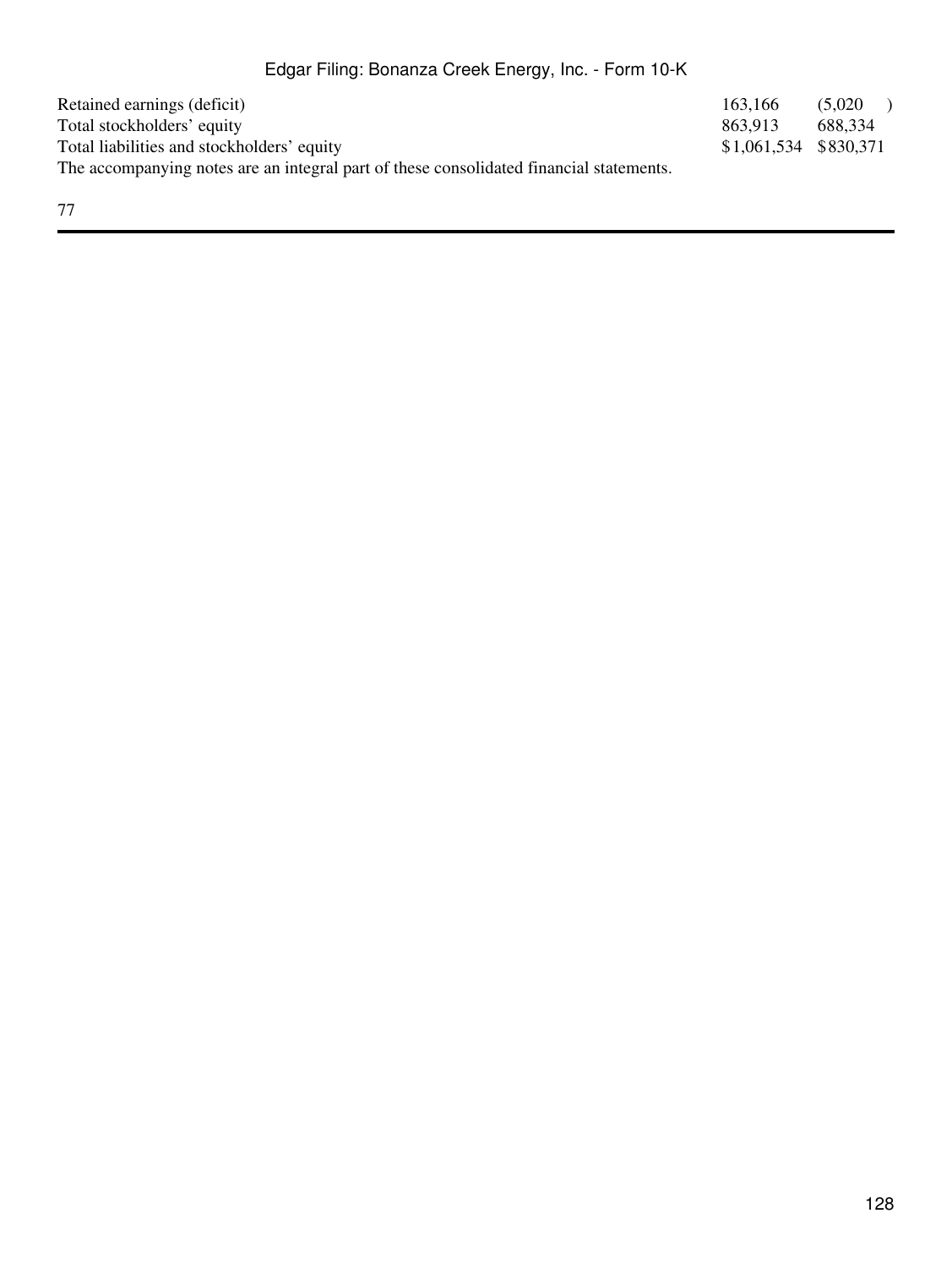| | | |
|---|---|---|
| Retained earnings (deficit) | 163,166 | (5,020) |
| Total stockholders' equity | 863,913 | 688,334 |
| Total liabilities and stockholders' equity | $1,061,534 | $830,371 |

The accompanying notes are an integral part of these consolidated financial statements.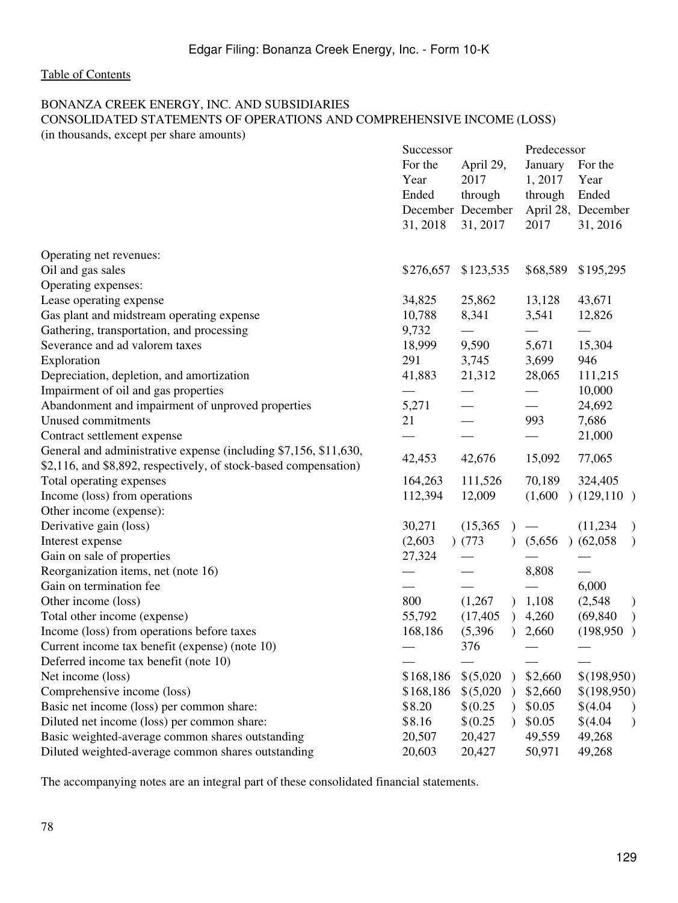Table of Contents

BONANZA CREEK ENERGY, INC. AND SUBSIDIARIES
CONSOLIDATED STATEMENTS OF OPERATIONS AND COMPREHENSIVE INCOME (LOSS)
(in thousands, except per share amounts)

| | Successor | | Predecessor | |
|---|---|---|---|---|
| | For the Year Ended December 31, 2018 | April 29, 2017 through December 31, 2017 | January 1, 2017 through April 28, 2017 | For the Year Ended December 31, 2016 |
| Operating net revenues: | | | | |
| Oil and gas sales | $276,657 | $123,535 | $68,589 | $195,295 |
| Operating expenses: | | | | |
| Lease operating expense | 34,825 | 25,862 | 13,128 | 43,671 |
| Gas plant and midstream operating expense | 10,788 | 8,341 | 3,541 | 12,826 |
| Gathering, transportation, and processing | 9,732 | — | — | — |
| Severance and ad valorem taxes | 18,999 | 9,590 | 5,671 | 15,304 |
| Exploration | 291 | 3,745 | 3,699 | 946 |
| Depreciation, depletion, and amortization | 41,883 | 21,312 | 28,065 | 111,215 |
| Impairment of oil and gas properties | — | — | — | 10,000 |
| Abandonment and impairment of unproved properties | 5,271 | — | — | 24,692 |
| Unused commitments | 21 | — | 993 | 7,686 |
| Contract settlement expense | — | — | — | 21,000 |
| General and administrative expense (including $7,156, $11,630, $2,116, and $8,892, respectively, of stock-based compensation) | 42,453 | 42,676 | 15,092 | 77,065 |
| Total operating expenses | 164,263 | 111,526 | 70,189 | 324,405 |
| Income (loss) from operations | 112,394 | 12,009 | (1,600) | (129,110) |
| Other income (expense): | | | | |
| Derivative gain (loss) | 30,271 | (15,365) | — | (11,234) |
| Interest expense | (2,603) | (773) | (5,656) | (62,058) |
| Gain on sale of properties | 27,324 | — | — | — |
| Reorganization items, net (note 16) | — | — | 8,808 | — |
| Gain on termination fee | — | — | — | 6,000 |
| Other income (loss) | 800 | (1,267) | 1,108 | (2,548) |
| Total other income (expense) | 55,792 | (17,405) | 4,260 | (69,840) |
| Income (loss) from operations before taxes | 168,186 | (5,396) | 2,660 | (198,950) |
| Current income tax benefit (expense) (note 10) | — | 376 | — | — |
| Deferred income tax benefit (note 10) | — | — | — | — |
| Net income (loss) | $168,186 | $(5,020) | $2,660 | $(198,950) |
| Comprehensive income (loss) | $168,186 | $(5,020) | $2,660 | $(198,950) |
| Basic net income (loss) per common share: | $8.20 | $(0.25) | $0.05 | $(4.04) |
| Diluted net income (loss) per common share: | $8.16 | $(0.25) | $0.05 | $(4.04) |
| Basic weighted-average common shares outstanding | 20,507 | 20,427 | 49,559 | 49,268 |
| Diluted weighted-average common shares outstanding | 20,603 | 20,427 | 50,971 | 49,268 |

The accompanying notes are an integral part of these consolidated financial statements.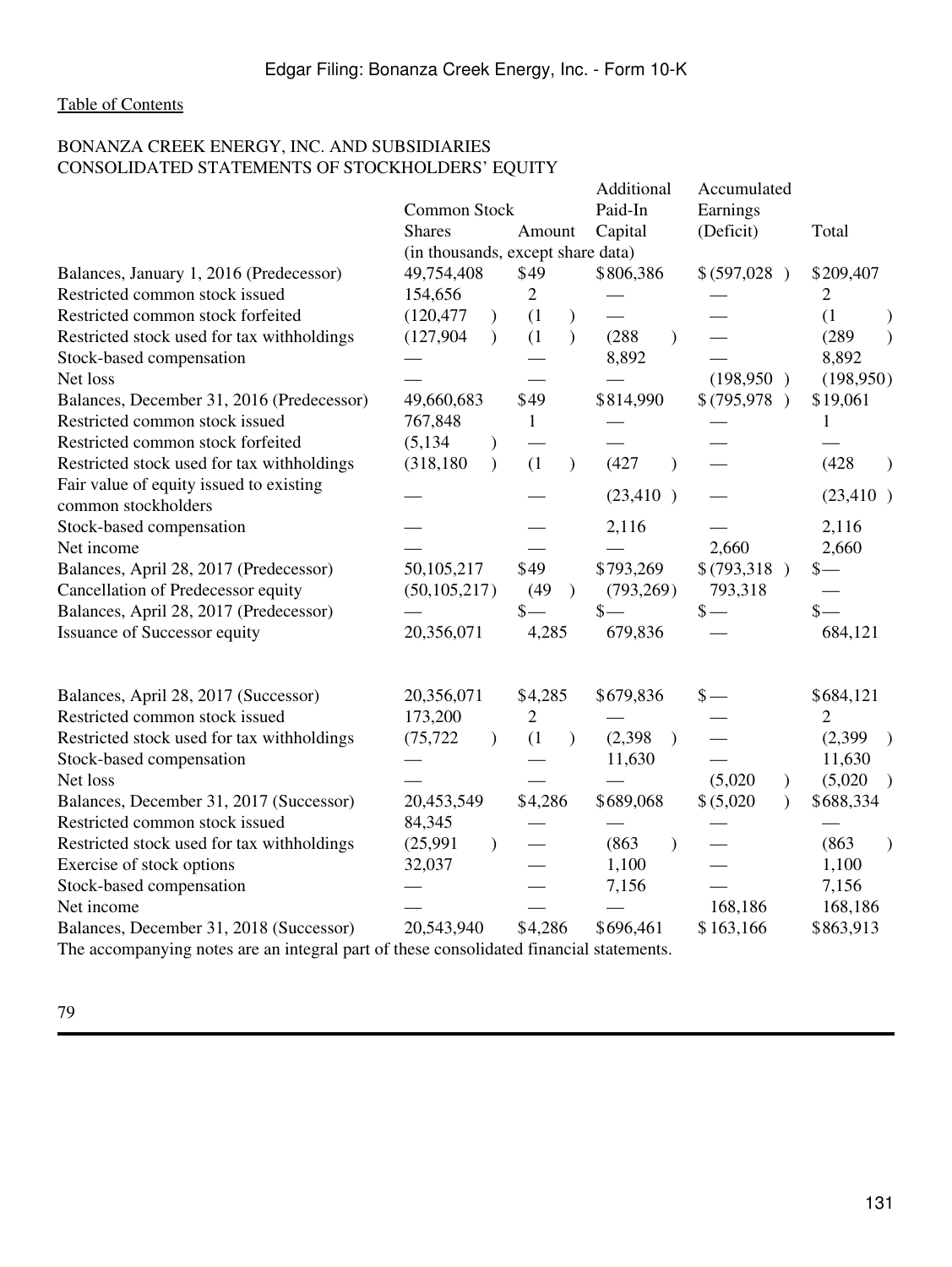BONANZA CREEK ENERGY, INC. AND SUBSIDIARIES
CONSOLIDATED STATEMENTS OF STOCKHOLDERS' EQUITY

| | Common Stock | | Additional Paid-In | Accumulated Earnings | |
|---|---|---|---|---|---|
| | Shares | Amount | Capital | (Deficit) | Total |
| | (in thousands, except share data) | | | | |
| Balances, January 1, 2016 (Predecessor) | 49,754,408 | $49 | $806,386 | $(597,028) | $209,407 |
| Restricted common stock issued | 154,656 | 2 | — | — | 2 |
| Restricted common stock forfeited | (120,477) | (1) | — | — | (1) |
| Restricted stock used for tax withholdings | (127,904) | (1) | (288) | — | (289) |
| Stock-based compensation | — | — | 8,892 | — | 8,892 |
| Net loss | — | — | — | (198,950) | (198,950) |
| Balances, December 31, 2016 (Predecessor) | 49,660,683 | $49 | $814,990 | $(795,978) | $19,061 |
| Restricted common stock issued | 767,848 | 1 | — | — | 1 |
| Restricted common stock forfeited | (5,134) | — | — | — | — |
| Restricted stock used for tax withholdings | (318,180) | (1) | (427) | — | (428) |
| Fair value of equity issued to existing common stockholders | — | — | (23,410) | — | (23,410) |
| Stock-based compensation | — | — | 2,116 | — | 2,116 |
| Net income | — | — | — | 2,660 | 2,660 |
| Balances, April 28, 2017 (Predecessor) | 50,105,217 | $49 | $793,269 | $(793,318) | $— |
| Cancellation of Predecessor equity | (50,105,217) | (49) | (793,269) | 793,318 | — |
| Balances, April 28, 2017 (Predecessor) | — | $— | $— | $— | $— |
| Issuance of Successor equity | 20,356,071 | 4,285 | 679,836 | — | 684,121 |
| | | | | | |
| Balances, April 28, 2017 (Successor) | 20,356,071 | $4,285 | $679,836 | $— | $684,121 |
| Restricted common stock issued | 173,200 | 2 | — | — | 2 |
| Restricted stock used for tax withholdings | (75,722) | (1) | (2,398) | — | (2,399) |
| Stock-based compensation | — | — | 11,630 | — | 11,630 |
| Net loss | — | — | — | (5,020) | (5,020) |
| Balances, December 31, 2017 (Successor) | 20,453,549 | $4,286 | $689,068 | $(5,020) | $688,334 |
| Restricted common stock issued | 84,345 | — | — | — | — |
| Restricted stock used for tax withholdings | (25,991) | — | (863) | — | (863) |
| Exercise of stock options | 32,037 | — | 1,100 | — | 1,100 |
| Stock-based compensation | — | — | 7,156 | — | 7,156 |
| Net income | — | — | — | 168,186 | 168,186 |
| Balances, December 31, 2018 (Successor) | 20,543,940 | $4,286 | $696,461 | $163,166 | $863,913 |

The accompanying notes are an integral part of these consolidated financial statements.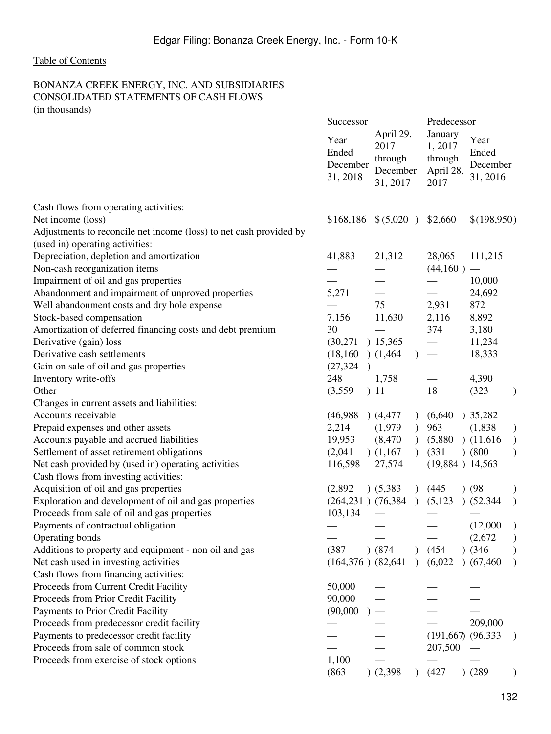Table of Contents

BONANZA CREEK ENERGY, INC. AND SUBSIDIARIES
CONSOLIDATED STATEMENTS OF CASH FLOWS
(in thousands)

| | Successor | | Predecessor | |
|---|---|---|---|---|
| | Year Ended December 31, 2018 | April 29, 2017 through December 31, 2017 | January 1, 2017 through April 28, 2017 | Year Ended December 31, 2016 |
| Cash flows from operating activities: | | | | |
| Net income (loss) | $168,186 | $(5,020) | $2,660 | $(198,950) |
| Adjustments to reconcile net income (loss) to net cash provided by (used in) operating activities: | | | | |
| Depreciation, depletion and amortization | 41,883 | 21,312 | 28,065 | 111,215 |
| Non-cash reorganization items | — | — | (44,160) | — |
| Impairment of oil and gas properties | — | — | — | 10,000 |
| Abandonment and impairment of unproved properties | 5,271 | — | — | 24,692 |
| Well abandonment costs and dry hole expense | — | 75 | 2,931 | 872 |
| Stock-based compensation | 7,156 | 11,630 | 2,116 | 8,892 |
| Amortization of deferred financing costs and debt premium | 30 | — | 374 | 3,180 |
| Derivative (gain) loss | (30,271) | 15,365 | — | 11,234 |
| Derivative cash settlements | (18,160) | (1,464) | — | 18,333 |
| Gain on sale of oil and gas properties | (27,324) | — | — | — |
| Inventory write-offs | 248 | 1,758 | — | 4,390 |
| Other | (3,559) | 11 | 18 | (323) |
| Changes in current assets and liabilities: | | | | |
| Accounts receivable | (46,988) | (4,477) | (6,640) | 35,282 |
| Prepaid expenses and other assets | 2,214 | (1,979) | 963 | (1,838) |
| Accounts payable and accrued liabilities | 19,953 | (8,470) | (5,880) | (11,616) |
| Settlement of asset retirement obligations | (2,041) | (1,167) | (331) | (800) |
| Net cash provided by (used in) operating activities | 116,598 | 27,574 | (19,884) | 14,563 |
| Cash flows from investing activities: | | | | |
| Acquisition of oil and gas properties | (2,892) | (5,383) | (445) | (98) |
| Exploration and development of oil and gas properties | (264,231) | (76,384) | (5,123) | (52,344) |
| Proceeds from sale of oil and gas properties | 103,134 | — | — | — |
| Payments of contractual obligation | — | — | — | (12,000) |
| Operating bonds | — | — | — | (2,672) |
| Additions to property and equipment - non oil and gas | (387) | (874) | (454) | (346) |
| Net cash used in investing activities | (164,376) | (82,641) | (6,022) | (67,460) |
| Cash flows from financing activities: | | | | |
| Proceeds from Current Credit Facility | 50,000 | — | — | — |
| Proceeds from Prior Credit Facility | 90,000 | — | — | — |
| Payments to Prior Credit Facility | (90,000) | — | — | — |
| Proceeds from predecessor credit facility | — | — | — | 209,000 |
| Payments to predecessor credit facility | — | — | (191,667) | (96,333) |
| Proceeds from sale of common stock | — | — | 207,500 | — |
| Proceeds from exercise of stock options | 1,100 | — | — | — |
| | (863) | (2,398) | (427) | (289) |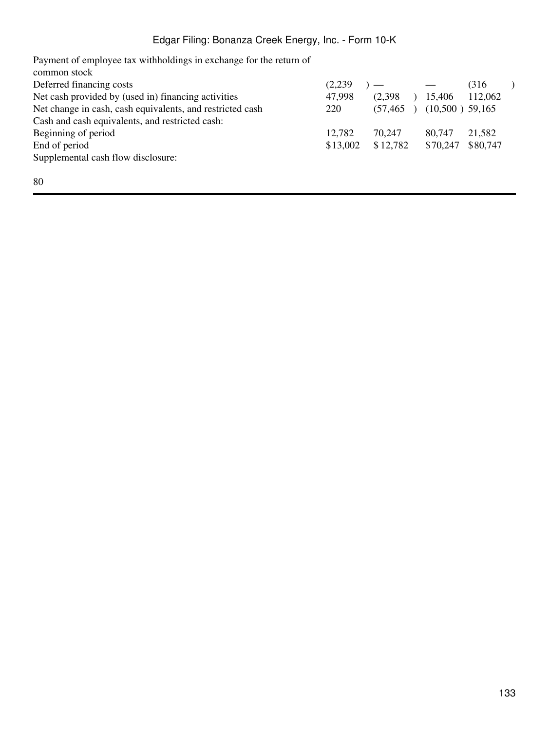| | | | | |
|---|---|---|---|---|
| Payment of employee tax withholdings in exchange for the return of common stock | | | | |
| Deferred financing costs | (2,239) | — | — | (316) |
| Net cash provided by (used in) financing activities | 47,998 | (2,398) | 15,406 | 112,062 |
| Net change in cash, cash equivalents, and restricted cash | 220 | (57,465) | (10,500) | 59,165 |
| Cash and cash equivalents, and restricted cash: | | | | |
| Beginning of period | 12,782 | 70,247 | 80,747 | 21,582 |
| End of period | $13,002 | $12,782 | $70,247 | $80,747 |
| Supplemental cash flow disclosure: | | | | |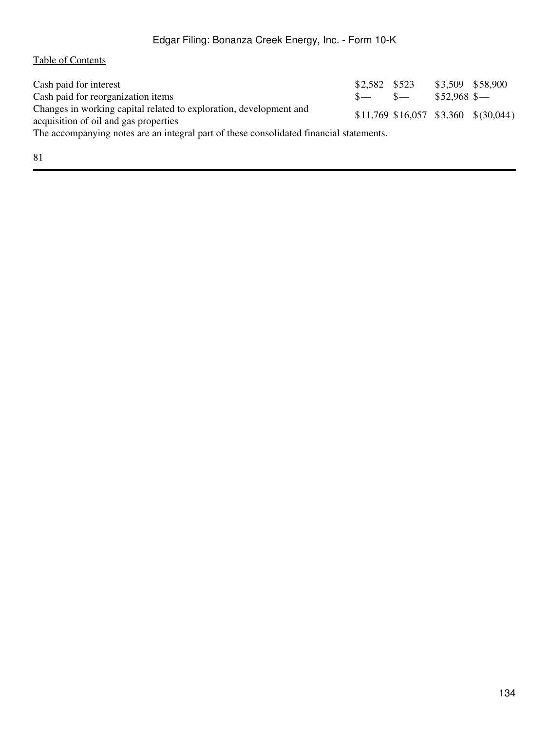[Table of Contents](#)

| | | | | |
|---|---|---|---|---|
| Cash paid for interest | $2,582 | $523 | $3,509 | $58,900 |
| Cash paid for reorganization items | $— | $— | $52,968 | $— |
| Changes in working capital related to exploration, development and acquisition of oil and gas properties | $11,769 | $16,057 | $3,360 | $(30,044) |

The accompanying notes are an integral part of these consolidated financial statements.

81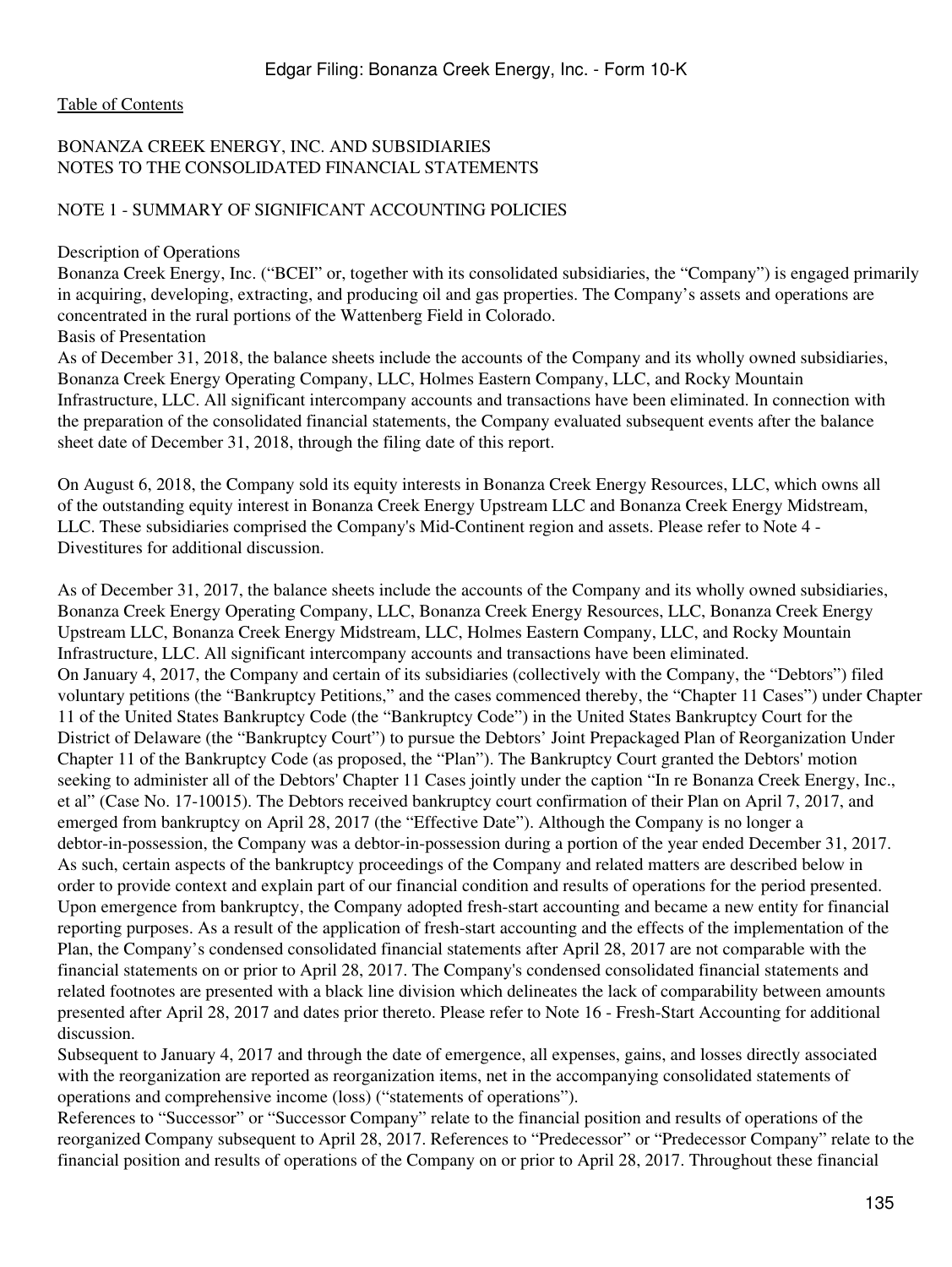# BONANZA CREEK ENERGY, INC. AND SUBSIDIARIES
# NOTES TO THE CONSOLIDATED FINANCIAL STATEMENTS

## NOTE 1 - SUMMARY OF SIGNIFICANT ACCOUNTING POLICIES

### Description of Operations

Bonanza Creek Energy, Inc. ("BCEI" or, together with its consolidated subsidiaries, the "Company") is engaged primarily in acquiring, developing, extracting, and producing oil and gas properties. The Company's assets and operations are concentrated in the rural portions of the Wattenberg Field in Colorado.

### Basis of Presentation

As of December 31, 2018, the balance sheets include the accounts of the Company and its wholly owned subsidiaries, Bonanza Creek Energy Operating Company, LLC, Holmes Eastern Company, LLC, and Rocky Mountain Infrastructure, LLC. All significant intercompany accounts and transactions have been eliminated. In connection with the preparation of the consolidated financial statements, the Company evaluated subsequent events after the balance sheet date of December 31, 2018, through the filing date of this report.

On August 6, 2018, the Company sold its equity interests in Bonanza Creek Energy Resources, LLC, which owns all of the outstanding equity interest in Bonanza Creek Energy Upstream LLC and Bonanza Creek Energy Midstream, LLC. These subsidiaries comprised the Company's Mid-Continent region and assets. Please refer to Note 4 - Divestitures for additional discussion.

As of December 31, 2017, the balance sheets include the accounts of the Company and its wholly owned subsidiaries, Bonanza Creek Energy Operating Company, LLC, Bonanza Creek Energy Resources, LLC, Bonanza Creek Energy Upstream LLC, Bonanza Creek Energy Midstream, LLC, Holmes Eastern Company, LLC, and Rocky Mountain Infrastructure, LLC. All significant intercompany accounts and transactions have been eliminated.

On January 4, 2017, the Company and certain of its subsidiaries (collectively with the Company, the "Debtors") filed voluntary petitions (the "Bankruptcy Petitions," and the cases commenced thereby, the "Chapter 11 Cases") under Chapter 11 of the United States Bankruptcy Code (the "Bankruptcy Code") in the United States Bankruptcy Court for the District of Delaware (the "Bankruptcy Court") to pursue the Debtors' Joint Prepackaged Plan of Reorganization Under Chapter 11 of the Bankruptcy Code (as proposed, the "Plan"). The Bankruptcy Court granted the Debtors' motion seeking to administer all of the Debtors' Chapter 11 Cases jointly under the caption "In re Bonanza Creek Energy, Inc., et al" (Case No. 17-10015). The Debtors received bankruptcy court confirmation of their Plan on April 7, 2017, and emerged from bankruptcy on April 28, 2017 (the "Effective Date"). Although the Company is no longer a debtor-in-possession, the Company was a debtor-in-possession during a portion of the year ended December 31, 2017. As such, certain aspects of the bankruptcy proceedings of the Company and related matters are described below in order to provide context and explain part of our financial condition and results of operations for the period presented. Upon emergence from bankruptcy, the Company adopted fresh-start accounting and became a new entity for financial reporting purposes. As a result of the application of fresh-start accounting and the effects of the implementation of the Plan, the Company's condensed consolidated financial statements after April 28, 2017 are not comparable with the financial statements on or prior to April 28, 2017. The Company's condensed consolidated financial statements and related footnotes are presented with a black line division which delineates the lack of comparability between amounts presented after April 28, 2017 and dates prior thereto. Please refer to Note 16 - Fresh-Start Accounting for additional discussion.

Subsequent to January 4, 2017 and through the date of emergence, all expenses, gains, and losses directly associated with the reorganization are reported as reorganization items, net in the accompanying consolidated statements of operations and comprehensive income (loss) ("statements of operations").

References to "Successor" or "Successor Company" relate to the financial position and results of operations of the reorganized Company subsequent to April 28, 2017. References to "Predecessor" or "Predecessor Company" relate to the financial position and results of operations of the Company on or prior to April 28, 2017. Throughout these financial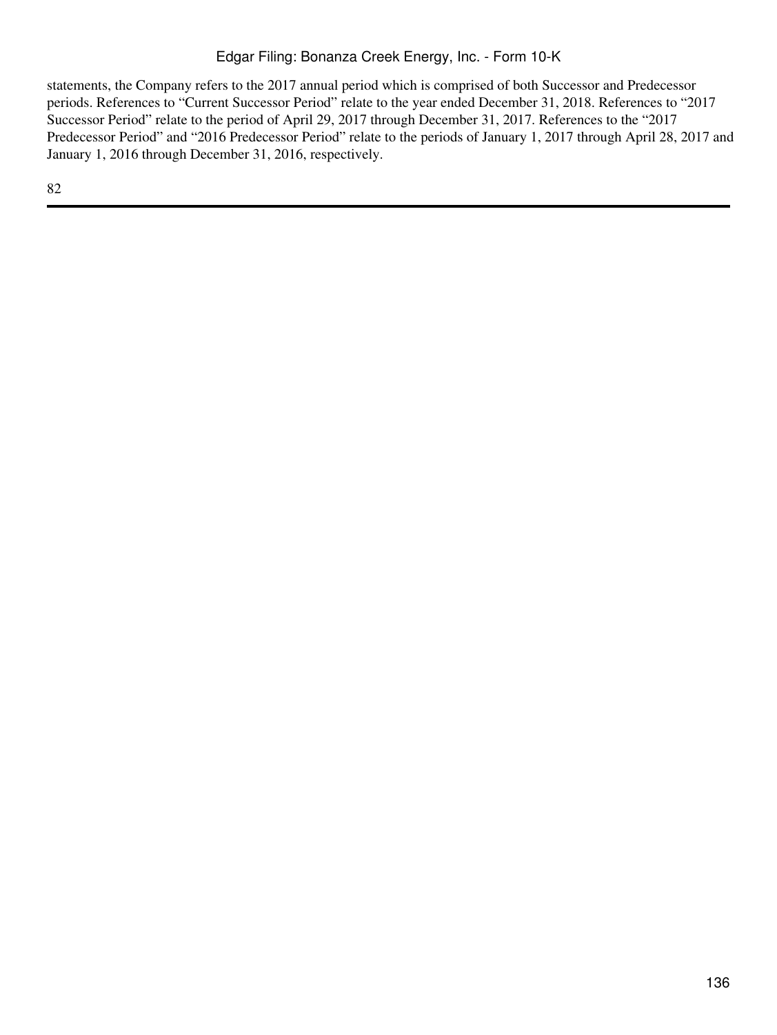statements, the Company refers to the 2017 annual period which is comprised of both Successor and Predecessor periods. References to "Current Successor Period" relate to the year ended December 31, 2018. References to "2017 Successor Period" relate to the period of April 29, 2017 through December 31, 2017. References to the "2017 Predecessor Period" and "2016 Predecessor Period" relate to the periods of January 1, 2017 through April 28, 2017 and January 1, 2016 through December 31, 2016, respectively.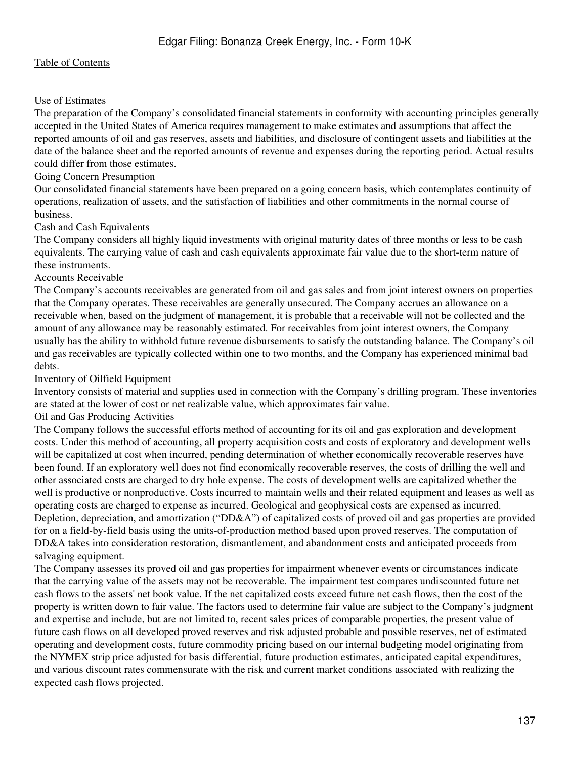### Use of Estimates

The preparation of the Company's consolidated financial statements in conformity with accounting principles generally accepted in the United States of America requires management to make estimates and assumptions that affect the reported amounts of oil and gas reserves, assets and liabilities, and disclosure of contingent assets and liabilities at the date of the balance sheet and the reported amounts of revenue and expenses during the reporting period. Actual results could differ from those estimates.

### Going Concern Presumption

Our consolidated financial statements have been prepared on a going concern basis, which contemplates continuity of operations, realization of assets, and the satisfaction of liabilities and other commitments in the normal course of business.

### Cash and Cash Equivalents

The Company considers all highly liquid investments with original maturity dates of three months or less to be cash equivalents. The carrying value of cash and cash equivalents approximate fair value due to the short-term nature of these instruments.

### Accounts Receivable

The Company's accounts receivables are generated from oil and gas sales and from joint interest owners on properties that the Company operates. These receivables are generally unsecured. The Company accrues an allowance on a receivable when, based on the judgment of management, it is probable that a receivable will not be collected and the amount of any allowance may be reasonably estimated. For receivables from joint interest owners, the Company usually has the ability to withhold future revenue disbursements to satisfy the outstanding balance. The Company's oil and gas receivables are typically collected within one to two months, and the Company has experienced minimal bad debts.

### Inventory of Oilfield Equipment

Inventory consists of material and supplies used in connection with the Company's drilling program. These inventories are stated at the lower of cost or net realizable value, which approximates fair value.

### Oil and Gas Producing Activities

The Company follows the successful efforts method of accounting for its oil and gas exploration and development costs. Under this method of accounting, all property acquisition costs and costs of exploratory and development wells will be capitalized at cost when incurred, pending determination of whether economically recoverable reserves have been found. If an exploratory well does not find economically recoverable reserves, the costs of drilling the well and other associated costs are charged to dry hole expense. The costs of development wells are capitalized whether the well is productive or nonproductive. Costs incurred to maintain wells and their related equipment and leases as well as operating costs are charged to expense as incurred. Geological and geophysical costs are expensed as incurred. Depletion, depreciation, and amortization ("DD&A") of capitalized costs of proved oil and gas properties are provided for on a field-by-field basis using the units-of-production method based upon proved reserves. The computation of DD&A takes into consideration restoration, dismantlement, and abandonment costs and anticipated proceeds from salvaging equipment.

The Company assesses its proved oil and gas properties for impairment whenever events or circumstances indicate that the carrying value of the assets may not be recoverable. The impairment test compares undiscounted future net cash flows to the assets' net book value. If the net capitalized costs exceed future net cash flows, then the cost of the property is written down to fair value. The factors used to determine fair value are subject to the Company's judgment and expertise and include, but are not limited to, recent sales prices of comparable properties, the present value of future cash flows on all developed proved reserves and risk adjusted probable and possible reserves, net of estimated operating and development costs, future commodity pricing based on our internal budgeting model originating from the NYMEX strip price adjusted for basis differential, future production estimates, anticipated capital expenditures, and various discount rates commensurate with the risk and current market conditions associated with realizing the expected cash flows projected.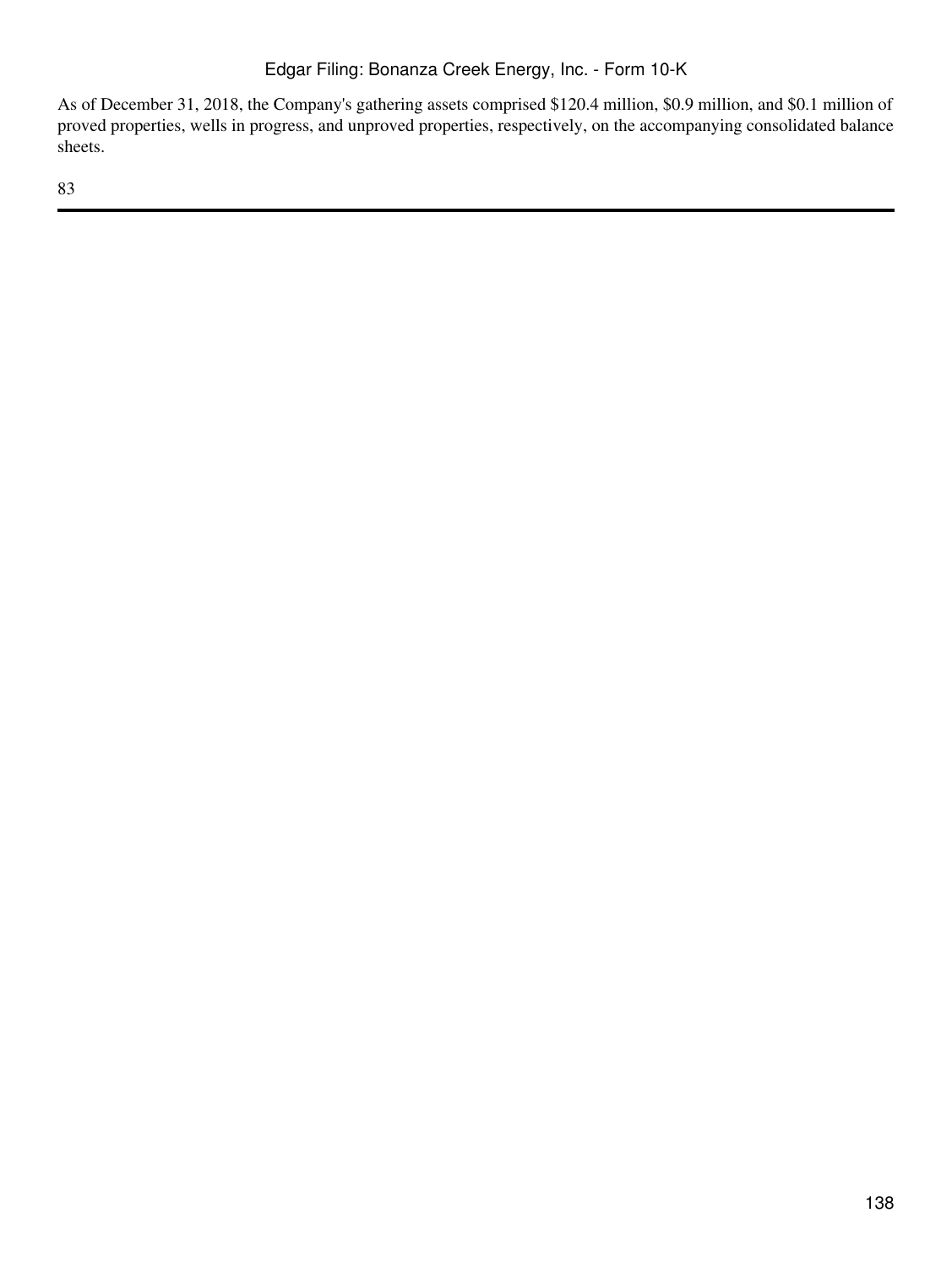As of December 31, 2018, the Company's gathering assets comprised $120.4 million, $0.9 million, and $0.1 million of proved properties, wells in progress, and unproved properties, respectively, on the accompanying consolidated balance sheets.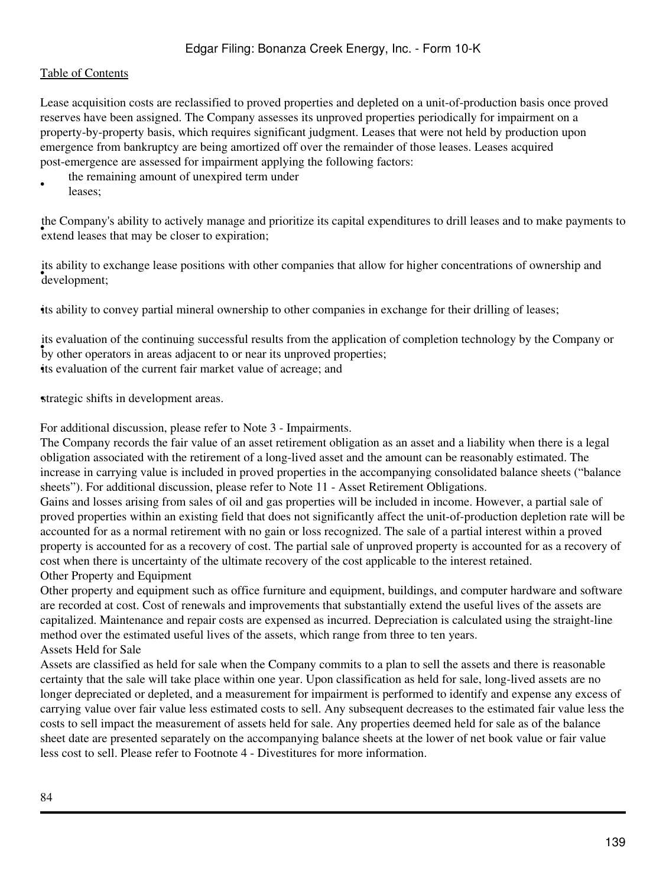Lease acquisition costs are reclassified to proved properties and depleted on a unit-of-production basis once proved reserves have been assigned. The Company assesses its unproved properties periodically for impairment on a property-by-property basis, which requires significant judgment. Leases that were not held by production upon emergence from bankruptcy are being amortized off over the remainder of those leases. Leases acquired post-emergence are assessed for impairment applying the following factors:

- the remaining amount of unexpired term under leases;
- the Company's ability to actively manage and prioritize its capital expenditures to drill leases and to make payments to extend leases that may be closer to expiration;
- its ability to exchange lease positions with other companies that allow for higher concentrations of ownership and development;
- its ability to convey partial mineral ownership to other companies in exchange for their drilling of leases;
- its evaluation of the continuing successful results from the application of completion technology by the Company or by other operators in areas adjacent to or near its unproved properties;
- its evaluation of the current fair market value of acreage; and
- strategic shifts in development areas.

For additional discussion, please refer to Note 3 - Impairments.

The Company records the fair value of an asset retirement obligation as an asset and a liability when there is a legal obligation associated with the retirement of a long-lived asset and the amount can be reasonably estimated. The increase in carrying value is included in proved properties in the accompanying consolidated balance sheets ("balance sheets"). For additional discussion, please refer to Note 11 - Asset Retirement Obligations.

Gains and losses arising from sales of oil and gas properties will be included in income. However, a partial sale of proved properties within an existing field that does not significantly affect the unit-of-production depletion rate will be accounted for as a normal retirement with no gain or loss recognized. The sale of a partial interest within a proved property is accounted for as a recovery of cost. The partial sale of unproved property is accounted for as a recovery of cost when there is uncertainty of the ultimate recovery of the cost applicable to the interest retained.

Other Property and Equipment

Other property and equipment such as office furniture and equipment, buildings, and computer hardware and software are recorded at cost. Cost of renewals and improvements that substantially extend the useful lives of the assets are capitalized. Maintenance and repair costs are expensed as incurred. Depreciation is calculated using the straight-line method over the estimated useful lives of the assets, which range from three to ten years.

Assets Held for Sale

Assets are classified as held for sale when the Company commits to a plan to sell the assets and there is reasonable certainty that the sale will take place within one year. Upon classification as held for sale, long-lived assets are no longer depreciated or depleted, and a measurement for impairment is performed to identify and expense any excess of carrying value over fair value less estimated costs to sell. Any subsequent decreases to the estimated fair value less the costs to sell impact the measurement of assets held for sale. Any properties deemed held for sale as of the balance sheet date are presented separately on the accompanying balance sheets at the lower of net book value or fair value less cost to sell. Please refer to Footnote 4 - Divestitures for more information.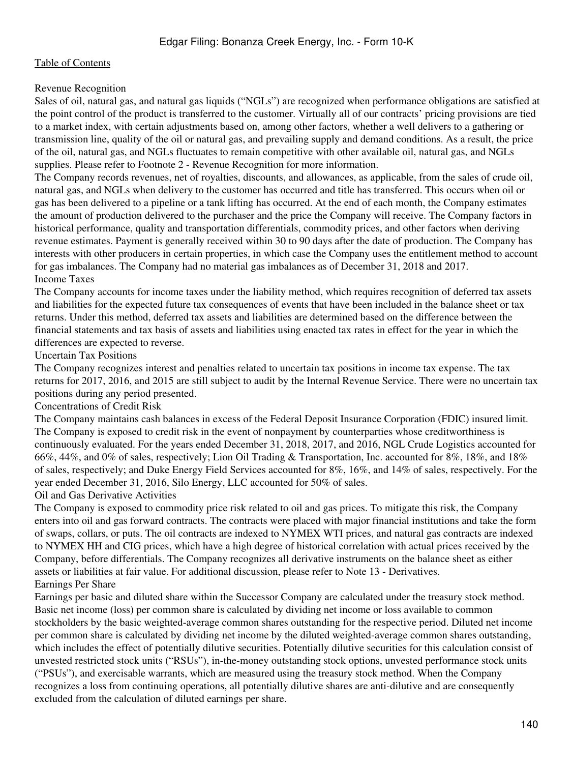### Revenue Recognition

Sales of oil, natural gas, and natural gas liquids ("NGLs") are recognized when performance obligations are satisfied at the point control of the product is transferred to the customer. Virtually all of our contracts' pricing provisions are tied to a market index, with certain adjustments based on, among other factors, whether a well delivers to a gathering or transmission line, quality of the oil or natural gas, and prevailing supply and demand conditions. As a result, the price of the oil, natural gas, and NGLs fluctuates to remain competitive with other available oil, natural gas, and NGLs supplies. Please refer to Footnote 2 - Revenue Recognition for more information.

The Company records revenues, net of royalties, discounts, and allowances, as applicable, from the sales of crude oil, natural gas, and NGLs when delivery to the customer has occurred and title has transferred. This occurs when oil or gas has been delivered to a pipeline or a tank lifting has occurred. At the end of each month, the Company estimates the amount of production delivered to the purchaser and the price the Company will receive. The Company factors in historical performance, quality and transportation differentials, commodity prices, and other factors when deriving revenue estimates. Payment is generally received within 30 to 90 days after the date of production. The Company has interests with other producers in certain properties, in which case the Company uses the entitlement method to account for gas imbalances. The Company had no material gas imbalances as of December 31, 2018 and 2017.

### Income Taxes

The Company accounts for income taxes under the liability method, which requires recognition of deferred tax assets and liabilities for the expected future tax consequences of events that have been included in the balance sheet or tax returns. Under this method, deferred tax assets and liabilities are determined based on the difference between the financial statements and tax basis of assets and liabilities using enacted tax rates in effect for the year in which the differences are expected to reverse.

### Uncertain Tax Positions

The Company recognizes interest and penalties related to uncertain tax positions in income tax expense. The tax returns for 2017, 2016, and 2015 are still subject to audit by the Internal Revenue Service. There were no uncertain tax positions during any period presented.

### Concentrations of Credit Risk

The Company maintains cash balances in excess of the Federal Deposit Insurance Corporation (FDIC) insured limit. The Company is exposed to credit risk in the event of nonpayment by counterparties whose creditworthiness is continuously evaluated. For the years ended December 31, 2018, 2017, and 2016, NGL Crude Logistics accounted for 66%, 44%, and 0% of sales, respectively; Lion Oil Trading & Transportation, Inc. accounted for 8%, 18%, and 18% of sales, respectively; and Duke Energy Field Services accounted for 8%, 16%, and 14% of sales, respectively. For the year ended December 31, 2016, Silo Energy, LLC accounted for 50% of sales.

### Oil and Gas Derivative Activities

The Company is exposed to commodity price risk related to oil and gas prices. To mitigate this risk, the Company enters into oil and gas forward contracts. The contracts were placed with major financial institutions and take the form of swaps, collars, or puts. The oil contracts are indexed to NYMEX WTI prices, and natural gas contracts are indexed to NYMEX HH and CIG prices, which have a high degree of historical correlation with actual prices received by the Company, before differentials. The Company recognizes all derivative instruments on the balance sheet as either assets or liabilities at fair value. For additional discussion, please refer to Note 13 - Derivatives.

### Earnings Per Share

Earnings per basic and diluted share within the Successor Company are calculated under the treasury stock method. Basic net income (loss) per common share is calculated by dividing net income or loss available to common stockholders by the basic weighted-average common shares outstanding for the respective period. Diluted net income per common share is calculated by dividing net income by the diluted weighted-average common shares outstanding, which includes the effect of potentially dilutive securities. Potentially dilutive securities for this calculation consist of unvested restricted stock units ("RSUs"), in-the-money outstanding stock options, unvested performance stock units ("PSUs"), and exercisable warrants, which are measured using the treasury stock method. When the Company recognizes a loss from continuing operations, all potentially dilutive shares are anti-dilutive and are consequently excluded from the calculation of diluted earnings per share.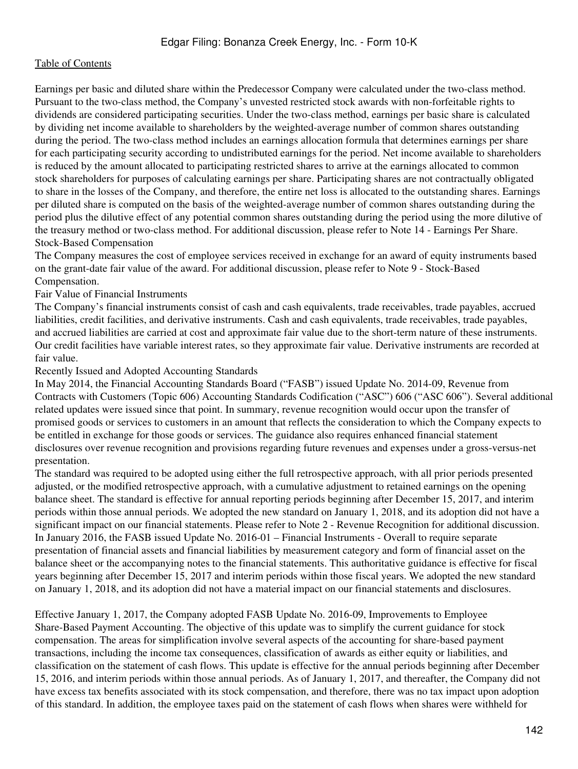Earnings per basic and diluted share within the Predecessor Company were calculated under the two-class method. Pursuant to the two-class method, the Company's unvested restricted stock awards with non-forfeitable rights to dividends are considered participating securities. Under the two-class method, earnings per basic share is calculated by dividing net income available to shareholders by the weighted-average number of common shares outstanding during the period. The two-class method includes an earnings allocation formula that determines earnings per share for each participating security according to undistributed earnings for the period. Net income available to shareholders is reduced by the amount allocated to participating restricted shares to arrive at the earnings allocated to common stock shareholders for purposes of calculating earnings per share. Participating shares are not contractually obligated to share in the losses of the Company, and therefore, the entire net loss is allocated to the outstanding shares. Earnings per diluted share is computed on the basis of the weighted-average number of common shares outstanding during the period plus the dilutive effect of any potential common shares outstanding during the period using the more dilutive of the treasury method or two-class method. For additional discussion, please refer to Note 14 - Earnings Per Share.

Stock-Based Compensation

The Company measures the cost of employee services received in exchange for an award of equity instruments based on the grant-date fair value of the award. For additional discussion, please refer to Note 9 - Stock-Based Compensation.

Fair Value of Financial Instruments

The Company's financial instruments consist of cash and cash equivalents, trade receivables, trade payables, accrued liabilities, credit facilities, and derivative instruments. Cash and cash equivalents, trade receivables, trade payables, and accrued liabilities are carried at cost and approximate fair value due to the short-term nature of these instruments. Our credit facilities have variable interest rates, so they approximate fair value. Derivative instruments are recorded at fair value.

Recently Issued and Adopted Accounting Standards

In May 2014, the Financial Accounting Standards Board ("FASB") issued Update No. 2014-09, Revenue from Contracts with Customers (Topic 606) Accounting Standards Codification ("ASC") 606 ("ASC 606"). Several additional related updates were issued since that point. In summary, revenue recognition would occur upon the transfer of promised goods or services to customers in an amount that reflects the consideration to which the Company expects to be entitled in exchange for those goods or services. The guidance also requires enhanced financial statement disclosures over revenue recognition and provisions regarding future revenues and expenses under a gross-versus-net presentation.

The standard was required to be adopted using either the full retrospective approach, with all prior periods presented adjusted, or the modified retrospective approach, with a cumulative adjustment to retained earnings on the opening balance sheet. The standard is effective for annual reporting periods beginning after December 15, 2017, and interim periods within those annual periods. We adopted the new standard on January 1, 2018, and its adoption did not have a significant impact on our financial statements. Please refer to Note 2 - Revenue Recognition for additional discussion.

In January 2016, the FASB issued Update No. 2016-01 – Financial Instruments - Overall to require separate presentation of financial assets and financial liabilities by measurement category and form of financial asset on the balance sheet or the accompanying notes to the financial statements. This authoritative guidance is effective for fiscal years beginning after December 15, 2017 and interim periods within those fiscal years. We adopted the new standard on January 1, 2018, and its adoption did not have a material impact on our financial statements and disclosures.

Effective January 1, 2017, the Company adopted FASB Update No. 2016-09, Improvements to Employee Share-Based Payment Accounting. The objective of this update was to simplify the current guidance for stock compensation. The areas for simplification involve several aspects of the accounting for share-based payment transactions, including the income tax consequences, classification of awards as either equity or liabilities, and classification on the statement of cash flows. This update is effective for the annual periods beginning after December 15, 2016, and interim periods within those annual periods. As of January 1, 2017, and thereafter, the Company did not have excess tax benefits associated with its stock compensation, and therefore, there was no tax impact upon adoption of this standard. In addition, the employee taxes paid on the statement of cash flows when shares were withheld for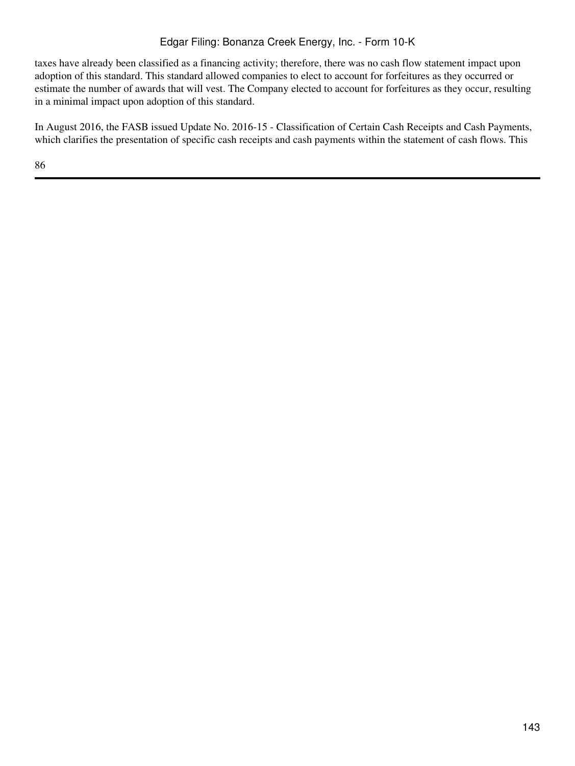taxes have already been classified as a financing activity; therefore, there was no cash flow statement impact upon adoption of this standard. This standard allowed companies to elect to account for forfeitures as they occurred or estimate the number of awards that will vest. The Company elected to account for forfeitures as they occur, resulting in a minimal impact upon adoption of this standard.

In August 2016, the FASB issued Update No. 2016-15 - Classification of Certain Cash Receipts and Cash Payments, which clarifies the presentation of specific cash receipts and cash payments within the statement of cash flows. This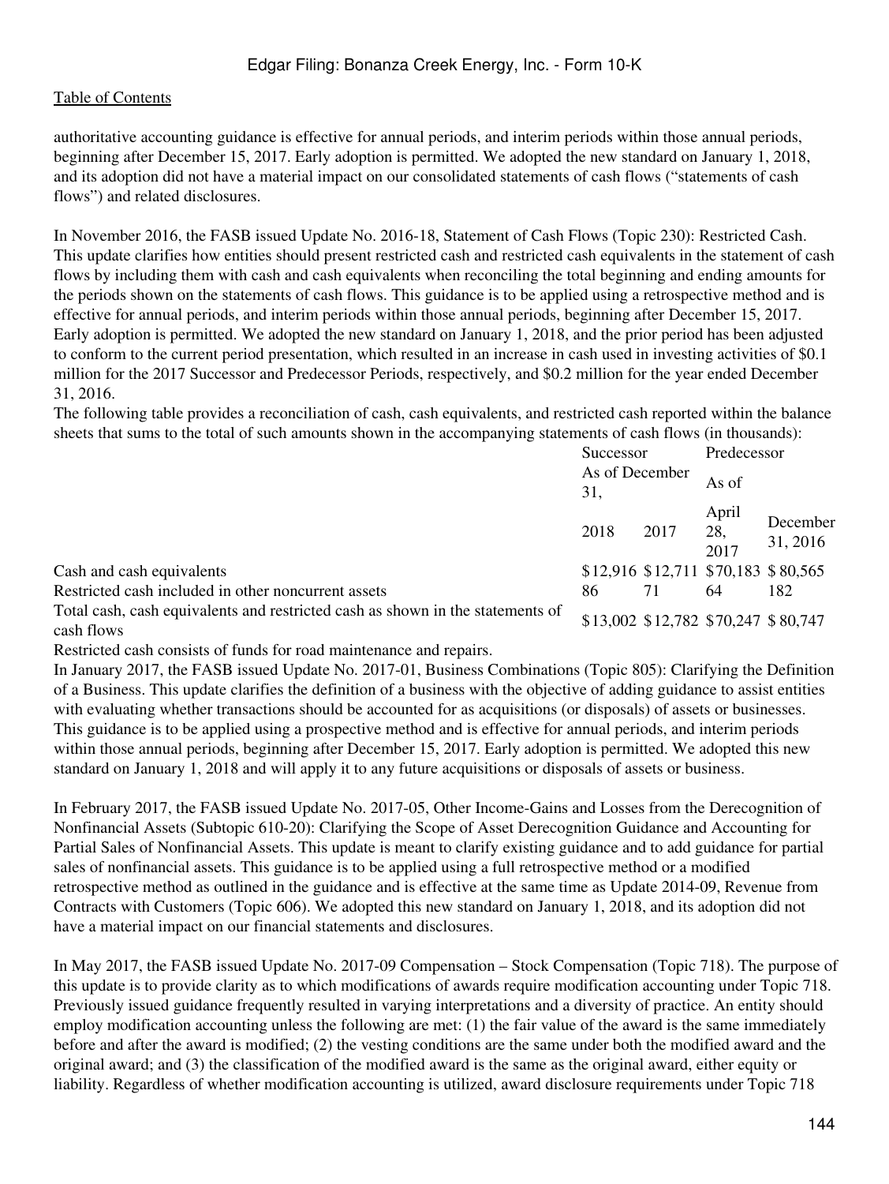authoritative accounting guidance is effective for annual periods, and interim periods within those annual periods, beginning after December 15, 2017. Early adoption is permitted. We adopted the new standard on January 1, 2018, and its adoption did not have a material impact on our consolidated statements of cash flows ("statements of cash flows") and related disclosures.

In November 2016, the FASB issued Update No. 2016-18, Statement of Cash Flows (Topic 230): Restricted Cash. This update clarifies how entities should present restricted cash and restricted cash equivalents in the statement of cash flows by including them with cash and cash equivalents when reconciling the total beginning and ending amounts for the periods shown on the statements of cash flows. This guidance is to be applied using a retrospective method and is effective for annual periods, and interim periods within those annual periods, beginning after December 15, 2017. Early adoption is permitted. We adopted the new standard on January 1, 2018, and the prior period has been adjusted to conform to the current period presentation, which resulted in an increase in cash used in investing activities of $0.1 million for the 2017 Successor and Predecessor Periods, respectively, and $0.2 million for the year ended December 31, 2016.

The following table provides a reconciliation of cash, cash equivalents, and restricted cash reported within the balance sheets that sums to the total of such amounts shown in the accompanying statements of cash flows (in thousands):

| | Successor | | Predecessor | |
|---|---|---|---|---|
| | As of December 31, | | As of | |
| | 2018 | 2017 | April 28, 2017 | December 31, 2016 |
| Cash and cash equivalents | $12,916 | $12,711 | $70,183 | $80,565 |
| Restricted cash included in other noncurrent assets | 86 | 71 | 64 | 182 |
| Total cash, cash equivalents and restricted cash as shown in the statements of cash flows | $13,002 | $12,782 | $70,247 | $80,747 |

Restricted cash consists of funds for road maintenance and repairs.

In January 2017, the FASB issued Update No. 2017-01, Business Combinations (Topic 805): Clarifying the Definition of a Business. This update clarifies the definition of a business with the objective of adding guidance to assist entities with evaluating whether transactions should be accounted for as acquisitions (or disposals) of assets or businesses. This guidance is to be applied using a prospective method and is effective for annual periods, and interim periods within those annual periods, beginning after December 15, 2017. Early adoption is permitted. We adopted this new standard on January 1, 2018 and will apply it to any future acquisitions or disposals of assets or business.

In February 2017, the FASB issued Update No. 2017-05, Other Income-Gains and Losses from the Derecognition of Nonfinancial Assets (Subtopic 610-20): Clarifying the Scope of Asset Derecognition Guidance and Accounting for Partial Sales of Nonfinancial Assets. This update is meant to clarify existing guidance and to add guidance for partial sales of nonfinancial assets. This guidance is to be applied using a full retrospective method or a modified retrospective method as outlined in the guidance and is effective at the same time as Update 2014-09, Revenue from Contracts with Customers (Topic 606). We adopted this new standard on January 1, 2018, and its adoption did not have a material impact on our financial statements and disclosures.

In May 2017, the FASB issued Update No. 2017-09 Compensation – Stock Compensation (Topic 718). The purpose of this update is to provide clarity as to which modifications of awards require modification accounting under Topic 718. Previously issued guidance frequently resulted in varying interpretations and a diversity of practice. An entity should employ modification accounting unless the following are met: (1) the fair value of the award is the same immediately before and after the award is modified; (2) the vesting conditions are the same under both the modified award and the original award; and (3) the classification of the modified award is the same as the original award, either equity or liability. Regardless of whether modification accounting is utilized, award disclosure requirements under Topic 718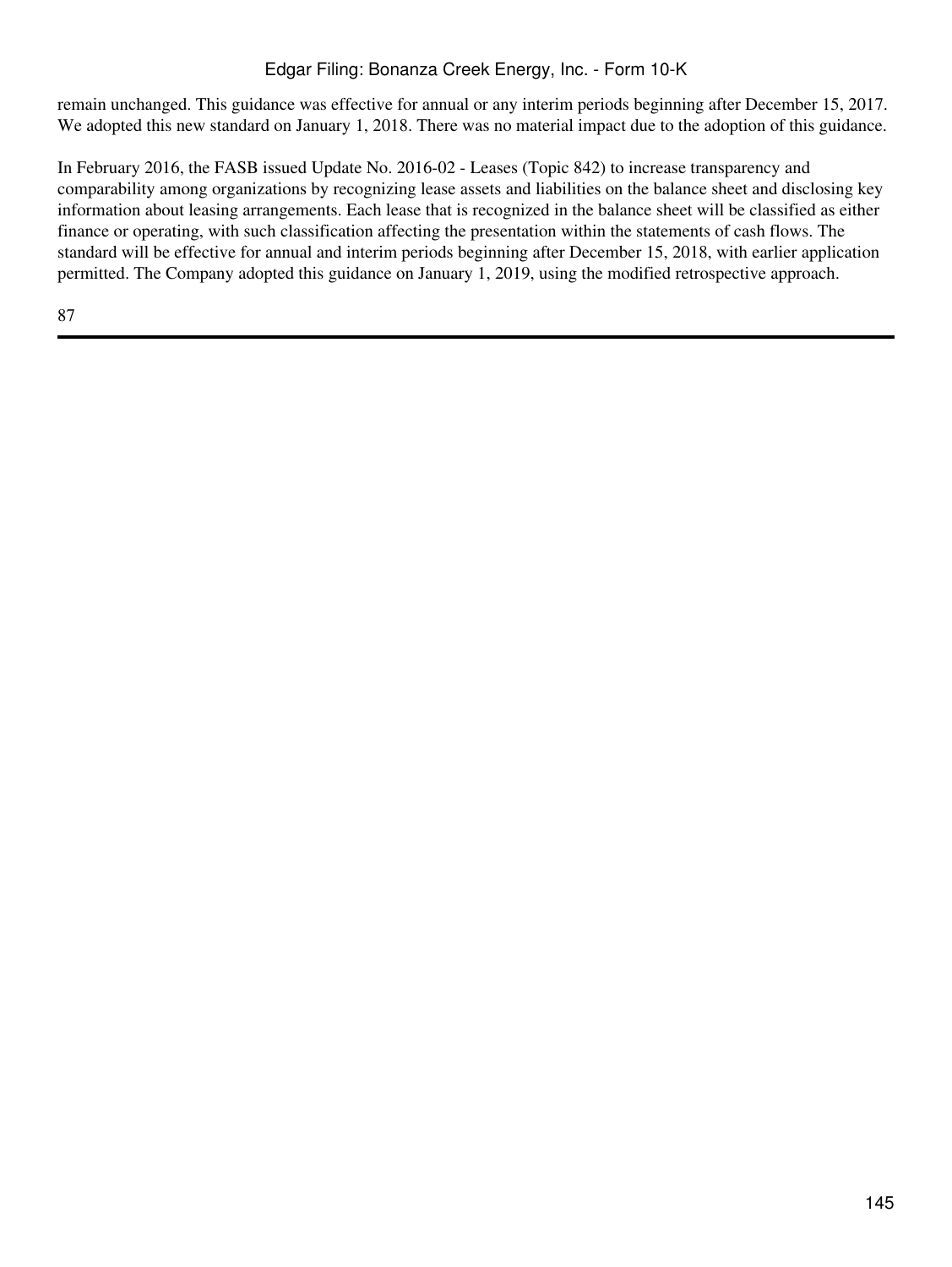remain unchanged. This guidance was effective for annual or any interim periods beginning after December 15, 2017. We adopted this new standard on January 1, 2018. There was no material impact due to the adoption of this guidance.

In February 2016, the FASB issued Update No. 2016-02 - Leases (Topic 842) to increase transparency and comparability among organizations by recognizing lease assets and liabilities on the balance sheet and disclosing key information about leasing arrangements. Each lease that is recognized in the balance sheet will be classified as either finance or operating, with such classification affecting the presentation within the statements of cash flows. The standard will be effective for annual and interim periods beginning after December 15, 2018, with earlier application permitted. The Company adopted this guidance on January 1, 2019, using the modified retrospective approach.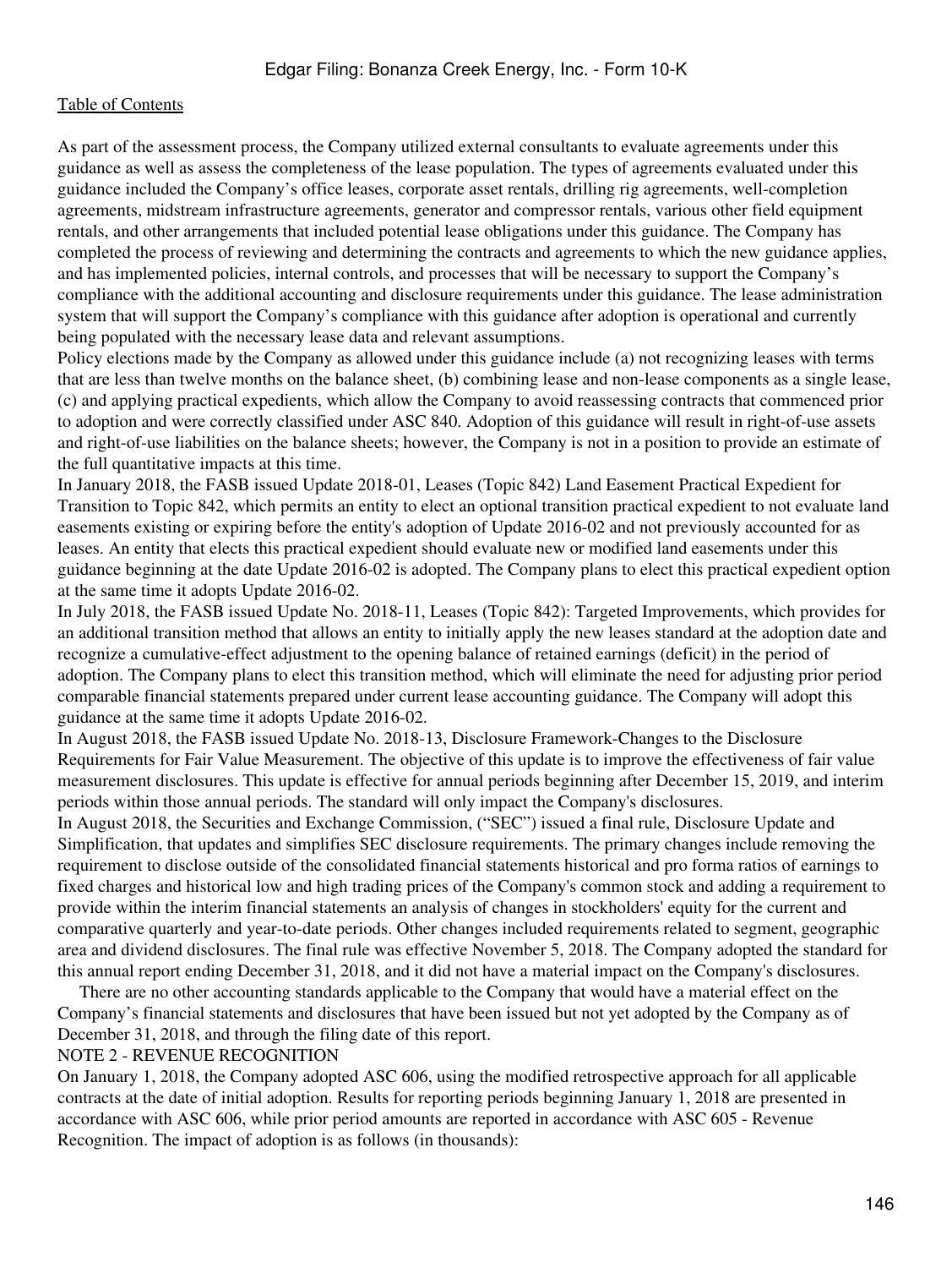As part of the assessment process, the Company utilized external consultants to evaluate agreements under this guidance as well as assess the completeness of the lease population. The types of agreements evaluated under this guidance included the Company's office leases, corporate asset rentals, drilling rig agreements, well-completion agreements, midstream infrastructure agreements, generator and compressor rentals, various other field equipment rentals, and other arrangements that included potential lease obligations under this guidance. The Company has completed the process of reviewing and determining the contracts and agreements to which the new guidance applies, and has implemented policies, internal controls, and processes that will be necessary to support the Company's compliance with the additional accounting and disclosure requirements under this guidance. The lease administration system that will support the Company's compliance with this guidance after adoption is operational and currently being populated with the necessary lease data and relevant assumptions.

Policy elections made by the Company as allowed under this guidance include (a) not recognizing leases with terms that are less than twelve months on the balance sheet, (b) combining lease and non-lease components as a single lease, (c) and applying practical expedients, which allow the Company to avoid reassessing contracts that commenced prior to adoption and were correctly classified under ASC 840. Adoption of this guidance will result in right-of-use assets and right-of-use liabilities on the balance sheets; however, the Company is not in a position to provide an estimate of the full quantitative impacts at this time.

In January 2018, the FASB issued Update 2018-01, Leases (Topic 842) Land Easement Practical Expedient for Transition to Topic 842, which permits an entity to elect an optional transition practical expedient to not evaluate land easements existing or expiring before the entity's adoption of Update 2016-02 and not previously accounted for as leases. An entity that elects this practical expedient should evaluate new or modified land easements under this guidance beginning at the date Update 2016-02 is adopted. The Company plans to elect this practical expedient option at the same time it adopts Update 2016-02.

In July 2018, the FASB issued Update No. 2018-11, Leases (Topic 842): Targeted Improvements, which provides for an additional transition method that allows an entity to initially apply the new leases standard at the adoption date and recognize a cumulative-effect adjustment to the opening balance of retained earnings (deficit) in the period of adoption. The Company plans to elect this transition method, which will eliminate the need for adjusting prior period comparable financial statements prepared under current lease accounting guidance. The Company will adopt this guidance at the same time it adopts Update 2016-02.

In August 2018, the FASB issued Update No. 2018-13, Disclosure Framework-Changes to the Disclosure Requirements for Fair Value Measurement. The objective of this update is to improve the effectiveness of fair value measurement disclosures. This update is effective for annual periods beginning after December 15, 2019, and interim periods within those annual periods. The standard will only impact the Company's disclosures.

In August 2018, the Securities and Exchange Commission, ("SEC") issued a final rule, Disclosure Update and Simplification, that updates and simplifies SEC disclosure requirements. The primary changes include removing the requirement to disclose outside of the consolidated financial statements historical and pro forma ratios of earnings to fixed charges and historical low and high trading prices of the Company's common stock and adding a requirement to provide within the interim financial statements an analysis of changes in stockholders' equity for the current and comparative quarterly and year-to-date periods. Other changes included requirements related to segment, geographic area and dividend disclosures. The final rule was effective November 5, 2018. The Company adopted the standard for this annual report ending December 31, 2018, and it did not have a material impact on the Company's disclosures.

There are no other accounting standards applicable to the Company that would have a material effect on the Company's financial statements and disclosures that have been issued but not yet adopted by the Company as of December 31, 2018, and through the filing date of this report.

## NOTE 2 - REVENUE RECOGNITION

On January 1, 2018, the Company adopted ASC 606, using the modified retrospective approach for all applicable contracts at the date of initial adoption. Results for reporting periods beginning January 1, 2018 are presented in accordance with ASC 606, while prior period amounts are reported in accordance with ASC 605 - Revenue Recognition. The impact of adoption is as follows (in thousands):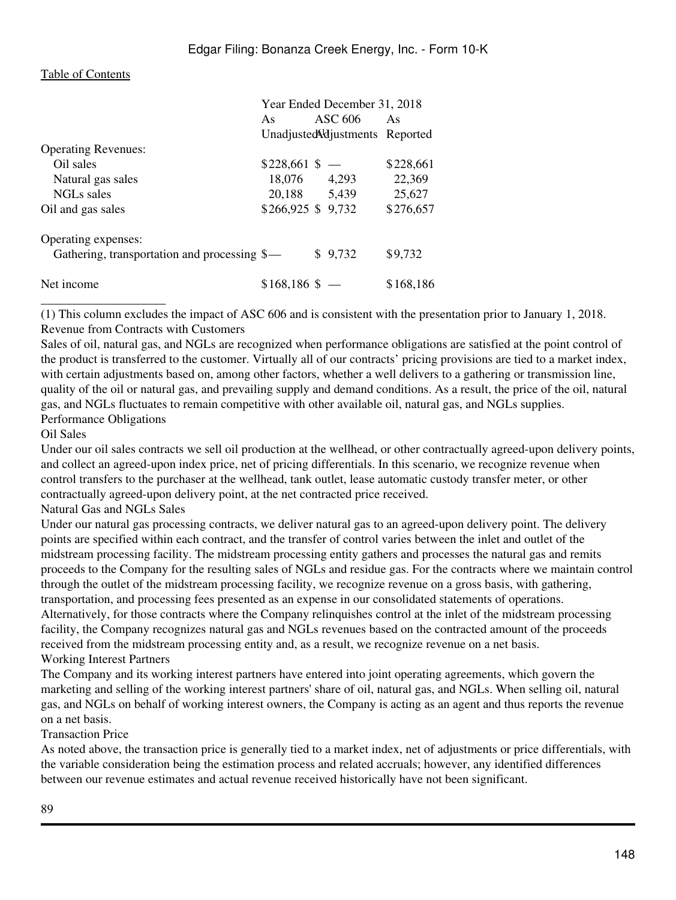| | Year Ended December 31, 2018 | | |
|---|---|---|---|
| | As Unadjusted[(1)] | ASC 606 Adjustments | As Reported |
| Operating Revenues: | | | |
| Oil sales | $228,661 | $ — | $228,661 |
| Natural gas sales | 18,076 | 4,293 | 22,369 |
| NGLs sales | 20,188 | 5,439 | 25,627 |
| Oil and gas sales | $266,925 | $ 9,732 | $276,657 |
| | | | |
| Operating expenses: | | | |
| Gathering, transportation and processing | $— | $ 9,732 | $9,732 |
| | | | |
| Net income | $168,186 | $ — | $168,186 |

(1) This column excludes the impact of ASC 606 and is consistent with the presentation prior to January 1, 2018.

Revenue from Contracts with Customers

Sales of oil, natural gas, and NGLs are recognized when performance obligations are satisfied at the point control of the product is transferred to the customer. Virtually all of our contracts' pricing provisions are tied to a market index, with certain adjustments based on, among other factors, whether a well delivers to a gathering or transmission line, quality of the oil or natural gas, and prevailing supply and demand conditions. As a result, the price of the oil, natural gas, and NGLs fluctuates to remain competitive with other available oil, natural gas, and NGLs supplies.

Performance Obligations

Oil Sales

Under our oil sales contracts we sell oil production at the wellhead, or other contractually agreed-upon delivery points, and collect an agreed-upon index price, net of pricing differentials. In this scenario, we recognize revenue when control transfers to the purchaser at the wellhead, tank outlet, lease automatic custody transfer meter, or other contractually agreed-upon delivery point, at the net contracted price received.

Natural Gas and NGLs Sales

Under our natural gas processing contracts, we deliver natural gas to an agreed-upon delivery point. The delivery points are specified within each contract, and the transfer of control varies between the inlet and outlet of the midstream processing facility. The midstream processing entity gathers and processes the natural gas and remits proceeds to the Company for the resulting sales of NGLs and residue gas. For the contracts where we maintain control through the outlet of the midstream processing facility, we recognize revenue on a gross basis, with gathering, transportation, and processing fees presented as an expense in our consolidated statements of operations. Alternatively, for those contracts where the Company relinquishes control at the inlet of the midstream processing facility, the Company recognizes natural gas and NGLs revenues based on the contracted amount of the proceeds received from the midstream processing entity and, as a result, we recognize revenue on a net basis.

Working Interest Partners

The Company and its working interest partners have entered into joint operating agreements, which govern the marketing and selling of the working interest partners' share of oil, natural gas, and NGLs. When selling oil, natural gas, and NGLs on behalf of working interest owners, the Company is acting as an agent and thus reports the revenue on a net basis.

Transaction Price

As noted above, the transaction price is generally tied to a market index, net of adjustments or price differentials, with the variable consideration being the estimation process and related accruals; however, any identified differences between our revenue estimates and actual revenue received historically have not been significant.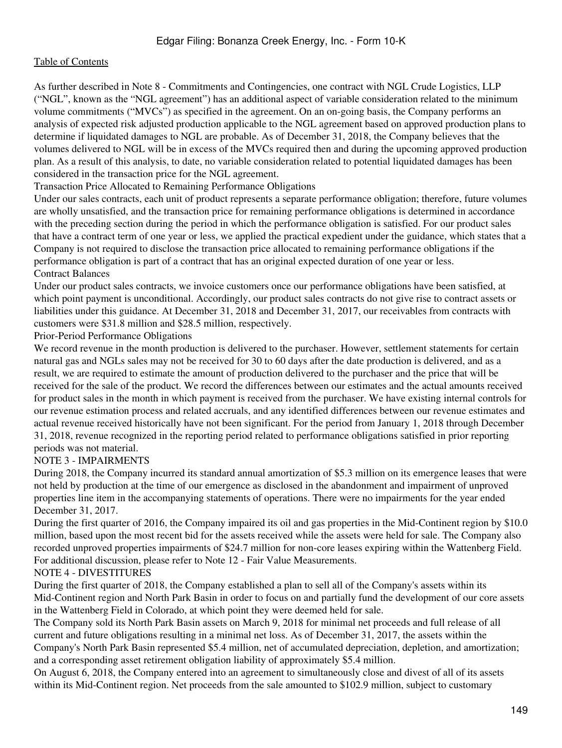As further described in Note 8 - Commitments and Contingencies, one contract with NGL Crude Logistics, LLP ("NGL", known as the "NGL agreement") has an additional aspect of variable consideration related to the minimum volume commitments ("MVCs") as specified in the agreement. On an on-going basis, the Company performs an analysis of expected risk adjusted production applicable to the NGL agreement based on approved production plans to determine if liquidated damages to NGL are probable. As of December 31, 2018, the Company believes that the volumes delivered to NGL will be in excess of the MVCs required then and during the upcoming approved production plan. As a result of this analysis, to date, no variable consideration related to potential liquidated damages has been considered in the transaction price for the NGL agreement.

Transaction Price Allocated to Remaining Performance Obligations

Under our sales contracts, each unit of product represents a separate performance obligation; therefore, future volumes are wholly unsatisfied, and the transaction price for remaining performance obligations is determined in accordance with the preceding section during the period in which the performance obligation is satisfied. For our product sales that have a contract term of one year or less, we applied the practical expedient under the guidance, which states that a Company is not required to disclose the transaction price allocated to remaining performance obligations if the performance obligation is part of a contract that has an original expected duration of one year or less.

Contract Balances

Under our product sales contracts, we invoice customers once our performance obligations have been satisfied, at which point payment is unconditional. Accordingly, our product sales contracts do not give rise to contract assets or liabilities under this guidance. At December 31, 2018 and December 31, 2017, our receivables from contracts with customers were $31.8 million and $28.5 million, respectively.

Prior-Period Performance Obligations

We record revenue in the month production is delivered to the purchaser. However, settlement statements for certain natural gas and NGLs sales may not be received for 30 to 60 days after the date production is delivered, and as a result, we are required to estimate the amount of production delivered to the purchaser and the price that will be received for the sale of the product. We record the differences between our estimates and the actual amounts received for product sales in the month in which payment is received from the purchaser. We have existing internal controls for our revenue estimation process and related accruals, and any identified differences between our revenue estimates and actual revenue received historically have not been significant. For the period from January 1, 2018 through December 31, 2018, revenue recognized in the reporting period related to performance obligations satisfied in prior reporting periods was not material.

NOTE 3 - IMPAIRMENTS

During 2018, the Company incurred its standard annual amortization of $5.3 million on its emergence leases that were not held by production at the time of our emergence as disclosed in the abandonment and impairment of unproved properties line item in the accompanying statements of operations. There were no impairments for the year ended December 31, 2017.

During the first quarter of 2016, the Company impaired its oil and gas properties in the Mid-Continent region by $10.0 million, based upon the most recent bid for the assets received while the assets were held for sale. The Company also recorded unproved properties impairments of $24.7 million for non-core leases expiring within the Wattenberg Field. For additional discussion, please refer to Note 12 - Fair Value Measurements.

NOTE 4 - DIVESTITURES

During the first quarter of 2018, the Company established a plan to sell all of the Company's assets within its Mid-Continent region and North Park Basin in order to focus on and partially fund the development of our core assets in the Wattenberg Field in Colorado, at which point they were deemed held for sale.

The Company sold its North Park Basin assets on March 9, 2018 for minimal net proceeds and full release of all current and future obligations resulting in a minimal net loss. As of December 31, 2017, the assets within the Company's North Park Basin represented $5.4 million, net of accumulated depreciation, depletion, and amortization; and a corresponding asset retirement obligation liability of approximately $5.4 million.

On August 6, 2018, the Company entered into an agreement to simultaneously close and divest of all of its assets within its Mid-Continent region. Net proceeds from the sale amounted to $102.9 million, subject to customary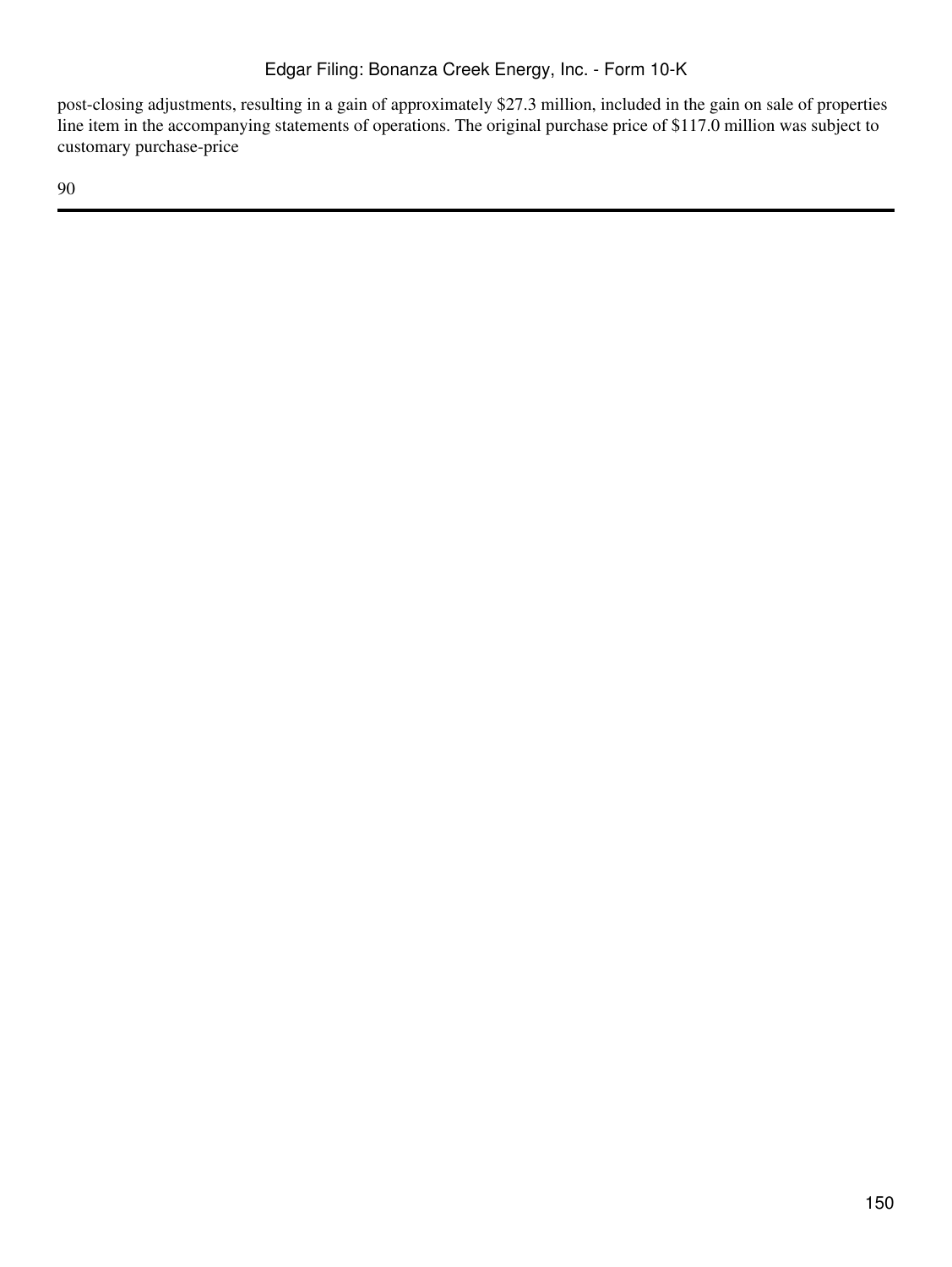post-closing adjustments, resulting in a gain of approximately $27.3 million, included in the gain on sale of properties line item in the accompanying statements of operations. The original purchase price of $117.0 million was subject to customary purchase-price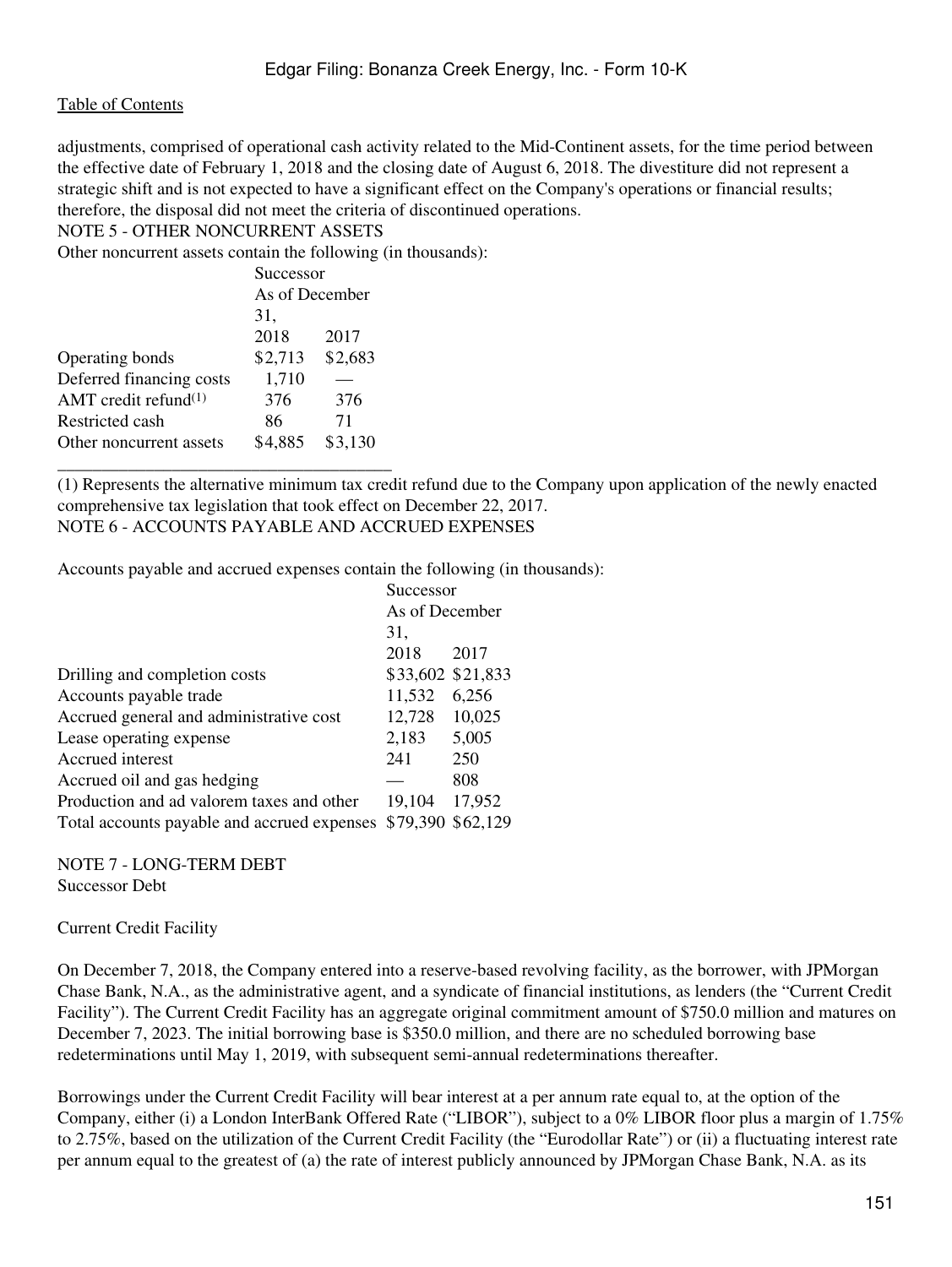adjustments, comprised of operational cash activity related to the Mid-Continent assets, for the time period between the effective date of February 1, 2018 and the closing date of August 6, 2018. The divestiture did not represent a strategic shift and is not expected to have a significant effect on the Company's operations or financial results; therefore, the disposal did not meet the criteria of discontinued operations.

## NOTE 5 - OTHER NONCURRENT ASSETS

Other noncurrent assets contain the following (in thousands):

| | Successor | |
|---|---|---|
| | As of December 31, | |
| | 2018 | 2017 |
| Operating bonds | $2,713 | $2,683 |
| Deferred financing costs | 1,710 | — |
| AMT credit refund[1] | 376 | 376 |
| Restricted cash | 86 | 71 |
| Other noncurrent assets | $4,885 | $3,130 |

(1) Represents the alternative minimum tax credit refund due to the Company upon application of the newly enacted comprehensive tax legislation that took effect on December 22, 2017.

## NOTE 6 - ACCOUNTS PAYABLE AND ACCRUED EXPENSES

Accounts payable and accrued expenses contain the following (in thousands):

| | Successor | |
|---|---|---|
| | As of December 31, | |
| | 2018 | 2017 |
| Drilling and completion costs | $33,602 | $21,833 |
| Accounts payable trade | 11,532 | 6,256 |
| Accrued general and administrative cost | 12,728 | 10,025 |
| Lease operating expense | 2,183 | 5,005 |
| Accrued interest | 241 | 250 |
| Accrued oil and gas hedging | — | 808 |
| Production and ad valorem taxes and other | 19,104 | 17,952 |
| Total accounts payable and accrued expenses | $79,390 | $62,129 |

## NOTE 7 - LONG-TERM DEBT

### Successor Debt

#### Current Credit Facility

On December 7, 2018, the Company entered into a reserve-based revolving facility, as the borrower, with JPMorgan Chase Bank, N.A., as the administrative agent, and a syndicate of financial institutions, as lenders (the "Current Credit Facility"). The Current Credit Facility has an aggregate original commitment amount of $750.0 million and matures on December 7, 2023. The initial borrowing base is $350.0 million, and there are no scheduled borrowing base redeterminations until May 1, 2019, with subsequent semi-annual redeterminations thereafter.

Borrowings under the Current Credit Facility will bear interest at a per annum rate equal to, at the option of the Company, either (i) a London InterBank Offered Rate ("LIBOR"), subject to a 0% LIBOR floor plus a margin of 1.75% to 2.75%, based on the utilization of the Current Credit Facility (the "Eurodollar Rate") or (ii) a fluctuating interest rate per annum equal to the greatest of (a) the rate of interest publicly announced by JPMorgan Chase Bank, N.A. as its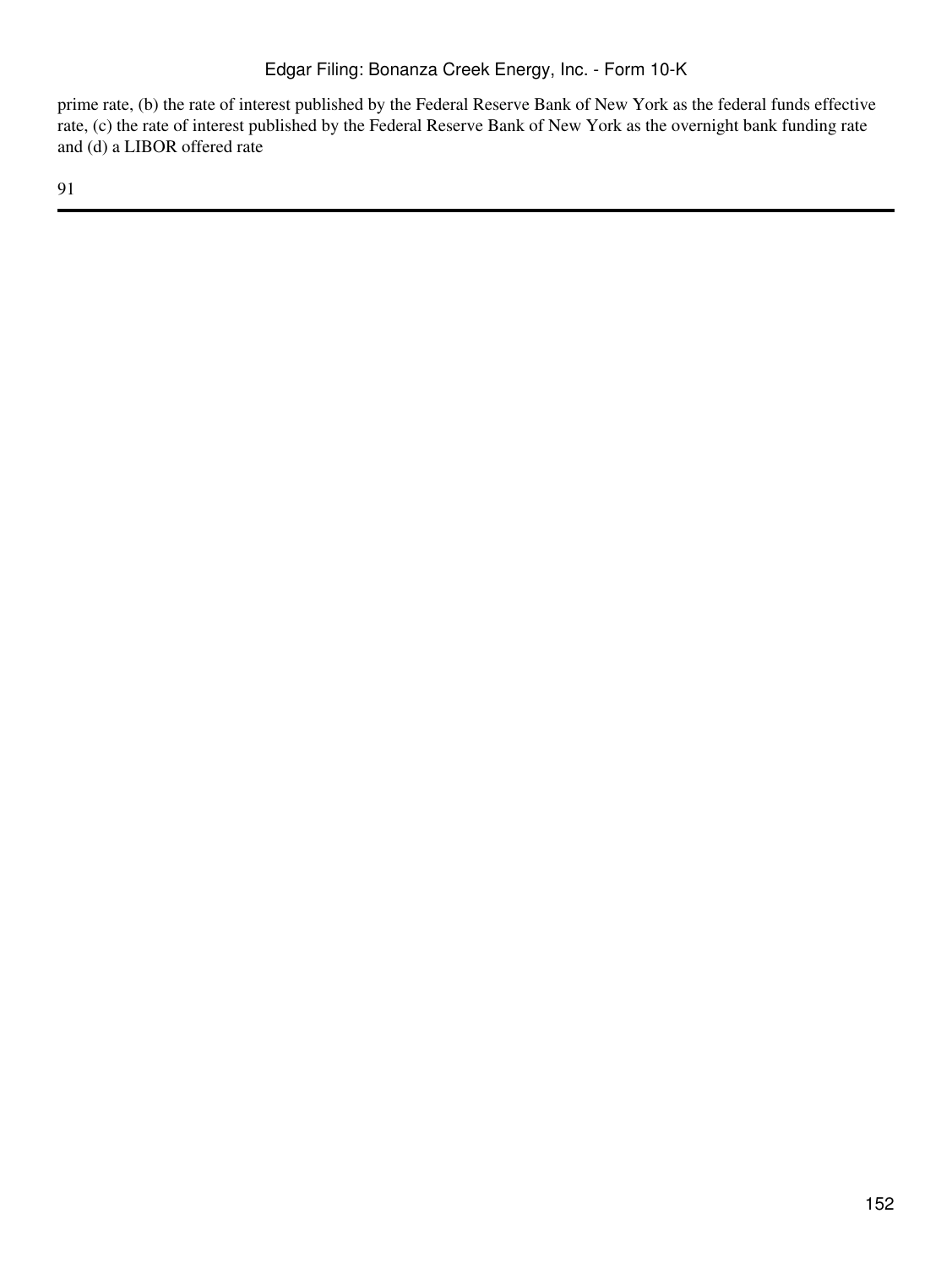prime rate, (b) the rate of interest published by the Federal Reserve Bank of New York as the federal funds effective rate, (c) the rate of interest published by the Federal Reserve Bank of New York as the overnight bank funding rate and (d) a LIBOR offered rate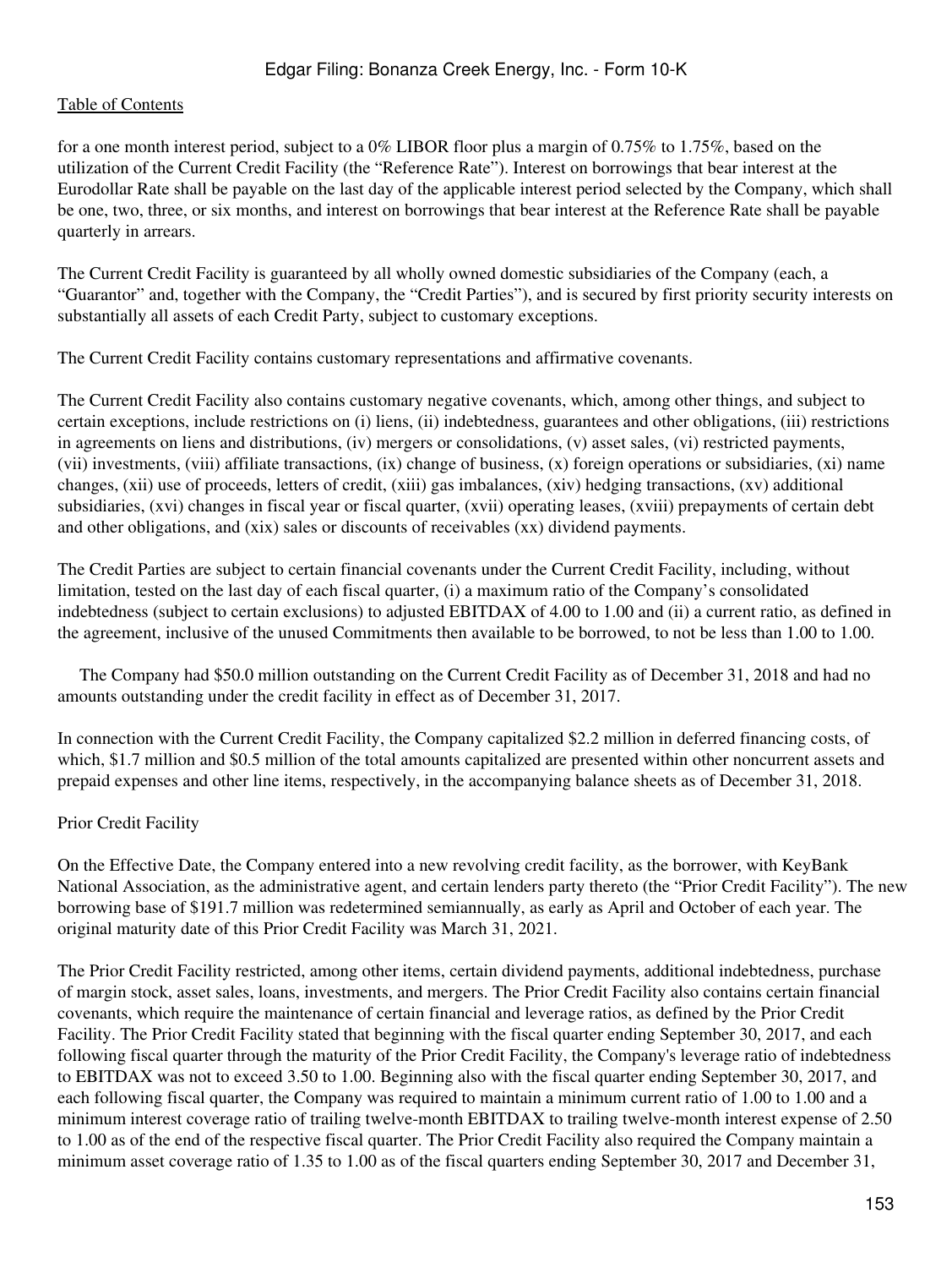for a one month interest period, subject to a 0% LIBOR floor plus a margin of 0.75% to 1.75%, based on the utilization of the Current Credit Facility (the "Reference Rate"). Interest on borrowings that bear interest at the Eurodollar Rate shall be payable on the last day of the applicable interest period selected by the Company, which shall be one, two, three, or six months, and interest on borrowings that bear interest at the Reference Rate shall be payable quarterly in arrears.

The Current Credit Facility is guaranteed by all wholly owned domestic subsidiaries of the Company (each, a "Guarantor" and, together with the Company, the "Credit Parties"), and is secured by first priority security interests on substantially all assets of each Credit Party, subject to customary exceptions.

The Current Credit Facility contains customary representations and affirmative covenants.

The Current Credit Facility also contains customary negative covenants, which, among other things, and subject to certain exceptions, include restrictions on (i) liens, (ii) indebtedness, guarantees and other obligations, (iii) restrictions in agreements on liens and distributions, (iv) mergers or consolidations, (v) asset sales, (vi) restricted payments, (vii) investments, (viii) affiliate transactions, (ix) change of business, (x) foreign operations or subsidiaries, (xi) name changes, (xii) use of proceeds, letters of credit, (xiii) gas imbalances, (xiv) hedging transactions, (xv) additional subsidiaries, (xvi) changes in fiscal year or fiscal quarter, (xvii) operating leases, (xviii) prepayments of certain debt and other obligations, and (xix) sales or discounts of receivables (xx) dividend payments.

The Credit Parties are subject to certain financial covenants under the Current Credit Facility, including, without limitation, tested on the last day of each fiscal quarter, (i) a maximum ratio of the Company's consolidated indebtedness (subject to certain exclusions) to adjusted EBITDAX of 4.00 to 1.00 and (ii) a current ratio, as defined in the agreement, inclusive of the unused Commitments then available to be borrowed, to not be less than 1.00 to 1.00.

The Company had $50.0 million outstanding on the Current Credit Facility as of December 31, 2018 and had no amounts outstanding under the credit facility in effect as of December 31, 2017.

In connection with the Current Credit Facility, the Company capitalized $2.2 million in deferred financing costs, of which, $1.7 million and $0.5 million of the total amounts capitalized are presented within other noncurrent assets and prepaid expenses and other line items, respectively, in the accompanying balance sheets as of December 31, 2018.

Prior Credit Facility

On the Effective Date, the Company entered into a new revolving credit facility, as the borrower, with KeyBank National Association, as the administrative agent, and certain lenders party thereto (the "Prior Credit Facility"). The new borrowing base of $191.7 million was redetermined semiannually, as early as April and October of each year. The original maturity date of this Prior Credit Facility was March 31, 2021.

The Prior Credit Facility restricted, among other items, certain dividend payments, additional indebtedness, purchase of margin stock, asset sales, loans, investments, and mergers. The Prior Credit Facility also contains certain financial covenants, which require the maintenance of certain financial and leverage ratios, as defined by the Prior Credit Facility. The Prior Credit Facility stated that beginning with the fiscal quarter ending September 30, 2017, and each following fiscal quarter through the maturity of the Prior Credit Facility, the Company's leverage ratio of indebtedness to EBITDAX was not to exceed 3.50 to 1.00. Beginning also with the fiscal quarter ending September 30, 2017, and each following fiscal quarter, the Company was required to maintain a minimum current ratio of 1.00 to 1.00 and a minimum interest coverage ratio of trailing twelve-month EBITDAX to trailing twelve-month interest expense of 2.50 to 1.00 as of the end of the respective fiscal quarter. The Prior Credit Facility also required the Company maintain a minimum asset coverage ratio of 1.35 to 1.00 as of the fiscal quarters ending September 30, 2017 and December 31,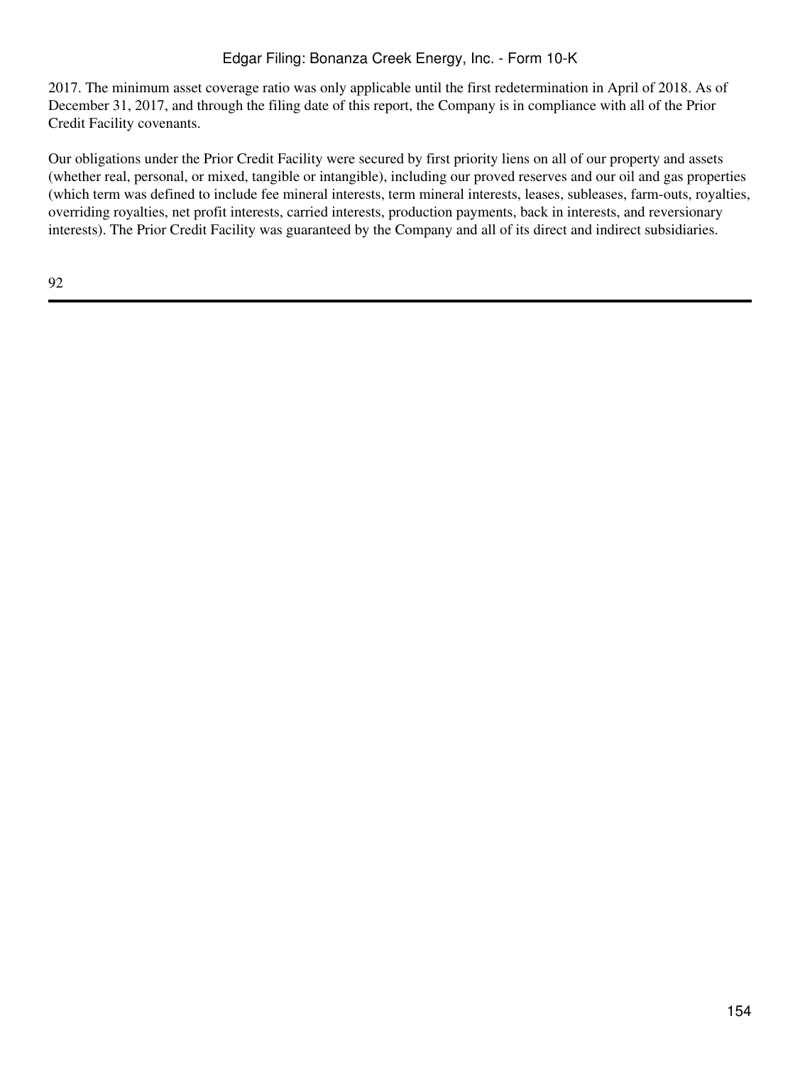2017. The minimum asset coverage ratio was only applicable until the first redetermination in April of 2018. As of December 31, 2017, and through the filing date of this report, the Company is in compliance with all of the Prior Credit Facility covenants.

Our obligations under the Prior Credit Facility were secured by first priority liens on all of our property and assets (whether real, personal, or mixed, tangible or intangible), including our proved reserves and our oil and gas properties (which term was defined to include fee mineral interests, term mineral interests, leases, subleases, farm-outs, royalties, overriding royalties, net profit interests, carried interests, production payments, back in interests, and reversionary interests). The Prior Credit Facility was guaranteed by the Company and all of its direct and indirect subsidiaries.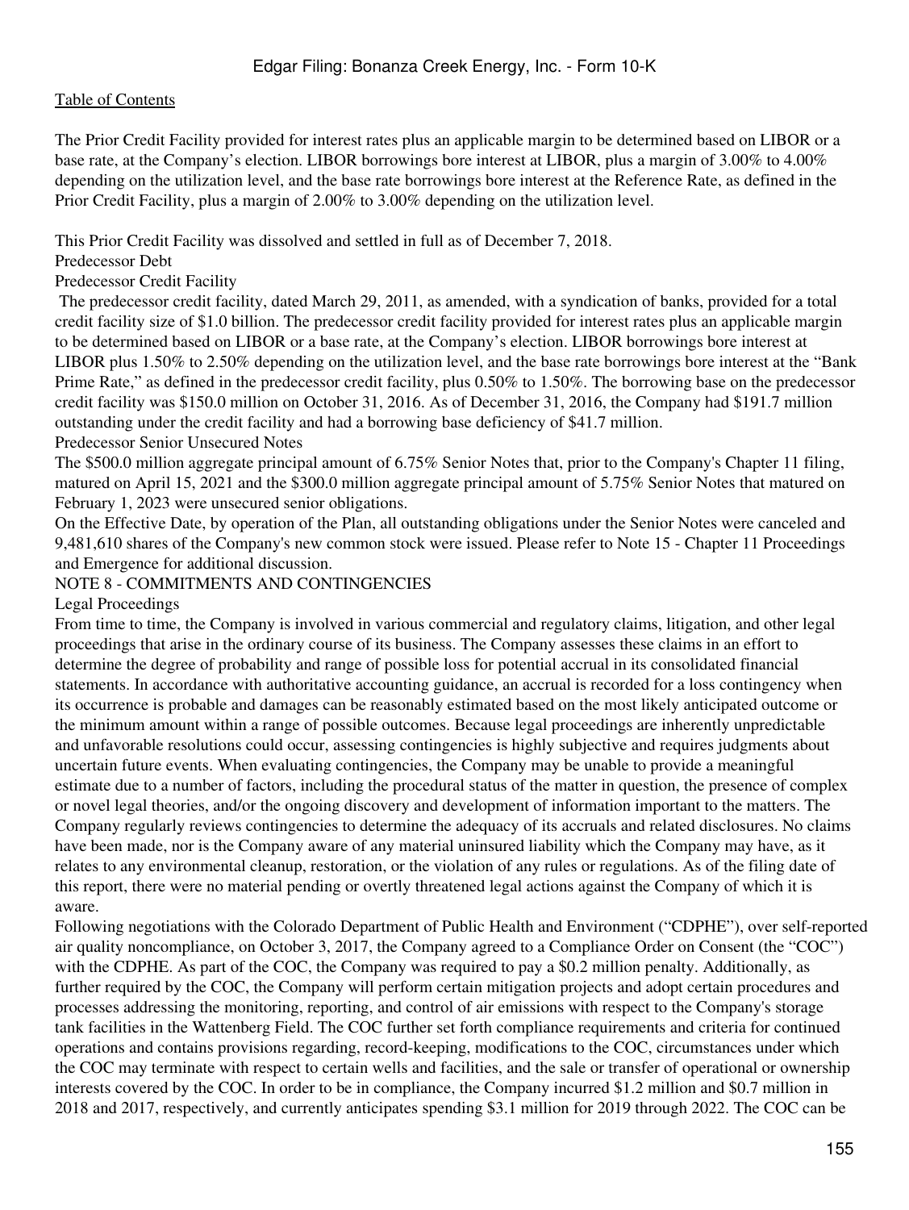The Prior Credit Facility provided for interest rates plus an applicable margin to be determined based on LIBOR or a base rate, at the Company's election. LIBOR borrowings bore interest at LIBOR, plus a margin of 3.00% to 4.00% depending on the utilization level, and the base rate borrowings bore interest at the Reference Rate, as defined in the Prior Credit Facility, plus a margin of 2.00% to 3.00% depending on the utilization level.

This Prior Credit Facility was dissolved and settled in full as of December 7, 2018.

Predecessor Debt

Predecessor Credit Facility

The predecessor credit facility, dated March 29, 2011, as amended, with a syndication of banks, provided for a total credit facility size of $1.0 billion. The predecessor credit facility provided for interest rates plus an applicable margin to be determined based on LIBOR or a base rate, at the Company's election. LIBOR borrowings bore interest at LIBOR plus 1.50% to 2.50% depending on the utilization level, and the base rate borrowings bore interest at the "Bank Prime Rate," as defined in the predecessor credit facility, plus 0.50% to 1.50%. The borrowing base on the predecessor credit facility was $150.0 million on October 31, 2016. As of December 31, 2016, the Company had $191.7 million outstanding under the credit facility and had a borrowing base deficiency of $41.7 million.

Predecessor Senior Unsecured Notes

The $500.0 million aggregate principal amount of 6.75% Senior Notes that, prior to the Company's Chapter 11 filing, matured on April 15, 2021 and the $300.0 million aggregate principal amount of 5.75% Senior Notes that matured on February 1, 2023 were unsecured senior obligations.

On the Effective Date, by operation of the Plan, all outstanding obligations under the Senior Notes were canceled and 9,481,610 shares of the Company's new common stock were issued. Please refer to Note 15 - Chapter 11 Proceedings and Emergence for additional discussion.

NOTE 8 - COMMITMENTS AND CONTINGENCIES

Legal Proceedings

From time to time, the Company is involved in various commercial and regulatory claims, litigation, and other legal proceedings that arise in the ordinary course of its business. The Company assesses these claims in an effort to determine the degree of probability and range of possible loss for potential accrual in its consolidated financial statements. In accordance with authoritative accounting guidance, an accrual is recorded for a loss contingency when its occurrence is probable and damages can be reasonably estimated based on the most likely anticipated outcome or the minimum amount within a range of possible outcomes. Because legal proceedings are inherently unpredictable and unfavorable resolutions could occur, assessing contingencies is highly subjective and requires judgments about uncertain future events. When evaluating contingencies, the Company may be unable to provide a meaningful estimate due to a number of factors, including the procedural status of the matter in question, the presence of complex or novel legal theories, and/or the ongoing discovery and development of information important to the matters. The Company regularly reviews contingencies to determine the adequacy of its accruals and related disclosures. No claims have been made, nor is the Company aware of any material uninsured liability which the Company may have, as it relates to any environmental cleanup, restoration, or the violation of any rules or regulations. As of the filing date of this report, there were no material pending or overtly threatened legal actions against the Company of which it is aware.

Following negotiations with the Colorado Department of Public Health and Environment ("CDPHE"), over self-reported air quality noncompliance, on October 3, 2017, the Company agreed to a Compliance Order on Consent (the "COC") with the CDPHE. As part of the COC, the Company was required to pay a $0.2 million penalty. Additionally, as further required by the COC, the Company will perform certain mitigation projects and adopt certain procedures and processes addressing the monitoring, reporting, and control of air emissions with respect to the Company's storage tank facilities in the Wattenberg Field. The COC further set forth compliance requirements and criteria for continued operations and contains provisions regarding, record-keeping, modifications to the COC, circumstances under which the COC may terminate with respect to certain wells and facilities, and the sale or transfer of operational or ownership interests covered by the COC. In order to be in compliance, the Company incurred $1.2 million and $0.7 million in 2018 and 2017, respectively, and currently anticipates spending $3.1 million for 2019 through 2022. The COC can be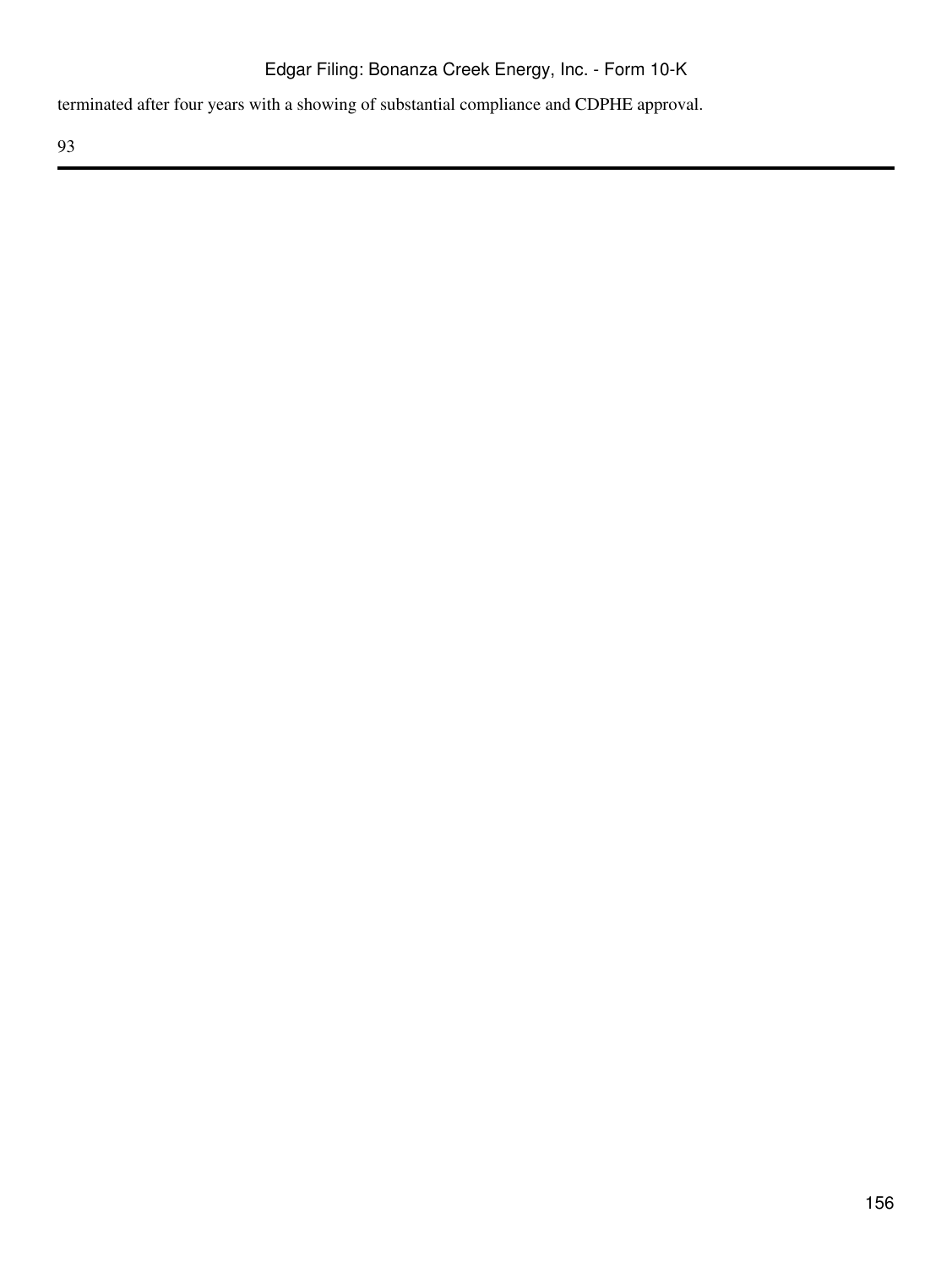terminated after four years with a showing of substantial compliance and CDPHE approval.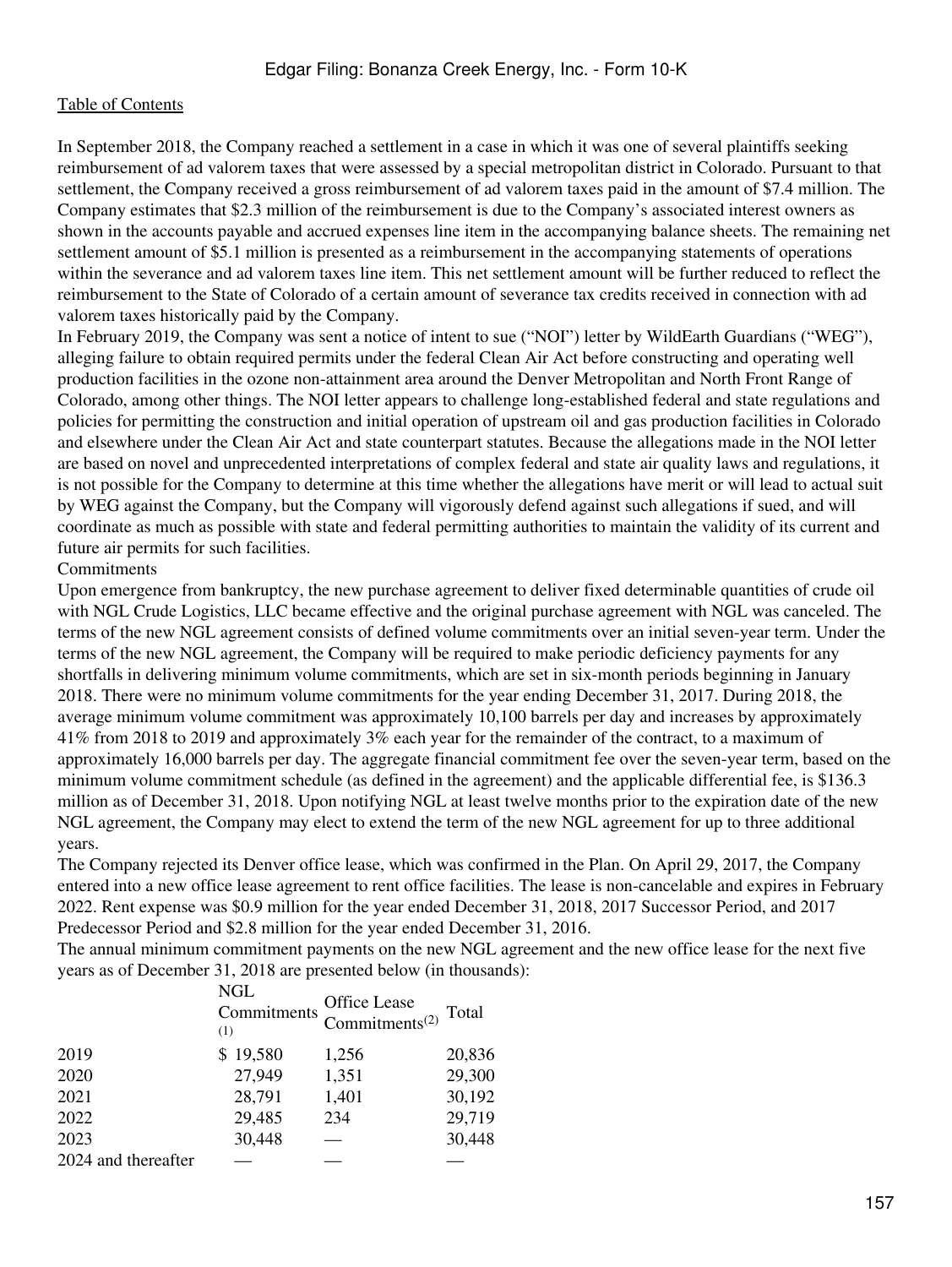In September 2018, the Company reached a settlement in a case in which it was one of several plaintiffs seeking reimbursement of ad valorem taxes that were assessed by a special metropolitan district in Colorado. Pursuant to that settlement, the Company received a gross reimbursement of ad valorem taxes paid in the amount of $7.4 million. The Company estimates that $2.3 million of the reimbursement is due to the Company's associated interest owners as shown in the accounts payable and accrued expenses line item in the accompanying balance sheets. The remaining net settlement amount of $5.1 million is presented as a reimbursement in the accompanying statements of operations within the severance and ad valorem taxes line item. This net settlement amount will be further reduced to reflect the reimbursement to the State of Colorado of a certain amount of severance tax credits received in connection with ad valorem taxes historically paid by the Company.

In February 2019, the Company was sent a notice of intent to sue ("NOI") letter by WildEarth Guardians ("WEG"), alleging failure to obtain required permits under the federal Clean Air Act before constructing and operating well production facilities in the ozone non-attainment area around the Denver Metropolitan and North Front Range of Colorado, among other things. The NOI letter appears to challenge long-established federal and state regulations and policies for permitting the construction and initial operation of upstream oil and gas production facilities in Colorado and elsewhere under the Clean Air Act and state counterpart statutes. Because the allegations made in the NOI letter are based on novel and unprecedented interpretations of complex federal and state air quality laws and regulations, it is not possible for the Company to determine at this time whether the allegations have merit or will lead to actual suit by WEG against the Company, but the Company will vigorously defend against such allegations if sued, and will coordinate as much as possible with state and federal permitting authorities to maintain the validity of its current and future air permits for such facilities.

Commitments

Upon emergence from bankruptcy, the new purchase agreement to deliver fixed determinable quantities of crude oil with NGL Crude Logistics, LLC became effective and the original purchase agreement with NGL was canceled. The terms of the new NGL agreement consists of defined volume commitments over an initial seven-year term. Under the terms of the new NGL agreement, the Company will be required to make periodic deficiency payments for any shortfalls in delivering minimum volume commitments, which are set in six-month periods beginning in January 2018. There were no minimum volume commitments for the year ending December 31, 2017. During 2018, the average minimum volume commitment was approximately 10,100 barrels per day and increases by approximately 41% from 2018 to 2019 and approximately 3% each year for the remainder of the contract, to a maximum of approximately 16,000 barrels per day. The aggregate financial commitment fee over the seven-year term, based on the minimum volume commitment schedule (as defined in the agreement) and the applicable differential fee, is $136.3 million as of December 31, 2018. Upon notifying NGL at least twelve months prior to the expiration date of the new NGL agreement, the Company may elect to extend the term of the new NGL agreement for up to three additional years.

The Company rejected its Denver office lease, which was confirmed in the Plan. On April 29, 2017, the Company entered into a new office lease agreement to rent office facilities. The lease is non-cancelable and expires in February 2022. Rent expense was $0.9 million for the year ended December 31, 2018, 2017 Successor Period, and 2017 Predecessor Period and $2.8 million for the year ended December 31, 2016.

The annual minimum commitment payments on the new NGL agreement and the new office lease for the next five years as of December 31, 2018 are presented below (in thousands):

| | NGL Commitments (1) | Office Lease Commitments(2) | Total |
|---|---|---|---|
| 2019 | $ 19,580 | 1,256 | 20,836 |
| 2020 | 27,949 | 1,351 | 29,300 |
| 2021 | 28,791 | 1,401 | 30,192 |
| 2022 | 29,485 | 234 | 29,719 |
| 2023 | 30,448 | — | 30,448 |
| 2024 and thereafter | — | — | — |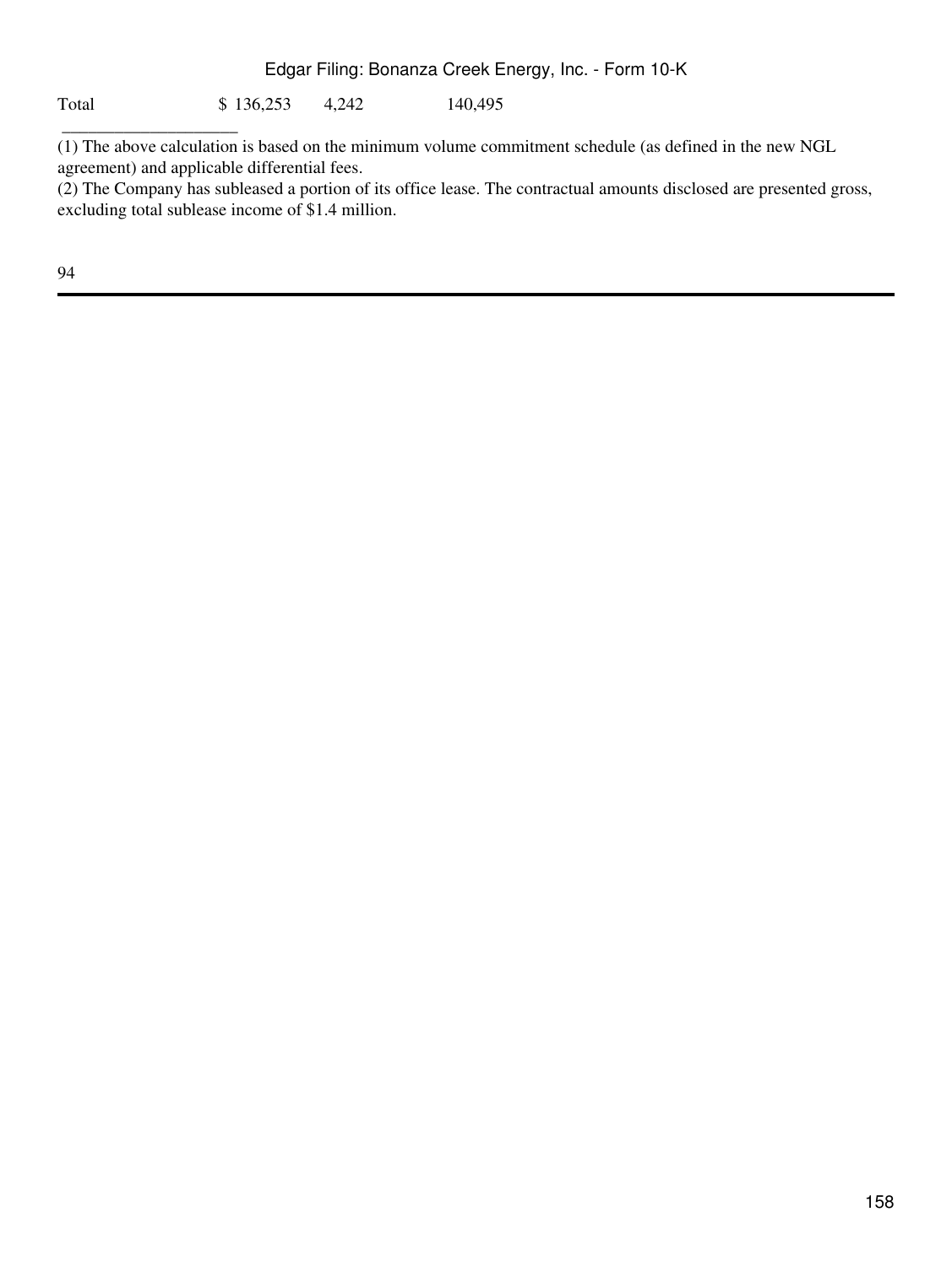| Total | $ 136,253 | 4,242 | 140,495 |
|---|---|---|---|

(1) The above calculation is based on the minimum volume commitment schedule (as defined in the new NGL agreement) and applicable differential fees.
(2) The Company has subleased a portion of its office lease. The contractual amounts disclosed are presented gross, excluding total sublease income of $1.4 million.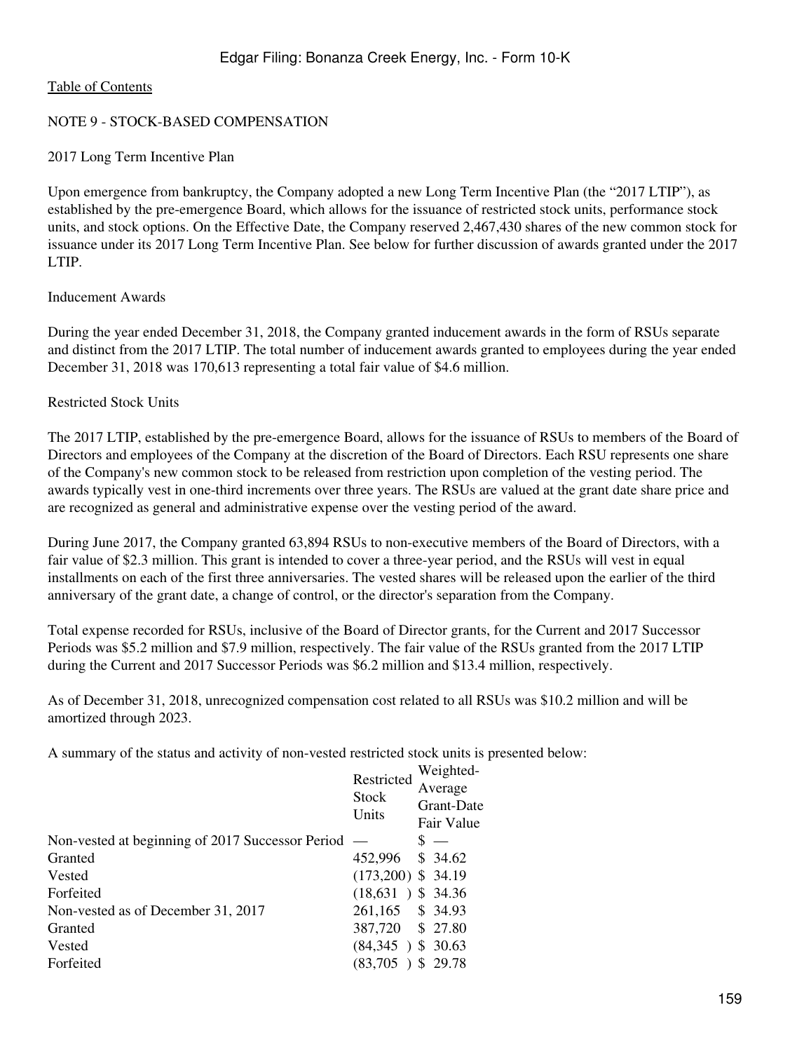Table of Contents

## NOTE 9 - STOCK-BASED COMPENSATION

### 2017 Long Term Incentive Plan

Upon emergence from bankruptcy, the Company adopted a new Long Term Incentive Plan (the "2017 LTIP"), as established by the pre-emergence Board, which allows for the issuance of restricted stock units, performance stock units, and stock options. On the Effective Date, the Company reserved 2,467,430 shares of the new common stock for issuance under its 2017 Long Term Incentive Plan. See below for further discussion of awards granted under the 2017 LTIP.

### Inducement Awards

During the year ended December 31, 2018, the Company granted inducement awards in the form of RSUs separate and distinct from the 2017 LTIP. The total number of inducement awards granted to employees during the year ended December 31, 2018 was 170,613 representing a total fair value of $4.6 million.

### Restricted Stock Units

The 2017 LTIP, established by the pre-emergence Board, allows for the issuance of RSUs to members of the Board of Directors and employees of the Company at the discretion of the Board of Directors. Each RSU represents one share of the Company's new common stock to be released from restriction upon completion of the vesting period. The awards typically vest in one-third increments over three years. The RSUs are valued at the grant date share price and are recognized as general and administrative expense over the vesting period of the award.

During June 2017, the Company granted 63,894 RSUs to non-executive members of the Board of Directors, with a fair value of $2.3 million. This grant is intended to cover a three-year period, and the RSUs will vest in equal installments on each of the first three anniversaries. The vested shares will be released upon the earlier of the third anniversary of the grant date, a change of control, or the director's separation from the Company.

Total expense recorded for RSUs, inclusive of the Board of Director grants, for the Current and 2017 Successor Periods was $5.2 million and $7.9 million, respectively. The fair value of the RSUs granted from the 2017 LTIP during the Current and 2017 Successor Periods was $6.2 million and $13.4 million, respectively.

As of December 31, 2018, unrecognized compensation cost related to all RSUs was $10.2 million and will be amortized through 2023.

A summary of the status and activity of non-vested restricted stock units is presented below:

| | Restricted Stock Units | Weighted-Average Grant-Date Fair Value |
|---|---|---|
| Non-vested at beginning of 2017 Successor Period | — | $ — |
| Granted | 452,996 | $ 34.62 |
| Vested | (173,200) | $ 34.19 |
| Forfeited | (18,631) | $ 34.36 |
| Non-vested as of December 31, 2017 | 261,165 | $ 34.93 |
| Granted | 387,720 | $ 27.80 |
| Vested | (84,345) | $ 30.63 |
| Forfeited | (83,705) | $ 29.78 |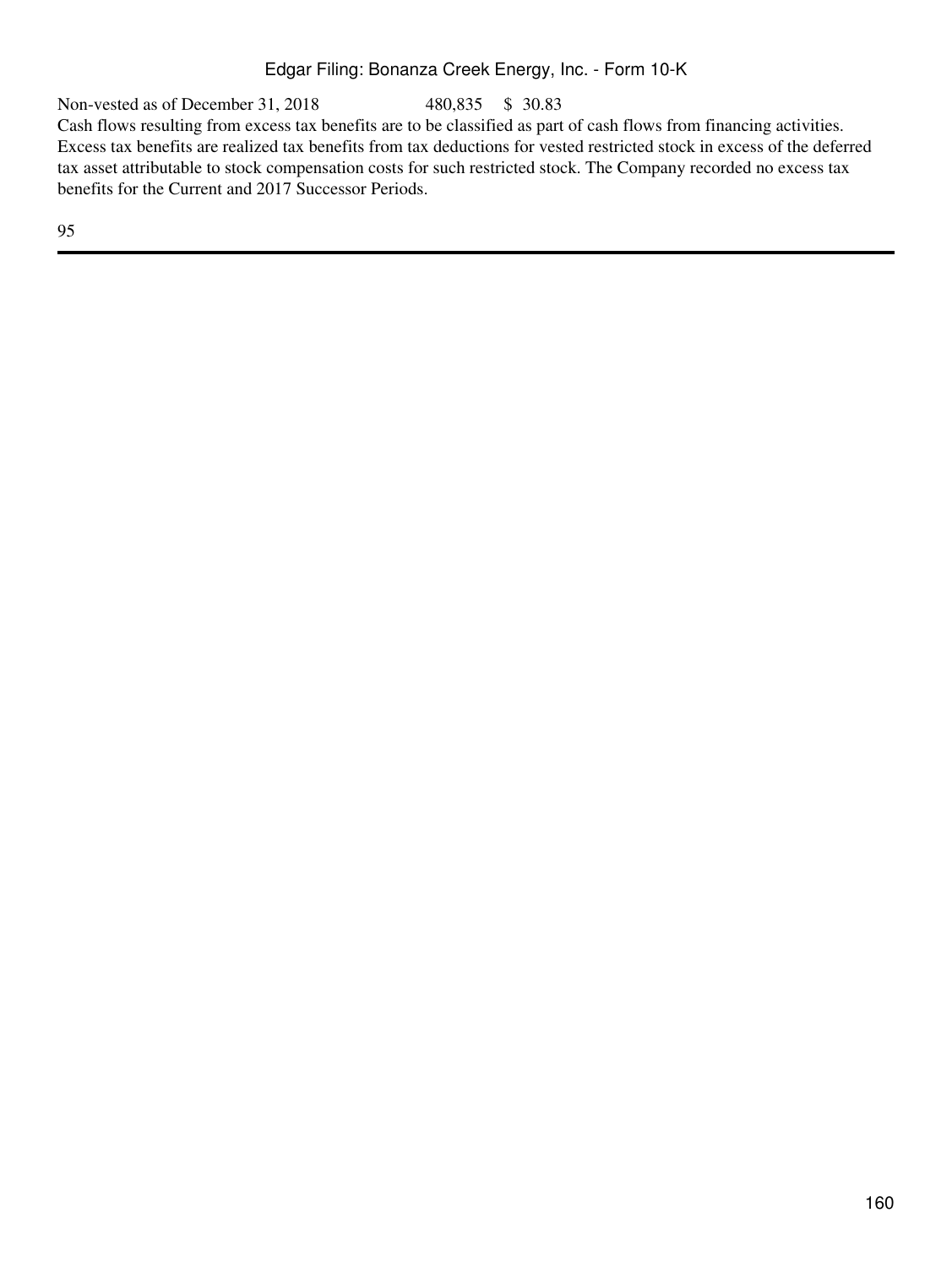| | | |
|---|---|---|
| Non-vested as of December 31, 2018 | 480,835 | $ 30.83 |

Cash flows resulting from excess tax benefits are to be classified as part of cash flows from financing activities. Excess tax benefits are realized tax benefits from tax deductions for vested restricted stock in excess of the deferred tax asset attributable to stock compensation costs for such restricted stock. The Company recorded no excess tax benefits for the Current and 2017 Successor Periods.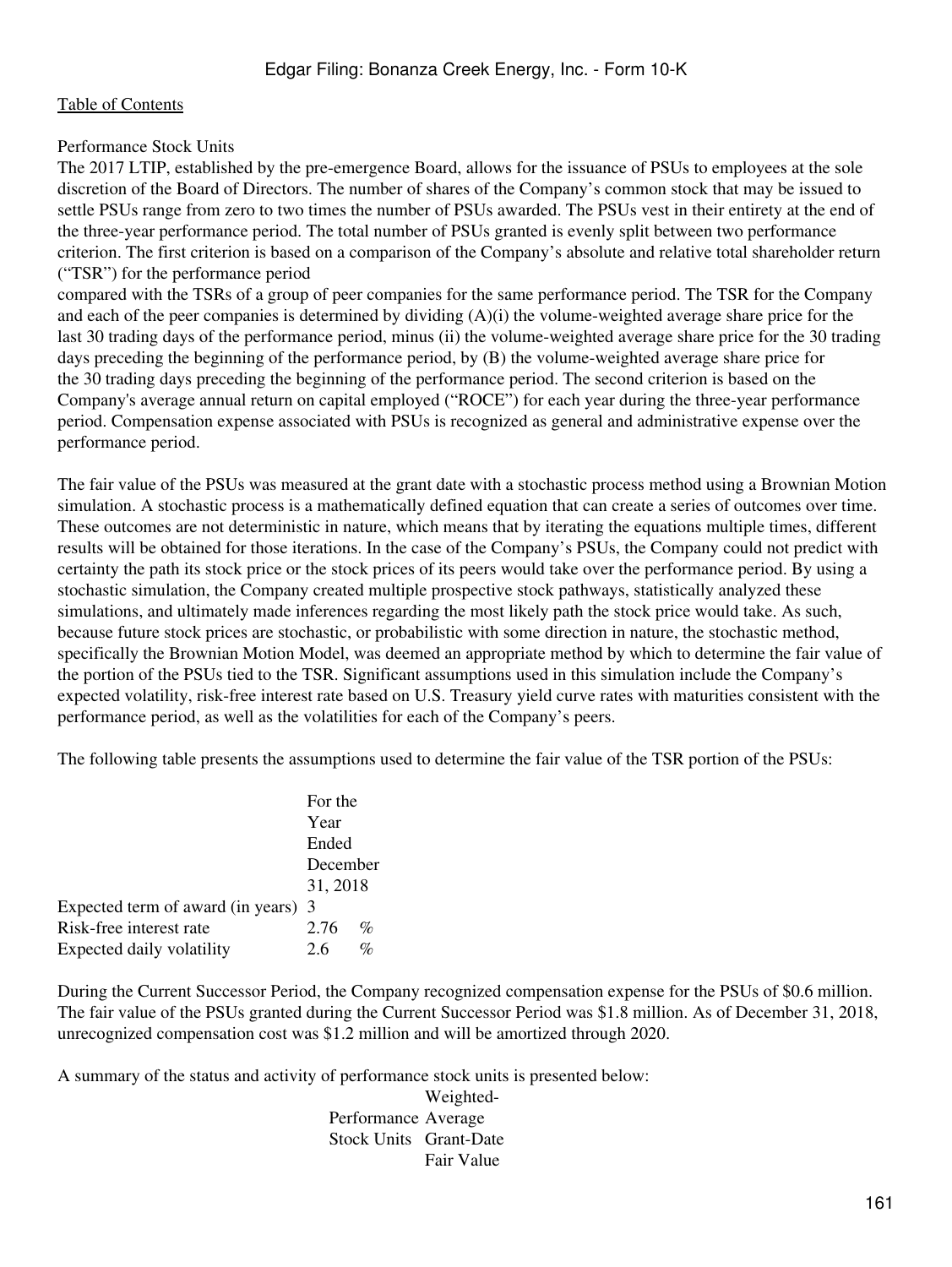[Table of Contents](#)

Performance Stock Units

The 2017 LTIP, established by the pre-emergence Board, allows for the issuance of PSUs to employees at the sole discretion of the Board of Directors. The number of shares of the Company's common stock that may be issued to settle PSUs range from zero to two times the number of PSUs awarded. The PSUs vest in their entirety at the end of the three-year performance period. The total number of PSUs granted is evenly split between two performance criterion. The first criterion is based on a comparison of the Company's absolute and relative total shareholder return ("TSR") for the performance period compared with the TSRs of a group of peer companies for the same performance period. The TSR for the Company and each of the peer companies is determined by dividing (A)(i) the volume-weighted average share price for the last 30 trading days of the performance period, minus (ii) the volume-weighted average share price for the 30 trading days preceding the beginning of the performance period, by (B) the volume-weighted average share price for the 30 trading days preceding the beginning of the performance period. The second criterion is based on the Company's average annual return on capital employed ("ROCE") for each year during the three-year performance period. Compensation expense associated with PSUs is recognized as general and administrative expense over the performance period.

The fair value of the PSUs was measured at the grant date with a stochastic process method using a Brownian Motion simulation. A stochastic process is a mathematically defined equation that can create a series of outcomes over time. These outcomes are not deterministic in nature, which means that by iterating the equations multiple times, different results will be obtained for those iterations. In the case of the Company's PSUs, the Company could not predict with certainty the path its stock price or the stock prices of its peers would take over the performance period. By using a stochastic simulation, the Company created multiple prospective stock pathways, statistically analyzed these simulations, and ultimately made inferences regarding the most likely path the stock price would take. As such, because future stock prices are stochastic, or probabilistic with some direction in nature, the stochastic method, specifically the Brownian Motion Model, was deemed an appropriate method by which to determine the fair value of the portion of the PSUs tied to the TSR. Significant assumptions used in this simulation include the Company's expected volatility, risk-free interest rate based on U.S. Treasury yield curve rates with maturities consistent with the performance period, as well as the volatilities for each of the Company's peers.

The following table presents the assumptions used to determine the fair value of the TSR portion of the PSUs:

| | For the Year Ended December 31, 2018 |
|---|---|
| Expected term of award (in years) | 3 |
| Risk-free interest rate | 2.76 % |
| Expected daily volatility | 2.6 % |

During the Current Successor Period, the Company recognized compensation expense for the PSUs of $0.6 million. The fair value of the PSUs granted during the Current Successor Period was $1.8 million. As of December 31, 2018, unrecognized compensation cost was $1.2 million and will be amortized through 2020.

A summary of the status and activity of performance stock units is presented below:

| | Performance Stock Units | Weighted-Average Grant-Date Fair Value |
|---|---|---|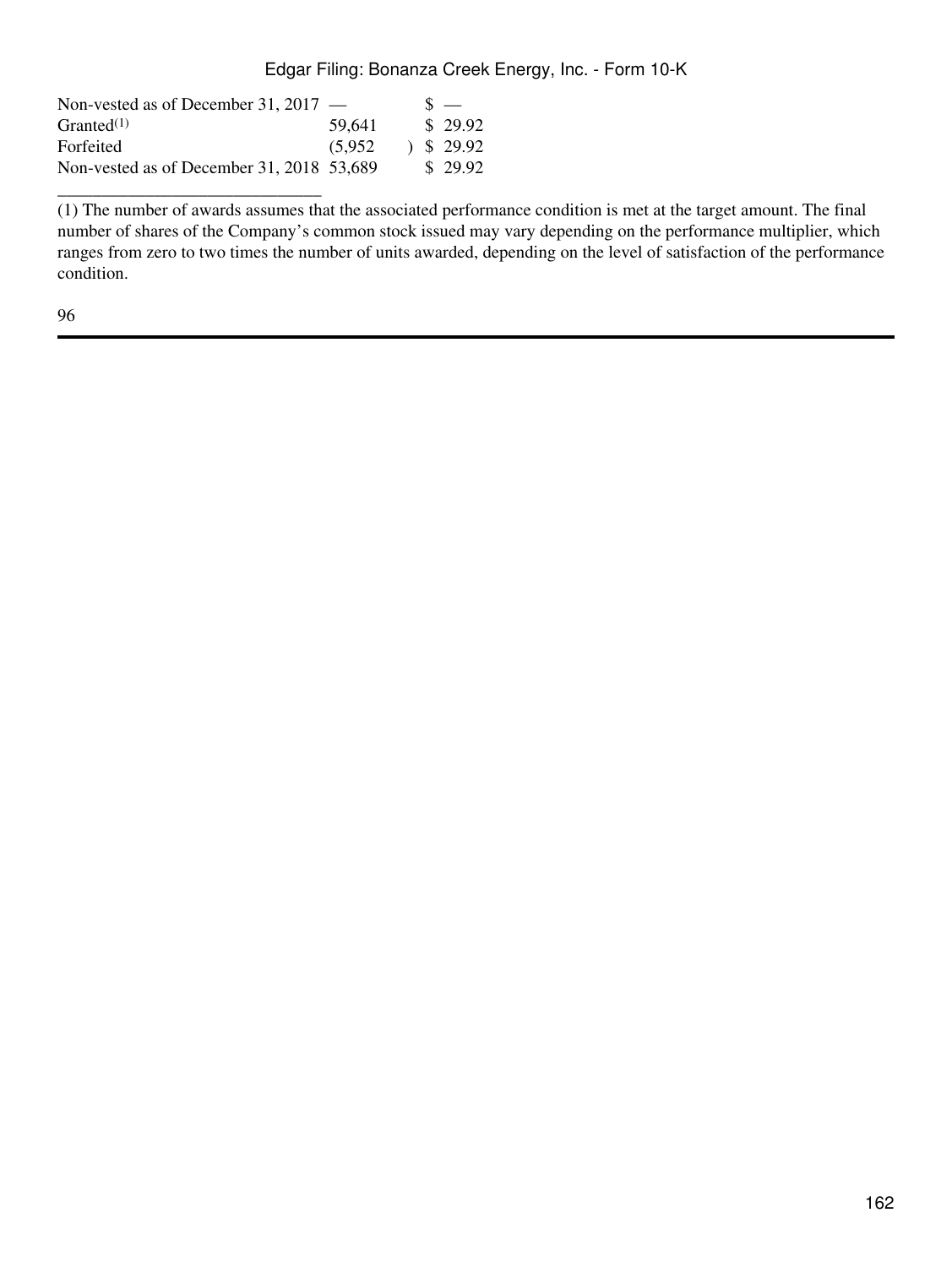| | | |
|---|---|---|
| Non-vested as of December 31, 2017 | — | $ — |
| Granted[1] | 59,641 | $ 29.92 |
| Forfeited | (5,952 ) | $ 29.92 |
| Non-vested as of December 31, 2018 | 53,689 | $ 29.92 |

_____________________________

(1) The number of awards assumes that the associated performance condition is met at the target amount. The final number of shares of the Company's common stock issued may vary depending on the performance multiplier, which ranges from zero to two times the number of units awarded, depending on the level of satisfaction of the performance condition.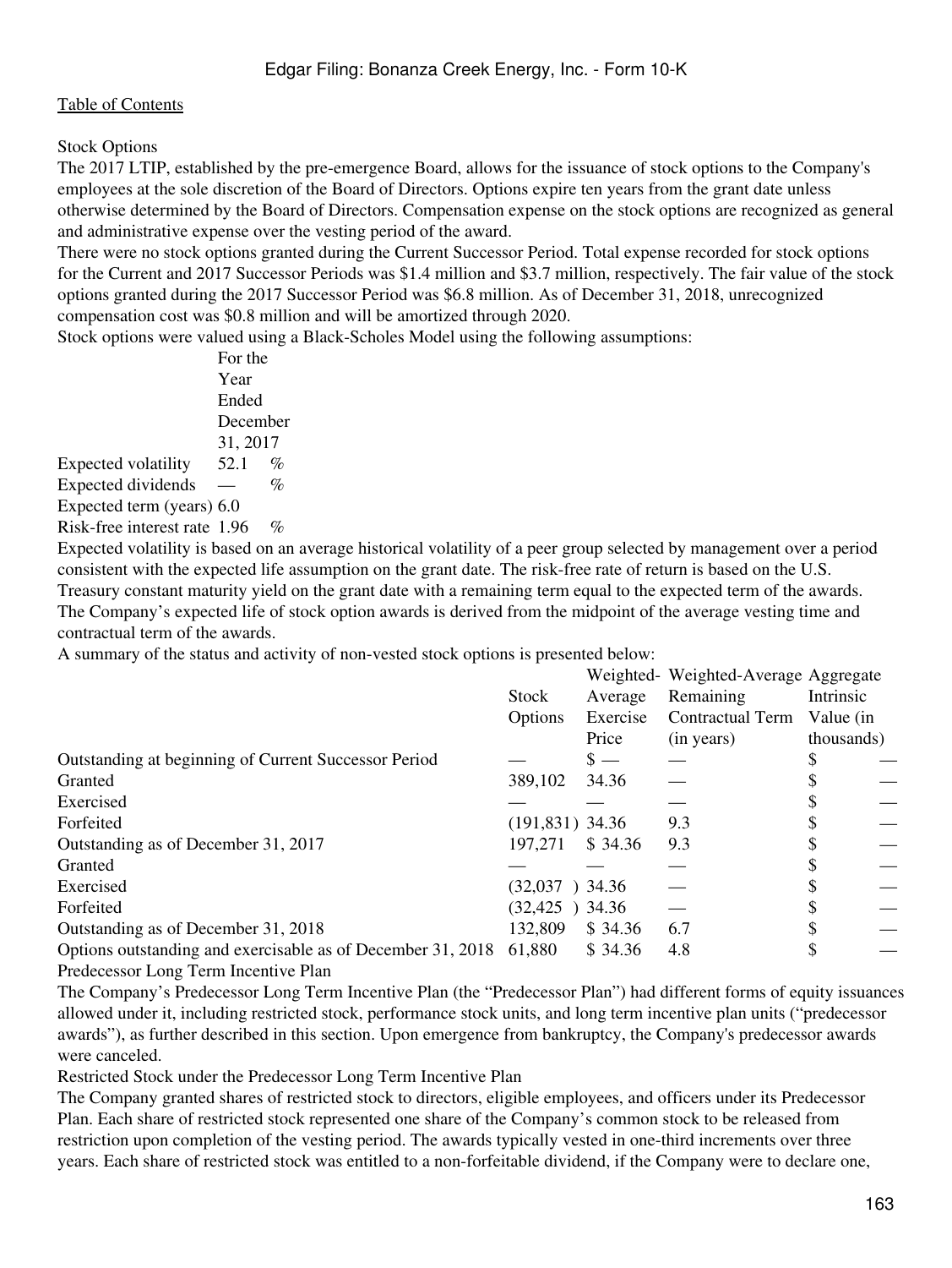Stock Options

The 2017 LTIP, established by the pre-emergence Board, allows for the issuance of stock options to the Company's employees at the sole discretion of the Board of Directors. Options expire ten years from the grant date unless otherwise determined by the Board of Directors. Compensation expense on the stock options are recognized as general and administrative expense over the vesting period of the award.

There were no stock options granted during the Current Successor Period. Total expense recorded for stock options for the Current and 2017 Successor Periods was $1.4 million and $3.7 million, respectively. The fair value of the stock options granted during the 2017 Successor Period was $6.8 million. As of December 31, 2018, unrecognized compensation cost was $0.8 million and will be amortized through 2020.

Stock options were valued using a Black-Scholes Model using the following assumptions:

| | For the Year Ended December 31, 2017 |
|---|---|
| Expected volatility | 52.1 % |
| Expected dividends | — % |
| Expected term (years) | 6.0 |
| Risk-free interest rate | 1.96 % |

Expected volatility is based on an average historical volatility of a peer group selected by management over a period consistent with the expected life assumption on the grant date. The risk-free rate of return is based on the U.S. Treasury constant maturity yield on the grant date with a remaining term equal to the expected term of the awards. The Company's expected life of stock option awards is derived from the midpoint of the average vesting time and contractual term of the awards.

A summary of the status and activity of non-vested stock options is presented below:

| | Stock Options | Weighted-Average Exercise Price | Weighted-Average Remaining Contractual Term (in years) | Aggregate Intrinsic Value (in thousands) |
|---|---|---|---|---|
| Outstanding at beginning of Current Successor Period | — | $ — | — | $ — |
| Granted | 389,102 | 34.36 | — | $ — |
| Exercised | — | — | — | $ — |
| Forfeited | (191,831) | 34.36 | 9.3 | $ — |
| Outstanding as of December 31, 2017 | 197,271 | $ 34.36 | 9.3 | $ — |
| Granted | — | — | — | $ — |
| Exercised | (32,037) | 34.36 | — | $ — |
| Forfeited | (32,425) | 34.36 | — | $ — |
| Outstanding as of December 31, 2018 | 132,809 | $ 34.36 | 6.7 | $ — |
| Options outstanding and exercisable as of December 31, 2018 | 61,880 | $ 34.36 | 4.8 | $ — |

Predecessor Long Term Incentive Plan

The Company's Predecessor Long Term Incentive Plan (the "Predecessor Plan") had different forms of equity issuances allowed under it, including restricted stock, performance stock units, and long term incentive plan units ("predecessor awards"), as further described in this section. Upon emergence from bankruptcy, the Company's predecessor awards were canceled.

Restricted Stock under the Predecessor Long Term Incentive Plan

The Company granted shares of restricted stock to directors, eligible employees, and officers under its Predecessor Plan. Each share of restricted stock represented one share of the Company's common stock to be released from restriction upon completion of the vesting period. The awards typically vested in one-third increments over three years. Each share of restricted stock was entitled to a non-forfeitable dividend, if the Company were to declare one,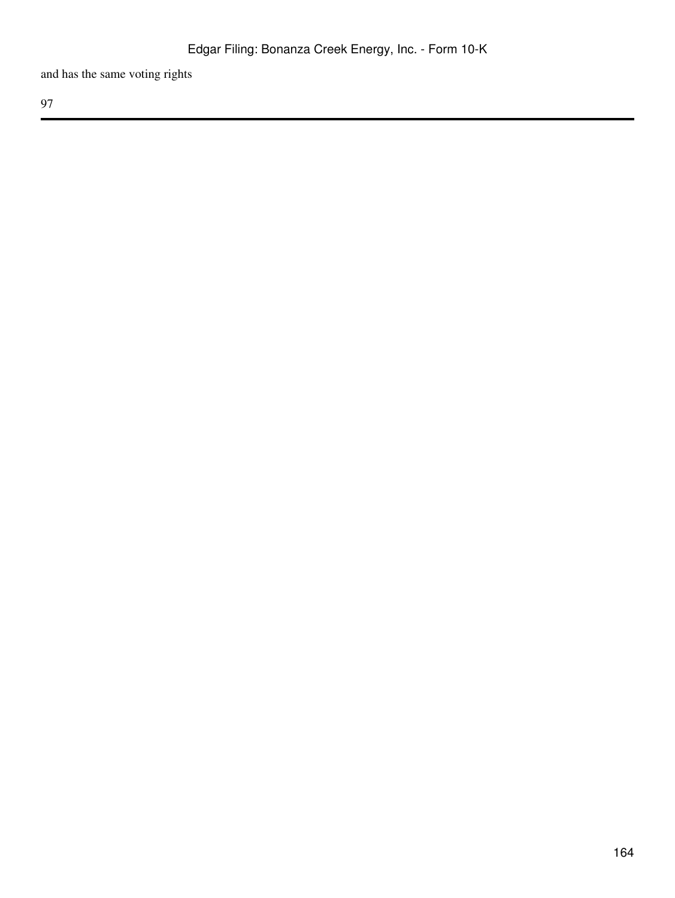and has the same voting rights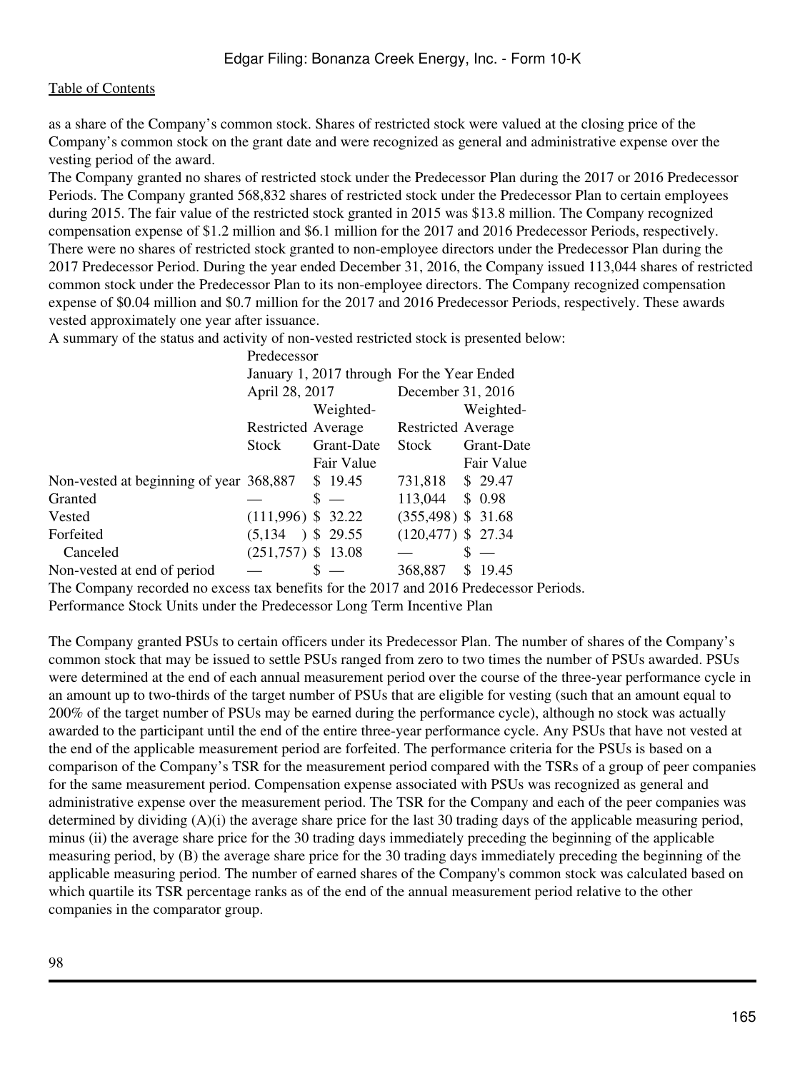as a share of the Company's common stock. Shares of restricted stock were valued at the closing price of the Company's common stock on the grant date and were recognized as general and administrative expense over the vesting period of the award.

The Company granted no shares of restricted stock under the Predecessor Plan during the 2017 or 2016 Predecessor Periods. The Company granted 568,832 shares of restricted stock under the Predecessor Plan to certain employees during 2015. The fair value of the restricted stock granted in 2015 was $13.8 million. The Company recognized compensation expense of $1.2 million and $6.1 million for the 2017 and 2016 Predecessor Periods, respectively. There were no shares of restricted stock granted to non-employee directors under the Predecessor Plan during the 2017 Predecessor Period. During the year ended December 31, 2016, the Company issued 113,044 shares of restricted common stock under the Predecessor Plan to its non-employee directors. The Company recognized compensation expense of $0.04 million and $0.7 million for the 2017 and 2016 Predecessor Periods, respectively. These awards vested approximately one year after issuance.

A summary of the status and activity of non-vested restricted stock is presented below:

| | Predecessor | | | |
|---|---|---|---|---|
| | January 1, 2017 through April 28, 2017 | | For the Year Ended December 31, 2016 | |
| | Restricted Stock | Weighted-Average Grant-Date Fair Value | Restricted Stock | Weighted-Average Grant-Date Fair Value |
| Non-vested at beginning of year | 368,887 | $ 19.45 | 731,818 | $ 29.47 |
| Granted | — | $ — | 113,044 | $ 0.98 |
| Vested | (111,996) | $ 32.22 | (355,498) | $ 31.68 |
| Forfeited | (5,134) | $ 29.55 | (120,477) | $ 27.34 |
| Canceled | (251,757) | $ 13.08 | — | $ — |
| Non-vested at end of period | — | $ — | 368,887 | $ 19.45 |

The Company recorded no excess tax benefits for the 2017 and 2016 Predecessor Periods.

Performance Stock Units under the Predecessor Long Term Incentive Plan

The Company granted PSUs to certain officers under its Predecessor Plan. The number of shares of the Company's common stock that may be issued to settle PSUs ranged from zero to two times the number of PSUs awarded. PSUs were determined at the end of each annual measurement period over the course of the three-year performance cycle in an amount up to two-thirds of the target number of PSUs that are eligible for vesting (such that an amount equal to 200% of the target number of PSUs may be earned during the performance cycle), although no stock was actually awarded to the participant until the end of the entire three-year performance cycle. Any PSUs that have not vested at the end of the applicable measurement period are forfeited. The performance criteria for the PSUs is based on a comparison of the Company's TSR for the measurement period compared with the TSRs of a group of peer companies for the same measurement period. Compensation expense associated with PSUs was recognized as general and administrative expense over the measurement period. The TSR for the Company and each of the peer companies was determined by dividing (A)(i) the average share price for the last 30 trading days of the applicable measuring period, minus (ii) the average share price for the 30 trading days immediately preceding the beginning of the applicable measuring period, by (B) the average share price for the 30 trading days immediately preceding the beginning of the applicable measuring period. The number of earned shares of the Company's common stock was calculated based on which quartile its TSR percentage ranks as of the end of the annual measurement period relative to the other companies in the comparator group.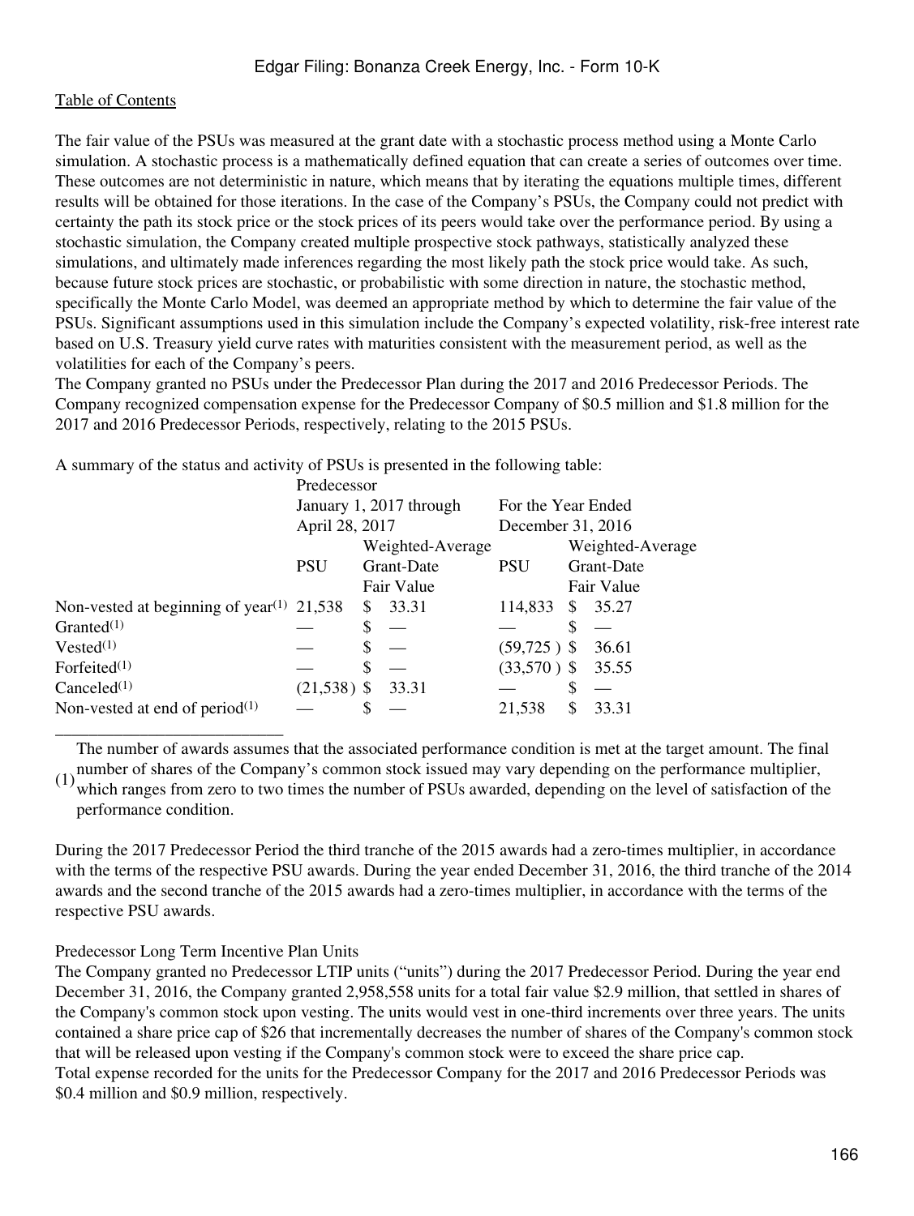The fair value of the PSUs was measured at the grant date with a stochastic process method using a Monte Carlo simulation. A stochastic process is a mathematically defined equation that can create a series of outcomes over time. These outcomes are not deterministic in nature, which means that by iterating the equations multiple times, different results will be obtained for those iterations. In the case of the Company's PSUs, the Company could not predict with certainty the path its stock price or the stock prices of its peers would take over the performance period. By using a stochastic simulation, the Company created multiple prospective stock pathways, statistically analyzed these simulations, and ultimately made inferences regarding the most likely path the stock price would take. As such, because future stock prices are stochastic, or probabilistic with some direction in nature, the stochastic method, specifically the Monte Carlo Model, was deemed an appropriate method by which to determine the fair value of the PSUs. Significant assumptions used in this simulation include the Company's expected volatility, risk-free interest rate based on U.S. Treasury yield curve rates with maturities consistent with the measurement period, as well as the volatilities for each of the Company's peers.

The Company granted no PSUs under the Predecessor Plan during the 2017 and 2016 Predecessor Periods. The Company recognized compensation expense for the Predecessor Company of $0.5 million and $1.8 million for the 2017 and 2016 Predecessor Periods, respectively, relating to the 2015 PSUs.

A summary of the status and activity of PSUs is presented in the following table:

| | Predecessor | | | |
|---|---|---|---|---|
| | January 1, 2017 through April 28, 2017 | | For the Year Ended December 31, 2016 | |
| | PSU | Weighted-Average Grant-Date Fair Value | PSU | Weighted-Average Grant-Date Fair Value |
| Non-vested at beginning of year[(1)] | 21,538 | $ 33.31 | 114,833 | $ 35.27 |
| Granted[(1)] | — | $ — | — | $ — |
| Vested[(1)] | — | $ — | (59,725 ) | $ 36.61 |
| Forfeited[(1)] | — | $ — | (33,570 ) | $ 35.55 |
| Canceled[(1)] | (21,538 ) | $ 33.31 | — | $ — |
| Non-vested at end of period[(1)] | — | $ — | 21,538 | $ 33.31 |

(1) The number of awards assumes that the associated performance condition is met at the target amount. The final number of shares of the Company's common stock issued may vary depending on the performance multiplier, which ranges from zero to two times the number of PSUs awarded, depending on the level of satisfaction of the performance condition.

During the 2017 Predecessor Period the third tranche of the 2015 awards had a zero-times multiplier, in accordance with the terms of the respective PSU awards. During the year ended December 31, 2016, the third tranche of the 2014 awards and the second tranche of the 2015 awards had a zero-times multiplier, in accordance with the terms of the respective PSU awards.

Predecessor Long Term Incentive Plan Units

The Company granted no Predecessor LTIP units ("units") during the 2017 Predecessor Period. During the year end December 31, 2016, the Company granted 2,958,558 units for a total fair value $2.9 million, that settled in shares of the Company's common stock upon vesting. The units would vest in one-third increments over three years. The units contained a share price cap of $26 that incrementally decreases the number of shares of the Company's common stock that will be released upon vesting if the Company's common stock were to exceed the share price cap.

Total expense recorded for the units for the Predecessor Company for the 2017 and 2016 Predecessor Periods was $0.4 million and $0.9 million, respectively.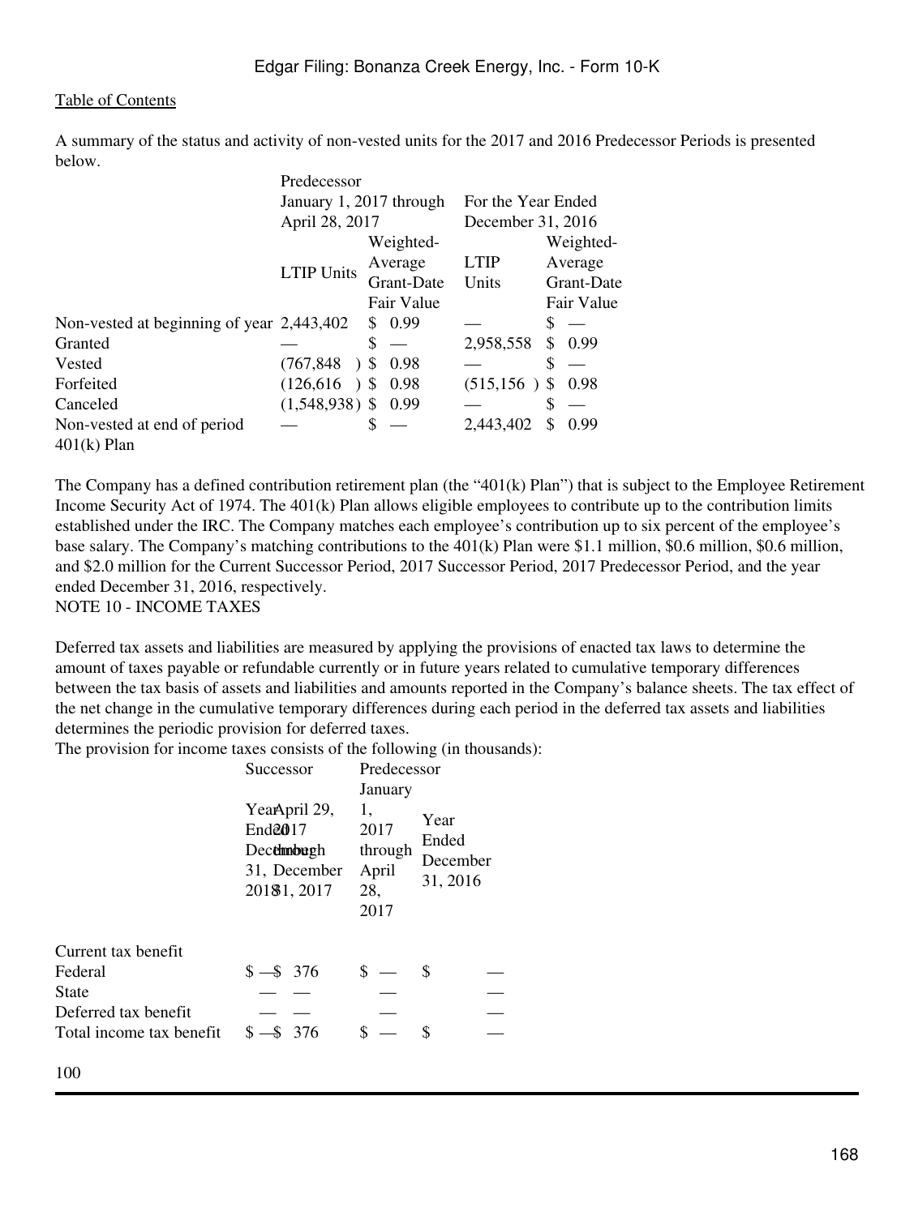A summary of the status and activity of non-vested units for the 2017 and 2016 Predecessor Periods is presented below.

| | Predecessor January 1, 2017 through April 28, 2017 | | For the Year Ended December 31, 2016 | |
|---|---|---|---|---|
| | LTIP Units | Weighted-Average Grant-Date Fair Value | LTIP Units | Weighted-Average Grant-Date Fair Value |
| Non-vested at beginning of year | 2,443,402 | $ 0.99 | — | $ — |
| Granted | — | $ — | 2,958,558 | $ 0.99 |
| Vested | (767,848 ) | $ 0.98 | — | $ — |
| Forfeited | (126,616 ) | $ 0.98 | (515,156 ) | $ 0.98 |
| Canceled | (1,548,938) | $ 0.99 | — | $ — |
| Non-vested at end of period | — | $ — | 2,443,402 | $ 0.99 |

401(k) Plan

The Company has a defined contribution retirement plan (the "401(k) Plan") that is subject to the Employee Retirement Income Security Act of 1974. The 401(k) Plan allows eligible employees to contribute up to the contribution limits established under the IRC. The Company matches each employee's contribution up to six percent of the employee's base salary. The Company's matching contributions to the 401(k) Plan were $1.1 million, $0.6 million, $0.6 million, and $2.0 million for the Current Successor Period, 2017 Successor Period, 2017 Predecessor Period, and the year ended December 31, 2016, respectively.

NOTE 10 - INCOME TAXES

Deferred tax assets and liabilities are measured by applying the provisions of enacted tax laws to determine the amount of taxes payable or refundable currently or in future years related to cumulative temporary differences between the tax basis of assets and liabilities and amounts reported in the Company's balance sheets. The tax effect of the net change in the cumulative temporary differences during each period in the deferred tax assets and liabilities determines the periodic provision for deferred taxes.

The provision for income taxes consists of the following (in thousands):

| | Successor | | Predecessor | |
|---|---|---|---|---|
| | Year Ended December 31, 2018 | April 29, 2017 through December 31, 2017 | January 1, 2017 through April 28, 2017 | Year Ended December 31, 2016 |
| Current tax benefit | | | | |
| Federal | $ — | $ 376 | $ — | $ — |
| State | — | — | — | — |
| Deferred tax benefit | — | — | — | — |
| Total income tax benefit | $ — | $ 376 | $ — | $ — |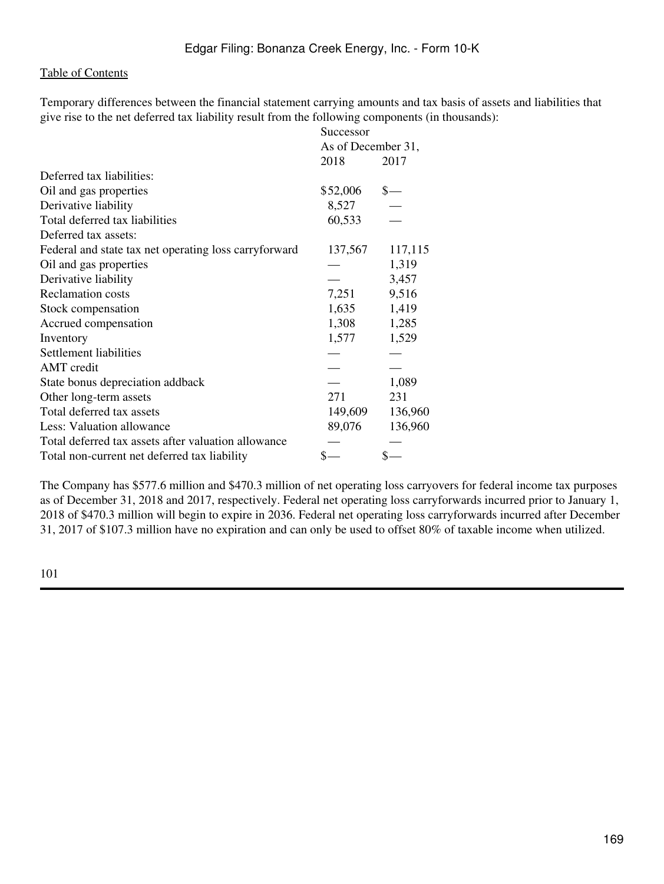Table of Contents

Temporary differences between the financial statement carrying amounts and tax basis of assets and liabilities that give rise to the net deferred tax liability result from the following components (in thousands):

| | Successor | |
|---|---|---|
| | As of December 31, | |
| | 2018 | 2017 |
| Deferred tax liabilities: | | |
| Oil and gas properties | $52,006 | $— |
| Derivative liability | 8,527 | — |
| Total deferred tax liabilities | 60,533 | — |
| Deferred tax assets: | | |
| Federal and state tax net operating loss carryforward | 137,567 | 117,115 |
| Oil and gas properties | — | 1,319 |
| Derivative liability | — | 3,457 |
| Reclamation costs | 7,251 | 9,516 |
| Stock compensation | 1,635 | 1,419 |
| Accrued compensation | 1,308 | 1,285 |
| Inventory | 1,577 | 1,529 |
| Settlement liabilities | — | — |
| AMT credit | — | — |
| State bonus depreciation addback | — | 1,089 |
| Other long-term assets | 271 | 231 |
| Total deferred tax assets | 149,609 | 136,960 |
| Less: Valuation allowance | 89,076 | 136,960 |
| Total deferred tax assets after valuation allowance | — | — |
| Total non-current net deferred tax liability | $— | $— |

The Company has $577.6 million and $470.3 million of net operating loss carryovers for federal income tax purposes as of December 31, 2018 and 2017, respectively. Federal net operating loss carryforwards incurred prior to January 1, 2018 of $470.3 million will begin to expire in 2036. Federal net operating loss carryforwards incurred after December 31, 2017 of $107.3 million have no expiration and can only be used to offset 80% of taxable income when utilized.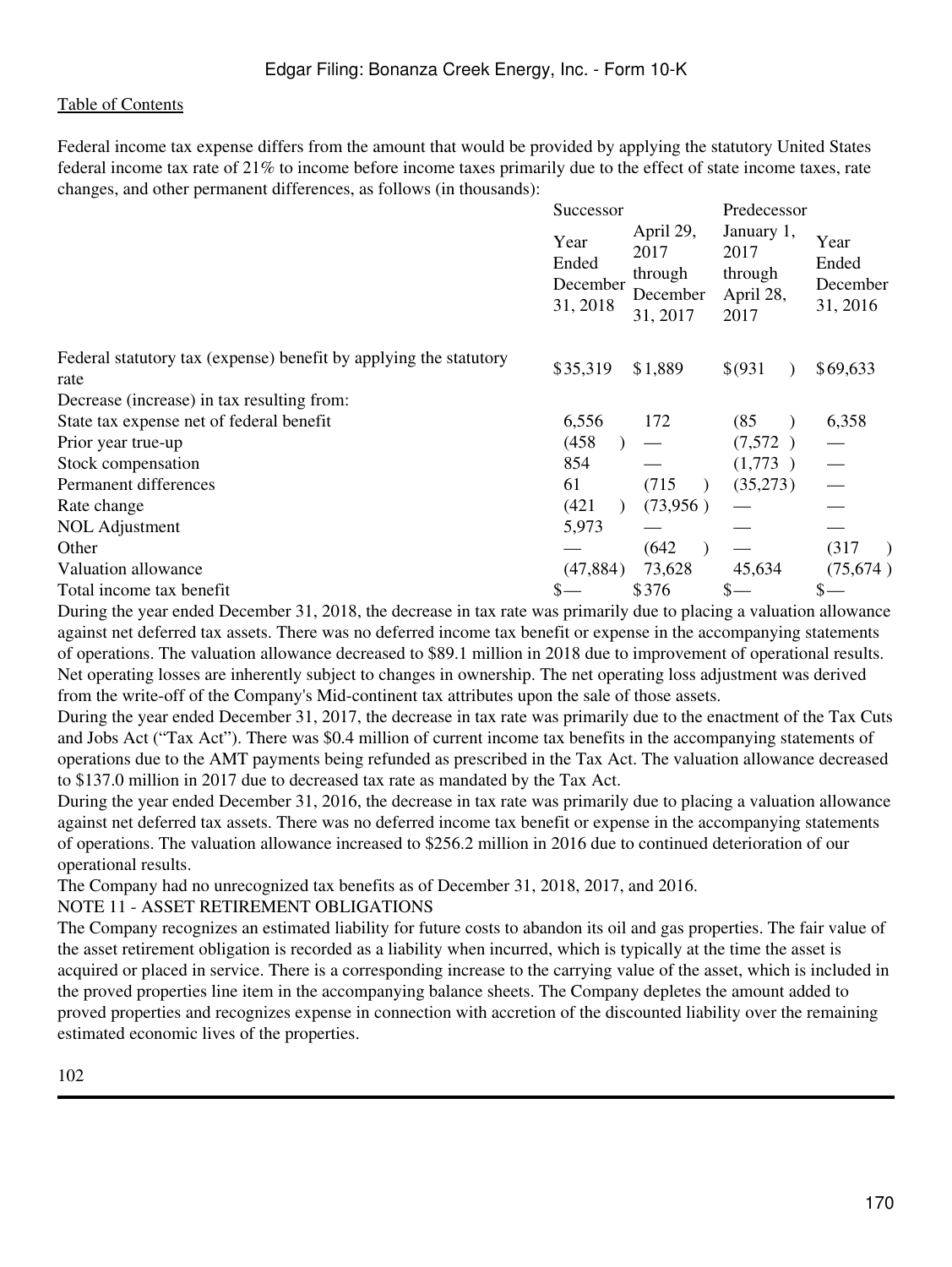Federal income tax expense differs from the amount that would be provided by applying the statutory United States federal income tax rate of 21% to income before income taxes primarily due to the effect of state income taxes, rate changes, and other permanent differences, as follows (in thousands):

| | Successor | | Predecessor | |
|---|---|---|---|---|
| | Year Ended December 31, 2018 | April 29, 2017 through December 31, 2017 | January 1, 2017 through April 28, 2017 | Year Ended December 31, 2016 |
| Federal statutory tax (expense) benefit by applying the statutory rate | $35,319 | $1,889 | $(931) | $69,633 |
| Decrease (increase) in tax resulting from: | | | | |
| State tax expense net of federal benefit | 6,556 | 172 | (85) | 6,358 |
| Prior year true-up | (458) | — | (7,572) | — |
| Stock compensation | 854 | — | (1,773) | — |
| Permanent differences | 61 | (715) | (35,273) | — |
| Rate change | (421) | (73,956) | — | — |
| NOL Adjustment | 5,973 | — | — | — |
| Other | — | (642) | — | (317) |
| Valuation allowance | (47,884) | 73,628 | 45,634 | (75,674) |
| Total income tax benefit | $— | $376 | $— | $— |

During the year ended December 31, 2018, the decrease in tax rate was primarily due to placing a valuation allowance against net deferred tax assets. There was no deferred income tax benefit or expense in the accompanying statements of operations. The valuation allowance decreased to $89.1 million in 2018 due to improvement of operational results. Net operating losses are inherently subject to changes in ownership. The net operating loss adjustment was derived from the write-off of the Company's Mid-continent tax attributes upon the sale of those assets.

During the year ended December 31, 2017, the decrease in tax rate was primarily due to the enactment of the Tax Cuts and Jobs Act ("Tax Act"). There was $0.4 million of current income tax benefits in the accompanying statements of operations due to the AMT payments being refunded as prescribed in the Tax Act. The valuation allowance decreased to $137.0 million in 2017 due to decreased tax rate as mandated by the Tax Act.

During the year ended December 31, 2016, the decrease in tax rate was primarily due to placing a valuation allowance against net deferred tax assets. There was no deferred income tax benefit or expense in the accompanying statements of operations. The valuation allowance increased to $256.2 million in 2016 due to continued deterioration of our operational results.

The Company had no unrecognized tax benefits as of December 31, 2018, 2017, and 2016.

## NOTE 11 - ASSET RETIREMENT OBLIGATIONS

The Company recognizes an estimated liability for future costs to abandon its oil and gas properties. The fair value of the asset retirement obligation is recorded as a liability when incurred, which is typically at the time the asset is acquired or placed in service. There is a corresponding increase to the carrying value of the asset, which is included in the proved properties line item in the accompanying balance sheets. The Company depletes the amount added to proved properties and recognizes expense in connection with accretion of the discounted liability over the remaining estimated economic lives of the properties.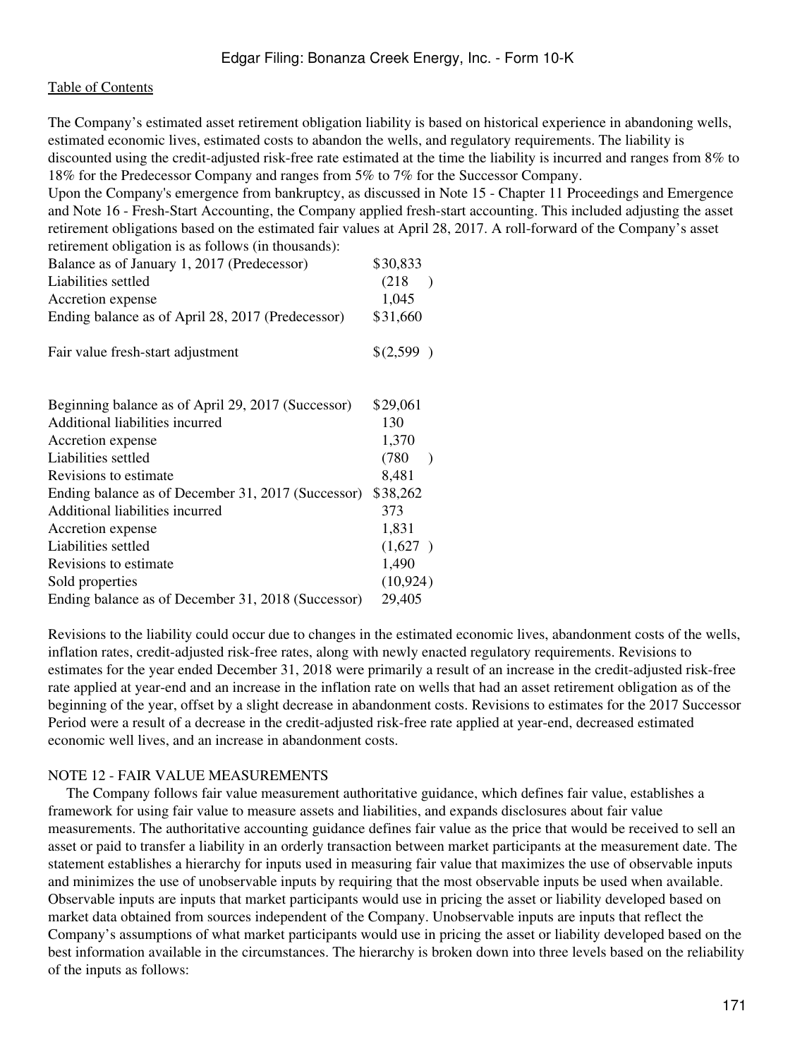Table of Contents

The Company’s estimated asset retirement obligation liability is based on historical experience in abandoning wells, estimated economic lives, estimated costs to abandon the wells, and regulatory requirements. The liability is discounted using the credit-adjusted risk-free rate estimated at the time the liability is incurred and ranges from 8% to 18% for the Predecessor Company and ranges from 5% to 7% for the Successor Company.

Upon the Company's emergence from bankruptcy, as discussed in Note 15 - Chapter 11 Proceedings and Emergence and Note 16 - Fresh-Start Accounting, the Company applied fresh-start accounting. This included adjusting the asset retirement obligations based on the estimated fair values at April 28, 2017. A roll-forward of the Company’s asset retirement obligation is as follows (in thousands):

| | |
|---|---|
| Balance as of January 1, 2017 (Predecessor) | $30,833 |
| Liabilities settled | (218) |
| Accretion expense | 1,045 |
| Ending balance as of April 28, 2017 (Predecessor) | $31,660 |
| | |
| Fair value fresh-start adjustment | $(2,599) |
| | |
| Beginning balance as of April 29, 2017 (Successor) | $29,061 |
| Additional liabilities incurred | 130 |
| Accretion expense | 1,370 |
| Liabilities settled | (780) |
| Revisions to estimate | 8,481 |
| Ending balance as of December 31, 2017 (Successor) | $38,262 |
| Additional liabilities incurred | 373 |
| Accretion expense | 1,831 |
| Liabilities settled | (1,627) |
| Revisions to estimate | 1,490 |
| Sold properties | (10,924) |
| Ending balance as of December 31, 2018 (Successor) | 29,405 |

Revisions to the liability could occur due to changes in the estimated economic lives, abandonment costs of the wells, inflation rates, credit-adjusted risk-free rates, along with newly enacted regulatory requirements. Revisions to estimates for the year ended December 31, 2018 were primarily a result of an increase in the credit-adjusted risk-free rate applied at year-end and an increase in the inflation rate on wells that had an asset retirement obligation as of the beginning of the year, offset by a slight decrease in abandonment costs. Revisions to estimates for the 2017 Successor Period were a result of a decrease in the credit-adjusted risk-free rate applied at year-end, decreased estimated economic well lives, and an increase in abandonment costs.

## NOTE 12 - FAIR VALUE MEASUREMENTS

The Company follows fair value measurement authoritative guidance, which defines fair value, establishes a framework for using fair value to measure assets and liabilities, and expands disclosures about fair value measurements. The authoritative accounting guidance defines fair value as the price that would be received to sell an asset or paid to transfer a liability in an orderly transaction between market participants at the measurement date. The statement establishes a hierarchy for inputs used in measuring fair value that maximizes the use of observable inputs and minimizes the use of unobservable inputs by requiring that the most observable inputs be used when available. Observable inputs are inputs that market participants would use in pricing the asset or liability developed based on market data obtained from sources independent of the Company. Unobservable inputs are inputs that reflect the Company’s assumptions of what market participants would use in pricing the asset or liability developed based on the best information available in the circumstances. The hierarchy is broken down into three levels based on the reliability of the inputs as follows: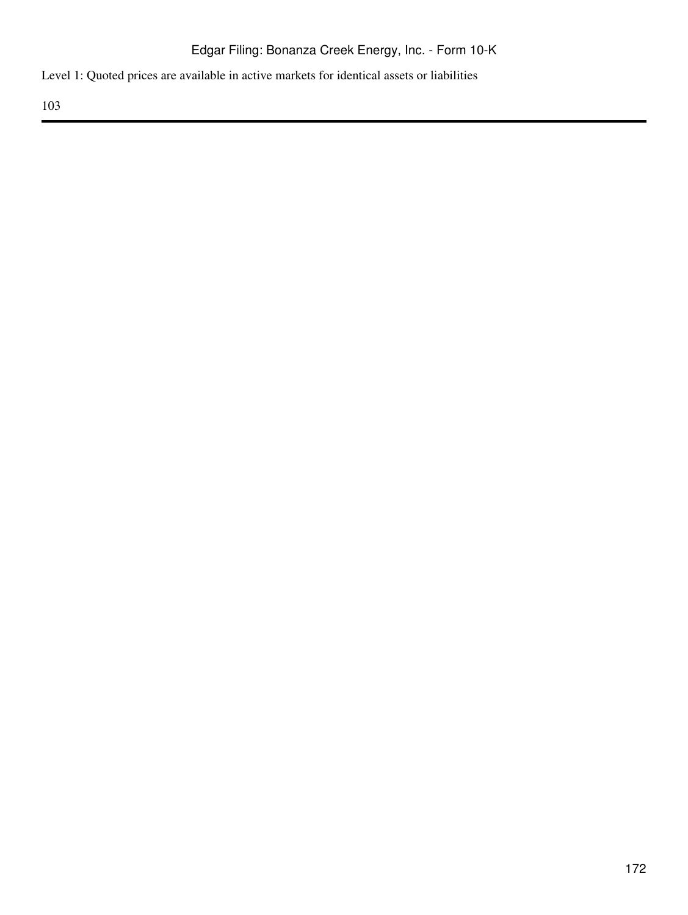Level 1: Quoted prices are available in active markets for identical assets or liabilities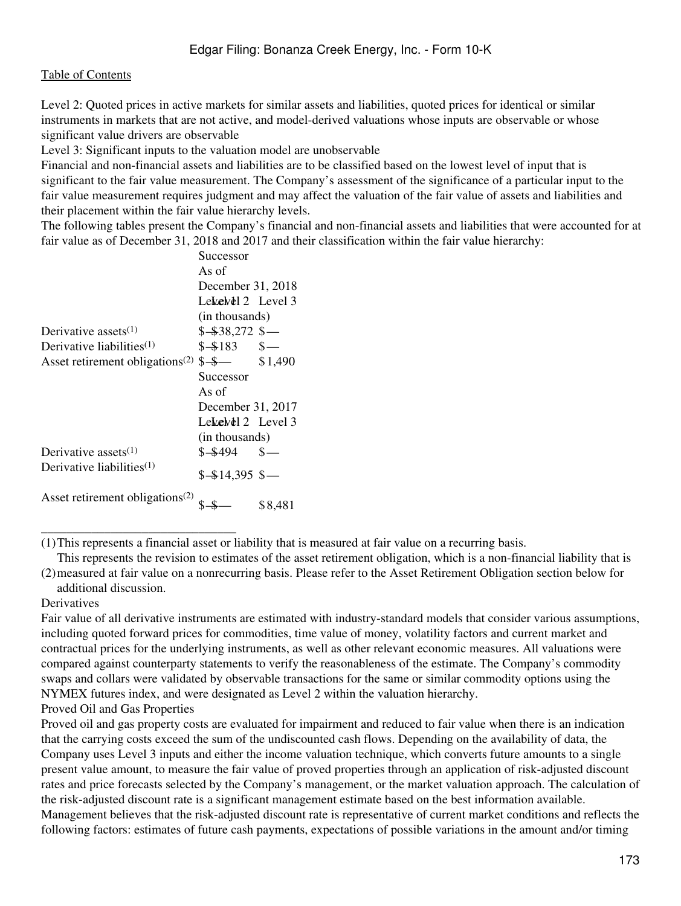Level 2: Quoted prices in active markets for similar assets and liabilities, quoted prices for identical or similar instruments in markets that are not active, and model-derived valuations whose inputs are observable or whose significant value drivers are observable

Level 3: Significant inputs to the valuation model are unobservable

Financial and non-financial assets and liabilities are to be classified based on the lowest level of input that is significant to the fair value measurement. The Company's assessment of the significance of a particular input to the fair value measurement requires judgment and may affect the valuation of the fair value of assets and liabilities and their placement within the fair value hierarchy levels.

The following tables present the Company's financial and non-financial assets and liabilities that were accounted for at fair value as of December 31, 2018 and 2017 and their classification within the fair value hierarchy:

| | Successor | | |
|---|---|---|---|
| | As of December 31, 2018 | | |
| | Level 1 | Level 2 | Level 3 |
| | (in thousands) | | |
| Derivative assets[1] | $ — | $ 38,272 | $ — |
| Derivative liabilities[1] | $ — | $ 183 | $ — |
| Asset retirement obligations[2] | $ — | $ — | $ 1,490 |

| | Successor | | |
|---|---|---|---|
| | As of December 31, 2017 | | |
| | Level 1 | Level 2 | Level 3 |
| | (in thousands) | | |
| Derivative assets[1] | $ — | $ 494 | $ — |
| Derivative liabilities[1] | $ — | $ 14,395 | $ — |
| Asset retirement obligations[2] | $ — | $ — | $ 8,481 |

_______________________________

(1) This represents a financial asset or liability that is measured at fair value on a recurring basis.

(2) This represents the revision to estimates of the asset retirement obligation, which is a non-financial liability that is measured at fair value on a nonrecurring basis. Please refer to the Asset Retirement Obligation section below for additional discussion.

Derivatives

Fair value of all derivative instruments are estimated with industry-standard models that consider various assumptions, including quoted forward prices for commodities, time value of money, volatility factors and current market and contractual prices for the underlying instruments, as well as other relevant economic measures. All valuations were compared against counterparty statements to verify the reasonableness of the estimate. The Company's commodity swaps and collars were validated by observable transactions for the same or similar commodity options using the NYMEX futures index, and were designated as Level 2 within the valuation hierarchy.

Proved Oil and Gas Properties

Proved oil and gas property costs are evaluated for impairment and reduced to fair value when there is an indication that the carrying costs exceed the sum of the undiscounted cash flows. Depending on the availability of data, the Company uses Level 3 inputs and either the income valuation technique, which converts future amounts to a single present value amount, to measure the fair value of proved properties through an application of risk-adjusted discount rates and price forecasts selected by the Company's management, or the market valuation approach. The calculation of the risk-adjusted discount rate is a significant management estimate based on the best information available. Management believes that the risk-adjusted discount rate is representative of current market conditions and reflects the following factors: estimates of future cash payments, expectations of possible variations in the amount and/or timing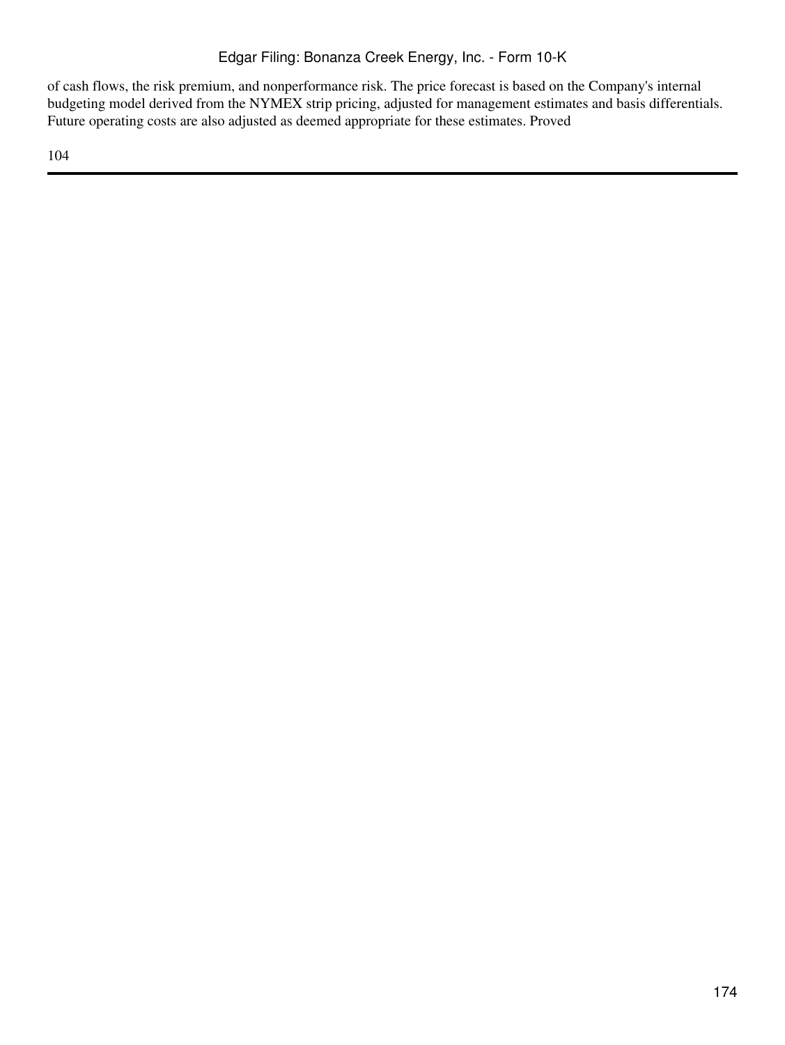of cash flows, the risk premium, and nonperformance risk. The price forecast is based on the Company's internal budgeting model derived from the NYMEX strip pricing, adjusted for management estimates and basis differentials. Future operating costs are also adjusted as deemed appropriate for these estimates. Proved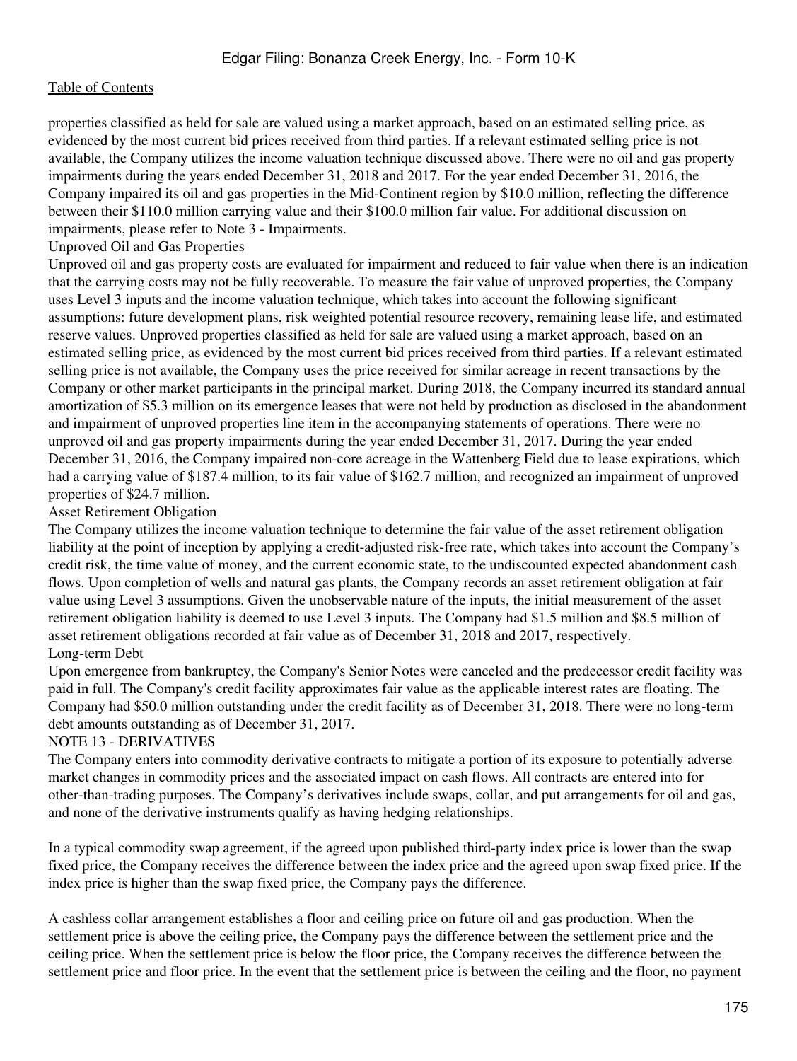properties classified as held for sale are valued using a market approach, based on an estimated selling price, as evidenced by the most current bid prices received from third parties. If a relevant estimated selling price is not available, the Company utilizes the income valuation technique discussed above. There were no oil and gas property impairments during the years ended December 31, 2018 and 2017. For the year ended December 31, 2016, the Company impaired its oil and gas properties in the Mid-Continent region by $10.0 million, reflecting the difference between their $110.0 million carrying value and their $100.0 million fair value. For additional discussion on impairments, please refer to Note 3 - Impairments.

Unproved Oil and Gas Properties

Unproved oil and gas property costs are evaluated for impairment and reduced to fair value when there is an indication that the carrying costs may not be fully recoverable. To measure the fair value of unproved properties, the Company uses Level 3 inputs and the income valuation technique, which takes into account the following significant assumptions: future development plans, risk weighted potential resource recovery, remaining lease life, and estimated reserve values. Unproved properties classified as held for sale are valued using a market approach, based on an estimated selling price, as evidenced by the most current bid prices received from third parties. If a relevant estimated selling price is not available, the Company uses the price received for similar acreage in recent transactions by the Company or other market participants in the principal market. During 2018, the Company incurred its standard annual amortization of $5.3 million on its emergence leases that were not held by production as disclosed in the abandonment and impairment of unproved properties line item in the accompanying statements of operations. There were no unproved oil and gas property impairments during the year ended December 31, 2017. During the year ended December 31, 2016, the Company impaired non-core acreage in the Wattenberg Field due to lease expirations, which had a carrying value of $187.4 million, to its fair value of $162.7 million, and recognized an impairment of unproved properties of $24.7 million.

Asset Retirement Obligation

The Company utilizes the income valuation technique to determine the fair value of the asset retirement obligation liability at the point of inception by applying a credit-adjusted risk-free rate, which takes into account the Company's credit risk, the time value of money, and the current economic state, to the undiscounted expected abandonment cash flows. Upon completion of wells and natural gas plants, the Company records an asset retirement obligation at fair value using Level 3 assumptions. Given the unobservable nature of the inputs, the initial measurement of the asset retirement obligation liability is deemed to use Level 3 inputs. The Company had $1.5 million and $8.5 million of asset retirement obligations recorded at fair value as of December 31, 2018 and 2017, respectively.

Long-term Debt

Upon emergence from bankruptcy, the Company's Senior Notes were canceled and the predecessor credit facility was paid in full. The Company's credit facility approximates fair value as the applicable interest rates are floating. The Company had $50.0 million outstanding under the credit facility as of December 31, 2018. There were no long-term debt amounts outstanding as of December 31, 2017.

NOTE 13 - DERIVATIVES

The Company enters into commodity derivative contracts to mitigate a portion of its exposure to potentially adverse market changes in commodity prices and the associated impact on cash flows. All contracts are entered into for other-than-trading purposes. The Company's derivatives include swaps, collar, and put arrangements for oil and gas, and none of the derivative instruments qualify as having hedging relationships.

In a typical commodity swap agreement, if the agreed upon published third-party index price is lower than the swap fixed price, the Company receives the difference between the index price and the agreed upon swap fixed price. If the index price is higher than the swap fixed price, the Company pays the difference.

A cashless collar arrangement establishes a floor and ceiling price on future oil and gas production. When the settlement price is above the ceiling price, the Company pays the difference between the settlement price and the ceiling price. When the settlement price is below the floor price, the Company receives the difference between the settlement price and floor price. In the event that the settlement price is between the ceiling and the floor, no payment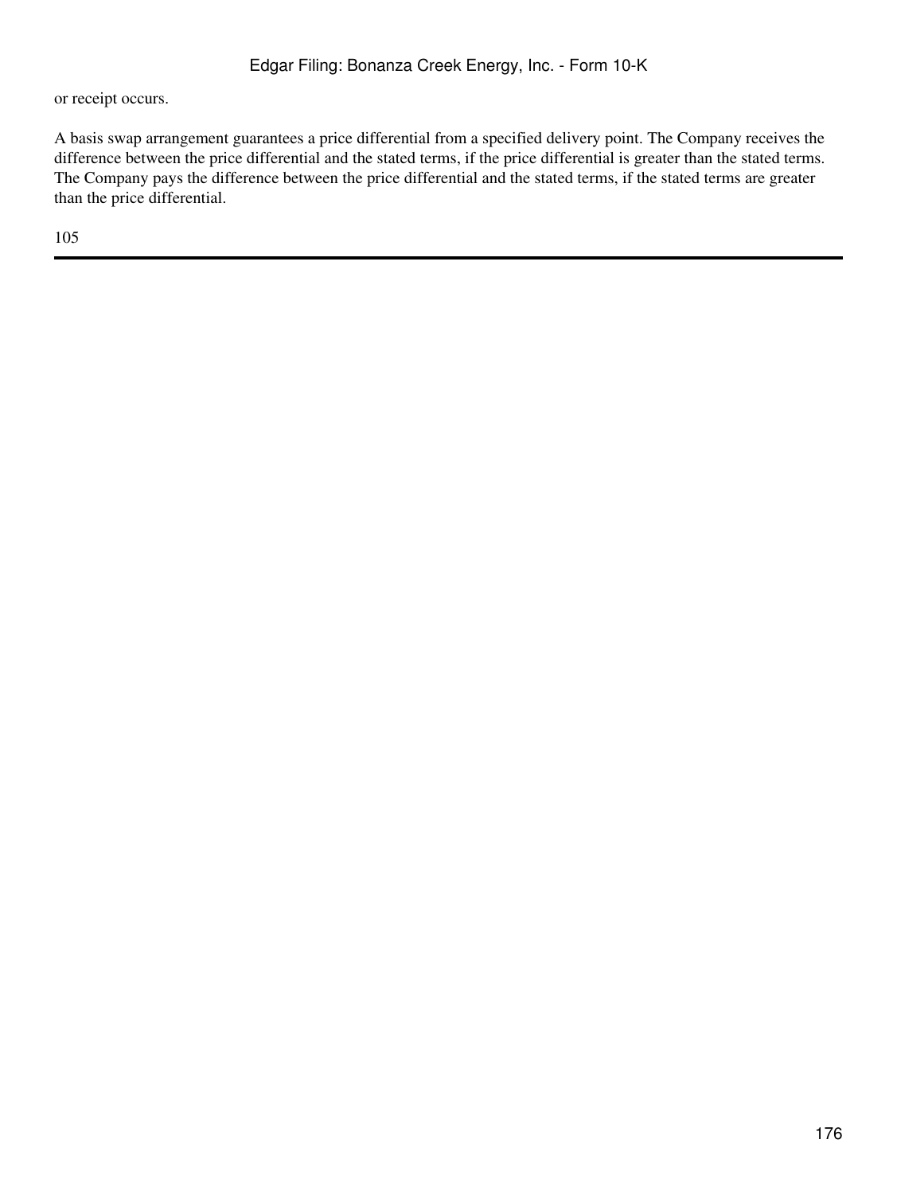or receipt occurs.

A basis swap arrangement guarantees a price differential from a specified delivery point. The Company receives the difference between the price differential and the stated terms, if the price differential is greater than the stated terms. The Company pays the difference between the price differential and the stated terms, if the stated terms are greater than the price differential.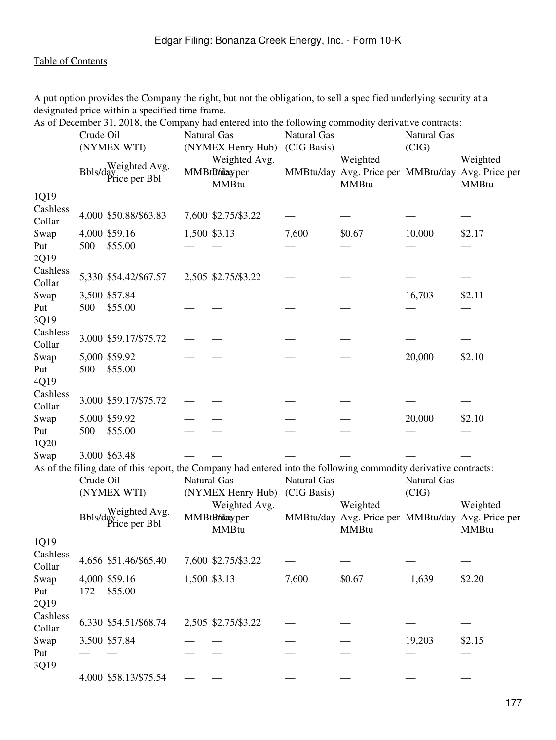A put option provides the Company the right, but not the obligation, to sell a specified underlying security at a designated price within a specified time frame.

As of December 31, 2018, the Company had entered into the following commodity derivative contracts:

| | Crude Oil (NYMEX WTI) | | Natural Gas (NYMEX Henry Hub) | | Natural Gas (CIG Basis) | | Natural Gas (CIG) | |
|---|---|---|---|---|---|---|---|---|
| | Bbls/day | Weighted Avg. Price per Bbl | MMBtu/day | Weighted Avg. Price per MMBtu | MMBtu/day | Weighted Avg. Price per MMBtu | MMBtu/day | Weighted Avg. Price per MMBtu |
| 1Q19 | | | | | | | | |
| Cashless Collar | 4,000 | $50.88/$63.83 | 7,600 | $2.75/$3.22 | — | — | — | — |
| Swap | 4,000 | $59.16 | 1,500 | $3.13 | 7,600 | $0.67 | 10,000 | $2.17 |
| Put | 500 | $55.00 | — | — | — | — | — | — |
| 2Q19 | | | | | | | | |
| Cashless Collar | 5,330 | $54.42/$67.57 | 2,505 | $2.75/$3.22 | — | — | — | — |
| Swap | 3,500 | $57.84 | — | — | — | — | 16,703 | $2.11 |
| Put | 500 | $55.00 | — | — | — | — | — | — |
| 3Q19 | | | | | | | | |
| Cashless Collar | 3,000 | $59.17/$75.72 | — | — | — | — | — | — |
| Swap | 5,000 | $59.92 | — | — | — | — | 20,000 | $2.10 |
| Put | 500 | $55.00 | — | — | — | — | — | — |
| 4Q19 | | | | | | | | |
| Cashless Collar | 3,000 | $59.17/$75.72 | — | — | — | — | — | — |
| Swap | 5,000 | $59.92 | — | — | — | — | 20,000 | $2.10 |
| Put | 500 | $55.00 | — | — | — | — | — | — |
| 1Q20 | | | | | | | | |
| Swap | 3,000 | $63.48 | — | — | — | — | — | — |

As of the filing date of this report, the Company had entered into the following commodity derivative contracts:

| | Crude Oil (NYMEX WTI) | | Natural Gas (NYMEX Henry Hub) | | Natural Gas (CIG Basis) | | Natural Gas (CIG) | |
|---|---|---|---|---|---|---|---|---|
| | Bbls/day | Weighted Avg. Price per Bbl | MMBtu/day | Weighted Avg. Price per MMBtu | MMBtu/day | Weighted Avg. Price per MMBtu | MMBtu/day | Weighted Avg. Price per MMBtu |
| 1Q19 | | | | | | | | |
| Cashless Collar | 4,656 | $51.46/$65.40 | 7,600 | $2.75/$3.22 | — | — | — | — |
| Swap | 4,000 | $59.16 | 1,500 | $3.13 | 7,600 | $0.67 | 11,639 | $2.20 |
| Put | 172 | $55.00 | — | — | — | — | — | — |
| 2Q19 | | | | | | | | |
| Cashless Collar | 6,330 | $54.51/$68.74 | 2,505 | $2.75/$3.22 | — | — | — | — |
| Swap | 3,500 | $57.84 | — | — | — | — | 19,203 | $2.15 |
| Put | — | — | — | — | — | — | — | — |
| 3Q19 | | | | | | | | |
| | 4,000 | $58.13/$75.54 | — | — | — | — | — | — |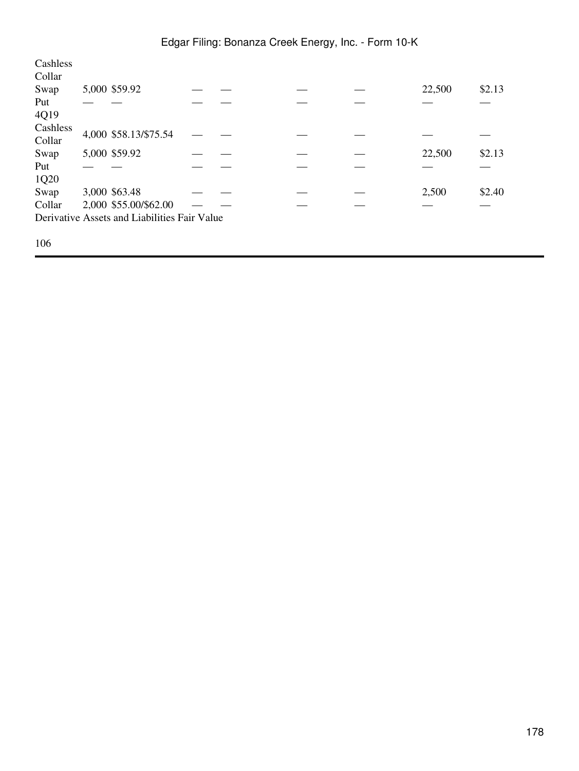| | | | | | | | | |
|---|---|---|---|---|---|---|---|---|
| Cashless Collar | | | | | | | | |
| Swap | 5,000 | $59.92 | — | — | — | — | 22,500 | $2.13 |
| Put | — | — | — | — | — | — | — | — |
| 4Q19 | | | | | | | | |
| Cashless Collar | 4,000 | $58.13/$75.54 | — | — | — | — | — | — |
| Swap | 5,000 | $59.92 | — | — | — | — | 22,500 | $2.13 |
| Put | — | — | — | — | — | — | — | — |
| 1Q20 | | | | | | | | |
| Swap | 3,000 | $63.48 | — | — | — | — | 2,500 | $2.40 |
| Collar | 2,000 | $55.00/$62.00 | — | — | — | — | — | — |

Derivative Assets and Liabilities Fair Value

106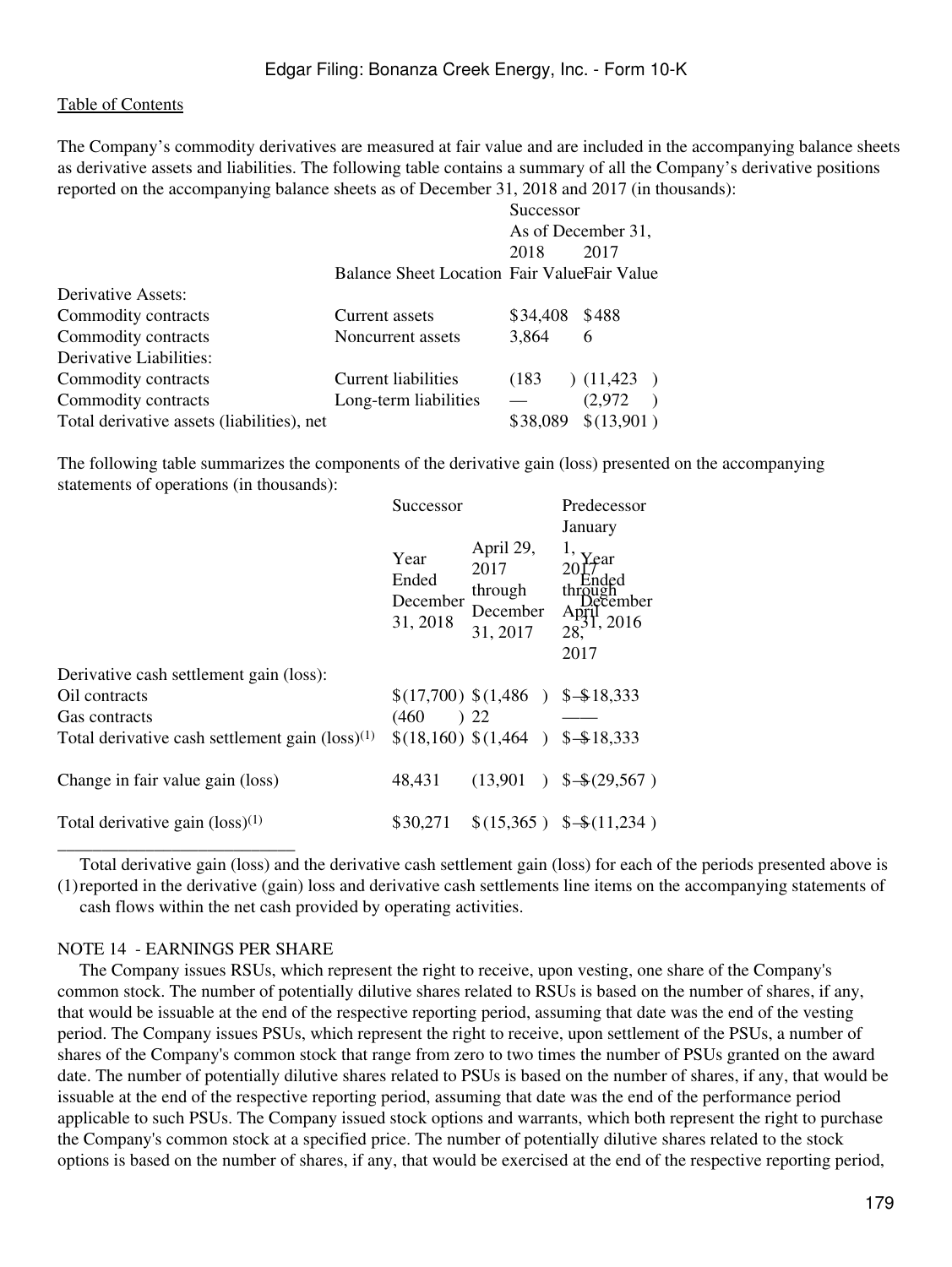The Company's commodity derivatives are measured at fair value and are included in the accompanying balance sheets as derivative assets and liabilities. The following table contains a summary of all the Company's derivative positions reported on the accompanying balance sheets as of December 31, 2018 and 2017 (in thousands):

| | | Successor | |
|---|---|---|---|
| | | As of December 31, | |
| | | 2018 | 2017 |
| | Balance Sheet Location | Fair Value | Fair Value |
| Derivative Assets: | | | |
| Commodity contracts | Current assets | $34,408 | $488 |
| Commodity contracts | Noncurrent assets | 3,864 | 6 |
| Derivative Liabilities: | | | |
| Commodity contracts | Current liabilities | (183) | (11,423) |
| Commodity contracts | Long-term liabilities | — | (2,972) |
| Total derivative assets (liabilities), net | | $38,089 | $(13,901) |

The following table summarizes the components of the derivative gain (loss) presented on the accompanying statements of operations (in thousands):

| | Successor | | Predecessor | |
|---|---|---|---|---|
| | Year Ended December 31, 2018 | April 29, 2017 through December 31, 2017 | January 1, 2017 through April 28, 2017 | Year Ended December 31, 2016 |
| Derivative cash settlement gain (loss): | | | | |
| Oil contracts | $(17,700) | $(1,486) | $— | $18,333 |
| Gas contracts | (460) | 22 | — | — |
| Total derivative cash settlement gain (loss)(1) | $(18,160) | $(1,464) | $— | $18,333 |
| Change in fair value gain (loss) | 48,431 | (13,901) | $— | $(29,567) |
| Total derivative gain (loss)(1) | $30,271 | $(15,365) | $— | $(11,234) |

(1) Total derivative gain (loss) and the derivative cash settlement gain (loss) for each of the periods presented above is reported in the derivative (gain) loss and derivative cash settlements line items on the accompanying statements of cash flows within the net cash provided by operating activities.

NOTE 14 - EARNINGS PER SHARE

The Company issues RSUs, which represent the right to receive, upon vesting, one share of the Company's common stock. The number of potentially dilutive shares related to RSUs is based on the number of shares, if any, that would be issuable at the end of the respective reporting period, assuming that date was the end of the vesting period. The Company issues PSUs, which represent the right to receive, upon settlement of the PSUs, a number of shares of the Company's common stock that range from zero to two times the number of PSUs granted on the award date. The number of potentially dilutive shares related to PSUs is based on the number of shares, if any, that would be issuable at the end of the respective reporting period, assuming that date was the end of the performance period applicable to such PSUs. The Company issued stock options and warrants, which both represent the right to purchase the Company's common stock at a specified price. The number of potentially dilutive shares related to the stock options is based on the number of shares, if any, that would be exercised at the end of the respective reporting period,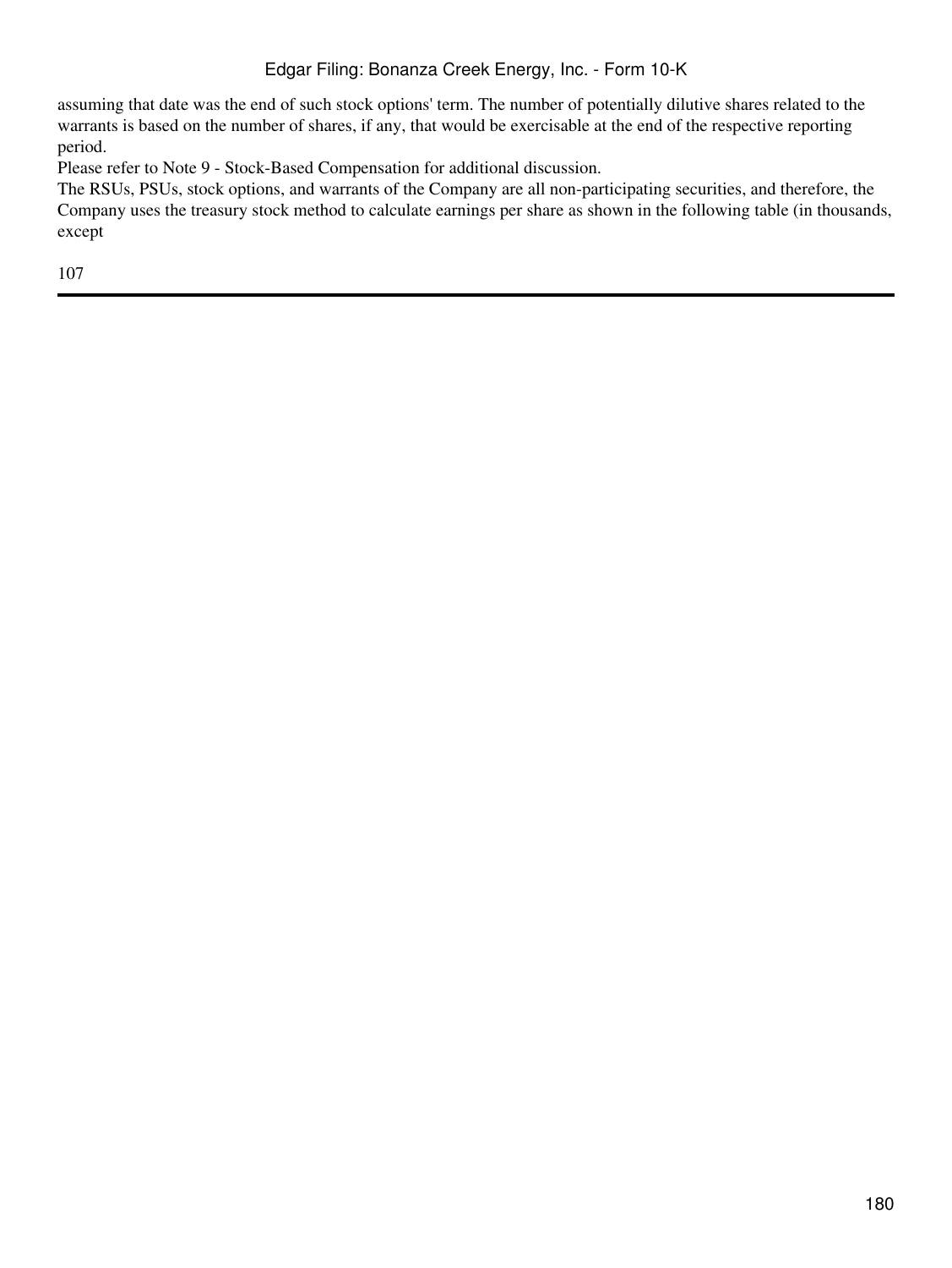assuming that date was the end of such stock options' term. The number of potentially dilutive shares related to the warrants is based on the number of shares, if any, that would be exercisable at the end of the respective reporting period.

Please refer to Note 9 - Stock-Based Compensation for additional discussion.

The RSUs, PSUs, stock options, and warrants of the Company are all non-participating securities, and therefore, the Company uses the treasury stock method to calculate earnings per share as shown in the following table (in thousands, except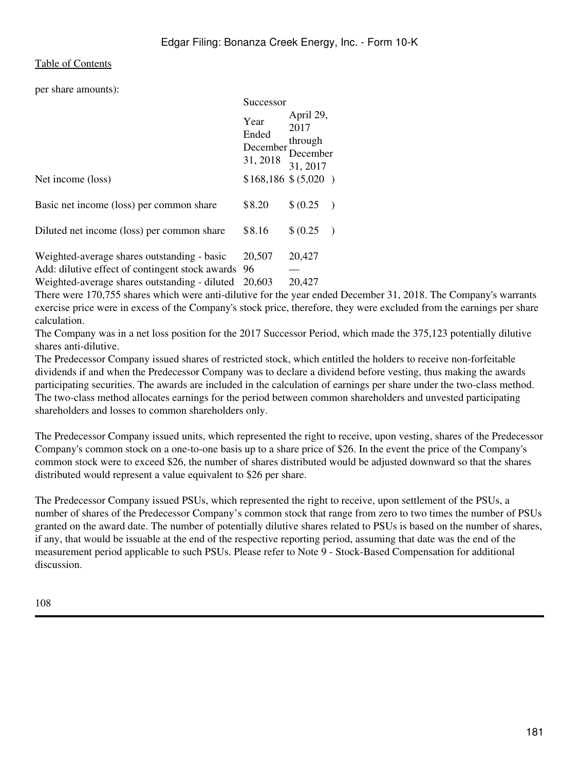per share amounts):

| | Successor | |
|---|---|---|
| | Year Ended December 31, 2018 | April 29, 2017 through December 31, 2017 |
| Net income (loss) | $168,186 | $ (5,020 ) |
| Basic net income (loss) per common share | $8.20 | $ (0.25 ) |
| Diluted net income (loss) per common share | $8.16 | $ (0.25 ) |
| Weighted-average shares outstanding - basic | 20,507 | 20,427 |
| Add: dilutive effect of contingent stock awards | 96 | — |
| Weighted-average shares outstanding - diluted | 20,603 | 20,427 |

There were 170,755 shares which were anti-dilutive for the year ended December 31, 2018. The Company's warrants exercise price were in excess of the Company's stock price, therefore, they were excluded from the earnings per share calculation.

The Company was in a net loss position for the 2017 Successor Period, which made the 375,123 potentially dilutive shares anti-dilutive.

The Predecessor Company issued shares of restricted stock, which entitled the holders to receive non-forfeitable dividends if and when the Predecessor Company was to declare a dividend before vesting, thus making the awards participating securities. The awards are included in the calculation of earnings per share under the two-class method. The two-class method allocates earnings for the period between common shareholders and unvested participating shareholders and losses to common shareholders only.

The Predecessor Company issued units, which represented the right to receive, upon vesting, shares of the Predecessor Company's common stock on a one-to-one basis up to a share price of $26. In the event the price of the Company's common stock were to exceed $26, the number of shares distributed would be adjusted downward so that the shares distributed would represent a value equivalent to $26 per share.

The Predecessor Company issued PSUs, which represented the right to receive, upon settlement of the PSUs, a number of shares of the Predecessor Company's common stock that range from zero to two times the number of PSUs granted on the award date. The number of potentially dilutive shares related to PSUs is based on the number of shares, if any, that would be issuable at the end of the respective reporting period, assuming that date was the end of the measurement period applicable to such PSUs. Please refer to Note 9 - Stock-Based Compensation for additional discussion.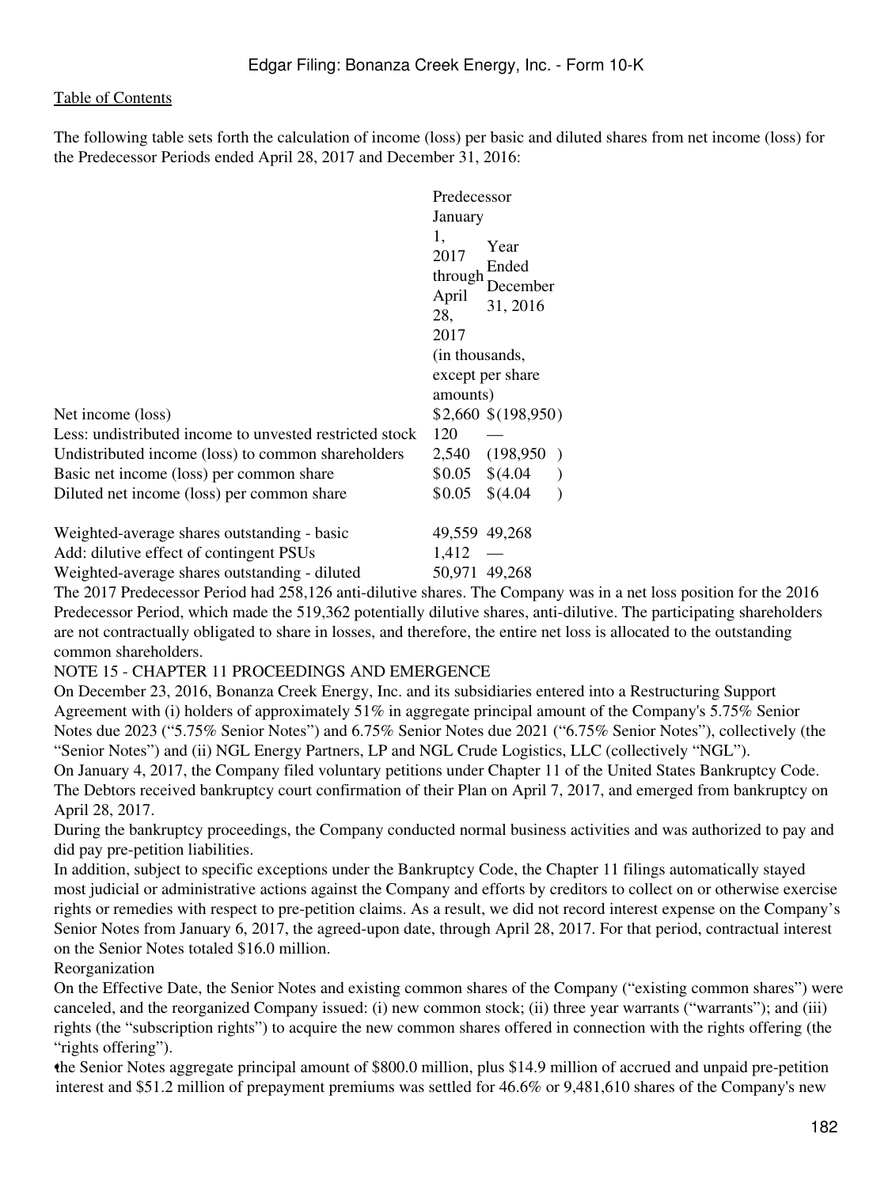The following table sets forth the calculation of income (loss) per basic and diluted shares from net income (loss) for the Predecessor Periods ended April 28, 2017 and December 31, 2016:

| | Predecessor January 1, 2017 through April 28, 2017 | Year Ended December 31, 2016 |
|---|---|---|
| | (in thousands, except per share amounts) | |
| Net income (loss) | $2,660 | $(198,950) |
| Less: undistributed income to unvested restricted stock | 120 | — |
| Undistributed income (loss) to common shareholders | 2,540 | (198,950) |
| Basic net income (loss) per common share | $0.05 | $(4.04) |
| Diluted net income (loss) per common share | $0.05 | $(4.04) |
| | | |
| Weighted-average shares outstanding - basic | 49,559 | 49,268 |
| Add: dilutive effect of contingent PSUs | 1,412 | — |
| Weighted-average shares outstanding - diluted | 50,971 | 49,268 |

The 2017 Predecessor Period had 258,126 anti-dilutive shares. The Company was in a net loss position for the 2016 Predecessor Period, which made the 519,362 potentially dilutive shares, anti-dilutive. The participating shareholders are not contractually obligated to share in losses, and therefore, the entire net loss is allocated to the outstanding common shareholders.

## NOTE 15 - CHAPTER 11 PROCEEDINGS AND EMERGENCE

On December 23, 2016, Bonanza Creek Energy, Inc. and its subsidiaries entered into a Restructuring Support Agreement with (i) holders of approximately 51% in aggregate principal amount of the Company's 5.75% Senior Notes due 2023 ("5.75% Senior Notes") and 6.75% Senior Notes due 2021 ("6.75% Senior Notes"), collectively (the "Senior Notes") and (ii) NGL Energy Partners, LP and NGL Crude Logistics, LLC (collectively "NGL").

On January 4, 2017, the Company filed voluntary petitions under Chapter 11 of the United States Bankruptcy Code. The Debtors received bankruptcy court confirmation of their Plan on April 7, 2017, and emerged from bankruptcy on April 28, 2017.

During the bankruptcy proceedings, the Company conducted normal business activities and was authorized to pay and did pay pre-petition liabilities.

In addition, subject to specific exceptions under the Bankruptcy Code, the Chapter 11 filings automatically stayed most judicial or administrative actions against the Company and efforts by creditors to collect on or otherwise exercise rights or remedies with respect to pre-petition claims. As a result, we did not record interest expense on the Company's Senior Notes from January 6, 2017, the agreed-upon date, through April 28, 2017. For that period, contractual interest on the Senior Notes totaled $16.0 million.

### Reorganization

On the Effective Date, the Senior Notes and existing common shares of the Company ("existing common shares") were canceled, and the reorganized Company issued: (i) new common stock; (ii) three year warrants ("warrants"); and (iii) rights (the "subscription rights") to acquire the new common shares offered in connection with the rights offering (the "rights offering").

- the Senior Notes aggregate principal amount of $800.0 million, plus $14.9 million of accrued and unpaid pre-petition interest and $51.2 million of prepayment premiums was settled for 46.6% or 9,481,610 shares of the Company's new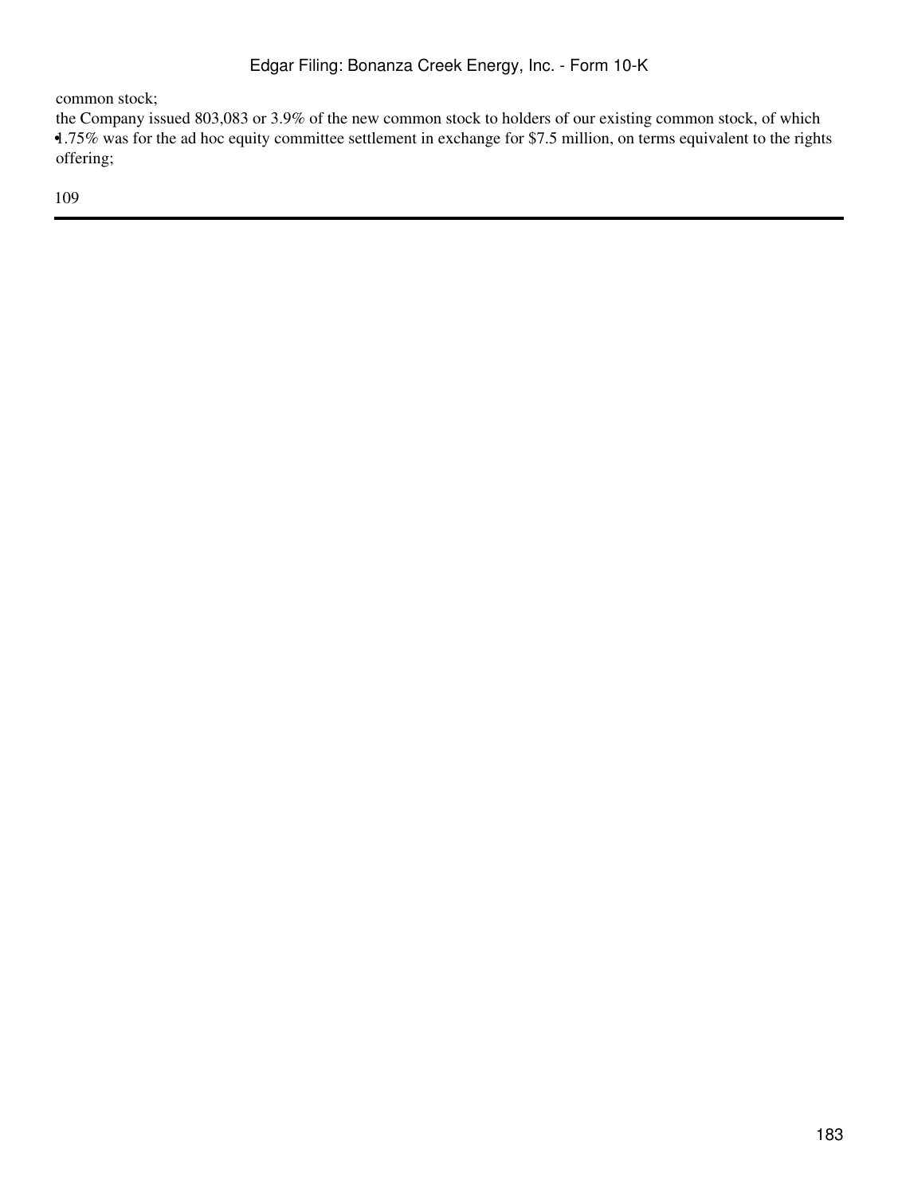common stock;

- the Company issued 803,083 or 3.9% of the new common stock to holders of our existing common stock, of which 1.75% was for the ad hoc equity committee settlement in exchange for $7.5 million, on terms equivalent to the rights offering;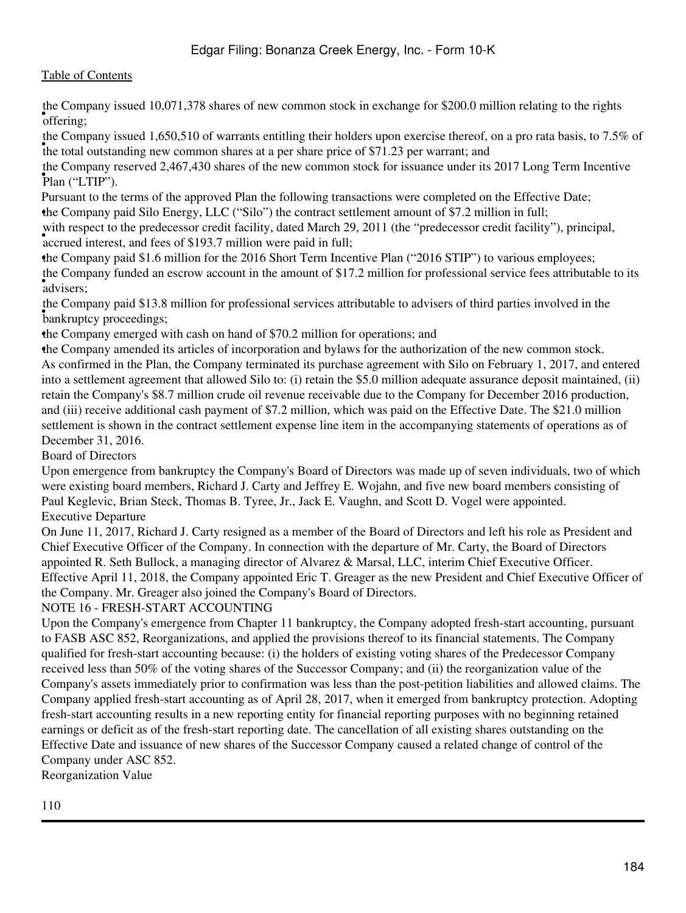- the Company issued 10,071,378 shares of new common stock in exchange for $200.0 million relating to the rights offering;
- the Company issued 1,650,510 of warrants entitling their holders upon exercise thereof, on a pro rata basis, to 7.5% of the total outstanding new common shares at a per share price of $71.23 per warrant; and
- the Company reserved 2,467,430 shares of the new common stock for issuance under its 2017 Long Term Incentive Plan ("LTIP").

Pursuant to the terms of the approved Plan the following transactions were completed on the Effective Date;

- the Company paid Silo Energy, LLC ("Silo") the contract settlement amount of $7.2 million in full;
- with respect to the predecessor credit facility, dated March 29, 2011 (the "predecessor credit facility"), principal, accrued interest, and fees of $193.7 million were paid in full;
- the Company paid $1.6 million for the 2016 Short Term Incentive Plan ("2016 STIP") to various employees;
- the Company funded an escrow account in the amount of $17.2 million for professional service fees attributable to its advisers;
- the Company paid $13.8 million for professional services attributable to advisers of third parties involved in the bankruptcy proceedings;
- the Company emerged with cash on hand of $70.2 million for operations; and
- the Company amended its articles of incorporation and bylaws for the authorization of the new common stock.

As confirmed in the Plan, the Company terminated its purchase agreement with Silo on February 1, 2017, and entered into a settlement agreement that allowed Silo to: (i) retain the $5.0 million adequate assurance deposit maintained, (ii) retain the Company's $8.7 million crude oil revenue receivable due to the Company for December 2016 production, and (iii) receive additional cash payment of $7.2 million, which was paid on the Effective Date. The $21.0 million settlement is shown in the contract settlement expense line item in the accompanying statements of operations as of December 31, 2016.

Board of Directors

Upon emergence from bankruptcy the Company's Board of Directors was made up of seven individuals, two of which were existing board members, Richard J. Carty and Jeffrey E. Wojahn, and five new board members consisting of Paul Keglevic, Brian Steck, Thomas B. Tyree, Jr., Jack E. Vaughn, and Scott D. Vogel were appointed.

Executive Departure

On June 11, 2017, Richard J. Carty resigned as a member of the Board of Directors and left his role as President and Chief Executive Officer of the Company. In connection with the departure of Mr. Carty, the Board of Directors appointed R. Seth Bullock, a managing director of Alvarez & Marsal, LLC, interim Chief Executive Officer. Effective April 11, 2018, the Company appointed Eric T. Greager as the new President and Chief Executive Officer of the Company. Mr. Greager also joined the Company's Board of Directors.

## NOTE 16 - FRESH-START ACCOUNTING

Upon the Company's emergence from Chapter 11 bankruptcy, the Company adopted fresh-start accounting, pursuant to FASB ASC 852, Reorganizations, and applied the provisions thereof to its financial statements. The Company qualified for fresh-start accounting because: (i) the holders of existing voting shares of the Predecessor Company received less than 50% of the voting shares of the Successor Company; and (ii) the reorganization value of the Company's assets immediately prior to confirmation was less than the post-petition liabilities and allowed claims. The Company applied fresh-start accounting as of April 28, 2017, when it emerged from bankruptcy protection. Adopting fresh-start accounting results in a new reporting entity for financial reporting purposes with no beginning retained earnings or deficit as of the fresh-start reporting date. The cancellation of all existing shares outstanding on the Effective Date and issuance of new shares of the Successor Company caused a related change of control of the Company under ASC 852.

Reorganization Value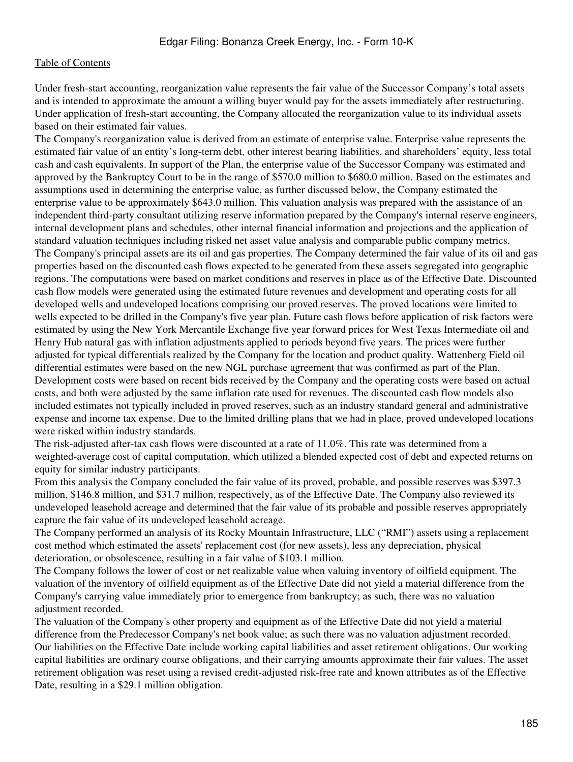Under fresh-start accounting, reorganization value represents the fair value of the Successor Company's total assets and is intended to approximate the amount a willing buyer would pay for the assets immediately after restructuring. Under application of fresh-start accounting, the Company allocated the reorganization value to its individual assets based on their estimated fair values.

The Company's reorganization value is derived from an estimate of enterprise value. Enterprise value represents the estimated fair value of an entity's long-term debt, other interest bearing liabilities, and shareholders' equity, less total cash and cash equivalents. In support of the Plan, the enterprise value of the Successor Company was estimated and approved by the Bankruptcy Court to be in the range of $570.0 million to $680.0 million. Based on the estimates and assumptions used in determining the enterprise value, as further discussed below, the Company estimated the enterprise value to be approximately $643.0 million. This valuation analysis was prepared with the assistance of an independent third-party consultant utilizing reserve information prepared by the Company's internal reserve engineers, internal development plans and schedules, other internal financial information and projections and the application of standard valuation techniques including risked net asset value analysis and comparable public company metrics.

The Company's principal assets are its oil and gas properties. The Company determined the fair value of its oil and gas properties based on the discounted cash flows expected to be generated from these assets segregated into geographic regions. The computations were based on market conditions and reserves in place as of the Effective Date. Discounted cash flow models were generated using the estimated future revenues and development and operating costs for all developed wells and undeveloped locations comprising our proved reserves. The proved locations were limited to wells expected to be drilled in the Company's five year plan. Future cash flows before application of risk factors were estimated by using the New York Mercantile Exchange five year forward prices for West Texas Intermediate oil and Henry Hub natural gas with inflation adjustments applied to periods beyond five years. The prices were further adjusted for typical differentials realized by the Company for the location and product quality. Wattenberg Field oil differential estimates were based on the new NGL purchase agreement that was confirmed as part of the Plan. Development costs were based on recent bids received by the Company and the operating costs were based on actual costs, and both were adjusted by the same inflation rate used for revenues. The discounted cash flow models also included estimates not typically included in proved reserves, such as an industry standard general and administrative expense and income tax expense. Due to the limited drilling plans that we had in place, proved undeveloped locations were risked within industry standards.

The risk-adjusted after-tax cash flows were discounted at a rate of 11.0%. This rate was determined from a weighted-average cost of capital computation, which utilized a blended expected cost of debt and expected returns on equity for similar industry participants.

From this analysis the Company concluded the fair value of its proved, probable, and possible reserves was $397.3 million, $146.8 million, and $31.7 million, respectively, as of the Effective Date. The Company also reviewed its undeveloped leasehold acreage and determined that the fair value of its probable and possible reserves appropriately capture the fair value of its undeveloped leasehold acreage.

The Company performed an analysis of its Rocky Mountain Infrastructure, LLC ("RMI") assets using a replacement cost method which estimated the assets' replacement cost (for new assets), less any depreciation, physical deterioration, or obsolescence, resulting in a fair value of $103.1 million.

The Company follows the lower of cost or net realizable value when valuing inventory of oilfield equipment. The valuation of the inventory of oilfield equipment as of the Effective Date did not yield a material difference from the Company's carrying value immediately prior to emergence from bankruptcy; as such, there was no valuation adjustment recorded.

The valuation of the Company's other property and equipment as of the Effective Date did not yield a material difference from the Predecessor Company's net book value; as such there was no valuation adjustment recorded.

Our liabilities on the Effective Date include working capital liabilities and asset retirement obligations. Our working capital liabilities are ordinary course obligations, and their carrying amounts approximate their fair values. The asset retirement obligation was reset using a revised credit-adjusted risk-free rate and known attributes as of the Effective Date, resulting in a $29.1 million obligation.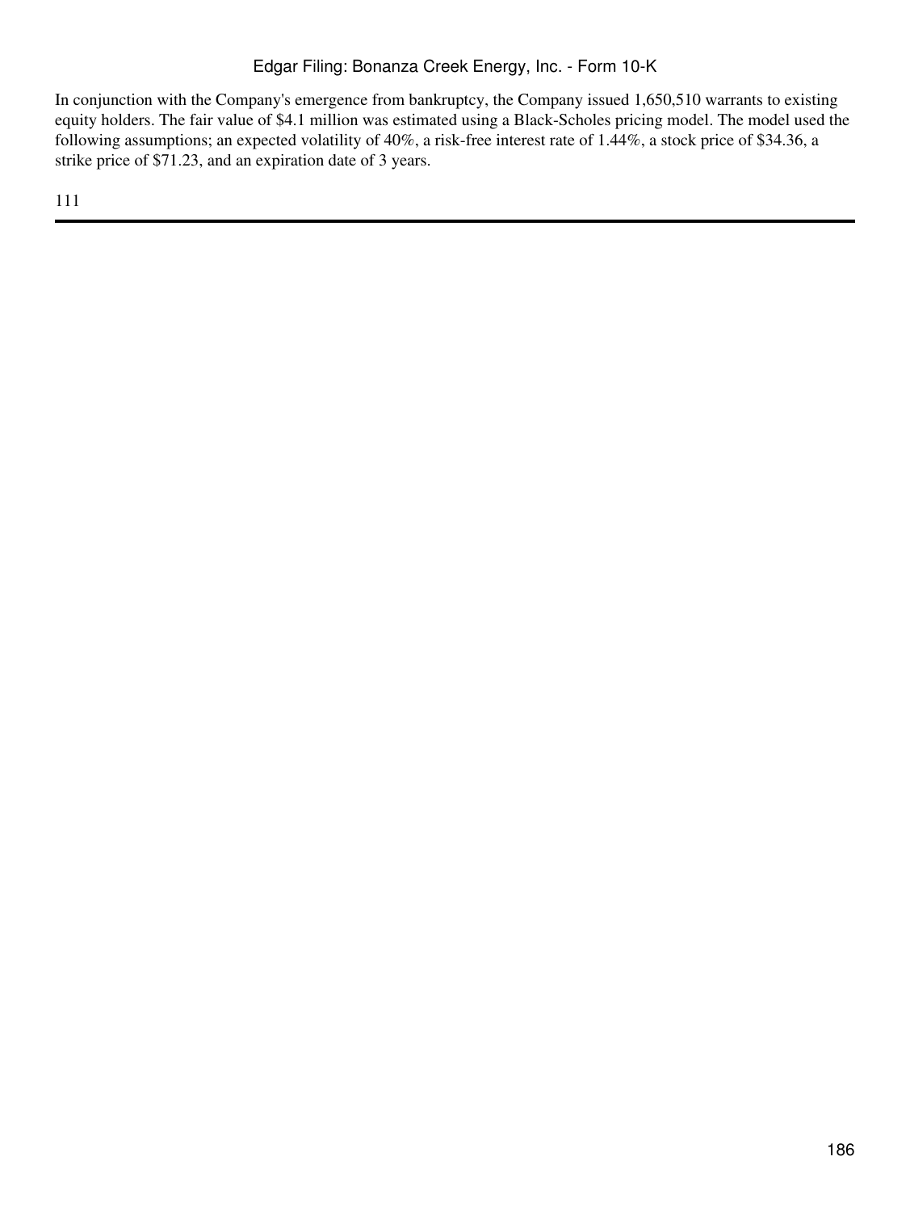In conjunction with the Company's emergence from bankruptcy, the Company issued 1,650,510 warrants to existing equity holders. The fair value of $4.1 million was estimated using a Black-Scholes pricing model. The model used the following assumptions; an expected volatility of 40%, a risk-free interest rate of 1.44%, a stock price of $34.36, a strike price of $71.23, and an expiration date of 3 years.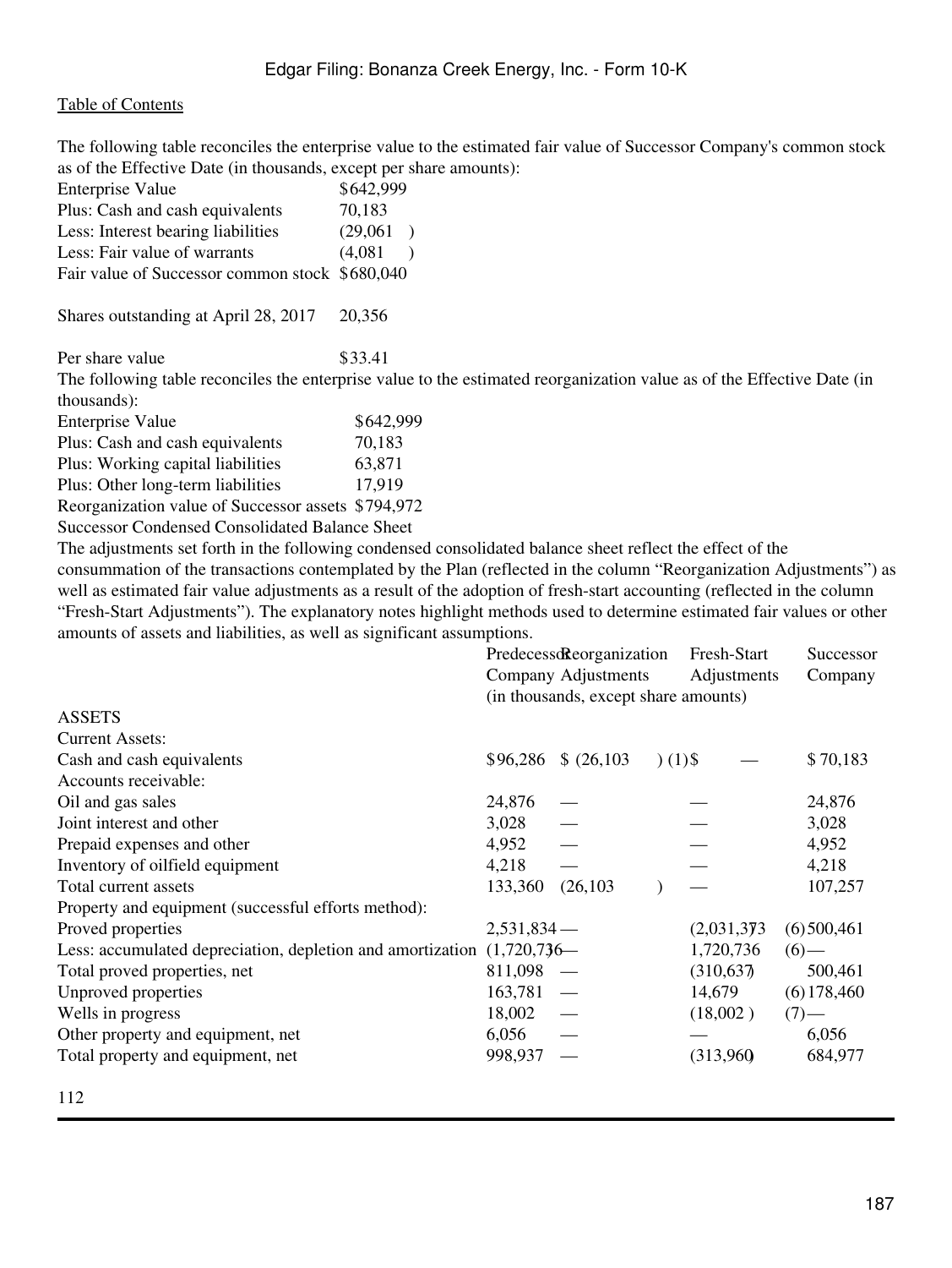The following table reconciles the enterprise value to the estimated fair value of Successor Company's common stock as of the Effective Date (in thousands, except per share amounts):

| | |
|---|---|
| Enterprise Value | $642,999 |
| Plus: Cash and cash equivalents | 70,183 |
| Less: Interest bearing liabilities | (29,061 ) |
| Less: Fair value of warrants | (4,081 ) |
| Fair value of Successor common stock | $680,040 |
| | |
| Shares outstanding at April 28, 2017 | 20,356 |
| | |
| Per share value | $33.41 |

The following table reconciles the enterprise value to the estimated reorganization value as of the Effective Date (in thousands):

| | |
|---|---|
| Enterprise Value | $642,999 |
| Plus: Cash and cash equivalents | 70,183 |
| Plus: Working capital liabilities | 63,871 |
| Plus: Other long-term liabilities | 17,919 |
| Reorganization value of Successor assets | $794,972 |

Successor Condensed Consolidated Balance Sheet

The adjustments set forth in the following condensed consolidated balance sheet reflect the effect of the consummation of the transactions contemplated by the Plan (reflected in the column "Reorganization Adjustments") as well as estimated fair value adjustments as a result of the adoption of fresh-start accounting (reflected in the column "Fresh-Start Adjustments"). The explanatory notes highlight methods used to determine estimated fair values or other amounts of assets and liabilities, as well as significant assumptions.

| | Predecessor Company | Reorganization Adjustments | | Fresh-Start Adjustments | | Successor Company |
|---|---|---|---|---|---|---|
| | (in thousands, except share amounts) | | | | | |
| ASSETS | | | | | | |
| Current Assets: | | | | | | |
| Cash and cash equivalents | $96,286 | $ (26,103 ) | (1) | $ — | | $ 70,183 |
| Accounts receivable: | | | | | | |
| Oil and gas sales | 24,876 | — | | — | | 24,876 |
| Joint interest and other | 3,028 | — | | — | | 3,028 |
| Prepaid expenses and other | 4,952 | — | | — | | 4,952 |
| Inventory of oilfield equipment | 4,218 | — | | — | | 4,218 |
| Total current assets | 133,360 | (26,103 ) | | — | | 107,257 |
| Property and equipment (successful efforts method): | | | | | | |
| Proved properties | 2,531,834 | — | | (2,031,373 ) | (6) | 500,461 |
| Less: accumulated depreciation, depletion and amortization | (1,720,736 ) | — | | 1,720,736 | (6) | — |
| Total proved properties, net | 811,098 | — | | (310,637 ) | | 500,461 |
| Unproved properties | 163,781 | — | | 14,679 | (6) | 178,460 |
| Wells in progress | 18,002 | — | | (18,002 ) | (7) | — |
| Other property and equipment, net | 6,056 | — | | — | | 6,056 |
| Total property and equipment, net | 998,937 | — | | (313,960 ) | | 684,977 |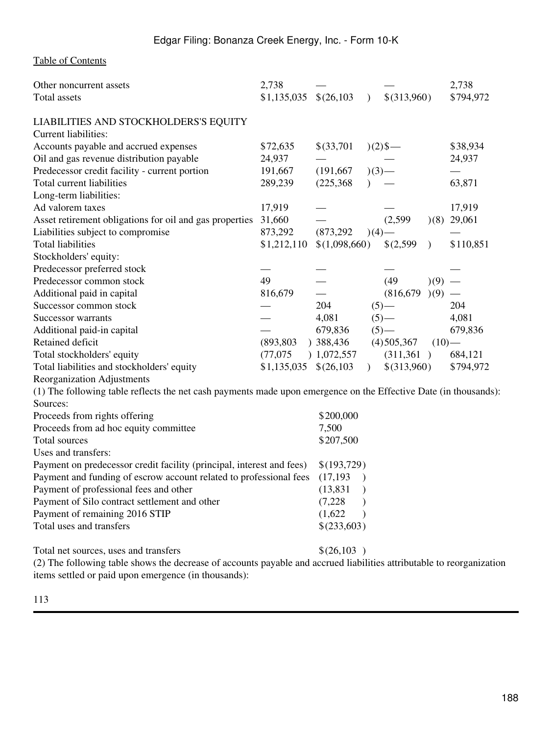| | | | | |
|---|---|---|---|---|
| Other noncurrent assets | 2,738 | — | — | 2,738 |
| Total assets | $1,135,035 | $(26,103) | $(313,960) | $794,972 |
| | | | | |
| LIABILITIES AND STOCKHOLDERS'S EQUITY | | | | |
| Current liabilities: | | | | |
| Accounts payable and accrued expenses | $72,635 | $(33,701)(2) | $— | $38,934 |
| Oil and gas revenue distribution payable | 24,937 | — | — | 24,937 |
| Predecessor credit facility - current portion | 191,667 | (191,667)(3) | — | — |
| Total current liabilities | 289,239 | (225,368) | — | 63,871 |
| Long-term liabilities: | | | | |
| Ad valorem taxes | 17,919 | — | — | 17,919 |
| Asset retirement obligations for oil and gas properties | 31,660 | — | (2,599)(8) | 29,061 |
| Liabilities subject to compromise | 873,292 | (873,292)(4) | — | — |
| Total liabilities | $1,212,110 | $(1,098,660) | $(2,599) | $110,851 |
| Stockholders' equity: | | | | |
| Predecessor preferred stock | — | — | — | — |
| Predecessor common stock | 49 | — | (49)(9) | — |
| Additional paid in capital | 816,679 | — | (816,679)(9) | — |
| Successor common stock | — | 204(5) | — | 204 |
| Successor warrants | — | 4,081(5) | — | 4,081 |
| Additional paid-in capital | — | 679,836(5) | — | 679,836 |
| Retained deficit | (893,803) | 388,436(4) | 505,367(10) | — |
| Total stockholders' equity | (77,075) | 1,072,557 | (311,361) | 684,121 |
| Total liabilities and stockholders' equity | $1,135,035 | $(26,103) | $(313,960) | $794,972 |

Reorganization Adjustments

(1) The following table reflects the net cash payments made upon emergence on the Effective Date (in thousands):

| | |
|---|---|
| Sources: | |
| Proceeds from rights offering | $200,000 |
| Proceeds from ad hoc equity committee | 7,500 |
| Total sources | $207,500 |
| Uses and transfers: | |
| Payment on predecessor credit facility (principal, interest and fees) | $(193,729) |
| Payment and funding of escrow account related to professional fees | (17,193) |
| Payment of professional fees and other | (13,831) |
| Payment of Silo contract settlement and other | (7,228) |
| Payment of remaining 2016 STIP | (1,622) |
| Total uses and transfers | $(233,603) |
| | |
| Total net sources, uses and transfers | $(26,103) |

(2) The following table shows the decrease of accounts payable and accrued liabilities attributable to reorganization items settled or paid upon emergence (in thousands):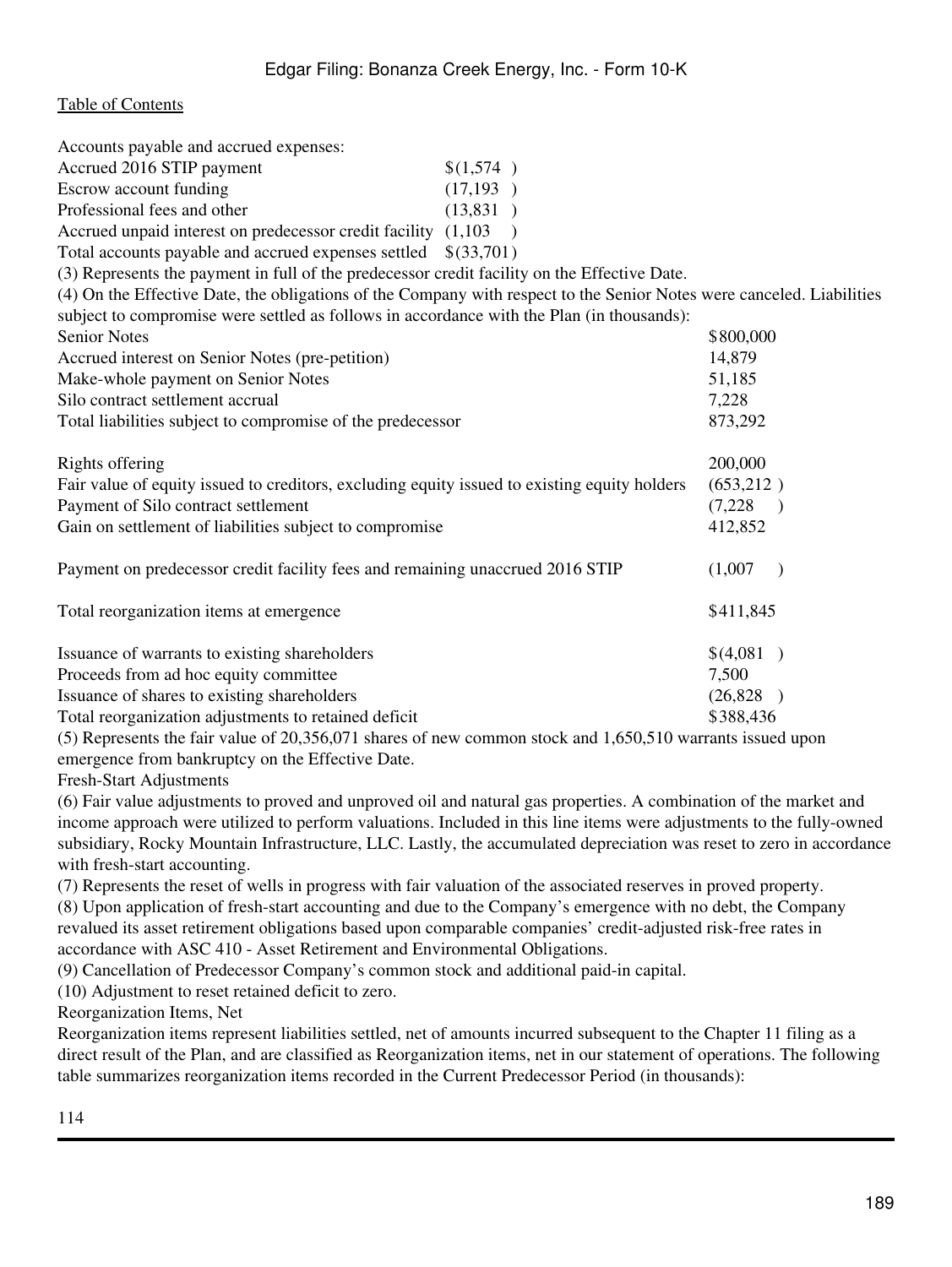Accounts payable and accrued expenses:

| | |
|---|---|
| Accrued 2016 STIP payment | $(1,574 ) |
| Escrow account funding | (17,193 ) |
| Professional fees and other | (13,831 ) |
| Accrued unpaid interest on predecessor credit facility | (1,103 ) |
| Total accounts payable and accrued expenses settled | $(33,701) |

(3) Represents the payment in full of the predecessor credit facility on the Effective Date.

(4) On the Effective Date, the obligations of the Company with respect to the Senior Notes were canceled. Liabilities subject to compromise were settled as follows in accordance with the Plan (in thousands):

| | |
|---|---|
| Senior Notes | $800,000 |
| Accrued interest on Senior Notes (pre-petition) | 14,879 |
| Make-whole payment on Senior Notes | 51,185 |
| Silo contract settlement accrual | 7,228 |
| Total liabilities subject to compromise of the predecessor | 873,292 |
| | |
| Rights offering | 200,000 |
| Fair value of equity issued to creditors, excluding equity issued to existing equity holders | (653,212 ) |
| Payment of Silo contract settlement | (7,228 ) |
| Gain on settlement of liabilities subject to compromise | 412,852 |
| | |
| Payment on predecessor credit facility fees and remaining unaccrued 2016 STIP | (1,007 ) |
| | |
| Total reorganization items at emergence | $411,845 |
| | |
| Issuance of warrants to existing shareholders | $(4,081 ) |
| Proceeds from ad hoc equity committee | 7,500 |
| Issuance of shares to existing shareholders | (26,828 ) |
| Total reorganization adjustments to retained deficit | $388,436 |

(5) Represents the fair value of 20,356,071 shares of new common stock and 1,650,510 warrants issued upon emergence from bankruptcy on the Effective Date.

Fresh-Start Adjustments

(6) Fair value adjustments to proved and unproved oil and natural gas properties. A combination of the market and income approach were utilized to perform valuations. Included in this line items were adjustments to the fully-owned subsidiary, Rocky Mountain Infrastructure, LLC. Lastly, the accumulated depreciation was reset to zero in accordance with fresh-start accounting.

(7) Represents the reset of wells in progress with fair valuation of the associated reserves in proved property.

(8) Upon application of fresh-start accounting and due to the Company's emergence with no debt, the Company revalued its asset retirement obligations based upon comparable companies' credit-adjusted risk-free rates in accordance with ASC 410 - Asset Retirement and Environmental Obligations.

(9) Cancellation of Predecessor Company's common stock and additional paid-in capital.

(10) Adjustment to reset retained deficit to zero.

Reorganization Items, Net

Reorganization items represent liabilities settled, net of amounts incurred subsequent to the Chapter 11 filing as a direct result of the Plan, and are classified as Reorganization items, net in our statement of operations. The following table summarizes reorganization items recorded in the Current Predecessor Period (in thousands):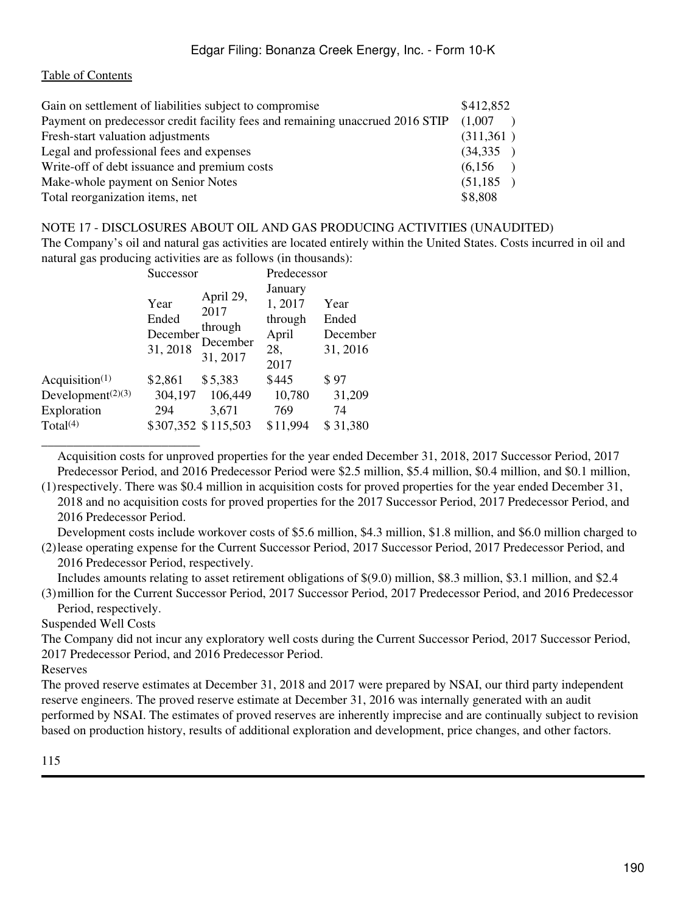| | |
|---|---|
| Gain on settlement of liabilities subject to compromise | $412,852 |
| Payment on predecessor credit facility fees and remaining unaccrued 2016 STIP | (1,007 ) |
| Fresh-start valuation adjustments | (311,361 ) |
| Legal and professional fees and expenses | (34,335 ) |
| Write-off of debt issuance and premium costs | (6,156 ) |
| Make-whole payment on Senior Notes | (51,185 ) |
| Total reorganization items, net | $8,808 |

NOTE 17 - DISCLOSURES ABOUT OIL AND GAS PRODUCING ACTIVITIES (UNAUDITED)

The Company's oil and natural gas activities are located entirely within the United States. Costs incurred in oil and natural gas producing activities are as follows (in thousands):

| | Successor | | Predecessor | |
|---|---|---|---|---|
| | Year Ended December 31, 2018 | April 29, 2017 through December 31, 2017 | January 1, 2017 through April 28, 2017 | Year Ended December 31, 2016 |
| Acquisition[1] | $2,861 | $5,383 | $445 | $97 |
| Development[2][3] | 304,197 | 106,449 | 10,780 | 31,209 |
| Exploration | 294 | 3,671 | 769 | 74 |
| Total[4] | $307,352 | $115,503 | $11,994 | $31,380 |

(1) Acquisition costs for unproved properties for the year ended December 31, 2018, 2017 Successor Period, 2017 Predecessor Period, and 2016 Predecessor Period were $2.5 million, $5.4 million, $0.4 million, and $0.1 million, respectively. There was $0.4 million in acquisition costs for proved properties for the year ended December 31, 2018 and no acquisition costs for proved properties for the 2017 Successor Period, 2017 Predecessor Period, and 2016 Predecessor Period.

(2) Development costs include workover costs of $5.6 million, $4.3 million, $1.8 million, and $6.0 million charged to lease operating expense for the Current Successor Period, 2017 Successor Period, 2017 Predecessor Period, and 2016 Predecessor Period, respectively.

(3) Includes amounts relating to asset retirement obligations of $(9.0) million, $8.3 million, $3.1 million, and $2.4 million for the Current Successor Period, 2017 Successor Period, 2017 Predecessor Period, and 2016 Predecessor Period, respectively.

Suspended Well Costs

The Company did not incur any exploratory well costs during the Current Successor Period, 2017 Successor Period, 2017 Predecessor Period, and 2016 Predecessor Period.

Reserves

The proved reserve estimates at December 31, 2018 and 2017 were prepared by NSAI, our third party independent reserve engineers. The proved reserve estimate at December 31, 2016 was internally generated with an audit performed by NSAI. The estimates of proved reserves are inherently imprecise and are continually subject to revision based on production history, results of additional exploration and development, price changes, and other factors.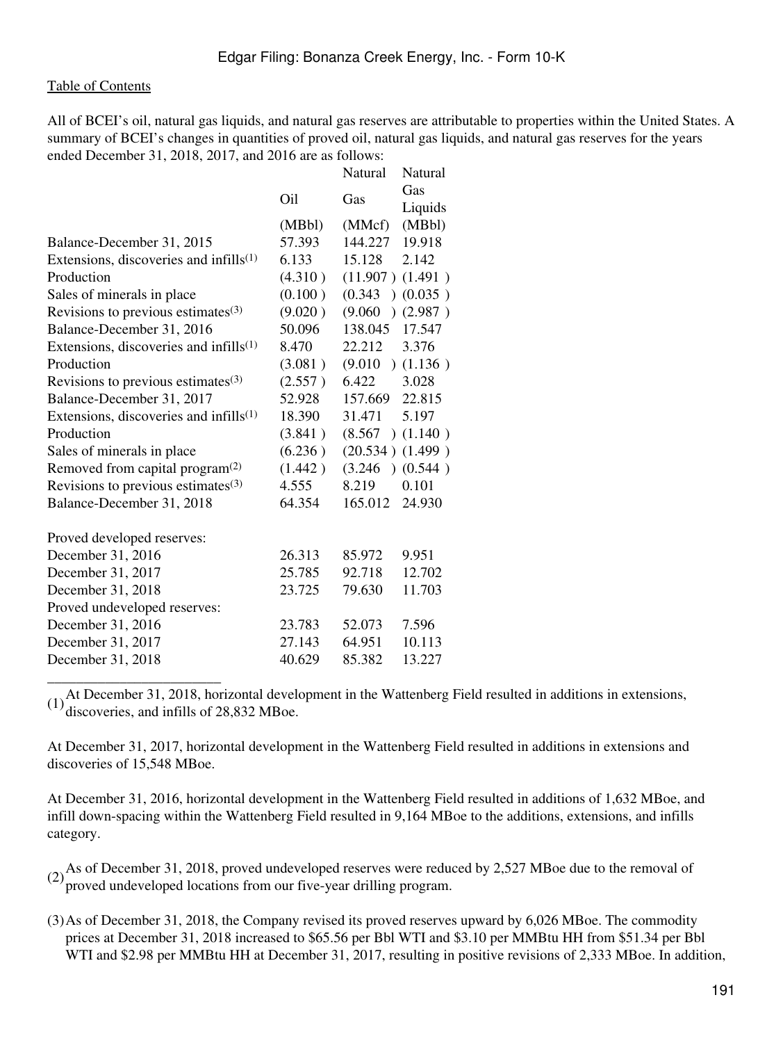[Table of Contents](#)

All of BCEI's oil, natural gas liquids, and natural gas reserves are attributable to properties within the United States. A summary of BCEI's changes in quantities of proved oil, natural gas liquids, and natural gas reserves for the years ended December 31, 2018, 2017, and 2016 are as follows:

| | Oil | Natural Gas | Natural Gas Liquids |
|---|---|---|---|
| | (MBbl) | (MMcf) | (MBbl) |
| Balance-December 31, 2015 | 57.393 | 144.227 | 19.918 |
| Extensions, discoveries and infills[(1)] | 6.133 | 15.128 | 2.142 |
| Production | (4.310 ) | (11.907 ) | (1.491 ) |
| Sales of minerals in place | (0.100 ) | (0.343 ) | (0.035 ) |
| Revisions to previous estimates[(3)] | (9.020 ) | (9.060 ) | (2.987 ) |
| Balance-December 31, 2016 | 50.096 | 138.045 | 17.547 |
| Extensions, discoveries and infills[(1)] | 8.470 | 22.212 | 3.376 |
| Production | (3.081 ) | (9.010 ) | (1.136 ) |
| Revisions to previous estimates[(3)] | (2.557 ) | 6.422 | 3.028 |
| Balance-December 31, 2017 | 52.928 | 157.669 | 22.815 |
| Extensions, discoveries and infills[(1)] | 18.390 | 31.471 | 5.197 |
| Production | (3.841 ) | (8.567 ) | (1.140 ) |
| Sales of minerals in place | (6.236 ) | (20.534 ) | (1.499 ) |
| Removed from capital program[(2)] | (1.442 ) | (3.246 ) | (0.544 ) |
| Revisions to previous estimates[(3)] | 4.555 | 8.219 | 0.101 |
| Balance-December 31, 2018 | 64.354 | 165.012 | 24.930 |
| | | | |
| Proved developed reserves: | | | |
| December 31, 2016 | 26.313 | 85.972 | 9.951 |
| December 31, 2017 | 25.785 | 92.718 | 12.702 |
| December 31, 2018 | 23.725 | 79.630 | 11.703 |
| Proved undeveloped reserves: | | | |
| December 31, 2016 | 23.783 | 52.073 | 7.596 |
| December 31, 2017 | 27.143 | 64.951 | 10.113 |
| December 31, 2018 | 40.629 | 85.382 | 13.227 |

_________________________

(1) At December 31, 2018, horizontal development in the Wattenberg Field resulted in additions in extensions, discoveries, and infills of 28,832 MBoe.

At December 31, 2017, horizontal development in the Wattenberg Field resulted in additions in extensions and discoveries of 15,548 MBoe.

At December 31, 2016, horizontal development in the Wattenberg Field resulted in additions of 1,632 MBoe, and infill down-spacing within the Wattenberg Field resulted in 9,164 MBoe to the additions, extensions, and infills category.

(2) As of December 31, 2018, proved undeveloped reserves were reduced by 2,527 MBoe due to the removal of proved undeveloped locations from our five-year drilling program.

(3) As of December 31, 2018, the Company revised its proved reserves upward by 6,026 MBoe. The commodity prices at December 31, 2018 increased to $65.56 per Bbl WTI and $3.10 per MMBtu HH from $51.34 per Bbl WTI and $2.98 per MMBtu HH at December 31, 2017, resulting in positive revisions of 2,333 MBoe. In addition,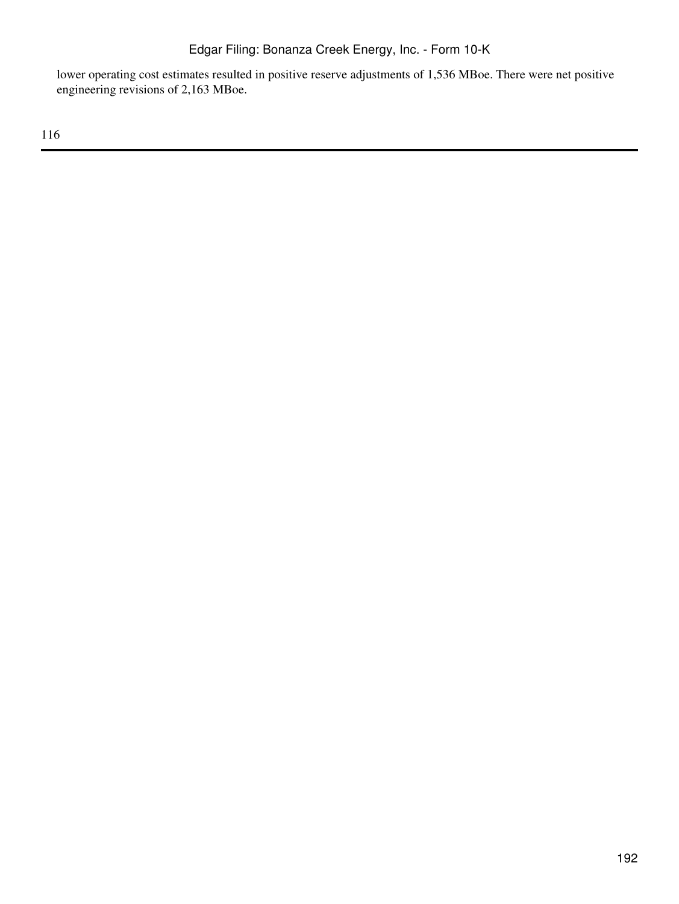lower operating cost estimates resulted in positive reserve adjustments of 1,536 MBoe. There were net positive engineering revisions of 2,163 MBoe.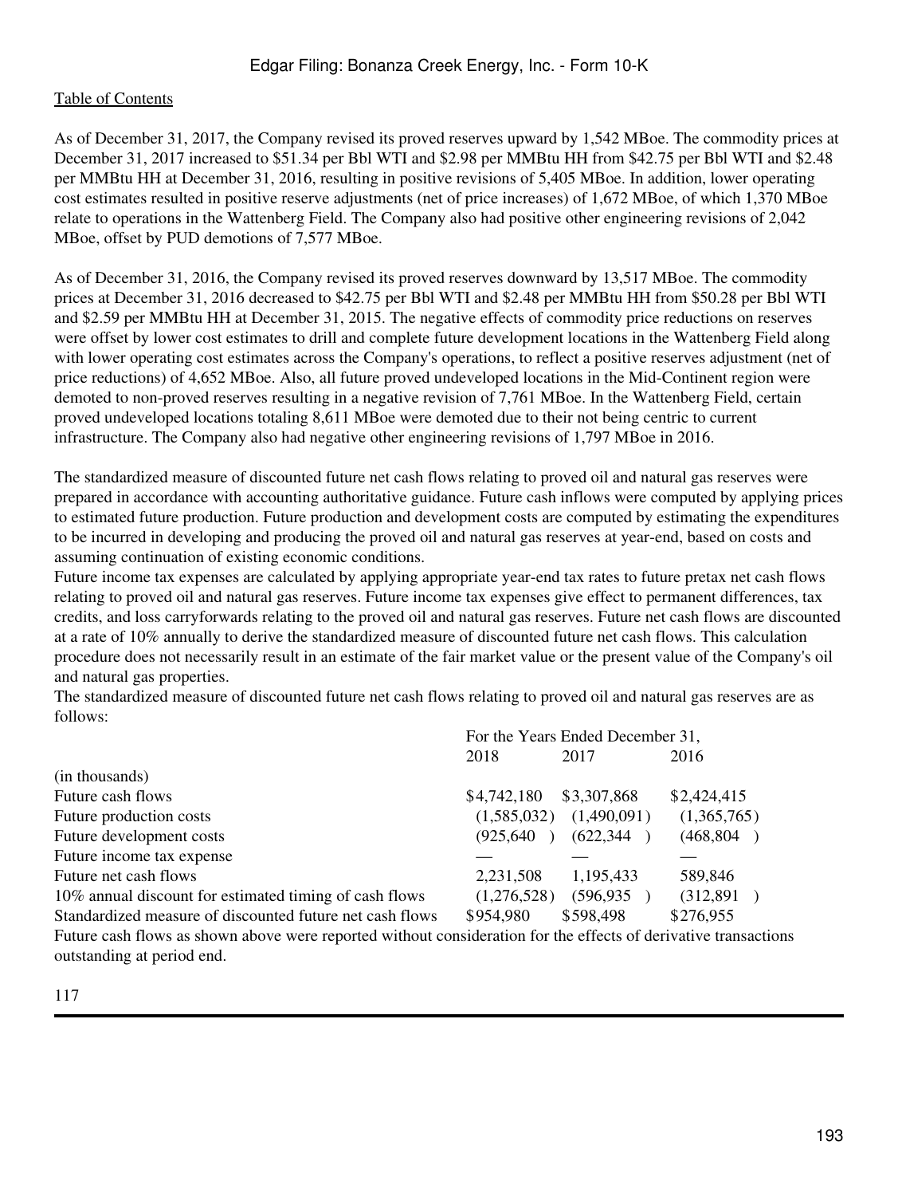As of December 31, 2017, the Company revised its proved reserves upward by 1,542 MBoe. The commodity prices at December 31, 2017 increased to $51.34 per Bbl WTI and $2.98 per MMBtu HH from $42.75 per Bbl WTI and $2.48 per MMBtu HH at December 31, 2016, resulting in positive revisions of 5,405 MBoe. In addition, lower operating cost estimates resulted in positive reserve adjustments (net of price increases) of 1,672 MBoe, of which 1,370 MBoe relate to operations in the Wattenberg Field. The Company also had positive other engineering revisions of 2,042 MBoe, offset by PUD demotions of 7,577 MBoe.

As of December 31, 2016, the Company revised its proved reserves downward by 13,517 MBoe. The commodity prices at December 31, 2016 decreased to $42.75 per Bbl WTI and $2.48 per MMBtu HH from $50.28 per Bbl WTI and $2.59 per MMBtu HH at December 31, 2015. The negative effects of commodity price reductions on reserves were offset by lower cost estimates to drill and complete future development locations in the Wattenberg Field along with lower operating cost estimates across the Company's operations, to reflect a positive reserves adjustment (net of price reductions) of 4,652 MBoe. Also, all future proved undeveloped locations in the Mid-Continent region were demoted to non-proved reserves resulting in a negative revision of 7,761 MBoe. In the Wattenberg Field, certain proved undeveloped locations totaling 8,611 MBoe were demoted due to their not being centric to current infrastructure. The Company also had negative other engineering revisions of 1,797 MBoe in 2016.

The standardized measure of discounted future net cash flows relating to proved oil and natural gas reserves were prepared in accordance with accounting authoritative guidance. Future cash inflows were computed by applying prices to estimated future production. Future production and development costs are computed by estimating the expenditures to be incurred in developing and producing the proved oil and natural gas reserves at year-end, based on costs and assuming continuation of existing economic conditions.

Future income tax expenses are calculated by applying appropriate year-end tax rates to future pretax net cash flows relating to proved oil and natural gas reserves. Future income tax expenses give effect to permanent differences, tax credits, and loss carryforwards relating to the proved oil and natural gas reserves. Future net cash flows are discounted at a rate of 10% annually to derive the standardized measure of discounted future net cash flows. This calculation procedure does not necessarily result in an estimate of the fair market value or the present value of the Company's oil and natural gas properties.

The standardized measure of discounted future net cash flows relating to proved oil and natural gas reserves are as follows:

| | For the Years Ended December 31, | | |
|---|---|---|---|
| | 2018 | 2017 | 2016 |
| (in thousands) | | | |
| Future cash flows | $4,742,180 | $3,307,868 | $2,424,415 |
| Future production costs | (1,585,032) | (1,490,091) | (1,365,765) |
| Future development costs | (925,640) | (622,344) | (468,804) |
| Future income tax expense | — | — | — |
| Future net cash flows | 2,231,508 | 1,195,433 | 589,846 |
| 10% annual discount for estimated timing of cash flows | (1,276,528) | (596,935) | (312,891) |
| Standardized measure of discounted future net cash flows | $954,980 | $598,498 | $276,955 |

Future cash flows as shown above were reported without consideration for the effects of derivative transactions outstanding at period end.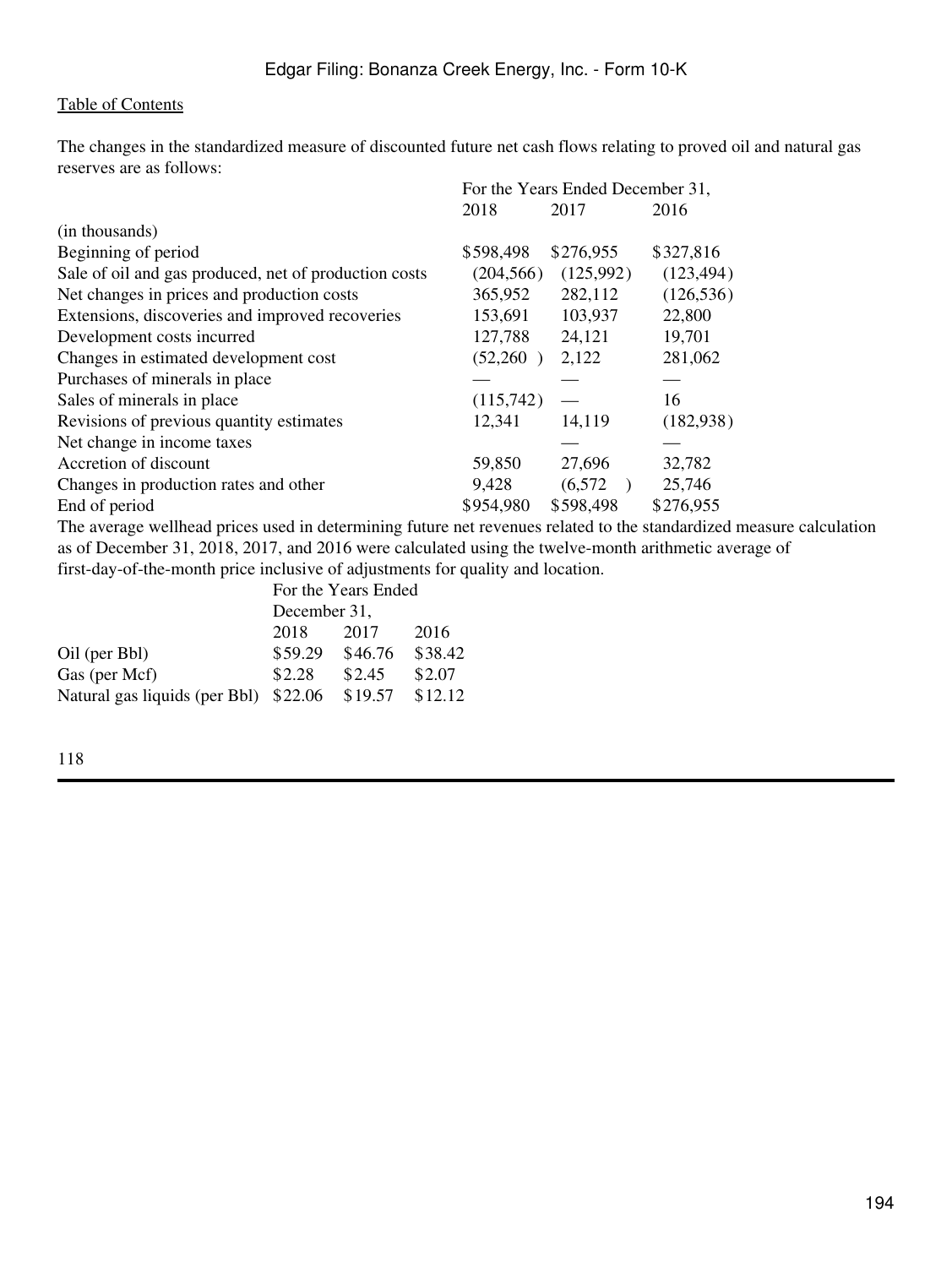[Table of Contents](#)

The changes in the standardized measure of discounted future net cash flows relating to proved oil and natural gas reserves are as follows:

| | For the Years Ended December 31, | | |
|---|---|---|---|
| | 2018 | 2017 | 2016 |
| (in thousands) | | | |
| Beginning of period | $598,498 | $276,955 | $327,816 |
| Sale of oil and gas produced, net of production costs | (204,566) | (125,992) | (123,494) |
| Net changes in prices and production costs | 365,952 | 282,112 | (126,536) |
| Extensions, discoveries and improved recoveries | 153,691 | 103,937 | 22,800 |
| Development costs incurred | 127,788 | 24,121 | 19,701 |
| Changes in estimated development cost | (52,260) | 2,122 | 281,062 |
| Purchases of minerals in place | — | — | — |
| Sales of minerals in place | (115,742) | — | 16 |
| Revisions of previous quantity estimates | 12,341 | 14,119 | (182,938) |
| Net change in income taxes | | — | — |
| Accretion of discount | 59,850 | 27,696 | 32,782 |
| Changes in production rates and other | 9,428 | (6,572) | 25,746 |
| End of period | $954,980 | $598,498 | $276,955 |

The average wellhead prices used in determining future net revenues related to the standardized measure calculation as of December 31, 2018, 2017, and 2016 were calculated using the twelve-month arithmetic average of first-day-of-the-month price inclusive of adjustments for quality and location.

| | For the Years Ended December 31, | | |
|---|---|---|---|
| | 2018 | 2017 | 2016 |
| Oil (per Bbl) | $59.29 | $46.76 | $38.42 |
| Gas (per Mcf) | $2.28 | $2.45 | $2.07 |
| Natural gas liquids (per Bbl) | $22.06 | $19.57 | $12.12 |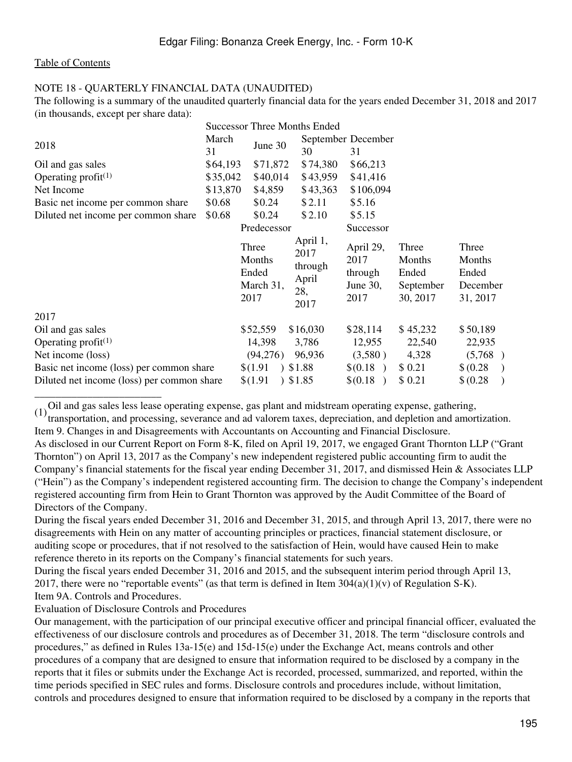[Table of Contents](#)

NOTE 18 - QUARTERLY FINANCIAL DATA (UNAUDITED)

The following is a summary of the unaudited quarterly financial data for the years ended December 31, 2018 and 2017 (in thousands, except per share data):

| | Successor Three Months Ended | | | |
|---|---|---|---|---|
| 2018 | March 31 | June 30 | September 30 | December 31 |
| Oil and gas sales | $64,193 | $71,872 | $74,380 | $66,213 |
| Operating profit[(1)] | $35,042 | $40,014 | $43,959 | $41,416 |
| Net Income | $13,870 | $4,859 | $43,363 | $106,094 |
| Basic net income per common share | $0.68 | $0.24 | $2.11 | $5.16 |
| Diluted net income per common share | $0.68 | $0.24 | $2.10 | $5.15 |

| | Predecessor | | Successor | | |
|---|---|---|---|---|---|
| | Three Months Ended March 31, 2017 | April 1, 2017 through April 28, 2017 | April 29, 2017 through June 30, 2017 | Three Months Ended September 30, 2017 | Three Months Ended December 31, 2017 |
| 2017 | | | | | |
| Oil and gas sales | $52,559 | $16,030 | $28,114 | $45,232 | $50,189 |
| Operating profit[(1)] | 14,398 | 3,786 | 12,955 | 22,540 | 22,935 |
| Net income (loss) | (94,276) | 96,936 | (3,580) | 4,328 | (5,768) |
| Basic net income (loss) per common share | $(1.91) | $1.88 | $(0.18) | $0.21 | $(0.28) |
| Diluted net income (loss) per common share | $(1.91) | $1.85 | $(0.18) | $0.21 | $(0.28) |

______________________

(1) Oil and gas sales less lease operating expense, gas plant and midstream operating expense, gathering, transportation, and processing, severance and ad valorem taxes, depreciation, and depletion and amortization.

Item 9. Changes in and Disagreements with Accountants on Accounting and Financial Disclosure.

As disclosed in our Current Report on Form 8-K, filed on April 19, 2017, we engaged Grant Thornton LLP ("Grant Thornton") on April 13, 2017 as the Company's new independent registered public accounting firm to audit the Company's financial statements for the fiscal year ending December 31, 2017, and dismissed Hein & Associates LLP ("Hein") as the Company's independent registered accounting firm. The decision to change the Company's independent registered accounting firm from Hein to Grant Thornton was approved by the Audit Committee of the Board of Directors of the Company.

During the fiscal years ended December 31, 2016 and December 31, 2015, and through April 13, 2017, there were no disagreements with Hein on any matter of accounting principles or practices, financial statement disclosure, or auditing scope or procedures, that if not resolved to the satisfaction of Hein, would have caused Hein to make reference thereto in its reports on the Company's financial statements for such years.

During the fiscal years ended December 31, 2016 and 2015, and the subsequent interim period through April 13, 2017, there were no "reportable events" (as that term is defined in Item 304(a)(1)(v) of Regulation S-K).

Item 9A. Controls and Procedures.

Evaluation of Disclosure Controls and Procedures

Our management, with the participation of our principal executive officer and principal financial officer, evaluated the effectiveness of our disclosure controls and procedures as of December 31, 2018. The term "disclosure controls and procedures," as defined in Rules 13a-15(e) and 15d-15(e) under the Exchange Act, means controls and other procedures of a company that are designed to ensure that information required to be disclosed by a company in the reports that it files or submits under the Exchange Act is recorded, processed, summarized, and reported, within the time periods specified in SEC rules and forms. Disclosure controls and procedures include, without limitation, controls and procedures designed to ensure that information required to be disclosed by a company in the reports that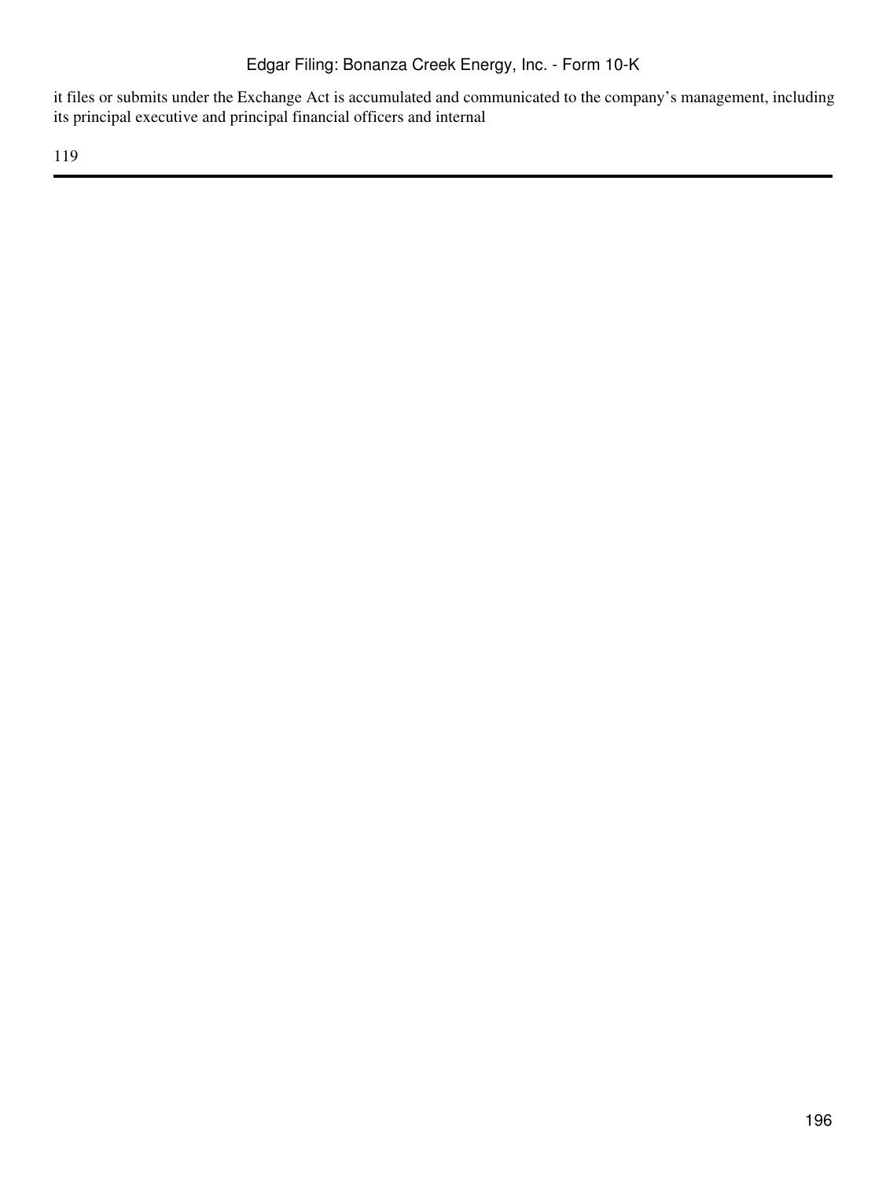it files or submits under the Exchange Act is accumulated and communicated to the company's management, including its principal executive and principal financial officers and internal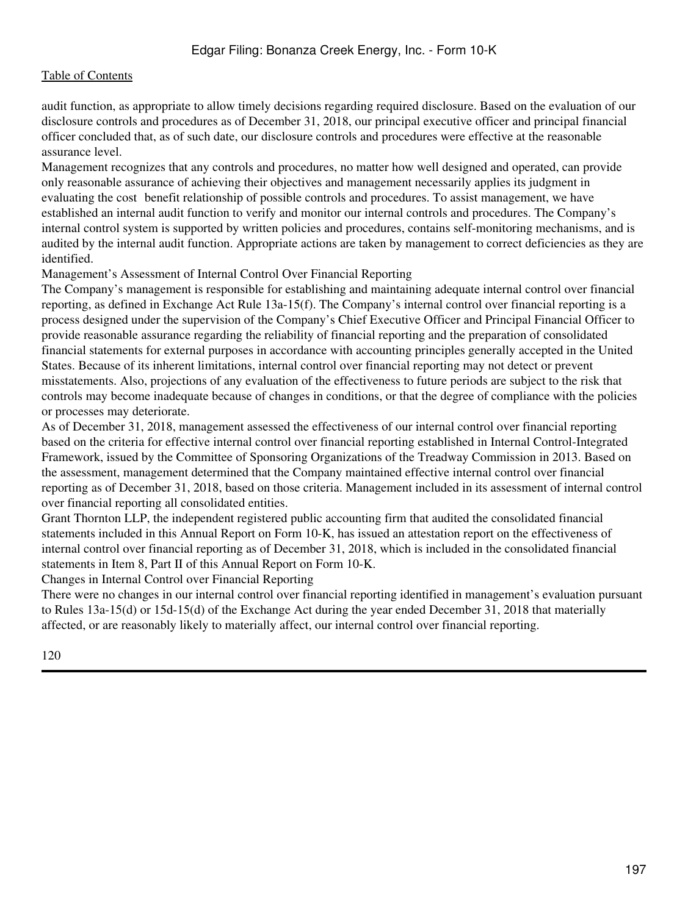audit function, as appropriate to allow timely decisions regarding required disclosure. Based on the evaluation of our disclosure controls and procedures as of December 31, 2018, our principal executive officer and principal financial officer concluded that, as of such date, our disclosure controls and procedures were effective at the reasonable assurance level.

Management recognizes that any controls and procedures, no matter how well designed and operated, can provide only reasonable assurance of achieving their objectives and management necessarily applies its judgment in evaluating the cost benefit relationship of possible controls and procedures. To assist management, we have established an internal audit function to verify and monitor our internal controls and procedures. The Company's internal control system is supported by written policies and procedures, contains self-monitoring mechanisms, and is audited by the internal audit function. Appropriate actions are taken by management to correct deficiencies as they are identified.

Management's Assessment of Internal Control Over Financial Reporting

The Company's management is responsible for establishing and maintaining adequate internal control over financial reporting, as defined in Exchange Act Rule 13a-15(f). The Company's internal control over financial reporting is a process designed under the supervision of the Company's Chief Executive Officer and Principal Financial Officer to provide reasonable assurance regarding the reliability of financial reporting and the preparation of consolidated financial statements for external purposes in accordance with accounting principles generally accepted in the United States. Because of its inherent limitations, internal control over financial reporting may not detect or prevent misstatements. Also, projections of any evaluation of the effectiveness to future periods are subject to the risk that controls may become inadequate because of changes in conditions, or that the degree of compliance with the policies or processes may deteriorate.

As of December 31, 2018, management assessed the effectiveness of our internal control over financial reporting based on the criteria for effective internal control over financial reporting established in Internal Control-Integrated Framework, issued by the Committee of Sponsoring Organizations of the Treadway Commission in 2013. Based on the assessment, management determined that the Company maintained effective internal control over financial reporting as of December 31, 2018, based on those criteria. Management included in its assessment of internal control over financial reporting all consolidated entities.

Grant Thornton LLP, the independent registered public accounting firm that audited the consolidated financial statements included in this Annual Report on Form 10-K, has issued an attestation report on the effectiveness of internal control over financial reporting as of December 31, 2018, which is included in the consolidated financial statements in Item 8, Part II of this Annual Report on Form 10-K.

Changes in Internal Control over Financial Reporting

There were no changes in our internal control over financial reporting identified in management's evaluation pursuant to Rules 13a-15(d) or 15d-15(d) of the Exchange Act during the year ended December 31, 2018 that materially affected, or are reasonably likely to materially affect, our internal control over financial reporting.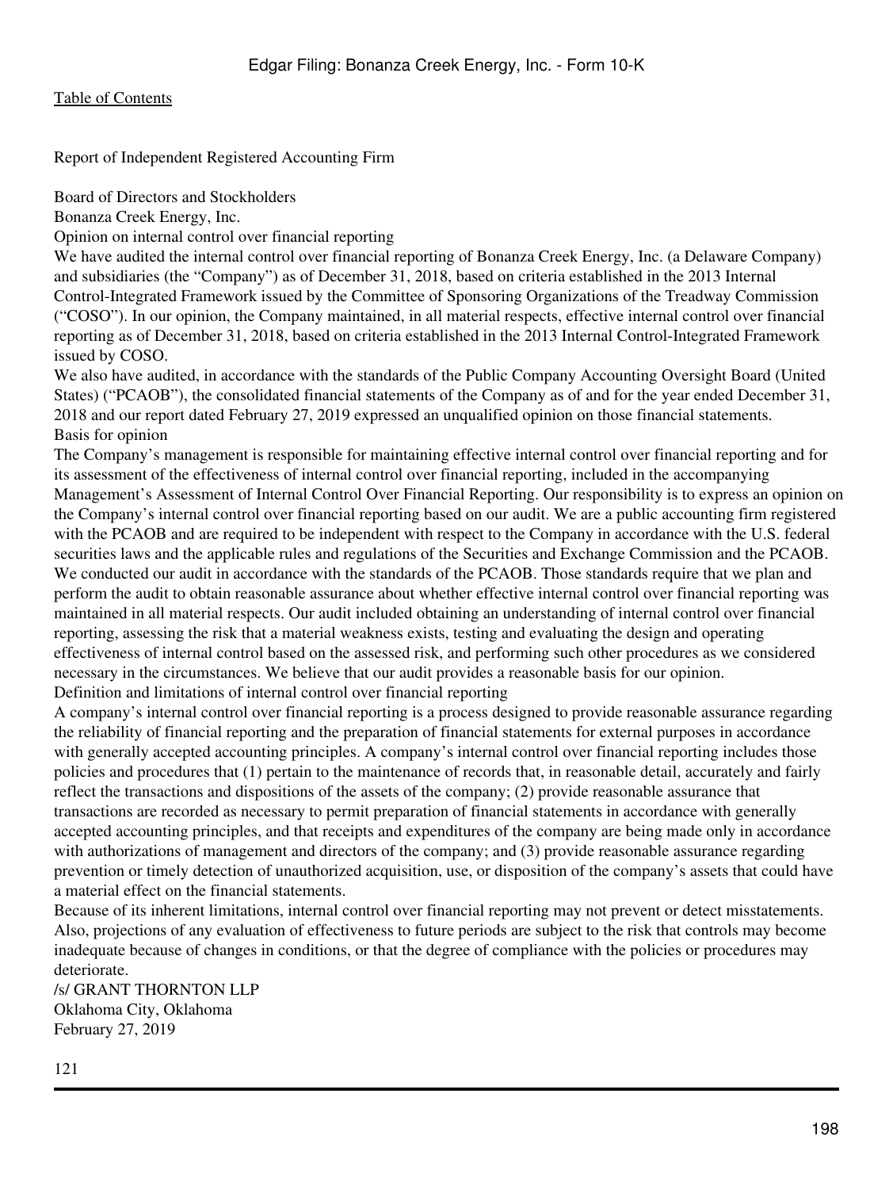Report of Independent Registered Accounting Firm

Board of Directors and Stockholders
Bonanza Creek Energy, Inc.

## Opinion on internal control over financial reporting

We have audited the internal control over financial reporting of Bonanza Creek Energy, Inc. (a Delaware Company) and subsidiaries (the "Company") as of December 31, 2018, based on criteria established in the 2013 Internal Control-Integrated Framework issued by the Committee of Sponsoring Organizations of the Treadway Commission ("COSO"). In our opinion, the Company maintained, in all material respects, effective internal control over financial reporting as of December 31, 2018, based on criteria established in the 2013 Internal Control-Integrated Framework issued by COSO.

We also have audited, in accordance with the standards of the Public Company Accounting Oversight Board (United States) ("PCAOB"), the consolidated financial statements of the Company as of and for the year ended December 31, 2018 and our report dated February 27, 2019 expressed an unqualified opinion on those financial statements.

## Basis for opinion

The Company's management is responsible for maintaining effective internal control over financial reporting and for its assessment of the effectiveness of internal control over financial reporting, included in the accompanying Management's Assessment of Internal Control Over Financial Reporting. Our responsibility is to express an opinion on the Company's internal control over financial reporting based on our audit. We are a public accounting firm registered with the PCAOB and are required to be independent with respect to the Company in accordance with the U.S. federal securities laws and the applicable rules and regulations of the Securities and Exchange Commission and the PCAOB. We conducted our audit in accordance with the standards of the PCAOB. Those standards require that we plan and perform the audit to obtain reasonable assurance about whether effective internal control over financial reporting was maintained in all material respects. Our audit included obtaining an understanding of internal control over financial reporting, assessing the risk that a material weakness exists, testing and evaluating the design and operating effectiveness of internal control based on the assessed risk, and performing such other procedures as we considered necessary in the circumstances. We believe that our audit provides a reasonable basis for our opinion.

## Definition and limitations of internal control over financial reporting

A company's internal control over financial reporting is a process designed to provide reasonable assurance regarding the reliability of financial reporting and the preparation of financial statements for external purposes in accordance with generally accepted accounting principles. A company's internal control over financial reporting includes those policies and procedures that (1) pertain to the maintenance of records that, in reasonable detail, accurately and fairly reflect the transactions and dispositions of the assets of the company; (2) provide reasonable assurance that transactions are recorded as necessary to permit preparation of financial statements in accordance with generally accepted accounting principles, and that receipts and expenditures of the company are being made only in accordance with authorizations of management and directors of the company; and (3) provide reasonable assurance regarding prevention or timely detection of unauthorized acquisition, use, or disposition of the company's assets that could have a material effect on the financial statements.

Because of its inherent limitations, internal control over financial reporting may not prevent or detect misstatements. Also, projections of any evaluation of effectiveness to future periods are subject to the risk that controls may become inadequate because of changes in conditions, or that the degree of compliance with the policies or procedures may deteriorate.

/s/ GRANT THORNTON LLP
Oklahoma City, Oklahoma
February 27, 2019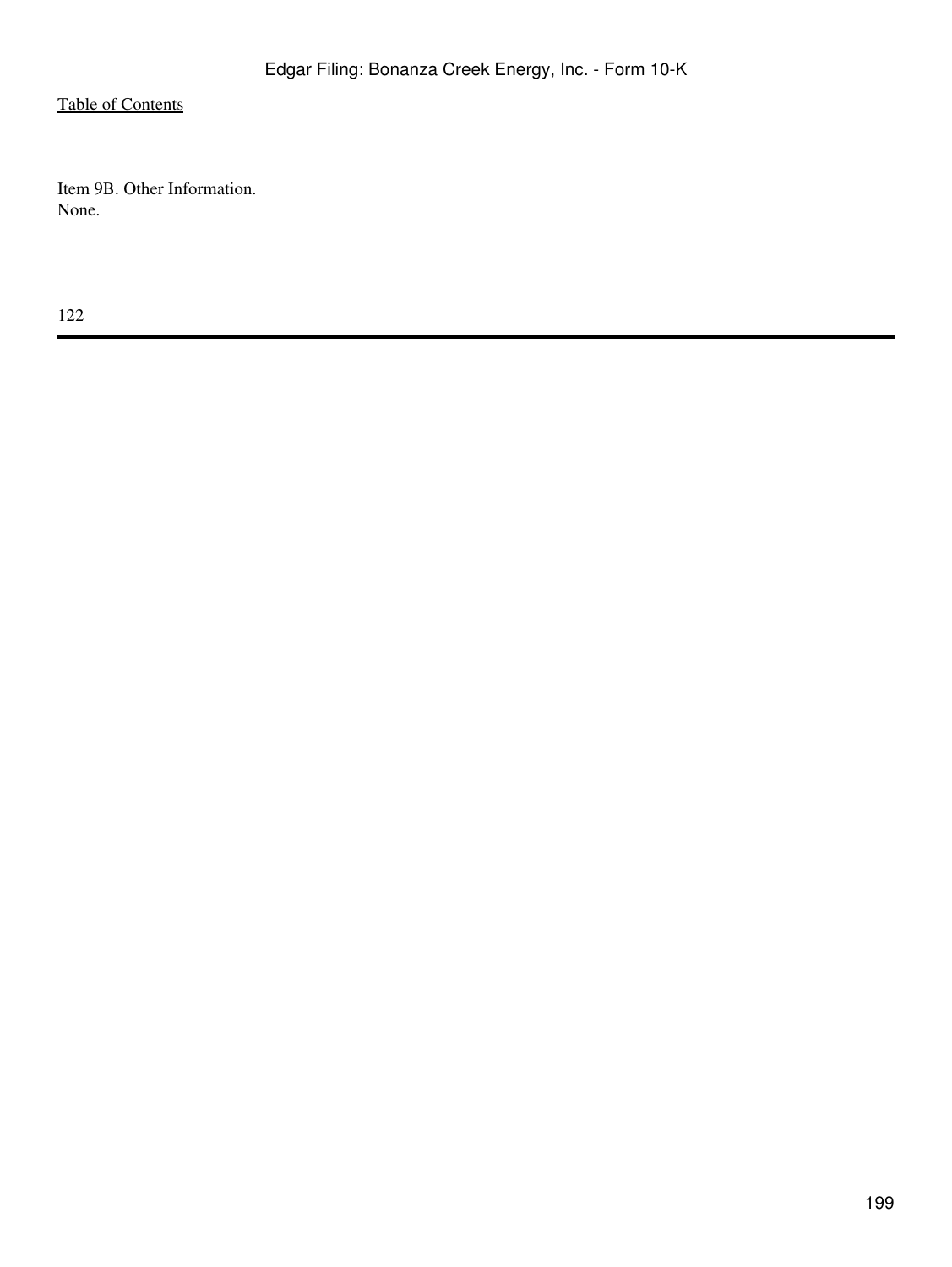Item 9B. Other Information.
None.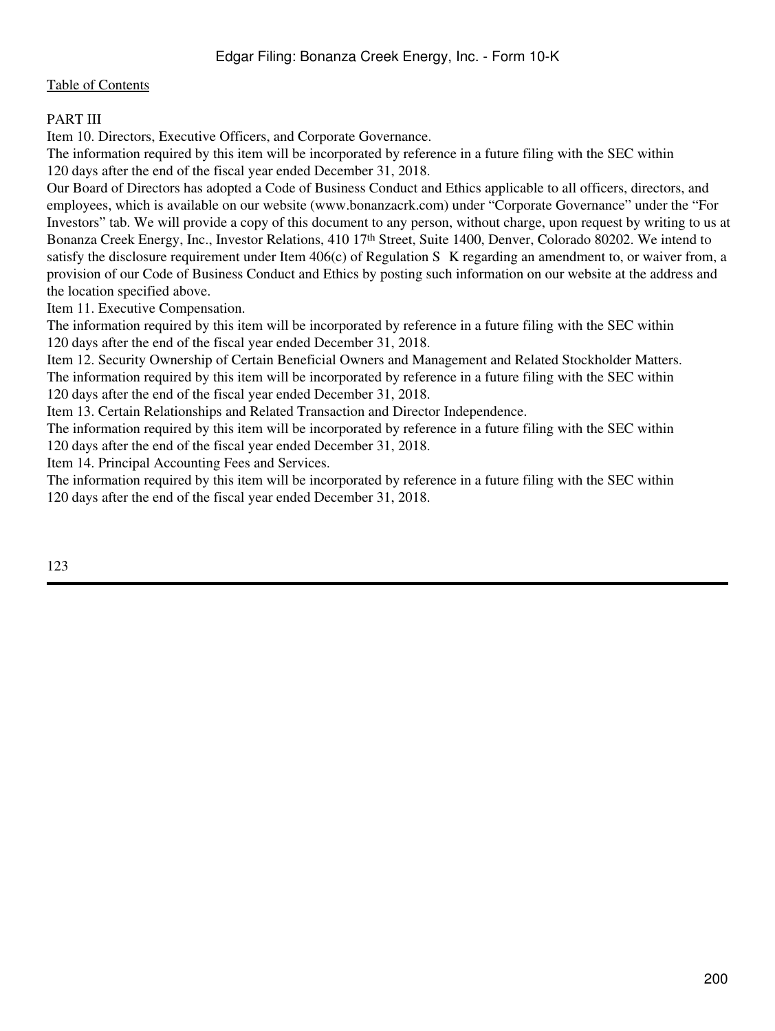# PART III

## Item 10. Directors, Executive Officers, and Corporate Governance.

The information required by this item will be incorporated by reference in a future filing with the SEC within 120 days after the end of the fiscal year ended December 31, 2018.

Our Board of Directors has adopted a Code of Business Conduct and Ethics applicable to all officers, directors, and employees, which is available on our website (www.bonanzacrk.com) under "Corporate Governance" under the "For Investors" tab. We will provide a copy of this document to any person, without charge, upon request by writing to us at Bonanza Creek Energy, Inc., Investor Relations, 410 17th Street, Suite 1400, Denver, Colorado 80202. We intend to satisfy the disclosure requirement under Item 406(c) of Regulation S K regarding an amendment to, or waiver from, a provision of our Code of Business Conduct and Ethics by posting such information on our website at the address and the location specified above.

## Item 11. Executive Compensation.

The information required by this item will be incorporated by reference in a future filing with the SEC within 120 days after the end of the fiscal year ended December 31, 2018.

## Item 12. Security Ownership of Certain Beneficial Owners and Management and Related Stockholder Matters.

The information required by this item will be incorporated by reference in a future filing with the SEC within 120 days after the end of the fiscal year ended December 31, 2018.

## Item 13. Certain Relationships and Related Transaction and Director Independence.

The information required by this item will be incorporated by reference in a future filing with the SEC within 120 days after the end of the fiscal year ended December 31, 2018.

## Item 14. Principal Accounting Fees and Services.

The information required by this item will be incorporated by reference in a future filing with the SEC within 120 days after the end of the fiscal year ended December 31, 2018.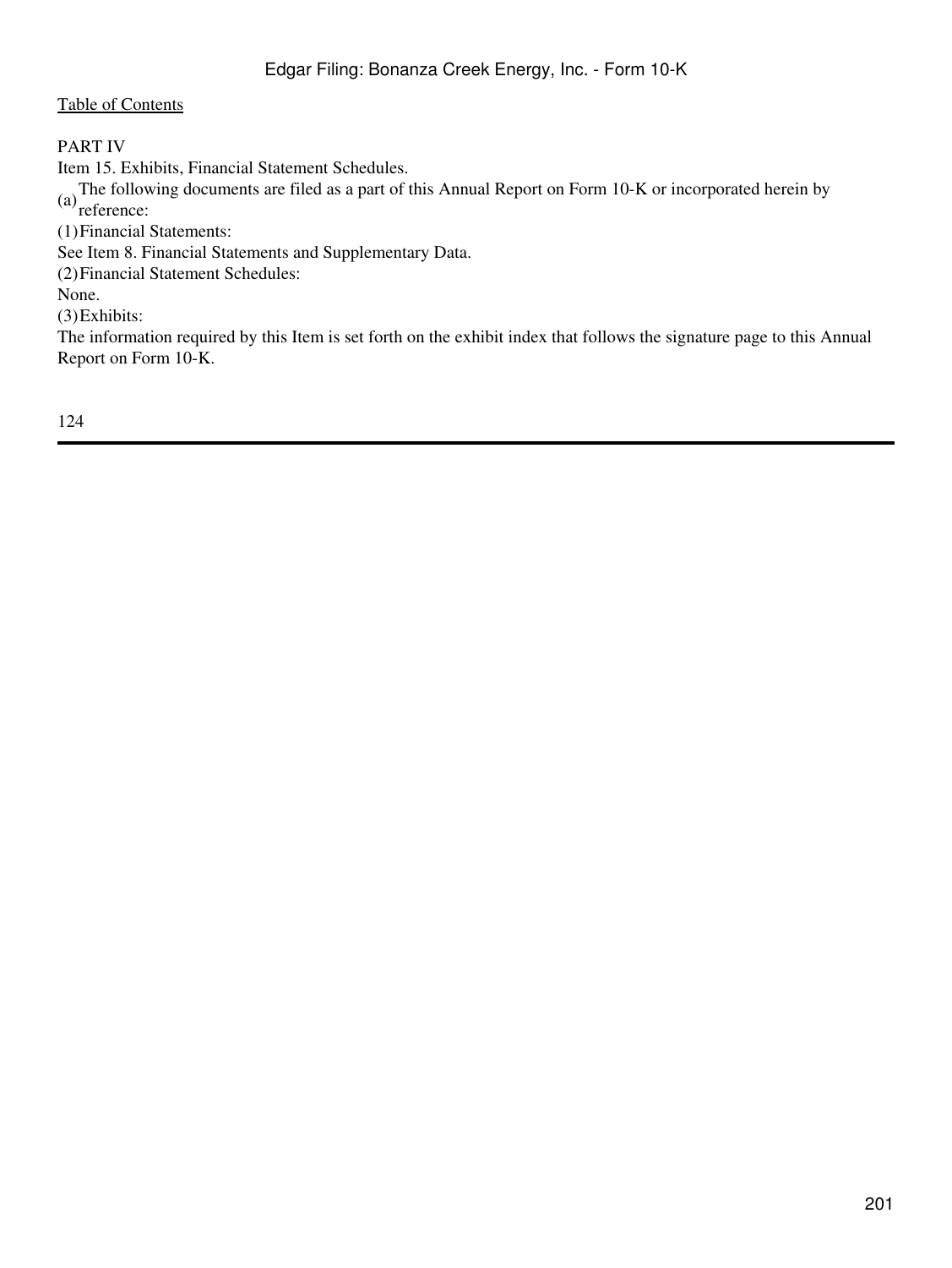PART IV

Item 15. Exhibits, Financial Statement Schedules.

(a) The following documents are filed as a part of this Annual Report on Form 10-K or incorporated herein by reference:

(1) Financial Statements:

See Item 8. Financial Statements and Supplementary Data.

(2) Financial Statement Schedules:

None.

(3) Exhibits:

The information required by this Item is set forth on the exhibit index that follows the signature page to this Annual Report on Form 10-K.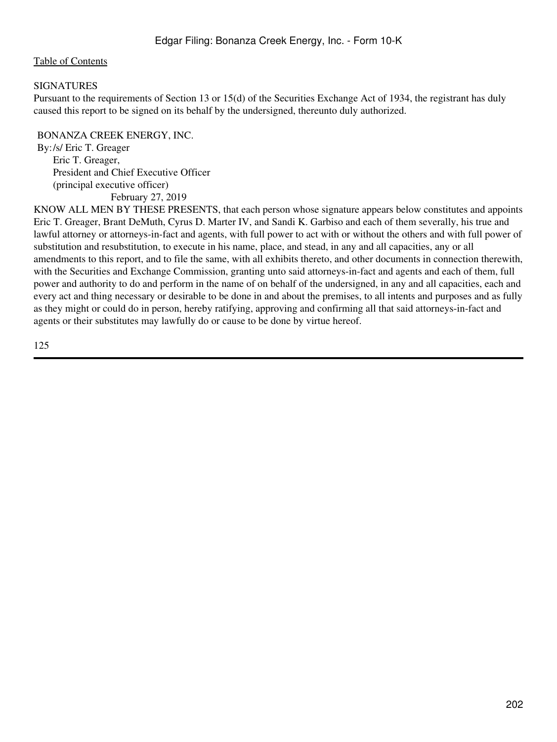SIGNATURES

Pursuant to the requirements of Section 13 or 15(d) of the Securities Exchange Act of 1934, the registrant has duly caused this report to be signed on its behalf by the undersigned, thereunto duly authorized.

BONANZA CREEK ENERGY, INC.

By: /s/ Eric T. Greager
Eric T. Greager,
President and Chief Executive Officer
(principal executive officer)
February 27, 2019

KNOW ALL MEN BY THESE PRESENTS, that each person whose signature appears below constitutes and appoints Eric T. Greager, Brant DeMuth, Cyrus D. Marter IV, and Sandi K. Garbiso and each of them severally, his true and lawful attorney or attorneys-in-fact and agents, with full power to act with or without the others and with full power of substitution and resubstitution, to execute in his name, place, and stead, in any and all capacities, any or all amendments to this report, and to file the same, with all exhibits thereto, and other documents in connection therewith, with the Securities and Exchange Commission, granting unto said attorneys-in-fact and agents and each of them, full power and authority to do and perform in the name of on behalf of the undersigned, in any and all capacities, each and every act and thing necessary or desirable to be done in and about the premises, to all intents and purposes and as fully as they might or could do in person, hereby ratifying, approving and confirming all that said attorneys-in-fact and agents or their substitutes may lawfully do or cause to be done by virtue hereof.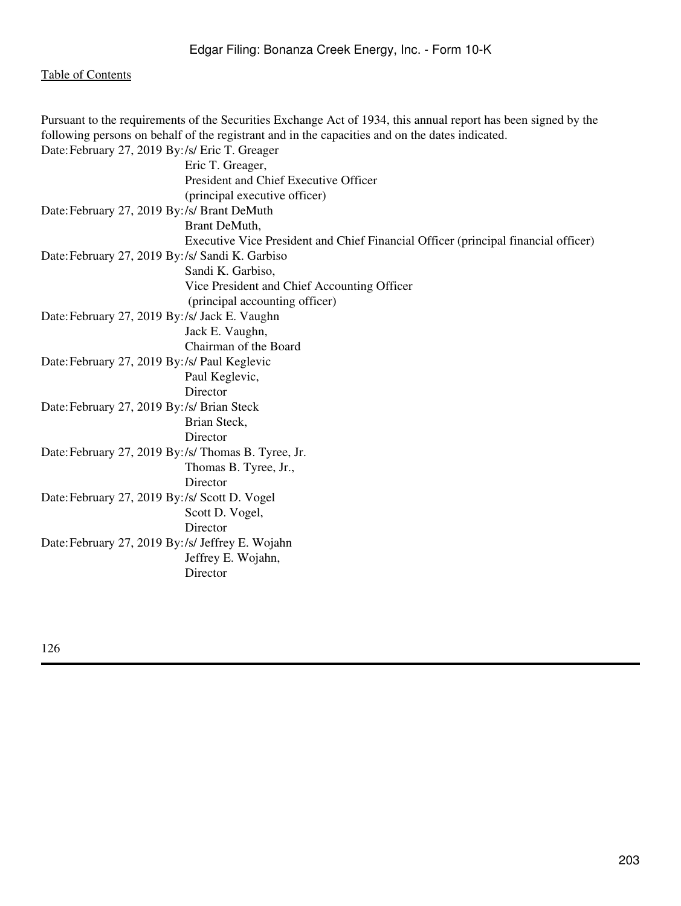Pursuant to the requirements of the Securities Exchange Act of 1934, this annual report has been signed by the following persons on behalf of the registrant and in the capacities and on the dates indicated.

| | |
|---|---|
| Date: February 27, 2019 | By: /s/ Eric T. Greager<br>Eric T. Greager,<br>President and Chief Executive Officer<br>(principal executive officer) |
| Date: February 27, 2019 | By: /s/ Brant DeMuth<br>Brant DeMuth,<br>Executive Vice President and Chief Financial Officer (principal financial officer) |
| Date: February 27, 2019 | By: /s/ Sandi K. Garbiso<br>Sandi K. Garbiso,<br>Vice President and Chief Accounting Officer<br>(principal accounting officer) |
| Date: February 27, 2019 | By: /s/ Jack E. Vaughn<br>Jack E. Vaughn,<br>Chairman of the Board |
| Date: February 27, 2019 | By: /s/ Paul Keglevic<br>Paul Keglevic,<br>Director |
| Date: February 27, 2019 | By: /s/ Brian Steck<br>Brian Steck,<br>Director |
| Date: February 27, 2019 | By: /s/ Thomas B. Tyree, Jr.<br>Thomas B. Tyree, Jr.,<br>Director |
| Date: February 27, 2019 | By: /s/ Scott D. Vogel<br>Scott D. Vogel,<br>Director |
| Date: February 27, 2019 | By: /s/ Jeffrey E. Wojahn<br>Jeffrey E. Wojahn,<br>Director |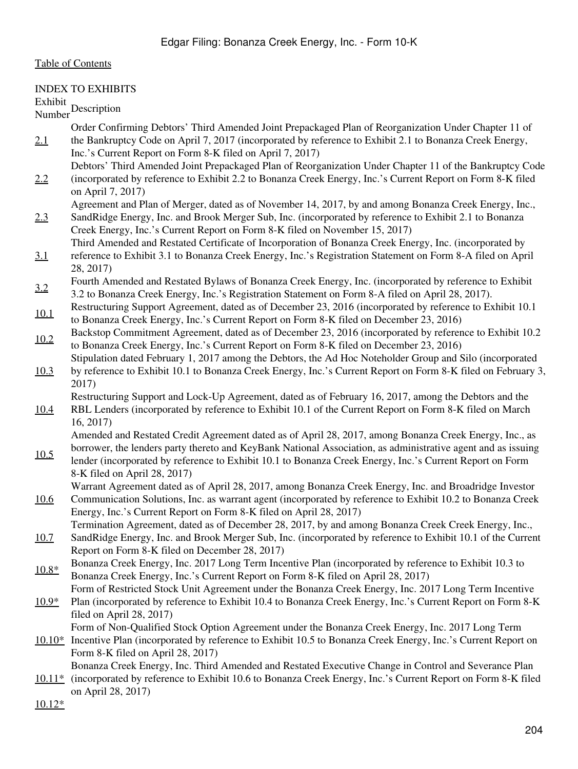INDEX TO EXHIBITS

| Exhibit Number | Description |
|---|---|
| 2.1 | Order Confirming Debtors' Third Amended Joint Prepackaged Plan of Reorganization Under Chapter 11 of the Bankruptcy Code on April 7, 2017 (incorporated by reference to Exhibit 2.1 to Bonanza Creek Energy, Inc.'s Current Report on Form 8-K filed on April 7, 2017) |
| 2.2 | Debtors' Third Amended Joint Prepackaged Plan of Reorganization Under Chapter 11 of the Bankruptcy Code (incorporated by reference to Exhibit 2.2 to Bonanza Creek Energy, Inc.'s Current Report on Form 8-K filed on April 7, 2017) |
| 2.3 | Agreement and Plan of Merger, dated as of November 14, 2017, by and among Bonanza Creek Energy, Inc., SandRidge Energy, Inc. and Brook Merger Sub, Inc. (incorporated by reference to Exhibit 2.1 to Bonanza Creek Energy, Inc.'s Current Report on Form 8-K filed on November 15, 2017) |
| 3.1 | Third Amended and Restated Certificate of Incorporation of Bonanza Creek Energy, Inc. (incorporated by reference to Exhibit 3.1 to Bonanza Creek Energy, Inc.'s Registration Statement on Form 8-A filed on April 28, 2017) |
| 3.2 | Fourth Amended and Restated Bylaws of Bonanza Creek Energy, Inc. (incorporated by reference to Exhibit 3.2 to Bonanza Creek Energy, Inc.'s Registration Statement on Form 8-A filed on April 28, 2017). |
| 10.1 | Restructuring Support Agreement, dated as of December 23, 2016 (incorporated by reference to Exhibit 10.1 to Bonanza Creek Energy, Inc.'s Current Report on Form 8-K filed on December 23, 2016) |
| 10.2 | Backstop Commitment Agreement, dated as of December 23, 2016 (incorporated by reference to Exhibit 10.2 to Bonanza Creek Energy, Inc.'s Current Report on Form 8-K filed on December 23, 2016) |
| 10.3 | Stipulation dated February 1, 2017 among the Debtors, the Ad Hoc Noteholder Group and Silo (incorporated by reference to Exhibit 10.1 to Bonanza Creek Energy, Inc.'s Current Report on Form 8-K filed on February 3, 2017) |
| 10.4 | Restructuring Support and Lock-Up Agreement, dated as of February 16, 2017, among the Debtors and the RBL Lenders (incorporated by reference to Exhibit 10.1 of the Current Report on Form 8-K filed on March 16, 2017) |
| 10.5 | Amended and Restated Credit Agreement dated as of April 28, 2017, among Bonanza Creek Energy, Inc., as borrower, the lenders party thereto and KeyBank National Association, as administrative agent and as issuing lender (incorporated by reference to Exhibit 10.1 to Bonanza Creek Energy, Inc.'s Current Report on Form 8-K filed on April 28, 2017) |
| 10.6 | Warrant Agreement dated as of April 28, 2017, among Bonanza Creek Energy, Inc. and Broadridge Investor Communication Solutions, Inc. as warrant agent (incorporated by reference to Exhibit 10.2 to Bonanza Creek Energy, Inc.'s Current Report on Form 8-K filed on April 28, 2017) |
| 10.7 | Termination Agreement, dated as of December 28, 2017, by and among Bonanza Creek Creek Energy, Inc., SandRidge Energy, Inc. and Brook Merger Sub, Inc. (incorporated by reference to Exhibit 10.1 of the Current Report on Form 8-K filed on December 28, 2017) |
| 10.8* | Bonanza Creek Energy, Inc. 2017 Long Term Incentive Plan (incorporated by reference to Exhibit 10.3 to Bonanza Creek Energy, Inc.'s Current Report on Form 8-K filed on April 28, 2017) |
| 10.9* | Form of Restricted Stock Unit Agreement under the Bonanza Creek Energy, Inc. 2017 Long Term Incentive Plan (incorporated by reference to Exhibit 10.4 to Bonanza Creek Energy, Inc.'s Current Report on Form 8-K filed on April 28, 2017) |
| 10.10* | Form of Non-Qualified Stock Option Agreement under the Bonanza Creek Energy, Inc. 2017 Long Term Incentive Plan (incorporated by reference to Exhibit 10.5 to Bonanza Creek Energy, Inc.'s Current Report on Form 8-K filed on April 28, 2017) |
| 10.11* | Bonanza Creek Energy, Inc. Third Amended and Restated Executive Change in Control and Severance Plan (incorporated by reference to Exhibit 10.6 to Bonanza Creek Energy, Inc.'s Current Report on Form 8-K filed on April 28, 2017) |
| 10.12* | |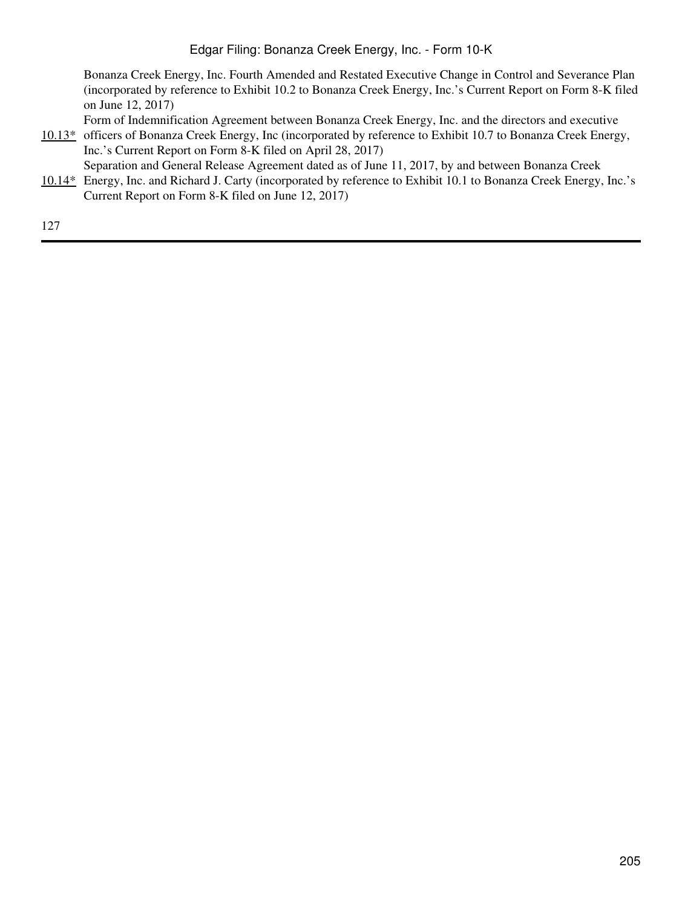| | |
|---|---|
| | Bonanza Creek Energy, Inc. Fourth Amended and Restated Executive Change in Control and Severance Plan (incorporated by reference to Exhibit 10.2 to Bonanza Creek Energy, Inc.'s Current Report on Form 8-K filed on June 12, 2017) |
| 10.13* | Form of Indemnification Agreement between Bonanza Creek Energy, Inc. and the directors and executive officers of Bonanza Creek Energy, Inc (incorporated by reference to Exhibit 10.7 to Bonanza Creek Energy, Inc.'s Current Report on Form 8-K filed on April 28, 2017) |
| 10.14* | Separation and General Release Agreement dated as of June 11, 2017, by and between Bonanza Creek Energy, Inc. and Richard J. Carty (incorporated by reference to Exhibit 10.1 to Bonanza Creek Energy, Inc.'s Current Report on Form 8-K filed on June 12, 2017) |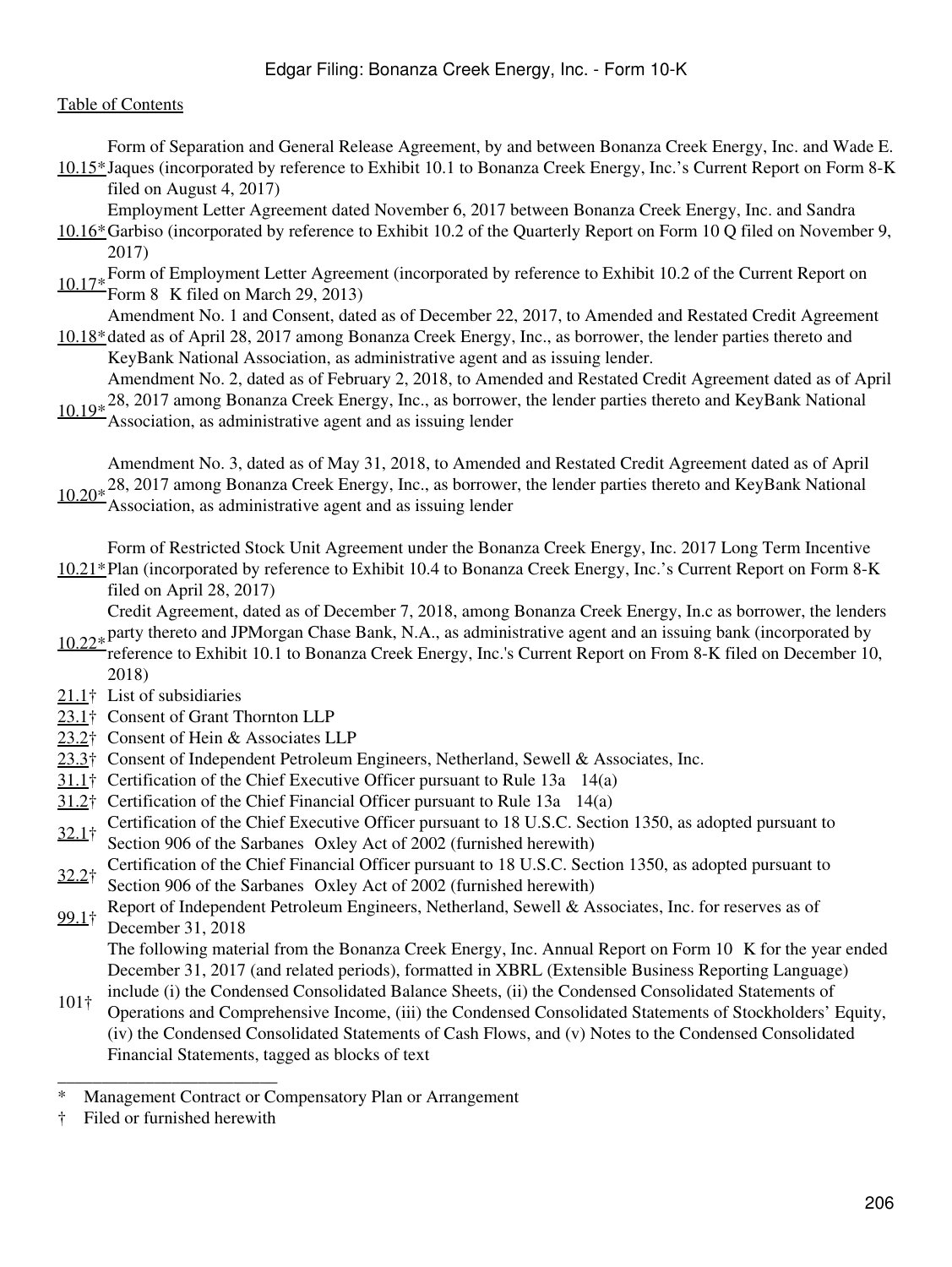| | |
|---|---|
| 10.15* | Form of Separation and General Release Agreement, by and between Bonanza Creek Energy, Inc. and Wade E. Jaques (incorporated by reference to Exhibit 10.1 to Bonanza Creek Energy, Inc.'s Current Report on Form 8-K filed on August 4, 2017) |
| 10.16* | Employment Letter Agreement dated November 6, 2017 between Bonanza Creek Energy, Inc. and Sandra Garbiso (incorporated by reference to Exhibit 10.2 of the Quarterly Report on Form 10 Q filed on November 9, 2017) |
| 10.17* | Form of Employment Letter Agreement (incorporated by reference to Exhibit 10.2 of the Current Report on Form 8 K filed on March 29, 2013) |
| 10.18* | Amendment No. 1 and Consent, dated as of December 22, 2017, to Amended and Restated Credit Agreement dated as of April 28, 2017 among Bonanza Creek Energy, Inc., as borrower, the lender parties thereto and KeyBank National Association, as administrative agent and as issuing lender. |
| 10.19* | Amendment No. 2, dated as of February 2, 2018, to Amended and Restated Credit Agreement dated as of April 28, 2017 among Bonanza Creek Energy, Inc., as borrower, the lender parties thereto and KeyBank National Association, as administrative agent and as issuing lender |
| 10.20* | Amendment No. 3, dated as of May 31, 2018, to Amended and Restated Credit Agreement dated as of April 28, 2017 among Bonanza Creek Energy, Inc., as borrower, the lender parties thereto and KeyBank National Association, as administrative agent and as issuing lender |
| 10.21* | Form of Restricted Stock Unit Agreement under the Bonanza Creek Energy, Inc. 2017 Long Term Incentive Plan (incorporated by reference to Exhibit 10.4 to Bonanza Creek Energy, Inc.'s Current Report on Form 8-K filed on April 28, 2017) |
| 10.22* | Credit Agreement, dated as of December 7, 2018, among Bonanza Creek Energy, In.c as borrower, the lenders party thereto and JPMorgan Chase Bank, N.A., as administrative agent and an issuing bank (incorporated by reference to Exhibit 10.1 to Bonanza Creek Energy, Inc.'s Current Report on From 8-K filed on December 10, 2018) |
| 21.1† | List of subsidiaries |
| 23.1† | Consent of Grant Thornton LLP |
| 23.2† | Consent of Hein & Associates LLP |
| 23.3† | Consent of Independent Petroleum Engineers, Netherland, Sewell & Associates, Inc. |
| 31.1† | Certification of the Chief Executive Officer pursuant to Rule 13a 14(a) |
| 31.2† | Certification of the Chief Financial Officer pursuant to Rule 13a 14(a) |
| 32.1† | Certification of the Chief Executive Officer pursuant to 18 U.S.C. Section 1350, as adopted pursuant to Section 906 of the Sarbanes Oxley Act of 2002 (furnished herewith) |
| 32.2† | Certification of the Chief Financial Officer pursuant to 18 U.S.C. Section 1350, as adopted pursuant to Section 906 of the Sarbanes Oxley Act of 2002 (furnished herewith) |
| 99.1† | Report of Independent Petroleum Engineers, Netherland, Sewell & Associates, Inc. for reserves as of December 31, 2018 |
| 101† | The following material from the Bonanza Creek Energy, Inc. Annual Report on Form 10 K for the year ended December 31, 2017 (and related periods), formatted in XBRL (Extensible Business Reporting Language) include (i) the Condensed Consolidated Balance Sheets, (ii) the Condensed Consolidated Statements of Operations and Comprehensive Income, (iii) the Condensed Consolidated Statements of Stockholders' Equity, (iv) the Condensed Consolidated Statements of Cash Flows, and (v) Notes to the Condensed Consolidated Financial Statements, tagged as blocks of text |

\_\_\_\_\_\_\_\_\_\_\_\_\_\_\_\_\_\_\_\_\_\_\_\_\_

\* Management Contract or Compensatory Plan or Arrangement

† Filed or furnished herewith